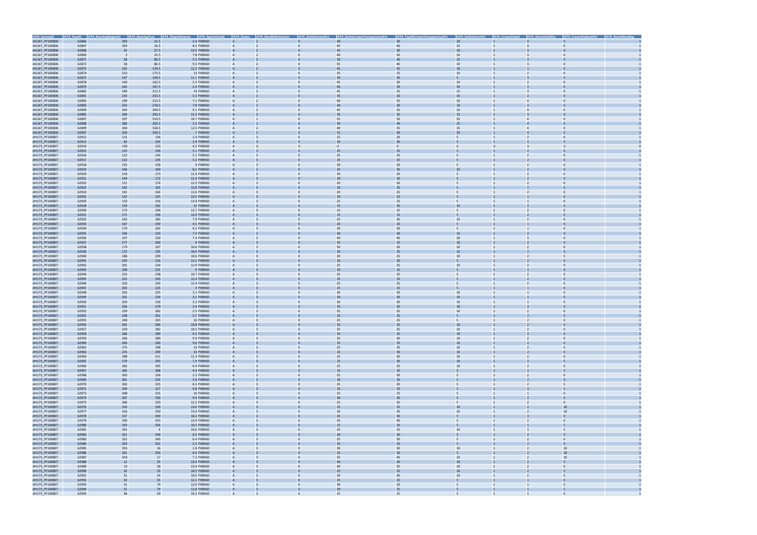| t574_SurveyID | t574_TreeID | t574_BearingMagnetic | t574_BearingTrue | t574_SlopeDistance | t574_SpeciesCode | t574_Status | t574_NeedleRetention | t574_DothistromaPct | t574_EntireCrownTransparencyPct | t574_Top50CrownTransparencyPct | t574_DefoliationPct | t574_CrownDepth | t574_StemVisibility | t574_CrownDiebackPct | t574_ResinBleeding |
|---|---|---|---|---|---|---|---|---|---|---|---|---|---|---|---|
| AG167_PF100806 | 62866 | 359 | 21.5 | 2.4 | PINRAD | A | 2 | 0 | 40 | 30 | 20 | 1 | 4 | 0 | 1 |
| AG167_PF100806 | 62867 | 354 | 16.5 | 8.5 | PINRAD | A | 2 | 0 | 45 | 40 | 15 | 1 | 3 | 0 | 1 |
| AG167_PF100806 | 62868 | 35 | 57.5 | 13.5 | PINRAD | A | 2 | 0 | 45 | 30 | 10 | 1 | 3 | 0 | 1 |
| AG167_PF100806 | 62869 | 3 | 25.5 | 7.8 | PINRAD | A | 2 | 0 | 40 | 30 | 10 | 1 | 3 | 0 | 1 |
| AG167_PF100806 | 62871 | 58 | 80.5 | 5.3 | PINRAD | A | 2 | 0 | 50 | 40 | 15 | 1 | 3 | 0 | 1 |
| AG167_PF100806 | 62872 | 58 | 80.5 | 9.3 | PINRAD | A | 2 | 0 | 55 | 40 | 10 | 1 | 3 | 0 | 1 |
| AG167_PF100806 | 62873 | 102 | 124.5 | 12.2 | PINRAD | A | 2 | 0 | 65 | 45 | 10 | 1 | 1 | 0 | 1 |
| AG167_PF100806 | 62874 | 153 | 175.5 | 13 | PINRAD | A | 2 | 0 | 35 | 25 | 10 | 1 | 2 | 0 | 1 |
| AG167_PF100806 | 62875 | 147 | 169.5 | 11.1 | PINRAD | A | 2 | 0 | 30 | 30 | 5 | 1 | 3 | 0 | 1 |
| AG167_PF100806 | 62878 | 140 | 162.5 | 5.5 | PINRAD | A | 2 | 0 | 45 | 30 | 10 | 1 | 2 | 0 | 1 |
| AG167_PF100806 | 62879 | 165 | 187.5 | 2.4 | PINRAD | A | 1 | 0 | 60 | 30 | 30 | 1 | 3 | 0 | 1 |
| AG167_PF100806 | 62882 | 189 | 211.5 | 14 | PINRAD | A | 2 | 0 | 45 | 25 | 15 | 1 | 3 | 0 | 1 |
| AG167_PF100806 | 62891 | 233 | 255.5 | 5.3 | PINRAD | A | 2 | 0 | 35 | 20 | 15 | 1 | 2 | 0 | 1 |
| AG167_PF100806 | 62892 | 190 | 212.5 | 7.1 | PINRAD | A | 2 | 0 | 40 | 35 | 10 | 1 | 4 | 0 | 1 |
| AG167_PF100806 | 62893 | 254 | 276.5 | 7.8 | PINRAD | A | 2 | 0 | 40 | 30 | 10 | 1 | 3 | 0 | 1 |
| AG167_PF100806 | 62894 | 242 | 264.5 | 9.1 | PINRAD | A | 2 | 0 | 45 | 35 | 10 | 1 | 4 | 0 | 1 |
| AG167_PF100806 | 62895 | 269 | 291.5 | 11.3 | PINRAD | A | 2 | 0 | 35 | 35 | 15 | 1 | 3 | 0 | 1 |
| AG167_PF100806 | 62897 | 297 | 319.5 | 10.7 | PINRAD | A | 1 | 0 | 55 | 50 | 35 | 1 | 4 | 0 | 1 |
| AG167_PF100806 | 62898 | 280 | 302.5 | 3.3 | PINRAD | A | 1 | 0 | 50 | 40 | 25 | 1 | 4 | 0 | 1 |
| AG167_PF100806 | 62899 | 304 | 326.5 | 12.5 | PINRAD | A | 2 | 0 | 40 | 35 | 15 | 1 | 4 | 0 | 1 |
| AG167_PF100806 | 62900 | 320 | 342.5 | 7 | PINRAD | A | 1 | 0 | 55 | 40 | 20 | 1 | 4 | 0 | 1 |
| AH173_PF100807 | 62912 | 111 | 134 | 1.4 | PINRAD | A | 3 | 0 | 15 | 20 | 5 | 1 | 2 | 0 | 1 |
| AH173_PF100807 | 62913 | 82 | 105 | 2.9 | PINRAD | A | 3 | 0 | 20 | 20 | 5 | 1 | 2 | 0 | 1 |
| AH173_PF100807 | 62914 | 130 | 153 | 4.2 | PINRAD | A | U | U | U | U | U | U | U | U | 0 |
| AH173_PF100807 | 62915 | 123 | 146 | 5.1 | PINRAD | A | 3 | 0 | 25 | 25 | 5 | 1 | 2 | 0 | 1 |
| AH173_PF100807 | 62916 | 122 | 145 | 5.1 | PINRAD | A | 3 | 0 | 25 | 25 | 5 | 1 | 2 | 0 | 1 |
| AH173_PF100807 | 62917 | 122 | 145 | 5.3 | PINRAD | A | 3 | 0 | 25 | 25 | 5 | 1 | 2 | 0 | 1 |
| AH173_PF100807 | 62918 | 135 | 158 | 9 | PINRAD | A | 3 | 0 | 20 | 20 | 5 | 1 | 2 | 0 | 1 |
| AH173_PF100807 | 62919 | 146 | 169 | 8.2 | PINRAD | A | 2 | 0 | 25 | 30 | 25 | 1 | 2 | 0 | 1 |
| AH173_PF100807 | 62920 | 150 | 173 | 11.9 | PINRAD | A | 3 | 0 | 20 | 20 | 5 | 1 | 2 | 0 | 1 |
| AH173_PF100807 | 62921 | 149 | 172 | 11.9 | PINRAD | A | 3 | 0 | 20 | 20 | 5 | 1 | 2 | 0 | 1 |
| AH173_PF100807 | 62922 | 151 | 174 | 12.3 | PINRAD | A | 3 | 0 | 20 | 20 | 5 | 1 | 2 | 0 | 1 |
| AH173_PF100807 | 62923 | 142 | 165 | 12.8 | PINRAD | A | 3 | 0 | 20 | 25 | 5 | 1 | 2 | 0 | 1 |
| AH173_PF100807 | 62924 | 141 | 164 | 12.6 | PINRAD | A | 3 | 0 | 20 | 25 | 5 | 1 | 2 | 0 | 1 |
| AH173_PF100807 | 62925 | 132 | 155 | 13.5 | PINRAD | A | 3 | 0 | 20 | 25 | 5 | 1 | 1 | 0 | 1 |
| AH173_PF100807 | 62926 | 133 | 156 | 13.4 | PINRAD | A | 3 | 0 | 25 | 25 | 5 | 1 | 1 | 0 | 1 |
| AH173_PF100807 | 62928 | 159 | 182 | 12 | PINRAD | A | 3 | 0 | 25 | 30 | 10 | 1 | 2 | 0 | 1 |
| AH173_PF100807 | 62930 | 173 | 196 | 12.7 | PINRAD | A | 3 | 0 | 15 | 15 | 5 | 1 | 2 | 0 | 1 |
| AH173_PF100807 | 62931 | 171 | 194 | 12.9 | PINRAD | A | 3 | 0 | 15 | 15 | 5 | 1 | 2 | 0 | 1 |
| AH173_PF100807 | 62932 | 162 | 185 | 7.9 | PINRAD | A | 3 | 0 | 25 | 30 | 10 | 1 | 2 | 0 | 1 |
| AH173_PF100807 | 62933 | 167 | 190 | 4.5 | PINRAD | A | 3 | 0 | 20 | 20 | 5 | 1 | 1 | 0 | 1 |
| AH173_PF100807 | 62934 | 179 | 202 | 6.5 | PINRAD | A | 3 | 0 | 20 | 30 | 5 | 1 | 1 | 0 | 1 |
| AH173_PF100807 | 62935 | 196 | 219 | 7.4 | PINRAD | A | 2 | 0 | 30 | 30 | 15 | 1 | 2 | 0 | 1 |
| AH173_PF100807 | 62936 | 197 | 220 | 7.4 | PINRAD | A | 2 | 0 | 40 | 40 | 20 | 1 | 3 | 0 | 1 |
| AH173_PF100807 | 62937 | 177 | 200 | 9 | PINRAD | A | 3 | 0 | 35 | 25 | 10 | 1 | 2 | 0 | 1 |
| AH173_PF100807 | 62938 | 174 | 197 | 10.6 | PINRAD | A | 3 | 0 | 30 | 20 | 10 | 1 | 2 | 0 | 1 |
| AH173_PF100807 | 62939 | 172 | 195 | 10.9 | PINRAD | A | 3 | 0 | 30 | 25 | 15 | 1 | 2 | 0 | 1 |
| AH173_PF100807 | 62940 | 186 | 209 | 10.6 | PINRAD | A | 3 | 0 | 20 | 25 | 10 | 1 | 2 | 5 | 1 |
| AH173_PF100807 | 62941 | 193 | 216 | 11.5 | PINRAD | A | 3 | 0 | 20 | 30 | 5 | 1 | 2 | 0 | 1 |
| AH173_PF100807 | 62942 | 201 | 224 | 12.9 | PINRAD | A | 3 | 0 | 25 | 35 | 10 | 1 | 2 | 0 | 1 |
| AH173_PF100807 | 62943 | 208 | 231 | 9 | PINRAD | A | 3 | 0 | 20 | 15 | 5 | 1 | 1 | 0 | 1 |
| AH173_PF100807 | 62944 | 215 | 238 | 10.7 | PINRAD | A | 3 | 0 | 25 | 25 | 5 | 1 | 2 | 0 | 1 |
| AH173_PF100807 | 62945 | 222 | 245 | 12.4 | PINRAD | A | 3 | 0 | 25 | 25 | 5 | 1 | 2 | 0 | 1 |
| AH173_PF100807 | 62946 | 220 | 243 | 12.4 | PINRAD | A | 3 | 0 | 25 | 25 | 5 | 1 | 2 | 0 | 1 |
| AH173_PF100807 | 62947 | 202 | 225 | 3 | PINRAD | A | 3 | 0 | 25 | 25 | 5 | 1 | 1 | 0 | 1 |
| AH173_PF100807 | 62948 | 202 | 225 | 3.1 | PINRAD | A | 3 | 0 | 30 | 30 | 10 | 1 | 1 | 0 | 1 |
| AH173_PF100807 | 62949 | 201 | 224 | 3.2 | PINRAD | A | 3 | 0 | 30 | 30 | 10 | 1 | 1 | 0 | 1 |
| AH173_PF100807 | 62950 | 203 | 226 | 3.2 | PINRAD | A | 3 | 0 | 30 | 30 | 10 | 1 | 1 | 0 | 1 |
| AH173_PF100807 | 62951 | 256 | 279 | 2.4 | PINRAD | A | 3 | 0 | 35 | 35 | 10 | 1 | 3 | 0 | 1 |
| AH173_PF100807 | 62952 | 259 | 282 | 2.5 | PINRAD | A | 3 | 0 | 35 | 35 | 10 | 1 | 2 | 0 | 1 |
| AH173_PF100807 | 62953 | 238 | 261 | 5.7 | PINRAD | A | 3 | 0 | 25 | 25 | 5 | 1 | 2 | 0 | 1 |
| AH173_PF100807 | 62955 | 240 | 263 | 10 | PINRAD | A | 3 | 0 | 25 | 25 | 5 | 1 | 2 | 0 | 1 |
| AH173_PF100807 | 62956 | 261 | 284 | 10.8 | PINRAD | A | 3 | 0 | 35 | 35 | 10 | 1 | 2 | 0 | 1 |
| AH173_PF100807 | 62957 | 259 | 282 | 10.5 | PINRAD | A | 3 | 0 | 35 | 35 | 10 | 1 | 2 | 0 | 1 |
| AH173_PF100807 | 62958 | 266 | 289 | 9.2 | PINRAD | A | 3 | 0 | 35 | 25 | 10 | 1 | 2 | 0 | 1 |
| AH173_PF100807 | 62959 | 266 | 289 | 9.4 | PINRAD | A | 3 | 0 | 35 | 30 | 10 | 1 | 2 | 0 | 1 |
| AH173_PF100807 | 62960 | 266 | 289 | 9.6 | PINRAD | A | 3 | 0 | 35 | 35 | 10 | 1 | 2 | 0 | 1 |
| AH173_PF100807 | 62962 | 275 | 298 | 13 | PINRAD | A | 3 | 0 | 25 | 35 | 10 | 1 | 2 | 5 | 1 |
| AH173_PF100807 | 62963 | 276 | 299 | 13 | PINRAD | A | 3 | 0 | 25 | 30 | 10 | 1 | 2 | 0 | 1 |
| AH173_PF100807 | 62964 | 288 | 311 | 11.3 | PINRAD | A | 3 | 0 | 25 | 30 | 10 | 1 | 2 | 0 | 1 |
| AH173_PF100807 | 62965 | 270 | 293 | 7.4 | PINRAD | A | 3 | 0 | 25 | 30 | 10 | 1 | 2 | 5 | 1 |
| AH173_PF100807 | 62966 | 282 | 305 | 6.4 | PINRAD | A | 3 | 0 | 25 | 35 | 10 | 1 | 2 | 0 | 1 |
| AH173_PF100807 | 62967 | 285 | 308 | 4.4 | PINRAD | A | 3 | 0 | 25 | 25 | 5 | 1 | 1 | 5 | 1 |
| AH173_PF100807 | 62968 | 303 | 326 | 2.5 | PINRAD | A | 3 | 0 | 25 | 30 | 5 | 1 | 2 | 0 | 1 |
| AH173_PF100807 | 62969 | 301 | 324 | 5.8 | PINRAD | A | 3 | 0 | 30 | 35 | 5 | 1 | 2 | 0 | 1 |
| AH173_PF100807 | 62970 | 302 | 325 | 8.3 | PINRAD | A | 3 | 0 | 25 | 20 | 5 | 1 | 2 | 5 | 1 |
| AH173_PF100807 | 62971 | 294 | 317 | 9.8 | PINRAD | A | 3 | 0 | 25 | 35 | 5 | 1 | 3 | 5 | 1 |
| AH173_PF100807 | 62973 | 308 | 331 | 10 | PINRAD | A | 3 | 0 | 25 | 25 | 5 | 1 | 1 | 0 | 1 |
| AH173_PF100807 | 62974 | 307 | 330 | 9.9 | PINRAD | A | 3 | 0 | 30 | 30 | 5 | 1 | 2 | 0 | 1 |
| AH173_PF100807 | 62975 | 306 | 329 | 12.2 | PINRAD | A | 3 | 0 | 25 | 35 | 5 | 1 | 2 | 0 | 1 |
| AH173_PF100807 | 62976 | 316 | 339 | 13.6 | PINRAD | A | 3 | 0 | 25 | 25 | 10 | 1 | 2 | 10 | 1 |
| AH173_PF100807 | 62977 | 316 | 339 | 13.4 | PINRAD | A | 3 | 0 | 30 | 30 | 10 | 1 | 2 | 10 | 1 |
| AH173_PF100807 | 62978 | 317 | 340 | 10.2 | PINRAD | A | 2 | 0 | 25 | 30 | 5 | 1 | 3 | 0 | 1 |
| AH173_PF100807 | 62979 | 330 | 353 | 13.4 | PINRAD | A | 3 | 0 | 35 | 40 | 5 | 1 | 2 | 0 | 1 |
| AH173_PF100807 | 62980 | 333 | 356 | 10.3 | PINRAD | A | 3 | 0 | 15 | 20 | 5 | 1 | 1 | 5 | 1 |
| AH173_PF100807 | 62981 | 341 | 4 | 10.6 | PINRAD | A | 3 | 0 | 25 | 25 | 10 | 1 | 1 | 5 | 1 |
| AH173_PF100807 | 62982 | 321 | 344 | 6.5 | PINRAD | A | 3 | 0 | 20 | 30 | 5 | 1 | 2 | 0 | 1 |
| AH173_PF100807 | 62983 | 322 | 345 | 6.4 | PINRAD | A | 3 | 0 | 25 | 30 | 5 | 1 | 2 | 0 | 1 |
| AH173_PF100807 | 62984 | 329 | 352 | 5.2 | PINRAD | A | 3 | 0 | 35 | 35 | 5 | 1 | 2 | 0 | 1 |
| AH173_PF100807 | 62985 | 353 | 16 | 2.8 | PINRAD | A | 3 | 0 | 30 | 30 | 10 | 1 | 2 | 10 | 1 |
| AH173_PF100807 | 62986 | 331 | 354 | 6.6 | PINRAD | A | 3 | 0 | 25 | 30 | 5 | 1 | 2 | 10 | 1 |
| AH173_PF100807 | 62987 | 354 | 17 | 7.2 | PINRAD | A | 3 | 0 | 35 | 40 | 10 | 1 | 2 | 10 | 1 |
| AH173_PF100807 | 62988 | 12 | 35 | 13.4 | PINRAD | A | 3 | 0 | 40 | 30 | 10 | 1 | 2 | 0 | 1 |
| AH173_PF100807 | 62989 | 13 | 36 | 13.4 | PINRAD | A | 3 | 0 | 40 | 35 | 10 | 1 | 2 | 0 | 1 |
| AH173_PF100807 | 62990 | 32 | 55 | 10.5 | PINRAD | A | 3 | 0 | 25 | 25 | 10 | 1 | 2 | 5 | 1 |
| AH173_PF100807 | 62991 | 31 | 54 | 10.5 | PINRAD | A | 3 | 0 | 30 | 30 | 10 | 1 | 2 | 5 | 1 |
| AH173_PF100807 | 62992 | 32 | 55 | 12.2 | PINRAD | A | 3 | 0 | 25 | 25 | 5 | 1 | 1 | 0 | 1 |
| AH173_PF100807 | 62993 | 51 | 74 | 12.6 | PINRAD | A | 3 | 0 | 30 | 20 | 5 | 1 | 1 | 5 | 1 |
| AH173_PF100807 | 62994 | 51 | 74 | 12.8 | PINRAD | A | 3 | 0 | 30 | 25 | 5 | 1 | 1 | 5 | 1 |
| AH173_PF100807 | 62995 | 46 | 69 | 10.2 | PINRAD | A | 3 | 0 | 25 | 25 | 5 | 1 | 1 | 0 | 1 |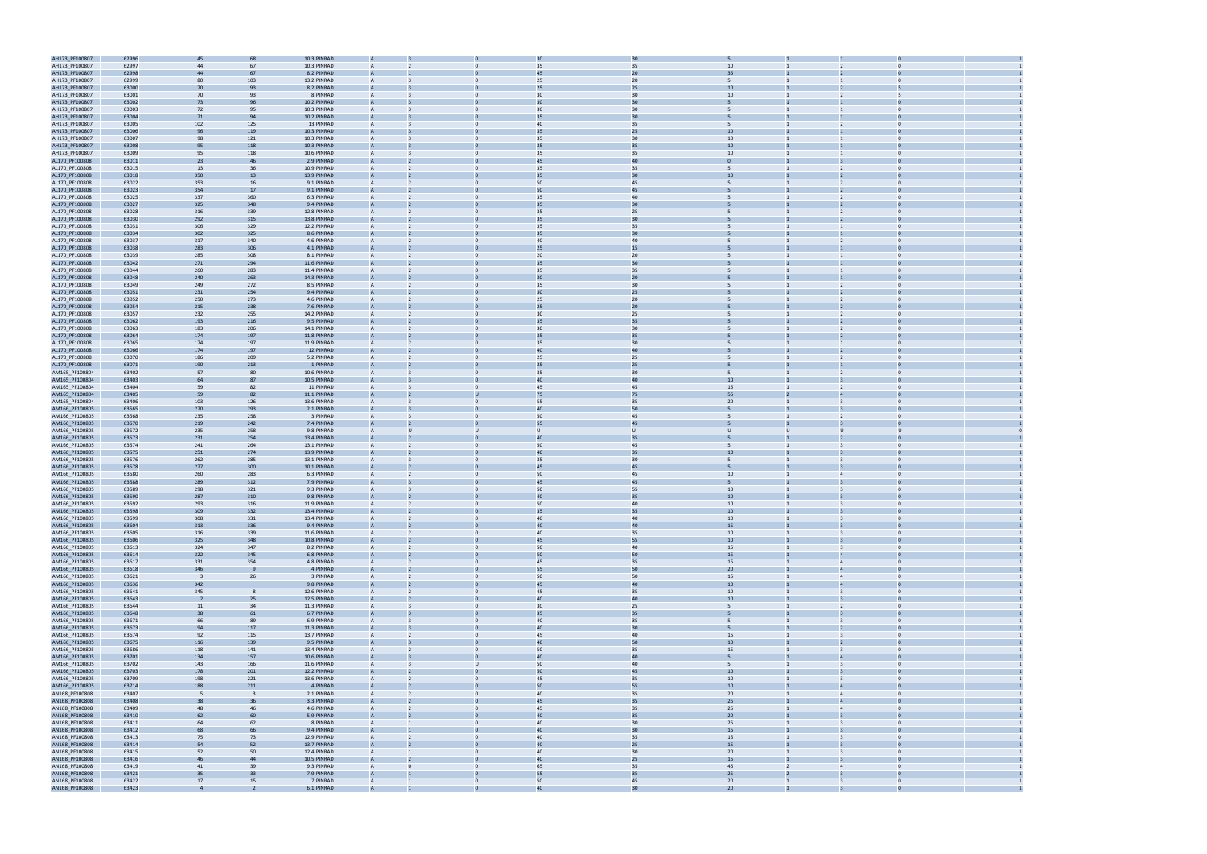| | | | | | | | | | | | | | | | |
|---|---|---|---|---|---|---|---|---|---|---|---|---|---|---|---|
| AH173_PF100807 | 62996 | 45 | 68 | 10.3 | PINRAD | A | 3 | 0 | 30 | 30 | 5 | 1 | 1 | 0 | 1 |
| AH173_PF100807 | 62997 | 44 | 67 | 10.3 | PINRAD | A | 2 | 0 | 35 | 35 | 10 | 1 | 2 | 0 | 1 |
| AH173_PF100807 | 62998 | 44 | 67 | 8.2 | PINRAD | A | 1 | 0 | 45 | 20 | 35 | 1 | 2 | 0 | 1 |
| AH173_PF100807 | 62999 | 80 | 103 | 13.2 | PINRAD | A | 3 | 0 | 25 | 20 | 5 | 1 | 1 | 0 | 1 |
| AH173_PF100807 | 63000 | 70 | 93 | 8.2 | PINRAD | A | 3 | 0 | 25 | 25 | 10 | 1 | 2 | 5 | 1 |
| AH173_PF100807 | 63001 | 70 | 93 | 8 | PINRAD | A | 3 | 0 | 30 | 30 | 10 | 1 | 2 | 5 | 1 |
| AH173_PF100807 | 63002 | 73 | 96 | 10.2 | PINRAD | A | 3 | 0 | 30 | 30 | 5 | 1 | 1 | 0 | 1 |
| AH173_PF100807 | 63003 | 72 | 95 | 10.3 | PINRAD | A | 3 | 0 | 30 | 30 | 5 | 1 | 1 | 0 | 1 |
| AH173_PF100807 | 63004 | 71 | 94 | 10.2 | PINRAD | A | 3 | 0 | 35 | 30 | 5 | 1 | 1 | 0 | 1 |
| AH173_PF100807 | 63005 | 102 | 125 | 13 | PINRAD | A | 3 | 0 | 40 | 35 | 5 | 1 | 2 | 0 | 1 |
| AH173_PF100807 | 63006 | 96 | 119 | 10.3 | PINRAD | A | 3 | 0 | 35 | 25 | 10 | 1 | 1 | 0 | 1 |
| AH173_PF100807 | 63007 | 98 | 121 | 10.3 | PINRAD | A | 3 | 0 | 35 | 30 | 10 | 1 | 1 | 0 | 1 |
| AH173_PF100807 | 63008 | 95 | 118 | 10.3 | PINRAD | A | 3 | 0 | 35 | 35 | 10 | 1 | 1 | 0 | 1 |
| AH173_PF100807 | 63009 | 95 | 118 | 10.6 | PINRAD | A | 3 | 0 | 35 | 35 | 10 | 1 | 1 | 0 | 1 |
| AL170_PF100808 | 63011 | 23 | 46 | 2.9 | PINRAD | A | 2 | 0 | 45 | 40 | 0 | 1 | 3 | 0 | 1 |
| AL170_PF100808 | 63015 | 13 | 36 | 10.9 | PINRAD | A | 2 | 0 | 35 | 35 | 5 | 1 | 2 | 0 | 1 |
| AL170_PF100808 | 63018 | 350 | 13 | 13.9 | PINRAD | A | 2 | 0 | 35 | 30 | 10 | 1 | 2 | 0 | 1 |
| AL170_PF100808 | 63022 | 353 | 16 | 9.1 | PINRAD | A | 2 | 0 | 50 | 45 | 5 | 1 | 2 | 0 | 1 |
| AL170_PF100808 | 63023 | 354 | 17 | 9.1 | PINRAD | A | 2 | 0 | 50 | 45 | 5 | 1 | 2 | 0 | 1 |
| AL170_PF100808 | 63025 | 337 | 360 | 6.3 | PINRAD | A | 2 | 0 | 35 | 40 | 5 | 1 | 2 | 0 | 1 |
| AL170_PF100808 | 63027 | 325 | 348 | 9.4 | PINRAD | A | 2 | 0 | 35 | 30 | 5 | 1 | 2 | 0 | 1 |
| AL170_PF100808 | 63028 | 316 | 339 | 12.8 | PINRAD | A | 2 | 0 | 35 | 25 | 5 | 1 | 2 | 0 | 1 |
| AL170_PF100808 | 63030 | 292 | 315 | 13.8 | PINRAD | A | 2 | 0 | 35 | 30 | 5 | 1 | 2 | 0 | 1 |
| AL170_PF100808 | 63031 | 306 | 329 | 12.2 | PINRAD | A | 2 | 0 | 35 | 35 | 5 | 1 | 1 | 0 | 1 |
| AL170_PF100808 | 63034 | 302 | 325 | 8.6 | PINRAD | A | 2 | 0 | 35 | 30 | 5 | 1 | 1 | 0 | 1 |
| AL170_PF100808 | 63037 | 317 | 340 | 4.6 | PINRAD | A | 2 | 0 | 40 | 40 | 5 | 1 | 2 | 0 | 1 |
| AL170_PF100808 | 63038 | 283 | 306 | 4.1 | PINRAD | A | 2 | 0 | 25 | 15 | 5 | 1 | 1 | 0 | 1 |
| AL170_PF100808 | 63039 | 285 | 308 | 8.1 | PINRAD | A | 2 | 0 | 20 | 20 | 5 | 1 | 1 | 0 | 1 |
| AL170_PF100808 | 63042 | 271 | 294 | 11.6 | PINRAD | A | 2 | 0 | 35 | 30 | 5 | 1 | 1 | 0 | 1 |
| AL170_PF100808 | 63044 | 260 | 283 | 11.4 | PINRAD | A | 2 | 0 | 35 | 35 | 5 | 1 | 1 | 0 | 1 |
| AL170_PF100808 | 63048 | 240 | 263 | 14.3 | PINRAD | A | 2 | 0 | 30 | 20 | 5 | 1 | 1 | 0 | 1 |
| AL170_PF100808 | 63049 | 249 | 272 | 8.5 | PINRAD | A | 2 | 0 | 35 | 30 | 5 | 1 | 2 | 0 | 1 |
| AL170_PF100808 | 63051 | 231 | 254 | 9.4 | PINRAD | A | 2 | 0 | 30 | 25 | 5 | 1 | 2 | 0 | 1 |
| AL170_PF100808 | 63052 | 250 | 273 | 4.6 | PINRAD | A | 2 | 0 | 25 | 20 | 5 | 1 | 2 | 0 | 1 |
| AL170_PF100808 | 63054 | 215 | 238 | 7.6 | PINRAD | A | 2 | 0 | 25 | 20 | 5 | 1 | 2 | 0 | 1 |
| AL170_PF100808 | 63057 | 232 | 255 | 14.2 | PINRAD | A | 2 | 0 | 30 | 25 | 5 | 1 | 2 | 0 | 1 |
| AL170_PF100808 | 63062 | 193 | 216 | 9.5 | PINRAD | A | 2 | 0 | 35 | 35 | 5 | 1 | 2 | 0 | 1 |
| AL170_PF100808 | 63063 | 183 | 206 | 14.1 | PINRAD | A | 2 | 0 | 30 | 30 | 5 | 1 | 2 | 0 | 1 |
| AL170_PF100808 | 63064 | 174 | 197 | 11.8 | PINRAD | A | 2 | 0 | 35 | 35 | 5 | 1 | 2 | 0 | 1 |
| AL170_PF100808 | 63065 | 174 | 197 | 11.9 | PINRAD | A | 2 | 0 | 35 | 30 | 5 | 1 | 1 | 0 | 1 |
| AL170_PF100808 | 63066 | 174 | 197 | 12 | PINRAD | A | 2 | 0 | 40 | 40 | 5 | 1 | 2 | 0 | 1 |
| AL170_PF100808 | 63070 | 186 | 209 | 5.2 | PINRAD | A | 2 | 0 | 25 | 25 | 5 | 1 | 2 | 0 | 1 |
| AL170_PF100808 | 63071 | 190 | 213 | 1 | PINRAD | A | 2 | 0 | 25 | 25 | 5 | 1 | 1 | 0 | 1 |
| AM165_PF100804 | 63402 | 57 | 80 | 10.6 | PINRAD | A | 3 | 0 | 35 | 30 | 5 | 1 | 2 | 0 | 1 |
| AM165_PF100804 | 63403 | 64 | 87 | 10.5 | PINRAD | A | 3 | 0 | 40 | 40 | 10 | 1 | 3 | 0 | 1 |
| AM165_PF100804 | 63404 | 59 | 82 | 11 | PINRAD | A | 3 | 0 | 45 | 45 | 15 | 1 | 2 | 0 | 1 |
| AM165_PF100804 | 63405 | 59 | 82 | 11.1 | PINRAD | A | 2 | U | 75 | 75 | 55 | 2 | 4 | 0 | 1 |
| AM165_PF100804 | 63406 | 103 | 126 | 13.6 | PINRAD | A | 3 | 0 | 55 | 35 | 20 | 1 | 3 | 0 | 1 |
| AM166_PF100805 | 63565 | 270 | 293 | 2.1 | PINRAD | A | 3 | 0 | 40 | 50 | 5 | 1 | 3 | 0 | 1 |
| AM166_PF100805 | 63568 | 235 | 258 | 3 | PINRAD | A | 3 | 0 | 50 | 45 | 5 | 1 | 2 | 0 | 1 |
| AM166_PF100805 | 63570 | 219 | 242 | 7.4 | PINRAD | A | 2 | 0 | 55 | 45 | 5 | 1 | 3 | 0 | 1 |
| AM166_PF100805 | 63572 | 235 | 258 | 9.8 | PINRAD | A | U | U | U | U | U | U | U | U | 0 |
| AM166_PF100805 | 63573 | 231 | 254 | 13.4 | PINRAD | A | 2 | 0 | 40 | 35 | 5 | 1 | 2 | 0 | 1 |
| AM166_PF100805 | 63574 | 241 | 264 | 13.1 | PINRAD | A | 2 | 0 | 50 | 45 | 5 | 1 | 3 | 0 | 1 |
| AM166_PF100805 | 63575 | 251 | 274 | 13.9 | PINRAD | A | 2 | 0 | 40 | 35 | 10 | 1 | 3 | 0 | 1 |
| AM166_PF100805 | 63576 | 262 | 285 | 13.1 | PINRAD | A | 3 | 0 | 35 | 30 | 5 | 1 | 3 | 0 | 1 |
| AM166_PF100805 | 63578 | 277 | 300 | 10.1 | PINRAD | A | 2 | 0 | 45 | 45 | 5 | 1 | 3 | 0 | 1 |
| AM166_PF100805 | 63580 | 260 | 283 | 6.3 | PINRAD | A | 2 | 0 | 50 | 45 | 10 | 1 | 4 | 0 | 1 |
| AM166_PF100805 | 63588 | 289 | 312 | 7.9 | PINRAD | A | 3 | 0 | 45 | 45 | 5 | 1 | 3 | 0 | 1 |
| AM166_PF100805 | 63589 | 298 | 321 | 9.3 | PINRAD | A | 3 | 0 | 50 | 55 | 10 | 1 | 3 | 0 | 1 |
| AM166_PF100805 | 63590 | 287 | 310 | 9.8 | PINRAD | A | 2 | 0 | 40 | 35 | 10 | 1 | 3 | 0 | 1 |
| AM166_PF100805 | 63592 | 293 | 316 | 11.9 | PINRAD | A | 2 | 0 | 50 | 40 | 10 | 1 | 3 | 0 | 1 |
| AM166_PF100805 | 63598 | 309 | 332 | 13.4 | PINRAD | A | 2 | 0 | 35 | 35 | 10 | 1 | 3 | 0 | 1 |
| AM166_PF100805 | 63599 | 308 | 331 | 13.4 | PINRAD | A | 2 | 0 | 40 | 40 | 10 | 1 | 3 | 0 | 1 |
| AM166_PF100805 | 63604 | 313 | 336 | 9.4 | PINRAD | A | 2 | 0 | 40 | 40 | 15 | 1 | 3 | 0 | 1 |
| AM166_PF100805 | 63605 | 316 | 339 | 11.6 | PINRAD | A | 2 | 0 | 40 | 35 | 10 | 1 | 3 | 0 | 1 |
| AM166_PF100805 | 63606 | 325 | 348 | 10.8 | PINRAD | A | 2 | 0 | 45 | 55 | 10 | 1 | 3 | 0 | 1 |
| AM166_PF100805 | 63613 | 324 | 347 | 8.2 | PINRAD | A | 2 | 0 | 50 | 40 | 15 | 1 | 3 | 0 | 1 |
| AM166_PF100805 | 63614 | 322 | 345 | 6.8 | PINRAD | A | 2 | 0 | 50 | 50 | 15 | 1 | 4 | 0 | 1 |
| AM166_PF100805 | 63617 | 331 | 354 | 4.8 | PINRAD | A | 2 | 0 | 45 | 35 | 15 | 1 | 4 | 0 | 1 |
| AM166_PF100805 | 63618 | 346 | 9 | 4 | PINRAD | A | 2 | 0 | 55 | 50 | 20 | 1 | 4 | 0 | 1 |
| AM166_PF100805 | 63621 | 3 | 26 | 3 | PINRAD | A | 2 | 0 | 50 | 50 | 15 | 1 | 4 | 0 | 1 |
| AM166_PF100805 | 63636 | 342 | | 9.8 | PINRAD | A | 2 | 0 | 45 | 40 | 10 | 1 | 4 | 0 | 1 |
| AM166_PF100805 | 63641 | 345 | 8 | 12.6 | PINRAD | A | 2 | 0 | 45 | 35 | 10 | 1 | 3 | 0 | 1 |
| AM166_PF100805 | 63643 | 2 | 25 | 12.5 | PINRAD | A | 2 | 0 | 40 | 40 | 10 | 1 | 3 | 0 | 1 |
| AM166_PF100805 | 63644 | 11 | 34 | 11.3 | PINRAD | A | 3 | 0 | 30 | 25 | 5 | 1 | 2 | 0 | 1 |
| AM166_PF100805 | 63648 | 38 | 61 | 6.7 | PINRAD | A | 3 | 0 | 35 | 35 | 5 | 1 | 3 | 0 | 1 |
| AM166_PF100805 | 63671 | 66 | 89 | 6.9 | PINRAD | A | 3 | 0 | 40 | 35 | 5 | 1 | 3 | 0 | 1 |
| AM166_PF100805 | 63673 | 94 | 117 | 11.3 | PINRAD | A | 3 | 0 | 40 | 30 | 5 | 1 | 2 | 0 | 1 |
| AM166_PF100805 | 63674 | 92 | 115 | 13.7 | PINRAD | A | 2 | 0 | 45 | 40 | 15 | 1 | 3 | 0 | 1 |
| AM166_PF100805 | 63675 | 116 | 139 | 9.5 | PINRAD | A | 3 | 0 | 40 | 50 | 10 | 1 | 2 | 0 | 1 |
| AM166_PF100805 | 63686 | 118 | 141 | 13.4 | PINRAD | A | 2 | 0 | 50 | 35 | 15 | 1 | 3 | 0 | 1 |
| AM166_PF100805 | 63701 | 134 | 157 | 10.6 | PINRAD | A | 3 | 0 | 40 | 40 | 5 | 1 | 4 | 0 | 1 |
| AM166_PF100805 | 63702 | 143 | 166 | 11.6 | PINRAD | A | 3 | U | 50 | 40 | 5 | 1 | 3 | 0 | 1 |
| AM166_PF100805 | 63703 | 178 | 201 | 12.2 | PINRAD | A | 2 | 0 | 50 | 45 | 10 | 1 | 3 | 0 | 1 |
| AM166_PF100805 | 63709 | 198 | 221 | 13.6 | PINRAD | A | 2 | 0 | 45 | 35 | 10 | 1 | 3 | 0 | 1 |
| AM166_PF100805 | 63714 | 188 | 211 | 4 | PINRAD | A | 2 | 0 | 50 | 55 | 10 | 1 | 4 | 0 | 1 |
| AN168_PF100808 | 63407 | 5 | 3 | 2.1 | PINRAD | A | 2 | 0 | 40 | 35 | 20 | 1 | 4 | 0 | 1 |
| AN168_PF100808 | 63408 | 38 | 36 | 3.3 | PINRAD | A | 2 | 0 | 45 | 35 | 25 | 1 | 4 | 0 | 1 |
| AN168_PF100808 | 63409 | 48 | 46 | 4.6 | PINRAD | A | 2 | 0 | 45 | 35 | 25 | 1 | 4 | 0 | 1 |
| AN168_PF100808 | 63410 | 62 | 60 | 5.9 | PINRAD | A | 2 | 0 | 40 | 35 | 20 | 1 | 3 | 0 | 1 |
| AN168_PF100808 | 63411 | 64 | 62 | 8 | PINRAD | A | 1 | 0 | 40 | 30 | 25 | 1 | 3 | 0 | 1 |
| AN168_PF100808 | 63412 | 68 | 66 | 9.4 | PINRAD | A | 1 | 0 | 40 | 30 | 15 | 1 | 3 | 0 | 1 |
| AN168_PF100808 | 63413 | 75 | 73 | 12.9 | PINRAD | A | 2 | 0 | 40 | 35 | 15 | 1 | 3 | 0 | 1 |
| AN168_PF100808 | 63414 | 54 | 52 | 13.7 | PINRAD | A | 2 | 0 | 40 | 25 | 15 | 1 | 3 | 0 | 1 |
| AN168_PF100808 | 63415 | 52 | 50 | 12.4 | PINRAD | A | 1 | 0 | 40 | 30 | 20 | 1 | 3 | 0 | 1 |
| AN168_PF100808 | 63416 | 46 | 44 | 10.5 | PINRAD | A | 2 | 0 | 40 | 25 | 15 | 1 | 3 | 0 | 1 |
| AN168_PF100808 | 63419 | 41 | 39 | 9.3 | PINRAD | A | 0 | 0 | 65 | 35 | 45 | 2 | 4 | 0 | 1 |
| AN168_PF100808 | 63421 | 35 | 33 | 7.9 | PINRAD | A | 1 | 0 | 55 | 35 | 25 | 2 | 3 | 0 | 1 |
| AN168_PF100808 | 63422 | 17 | 15 | 7 | PINRAD | A | 1 | 0 | 50 | 45 | 20 | 1 | 3 | 0 | 1 |
| AN168_PF100808 | 63423 | 4 | 2 | 6.1 | PINRAD | A | 1 | 0 | 40 | 30 | 20 | 1 | 3 | 0 | 1 |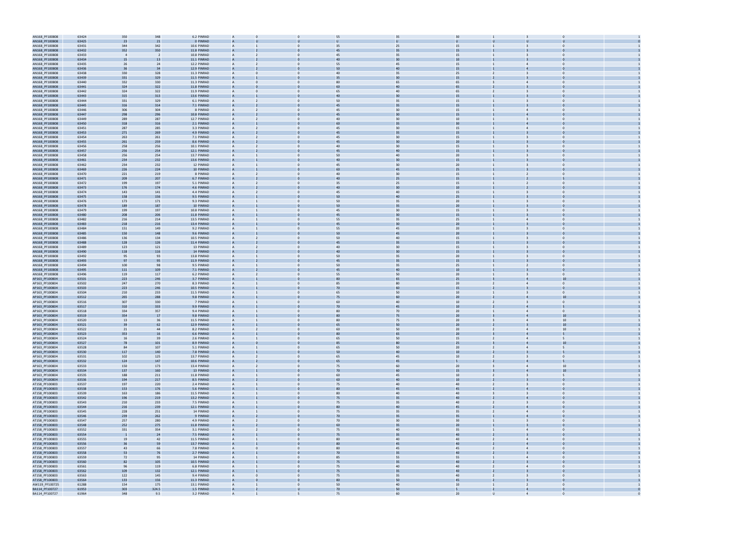| | | | | | | | | | | | | | | |
|---|---|---|---|---|---|---|---|---|---|---|---|---|---|---|
| AN168_PF100808 | 63424 | 350 | 348 | 6.2 PINRAD | A | 0 | 0 | 55 | 35 | 30 | 1 | 3 | 0 | 1 |
| AN168_PF100808 | 63425 | 23 | 21 | 0 PINRAD | A | U | U | U | U | U | U | U | U | 0 |
| AN168_PF100808 | 63431 | 344 | 342 | 10.6 PINRAD | A | 1 | 0 | 35 | 25 | 15 | 1 | 3 | 0 | 1 |
| AN168_PF100808 | 63432 | 352 | 350 | 11.8 PINRAD | A | 2 | 0 | 45 | 35 | 15 | 1 | 3 | 0 | 1 |
| AN168_PF100808 | 63433 | 4 | 2 | 10.8 PINRAD | A | 2 | 0 | 45 | 35 | 15 | 1 | 3 | 0 | 1 |
| AN168_PF100808 | 63434 | 15 | 13 | 11.1 PINRAD | A | 2 | 0 | 40 | 30 | 10 | 1 | 3 | 0 | 1 |
| AN168_PF100808 | 63435 | 26 | 24 | 12.2 PINRAD | A | 2 | 0 | 55 | 45 | 15 | 1 | 4 | 0 | 1 |
| AN168_PF100808 | 63436 | 36 | 34 | 12.9 PINRAD | A | 2 | 0 | 50 | 40 | 15 | 1 | 4 | 0 | 1 |
| AN168_PF100808 | 63438 | 330 | 328 | 11.3 PINRAD | A | 0 | 0 | 40 | 35 | 25 | 2 | 3 | 0 | 1 |
| AN168_PF100808 | 63439 | 331 | 329 | 11.5 PINRAD | A | 1 | 0 | 35 | 30 | 15 | 2 | 3 | 0 | 1 |
| AN168_PF100808 | 63440 | 332 | 330 | 11.3 PINRAD | A | 0 | 0 | 80 | 65 | 65 | 3 | 4 | 0 | 1 |
| AN168_PF100808 | 63441 | 324 | 322 | 11.8 PINRAD | A | 0 | 0 | 60 | 40 | 65 | 2 | 3 | 0 | 1 |
| AN168_PF100808 | 63442 | 324 | 322 | 11.9 PINRAD | A | 0 | 0 | 65 | 40 | 65 | 2 | 3 | 0 | 1 |
| AN168_PF100808 | 63443 | 315 | 313 | 13.6 PINRAD | A | 1 | 0 | 40 | 30 | 15 | 1 | 3 | 0 | 1 |
| AN168_PF100808 | 63444 | 331 | 329 | 6.1 PINRAD | A | 2 | 0 | 50 | 35 | 15 | 1 | 3 | 0 | 1 |
| AN168_PF100808 | 63445 | 316 | 314 | 7.1 PINRAD | A | 2 | 0 | 45 | 35 | 15 | 1 | 3 | 0 | 1 |
| AN168_PF100808 | 63446 | 306 | 304 | 8 PINRAD | A | 2 | 0 | 45 | 30 | 15 | 1 | 4 | 0 | 1 |
| AN168_PF100808 | 63447 | 298 | 296 | 10.8 PINRAD | A | 2 | 0 | 45 | 30 | 15 | 1 | 4 | 0 | 1 |
| AN168_PF100808 | 63449 | 289 | 287 | 12.7 PINRAD | A | 2 | 0 | 40 | 30 | 10 | 1 | 3 | 0 | 1 |
| AN168_PF100808 | 63450 | 318 | 316 | 2.1 PINRAD | A | 1 | 0 | 60 | 35 | 30 | 1 | 4 | 0 | 1 |
| AN168_PF100808 | 63451 | 287 | 285 | 3.3 PINRAD | A | 2 | 0 | 45 | 30 | 15 | 1 | 4 | 0 | 1 |
| AN168_PF100808 | 63453 | 271 | 269 | 4.9 PINRAD | A | 2 | 0 | 45 | 35 | 15 | 1 | 3 | 0 | 1 |
| AN168_PF100808 | 63454 | 263 | 261 | 7.1 PINRAD | A | 2 | 0 | 45 | 30 | 15 | 1 | 3 | 0 | 1 |
| AN168_PF100808 | 63455 | 261 | 259 | 8.6 PINRAD | A | 2 | 0 | 45 | 30 | 20 | 1 | 3 | 0 | 1 |
| AN168_PF100808 | 63456 | 258 | 256 | 10.1 PINRAD | A | 2 | 0 | 40 | 30 | 15 | 1 | 3 | 0 | 1 |
| AN168_PF100808 | 63457 | 256 | 254 | 12.1 PINRAD | A | 2 | 0 | 45 | 40 | 15 | 1 | 3 | 0 | 1 |
| AN168_PF100808 | 63458 | 256 | 254 | 13.7 PINRAD | A | 1 | 0 | 50 | 40 | 20 | 1 | 3 | 0 | 1 |
| AN168_PF100808 | 63461 | 234 | 232 | 13.6 PINRAD | A | 1 | 0 | 40 | 30 | 15 | 1 | 3 | 0 | 1 |
| AN168_PF100808 | 63462 | 234 | 232 | 12 PINRAD | A | 1 | 0 | 45 | 30 | 20 | 1 | 3 | 0 | 1 |
| AN168_PF100808 | 63469 | 226 | 224 | 10 PINRAD | A | 1 | 0 | 60 | 45 | 25 | 1 | 3 | 0 | 1 |
| AN168_PF100808 | 63470 | 221 | 219 | 8 PINRAD | A | 2 | 0 | 40 | 30 | 15 | 1 | 2 | 0 | 1 |
| AN168_PF100808 | 63471 | 209 | 207 | 6.7 PINRAD | A | 2 | 0 | 40 | 25 | 15 | 1 | 2 | 5 | 1 |
| AN168_PF100808 | 63472 | 199 | 197 | 5.1 PINRAD | A | 2 | 0 | 35 | 25 | 15 | 1 | 2 | 0 | 1 |
| AN168_PF100808 | 63473 | 176 | 174 | 4.6 PINRAD | A | 2 | 0 | 40 | 30 | 10 | 1 | 2 | 0 | 1 |
| AN168_PF100808 | 63474 | 143 | 141 | 4.4 PINRAD | A | 2 | 0 | 45 | 40 | 15 | 1 | 3 | 0 | 1 |
| AN168_PF100808 | 63475 | 158 | 156 | 9.5 PINRAD | A | 1 | 0 | 50 | 40 | 25 | 1 | 3 | 0 | 1 |
| AN168_PF100808 | 63476 | 173 | 171 | 9.3 PINRAD | A | 1 | 0 | 50 | 35 | 20 | 1 | 3 | 0 | 1 |
| AN168_PF100808 | 63478 | 189 | 187 | 10 PINRAD | A | 1 | 0 | 50 | 35 | 20 | 1 | 3 | 0 | 1 |
| AN168_PF100808 | 63479 | 199 | 197 | 10.8 PINRAD | A | 1 | 0 | 45 | 30 | 15 | 1 | 3 | 0 | 1 |
| AN168_PF100808 | 63480 | 208 | 206 | 11.8 PINRAD | A | 1 | 0 | 45 | 30 | 15 | 1 | 3 | 0 | 1 |
| AN168_PF100808 | 63482 | 216 | 214 | 13.5 PINRAD | A | 1 | 0 | 55 | 35 | 25 | 1 | 4 | 0 | 1 |
| AN168_PF100808 | 63483 | 218 | 216 | 13.4 PINRAD | A | 1 | 0 | 45 | 30 | 20 | 1 | 3 | 0 | 1 |
| AN168_PF100808 | 63484 | 151 | 149 | 9.2 PINRAD | A | 1 | 0 | 55 | 45 | 20 | 1 | 3 | 0 | 1 |
| AN168_PF100808 | 63485 | 150 | 148 | 9.6 PINRAD | A | 1 | 0 | 50 | 45 | 20 | 1 | 3 | 0 | 1 |
| AN168_PF100808 | 63486 | 136 | 134 | 10.5 PINRAD | A | 2 | 0 | 50 | 40 | 15 | 1 | 3 | 0 | 1 |
| AN168_PF100808 | 63488 | 128 | 126 | 11.4 PINRAD | A | 2 | 0 | 45 | 35 | 15 | 1 | 3 | 0 | 1 |
| AN168_PF100808 | 63489 | 123 | 121 | 13 PINRAD | A | 2 | 0 | 40 | 30 | 15 | 1 | 3 | 0 | 1 |
| AN168_PF100808 | 63490 | 118 | 116 | 14 PINRAD | A | 2 | 0 | 40 | 30 | 15 | 1 | 3 | 0 | 1 |
| AN168_PF100808 | 63492 | 95 | 93 | 13.8 PINRAD | A | 1 | 0 | 50 | 35 | 20 | 1 | 3 | 0 | 1 |
| AN168_PF100808 | 63493 | 97 | 95 | 11.9 PINRAD | A | 2 | 0 | 45 | 35 | 15 | 1 | 3 | 0 | 1 |
| AN168_PF100808 | 63494 | 100 | 98 | 9.5 PINRAD | A | 1 | 0 | 50 | 35 | 25 | 1 | 2 | 0 | 1 |
| AN168_PF100808 | 63495 | 111 | 109 | 7.1 PINRAD | A | 2 | 0 | 45 | 40 | 10 | 1 | 3 | 0 | 1 |
| AN168_PF100808 | 63496 | 119 | 117 | 6.2 PINRAD | A | 2 | 0 | 55 | 50 | 20 | 1 | 3 | 0 | 1 |
| AP163_PF100804 | 63501 | 223 | 246 | 3.7 PINRAD | A | 1 | 0 | 80 | 65 | 25 | 3 | 4 | 10 | 1 |
| AP163_PF100804 | 63502 | 247 | 270 | 8.3 PINRAD | A | 1 | 0 | 85 | 80 | 20 | 2 | 4 | 0 | 1 |
| AP163_PF100804 | 63503 | 223 | 246 | 10.5 PINRAD | A | 1 | 0 | 70 | 60 | 15 | 2 | 3 | 0 | 1 |
| AP163_PF100804 | 63504 | 210 | 233 | 11.5 PINRAD | A | 1 | 0 | 65 | 50 | 10 | 1 | 3 | 0 | 1 |
| AP163_PF100804 | 63512 | 265 | 288 | 9.8 PINRAD | A | 1 | 0 | 75 | 60 | 20 | 2 | 4 | 10 | 1 |
| AP163_PF100804 | 63516 | 307 | 330 | 7 PINRAD | A | 1 | 0 | 60 | 40 | 10 | 2 | 3 | 0 | 1 |
| AP163_PF100804 | 63517 | 310 | 333 | 9.9 PINRAD | A | 1 | 0 | 70 | 45 | 10 | 2 | 4 | 5 | 1 |
| AP163_PF100804 | 63518 | 334 | 357 | 9.4 PINRAD | A | 1 | 0 | 80 | 70 | 20 | 1 | 4 | 0 | 1 |
| AP163_PF100804 | 63519 | 354 | 17 | 9.8 PINRAD | A | 1 | 0 | 80 | 75 | 20 | 3 | 4 | 10 | 1 |
| AP163_PF100804 | 63520 | 13 | 36 | 11.5 PINRAD | A | 1 | 0 | 80 | 75 | 20 | 3 | 4 | 10 | 1 |
| AP163_PF100804 | 63521 | 39 | 62 | 12.9 PINRAD | A | 1 | 0 | 65 | 50 | 20 | 2 | 3 | 10 | 1 |
| AP163_PF100804 | 63522 | 21 | 44 | 8.2 PINRAD | A | 2 | 0 | 60 | 50 | 20 | 2 | 4 | 10 | 1 |
| AP163_PF100804 | 63523 | 353 | 16 | 6.6 PINRAD | A | 1 | 0 | 80 | 65 | 20 | 3 | 4 | 5 | 1 |
| AP163_PF100804 | 63524 | 16 | 39 | 2.6 PINRAD | A | 1 | 0 | 65 | 50 | 15 | 2 | 4 | 5 | 1 |
| AP163_PF100804 | 63527 | 78 | 101 | 8.9 PINRAD | A | 0 | 0 | 85 | 80 | 25 | 3 | 4 | 10 | 1 |
| AP163_PF100804 | 63528 | 84 | 107 | 5.1 PINRAD | A | 1 | 0 | 65 | 50 | 20 | 2 | 4 | 5 | 1 |
| AP163_PF100804 | 63530 | 117 | 140 | 7.8 PINRAD | A | 1 | 0 | 50 | 40 | 10 | 2 | 3 | 5 | 1 |
| AP163_PF100804 | 63531 | 102 | 125 | 13.7 PINRAD | A | 2 | 0 | 65 | 45 | 10 | 2 | 3 | 0 | 1 |
| AP163_PF100804 | 63532 | 124 | 147 | 10.6 PINRAD | A | 2 | 0 | 65 | 45 | 5 | 2 | 4 | 5 | 1 |
| AP163_PF100804 | 63533 | 150 | 173 | 13.4 PINRAD | A | 2 | 0 | 75 | 60 | 20 | 3 | 4 | 10 | 1 |
| AP163_PF100804 | 63534 | 137 | 160 | 13 PINRAD | A | 1 | 0 | 70 | 60 | 15 | 3 | 4 | 10 | 1 |
| AP163_PF100804 | 63535 | 188 | 211 | 11.8 PINRAD | A | 1 | 0 | 60 | 45 | 10 | 2 | 3 | 5 | 1 |
| AP163_PF100804 | 63536 | 194 | 217 | 8.5 PINRAD | A | 2 | 0 | 60 | 40 | 10 | 2 | 3 | 0 | 1 |
| AT158_PF100803 | 63537 | 197 | 220 | 2.4 PINRAD | A | 1 | 0 | 75 | 40 | 40 | 2 | 3 | 0 | 1 |
| AT158_PF100803 | 63538 | 153 | 176 | 5.6 PINRAD | A | 1 | 0 | 80 | 45 | 45 | 2 | 4 | 0 | 1 |
| AT158_PF100803 | 63539 | 163 | 186 | 11.5 PINRAD | A | 1 | 0 | 80 | 40 | 40 | 3 | 3 | 0 | 1 |
| AT158_PF100803 | 63542 | 196 | 219 | 13.2 PINRAD | A | 1 | 0 | 75 | 35 | 40 | 2 | 4 | 0 | 1 |
| AT158_PF100803 | 63543 | 210 | 233 | 7.5 PINRAD | A | 1 | 0 | 75 | 35 | 40 | 2 | 3 | 0 | 1 |
| AT158_PF100803 | 63544 | 216 | 239 | 12.1 PINRAD | A | 1 | 0 | 80 | 40 | 45 | 2 | 4 | 0 | 1 |
| AT158_PF100803 | 63545 | 228 | 251 | 14 PINRAD | A | 1 | 0 | 75 | 35 | 35 | 2 | 4 | 0 | 1 |
| AT158_PF100803 | 63546 | 239 | 262 | 9 PINRAD | A | 2 | 0 | 70 | 35 | 35 | 1 | 4 | 0 | 1 |
| AT158_PF100803 | 63547 | 257 | 280 | 4.9 PINRAD | A | 2 | 0 | 70 | 30 | 30 | 1 | 3 | 0 | 1 |
| AT158_PF100803 | 63548 | 252 | 275 | 11.8 PINRAD | A | 2 | 0 | 60 | 35 | 20 | 1 | 3 | 0 | 1 |
| AT158_PF100803 | 63552 | 331 | 354 | 3.1 PINRAD | A | 2 | 0 | 75 | 40 | 35 | 1 | 4 | 0 | 1 |
| AT158_PF100803 | 63554 | 1 | 24 | 7.5 PINRAD | A | 1 | 0 | 75 | 35 | 40 | 2 | 3 | 0 | 1 |
| AT158_PF100803 | 63555 | 19 | 42 | 11.5 PINRAD | A | 1 | 0 | 80 | 40 | 40 | 2 | 4 | 0 | 1 |
| AT158_PF100803 | 63556 | 36 | 59 | 13.7 PINRAD | A | 1 | 0 | 80 | 45 | 40 | 2 | 4 | 0 | 1 |
| AT158_PF100803 | 63557 | 43 | 66 | 7.8 PINRAD | A | 0 | 0 | 80 | 45 | 45 | 2 | 4 | 0 | 1 |
| AT158_PF100803 | 63558 | 53 | 76 | 2.7 PINRAD | A | 1 | 0 | 70 | 35 | 40 | 2 | 3 | 0 | 1 |
| AT158_PF100803 | 63559 | 72 | 95 | 14 PINRAD | A | 1 | 0 | 85 | 55 | 55 | 1 | 4 | 0 | 1 |
| AT158_PF100803 | 63560 | 82 | 105 | 10.5 PINRAD | A | 1 | 0 | 75 | 35 | 40 | 2 | 3 | 0 | 1 |
| AT158_PF100803 | 63561 | 96 | 119 | 6.8 PINRAD | A | 1 | 0 | 75 | 40 | 40 | 2 | 4 | 0 | 1 |
| AT158_PF100803 | 63562 | 109 | 132 | 12.1 PINRAD | A | 1 | 0 | 75 | 35 | 40 | 2 | 3 | 0 | 1 |
| AT158_PF100803 | 63563 | 122 | 145 | 9.4 PINRAD | A | 0 | 0 | 75 | 35 | 40 | 2 | 3 | 0 | 1 |
| AT158_PF100803 | 63564 | 133 | 156 | 11.3 PINRAD | A | 0 | 0 | 80 | 50 | 45 | 2 | 3 | 0 | 1 |
| AW119_PF100725 | 61288 | 154 | 175 | 13.1 PINRAD | A | 1 | 0 | 50 | 40 | 10 | 1 | 2 | 0 | 1 |
| BA114_PF100727 | 61953 | 303 | 324.5 | 1.5 PINRAD | A | 2 | U | 70 | 50 | 5 | 2 | 4 | 0 | 0 |
| BA114_PF100727 | 61964 | 348 | 9.5 | 3.2 PINRAD | A | 1 | 5 | 75 | 60 | 20 | U | 4 | 0 | 0 |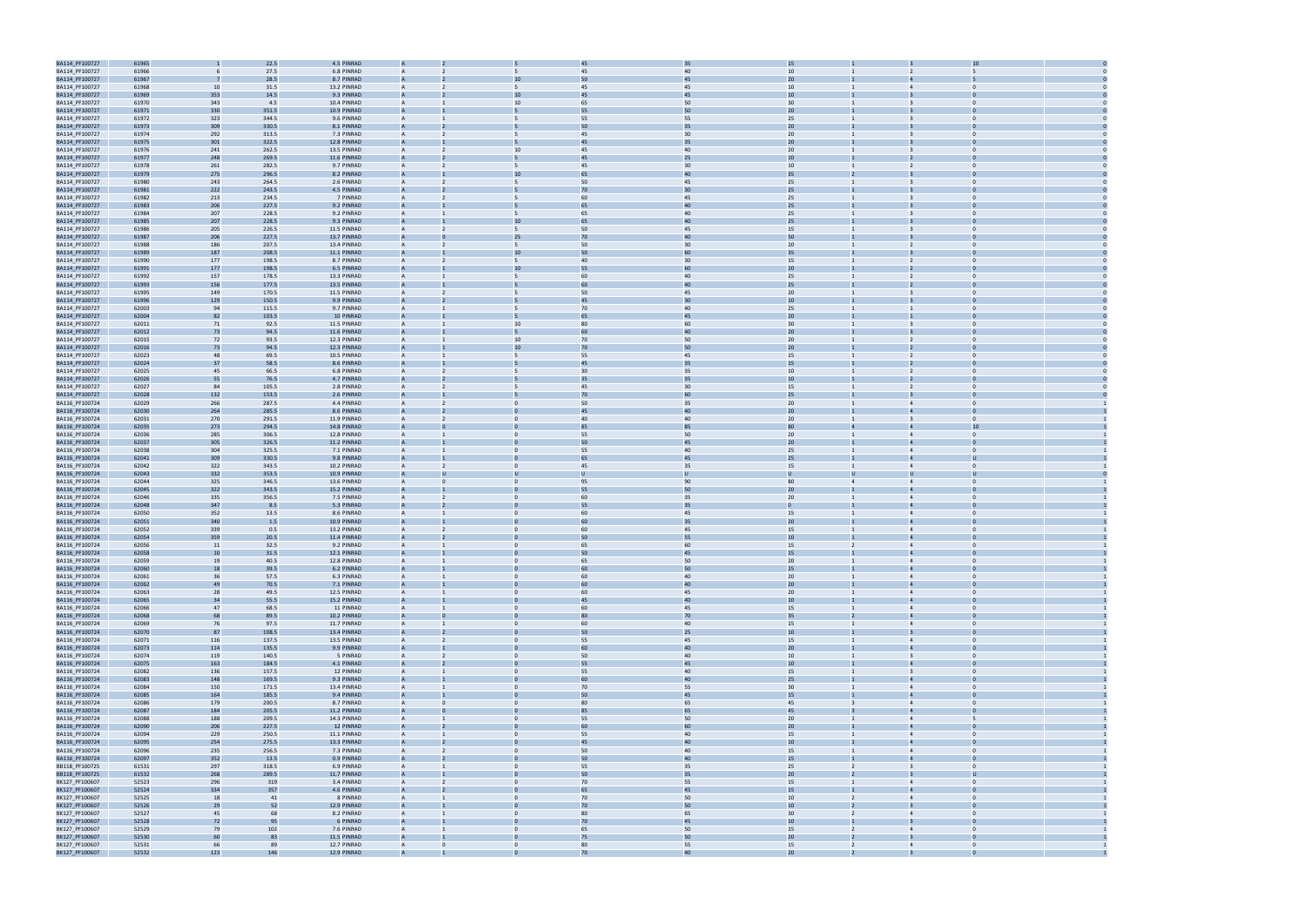| BA114_PF100727 | 61965 | 1 | 22.5 | 4.5 PINRAD | A | 2 | 5 | 45 | 35 | 15 | 1 | 3 | 10 | 0 |
|---|---|---|---|---|---|---|---|---|---|---|---|---|---|---|
| BA114_PF100727 | 61966 | 6 | 27.5 | 6.8 PINRAD | A | 2 | 5 | 45 | 40 | 10 | 1 | 2 | 5 | 0 |
| BA114_PF100727 | 61967 | 7 | 28.5 | 8.7 PINRAD | A | 2 | 10 | 50 | 45 | 20 | 1 | 4 | 5 | 0 |
| BA114_PF100727 | 61968 | 10 | 31.5 | 13.2 PINRAD | A | 2 | 5 | 45 | 45 | 10 | 1 | 4 | 0 | 0 |
| BA114_PF100727 | 61969 | 353 | 14.5 | 9.3 PINRAD | A | 2 | 10 | 45 | 45 | 10 | 1 | 3 | 0 | 0 |
| BA114_PF100727 | 61970 | 343 | 4.5 | 10.4 PINRAD | A | 1 | 10 | 65 | 50 | 30 | 1 | 3 | 0 | 0 |
| BA114_PF100727 | 61971 | 330 | 351.5 | 10.9 PINRAD | A | 1 | 5 | 55 | 50 | 20 | 1 | 3 | 0 | 0 |
| BA114_PF100727 | 61972 | 323 | 344.5 | 9.6 PINRAD | A | 1 | 5 | 55 | 55 | 25 | 1 | 3 | 0 | 0 |
| BA114_PF100727 | 61973 | 309 | 330.5 | 8.1 PINRAD | A | 2 | 5 | 50 | 35 | 20 | 1 | 3 | 0 | 0 |
| BA114_PF100727 | 61974 | 292 | 313.5 | 7.3 PINRAD | A | 2 | 5 | 45 | 30 | 20 | 1 | 3 | 0 | 0 |
| BA114_PF100727 | 61975 | 301 | 322.5 | 12.8 PINRAD | A | 1 | 5 | 45 | 35 | 20 | 1 | 3 | 0 | 0 |
| BA114_PF100727 | 61976 | 241 | 262.5 | 13.5 PINRAD | A | 2 | 10 | 45 | 40 | 20 | 1 | 3 | 0 | 0 |
| BA114_PF100727 | 61977 | 248 | 269.5 | 11.6 PINRAD | A | 2 | 5 | 45 | 25 | 10 | 1 | 2 | 0 | 0 |
| BA114_PF100727 | 61978 | 261 | 282.5 | 9.7 PINRAD | A | 2 | 5 | 45 | 30 | 10 | 1 | 2 | 0 | 0 |
| BA114_PF100727 | 61979 | 275 | 296.5 | 8.2 PINRAD | A | 1 | 10 | 65 | 40 | 35 | 2 | 3 | 0 | 0 |
| BA114_PF100727 | 61980 | 243 | 264.5 | 2.6 PINRAD | A | 2 | 5 | 50 | 45 | 25 | 1 | 3 | 0 | 0 |
| BA114_PF100727 | 61981 | 222 | 243.5 | 4.5 PINRAD | A | 2 | 5 | 70 | 30 | 25 | 1 | 3 | 0 | 0 |
| BA114_PF100727 | 61982 | 213 | 234.5 | 7 PINRAD | A | 2 | 5 | 60 | 45 | 25 | 1 | 3 | 0 | 0 |
| BA114_PF100727 | 61983 | 206 | 227.5 | 9.2 PINRAD | A | 1 | 5 | 65 | 40 | 25 | 1 | 3 | 0 | 0 |
| BA114_PF100727 | 61984 | 207 | 228.5 | 9.2 PINRAD | A | 1 | 5 | 65 | 40 | 25 | 1 | 3 | 0 | 0 |
| BA114_PF100727 | 61985 | 207 | 228.5 | 9.3 PINRAD | A | 1 | 10 | 65 | 40 | 25 | 1 | 3 | 0 | 0 |
| BA114_PF100727 | 61986 | 205 | 226.5 | 11.5 PINRAD | A | 2 | 5 | 50 | 45 | 15 | 1 | 3 | 0 | 0 |
| BA114_PF100727 | 61987 | 206 | 227.5 | 13.7 PINRAD | A | 0 | 25 | 70 | 40 | 50 | 1 | 3 | 0 | 0 |
| BA114_PF100727 | 61988 | 186 | 207.5 | 13.4 PINRAD | A | 2 | 5 | 50 | 30 | 20 | 1 | 2 | 0 | 0 |
| BA114_PF100727 | 61989 | 187 | 208.5 | 11.1 PINRAD | A | 1 | 10 | 50 | 60 | 35 | 1 | 3 | 0 | 0 |
| BA114_PF100727 | 61990 | 177 | 198.5 | 8.7 PINRAD | A | 2 | 5 | 40 | 30 | 15 | 1 | 2 | 0 | 0 |
| BA114_PF100727 | 61991 | 177 | 198.5 | 6.5 PINRAD | A | 1 | 10 | 55 | 60 | 20 | 1 | 2 | 0 | 0 |
| BA114_PF100727 | 61992 | 157 | 178.5 | 13.3 PINRAD | A | 1 | 5 | 60 | 40 | 25 | 1 | 2 | 0 | 0 |
| BA114_PF100727 | 61993 | 156 | 177.5 | 13.5 PINRAD | A | 1 | 5 | 60 | 40 | 25 | 1 | 2 | 0 | 0 |
| BA114_PF100727 | 61995 | 149 | 170.5 | 11.5 PINRAD | A | 2 | 5 | 50 | 45 | 20 | 1 | 3 | 0 | 0 |
| BA114_PF100727 | 61996 | 129 | 150.5 | 9.9 PINRAD | A | 2 | 5 | 45 | 30 | 10 | 1 | 3 | 0 | 0 |
| BA114_PF100727 | 62003 | 94 | 115.5 | 9.7 PINRAD | A | 1 | 5 | 70 | 40 | 25 | 1 | 1 | 0 | 0 |
| BA114_PF100727 | 62004 | 82 | 103.5 | 10 PINRAD | A | 1 | 5 | 65 | 45 | 20 | 1 | 1 | 0 | 0 |
| BA114_PF100727 | 62011 | 71 | 92.5 | 11.5 PINRAD | A | 1 | 10 | 80 | 60 | 30 | 1 | 3 | 0 | 0 |
| BA114_PF100727 | 62012 | 73 | 94.5 | 11.6 PINRAD | A | 1 | 5 | 60 | 40 | 20 | 1 | 3 | 0 | 0 |
| BA114_PF100727 | 62015 | 72 | 93.5 | 12.3 PINRAD | A | 1 | 10 | 70 | 50 | 20 | 1 | 2 | 0 | 0 |
| BA114_PF100727 | 62016 | 73 | 94.5 | 12.3 PINRAD | A | 1 | 10 | 70 | 50 | 20 | 1 | 2 | 0 | 0 |
| BA114_PF100727 | 62023 | 48 | 69.5 | 10.5 PINRAD | A | 1 | 5 | 55 | 45 | 15 | 1 | 2 | 0 | 0 |
| BA114_PF100727 | 62024 | 37 | 58.5 | 8.6 PINRAD | A | 1 | 5 | 45 | 35 | 15 | 1 | 2 | 0 | 0 |
| BA114_PF100727 | 62025 | 45 | 66.5 | 6.8 PINRAD | A | 2 | 5 | 30 | 35 | 10 | 1 | 2 | 0 | 0 |
| BA114_PF100727 | 62026 | 55 | 76.5 | 4.7 PINRAD | A | 2 | 5 | 35 | 35 | 10 | 1 | 2 | 0 | 0 |
| BA114_PF100727 | 62027 | 84 | 105.5 | 2.8 PINRAD | A | 2 | 5 | 45 | 30 | 15 | 1 | 2 | 0 | 0 |
| BA114_PF100727 | 62028 | 132 | 153.5 | 2.6 PINRAD | A | 1 | 5 | 70 | 60 | 25 | 1 | 3 | 0 | 0 |
| BA116_PF100724 | 62029 | 266 | 287.5 | 4.4 PINRAD | A | 2 | 0 | 50 | 35 | 20 | 1 | 4 | 0 | 1 |
| BA116_PF100724 | 62030 | 264 | 285.5 | 8.6 PINRAD | A | 2 | 0 | 45 | 40 | 20 | 1 | 4 | 0 | 1 |
| BA116_PF100724 | 62031 | 270 | 291.5 | 11.9 PINRAD | A | 2 | 0 | 40 | 40 | 20 | 1 | 3 | 0 | 1 |
| BA116_PF100724 | 62035 | 273 | 294.5 | 14.8 PINRAD | A | 0 | 0 | 85 | 85 | 80 | 4 | 4 | 10 | 1 |
| BA116_PF100724 | 62036 | 285 | 306.5 | 12.8 PINRAD | A | 1 | 0 | 55 | 50 | 20 | 1 | 4 | 0 | 1 |
| BA116_PF100724 | 62037 | 305 | 326.5 | 11.2 PINRAD | A | 1 | 0 | 50 | 45 | 20 | 1 | 4 | 0 | 1 |
| BA116_PF100724 | 62038 | 304 | 325.5 | 7.1 PINRAD | A | 1 | 0 | 55 | 40 | 25 | 1 | 4 | 0 | 1 |
| BA116_PF100724 | 62041 | 309 | 330.5 | 9.8 PINRAD | A | 1 | 0 | 65 | 45 | 25 | 1 | 4 | U | 1 |
| BA116_PF100724 | 62042 | 322 | 343.5 | 10.2 PINRAD | A | 2 | 0 | 45 | 35 | 15 | 1 | 4 | 0 | 1 |
| BA116_PF100724 | 62043 | 332 | 353.5 | 10.9 PINRAD | A | U | U | U | U | U | U | U | U | 0 |
| BA116_PF100724 | 62044 | 325 | 346.5 | 13.6 PINRAD | A | 0 | 0 | 95 | 90 | 80 | 4 | 4 | 0 | 1 |
| BA116_PF100724 | 62045 | 322 | 343.5 | 15.2 PINRAD | A | 1 | 0 | 55 | 50 | 20 | 1 | 4 | 0 | 1 |
| BA116_PF100724 | 62046 | 335 | 356.5 | 7.5 PINRAD | A | 2 | 0 | 60 | 35 | 20 | 1 | 4 | 0 | 1 |
| BA116_PF100724 | 62048 | 347 | 8.5 | 5.3 PINRAD | A | 2 | 0 | 55 | 35 | 0 | 1 | 4 | 0 | 1 |
| BA116_PF100724 | 62050 | 352 | 13.5 | 8.6 PINRAD | A | 1 | 0 | 60 | 45 | 15 | 1 | 4 | 0 | 1 |
| BA116_PF100724 | 62051 | 340 | 1.5 | 10.9 PINRAD | A | 1 | 0 | 60 | 35 | 20 | 1 | 4 | 0 | 1 |
| BA116_PF100724 | 62052 | 339 | 0.5 | 13.2 PINRAD | A | 2 | 0 | 60 | 45 | 15 | 1 | 4 | 0 | 1 |
| BA116_PF100724 | 62054 | 359 | 20.5 | 11.4 PINRAD | A | 2 | 0 | 50 | 55 | 10 | 1 | 4 | 0 | 1 |
| BA116_PF100724 | 62056 | 11 | 32.5 | 9.2 PINRAD | A | 1 | 0 | 65 | 60 | 15 | 2 | 4 | 0 | 1 |
| BA116_PF100724 | 62058 | 10 | 31.5 | 12.1 PINRAD | A | 1 | 0 | 50 | 45 | 15 | 1 | 4 | 0 | 1 |
| BA116_PF100724 | 62059 | 19 | 40.5 | 12.8 PINRAD | A | 1 | 0 | 65 | 50 | 20 | 1 | 4 | 0 | 1 |
| BA116_PF100724 | 62060 | 18 | 39.5 | 6.2 PINRAD | A | 1 | 0 | 60 | 50 | 25 | 1 | 4 | 0 | 1 |
| BA116_PF100724 | 62061 | 36 | 57.5 | 6.3 PINRAD | A | 1 | 0 | 60 | 40 | 20 | 1 | 4 | 0 | 1 |
| BA116_PF100724 | 62062 | 49 | 70.5 | 7.1 PINRAD | A | 1 | 0 | 60 | 40 | 20 | 1 | 4 | 0 | 1 |
| BA116_PF100724 | 62063 | 28 | 49.5 | 12.5 PINRAD | A | 1 | 0 | 60 | 45 | 20 | 1 | 4 | 0 | 1 |
| BA116_PF100724 | 62065 | 34 | 55.5 | 15.2 PINRAD | A | 1 | 0 | 45 | 40 | 10 | 1 | 4 | 0 | 1 |
| BA116_PF100724 | 62066 | 47 | 68.5 | 11 PINRAD | A | 1 | 0 | 60 | 45 | 15 | 1 | 4 | 0 | 1 |
| BA116_PF100724 | 62068 | 68 | 89.5 | 10.2 PINRAD | A | 0 | 0 | 80 | 70 | 35 | 2 | 4 | 0 | 1 |
| BA116_PF100724 | 62069 | 76 | 97.5 | 11.7 PINRAD | A | 1 | 0 | 60 | 40 | 15 | 1 | 4 | 0 | 1 |
| BA116_PF100724 | 62070 | 87 | 108.5 | 13.4 PINRAD | A | 2 | 0 | 50 | 25 | 10 | 1 | 3 | 0 | 1 |
| BA116_PF100724 | 62071 | 116 | 137.5 | 13.5 PINRAD | A | 2 | 0 | 55 | 45 | 15 | 1 | 4 | 0 | 1 |
| BA116_PF100724 | 62073 | 114 | 135.5 | 9.9 PINRAD | A | 1 | 0 | 60 | 40 | 20 | 1 | 4 | 0 | 1 |
| BA116_PF100724 | 62074 | 119 | 140.5 | 5 PINRAD | A | 2 | 0 | 50 | 40 | 10 | 1 | 3 | 0 | 1 |
| BA116_PF100724 | 62075 | 163 | 184.5 | 4.1 PINRAD | A | 2 | 0 | 55 | 45 | 10 | 1 | 4 | 0 | 1 |
| BA116_PF100724 | 62082 | 136 | 157.5 | 12 PINRAD | A | 1 | 0 | 55 | 40 | 15 | 1 | 3 | 0 | 1 |
| BA116_PF100724 | 62083 | 148 | 169.5 | 9.3 PINRAD | A | 1 | 0 | 60 | 40 | 25 | 1 | 4 | 0 | 1 |
| BA116_PF100724 | 62084 | 150 | 171.5 | 13.4 PINRAD | A | 1 | 0 | 70 | 55 | 30 | 1 | 4 | 0 | 1 |
| BA116_PF100724 | 62085 | 164 | 185.5 | 9.4 PINRAD | A | 1 | 0 | 50 | 45 | 15 | 1 | 4 | 0 | 1 |
| BA116_PF100724 | 62086 | 179 | 200.5 | 8.7 PINRAD | A | 0 | 0 | 80 | 65 | 45 | 3 | 4 | 0 | 1 |
| BA116_PF100724 | 62087 | 184 | 205.5 | 11.2 PINRAD | A | 0 | 0 | 85 | 65 | 45 | 3 | 4 | 0 | 1 |
| BA116_PF100724 | 62088 | 188 | 209.5 | 14.3 PINRAD | A | 1 | 0 | 55 | 50 | 20 | 1 | 4 | 5 | 1 |
| BA116_PF100724 | 62090 | 206 | 227.5 | 12 PINRAD | A | 2 | 0 | 60 | 60 | 20 | 1 | 4 | 0 | 1 |
| BA116_PF100724 | 62094 | 229 | 250.5 | 11.1 PINRAD | A | 1 | 0 | 55 | 40 | 15 | 1 | 4 | 0 | 1 |
| BA116_PF100724 | 62095 | 254 | 275.5 | 13.3 PINRAD | A | 2 | 0 | 45 | 40 | 10 | 1 | 4 | 0 | 1 |
| BA116_PF100724 | 62096 | 235 | 256.5 | 7.3 PINRAD | A | 2 | 0 | 50 | 40 | 15 | 1 | 4 | 0 | 1 |
| BA116_PF100724 | 62097 | 352 | 13.5 | 0.9 PINRAD | A | 2 | 0 | 50 | 40 | 15 | 1 | 4 | 0 | 1 |
| BB118_PF100725 | 61531 | 297 | 318.5 | 6.9 PINRAD | A | 1 | 0 | 55 | 35 | 25 | 2 | 3 | 0 | 1 |
| BB118_PF100725 | 61532 | 268 | 289.5 | 11.7 PINRAD | A | 1 | 0 | 50 | 35 | 20 | 2 | 3 | U | 1 |
| BK127_PF100607 | 52523 | 296 | 319 | 3.4 PINRAD | A | 2 | 0 | 70 | 55 | 15 | 1 | 4 | 0 | 1 |
| BK127_PF100607 | 52524 | 334 | 357 | 4.6 PINRAD | A | 2 | 0 | 65 | 45 | 15 | 1 | 4 | 0 | 1 |
| BK127_PF100607 | 52525 | 18 | 41 | 8 PINRAD | A | 1 | 0 | 70 | 50 | 10 | 2 | 4 | 0 | 1 |
| BK127_PF100607 | 52526 | 29 | 52 | 12.9 PINRAD | A | 1 | 0 | 70 | 50 | 10 | 2 | 3 | 0 | 1 |
| BK127_PF100607 | 52527 | 45 | 68 | 8.2 PINRAD | A | 1 | 0 | 80 | 65 | 30 | 2 | 4 | 0 | 1 |
| BK127_PF100607 | 52528 | 72 | 95 | 6 PINRAD | A | 1 | 0 | 70 | 45 | 10 | 1 | 3 | 0 | 1 |
| BK127_PF100607 | 52529 | 79 | 102 | 7.6 PINRAD | A | 1 | 0 | 65 | 50 | 15 | 2 | 4 | 0 | 1 |
| BK127_PF100607 | 52530 | 60 | 83 | 11.5 PINRAD | A | 1 | 0 | 75 | 50 | 20 | 2 | 3 | 0 | 1 |
| BK127_PF100607 | 52531 | 66 | 89 | 12.7 PINRAD | A | 0 | 0 | 80 | 55 | 15 | 2 | 4 | 0 | 1 |
| BK127_PF100607 | 52532 | 123 | 146 | 12.9 PINRAD | A | 1 | 0 | 70 | 40 | 20 | 2 | 3 | 0 | 1 |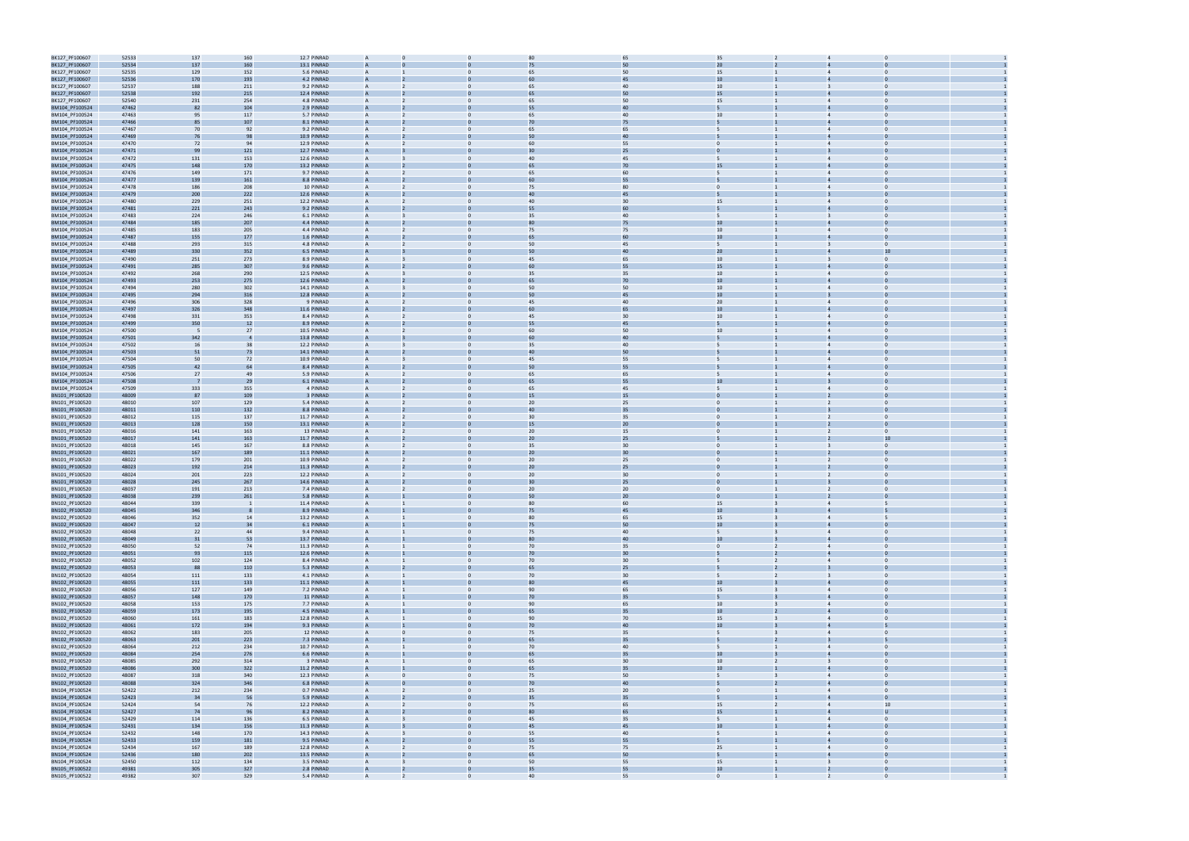| | | | | | | | | | | | | | |
|---|---|---|---|---|---|---|---|---|---|---|---|---|---|
| BK127_PF100607 | 52533 | 137 | 160 | 12.7 PINRAD | A | 0 | 0 | 80 | 65 | 35 | 2 | 4 | 0 | 1 |
| BK127_PF100607 | 52534 | 137 | 160 | 13.1 PINRAD | A | 0 | 0 | 75 | 50 | 20 | 2 | 4 | 0 | 1 |
| BK127_PF100607 | 52535 | 129 | 152 | 5.6 PINRAD | A | 1 | 0 | 65 | 50 | 15 | 1 | 4 | 0 | 1 |
| BK127_PF100607 | 52536 | 170 | 193 | 4.2 PINRAD | A | 2 | 0 | 60 | 45 | 10 | 1 | 4 | 0 | 1 |
| BK127_PF100607 | 52537 | 188 | 211 | 9.2 PINRAD | A | 2 | 0 | 65 | 40 | 10 | 1 | 3 | 0 | 1 |
| BK127_PF100607 | 52538 | 192 | 215 | 12.4 PINRAD | A | 2 | 0 | 65 | 50 | 15 | 1 | 4 | 0 | 1 |
| BK127_PF100607 | 52540 | 231 | 254 | 4.8 PINRAD | A | 2 | 0 | 65 | 50 | 15 | 1 | 4 | 0 | 1 |
| BM104_PF100524 | 47462 | 82 | 104 | 2.9 PINRAD | A | 2 | 0 | 55 | 40 | 5 | 1 | 4 | 0 | 1 |
| BM104_PF100524 | 47463 | 95 | 117 | 5.7 PINRAD | A | 2 | 0 | 65 | 40 | 10 | 1 | 4 | 0 | 1 |
| BM104_PF100524 | 47466 | 85 | 107 | 8.1 PINRAD | A | 2 | 0 | 70 | 75 | 5 | 1 | 4 | 0 | 1 |
| BM104_PF100524 | 47467 | 70 | 92 | 9.2 PINRAD | A | 2 | 0 | 65 | 65 | 5 | 1 | 4 | 0 | 1 |
| BM104_PF100524 | 47469 | 76 | 98 | 10.9 PINRAD | A | 2 | 0 | 50 | 40 | 5 | 1 | 4 | 0 | 1 |
| BM104_PF100524 | 47470 | 72 | 94 | 12.9 PINRAD | A | 2 | 0 | 60 | 55 | 0 | 1 | 4 | 0 | 1 |
| BM104_PF100524 | 47471 | 99 | 121 | 12.7 PINRAD | A | 3 | 0 | 30 | 25 | 0 | 1 | 3 | 0 | 1 |
| BM104_PF100524 | 47472 | 131 | 153 | 12.6 PINRAD | A | 3 | 0 | 40 | 45 | 5 | 1 | 4 | 0 | 1 |
| BM104_PF100524 | 47475 | 148 | 170 | 13.2 PINRAD | A | 2 | 0 | 65 | 70 | 15 | 1 | 4 | 0 | 1 |
| BM104_PF100524 | 47476 | 149 | 171 | 9.7 PINRAD | A | 2 | 0 | 65 | 60 | 5 | 1 | 4 | 0 | 1 |
| BM104_PF100524 | 47477 | 139 | 161 | 8.8 PINRAD | A | 2 | 0 | 60 | 55 | 5 | 1 | 4 | 0 | 1 |
| BM104_PF100524 | 47478 | 186 | 208 | 10 PINRAD | A | 2 | 0 | 75 | 80 | 0 | 1 | 4 | 0 | 1 |
| BM104_PF100524 | 47479 | 200 | 222 | 12.6 PINRAD | A | 2 | 0 | 40 | 45 | 5 | 1 | 3 | 0 | 1 |
| BM104_PF100524 | 47480 | 229 | 251 | 12.2 PINRAD | A | 2 | 0 | 40 | 30 | 15 | 1 | 4 | 0 | 1 |
| BM104_PF100524 | 47481 | 221 | 243 | 9.2 PINRAD | A | 2 | 0 | 55 | 60 | 5 | 1 | 4 | 0 | 1 |
| BM104_PF100524 | 47483 | 224 | 246 | 6.1 PINRAD | A | 3 | 0 | 35 | 40 | 5 | 1 | 3 | 0 | 1 |
| BM104_PF100524 | 47484 | 185 | 207 | 4.4 PINRAD | A | 2 | 0 | 80 | 75 | 10 | 1 | 4 | 0 | 1 |
| BM104_PF100524 | 47485 | 183 | 205 | 4.4 PINRAD | A | 2 | 0 | 75 | 75 | 10 | 1 | 4 | 0 | 1 |
| BM104_PF100524 | 47487 | 155 | 177 | 1.6 PINRAD | A | 2 | 0 | 65 | 60 | 10 | 1 | 4 | 0 | 1 |
| BM104_PF100524 | 47488 | 293 | 315 | 4.8 PINRAD | A | 2 | 0 | 50 | 45 | 5 | 1 | 3 | 0 | 1 |
| BM104_PF100524 | 47489 | 330 | 352 | 6.5 PINRAD | A | 3 | 0 | 50 | 40 | 20 | 1 | 4 | 10 | 1 |
| BM104_PF100524 | 47490 | 251 | 273 | 8.9 PINRAD | A | 3 | 0 | 45 | 65 | 10 | 1 | 3 | 0 | 1 |
| BM104_PF100524 | 47491 | 285 | 307 | 9.6 PINRAD | A | 2 | 0 | 60 | 55 | 15 | 1 | 4 | 0 | 1 |
| BM104_PF100524 | 47492 | 268 | 290 | 12.5 PINRAD | A | 3 | 0 | 35 | 35 | 10 | 1 | 4 | 0 | 1 |
| BM104_PF100524 | 47493 | 253 | 275 | 12.6 PINRAD | A | 2 | 0 | 65 | 70 | 10 | 1 | 4 | 0 | 1 |
| BM104_PF100524 | 47494 | 280 | 302 | 14.1 PINRAD | A | 3 | 0 | 50 | 50 | 10 | 1 | 4 | 0 | 1 |
| BM104_PF100524 | 47495 | 294 | 316 | 12.8 PINRAD | A | 2 | 0 | 50 | 45 | 10 | 1 | 3 | 0 | 1 |
| BM104_PF100524 | 47496 | 306 | 328 | 9 PINRAD | A | 2 | 0 | 45 | 40 | 20 | 1 | 4 | 0 | 1 |
| BM104_PF100524 | 47497 | 326 | 348 | 11.6 PINRAD | A | 2 | 0 | 60 | 65 | 10 | 1 | 4 | 0 | 1 |
| BM104_PF100524 | 47498 | 331 | 353 | 8.4 PINRAD | A | 2 | 0 | 45 | 30 | 10 | 1 | 4 | 0 | 1 |
| BM104_PF100524 | 47499 | 350 | 12 | 8.9 PINRAD | A | 2 | 0 | 55 | 45 | 5 | 1 | 4 | 0 | 1 |
| BM104_PF100524 | 47500 | 5 | 27 | 10.5 PINRAD | A | 2 | 0 | 60 | 50 | 10 | 1 | 4 | 0 | 1 |
| BM104_PF100524 | 47501 | 342 | 4 | 13.8 PINRAD | A | 3 | 0 | 60 | 40 | 5 | 1 | 4 | 0 | 1 |
| BM104_PF100524 | 47502 | 16 | 38 | 12.2 PINRAD | A | 3 | 0 | 35 | 40 | 5 | 1 | 4 | 0 | 1 |
| BM104_PF100524 | 47503 | 51 | 73 | 14.1 PINRAD | A | 2 | 0 | 40 | 50 | 5 | 1 | 4 | 0 | 1 |
| BM104_PF100524 | 47504 | 50 | 72 | 10.9 PINRAD | A | 3 | 0 | 45 | 55 | 5 | 1 | 4 | 0 | 1 |
| BM104_PF100524 | 47505 | 42 | 64 | 8.4 PINRAD | A | 2 | 0 | 50 | 55 | 5 | 1 | 4 | 0 | 1 |
| BM104_PF100524 | 47506 | 27 | 49 | 5.9 PINRAD | A | 2 | 0 | 65 | 65 | 5 | 1 | 4 | 0 | 1 |
| BM104_PF100524 | 47508 | 7 | 29 | 6.1 PINRAD | A | 2 | 0 | 65 | 55 | 10 | 1 | 3 | 0 | 1 |
| BM104_PF100524 | 47509 | 333 | 355 | 4 PINRAD | A | 2 | 0 | 65 | 45 | 5 | 1 | 4 | 0 | 1 |
| BN101_PF100520 | 48009 | 87 | 109 | 3 PINRAD | A | 2 | 0 | 15 | 15 | 0 | 1 | 2 | 0 | 1 |
| BN101_PF100520 | 48010 | 107 | 129 | 5.4 PINRAD | A | 2 | 0 | 20 | 25 | 0 | 1 | 2 | 0 | 1 |
| BN101_PF100520 | 48011 | 110 | 132 | 8.8 PINRAD | A | 2 | 0 | 40 | 35 | 0 | 1 | 3 | 0 | 1 |
| BN101_PF100520 | 48012 | 115 | 137 | 11.7 PINRAD | A | 2 | 0 | 30 | 35 | 0 | 1 | 2 | 0 | 1 |
| BN101_PF100520 | 48013 | 128 | 150 | 13.1 PINRAD | A | 2 | 0 | 15 | 20 | 0 | 1 | 2 | 0 | 1 |
| BN101_PF100520 | 48016 | 141 | 163 | 13 PINRAD | A | 2 | 0 | 20 | 15 | 0 | 1 | 2 | 0 | 1 |
| BN101_PF100520 | 48017 | 141 | 163 | 11.7 PINRAD | A | 2 | 0 | 20 | 25 | 5 | 1 | 2 | 10 | 1 |
| BN101_PF100520 | 48018 | 145 | 167 | 8.8 PINRAD | A | 2 | 0 | 35 | 30 | 0 | 1 | 3 | 0 | 1 |
| BN101_PF100520 | 48021 | 167 | 189 | 11.1 PINRAD | A | 2 | 0 | 20 | 30 | 0 | 1 | 2 | 0 | 1 |
| BN101_PF100520 | 48022 | 179 | 201 | 10.9 PINRAD | A | 2 | 0 | 20 | 25 | 0 | 1 | 2 | 0 | 1 |
| BN101_PF100520 | 48023 | 192 | 214 | 11.3 PINRAD | A | 2 | 0 | 20 | 25 | 0 | 1 | 2 | 0 | 1 |
| BN101_PF100520 | 48024 | 201 | 223 | 12.2 PINRAD | A | 2 | 0 | 20 | 30 | 0 | 1 | 2 | 0 | 1 |
| BN101_PF100520 | 48028 | 245 | 267 | 14.6 PINRAD | A | 2 | 0 | 30 | 25 | 0 | 1 | 3 | 0 | 1 |
| BN101_PF100520 | 48037 | 191 | 213 | 7.4 PINRAD | A | 2 | 0 | 20 | 20 | 0 | 1 | 2 | 0 | 1 |
| BN101_PF100520 | 48038 | 239 | 261 | 5.8 PINRAD | A | 1 | 0 | 50 | 20 | 0 | 1 | 2 | 0 | 1 |
| BN102_PF100520 | 48044 | 339 | 1 | 11.4 PINRAD | A | 1 | 0 | 80 | 60 | 15 | 3 | 4 | 5 | 1 |
| BN102_PF100520 | 48045 | 346 | 8 | 8.9 PINRAD | A | 1 | 0 | 75 | 45 | 10 | 3 | 4 | 5 | 1 |
| BN102_PF100520 | 48046 | 352 | 14 | 13.2 PINRAD | A | 1 | 0 | 80 | 65 | 15 | 3 | 4 | 5 | 1 |
| BN102_PF100520 | 48047 | 12 | 34 | 6.1 PINRAD | A | 1 | 0 | 75 | 50 | 10 | 3 | 4 | 0 | 1 |
| BN102_PF100520 | 48048 | 22 | 44 | 9.4 PINRAD | A | 1 | 0 | 75 | 40 | 5 | 3 | 4 | 0 | 1 |
| BN102_PF100520 | 48049 | 31 | 53 | 13.7 PINRAD | A | 1 | 0 | 80 | 40 | 10 | 3 | 4 | 0 | 1 |
| BN102_PF100520 | 48050 | 52 | 74 | 11.3 PINRAD | A | 1 | 0 | 70 | 35 | 0 | 2 | 4 | 0 | 1 |
| BN102_PF100520 | 48051 | 93 | 115 | 12.6 PINRAD | A | 1 | 0 | 70 | 30 | 5 | 2 | 4 | 0 | 1 |
| BN102_PF100520 | 48052 | 102 | 124 | 8.4 PINRAD | A | 1 | 0 | 70 | 30 | 5 | 2 | 4 | 0 | 1 |
| BN102_PF100520 | 48053 | 88 | 110 | 5.3 PINRAD | A | 2 | 0 | 65 | 25 | 5 | 2 | 3 | 0 | 1 |
| BN102_PF100520 | 48054 | 111 | 133 | 4.1 PINRAD | A | 1 | 0 | 70 | 30 | 5 | 2 | 3 | 0 | 1 |
| BN102_PF100520 | 48055 | 111 | 133 | 11.1 PINRAD | A | 1 | 0 | 80 | 45 | 10 | 3 | 4 | 0 | 1 |
| BN102_PF100520 | 48056 | 127 | 149 | 7.2 PINRAD | A | 1 | 0 | 90 | 65 | 15 | 3 | 4 | 0 | 1 |
| BN102_PF100520 | 48057 | 148 | 170 | 11 PINRAD | A | 1 | 0 | 70 | 35 | 5 | 3 | 4 | 0 | 1 |
| BN102_PF100520 | 48058 | 153 | 175 | 7.7 PINRAD | A | 1 | 0 | 90 | 65 | 10 | 3 | 4 | 0 | 1 |
| BN102_PF100520 | 48059 | 173 | 195 | 4.5 PINRAD | A | 1 | 0 | 65 | 35 | 10 | 2 | 4 | 0 | 1 |
| BN102_PF100520 | 48060 | 161 | 183 | 12.8 PINRAD | A | 1 | 0 | 90 | 70 | 15 | 3 | 4 | 0 | 1 |
| BN102_PF100520 | 48061 | 172 | 194 | 9.3 PINRAD | A | 1 | 0 | 70 | 40 | 10 | 3 | 4 | 5 | 1 |
| BN102_PF100520 | 48062 | 183 | 205 | 12 PINRAD | A | 0 | 0 | 75 | 35 | 5 | 3 | 4 | 0 | 1 |
| BN102_PF100520 | 48063 | 201 | 223 | 7.3 PINRAD | A | 1 | 0 | 65 | 35 | 5 | 2 | 3 | 5 | 1 |
| BN102_PF100520 | 48064 | 212 | 234 | 10.7 PINRAD | A | 1 | 0 | 70 | 40 | 5 | 1 | 4 | 0 | 1 |
| BN102_PF100520 | 48084 | 254 | 276 | 6.6 PINRAD | A | 1 | 0 | 65 | 35 | 10 | 3 | 4 | 0 | 1 |
| BN102_PF100520 | 48085 | 292 | 314 | 3 PINRAD | A | 1 | 0 | 65 | 30 | 10 | 2 | 3 | 0 | 1 |
| BN102_PF100520 | 48086 | 300 | 322 | 11.2 PINRAD | A | 1 | 0 | 65 | 35 | 10 | 1 | 4 | 0 | 1 |
| BN102_PF100520 | 48087 | 318 | 340 | 12.3 PINRAD | A | 0 | 0 | 75 | 50 | 5 | 3 | 4 | 0 | 1 |
| BN102_PF100520 | 48088 | 324 | 346 | 6.8 PINRAD | A | 0 | 0 | 70 | 40 | 5 | 2 | 4 | 0 | 1 |
| BN104_PF100524 | 52422 | 212 | 234 | 0.7 PINRAD | A | 2 | 0 | 25 | 20 | 0 | 1 | 4 | 0 | 1 |
| BN104_PF100524 | 52423 | 34 | 56 | 5.9 PINRAD | A | 2 | 0 | 35 | 35 | 5 | 1 | 4 | 0 | 1 |
| BN104_PF100524 | 52424 | 54 | 76 | 12.2 PINRAD | A | 2 | 0 | 75 | 65 | 15 | 2 | 4 | 10 | 1 |
| BN104_PF100524 | 52427 | 74 | 96 | 8.2 PINRAD | A | 2 | 0 | 80 | 65 | 15 | 1 | 4 | U | 1 |
| BN104_PF100524 | 52429 | 114 | 136 | 6.5 PINRAD | A | 3 | 0 | 45 | 35 | 5 | 1 | 4 | 0 | 1 |
| BN104_PF100524 | 52431 | 134 | 156 | 11.3 PINRAD | A | 3 | 0 | 45 | 45 | 10 | 1 | 4 | 0 | 1 |
| BN104_PF100524 | 52432 | 148 | 170 | 14.3 PINRAD | A | 3 | 0 | 55 | 40 | 5 | 1 | 4 | 0 | 1 |
| BN104_PF100524 | 52433 | 159 | 181 | 9.5 PINRAD | A | 2 | 0 | 55 | 55 | 5 | 1 | 4 | 0 | 1 |
| BN104_PF100524 | 52434 | 167 | 189 | 12.8 PINRAD | A | 2 | 0 | 75 | 75 | 25 | 1 | 4 | 0 | 1 |
| BN104_PF100524 | 52436 | 180 | 202 | 13.5 PINRAD | A | 2 | 0 | 65 | 50 | 5 | 1 | 4 | 0 | 1 |
| BN104_PF100524 | 52450 | 112 | 134 | 3.5 PINRAD | A | 3 | 0 | 50 | 55 | 15 | 1 | 3 | 0 | 1 |
| BN105_PF100522 | 49381 | 305 | 327 | 2.8 PINRAD | A | 2 | 0 | 35 | 55 | 10 | 1 | 2 | 0 | 1 |
| BN105_PF100522 | 49382 | 307 | 329 | 5.4 PINRAD | A | 2 | 0 | 40 | 55 | 0 | 1 | 2 | 0 | 1 |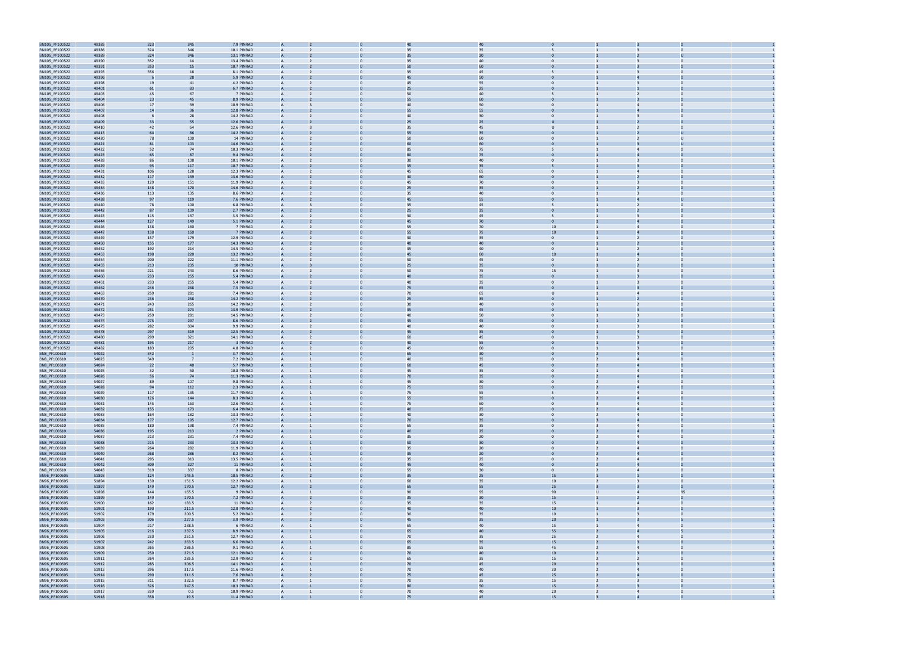| | | | | | | | | | | | | | | | |
|---|---|---|---|---|---|---|---|---|---|---|---|---|---|---|---|
| BN105_PF100522 | 49385 | 323 | 345 | 7.9 | PINRAD | A | 2 | 0 | 40 | 40 | 0 | 1 | 3 | 0 | 1 |
| BN105_PF100522 | 49386 | 324 | 346 | 10.1 | PINRAD | A | 2 | 0 | 35 | 35 | 5 | 1 | 3 | 0 | 1 |
| BN105_PF100522 | 49389 | 324 | 346 | 13.1 | PINRAD | A | 2 | 0 | 35 | 20 | 0 | 1 | 2 | U | 1 |
| BN105_PF100522 | 49390 | 352 | 14 | 13.4 | PINRAD | A | 2 | 0 | 35 | 40 | 0 | 1 | 3 | 0 | 1 |
| BN105_PF100522 | 49391 | 353 | 15 | 10.7 | PINRAD | A | 2 | 0 | 50 | 60 | 0 | 1 | 3 | 0 | 1 |
| BN105_PF100522 | 49393 | 356 | 18 | 8.1 | PINRAD | A | 2 | 0 | 35 | 45 | 5 | 1 | 3 | 0 | 1 |
| BN105_PF100522 | 49396 | 6 | 28 | 5.9 | PINRAD | A | 2 | 0 | 45 | 50 | 0 | 1 | 4 | 0 | 1 |
| BN105_PF100522 | 49398 | 19 | 41 | 4.2 | PINRAD | A | 2 | 0 | 45 | 55 | 0 | 1 | 3 | 0 | 1 |
| BN105_PF100522 | 49401 | 61 | 83 | 6.7 | PINRAD | A | 2 | 0 | 25 | 25 | 0 | 1 | 1 | 0 | 1 |
| BN105_PF100522 | 49403 | 45 | 67 | 7 | PINRAD | A | 2 | 0 | 50 | 40 | 5 | 1 | 2 | 0 | 1 |
| BN105_PF100522 | 49404 | 23 | 45 | 8.9 | PINRAD | A | 2 | 0 | 55 | 60 | 0 | 1 | 3 | 0 | 1 |
| BN105_PF100522 | 49406 | 17 | 39 | 10.9 | PINRAD | A | 3 | 0 | 40 | 50 | 0 | 1 | 4 | 0 | 1 |
| BN105_PF100522 | 49407 | 14 | 36 | 12.8 | PINRAD | A | 2 | 0 | 55 | 55 | 0 | 1 | 4 | 0 | 1 |
| BN105_PF100522 | 49408 | 6 | 28 | 14.2 | PINRAD | A | 2 | 0 | 40 | 30 | 0 | 1 | 3 | 0 | 1 |
| BN105_PF100522 | 49409 | 33 | 55 | 12.6 | PINRAD | A | 2 | 0 | 25 | 25 | U | 1 | 2 | 0 | 1 |
| BN105_PF100522 | 49410 | 42 | 64 | 12.6 | PINRAD | A | 3 | 0 | 35 | 45 | U | 1 | 2 | 0 | 1 |
| BN105_PF100522 | 49413 | 64 | 86 | 14.2 | PINRAD | A | 2 | 0 | 55 | 35 | 0 | 1 | 2 | U | 1 |
| BN105_PF100522 | 49420 | 78 | 100 | 14 | PINRAD | A | 2 | 0 | 50 | 60 | 0 | 1 | 2 | U | 1 |
| BN105_PF100522 | 49421 | 81 | 103 | 14.6 | PINRAD | A | 2 | 0 | 60 | 60 | 0 | 1 | 3 | U | 1 |
| BN105_PF100522 | 49422 | 52 | 74 | 10.3 | PINRAD | A | 2 | 0 | 85 | 75 | 5 | 1 | 4 | 0 | 1 |
| BN105_PF100522 | 49423 | 65 | 87 | 9.4 | PINRAD | A | 2 | 0 | 80 | 75 | 0 | 1 | 4 | 0 | 1 |
| BN105_PF100522 | 49428 | 86 | 108 | 10.1 | PINRAD | A | 2 | 0 | 30 | 40 | 0 | 1 | 3 | 0 | 1 |
| BN105_PF100522 | 49429 | 95 | 117 | 10.7 | PINRAD | A | 2 | 0 | 35 | 35 | 5 | 1 | 3 | 0 | 1 |
| BN105_PF100522 | 49431 | 106 | 128 | 12.3 | PINRAD | A | 2 | 0 | 45 | 65 | 0 | 1 | 4 | 0 | 1 |
| BN105_PF100522 | 49432 | 117 | 139 | 13.6 | PINRAD | A | 2 | 0 | 40 | 60 | 0 | 1 | 2 | 0 | 1 |
| BN105_PF100522 | 49433 | 129 | 151 | 11.9 | PINRAD | A | 2 | 0 | 45 | 70 | 0 | 1 | 3 | 0 | 1 |
| BN105_PF100522 | 49434 | 148 | 170 | 14.6 | PINRAD | A | 2 | 0 | 25 | 35 | 0 | 1 | 2 | 0 | 1 |
| BN105_PF100522 | 49436 | 113 | 135 | 8.6 | PINRAD | A | 2 | 0 | 35 | 40 | 0 | 1 | 3 | 0 | 1 |
| BN105_PF100522 | 49438 | 97 | 119 | 7.6 | PINRAD | A | 2 | 0 | 45 | 55 | 0 | 1 | 4 | U | 1 |
| BN105_PF100522 | 49440 | 78 | 100 | 6.8 | PINRAD | A | 3 | 0 | 35 | 45 | 5 | 1 | 2 | 0 | 1 |
| BN105_PF100522 | 49442 | 87 | 109 | 2.7 | PINRAD | A | 2 | 0 | 25 | 35 | 0 | 1 | 2 | 0 | 1 |
| BN105_PF100522 | 49443 | 115 | 137 | 3.5 | PINRAD | A | 2 | 0 | 30 | 45 | 5 | 1 | 3 | 0 | 1 |
| BN105_PF100522 | 49444 | 127 | 149 | 5.1 | PINRAD | A | 2 | 0 | 45 | 70 | 0 | 1 | 4 | 0 | 1 |
| BN105_PF100522 | 49446 | 138 | 160 | 7 | PINRAD | A | 2 | 0 | 55 | 70 | 10 | 1 | 4 | 0 | 1 |
| BN105_PF100522 | 49447 | 138 | 160 | 7 | PINRAD | A | 2 | 0 | 55 | 75 | 10 | 1 | 4 | 0 | 1 |
| BN105_PF100522 | 49449 | 157 | 179 | 12.9 | PINRAD | A | 2 | 0 | 30 | 35 | 0 | 1 | 2 | 0 | 1 |
| BN105_PF100522 | 49450 | 155 | 177 | 14.3 | PINRAD | A | 2 | 0 | 40 | 40 | 0 | 1 | 2 | 0 | 1 |
| BN105_PF100522 | 49452 | 192 | 214 | 14.5 | PINRAD | A | 2 | 0 | 35 | 40 | 0 | 1 | 2 | 0 | 1 |
| BN105_PF100522 | 49453 | 198 | 220 | 13.2 | PINRAD | A | 2 | 0 | 45 | 60 | 10 | 1 | 4 | 0 | 1 |
| BN105_PF100522 | 49454 | 200 | 222 | 11.1 | PINRAD | A | 2 | 0 | 50 | 45 | 0 | 1 | 2 | 0 | 1 |
| BN105_PF100522 | 49455 | 213 | 235 | 10 | PINRAD | A | 3 | 0 | 25 | 35 | 0 | 1 | 2 | 0 | 1 |
| BN105_PF100522 | 49456 | 221 | 243 | 8.6 | PINRAD | A | 2 | 0 | 50 | 75 | 15 | 1 | 3 | 0 | 1 |
| BN105_PF100522 | 49460 | 233 | 255 | 5.4 | PINRAD | A | 2 | 0 | 40 | 35 | 0 | 1 | 3 | 0 | 1 |
| BN105_PF100522 | 49461 | 233 | 255 | 5.4 | PINRAD | A | 2 | 0 | 40 | 35 | 0 | 1 | 3 | 0 | 1 |
| BN105_PF100522 | 49462 | 246 | 268 | 7.5 | PINRAD | A | 2 | 0 | 75 | 65 | 0 | 1 | 3 | 0 | 1 |
| BN105_PF100522 | 49463 | 259 | 281 | 7.4 | PINRAD | A | 2 | 0 | 70 | 65 | U | 1 | 4 | 0 | 1 |
| BN105_PF100522 | 49470 | 236 | 258 | 14.2 | PINRAD | A | 2 | 0 | 25 | 35 | 0 | 1 | 2 | 0 | 1 |
| BN105_PF100522 | 49471 | 243 | 265 | 14.2 | PINRAD | A | 2 | 0 | 30 | 40 | 0 | 1 | 2 | 0 | 1 |
| BN105_PF100522 | 49472 | 251 | 273 | 13.9 | PINRAD | A | 2 | 0 | 35 | 45 | 0 | 1 | 3 | 0 | 1 |
| BN105_PF100522 | 49473 | 259 | 281 | 14.5 | PINRAD | A | 2 | 0 | 40 | 50 | 0 | 1 | 3 | 0 | 1 |
| BN105_PF100522 | 49474 | 275 | 297 | 8.6 | PINRAD | A | 2 | 0 | 45 | 45 | 0 | 1 | 2 | 0 | 1 |
| BN105_PF100522 | 49475 | 282 | 304 | 9.9 | PINRAD | A | 2 | 0 | 40 | 40 | 0 | 1 | 3 | 0 | 1 |
| BN105_PF100522 | 49478 | 297 | 319 | 12.5 | PINRAD | A | 2 | 0 | 45 | 35 | 0 | 1 | 4 | 0 | 1 |
| BN105_PF100522 | 49480 | 299 | 321 | 14.1 | PINRAD | A | 2 | 0 | 60 | 45 | 0 | 1 | 3 | 0 | 1 |
| BN105_PF100522 | 49481 | 195 | 217 | 3 | PINRAD | A | 2 | 0 | 40 | 55 | 0 | 1 | 3 | 0 | 1 |
| BN105_PF100522 | 49482 | 183 | 205 | 4.8 | PINRAD | A | 2 | 0 | 45 | 60 | 0 | 1 | 3 | 0 | 1 |
| BN8_PF100610 | 54022 | 342 | 1 | 3.7 | PINRAD | A | 1 | 0 | 65 | 30 | 0 | 2 | 4 | 0 | 1 |
| BN8_PF100610 | 54023 | 349 | 7 | 7.2 | PINRAD | A | 1 | 0 | 40 | 35 | 0 | 2 | 4 | 0 | 1 |
| BN8_PF100610 | 54024 | 22 | 40 | 5.7 | PINRAD | A | 1 | 0 | 60 | 45 | 0 | 2 | 4 | 0 | 1 |
| BN8_PF100610 | 54025 | 32 | 50 | 10.8 | PINRAD | A | 1 | 0 | 45 | 35 | 0 | 1 | 4 | 0 | 1 |
| BN8_PF100610 | 54026 | 56 | 74 | 11.3 | PINRAD | A | 1 | 0 | 70 | 35 | 0 | 2 | 4 | 0 | 1 |
| BN8_PF100610 | 54027 | 89 | 107 | 9.8 | PINRAD | A | 1 | 0 | 45 | 30 | 0 | 2 | 4 | 0 | 1 |
| BN8_PF100610 | 54028 | 94 | 112 | 2.3 | PINRAD | A | 1 | 0 | 75 | 55 | 0 | 2 | 4 | 0 | 1 |
| BN8_PF100610 | 54029 | 117 | 135 | 11.7 | PINRAD | A | 1 | 0 | 75 | 55 | 5 | 2 | 4 | 0 | 1 |
| BN8_PF100610 | 54030 | 126 | 144 | 8.3 | PINRAD | A | 1 | 0 | 55 | 35 | 0 | 2 | 4 | 0 | 1 |
| BN8_PF100610 | 54031 | 145 | 163 | 12.6 | PINRAD | A | 1 | 0 | 75 | 60 | 0 | 3 | 4 | 0 | 1 |
| BN8_PF100610 | 54032 | 155 | 173 | 6.4 | PINRAD | A | 1 | 0 | 40 | 25 | 0 | 2 | 4 | 0 | 1 |
| BN8_PF100610 | 54033 | 164 | 182 | 13.3 | PINRAD | A | 1 | 0 | 40 | 30 | 0 | 2 | 4 | 0 | 1 |
| BN8_PF100610 | 54034 | 177 | 195 | 12.7 | PINRAD | A | 1 | 0 | 70 | 35 | 0 | 3 | 4 | 0 | 1 |
| BN8_PF100610 | 54035 | 180 | 198 | 7.4 | PINRAD | A | 1 | 0 | 65 | 35 | 0 | 3 | 4 | 0 | 1 |
| BN8_PF100610 | 54036 | 195 | 213 | 2 | PINRAD | A | 1 | 0 | 40 | 25 | 0 | 2 | 4 | 0 | 1 |
| BN8_PF100610 | 54037 | 213 | 231 | 7.4 | PINRAD | A | 1 | 0 | 35 | 20 | 0 | 2 | 4 | 0 | 1 |
| BN8_PF100610 | 54038 | 215 | 233 | 13.3 | PINRAD | A | 1 | 0 | 50 | 30 | 0 | 2 | 4 | 0 | 1 |
| BN8_PF100610 | 54039 | 264 | 282 | 11.9 | PINRAD | A | 1 | 0 | 35 | 20 | 0 | 2 | 4 | 0 | 1 |
| BN8_PF100610 | 54040 | 268 | 286 | 8.2 | PINRAD | A | 1 | 0 | 35 | 20 | 0 | 2 | 4 | 0 | 1 |
| BN8_PF100610 | 54041 | 295 | 313 | 13.5 | PINRAD | A | 1 | 0 | 35 | 25 | 0 | 2 | 4 | 0 | 1 |
| BN8_PF100610 | 54042 | 309 | 327 | 11 | PINRAD | A | 1 | 0 | 45 | 40 | 0 | 2 | 4 | 0 | 1 |
| BN8_PF100610 | 54043 | 319 | 337 | 8 | PINRAD | A | 1 | 0 | 55 | 30 | 0 | 2 | 4 | 0 | 1 |
| BN96_PF100605 | 51893 | 124 | 145.5 | 10.5 | PINRAD | A | 2 | 0 | 35 | 25 | 15 | 1 | 1 | 0 | 1 |
| BN96_PF100605 | 51894 | 130 | 151.5 | 12.2 | PINRAD | A | 1 | 0 | 60 | 35 | 10 | 2 | 3 | 0 | 1 |
| BN96_PF100605 | 51897 | 149 | 170.5 | 12.7 | PINRAD | A | 2 | 0 | 65 | 55 | 25 | 3 | 3 | 0 | 1 |
| BN96_PF100605 | 51898 | 144 | 165.5 | 9 | PINRAD | A | 1 | 0 | 95 | 95 | 90 | U | 4 | 95 | 1 |
| BN96_PF100605 | 51899 | 149 | 170.5 | 7.2 | PINRAD | A | 2 | 0 | 35 | 30 | 15 | 1 | 2 | 0 | 1 |
| BN96_PF100605 | 51900 | 162 | 183.5 | 11 | PINRAD | A | 2 | 0 | 35 | 35 | 15 | 1 | 4 | 0 | 1 |
| BN96_PF100605 | 51901 | 190 | 211.5 | 12.8 | PINRAD | A | 2 | 0 | 40 | 40 | 10 | 1 | 3 | 0 | 1 |
| BN96_PF100605 | 51902 | 179 | 200.5 | 5.2 | PINRAD | A | 2 | 0 | 30 | 35 | 10 | 1 | 3 | 0 | 1 |
| BN96_PF100605 | 51903 | 206 | 227.5 | 3.9 | PINRAD | A | 2 | 0 | 45 | 35 | 20 | 1 | 3 | 5 | 1 |
| BN96_PF100605 | 51904 | 217 | 238.5 | 6 | PINRAD | A | 1 | 0 | 65 | 40 | 15 | 1 | 4 | 0 | 1 |
| BN96_PF100605 | 51905 | 216 | 237.5 | 8.9 | PINRAD | A | 1 | 0 | 65 | 40 | 55 | 2 | 4 | 5 | 1 |
| BN96_PF100605 | 51906 | 230 | 251.5 | 12.7 | PINRAD | A | 1 | 0 | 70 | 35 | 25 | 2 | 4 | 0 | 1 |
| BN96_PF100605 | 51907 | 242 | 263.5 | 6.6 | PINRAD | A | 1 | 0 | 65 | 35 | 15 | 2 | 3 | 0 | 1 |
| BN96_PF100605 | 51908 | 265 | 286.5 | 9.1 | PINRAD | A | 1 | 0 | 85 | 55 | 45 | 2 | 4 | 0 | 1 |
| BN96_PF100605 | 51909 | 250 | 271.5 | 12.1 | PINRAD | A | 1 | 0 | 70 | 40 | 10 | 2 | 3 | 0 | 1 |
| BN96_PF100605 | 51911 | 264 | 285.5 | 12.9 | PINRAD | A | 2 | 0 | 65 | 35 | 15 | 2 | 2 | 0 | 1 |
| BN96_PF100605 | 51912 | 285 | 306.5 | 14.1 | PINRAD | A | 1 | 0 | 70 | 45 | 20 | 2 | 3 | 0 | 3 |
| BN96_PF100605 | 51913 | 296 | 317.5 | 11.6 | PINRAD | A | 1 | 0 | 70 | 40 | 30 | 2 | 4 | 0 | 1 |
| BN96_PF100605 | 51914 | 290 | 311.5 | 7.6 | PINRAD | A | 2 | 0 | 75 | 45 | 25 | 2 | 4 | 0 | 1 |
| BN96_PF100605 | 51915 | 311 | 332.5 | 8.7 | PINRAD | A | 1 | 0 | 70 | 35 | 15 | 2 | 3 | 0 | 1 |
| BN96_PF100605 | 51916 | 326 | 347.5 | 10.3 | PINRAD | A | 1 | 0 | 80 | 50 | 15 | 2 | 3 | 0 | 1 |
| BN96_PF100605 | 51917 | 339 | 0.5 | 10.9 | PINRAD | A | 1 | 0 | 70 | 40 | 20 | 2 | 4 | 0 | 1 |
| BN96_PF100605 | 51918 | 358 | 19.5 | 11.4 | PINRAD | A | 1 | 0 | 75 | 45 | 15 | 3 | 4 | 0 | 1 |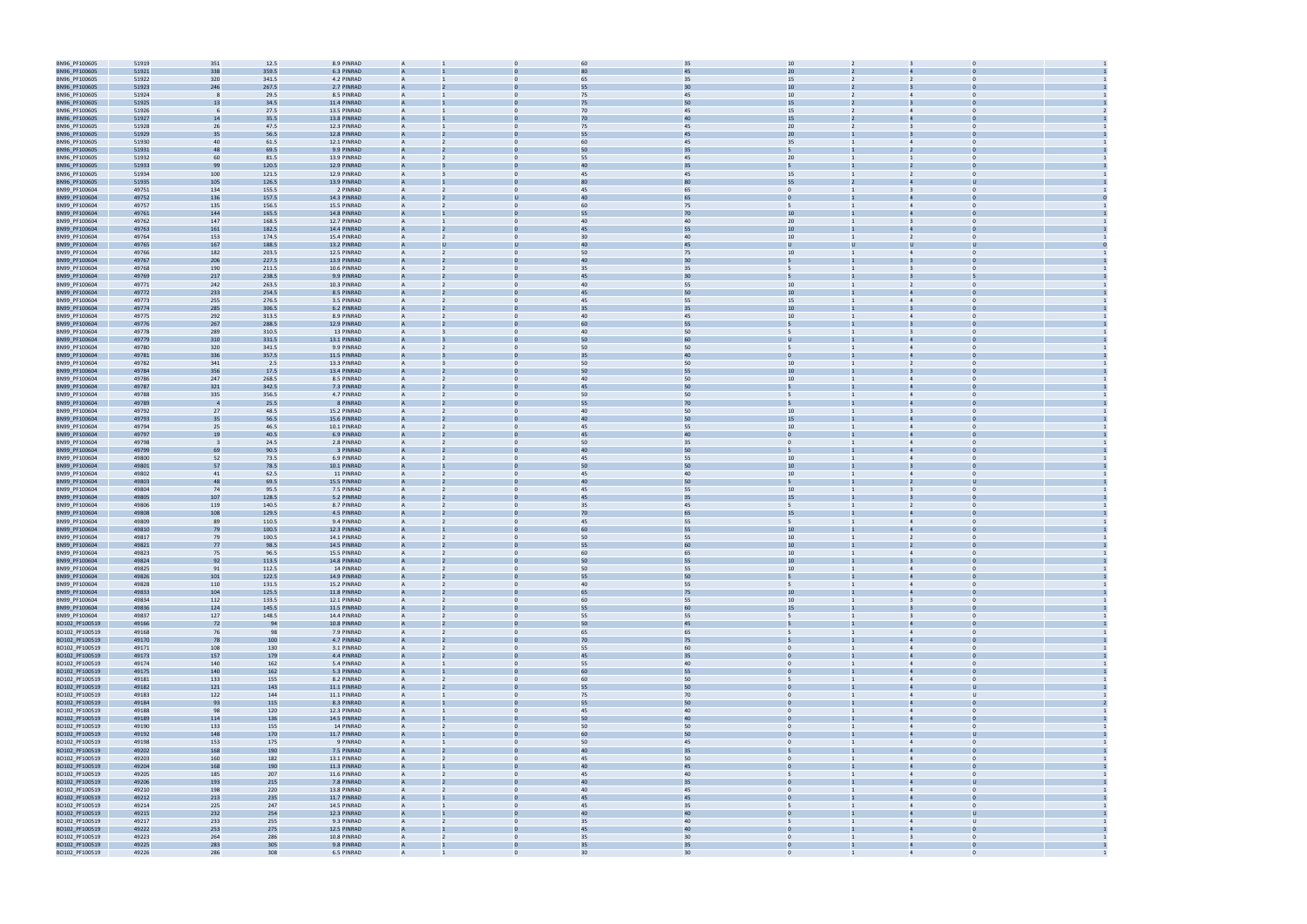| | | | | | | | | | | | | | | |
|---|---|---|---|---|---|---|---|---|---|---|---|---|---|---|
| BN96_PF100605 | 51919 | 351 | 12.5 | 8.9 | PINRAD | A | 1 | 0 | 60 | 35 | 10 | 2 | 3 | 0 | 1 |
| BN96_PF100605 | 51921 | 338 | 359.5 | 6.3 | PINRAD | A | 1 | 0 | 80 | 45 | 20 | 2 | 4 | 0 | 1 |
| BN96_PF100605 | 51922 | 320 | 341.5 | 4.2 | PINRAD | A | 1 | 0 | 65 | 35 | 15 | 2 | 2 | 0 | 1 |
| BN96_PF100605 | 51923 | 246 | 267.5 | 2.7 | PINRAD | A | 2 | 0 | 55 | 30 | 10 | 2 | 3 | 0 | 1 |
| BN96_PF100605 | 51924 | 8 | 29.5 | 8.5 | PINRAD | A | 1 | 0 | 75 | 45 | 10 | 2 | 4 | 0 | 1 |
| BN96_PF100605 | 51925 | 13 | 34.5 | 11.4 | PINRAD | A | 1 | 0 | 75 | 50 | 15 | 2 | 3 | 0 | 1 |
| BN96_PF100605 | 51926 | 6 | 27.5 | 13.5 | PINRAD | A | 1 | 0 | 70 | 45 | 15 | 2 | 4 | 0 | 2 |
| BN96_PF100605 | 51927 | 14 | 35.5 | 13.8 | PINRAD | A | 1 | 0 | 70 | 40 | 15 | 2 | 4 | 0 | 1 |
| BN96_PF100605 | 51928 | 26 | 47.5 | 12.3 | PINRAD | A | 1 | 0 | 75 | 45 | 20 | 2 | 3 | 0 | 1 |
| BN96_PF100605 | 51929 | 35 | 56.5 | 12.8 | PINRAD | A | 2 | 0 | 55 | 45 | 20 | 1 | 3 | 0 | 1 |
| BN96_PF100605 | 51930 | 40 | 61.5 | 12.1 | PINRAD | A | 2 | 0 | 60 | 45 | 35 | 1 | 4 | 0 | 1 |
| BN96_PF100605 | 51931 | 48 | 69.5 | 9.9 | PINRAD | A | 2 | 0 | 50 | 35 | 5 | 1 | 2 | 0 | 1 |
| BN96_PF100605 | 51932 | 60 | 81.5 | 13.9 | PINRAD | A | 2 | 0 | 55 | 45 | 20 | 1 | 1 | 0 | 1 |
| BN96_PF100605 | 51933 | 99 | 120.5 | 12.9 | PINRAD | A | 3 | 0 | 40 | 35 | 5 | 1 | 2 | 0 | 1 |
| BN96_PF100605 | 51934 | 100 | 121.5 | 12.9 | PINRAD | A | 3 | 0 | 45 | 45 | 15 | 1 | 2 | 0 | 1 |
| BN96_PF100605 | 51935 | 105 | 126.5 | 13.9 | PINRAD | A | 1 | 0 | 80 | 80 | 55 | 2 | 4 | U | 1 |
| BN99_PF100604 | 49751 | 134 | 155.5 | 2 | PINRAD | A | 2 | 0 | 45 | 65 | 0 | 1 | 3 | 0 | 1 |
| BN99_PF100604 | 49752 | 136 | 157.5 | 14.3 | PINRAD | A | 2 | U | 40 | 65 | 0 | 1 | 4 | 0 | 0 |
| BN99_PF100604 | 49757 | 135 | 156.5 | 15.5 | PINRAD | A | 2 | 0 | 60 | 75 | 5 | 1 | 4 | 0 | 1 |
| BN99_PF100604 | 49761 | 144 | 165.5 | 14.8 | PINRAD | A | 1 | 0 | 55 | 70 | 10 | 1 | 4 | 0 | 1 |
| BN99_PF100604 | 49762 | 147 | 168.5 | 12.7 | PINRAD | A | 1 | 0 | 40 | 40 | 20 | 1 | 3 | 0 | 1 |
| BN99_PF100604 | 49763 | 161 | 182.5 | 14.4 | PINRAD | A | 2 | 0 | 45 | 55 | 10 | 1 | 4 | 0 | 1 |
| BN99_PF100604 | 49764 | 153 | 174.5 | 15.4 | PINRAD | A | 2 | 0 | 30 | 40 | 10 | 1 | 2 | 0 | 1 |
| BN99_PF100604 | 49765 | 167 | 188.5 | 13.2 | PINRAD | A | U | U | 40 | 45 | U | U | U | U | 0 |
| BN99_PF100604 | 49766 | 182 | 203.5 | 12.5 | PINRAD | A | 2 | 0 | 50 | 75 | 10 | 1 | 4 | 0 | 1 |
| BN99_PF100604 | 49767 | 206 | 227.5 | 13.9 | PINRAD | A | 2 | 0 | 40 | 30 | 5 | 1 | 3 | 0 | 1 |
| BN99_PF100604 | 49768 | 190 | 211.5 | 10.6 | PINRAD | A | 2 | 0 | 35 | 35 | 5 | 1 | 3 | 0 | 1 |
| BN99_PF100604 | 49769 | 217 | 238.5 | 9.9 | PINRAD | A | 2 | 0 | 45 | 30 | 5 | 1 | 3 | 5 | 1 |
| BN99_PF100604 | 49771 | 242 | 263.5 | 10.3 | PINRAD | A | 2 | 0 | 40 | 55 | 10 | 1 | 2 | 0 | 1 |
| BN99_PF100604 | 49772 | 233 | 254.5 | 8.5 | PINRAD | A | 2 | 0 | 45 | 50 | 10 | 1 | 4 | 0 | 1 |
| BN99_PF100604 | 49773 | 255 | 276.5 | 3.5 | PINRAD | A | 2 | 0 | 45 | 55 | 15 | 1 | 4 | 0 | 1 |
| BN99_PF100604 | 49774 | 285 | 306.5 | 6.2 | PINRAD | A | 2 | 0 | 35 | 35 | 10 | 1 | 3 | 0 | 1 |
| BN99_PF100604 | 49775 | 292 | 313.5 | 8.9 | PINRAD | A | 2 | 0 | 40 | 45 | 10 | 1 | 4 | 0 | 1 |
| BN99_PF100604 | 49776 | 267 | 288.5 | 12.9 | PINRAD | A | 2 | 0 | 60 | 55 | 5 | 1 | 3 | 0 | 1 |
| BN99_PF100604 | 49778 | 289 | 310.5 | 13 | PINRAD | A | 3 | 0 | 40 | 50 | 5 | 1 | 3 | 0 | 1 |
| BN99_PF100604 | 49779 | 310 | 331.5 | 13.1 | PINRAD | A | 3 | 0 | 50 | 60 | U | 1 | 4 | 0 | 1 |
| BN99_PF100604 | 49780 | 320 | 341.5 | 9.9 | PINRAD | A | 2 | 0 | 50 | 50 | 5 | 1 | 4 | 0 | 1 |
| BN99_PF100604 | 49781 | 336 | 357.5 | 11.5 | PINRAD | A | 3 | 0 | 35 | 40 | 0 | 1 | 4 | 0 | 1 |
| BN99_PF100604 | 49782 | 341 | 2.5 | 13.3 | PINRAD | A | 3 | 0 | 50 | 50 | 10 | 1 | 2 | 0 | 1 |
| BN99_PF100604 | 49784 | 356 | 17.5 | 13.4 | PINRAD | A | 2 | 0 | 50 | 55 | 10 | 1 | 3 | 0 | 1 |
| BN99_PF100604 | 49786 | 247 | 268.5 | 8.5 | PINRAD | A | 2 | 0 | 40 | 50 | 10 | 1 | 4 | 0 | 1 |
| BN99_PF100604 | 49787 | 321 | 342.5 | 7.3 | PINRAD | A | 2 | 0 | 45 | 50 | 5 | 1 | 4 | 0 | 1 |
| BN99_PF100604 | 49788 | 335 | 356.5 | 4.7 | PINRAD | A | 2 | 0 | 50 | 50 | 5 | 1 | 4 | 0 | 1 |
| BN99_PF100604 | 49789 | 4 | 25.5 | 8 | PINRAD | A | 2 | 0 | 55 | 70 | 5 | 1 | 4 | 0 | 1 |
| BN99_PF100604 | 49792 | 27 | 48.5 | 15.2 | PINRAD | A | 2 | 0 | 40 | 50 | 10 | 1 | 3 | 0 | 1 |
| BN99_PF100604 | 49793 | 35 | 56.5 | 15.6 | PINRAD | A | 2 | 0 | 40 | 50 | 15 | 1 | 4 | 0 | 1 |
| BN99_PF100604 | 49794 | 25 | 46.5 | 10.1 | PINRAD | A | 2 | 0 | 45 | 55 | 10 | 1 | 4 | 0 | 1 |
| BN99_PF100604 | 49797 | 19 | 40.5 | 6.9 | PINRAD | A | 2 | 0 | 45 | 40 | 0 | 1 | 4 | 0 | 1 |
| BN99_PF100604 | 49798 | 3 | 24.5 | 2.8 | PINRAD | A | 2 | 0 | 50 | 35 | 0 | 1 | 4 | 0 | 1 |
| BN99_PF100604 | 49799 | 69 | 90.5 | 3 | PINRAD | A | 2 | 0 | 40 | 50 | 5 | 1 | 4 | 0 | 1 |
| BN99_PF100604 | 49800 | 52 | 73.5 | 6.9 | PINRAD | A | 2 | 0 | 45 | 55 | 10 | 1 | 4 | 0 | 1 |
| BN99_PF100604 | 49801 | 57 | 78.5 | 10.1 | PINRAD | A | 1 | 0 | 50 | 50 | 10 | 1 | 3 | 0 | 1 |
| BN99_PF100604 | 49802 | 41 | 62.5 | 11 | PINRAD | A | 2 | 0 | 45 | 40 | 10 | 1 | 4 | 0 | 1 |
| BN99_PF100604 | 49803 | 48 | 69.5 | 15.5 | PINRAD | A | 2 | 0 | 40 | 50 | 5 | 1 | 2 | U | 1 |
| BN99_PF100604 | 49804 | 74 | 95.5 | 7.5 | PINRAD | A | 2 | 0 | 45 | 55 | 10 | 1 | 3 | 0 | 1 |
| BN99_PF100604 | 49805 | 107 | 128.5 | 5.2 | PINRAD | A | 2 | 0 | 45 | 35 | 15 | 1 | 3 | 0 | 1 |
| BN99_PF100604 | 49806 | 119 | 140.5 | 8.7 | PINRAD | A | 2 | 0 | 35 | 45 | 5 | 1 | 2 | 0 | 1 |
| BN99_PF100604 | 49808 | 108 | 129.5 | 4.5 | PINRAD | A | 2 | 0 | 70 | 65 | 15 | 1 | 4 | 0 | 1 |
| BN99_PF100604 | 49809 | 89 | 110.5 | 9.4 | PINRAD | A | 2 | 0 | 45 | 55 | 5 | 1 | 4 | 0 | 1 |
| BN99_PF100604 | 49810 | 79 | 100.5 | 12.3 | PINRAD | A | 1 | 0 | 60 | 55 | 10 | 1 | 4 | 0 | 1 |
| BN99_PF100604 | 49817 | 79 | 100.5 | 14.1 | PINRAD | A | 2 | 0 | 50 | 55 | 10 | 1 | 2 | 0 | 1 |
| BN99_PF100604 | 49821 | 77 | 98.5 | 14.5 | PINRAD | A | 2 | 0 | 55 | 60 | 10 | 1 | 2 | 0 | 1 |
| BN99_PF100604 | 49823 | 75 | 96.5 | 15.5 | PINRAD | A | 2 | 0 | 60 | 65 | 10 | 1 | 4 | 0 | 1 |
| BN99_PF100604 | 49824 | 92 | 113.5 | 14.8 | PINRAD | A | 2 | 0 | 50 | 55 | 10 | 1 | 3 | 0 | 1 |
| BN99_PF100604 | 49825 | 91 | 112.5 | 14 | PINRAD | A | 2 | 0 | 50 | 55 | 10 | 1 | 4 | 0 | 1 |
| BN99_PF100604 | 49826 | 101 | 122.5 | 14.9 | PINRAD | A | 2 | 0 | 55 | 50 | 5 | 1 | 4 | 0 | 1 |
| BN99_PF100604 | 49828 | 110 | 131.5 | 15.2 | PINRAD | A | 2 | 0 | 40 | 55 | 5 | 1 | 4 | 0 | 1 |
| BN99_PF100604 | 49833 | 104 | 125.5 | 11.8 | PINRAD | A | 2 | 0 | 65 | 75 | 10 | 1 | 4 | 0 | 1 |
| BN99_PF100604 | 49834 | 112 | 133.5 | 12.1 | PINRAD | A | 2 | 0 | 60 | 55 | 10 | 1 | 3 | 0 | 1 |
| BN99_PF100604 | 49836 | 124 | 145.5 | 11.5 | PINRAD | A | 2 | 0 | 55 | 60 | 15 | 1 | 3 | 0 | 1 |
| BN99_PF100604 | 49837 | 127 | 148.5 | 14.4 | PINRAD | A | 2 | 0 | 55 | 55 | 5 | 1 | 3 | 0 | 1 |
| BO102_PF100519 | 49166 | 72 | 94 | 10.8 | PINRAD | A | 2 | 0 | 50 | 45 | 5 | 1 | 4 | 0 | 1 |
| BO102_PF100519 | 49168 | 76 | 98 | 7.9 | PINRAD | A | 2 | 0 | 65 | 65 | 5 | 1 | 4 | 0 | 1 |
| BO102_PF100519 | 49170 | 78 | 100 | 4.7 | PINRAD | A | 2 | 0 | 70 | 75 | 5 | 1 | 4 | 0 | 1 |
| BO102_PF100519 | 49171 | 108 | 130 | 3.1 | PINRAD | A | 2 | 0 | 55 | 60 | 0 | 1 | 4 | 0 | 1 |
| BO102_PF100519 | 49173 | 157 | 179 | 4.4 | PINRAD | A | 2 | 0 | 45 | 35 | 0 | 1 | 4 | 0 | 1 |
| BO102_PF100519 | 49174 | 140 | 162 | 5.4 | PINRAD | A | 1 | 0 | 55 | 40 | 0 | 1 | 4 | 0 | 1 |
| BO102_PF100519 | 49175 | 140 | 162 | 5.3 | PINRAD | A | 1 | 0 | 60 | 55 | 0 | 1 | 4 | 0 | 1 |
| BO102_PF100519 | 49181 | 133 | 155 | 8.2 | PINRAD | A | 2 | 0 | 60 | 50 | 5 | 1 | 4 | 0 | 1 |
| BO102_PF100519 | 49182 | 121 | 143 | 11.1 | PINRAD | A | 2 | 0 | 55 | 50 | 0 | 1 | 4 | U | 1 |
| BO102_PF100519 | 49183 | 122 | 144 | 11.1 | PINRAD | A | 1 | 0 | 75 | 70 | 0 | 1 | 4 | U | 1 |
| BO102_PF100519 | 49184 | 93 | 115 | 8.3 | PINRAD | A | 1 | 0 | 55 | 50 | 0 | 1 | 4 | 0 | 2 |
| BO102_PF100519 | 49188 | 98 | 120 | 12.3 | PINRAD | A | 1 | 0 | 45 | 40 | 0 | 1 | 4 | 0 | 1 |
| BO102_PF100519 | 49189 | 114 | 136 | 14.5 | PINRAD | A | 1 | 0 | 50 | 40 | 0 | 1 | 4 | 0 | 1 |
| BO102_PF100519 | 49190 | 133 | 155 | 14 | PINRAD | A | 2 | 0 | 50 | 50 | 0 | 1 | 4 | 0 | 1 |
| BO102_PF100519 | 49192 | 148 | 170 | 11.7 | PINRAD | A | 1 | 0 | 60 | 50 | 0 | 1 | 4 | U | 1 |
| BO102_PF100519 | 49198 | 153 | 175 | 9 | PINRAD | A | 1 | 0 | 50 | 45 | 0 | 1 | 4 | 0 | 1 |
| BO102_PF100519 | 49202 | 168 | 190 | 7.5 | PINRAD | A | 2 | 0 | 40 | 35 | 5 | 1 | 4 | 0 | 1 |
| BO102_PF100519 | 49203 | 160 | 182 | 13.1 | PINRAD | A | 2 | 0 | 45 | 50 | 0 | 1 | 4 | 0 | 1 |
| BO102_PF100519 | 49204 | 168 | 190 | 11.3 | PINRAD | A | 1 | 0 | 40 | 45 | 0 | 1 | 4 | 0 | 1 |
| BO102_PF100519 | 49205 | 185 | 207 | 11.6 | PINRAD | A | 2 | 0 | 45 | 40 | 5 | 1 | 4 | 0 | 1 |
| BO102_PF100519 | 49206 | 193 | 215 | 7.8 | PINRAD | A | 2 | 0 | 40 | 35 | 0 | 1 | 4 | U | 1 |
| BO102_PF100519 | 49210 | 198 | 220 | 13.8 | PINRAD | A | 2 | 0 | 40 | 45 | 0 | 1 | 4 | 0 | 1 |
| BO102_PF100519 | 49212 | 213 | 235 | 11.7 | PINRAD | A | 1 | 0 | 45 | 45 | 0 | 1 | 4 | 0 | 1 |
| BO102_PF100519 | 49214 | 225 | 247 | 14.5 | PINRAD | A | 1 | 0 | 45 | 35 | 5 | 1 | 4 | 0 | 1 |
| BO102_PF100519 | 49215 | 232 | 254 | 12.3 | PINRAD | A | 1 | 0 | 40 | 40 | 0 | 1 | 4 | U | 1 |
| BO102_PF100519 | 49217 | 233 | 255 | 9.3 | PINRAD | A | 2 | 0 | 35 | 40 | 5 | 1 | 4 | U | 1 |
| BO102_PF100519 | 49222 | 253 | 275 | 12.5 | PINRAD | A | 1 | 0 | 45 | 40 | 0 | 1 | 4 | 0 | 1 |
| BO102_PF100519 | 49223 | 264 | 286 | 10.8 | PINRAD | A | 2 | 0 | 35 | 30 | 0 | 1 | 3 | 0 | 1 |
| BO102_PF100519 | 49225 | 283 | 305 | 9.8 | PINRAD | A | 1 | 0 | 35 | 35 | 0 | 1 | 4 | 0 | 1 |
| BO102_PF100519 | 49226 | 286 | 308 | 6.5 | PINRAD | A | 1 | 0 | 30 | 30 | 0 | 1 | 4 | 0 | 1 |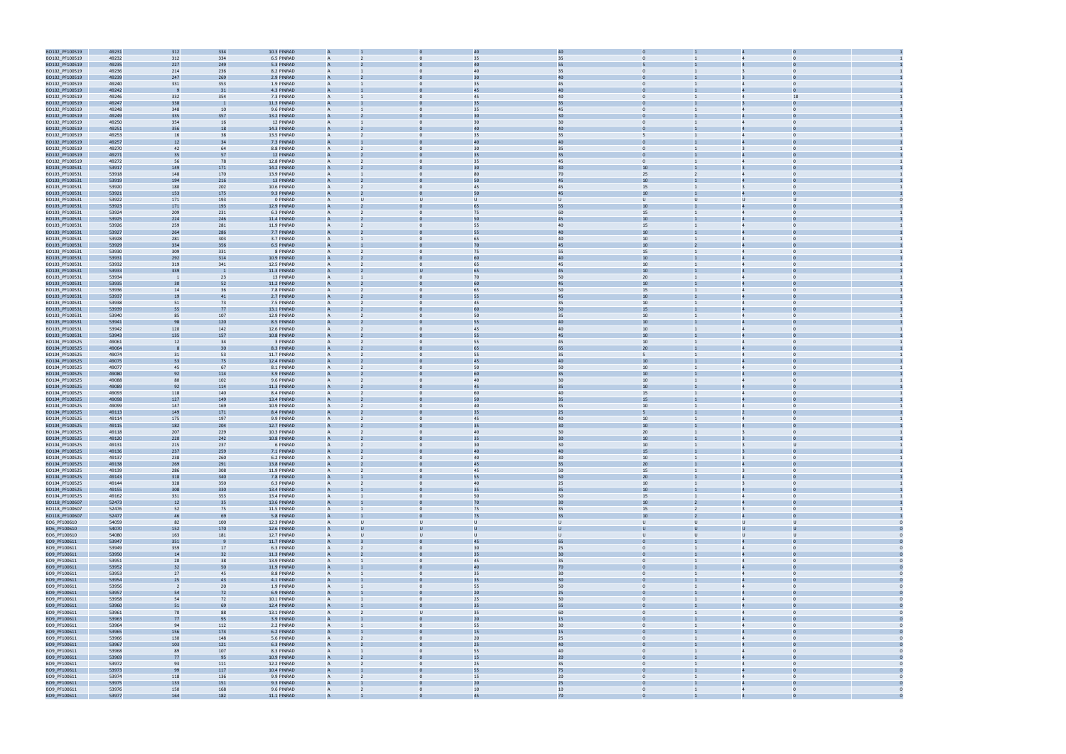| | | | | | | | | | | | | | | |
|---|---|---|---|---|---|---|---|---|---|---|---|---|---|---|
| BO102_PF100519 | 49231 | 312 | 334 | 10.3 | PINRAD | A | 1 | 0 | 40 | 40 | 0 | 1 | 4 | 0 | 1 |
| BO102_PF100519 | 49232 | 312 | 334 | 6.5 | PINRAD | A | 2 | 0 | 35 | 35 | 0 | 1 | 4 | 0 | 1 |
| BO102_PF100519 | 49235 | 227 | 249 | 5.3 | PINRAD | A | 2 | 0 | 40 | 55 | 5 | 1 | 4 | 0 | 1 |
| BO102_PF100519 | 49236 | 214 | 236 | 8.2 | PINRAD | A | 1 | 0 | 40 | 35 | 0 | 1 | 3 | 0 | 1 |
| BO102_PF100519 | 49239 | 247 | 269 | 2.9 | PINRAD | A | 2 | 0 | 30 | 40 | 0 | 1 | 3 | 0 | 1 |
| BO102_PF100519 | 49240 | 331 | 353 | 1.9 | PINRAD | A | 1 | 0 | 35 | 45 | 0 | 1 | 4 | 0 | 1 |
| BO102_PF100519 | 49242 | 9 | 31 | 4.3 | PINRAD | A | 1 | 0 | 45 | 40 | 0 | 1 | 4 | 0 | 1 |
| BO102_PF100519 | 49246 | 332 | 354 | 7.3 | PINRAD | A | 1 | 0 | 45 | 40 | 0 | 1 | 4 | 10 | 1 |
| BO102_PF100519 | 49247 | 338 | 1 | 11.3 | PINRAD | A | 1 | 0 | 35 | 35 | 0 | 1 | 3 | 0 | 1 |
| BO102_PF100519 | 49248 | 348 | 10 | 9.6 | PINRAD | A | 1 | 0 | 35 | 45 | 0 | 1 | 4 | 0 | 1 |
| BO102_PF100519 | 49249 | 335 | 357 | 13.2 | PINRAD | A | 2 | 0 | 30 | 30 | 0 | 1 | 4 | 0 | 1 |
| BO102_PF100519 | 49250 | 354 | 16 | 12 | PINRAD | A | 1 | 0 | 30 | 30 | 0 | 1 | 4 | 0 | 1 |
| BO102_PF100519 | 49251 | 356 | 18 | 14.3 | PINRAD | A | 2 | 0 | 40 | 40 | 0 | 1 | 4 | 0 | 1 |
| BO102_PF100519 | 49253 | 16 | 38 | 13.5 | PINRAD | A | 2 | 0 | 35 | 35 | 5 | 1 | 4 | 0 | 1 |
| BO102_PF100519 | 49257 | 12 | 34 | 7.3 | PINRAD | A | 1 | 0 | 40 | 40 | 0 | 1 | 4 | 0 | 1 |
| BO102_PF100519 | 49270 | 42 | 64 | 8.8 | PINRAD | A | 2 | 0 | 30 | 35 | 0 | 1 | 3 | 0 | 1 |
| BO102_PF100519 | 49271 | 35 | 57 | 12 | PINRAD | A | 2 | 0 | 35 | 35 | 0 | 1 | 4 | 0 | 1 |
| BO102_PF100519 | 49272 | 56 | 78 | 12.8 | PINRAD | A | 2 | 0 | 35 | 45 | 0 | 1 | 4 | 0 | 1 |
| BO103_PF100531 | 53917 | 149 | 171 | 14.2 | PINRAD | A | 2 | 0 | 30 | 30 | 10 | 1 | 3 | 0 | 1 |
| BO103_PF100531 | 53918 | 148 | 170 | 13.9 | PINRAD | A | 1 | 0 | 80 | 70 | 25 | 2 | 4 | 0 | 1 |
| BO103_PF100531 | 53919 | 194 | 216 | 13 | PINRAD | A | 2 | 0 | 50 | 45 | 10 | 1 | 4 | 0 | 1 |
| BO103_PF100531 | 53920 | 180 | 202 | 10.6 | PINRAD | A | 2 | 0 | 45 | 45 | 15 | 1 | 3 | 0 | 1 |
| BO103_PF100531 | 53921 | 153 | 175 | 9.3 | PINRAD | A | 2 | 0 | 50 | 45 | 10 | 1 | 4 | 0 | 1 |
| BO103_PF100531 | 53922 | 171 | 193 | 0 | PINRAD | A | U | U | U | U | U | U | U | U | 0 |
| BO103_PF100531 | 53923 | 171 | 193 | 12.9 | PINRAD | A | 2 | 0 | 65 | 55 | 10 | 1 | 4 | 0 | 1 |
| BO103_PF100531 | 53924 | 209 | 231 | 6.3 | PINRAD | A | 2 | 0 | 75 | 60 | 15 | 1 | 4 | 0 | 1 |
| BO103_PF100531 | 53925 | 224 | 246 | 11.4 | PINRAD | A | 2 | 0 | 50 | 45 | 10 | 1 | 4 | 0 | 1 |
| BO103_PF100531 | 53926 | 259 | 281 | 11.9 | PINRAD | A | 2 | 0 | 55 | 40 | 15 | 1 | 4 | 0 | 1 |
| BO103_PF100531 | 53927 | 264 | 286 | 7.7 | PINRAD | A | 2 | 0 | 55 | 40 | 10 | 1 | 4 | 0 | 1 |
| BO103_PF100531 | 53928 | 281 | 303 | 3.7 | PINRAD | A | 1 | 0 | 65 | 40 | 10 | 1 | 4 | 0 | 1 |
| BO103_PF100531 | 53929 | 334 | 356 | 6.5 | PINRAD | A | 1 | 0 | 70 | 45 | 10 | 2 | 4 | 0 | 1 |
| BO103_PF100531 | 53930 | 309 | 331 | 8 | PINRAD | A | 2 | 0 | 75 | 55 | 15 | 1 | 4 | 0 | 1 |
| BO103_PF100531 | 53931 | 292 | 314 | 10.9 | PINRAD | A | 2 | 0 | 60 | 40 | 10 | 1 | 4 | 0 | 1 |
| BO103_PF100531 | 53932 | 319 | 341 | 12.5 | PINRAD | A | 2 | 0 | 65 | 45 | 10 | 1 | 4 | 0 | 1 |
| BO103_PF100531 | 53933 | 339 | 1 | 11.3 | PINRAD | A | 2 | U | 65 | 45 | 10 | 1 | 4 | 0 | 1 |
| BO103_PF100531 | 53934 | 1 | 23 | 13 | PINRAD | A | 1 | 0 | 70 | 50 | 20 | 1 | 4 | 0 | 1 |
| BO103_PF100531 | 53935 | 30 | 52 | 11.2 | PINRAD | A | 2 | 0 | 60 | 45 | 10 | 1 | 4 | 0 | 1 |
| BO103_PF100531 | 53936 | 14 | 36 | 7.8 | PINRAD | A | 2 | 0 | 65 | 50 | 15 | 1 | 4 | 0 | 1 |
| BO103_PF100531 | 53937 | 19 | 41 | 2.7 | PINRAD | A | 2 | 0 | 55 | 45 | 10 | 1 | 4 | 0 | 1 |
| BO103_PF100531 | 53938 | 51 | 73 | 7.5 | PINRAD | A | 2 | 0 | 45 | 35 | 10 | 1 | 4 | 0 | 1 |
| BO103_PF100531 | 53939 | 55 | 77 | 13.1 | PINRAD | A | 2 | 0 | 60 | 50 | 15 | 1 | 4 | 0 | 1 |
| BO103_PF100531 | 53940 | 85 | 107 | 12.9 | PINRAD | A | 2 | 0 | 50 | 35 | 10 | 1 | 4 | 0 | 1 |
| BO103_PF100531 | 53941 | 98 | 120 | 8.5 | PINRAD | A | 2 | 0 | 55 | 40 | 10 | 1 | 4 | 0 | 1 |
| BO103_PF100531 | 53942 | 120 | 142 | 12.6 | PINRAD | A | 2 | 0 | 45 | 40 | 10 | 1 | 4 | 0 | 1 |
| BO103_PF100531 | 53943 | 135 | 157 | 10.8 | PINRAD | A | 2 | 0 | 55 | 45 | 10 | 1 | 4 | 0 | 1 |
| BO104_PF100525 | 49061 | 12 | 34 | 3 | PINRAD | A | 2 | 0 | 55 | 45 | 10 | 1 | 4 | 0 | 1 |
| BO104_PF100525 | 49064 | 8 | 30 | 8.3 | PINRAD | A | 2 | 0 | 65 | 65 | 20 | 1 | 4 | 0 | 1 |
| BO104_PF100525 | 49074 | 31 | 53 | 11.7 | PINRAD | A | 2 | 0 | 55 | 35 | 5 | 1 | 4 | 0 | 1 |
| BO104_PF100525 | 49075 | 53 | 75 | 12.4 | PINRAD | A | 2 | 0 | 45 | 40 | 10 | 1 | 4 | 0 | 1 |
| BO104_PF100525 | 49077 | 45 | 67 | 8.1 | PINRAD | A | 2 | 0 | 50 | 50 | 10 | 1 | 4 | 0 | 1 |
| BO104_PF100525 | 49080 | 92 | 114 | 3.9 | PINRAD | A | 2 | 0 | 60 | 35 | 10 | 1 | 4 | 0 | 1 |
| BO104_PF100525 | 49088 | 80 | 102 | 9.6 | PINRAD | A | 2 | 0 | 40 | 30 | 10 | 1 | 4 | 0 | 1 |
| BO104_PF100525 | 49089 | 92 | 114 | 11.3 | PINRAD | A | 2 | 0 | 45 | 35 | 10 | 1 | 4 | 0 | 1 |
| BO104_PF100525 | 49093 | 118 | 140 | 8.4 | PINRAD | A | 2 | 0 | 60 | 40 | 15 | 1 | 4 | 0 | 1 |
| BO104_PF100525 | 49098 | 127 | 149 | 13.4 | PINRAD | A | 2 | 0 | 50 | 35 | 15 | 1 | 4 | 0 | 1 |
| BO104_PF100525 | 49099 | 147 | 169 | 10.9 | PINRAD | A | 2 | 0 | 40 | 35 | 10 | 1 | 4 | 0 | 1 |
| BO104_PF100525 | 49113 | 149 | 171 | 8.4 | PINRAD | A | 2 | 0 | 35 | 25 | 5 | 1 | 2 | 0 | 1 |
| BO104_PF100525 | 49114 | 175 | 197 | 9.9 | PINRAD | A | 2 | 0 | 45 | 40 | 10 | 1 | 4 | 0 | 1 |
| BO104_PF100525 | 49115 | 182 | 204 | 12.7 | PINRAD | A | 2 | 0 | 35 | 30 | 10 | 1 | 4 | 0 | 1 |
| BO104_PF100525 | 49118 | 207 | 229 | 10.3 | PINRAD | A | 2 | 0 | 40 | 30 | 20 | 1 | 3 | 0 | 1 |
| BO104_PF100525 | 49120 | 220 | 242 | 10.8 | PINRAD | A | 2 | 0 | 35 | 30 | 10 | 1 | 3 | 0 | 1 |
| BO104_PF100525 | 49131 | 215 | 237 | 6 | PINRAD | A | 2 | 0 | 30 | 30 | 10 | 1 | 3 | U | 1 |
| BO104_PF100525 | 49136 | 237 | 259 | 7.1 | PINRAD | A | 2 | 0 | 40 | 40 | 15 | 1 | 3 | 0 | 1 |
| BO104_PF100525 | 49137 | 238 | 260 | 6.2 | PINRAD | A | 2 | 0 | 40 | 30 | 10 | 1 | 3 | 0 | 1 |
| BO104_PF100525 | 49138 | 269 | 291 | 13.8 | PINRAD | A | 2 | 0 | 45 | 35 | 20 | 1 | 4 | 0 | 1 |
| BO104_PF100525 | 49139 | 286 | 308 | 11.9 | PINRAD | A | 2 | 0 | 45 | 50 | 15 | 1 | 3 | 0 | 1 |
| BO104_PF100525 | 49143 | 318 | 340 | 7.8 | PINRAD | A | 1 | 0 | 55 | 50 | 20 | 1 | 4 | 0 | 1 |
| BO104_PF100525 | 49144 | 328 | 350 | 6.3 | PINRAD | A | 2 | 0 | 40 | 25 | 10 | 1 | 3 | 0 | 1 |
| BO104_PF100525 | 49155 | 308 | 330 | 13.4 | PINRAD | A | 1 | 0 | 35 | 35 | 10 | 1 | 4 | 0 | 1 |
| BO104_PF100525 | 49162 | 331 | 353 | 13.4 | PINRAD | A | 1 | 0 | 50 | 50 | 15 | 1 | 4 | 0 | 1 |
| BO118_PF100607 | 52473 | 12 | 35 | 13.6 | PINRAD | A | 1 | 0 | 70 | 30 | 10 | 2 | 4 | 0 | 1 |
| BO118_PF100607 | 52476 | 52 | 75 | 11.5 | PINRAD | A | 1 | 0 | 75 | 35 | 15 | 2 | 3 | 0 | 1 |
| BO118_PF100607 | 52477 | 46 | 69 | 5.8 | PINRAD | A | 1 | 0 | 75 | 35 | 10 | 2 | 4 | 0 | 1 |
| BO6_PF100610 | 54059 | 82 | 100 | 12.3 | PINRAD | A | U | U | U | U | U | U | U | U | 0 |
| BO6_PF100610 | 54070 | 152 | 170 | 12.6 | PINRAD | A | U | U | U | U | U | U | U | U | 0 |
| BO6_PF100610 | 54080 | 163 | 181 | 12.7 | PINRAD | A | U | U | U | U | U | U | U | U | 0 |
| BO9_PF100611 | 53947 | 351 | 9 | 11.7 | PINRAD | A | 3 | 0 | 45 | 65 | 0 | 1 | 4 | 0 | 0 |
| BO9_PF100611 | 53949 | 359 | 17 | 6.3 | PINRAD | A | 2 | 0 | 30 | 25 | 0 | 1 | 4 | 0 | 0 |
| BO9_PF100611 | 53950 | 14 | 32 | 11.3 | PINRAD | A | 2 | 0 | 35 | 30 | 0 | 1 | 4 | 0 | 0 |
| BO9_PF100611 | 53951 | 20 | 38 | 13.9 | PINRAD | A | 1 | 0 | 45 | 35 | 0 | 1 | 4 | 0 | 0 |
| BO9_PF100611 | 53952 | 32 | 50 | 11.9 | PINRAD | A | 1 | 0 | 40 | 70 | 0 | 1 | 4 | 0 | 0 |
| BO9_PF100611 | 53953 | 27 | 45 | 8.8 | PINRAD | A | 1 | 0 | 35 | 30 | 0 | 1 | 4 | 0 | 0 |
| BO9_PF100611 | 53954 | 25 | 43 | 4.1 | PINRAD | A | 1 | 0 | 35 | 30 | 0 | 1 | 4 | 0 | 0 |
| BO9_PF100611 | 53956 | 2 | 20 | 1.9 | PINRAD | A | 1 | 0 | 55 | 50 | 0 | 1 | 4 | 0 | 0 |
| BO9_PF100611 | 53957 | 54 | 72 | 6.9 | PINRAD | A | 1 | 0 | 20 | 25 | 0 | 1 | 4 | 0 | 0 |
| BO9_PF100611 | 53958 | 54 | 72 | 10.1 | PINRAD | A | 1 | 0 | 25 | 30 | 0 | 1 | 4 | 0 | 0 |
| BO9_PF100611 | 53960 | 51 | 69 | 12.4 | PINRAD | A | 1 | 0 | 35 | 55 | 0 | 1 | 4 | 0 | 0 |
| BO9_PF100611 | 53961 | 70 | 88 | 13.1 | PINRAD | A | 2 | U | 35 | 60 | 0 | 1 | 4 | 0 | 0 |
| BO9_PF100611 | 53963 | 77 | 95 | 3.9 | PINRAD | A | 1 | 0 | 20 | 15 | 0 | 1 | 4 | 0 | 0 |
| BO9_PF100611 | 53964 | 94 | 112 | 2.2 | PINRAD | A | 1 | 0 | 55 | 30 | 0 | 1 | 4 | 0 | 0 |
| BO9_PF100611 | 53965 | 156 | 174 | 6.2 | PINRAD | A | 1 | 0 | 15 | 15 | 0 | 1 | 4 | 0 | 0 |
| BO9_PF100611 | 53966 | 130 | 148 | 5.6 | PINRAD | A | 2 | 0 | 20 | 25 | 0 | 1 | 4 | 0 | 0 |
| BO9_PF100611 | 53967 | 103 | 121 | 6.3 | PINRAD | A | 2 | 0 | 25 | 40 | 0 | 1 | 4 | 0 | 0 |
| BO9_PF100611 | 53968 | 89 | 107 | 8.3 | PINRAD | A | 1 | 0 | 55 | 40 | 0 | 1 | 4 | 0 | 0 |
| BO9_PF100611 | 53969 | 77 | 95 | 10.9 | PINRAD | A | 2 | 0 | 15 | 20 | 0 | 1 | 4 | 0 | 0 |
| BO9_PF100611 | 53972 | 93 | 111 | 12.2 | PINRAD | A | 2 | 0 | 25 | 35 | 0 | 1 | 4 | 0 | 0 |
| BO9_PF100611 | 53973 | 99 | 117 | 10.4 | PINRAD | A | 1 | 0 | 55 | 75 | 0 | 1 | 4 | 0 | 0 |
| BO9_PF100611 | 53974 | 118 | 136 | 9.9 | PINRAD | A | 2 | 0 | 15 | 20 | 0 | 1 | 4 | 0 | 0 |
| BO9_PF100611 | 53975 | 133 | 151 | 9.3 | PINRAD | A | 1 | 0 | 20 | 25 | 0 | 1 | 4 | 0 | 0 |
| BO9_PF100611 | 53976 | 150 | 168 | 9.6 | PINRAD | A | 2 | 0 | 10 | 10 | 0 | 1 | 4 | 0 | 0 |
| BO9_PF100611 | 53977 | 164 | 182 | 11.1 | PINRAD | A | 1 | 0 | 45 | 70 | 0 | 1 | 4 | 0 | 0 |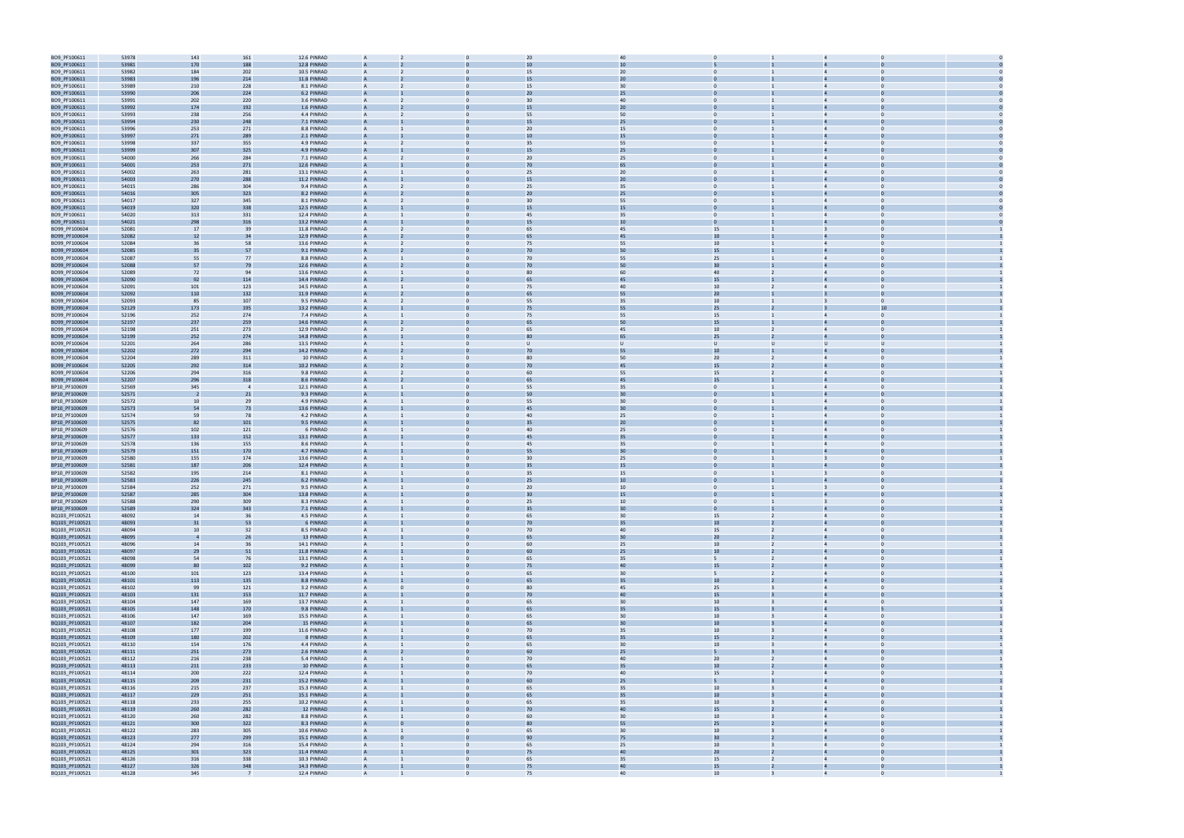| | | | | | | | | | | | | | | | |
|---|---|---|---|---|---|---|---|---|---|---|---|---|---|---|---|
| BO9_PF100611 | 53978 | 143 | 161 | 12.6 | PINRAD | A | 2 | 0 | 20 | 40 | 0 | 1 | 4 | 0 | 0 |
| BO9_PF100611 | 53981 | 170 | 188 | 12.8 | PINRAD | A | 2 | 0 | 10 | 10 | 5 | 1 | 4 | 0 | 0 |
| BO9_PF100611 | 53982 | 184 | 202 | 10.5 | PINRAD | A | 2 | 0 | 15 | 20 | 0 | 1 | 4 | 0 | 0 |
| BO9_PF100611 | 53983 | 196 | 214 | 11.8 | PINRAD | A | 2 | 0 | 15 | 20 | 0 | 1 | 4 | 0 | 0 |
| BO9_PF100611 | 53989 | 210 | 228 | 8.1 | PINRAD | A | 2 | 0 | 15 | 30 | 0 | 1 | 4 | 0 | 0 |
| BO9_PF100611 | 53990 | 206 | 224 | 6.2 | PINRAD | A | 1 | 0 | 20 | 25 | 0 | 1 | 4 | 0 | 0 |
| BO9_PF100611 | 53991 | 202 | 220 | 3.6 | PINRAD | A | 2 | 0 | 30 | 40 | 0 | 1 | 4 | 0 | 0 |
| BO9_PF100611 | 53992 | 174 | 192 | 1.6 | PINRAD | A | 2 | 0 | 15 | 20 | 0 | 1 | 4 | 0 | 0 |
| BO9_PF100611 | 53993 | 238 | 256 | 4.4 | PINRAD | A | 2 | 0 | 55 | 50 | 0 | 1 | 4 | 0 | 0 |
| BO9_PF100611 | 53994 | 230 | 248 | 7.1 | PINRAD | A | 1 | 0 | 15 | 25 | 0 | 1 | 4 | 0 | 0 |
| BO9_PF100611 | 53996 | 253 | 271 | 8.8 | PINRAD | A | 1 | 0 | 20 | 15 | 0 | 1 | 4 | 0 | 0 |
| BO9_PF100611 | 53997 | 271 | 289 | 2.1 | PINRAD | A | 1 | 0 | 10 | 15 | 0 | 1 | 4 | 0 | 0 |
| BO9_PF100611 | 53998 | 337 | 355 | 4.9 | PINRAD | A | 2 | 0 | 35 | 55 | 0 | 1 | 4 | 0 | 0 |
| BO9_PF100611 | 53999 | 307 | 325 | 4.9 | PINRAD | A | 1 | 0 | 15 | 25 | 0 | 1 | 4 | 0 | 0 |
| BO9_PF100611 | 54000 | 266 | 284 | 7.1 | PINRAD | A | 2 | 0 | 20 | 25 | 0 | 1 | 4 | 0 | 0 |
| BO9_PF100611 | 54001 | 253 | 271 | 12.6 | PINRAD | A | 1 | 0 | 70 | 65 | 0 | 1 | 4 | 0 | 0 |
| BO9_PF100611 | 54002 | 263 | 281 | 13.1 | PINRAD | A | 1 | 0 | 25 | 20 | 0 | 1 | 4 | 0 | 0 |
| BO9_PF100611 | 54003 | 270 | 288 | 11.2 | PINRAD | A | 1 | 0 | 15 | 20 | 0 | 1 | 4 | 0 | 0 |
| BO9_PF100611 | 54015 | 286 | 304 | 9.4 | PINRAD | A | 2 | 0 | 25 | 35 | 0 | 1 | 4 | 0 | 0 |
| BO9_PF100611 | 54016 | 305 | 323 | 8.2 | PINRAD | A | 2 | 0 | 20 | 25 | 0 | 1 | 4 | 0 | 0 |
| BO9_PF100611 | 54017 | 327 | 345 | 8.1 | PINRAD | A | 2 | 0 | 30 | 55 | 0 | 1 | 4 | 0 | 0 |
| BO9_PF100611 | 54019 | 320 | 338 | 12.5 | PINRAD | A | 1 | 0 | 15 | 15 | 0 | 1 | 4 | 0 | 0 |
| BO9_PF100611 | 54020 | 313 | 331 | 12.4 | PINRAD | A | 1 | 0 | 45 | 35 | 0 | 1 | 4 | 0 | 0 |
| BO9_PF100611 | 54021 | 298 | 316 | 13.2 | PINRAD | A | 1 | 0 | 15 | 10 | 0 | 1 | 4 | 0 | 0 |
| BO99_PF100604 | 52081 | 17 | 39 | 11.8 | PINRAD | A | 2 | 0 | 65 | 45 | 15 | 1 | 3 | 0 | 1 |
| BO99_PF100604 | 52082 | 12 | 34 | 12.9 | PINRAD | A | 2 | 0 | 65 | 45 | 10 | 1 | 4 | 0 | 1 |
| BO99_PF100604 | 52084 | 36 | 58 | 13.6 | PINRAD | A | 2 | 0 | 75 | 55 | 10 | 1 | 4 | 0 | 1 |
| BO99_PF100604 | 52085 | 35 | 57 | 9.1 | PINRAD | A | 2 | 0 | 70 | 50 | 15 | 1 | 4 | 0 | 1 |
| BO99_PF100604 | 52087 | 55 | 77 | 8.8 | PINRAD | A | 1 | 0 | 70 | 55 | 25 | 1 | 4 | 0 | 1 |
| BO99_PF100604 | 52088 | 57 | 79 | 12.6 | PINRAD | A | 2 | 0 | 70 | 50 | 30 | 1 | 4 | 0 | 1 |
| BO99_PF100604 | 52089 | 72 | 94 | 13.6 | PINRAD | A | 1 | 0 | 80 | 60 | 40 | 2 | 4 | 0 | 1 |
| BO99_PF100604 | 52090 | 92 | 114 | 14.4 | PINRAD | A | 2 | 0 | 65 | 45 | 15 | 1 | 4 | 0 | 1 |
| BO99_PF100604 | 52091 | 101 | 123 | 14.5 | PINRAD | A | 1 | 0 | 75 | 40 | 10 | 2 | 4 | 0 | 1 |
| BO99_PF100604 | 52092 | 110 | 132 | 11.9 | PINRAD | A | 2 | 0 | 65 | 55 | 20 | 1 | 3 | 0 | 1 |
| BO99_PF100604 | 52093 | 85 | 107 | 9.5 | PINRAD | A | 2 | 0 | 55 | 35 | 10 | 1 | 3 | 0 | 1 |
| BO99_PF100604 | 52129 | 173 | 195 | 13.2 | PINRAD | A | 1 | 0 | 75 | 55 | 25 | 2 | 3 | 10 | 1 |
| BO99_PF100604 | 52196 | 252 | 274 | 7.4 | PINRAD | A | 1 | 0 | 75 | 55 | 15 | 1 | 4 | 0 | 1 |
| BO99_PF100604 | 52197 | 237 | 259 | 14.6 | PINRAD | A | 2 | 0 | 65 | 50 | 15 | 1 | 4 | 0 | 1 |
| BO99_PF100604 | 52198 | 251 | 273 | 12.9 | PINRAD | A | 2 | 0 | 65 | 45 | 10 | 2 | 4 | 0 | 1 |
| BO99_PF100604 | 52199 | 252 | 274 | 14.8 | PINRAD | A | 1 | 0 | 80 | 65 | 25 | 2 | 4 | 0 | 1 |
| BO99_PF100604 | 52201 | 264 | 286 | 13.5 | PINRAD | A | 1 | 0 | U | U | U | U | U | U | 1 |
| BO99_PF100604 | 52202 | 272 | 294 | 14.2 | PINRAD | A | 2 | 0 | 70 | 55 | 10 | 1 | 4 | 0 | 1 |
| BO99_PF100604 | 52204 | 289 | 311 | 10 | PINRAD | A | 1 | 0 | 80 | 50 | 20 | 2 | 4 | 0 | 1 |
| BO99_PF100604 | 52205 | 292 | 314 | 10.2 | PINRAD | A | 2 | 0 | 70 | 45 | 15 | 2 | 4 | 0 | 1 |
| BO99_PF100604 | 52206 | 294 | 316 | 9.8 | PINRAD | A | 2 | 0 | 60 | 55 | 15 | 2 | 4 | 0 | 1 |
| BO99_PF100604 | 52207 | 296 | 318 | 8.6 | PINRAD | A | 2 | 0 | 65 | 45 | 15 | 1 | 4 | 0 | 1 |
| BP10_PF100609 | 52569 | 345 | 4 | 12.1 | PINRAD | A | 1 | 0 | 55 | 35 | 0 | 1 | 4 | 0 | 1 |
| BP10_PF100609 | 52571 | 2 | 21 | 9.3 | PINRAD | A | 1 | 0 | 50 | 30 | 0 | 1 | 4 | 0 | 1 |
| BP10_PF100609 | 52572 | 10 | 29 | 4.9 | PINRAD | A | 1 | 0 | 55 | 30 | 0 | 1 | 4 | 0 | 1 |
| BP10_PF100609 | 52573 | 54 | 73 | 13.6 | PINRAD | A | 1 | 0 | 45 | 30 | 0 | 1 | 4 | 0 | 1 |
| BP10_PF100609 | 52574 | 59 | 78 | 4.2 | PINRAD | A | 1 | 0 | 40 | 25 | 0 | 1 | 4 | 0 | 1 |
| BP10_PF100609 | 52575 | 82 | 101 | 9.5 | PINRAD | A | 1 | 0 | 35 | 20 | 0 | 1 | 4 | 0 | 1 |
| BP10_PF100609 | 52576 | 102 | 121 | 6 | PINRAD | A | 1 | 0 | 40 | 25 | 0 | 1 | 4 | 0 | 1 |
| BP10_PF100609 | 52577 | 133 | 152 | 13.1 | PINRAD | A | 1 | 0 | 45 | 35 | 0 | 1 | 4 | 0 | 1 |
| BP10_PF100609 | 52578 | 136 | 155 | 8.6 | PINRAD | A | 1 | 0 | 45 | 35 | 0 | 1 | 4 | 0 | 1 |
| BP10_PF100609 | 52579 | 151 | 170 | 4.7 | PINRAD | A | 1 | 0 | 55 | 30 | 0 | 1 | 4 | 0 | 1 |
| BP10_PF100609 | 52580 | 155 | 174 | 13.6 | PINRAD | A | 1 | 0 | 30 | 25 | 0 | 1 | 3 | 0 | 1 |
| BP10_PF100609 | 52581 | 187 | 206 | 12.4 | PINRAD | A | 1 | 0 | 35 | 15 | 0 | 1 | 4 | 0 | 1 |
| BP10_PF100609 | 52582 | 195 | 214 | 8.1 | PINRAD | A | 1 | 0 | 35 | 15 | 0 | 1 | 3 | 0 | 1 |
| BP10_PF100609 | 52583 | 226 | 245 | 6.2 | PINRAD | A | 1 | 0 | 25 | 10 | 0 | 1 | 4 | 0 | 1 |
| BP10_PF100609 | 52584 | 252 | 271 | 9.5 | PINRAD | A | 1 | 0 | 20 | 10 | 0 | 1 | 3 | 0 | 1 |
| BP10_PF100609 | 52587 | 285 | 304 | 13.8 | PINRAD | A | 1 | 0 | 30 | 15 | 0 | 1 | 4 | 0 | 1 |
| BP10_PF100609 | 52588 | 290 | 309 | 8.3 | PINRAD | A | 1 | 0 | 25 | 10 | 0 | 1 | 3 | 0 | 1 |
| BP10_PF100609 | 52589 | 324 | 343 | 7.1 | PINRAD | A | 1 | 0 | 35 | 30 | 0 | 1 | 4 | 0 | 1 |
| BQ103_PF100521 | 48092 | 14 | 36 | 4.5 | PINRAD | A | 1 | 0 | 65 | 30 | 15 | 2 | 4 | 0 | 1 |
| BQ103_PF100521 | 48093 | 31 | 53 | 6 | PINRAD | A | 1 | 0 | 70 | 35 | 10 | 2 | 4 | 0 | 1 |
| BQ103_PF100521 | 48094 | 10 | 32 | 8.5 | PINRAD | A | 1 | 0 | 70 | 40 | 15 | 2 | 4 | 0 | 1 |
| BQ103_PF100521 | 48095 | 4 | 26 | 13 | PINRAD | A | 1 | 0 | 65 | 30 | 20 | 2 | 4 | 0 | 1 |
| BQ103_PF100521 | 48096 | 14 | 36 | 14.1 | PINRAD | A | 1 | 0 | 60 | 25 | 10 | 2 | 4 | 0 | 1 |
| BQ103_PF100521 | 48097 | 29 | 51 | 11.8 | PINRAD | A | 1 | 0 | 60 | 25 | 10 | 2 | 4 | 0 | 1 |
| BQ103_PF100521 | 48098 | 54 | 76 | 13.1 | PINRAD | A | 1 | 0 | 65 | 35 | 5 | 2 | 4 | 0 | 1 |
| BQ103_PF100521 | 48099 | 80 | 102 | 9.2 | PINRAD | A | 1 | 0 | 75 | 40 | 15 | 2 | 4 | 0 | 1 |
| BQ103_PF100521 | 48100 | 101 | 123 | 13.4 | PINRAD | A | 1 | 0 | 65 | 30 | 5 | 2 | 4 | 0 | 1 |
| BQ103_PF100521 | 48101 | 113 | 135 | 8.8 | PINRAD | A | 1 | 0 | 65 | 35 | 10 | 2 | 4 | 0 | 1 |
| BQ103_PF100521 | 48102 | 99 | 121 | 3.2 | PINRAD | A | 0 | 0 | 80 | 45 | 25 | 3 | 4 | 0 | 1 |
| BQ103_PF100521 | 48103 | 131 | 153 | 11.7 | PINRAD | A | 1 | 0 | 70 | 40 | 15 | 3 | 4 | 0 | 1 |
| BQ103_PF100521 | 48104 | 147 | 169 | 13.7 | PINRAD | A | 1 | 0 | 65 | 30 | 10 | 3 | 4 | 0 | 1 |
| BQ103_PF100521 | 48105 | 148 | 170 | 9.8 | PINRAD | A | 1 | 0 | 65 | 35 | 15 | 3 | 4 | 5 | 1 |
| BQ103_PF100521 | 48106 | 147 | 169 | 15.5 | PINRAD | A | 1 | 0 | 65 | 30 | 10 | 3 | 4 | 0 | 1 |
| BQ103_PF100521 | 48107 | 182 | 204 | 15 | PINRAD | A | 1 | 0 | 65 | 30 | 10 | 3 | 4 | 0 | 1 |
| BQ103_PF100521 | 48108 | 177 | 199 | 11.6 | PINRAD | A | 1 | 0 | 70 | 35 | 10 | 3 | 4 | 0 | 1 |
| BQ103_PF100521 | 48109 | 180 | 202 | 8 | PINRAD | A | 1 | 0 | 65 | 35 | 15 | 2 | 4 | 0 | 1 |
| BQ103_PF100521 | 48110 | 154 | 176 | 4.4 | PINRAD | A | 1 | 0 | 65 | 30 | 10 | 3 | 4 | 0 | 1 |
| BQ103_PF100521 | 48111 | 251 | 273 | 2.6 | PINRAD | A | 2 | 0 | 60 | 25 | 5 | 3 | 4 | 0 | 1 |
| BQ103_PF100521 | 48112 | 216 | 238 | 5.4 | PINRAD | A | 1 | 0 | 70 | 40 | 20 | 2 | 4 | 0 | 1 |
| BQ103_PF100521 | 48113 | 211 | 233 | 10 | PINRAD | A | 1 | 0 | 65 | 35 | 10 | 2 | 4 | 0 | 1 |
| BQ103_PF100521 | 48114 | 200 | 222 | 12.4 | PINRAD | A | 1 | 0 | 70 | 40 | 15 | 2 | 4 | 0 | 1 |
| BQ103_PF100521 | 48115 | 209 | 231 | 15.2 | PINRAD | A | 1 | 0 | 60 | 25 | 5 | 3 | 4 | 0 | 1 |
| BQ103_PF100521 | 48116 | 215 | 237 | 15.3 | PINRAD | A | 1 | 0 | 65 | 35 | 10 | 3 | 4 | 0 | 1 |
| BQ103_PF100521 | 48117 | 229 | 251 | 15.1 | PINRAD | A | 1 | 0 | 65 | 35 | 10 | 3 | 4 | 0 | 1 |
| BQ103_PF100521 | 48118 | 233 | 255 | 10.2 | PINRAD | A | 1 | 0 | 65 | 35 | 10 | 3 | 4 | 0 | 1 |
| BQ103_PF100521 | 48119 | 260 | 282 | 12 | PINRAD | A | 1 | 0 | 70 | 40 | 15 | 2 | 4 | 0 | 1 |
| BQ103_PF100521 | 48120 | 260 | 282 | 8.8 | PINRAD | A | 1 | 0 | 60 | 30 | 10 | 3 | 4 | 0 | 1 |
| BQ103_PF100521 | 48121 | 300 | 322 | 8.3 | PINRAD | A | 0 | 0 | 80 | 55 | 25 | 2 | 4 | 0 | 1 |
| BQ103_PF100521 | 48122 | 283 | 305 | 10.6 | PINRAD | A | 1 | 0 | 65 | 30 | 10 | 3 | 4 | 0 | 1 |
| BQ103_PF100521 | 48123 | 277 | 299 | 15.1 | PINRAD | A | 0 | 0 | 90 | 75 | 30 | 2 | 4 | 0 | 1 |
| BQ103_PF100521 | 48124 | 294 | 316 | 15.4 | PINRAD | A | 1 | 0 | 65 | 25 | 10 | 3 | 4 | 0 | 1 |
| BQ103_PF100521 | 48125 | 301 | 323 | 11.4 | PINRAD | A | 1 | 0 | 75 | 40 | 20 | 2 | 4 | 0 | 1 |
| BQ103_PF100521 | 48126 | 316 | 338 | 10.3 | PINRAD | A | 1 | 0 | 65 | 35 | 15 | 2 | 4 | 0 | 1 |
| BQ103_PF100521 | 48127 | 326 | 348 | 14.3 | PINRAD | A | 1 | 0 | 75 | 40 | 15 | 2 | 4 | 0 | 1 |
| BQ103_PF100521 | 48128 | 345 | 7 | 12.4 | PINRAD | A | 1 | 0 | 75 | 40 | 10 | 3 | 4 | 0 | 1 |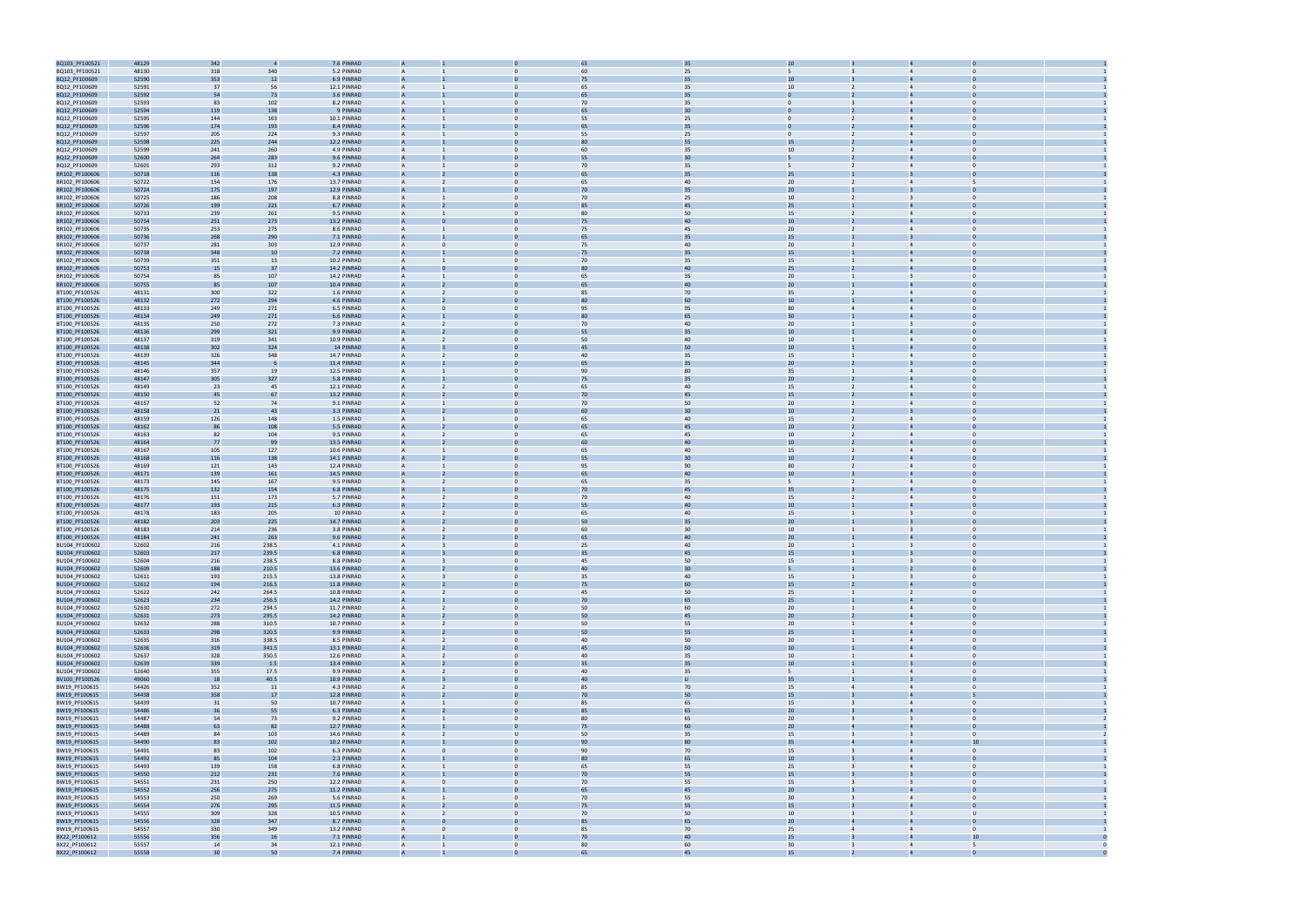| | | | | | | | | | | | | | | |
|---|---|---|---|---|---|---|---|---|---|---|---|---|---|---|
| BQ103_PF100521 | 48129 | 342 | 4 | 7.6 PINRAD | A | 1 | 0 | 65 | 35 | 10 | 3 | 4 | 0 | 1 |
| BQ103_PF100521 | 48130 | 318 | 340 | 5.2 PINRAD | A | 1 | 0 | 60 | 25 | 5 | 3 | 4 | 0 | 1 |
| BQ12_PF100609 | 52590 | 353 | 12 | 6.9 PINRAD | A | 1 | 0 | 75 | 55 | 10 | 3 | 4 | 0 | 1 |
| BQ12_PF100609 | 52591 | 37 | 56 | 12.1 PINRAD | A | 1 | 0 | 65 | 35 | 10 | 2 | 4 | 0 | 1 |
| BQ12_PF100609 | 52592 | 54 | 73 | 3.6 PINRAD | A | 1 | 0 | 65 | 35 | 0 | 2 | 4 | 0 | 1 |
| BQ12_PF100609 | 52593 | 83 | 102 | 8.2 PINRAD | A | 1 | 0 | 70 | 35 | 0 | 3 | 4 | 0 | 1 |
| BQ12_PF100609 | 52594 | 119 | 138 | 9 PINRAD | A | 1 | 0 | 65 | 30 | 0 | 2 | 4 | 0 | 1 |
| BQ12_PF100609 | 52595 | 144 | 163 | 10.1 PINRAD | A | 1 | 0 | 55 | 25 | 0 | 2 | 4 | 0 | 1 |
| BQ12_PF100609 | 52596 | 174 | 193 | 8.4 PINRAD | A | 1 | 0 | 65 | 35 | 0 | 2 | 4 | 0 | 1 |
| BQ12_PF100609 | 52597 | 205 | 224 | 9.3 PINRAD | A | 1 | 0 | 55 | 25 | 0 | 2 | 4 | 0 | 1 |
| BQ12_PF100609 | 52598 | 225 | 244 | 12.2 PINRAD | A | 1 | 0 | 80 | 55 | 15 | 2 | 4 | 0 | 1 |
| BQ12_PF100609 | 52599 | 241 | 260 | 4.9 PINRAD | A | 1 | 0 | 60 | 35 | 10 | 2 | 4 | 0 | 1 |
| BQ12_PF100609 | 52600 | 264 | 283 | 9.6 PINRAD | A | 1 | 0 | 55 | 30 | 5 | 2 | 4 | 0 | 1 |
| BQ12_PF100609 | 52601 | 293 | 312 | 9.2 PINRAD | A | 1 | 0 | 70 | 35 | 5 | 2 | 4 | 0 | 1 |
| BR102_PF100606 | 50718 | 116 | 138 | 4.3 PINRAD | A | 2 | 0 | 65 | 35 | 25 | 1 | 3 | 0 | 1 |
| BR102_PF100606 | 50722 | 154 | 176 | 13.7 PINRAD | A | 2 | 0 | 65 | 40 | 20 | 2 | 4 | 5 | 1 |
| BR102_PF100606 | 50724 | 175 | 197 | 12.9 PINRAD | A | 1 | 0 | 70 | 35 | 20 | 1 | 3 | 0 | 1 |
| BR102_PF100606 | 50725 | 186 | 208 | 8.8 PINRAD | A | 1 | 0 | 70 | 25 | 10 | 2 | 3 | 0 | 1 |
| BR102_PF100606 | 50726 | 199 | 221 | 6.7 PINRAD | A | 2 | 0 | 85 | 45 | 25 | 1 | 4 | 0 | 1 |
| BR102_PF100606 | 50733 | 239 | 261 | 9.5 PINRAD | A | 1 | 0 | 80 | 50 | 15 | 2 | 4 | 0 | 1 |
| BR102_PF100606 | 50734 | 251 | 273 | 13.2 PINRAD | A | 0 | 0 | 75 | 40 | 10 | 2 | 4 | 0 | 1 |
| BR102_PF100606 | 50735 | 253 | 275 | 8.6 PINRAD | A | 1 | 0 | 75 | 45 | 20 | 2 | 4 | 0 | 1 |
| BR102_PF100606 | 50736 | 268 | 290 | 7.1 PINRAD | A | 1 | 0 | 65 | 35 | 15 | 1 | 3 | 0 | 1 |
| BR102_PF100606 | 50737 | 281 | 303 | 12.9 PINRAD | A | 0 | 0 | 75 | 40 | 20 | 2 | 4 | 0 | 1 |
| BR102_PF100606 | 50738 | 348 | 10 | 7.2 PINRAD | A | 1 | 0 | 75 | 35 | 15 | 1 | 4 | 0 | 1 |
| BR102_PF100606 | 50739 | 351 | 13 | 10.2 PINRAD | A | 1 | 0 | 70 | 35 | 15 | 1 | 4 | 0 | 1 |
| BR102_PF100606 | 50753 | 15 | 37 | 14.2 PINRAD | A | 0 | 0 | 80 | 40 | 25 | 2 | 4 | 0 | 1 |
| BR102_PF100606 | 50754 | 85 | 107 | 14.2 PINRAD | A | 1 | 0 | 65 | 35 | 20 | 1 | 3 | 0 | 1 |
| BR102_PF100606 | 50755 | 85 | 107 | 10.4 PINRAD | A | 2 | 0 | 65 | 40 | 20 | 1 | 4 | 0 | 1 |
| BT100_PF100526 | 48131 | 300 | 322 | 1.6 PINRAD | A | 2 | 0 | 85 | 70 | 35 | 2 | 4 | 0 | 1 |
| BT100_PF100526 | 48132 | 272 | 294 | 4.6 PINRAD | A | 2 | 0 | 80 | 60 | 10 | 1 | 4 | 0 | 1 |
| BT100_PF100526 | 48133 | 249 | 271 | 6.5 PINRAD | A | 0 | 0 | 95 | 95 | 80 | 4 | 4 | 0 | 1 |
| BT100_PF100526 | 48134 | 249 | 271 | 6.6 PINRAD | A | 1 | 0 | 80 | 65 | 30 | 1 | 4 | 0 | 1 |
| BT100_PF100526 | 48135 | 250 | 272 | 7.3 PINRAD | A | 2 | 0 | 70 | 40 | 20 | 1 | 3 | 0 | 1 |
| BT100_PF100526 | 48136 | 299 | 321 | 9.9 PINRAD | A | 2 | 0 | 55 | 35 | 10 | 1 | 4 | 0 | 1 |
| BT100_PF100526 | 48137 | 319 | 341 | 10.9 PINRAD | A | 2 | 0 | 50 | 40 | 10 | 1 | 4 | 0 | 1 |
| BT100_PF100526 | 48138 | 302 | 324 | 14 PINRAD | A | 3 | 0 | 45 | 50 | 10 | 1 | 4 | 0 | 1 |
| BT100_PF100526 | 48139 | 326 | 348 | 14.7 PINRAD | A | 2 | 0 | 40 | 35 | 15 | 1 | 4 | 0 | 1 |
| BT100_PF100526 | 48145 | 344 | 6 | 11.4 PINRAD | A | 1 | 0 | 65 | 35 | 20 | 2 | 3 | 0 | 1 |
| BT100_PF100526 | 48146 | 357 | 19 | 12.5 PINRAD | A | 1 | 0 | 90 | 80 | 35 | 1 | 4 | 0 | 1 |
| BT100_PF100526 | 48147 | 305 | 327 | 5.8 PINRAD | A | 1 | 0 | 75 | 35 | 20 | 2 | 4 | 0 | 1 |
| BT100_PF100526 | 48149 | 23 | 45 | 12.1 PINRAD | A | 2 | 0 | 65 | 40 | 15 | 2 | 4 | 0 | 1 |
| BT100_PF100526 | 48150 | 45 | 67 | 13.2 PINRAD | A | 2 | 0 | 70 | 45 | 15 | 2 | 4 | 0 | 1 |
| BT100_PF100526 | 48157 | 52 | 74 | 9.1 PINRAD | A | 1 | 0 | 70 | 50 | 20 | 2 | 4 | 0 | 1 |
| BT100_PF100526 | 48158 | 21 | 43 | 3.3 PINRAD | A | 2 | 0 | 60 | 30 | 10 | 2 | 3 | 0 | 1 |
| BT100_PF100526 | 48159 | 126 | 148 | 1.5 PINRAD | A | 1 | 0 | 65 | 40 | 15 | 2 | 4 | 0 | 1 |
| BT100_PF100526 | 48162 | 86 | 108 | 5.5 PINRAD | A | 2 | 0 | 65 | 45 | 10 | 1 | 4 | 0 | 1 |
| BT100_PF100526 | 48163 | 82 | 104 | 9.5 PINRAD | A | 2 | 0 | 65 | 45 | 10 | 2 | 4 | 0 | 1 |
| BT100_PF100526 | 48164 | 77 | 99 | 13.5 PINRAD | A | 2 | 0 | 60 | 40 | 10 | 2 | 4 | 0 | 1 |
| BT100_PF100526 | 48167 | 105 | 127 | 10.6 PINRAD | A | 1 | 0 | 65 | 40 | 15 | 2 | 4 | 0 | 1 |
| BT100_PF100526 | 48168 | 116 | 138 | 14.1 PINRAD | A | 2 | 0 | 55 | 30 | 10 | 2 | 4 | 0 | 1 |
| BT100_PF100526 | 48169 | 121 | 143 | 12.4 PINRAD | A | 1 | 0 | 95 | 90 | 80 | 2 | 4 | 0 | 1 |
| BT100_PF100526 | 48171 | 139 | 161 | 14.5 PINRAD | A | 2 | 0 | 65 | 40 | 10 | 3 | 4 | 0 | 1 |
| BT100_PF100526 | 48173 | 145 | 167 | 9.5 PINRAD | A | 2 | 0 | 65 | 35 | 5 | 2 | 4 | 0 | 1 |
| BT100_PF100526 | 48175 | 132 | 154 | 6.8 PINRAD | A | 1 | 0 | 70 | 45 | 35 | 3 | 4 | 0 | 1 |
| BT100_PF100526 | 48176 | 151 | 173 | 5.7 PINRAD | A | 2 | 0 | 70 | 40 | 15 | 3 | 4 | 0 | 1 |
| BT100_PF100526 | 48177 | 193 | 215 | 6.3 PINRAD | A | 2 | 0 | 55 | 40 | 10 | 1 | 4 | 0 | 1 |
| BT100_PF100526 | 48178 | 183 | 205 | 10 PINRAD | A | 2 | 0 | 65 | 40 | 15 | 1 | 3 | 0 | 1 |
| BT100_PF100526 | 48182 | 203 | 225 | 14.7 PINRAD | A | 2 | 0 | 50 | 35 | 20 | 1 | 3 | 0 | 1 |
| BT100_PF100526 | 48183 | 214 | 236 | 3.8 PINRAD | A | 2 | 0 | 60 | 30 | 10 | 1 | 3 | 0 | 1 |
| BT100_PF100526 | 48184 | 241 | 263 | 9.6 PINRAD | A | 2 | 0 | 65 | 40 | 20 | 1 | 4 | 0 | 1 |
| BU104_PF100602 | 52602 | 216 | 238.5 | 4.1 PINRAD | A | 3 | 0 | 25 | 40 | 20 | 1 | 3 | 0 | 1 |
| BU104_PF100602 | 52603 | 217 | 239.5 | 6.8 PINRAD | A | 3 | 0 | 35 | 45 | 15 | 1 | 3 | 0 | 1 |
| BU104_PF100602 | 52604 | 216 | 238.5 | 8.8 PINRAD | A | 3 | 0 | 45 | 50 | 15 | 1 | 3 | 0 | 1 |
| BU104_PF100602 | 52609 | 188 | 210.5 | 13.6 PINRAD | A | 2 | 0 | 40 | 30 | 5 | 1 | 2 | 0 | 1 |
| BU104_PF100602 | 52611 | 193 | 215.5 | 13.8 PINRAD | A | 3 | 0 | 35 | 40 | 15 | 1 | 3 | 0 | 1 |
| BU104_PF100602 | 52612 | 194 | 216.5 | 11.8 PINRAD | A | 2 | 0 | 75 | 60 | 15 | 2 | 4 | 0 | 1 |
| BU104_PF100602 | 52622 | 242 | 264.5 | 10.8 PINRAD | A | 2 | 0 | 45 | 50 | 25 | 1 | 2 | 0 | 1 |
| BU104_PF100602 | 52623 | 234 | 256.5 | 14.2 PINRAD | A | 1 | 0 | 70 | 65 | 25 | 1 | 4 | 0 | 1 |
| BU104_PF100602 | 52630 | 272 | 294.5 | 11.7 PINRAD | A | 2 | 0 | 50 | 60 | 20 | 1 | 4 | 0 | 1 |
| BU104_PF100602 | 52631 | 273 | 295.5 | 14.2 PINRAD | A | 2 | 0 | 50 | 45 | 20 | 2 | 4 | 0 | 1 |
| BU104_PF100602 | 52632 | 288 | 310.5 | 10.7 PINRAD | A | 2 | 0 | 50 | 55 | 20 | 1 | 4 | 0 | 1 |
| BU104_PF100602 | 52633 | 298 | 320.5 | 9.9 PINRAD | A | 2 | 0 | 50 | 55 | 25 | 1 | 4 | 0 | 1 |
| BU104_PF100602 | 52635 | 316 | 338.5 | 8.5 PINRAD | A | 2 | 0 | 40 | 50 | 20 | 1 | 4 | 0 | 1 |
| BU104_PF100602 | 52636 | 319 | 341.5 | 13.1 PINRAD | A | 2 | 0 | 45 | 50 | 10 | 1 | 4 | 0 | 1 |
| BU104_PF100602 | 52637 | 328 | 350.5 | 12.6 PINRAD | A | 2 | 0 | 40 | 35 | 10 | 1 | 4 | 0 | 1 |
| BU104_PF100602 | 52639 | 339 | 1.5 | 13.4 PINRAD | A | 2 | 0 | 35 | 35 | 10 | 1 | 3 | 0 | 1 |
| BU104_PF100602 | 52640 | 355 | 17.5 | 9.9 PINRAD | A | 2 | 0 | 40 | 35 | 5 | 1 | 4 | 0 | 1 |
| BV100_PF100526 | 49060 | 18 | 40.5 | 10.9 PINRAD | A | 3 | 0 | 40 | U | 35 | 1 | 3 | 0 | 1 |
| BW19_PF100615 | 54426 | 352 | 11 | 4.3 PINRAD | A | 2 | 0 | 85 | 70 | 15 | 4 | 4 | 0 | 1 |
| BW19_PF100615 | 54438 | 358 | 17 | 12.8 PINRAD | A | 2 | 0 | 70 | 50 | 15 | 3 | 4 | 5 | 1 |
| BW19_PF100615 | 54439 | 31 | 50 | 10.7 PINRAD | A | 1 | 0 | 85 | 65 | 15 | 3 | 4 | 0 | 1 |
| BW19_PF100615 | 54486 | 36 | 55 | 6.3 PINRAD | A | 2 | 0 | 85 | 65 | 20 | 3 | 4 | 0 | 1 |
| BW19_PF100615 | 54487 | 54 | 73 | 9.2 PINRAD | A | 1 | 0 | 80 | 65 | 20 | 3 | 3 | 0 | 2 |
| BW19_PF100615 | 54488 | 63 | 82 | 12.7 PINRAD | A | 1 | 0 | 75 | 60 | 20 | 4 | 4 | 0 | 1 |
| BW19_PF100615 | 54489 | 84 | 103 | 14.6 PINRAD | A | 2 | U | 50 | 35 | 15 | 3 | 3 | 0 | 2 |
| BW19_PF100615 | 54490 | 83 | 102 | 10.2 PINRAD | A | 1 | 0 | 90 | 80 | 35 | 4 | 4 | 10 | 1 |
| BW19_PF100615 | 54491 | 83 | 102 | 6.3 PINRAD | A | 0 | 0 | 90 | 70 | 15 | 3 | 4 | 0 | 1 |
| BW19_PF100615 | 54492 | 85 | 104 | 2.3 PINRAD | A | 1 | 0 | 80 | 65 | 10 | 3 | 4 | 0 | 1 |
| BW19_PF100615 | 54493 | 139 | 158 | 6.8 PINRAD | A | 1 | 0 | 65 | 55 | 25 | 3 | 4 | 0 | 1 |
| BW19_PF100615 | 54550 | 212 | 231 | 7.6 PINRAD | A | 1 | 0 | 70 | 55 | 15 | 3 | 3 | 0 | 1 |
| BW19_PF100615 | 54551 | 231 | 250 | 12.2 PINRAD | A | 0 | 0 | 70 | 55 | 15 | 3 | 3 | 0 | 1 |
| BW19_PF100615 | 54552 | 256 | 275 | 11.2 PINRAD | A | 1 | 0 | 65 | 45 | 20 | 3 | 4 | 0 | 1 |
| BW19_PF100615 | 54553 | 250 | 269 | 5.6 PINRAD | A | 1 | 0 | 70 | 55 | 30 | 3 | 4 | 0 | 1 |
| BW19_PF100615 | 54554 | 276 | 295 | 11.5 PINRAD | A | 2 | 0 | 75 | 55 | 15 | 3 | 4 | 0 | 1 |
| BW19_PF100615 | 54555 | 309 | 328 | 10.5 PINRAD | A | 2 | 0 | 70 | 50 | 10 | 3 | 3 | U | 1 |
| BW19_PF100615 | 54556 | 328 | 347 | 8.7 PINRAD | A | 0 | 0 | 85 | 65 | 20 | 4 | 4 | 0 | 1 |
| BW19_PF100615 | 54557 | 330 | 349 | 13.2 PINRAD | A | 0 | 0 | 85 | 70 | 25 | 4 | 4 | 0 | 1 |
| BX22_PF100612 | 55556 | 356 | 16 | 7.1 PINRAD | A | 1 | 0 | 70 | 40 | 15 | 3 | 4 | 10 | 0 |
| BX22_PF100612 | 55557 | 14 | 34 | 12.1 PINRAD | A | 1 | 0 | 80 | 60 | 30 | 3 | 4 | 5 | 0 |
| BX22_PF100612 | 55558 | 30 | 50 | 7.4 PINRAD | A | 1 | 0 | 65 | 45 | 15 | 2 | 4 | 0 | 0 |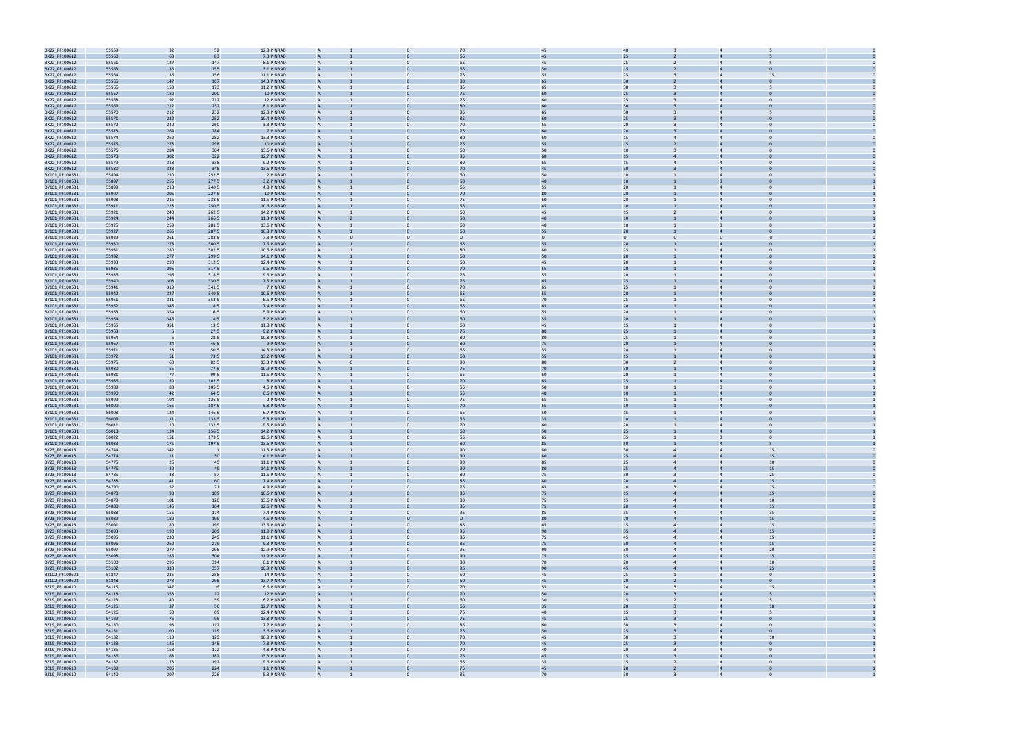| | | | | | | | | | | | | | | | |
|---|---|---|---|---|---|---|---|---|---|---|---|---|---|---|---|
| BX22_PF100612 | 55559 | 32 | 52 | 12.8 | PINRAD | A | 1 | 0 | 70 | 45 | 40 | 3 | 4 | 5 | 0 |
| BX22_PF100612 | 55560 | 63 | 83 | 7.3 | PINRAD | A | 1 | 0 | 65 | 45 | 25 | 2 | 4 | 5 | 0 |
| BX22_PF100612 | 55561 | 127 | 147 | 8.1 | PINRAD | A | 1 | 0 | 65 | 45 | 25 | 2 | 4 | 5 | 0 |
| BX22_PF100612 | 55563 | 135 | 155 | 3.1 | PINRAD | A | 1 | 0 | 65 | 50 | 15 | 2 | 4 | 0 | 0 |
| BX22_PF100612 | 55564 | 136 | 156 | 11.1 | PINRAD | A | 1 | 0 | 75 | 55 | 25 | 3 | 4 | 15 | 0 |
| BX22_PF100612 | 55565 | 147 | 167 | 14.3 | PINRAD | A | 1 | 0 | 80 | 65 | 30 | 2 | 4 | 0 | 0 |
| BX22_PF100612 | 55566 | 153 | 173 | 11.2 | PINRAD | A | 1 | 0 | 85 | 65 | 30 | 3 | 4 | 5 | 0 |
| BX22_PF100612 | 55567 | 180 | 200 | 10 | PINRAD | A | 1 | 0 | 75 | 60 | 25 | 3 | 4 | 0 | 0 |
| BX22_PF100612 | 55568 | 192 | 212 | 12 | PINRAD | A | 1 | 0 | 75 | 60 | 25 | 3 | 4 | 0 | 0 |
| BX22_PF100612 | 55569 | 212 | 232 | 8.1 | PINRAD | A | 1 | 0 | 80 | 60 | 30 | 3 | 4 | 0 | 0 |
| BX22_PF100612 | 55570 | 212 | 232 | 12.8 | PINRAD | A | 1 | 0 | 85 | 65 | 30 | 3 | 4 | 5 | 0 |
| BX22_PF100612 | 55571 | 232 | 252 | 10.4 | PINRAD | A | 1 | 0 | 85 | 60 | 25 | 3 | 4 | 0 | 0 |
| BX22_PF100612 | 55572 | 240 | 260 | 3.3 | PINRAD | A | 1 | 0 | 70 | 55 | 20 | 3 | 4 | 0 | 0 |
| BX22_PF100612 | 55573 | 264 | 284 | 7 | PINRAD | A | 1 | 0 | 75 | 60 | 20 | 3 | 4 | 0 | 0 |
| BX22_PF100612 | 55574 | 262 | 282 | 13.3 | PINRAD | A | 1 | 0 | 80 | 60 | 15 | 4 | 4 | 0 | 0 |
| BX22_PF100612 | 55575 | 278 | 298 | 10 | PINRAD | A | 1 | 0 | 75 | 55 | 15 | 2 | 4 | 0 | 0 |
| BX22_PF100612 | 55576 | 284 | 304 | 13.6 | PINRAD | A | 1 | 0 | 60 | 50 | 10 | 3 | 4 | 0 | 0 |
| BX22_PF100612 | 55578 | 302 | 322 | 12.7 | PINRAD | A | 1 | 0 | 85 | 60 | 15 | 4 | 4 | 0 | 0 |
| BX22_PF100612 | 55579 | 318 | 338 | 9.2 | PINRAD | A | 1 | 0 | 80 | 65 | 15 | 4 | 4 | 0 | 0 |
| BX22_PF100612 | 55580 | 328 | 348 | 13.6 | PINRAD | A | 1 | 0 | 70 | 45 | 30 | 3 | 4 | 0 | 0 |
| BY101_PF100531 | 55894 | 230 | 252.5 | 2 | PINRAD | A | 1 | 0 | 60 | 50 | 10 | 1 | 4 | 0 | 1 |
| BY101_PF100531 | 55897 | 255 | 277.5 | 3.2 | PINRAD | A | 1 | 0 | 50 | 40 | 10 | 1 | 3 | 0 | 1 |
| BY101_PF100531 | 55899 | 218 | 240.5 | 4.8 | PINRAD | A | 1 | 0 | 65 | 55 | 20 | 1 | 4 | 0 | 1 |
| BY101_PF100531 | 55907 | 205 | 227.5 | 10 | PINRAD | A | 1 | 0 | 70 | 80 | 20 | 1 | 4 | 0 | 1 |
| BY101_PF100531 | 55908 | 216 | 238.5 | 11.5 | PINRAD | A | 1 | 0 | 75 | 60 | 20 | 1 | 4 | 0 | 1 |
| BY101_PF100531 | 55911 | 228 | 250.5 | 10.6 | PINRAD | A | 1 | 0 | 55 | 45 | 10 | 1 | 4 | 0 | 1 |
| BY101_PF100531 | 55921 | 240 | 262.5 | 14.2 | PINRAD | A | 1 | 0 | 60 | 45 | 15 | 2 | 4 | 0 | 1 |
| BY101_PF100531 | 55924 | 244 | 266.5 | 11.3 | PINRAD | A | 2 | 0 | 50 | 40 | 10 | 1 | 4 | 0 | 1 |
| BY101_PF100531 | 55925 | 259 | 281.5 | 13.6 | PINRAD | A | 1 | 0 | 60 | 40 | 10 | 1 | 3 | 0 | 1 |
| BY101_PF100531 | 55927 | 265 | 287.5 | 10.8 | PINRAD | A | 1 | 0 | 60 | 55 | 20 | 1 | 4 | 0 | 1 |
| BY101_PF100531 | 55929 | 261 | 283.5 | 7.3 | PINRAD | A | U | U | U | U | U | U | U | U | 0 |
| BY101_PF100531 | 55930 | 278 | 300.5 | 7.5 | PINRAD | A | 1 | 0 | 65 | 55 | 20 | 1 | 4 | 0 | 1 |
| BY101_PF100531 | 55931 | 280 | 302.5 | 10.5 | PINRAD | A | 1 | 0 | 80 | 80 | 25 | 1 | 4 | 0 | 1 |
| BY101_PF100531 | 55932 | 277 | 299.5 | 14.1 | PINRAD | A | 1 | 0 | 60 | 50 | 20 | 1 | 4 | 0 | 1 |
| BY101_PF100531 | 55933 | 290 | 312.5 | 12.4 | PINRAD | A | 1 | 0 | 60 | 45 | 20 | 1 | 4 | 0 | 2 |
| BY101_PF100531 | 55935 | 295 | 317.5 | 9.6 | PINRAD | A | 1 | 0 | 70 | 55 | 20 | 1 | 4 | 0 | 1 |
| BY101_PF100531 | 55936 | 296 | 318.5 | 9.5 | PINRAD | A | 1 | 0 | 75 | 55 | 20 | 1 | 4 | 0 | 1 |
| BY101_PF100531 | 55940 | 308 | 330.5 | 7.5 | PINRAD | A | 1 | 0 | 75 | 65 | 25 | 1 | 4 | 0 | 1 |
| BY101_PF100531 | 55941 | 319 | 341.5 | 7 | PINRAD | A | 1 | 0 | 70 | 65 | 25 | 1 | 4 | 0 | 1 |
| BY101_PF100531 | 55942 | 327 | 349.5 | 10.6 | PINRAD | A | 1 | 0 | 65 | 55 | 20 | 1 | 4 | 0 | 1 |
| BY101_PF100531 | 55951 | 331 | 353.5 | 6.5 | PINRAD | A | 1 | 0 | 65 | 70 | 25 | 1 | 4 | 0 | 1 |
| BY101_PF100531 | 55952 | 346 | 8.5 | 7.4 | PINRAD | A | 1 | 0 | 65 | 65 | 20 | 1 | 4 | 0 | 1 |
| BY101_PF100531 | 55953 | 354 | 16.5 | 5.9 | PINRAD | A | 1 | 0 | 60 | 55 | 20 | 1 | 4 | 0 | 1 |
| BY101_PF100531 | 55954 | 346 | 8.5 | 3.2 | PINRAD | A | 1 | 0 | 60 | 55 | 20 | 1 | 4 | 0 | 1 |
| BY101_PF100531 | 55955 | 351 | 13.5 | 11.8 | PINRAD | A | 1 | 0 | 60 | 45 | 15 | 1 | 4 | 0 | 1 |
| BY101_PF100531 | 55963 | 5 | 27.5 | 9.2 | PINRAD | A | 1 | 0 | 75 | 80 | 25 | 1 | 4 | 0 | 1 |
| BY101_PF100531 | 55964 | 6 | 28.5 | 10.8 | PINRAD | A | 1 | 0 | 80 | 80 | 25 | 1 | 4 | 0 | 1 |
| BY101_PF100531 | 55967 | 24 | 46.5 | 9 | PINRAD | A | 1 | 0 | 80 | 75 | 20 | 1 | 4 | 0 | 1 |
| BY101_PF100531 | 55971 | 28 | 50.5 | 14.3 | PINRAD | A | 1 | 0 | 65 | 55 | 20 | 1 | 4 | 0 | 1 |
| BY101_PF100531 | 55972 | 51 | 73.5 | 13.2 | PINRAD | A | 1 | 0 | 60 | 55 | 15 | 1 | 4 | 0 | 1 |
| BY101_PF100531 | 55975 | 60 | 82.5 | 13.3 | PINRAD | A | 0 | 0 | 90 | 80 | 30 | 2 | 4 | 0 | 1 |
| BY101_PF100531 | 55980 | 55 | 77.5 | 10.9 | PINRAD | A | 1 | 0 | 75 | 70 | 30 | 1 | 4 | 0 | 1 |
| BY101_PF100531 | 55981 | 77 | 99.5 | 11.5 | PINRAD | A | 1 | 0 | 65 | 60 | 20 | 1 | 4 | 0 | 1 |
| BY101_PF100531 | 55986 | 80 | 102.5 | 8 | PINRAD | A | 1 | 0 | 70 | 65 | 25 | 1 | 4 | 0 | 1 |
| BY101_PF100531 | 55989 | 83 | 105.5 | 4.5 | PINRAD | A | 1 | 0 | 55 | 50 | 10 | 1 | 3 | 0 | 1 |
| BY101_PF100531 | 55990 | 42 | 64.5 | 6.6 | PINRAD | A | 1 | 0 | 55 | 40 | 10 | 1 | 4 | 0 | 1 |
| BY101_PF100531 | 55999 | 104 | 126.5 | 2 | PINRAD | A | 1 | 0 | 75 | 65 | 15 | 1 | 4 | 0 | 1 |
| BY101_PF100531 | 56000 | 165 | 187.5 | 5.8 | PINRAD | A | 1 | 0 | 70 | 55 | 10 | 1 | 4 | 0 | 1 |
| BY101_PF100531 | 56008 | 124 | 146.5 | 6.7 | PINRAD | A | 1 | 0 | 65 | 50 | 15 | 1 | 4 | 0 | 1 |
| BY101_PF100531 | 56009 | 111 | 133.5 | 5.8 | PINRAD | A | 1 | 0 | 55 | 35 | 10 | 1 | 4 | 0 | 1 |
| BY101_PF100531 | 56011 | 110 | 132.5 | 9.5 | PINRAD | A | 1 | 0 | 70 | 60 | 20 | 1 | 4 | 0 | 1 |
| BY101_PF100531 | 56018 | 134 | 156.5 | 14.2 | PINRAD | A | 1 | 0 | 60 | 50 | 25 | 1 | 4 | 0 | 1 |
| BY101_PF100531 | 56022 | 151 | 173.5 | 12.6 | PINRAD | A | 1 | 0 | 55 | 65 | 35 | 1 | 3 | 0 | 1 |
| BY101_PF100531 | 56033 | 175 | 197.5 | 13.6 | PINRAD | A | 1 | 0 | 80 | 85 | 50 | 1 | 4 | 5 | 1 |
| BY23_PF100613 | 54744 | 342 | 1 | 11.3 | PINRAD | A | 1 | 0 | 90 | 80 | 30 | 4 | 4 | 15 | 0 |
| BY23_PF100613 | 54774 | 11 | 30 | 4.1 | PINRAD | A | 1 | 0 | 90 | 80 | 25 | 4 | 4 | 15 | 0 |
| BY23_PF100613 | 54775 | 26 | 45 | 11.1 | PINRAD | A | 1 | 0 | 90 | 85 | 25 | 4 | 4 | 10 | 0 |
| BY23_PF100613 | 54776 | 30 | 49 | 14.1 | PINRAD | A | 1 | 0 | 90 | 80 | 25 | 4 | 4 | 15 | 0 |
| BY23_PF100613 | 54785 | 38 | 57 | 11.5 | PINRAD | A | 1 | 0 | 80 | 75 | 30 | 3 | 4 | 25 | 0 |
| BY23_PF100613 | 54788 | 41 | 60 | 7.4 | PINRAD | A | 1 | 0 | 85 | 80 | 20 | 4 | 4 | 15 | 0 |
| BY23_PF100613 | 54790 | 52 | 71 | 4.9 | PINRAD | A | 1 | 0 | 75 | 65 | 10 | 3 | 4 | 15 | 0 |
| BY23_PF100613 | 54878 | 90 | 109 | 10.6 | PINRAD | A | 1 | 0 | 85 | 75 | 15 | 4 | 4 | 15 | 0 |
| BY23_PF100613 | 54879 | 101 | 120 | 13.6 | PINRAD | A | 1 | 0 | 80 | 75 | 15 | 4 | 4 | 10 | 0 |
| BY23_PF100613 | 54880 | 145 | 164 | 12.6 | PINRAD | A | 1 | 0 | 85 | 75 | 20 | 4 | 4 | 15 | 0 |
| BY23_PF100613 | 55088 | 155 | 174 | 7.4 | PINRAD | A | 1 | 0 | 95 | 85 | 35 | 4 | 4 | 35 | 0 |
| BY23_PF100613 | 55089 | 180 | 199 | 4.5 | PINRAD | A | 1 | U | U | 80 | 70 | 4 | 4 | 15 | 0 |
| BY23_PF100613 | 55091 | 180 | 199 | 13.5 | PINRAD | A | 1 | 0 | 85 | 65 | 15 | 4 | 4 | 15 | 0 |
| BY23_PF100613 | 55093 | 190 | 209 | 11.9 | PINRAD | A | 1 | 0 | 95 | 90 | 35 | 4 | 4 | 15 | 0 |
| BY23_PF100613 | 55095 | 230 | 249 | 11.1 | PINRAD | A | 1 | 0 | 85 | 75 | 45 | 4 | 4 | 15 | 0 |
| BY23_PF100613 | 55096 | 260 | 279 | 9.3 | PINRAD | A | 1 | 0 | 85 | 75 | 30 | 4 | 4 | 15 | 0 |
| BY23_PF100613 | 55097 | 277 | 296 | 12.9 | PINRAD | A | 1 | 0 | 95 | 90 | 30 | 4 | 4 | 20 | 0 |
| BY23_PF100613 | 55098 | 285 | 304 | 11.9 | PINRAD | A | 1 | 0 | 90 | 75 | 25 | 4 | 4 | 15 | 0 |
| BY23_PF100613 | 55100 | 295 | 314 | 6.1 | PINRAD | A | 1 | 0 | 80 | 70 | 20 | 4 | 4 | 10 | 0 |
| BY23_PF100613 | 55102 | 338 | 357 | 10.9 | PINRAD | A | 1 | 0 | 95 | 90 | 45 | 4 | 4 | 25 | 0 |
| BZ102_PF100603 | 51847 | 235 | 258 | 14 | PINRAD | A | 1 | 0 | 50 | 45 | 25 | 1 | 3 | 0 | 1 |
| BZ102_PF100603 | 51848 | 273 | 296 | 13.7 | PINRAD | A | 1 | 0 | 60 | 45 | 20 | 2 | 4 | 0 | 1 |
| BZ19_PF100610 | 54115 | 347 | 6 | 6.6 | PINRAD | A | 1 | 0 | 70 | 55 | 20 | 3 | 4 | 15 | 1 |
| BZ19_PF100610 | 54118 | 353 | 12 | 12 | PINRAD | A | 1 | 0 | 70 | 50 | 20 | 3 | 4 | 5 | 1 |
| BZ19_PF100610 | 54123 | 40 | 59 | 6.2 | PINRAD | A | 1 | 0 | 60 | 30 | 15 | 2 | 4 | 5 | 1 |
| BZ19_PF100610 | 54125 | 37 | 56 | 12.7 | PINRAD | A | 1 | 0 | 65 | 35 | 20 | 3 | 4 | 10 | 1 |
| BZ19_PF100610 | 54126 | 50 | 69 | 12.4 | PINRAD | A | 1 | 0 | 75 | 40 | 15 | 3 | 4 | 5 | 1 |
| BZ19_PF100610 | 54129 | 76 | 95 | 13.8 | PINRAD | A | 1 | 0 | 75 | 45 | 25 | 3 | 4 | 0 | 1 |
| BZ19_PF100610 | 54130 | 93 | 112 | 7.7 | PINRAD | A | 1 | 0 | 85 | 60 | 30 | 3 | 4 | 0 | 1 |
| BZ19_PF100610 | 54131 | 100 | 119 | 3.6 | PINRAD | A | 1 | 0 | 75 | 50 | 25 | 3 | 4 | 0 | 1 |
| BZ19_PF100610 | 54132 | 110 | 129 | 10.9 | PINRAD | A | 1 | 0 | 70 | 45 | 30 | 3 | 4 | 10 | 1 |
| BZ19_PF100610 | 54133 | 126 | 145 | 7.8 | PINRAD | A | 1 | 0 | 70 | 45 | 25 | 3 | 4 | 0 | 1 |
| BZ19_PF100610 | 54135 | 153 | 172 | 4.8 | PINRAD | A | 1 | 0 | 70 | 40 | 20 | 3 | 4 | 0 | 1 |
| BZ19_PF100610 | 54136 | 163 | 182 | 13.3 | PINRAD | A | 1 | 0 | 75 | 45 | 15 | 3 | 4 | 0 | 1 |
| BZ19_PF100610 | 54137 | 173 | 192 | 9.6 | PINRAD | A | 1 | 0 | 65 | 35 | 15 | 2 | 4 | 0 | 1 |
| BZ19_PF100610 | 54139 | 205 | 224 | 1.1 | PINRAD | A | 1 | 0 | 75 | 45 | 20 | 2 | 4 | 0 | 1 |
| BZ19_PF100610 | 54140 | 207 | 226 | 5.3 | PINRAD | A | 1 | 0 | 85 | 70 | 30 | 3 | 4 | 0 | 1 |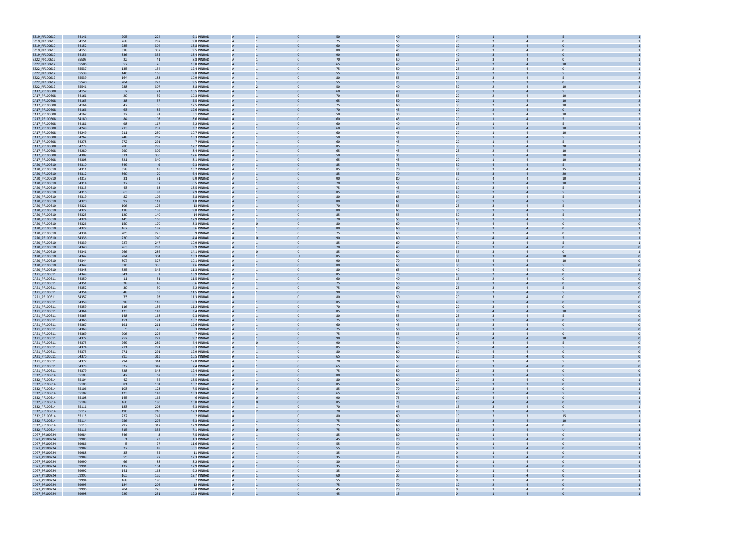| | | | | | | | | | | | | | | |
|---|---|---|---|---|---|---|---|---|---|---|---|---|---|---|
| BZ19_PF100610 | 54141 | 205 | 224 | 9.1 PINRAD | A | 1 | 0 | 50 | 40 | 40 | 1 | 4 | 5 | 1 |
| BZ19_PF100610 | 54151 | 268 | 287 | 9.8 PINRAD | A | 1 | 0 | 75 | 55 | 20 | 2 | 4 | 0 | 1 |
| BZ19_PF100610 | 54152 | 285 | 304 | 13.8 PINRAD | A | 1 | 0 | 60 | 40 | 10 | 2 | 4 | 0 | 1 |
| BZ19_PF100610 | 54155 | 318 | 337 | 9.5 PINRAD | A | 1 | 0 | 80 | 45 | 20 | 3 | 4 | 0 | 1 |
| BZ19_PF100610 | 54156 | 336 | 355 | 13.4 PINRAD | A | 1 | 0 | 90 | 85 | 40 | 3 | 4 | 0 | 1 |
| BZ22_PF100612 | 55505 | 22 | 41 | 8.8 PINRAD | A | 1 | 0 | 70 | 50 | 25 | 3 | 4 | 0 | 1 |
| BZ22_PF100612 | 55506 | 57 | 76 | 13.8 PINRAD | A | 1 | 0 | 65 | 45 | 15 | 2 | 4 | 10 | 1 |
| BZ22_PF100612 | 55537 | 135 | 154 | 12.4 PINRAD | A | 1 | 0 | 75 | 50 | 25 | 2 | 4 | 0 | 1 |
| BZ22_PF100612 | 55538 | 146 | 165 | 9.8 PINRAD | A | 1 | 0 | 55 | 35 | 15 | 2 | 3 | 5 | 2 |
| BZ22_PF100612 | 55539 | 164 | 183 | 10.9 PINRAD | A | 1 | 0 | 80 | 55 | 25 | 3 | 4 | 5 | 2 |
| BZ22_PF100612 | 55540 | 204 | 223 | 9.5 PINRAD | A | 1 | 0 | 55 | 25 | 15 | 2 | 3 | 0 | 2 |
| BZ22_PF100612 | 55541 | 288 | 307 | 3.8 PINRAD | A | 2 | 0 | 50 | 40 | 30 | 2 | 4 | 10 | 1 |
| CA17_PF100608 | 54157 | 2 | 21 | 10.5 PINRAD | A | 1 | 0 | 60 | 40 | 25 | 1 | 4 | 5 | 1 |
| CA17_PF100608 | 54161 | 20 | 39 | 10.3 PINRAD | A | 1 | 0 | 70 | 55 | 20 | 2 | 4 | 10 | 1 |
| CA17_PF100608 | 54163 | 38 | 57 | 5.5 PINRAD | A | 1 | 0 | 65 | 50 | 20 | 1 | 4 | 10 | 2 |
| CA17_PF100608 | 54164 | 47 | 66 | 12.5 PINRAD | A | 1 | 0 | 75 | 60 | 30 | 2 | 4 | 10 | 1 |
| CA17_PF100608 | 54166 | 63 | 82 | 12.6 PINRAD | A | 1 | 0 | 70 | 45 | 20 | 2 | 4 | 0 | 1 |
| CA17_PF100608 | 54167 | 72 | 91 | 5.1 PINRAD | A | 1 | 0 | 50 | 30 | 15 | 1 | 4 | 10 | 2 |
| CA17_PF100608 | 54180 | 84 | 103 | 8.6 PINRAD | A | 1 | 0 | 60 | 45 | 20 | 1 | 4 | 5 | 1 |
| CA17_PF100608 | 54181 | 98 | 117 | 2.2 PINRAD | A | 1 | 0 | 60 | 40 | 25 | 1 | 4 | 5 | 1 |
| CA17_PF100608 | 54248 | 213 | 232 | 3.7 PINRAD | A | 1 | 0 | 60 | 40 | 20 | 1 | 4 | 10 | 1 |
| CA17_PF100608 | 54249 | 211 | 230 | 10.7 PINRAD | A | 1 | 0 | 60 | 45 | 20 | 1 | 4 | 10 | 1 |
| CA17_PF100608 | 54262 | 248 | 267 | 13.3 PINRAD | A | 1 | 0 | 50 | 35 | 15 | 1 | 4 | 5 | 1 |
| CA17_PF100608 | 54278 | 272 | 291 | 7 PINRAD | A | 1 | 0 | 60 | 45 | 20 | 1 | 4 | 5 | 1 |
| CA17_PF100608 | 54279 | 280 | 299 | 12.7 PINRAD | A | 1 | 0 | 85 | 75 | 35 | 1 | 4 | 20 | 1 |
| CA17_PF100608 | 54280 | 290 | 309 | 8.4 PINRAD | A | 1 | 0 | 65 | 45 | 25 | 2 | 4 | 10 | 1 |
| CA17_PF100608 | 54307 | 311 | 330 | 12.6 PINRAD | A | 1 | 0 | 50 | 35 | 20 | 1 | 4 | 10 | 1 |
| CA17_PF100608 | 54308 | 321 | 340 | 8.1 PINRAD | A | 1 | 0 | 65 | 45 | 20 | 1 | 4 | 10 | 2 |
| CA20_PF100610 | 54310 | 349 | 9 | 9.3 PINRAD | A | 1 | 0 | 85 | 75 | 30 | 4 | 4 | 5 | 1 |
| CA20_PF100610 | 54311 | 358 | 18 | 13.2 PINRAD | A | 1 | 0 | 85 | 70 | 35 | 3 | 4 | 15 | 1 |
| CA20_PF100610 | 54312 | 360 | 20 | 6.4 PINRAD | A | 1 | 0 | 85 | 70 | 35 | 3 | 4 | 20 | 1 |
| CA20_PF100610 | 54313 | 31 | 51 | 9.9 PINRAD | A | 1 | 0 | 90 | 80 | 30 | 4 | 4 | 10 | 1 |
| CA20_PF100610 | 54314 | 37 | 57 | 6.5 PINRAD | A | 1 | 0 | 70 | 55 | 20 | 3 | 4 | 10 | 1 |
| CA20_PF100610 | 54315 | 43 | 63 | 13.5 PINRAD | A | 1 | 0 | 75 | 45 | 30 | 3 | 4 | 5 | 1 |
| CA20_PF100610 | 54316 | 63 | 83 | 7.9 PINRAD | A | 1 | 0 | 85 | 70 | 45 | 2 | 4 | 5 | 1 |
| CA20_PF100610 | 54319 | 82 | 102 | 5.8 PINRAD | A | 1 | 0 | 80 | 65 | 30 | 3 | 4 | 5 | 1 |
| CA20_PF100610 | 54320 | 92 | 112 | 1.8 PINRAD | A | 1 | 0 | 80 | 65 | 25 | 3 | 4 | 5 | 1 |
| CA20_PF100610 | 54321 | 106 | 126 | 13 PINRAD | A | 1 | 0 | 70 | 55 | 25 | 3 | 4 | 5 | 1 |
| CA20_PF100610 | 54322 | 118 | 138 | 9.8 PINRAD | A | 1 | 0 | 80 | 65 | 35 | 3 | 4 | 5 | 1 |
| CA20_PF100610 | 54323 | 120 | 140 | 14 PINRAD | A | 1 | 0 | 85 | 55 | 30 | 3 | 4 | 5 | 1 |
| CA20_PF100610 | 54324 | 145 | 165 | 12.9 PINRAD | A | 1 | 0 | 70 | 55 | 45 | 3 | 4 | 5 | 1 |
| CA20_PF100610 | 54326 | 150 | 170 | 8.3 PINRAD | A | 0 | 0 | 80 | 60 | 45 | 4 | 4 | 0 | 0 |
| CA20_PF100610 | 54327 | 167 | 187 | 5.6 PINRAD | A | 1 | 0 | 80 | 60 | 30 | 3 | 4 | 0 | 1 |
| CA20_PF100610 | 54334 | 205 | 225 | 9 PINRAD | A | 1 | 0 | 75 | 60 | 25 | 3 | 4 | 0 | 1 |
| CA20_PF100610 | 54336 | 220 | 240 | 4.4 PINRAD | A | 0 | 0 | 90 | 80 | 50 | 4 | 4 | 5 | 1 |
| CA20_PF100610 | 54339 | 237 | 247 | 10.9 PINRAD | A | 1 | 0 | 85 | 60 | 30 | 3 | 4 | 5 | 1 |
| CA20_PF100610 | 54340 | 263 | 283 | 9.9 PINRAD | A | 1 | 0 | 70 | 45 | 20 | 3 | 4 | 0 | 0 |
| CA20_PF100610 | 54341 | 266 | 286 | 14.1 PINRAD | A | 0 | 0 | 85 | 60 | 35 | 3 | 4 | 0 | 1 |
| CA20_PF100610 | 54342 | 284 | 304 | 13.3 PINRAD | A | 1 | U | 85 | 65 | 35 | 3 | 4 | 10 | 0 |
| CA20_PF100610 | 54344 | 307 | 327 | 10.1 PINRAD | A | 1 | 0 | 90 | 70 | 35 | 4 | 4 | 10 | 0 |
| CA20_PF100610 | 54347 | 316 | 336 | 2.6 PINRAD | A | 1 | 0 | 80 | 65 | 30 | 3 | 4 | 5 | 0 |
| CA20_PF100610 | 54348 | 325 | 345 | 11.3 PINRAD | A | 1 | 0 | 80 | 65 | 40 | 4 | 4 | 0 | 1 |
| CA21_PF100611 | 54349 | 341 | 1 | 13.9 PINRAD | A | 1 | 0 | 85 | 70 | 40 | 2 | 4 | 0 | 0 |
| CA21_PF100611 | 54350 | 11 | 31 | 11.5 PINRAD | A | 1 | 0 | 60 | 40 | 15 | 2 | 4 | 0 | 0 |
| CA21_PF100611 | 54351 | 28 | 48 | 6.6 PINRAD | A | 1 | 0 | 75 | 50 | 30 | 3 | 4 | 0 | 0 |
| CA21_PF100611 | 54352 | 30 | 50 | 2.2 PINRAD | A | 1 | 0 | 75 | 60 | 25 | 3 | 4 | 5 | 1 |
| CA21_PF100611 | 54354 | 48 | 68 | 11.5 PINRAD | A | 1 | 0 | 90 | 70 | 35 | 3 | 4 | 5 | 0 |
| CA21_PF100611 | 54357 | 73 | 93 | 11.3 PINRAD | A | 1 | 0 | 80 | 50 | 20 | 3 | 4 | 0 | 0 |
| CA21_PF100611 | 54358 | 98 | 118 | 8.3 PINRAD | A | 1 | 0 | 85 | 60 | 40 | 3 | 4 | 0 | 0 |
| CA21_PF100611 | 54359 | 116 | 136 | 11.2 PINRAD | A | 1 | 0 | 70 | 45 | 20 | 3 | 4 | 0 | 0 |
| CA21_PF100611 | 54364 | 123 | 143 | 3.4 PINRAD | A | 1 | 0 | 85 | 75 | 35 | 4 | 4 | 10 | 0 |
| CA21_PF100611 | 54365 | 148 | 168 | 9.3 PINRAD | A | 1 | 0 | 80 | 55 | 25 | 3 | 4 | 5 | 0 |
| CA21_PF100611 | 54366 | 151 | 171 | 13.7 PINRAD | A | 1 | 0 | 75 | 55 | 25 | 3 | 4 | 0 | 0 |
| CA21_PF100611 | 54367 | 191 | 211 | 12.6 PINRAD | A | 1 | 0 | 60 | 45 | 15 | 3 | 4 | 0 | 0 |
| CA21_PF100611 | 54368 | 5 | 25 | 3 PINRAD | A | 1 | 0 | 75 | 50 | 35 | 3 | 4 | 5 | 0 |
| CA21_PF100611 | 54369 | 206 | 226 | 7 PINRAD | A | 1 | 0 | 75 | 55 | 25 | 3 | 4 | 0 | 0 |
| CA21_PF100611 | 54372 | 252 | 272 | 9.7 PINRAD | A | 1 | 0 | 90 | 70 | 40 | 4 | 4 | 10 | 0 |
| CA21_PF100611 | 54373 | 269 | 289 | 4.4 PINRAD | A | 0 | 0 | 90 | 80 | 40 | 4 | 4 | 5 | 0 |
| CA21_PF100611 | 54374 | 271 | 291 | 8.3 PINRAD | A | 1 | 0 | 85 | 60 | 30 | 4 | 4 | 5 | 0 |
| CA21_PF100611 | 54375 | 271 | 291 | 12.9 PINRAD | A | 1 | 0 | 80 | 60 | 30 | 4 | 4 | 0 | 0 |
| CA21_PF100611 | 54376 | 293 | 313 | 10.5 PINRAD | A | 1 | 0 | 65 | 50 | 20 | 3 | 4 | 0 | 0 |
| CA21_PF100611 | 54377 | 294 | 314 | 12.8 PINRAD | A | 1 | 0 | 70 | 55 | 25 | 3 | 4 | 5 | 0 |
| CA21_PF100611 | 54378 | 327 | 347 | 7.4 PINRAD | A | 1 | 0 | 65 | 45 | 20 | 3 | 4 | 0 | 0 |
| CA21_PF100611 | 54379 | 328 | 348 | 12.4 PINRAD | A | 1 | 0 | 75 | 50 | 25 | 3 | 4 | 0 | 0 |
| CB32_PF100614 | 55103 | 42 | 62 | 8.7 PINRAD | A | 1 | 0 | 80 | 60 | 25 | 3 | 4 | 5 | 1 |
| CB32_PF100614 | 55104 | 42 | 62 | 13.5 PINRAD | A | 1 | 0 | 80 | 60 | 20 | 3 | 4 | 0 | 1 |
| CB32_PF100614 | 55105 | 81 | 101 | 10.7 PINRAD | A | 2 | 0 | 85 | 65 | 15 | 3 | 3 | 0 | 1 |
| CB32_PF100614 | 55106 | 103 | 123 | 7.5 PINRAD | A | 0 | 0 | 85 | 70 | 20 | 3 | 4 | 0 | 1 |
| CB32_PF100614 | 55107 | 123 | 143 | 13.3 PINRAD | A | 1 | 0 | 65 | 40 | 20 | 2 | 4 | 5 | 1 |
| CB32_PF100614 | 55108 | 145 | 165 | 6 PINRAD | A | 0 | 0 | 90 | 75 | 60 | 4 | 4 | 0 | 1 |
| CB32_PF100614 | 55109 | 160 | 180 | 10.8 PINRAD | A | 0 | 0 | 85 | 70 | 15 | 4 | 4 | 0 | 1 |
| CB32_PF100614 | 55111 | 183 | 203 | 6.3 PINRAD | A | 1 | 0 | 70 | 45 | 15 | 3 | 4 | 0 | 1 |
| CB32_PF100614 | 55112 | 190 | 210 | 12.3 PINRAD | A | 2 | 0 | 70 | 40 | 15 | 3 | 4 | 5 | 1 |
| CB32_PF100614 | 55113 | 222 | 242 | 2 PINRAD | A | 1 | 0 | 80 | 60 | 10 | 2 | 3 | 15 | 1 |
| CB32_PF100614 | 55114 | 256 | 276 | 6.3 PINRAD | A | 1 | 0 | 75 | 60 | 15 | 3 | 4 | 10 | 1 |
| CB32_PF100614 | 55115 | 297 | 317 | 12.9 PINRAD | A | 1 | 0 | 75 | 60 | 20 | 3 | 4 | 0 | 1 |
| CB32_PF100614 | 55116 | 315 | 335 | 7.1 PINRAD | A | 0 | 0 | 75 | 50 | 35 | 2 | 4 | 0 | 1 |
| CD77_PF100724 | 59984 | 346 | 8 | 7.5 PINRAD | A | 1 | 0 | 85 | 80 | 10 | 1 | 4 | 0 | 1 |
| CD77_PF100724 | 59985 | 1 | 23 | 1.3 PINRAD | A | 1 | 0 | 45 | 20 | 0 | 1 | 4 | 0 | 1 |
| CD77_PF100724 | 59986 | 5 | 27 | 11.6 PINRAD | A | 1 | 0 | 55 | 30 | 0 | 1 | 4 | 0 | 1 |
| CD77_PF100724 | 59987 | 27 | 49 | 6.1 PINRAD | A | 1 | 0 | 55 | 20 | 0 | 1 | 4 | 0 | 2 |
| CD77_PF100724 | 59988 | 33 | 55 | 11 PINRAD | A | 1 | 0 | 35 | 15 | 0 | 1 | 4 | 0 | 1 |
| CD77_PF100724 | 59989 | 55 | 77 | 12.3 PINRAD | A | 1 | 0 | 35 | 20 | 0 | 1 | 4 | 0 | 1 |
| CD77_PF100724 | 59990 | 66 | 88 | 8.2 PINRAD | A | 1 | 0 | 30 | 15 | 0 | 1 | 4 | 0 | 1 |
| CD77_PF100724 | 59991 | 132 | 154 | 12.9 PINRAD | A | 1 | 0 | 35 | 10 | 0 | 1 | 4 | 0 | 1 |
| CD77_PF100724 | 59992 | 141 | 163 | 9.2 PINRAD | A | 1 | 0 | 35 | 20 | 0 | 1 | 4 | 0 | 1 |
| CD77_PF100724 | 59993 | 163 | 185 | 12.7 PINRAD | A | 1 | 0 | 60 | 35 | 5 | 1 | 4 | 0 | 1 |
| CD77_PF100724 | 59994 | 168 | 190 | 7 PINRAD | A | 1 | 0 | 55 | 25 | 0 | 1 | 4 | 0 | 1 |
| CD77_PF100724 | 59995 | 184 | 206 | 12 PINRAD | A | 1 | 0 | 75 | 70 | 10 | 2 | 4 | 0 | 1 |
| CD77_PF100724 | 59996 | 204 | 226 | 6.8 PINRAD | A | 1 | 0 | 45 | 20 | 0 | 1 | 4 | 0 | 1 |
| CD77_PF100724 | 59998 | 229 | 251 | 12.2 PINRAD | A | 1 | 0 | 45 | 15 | 0 | 1 | 4 | 0 | 1 |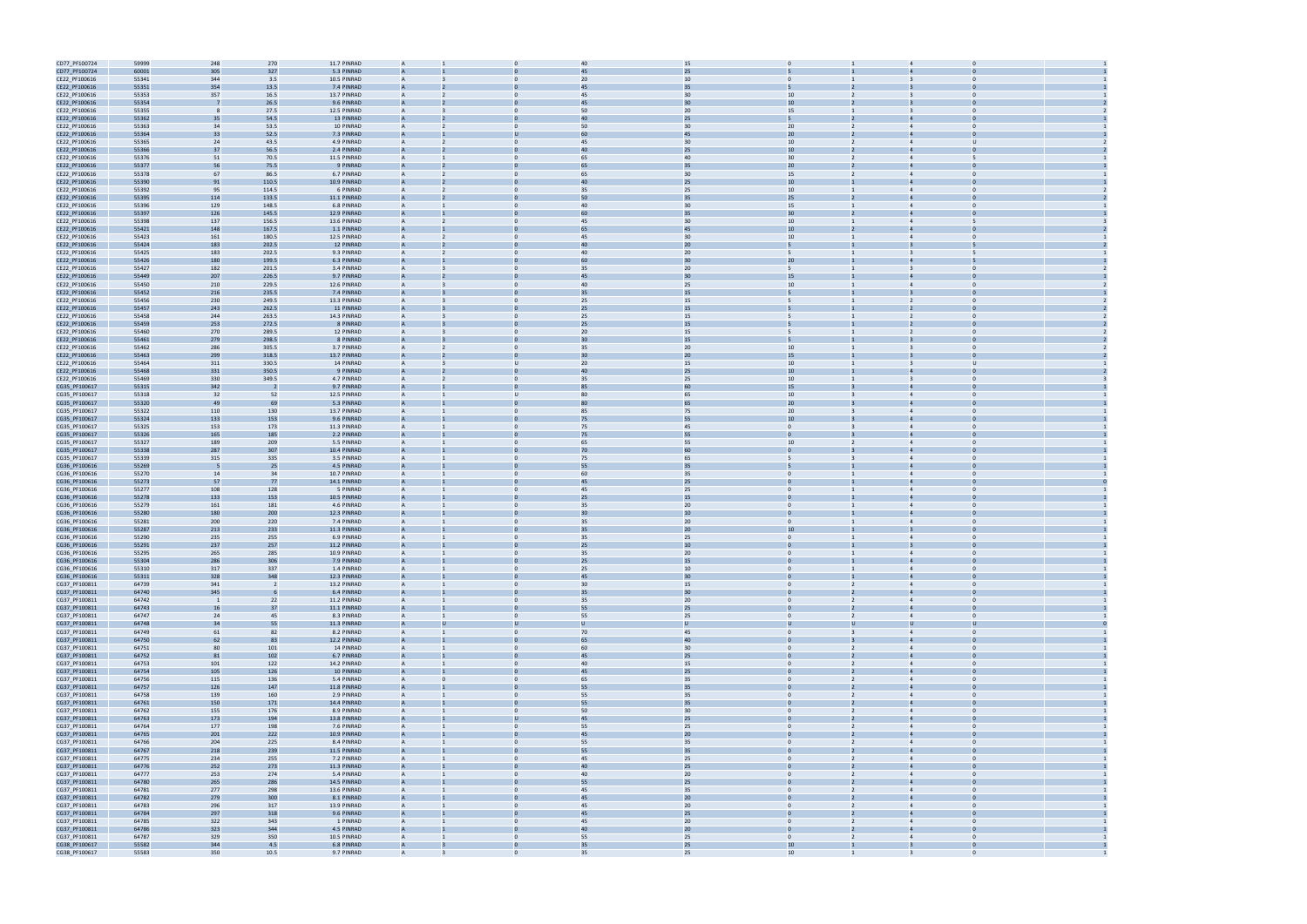| | | | | | | | | | | | | | | | |
|---|---|---|---|---|---|---|---|---|---|---|---|---|---|---|---|
| CD77_PF100724 | 59999 | 248 | 270 | 11.7 | PINRAD | A | 1 | 0 | 40 | 15 | 0 | 1 | 4 | 0 | 1 |
| CD77_PF100724 | 60001 | 305 | 327 | 5.3 | PINRAD | A | 1 | 0 | 45 | 25 | 5 | 1 | 4 | 0 | 1 |
| CE22_PF100616 | 55341 | 344 | 3.5 | 10.5 | PINRAD | A | 3 | 0 | 20 | 10 | 0 | 1 | 3 | 0 | 1 |
| CE22_PF100616 | 55351 | 354 | 13.5 | 7.4 | PINRAD | A | 2 | 0 | 45 | 35 | 5 | 2 | 3 | 0 | 1 |
| CE22_PF100616 | 55353 | 357 | 16.5 | 13.7 | PINRAD | A | 2 | 0 | 45 | 30 | 10 | 2 | 3 | 0 | 1 |
| CE22_PF100616 | 55354 | 7 | 26.5 | 9.6 | PINRAD | A | 2 | 0 | 45 | 30 | 10 | 2 | 3 | 0 | 2 |
| CE22_PF100616 | 55355 | 8 | 27.5 | 12.5 | PINRAD | A | 3 | 0 | 50 | 20 | 15 | 1 | 3 | 0 | 2 |
| CE22_PF100616 | 55362 | 35 | 54.5 | 13 | PINRAD | A | 2 | 0 | 40 | 25 | 5 | 2 | 4 | 0 | 1 |
| CE22_PF100616 | 55363 | 34 | 53.5 | 10 | PINRAD | A | 2 | 0 | 50 | 30 | 20 | 2 | 4 | 0 | 1 |
| CE22_PF100616 | 55364 | 33 | 52.5 | 7.3 | PINRAD | A | 1 | U | 60 | 45 | 20 | 2 | 4 | 0 | 1 |
| CE22_PF100616 | 55365 | 24 | 43.5 | 4.9 | PINRAD | A | 2 | 0 | 45 | 30 | 10 | 2 | 4 | U | 2 |
| CE22_PF100616 | 55366 | 37 | 56.5 | 2.4 | PINRAD | A | 2 | 0 | 40 | 25 | 10 | 2 | 4 | 0 | 2 |
| CE22_PF100616 | 55376 | 51 | 70.5 | 11.5 | PINRAD | A | 1 | 0 | 65 | 40 | 30 | 2 | 4 | 5 | 1 |
| CE22_PF100616 | 55377 | 56 | 75.5 | 9 | PINRAD | A | 2 | 0 | 65 | 35 | 20 | 2 | 4 | 0 | 1 |
| CE22_PF100616 | 55378 | 67 | 86.5 | 6.7 | PINRAD | A | 2 | 0 | 65 | 30 | 15 | 2 | 4 | 0 | 1 |
| CE22_PF100616 | 55390 | 91 | 110.5 | 10.9 | PINRAD | A | 2 | 0 | 40 | 25 | 10 | 1 | 4 | 0 | 1 |
| CE22_PF100616 | 55392 | 95 | 114.5 | 6 | PINRAD | A | 2 | 0 | 35 | 25 | 10 | 1 | 4 | 0 | 2 |
| CE22_PF100616 | 55395 | 114 | 133.5 | 11.1 | PINRAD | A | 2 | 0 | 50 | 35 | 25 | 2 | 4 | 0 | 2 |
| CE22_PF100616 | 55396 | 129 | 148.5 | 6.8 | PINRAD | A | 1 | 0 | 40 | 30 | 15 | 1 | 4 | 0 | 1 |
| CE22_PF100616 | 55397 | 126 | 145.5 | 12.9 | PINRAD | A | 1 | 0 | 60 | 35 | 30 | 2 | 4 | 0 | 1 |
| CE22_PF100616 | 55398 | 137 | 156.5 | 13.6 | PINRAD | A | 2 | 0 | 45 | 30 | 10 | 1 | 4 | 5 | 3 |
| CE22_PF100616 | 55421 | 148 | 167.5 | 1.1 | PINRAD | A | 1 | 0 | 65 | 45 | 10 | 2 | 4 | 0 | 2 |
| CE22_PF100616 | 55423 | 161 | 180.5 | 12.5 | PINRAD | A | 2 | 0 | 45 | 30 | 10 | 1 | 4 | 0 | 1 |
| CE22_PF100616 | 55424 | 183 | 202.5 | 12 | PINRAD | A | 2 | 0 | 40 | 20 | 5 | 1 | 3 | 0 | 2 |
| CE22_PF100616 | 55425 | 183 | 202.5 | 9.3 | PINRAD | A | 2 | 0 | 40 | 20 | 5 | 1 | 3 | 5 | 1 |
| CE22_PF100616 | 55426 | 180 | 199.5 | 6.3 | PINRAD | A | 1 | 0 | 60 | 30 | 20 | 1 | 4 | 5 | 1 |
| CE22_PF100616 | 55427 | 182 | 201.5 | 3.4 | PINRAD | A | 3 | 0 | 35 | 20 | 5 | 1 | 3 | 0 | 2 |
| CE22_PF100616 | 55449 | 207 | 226.5 | 9.7 | PINRAD | A | 2 | 0 | 45 | 30 | 15 | 1 | 4 | 0 | 1 |
| CE22_PF100616 | 55450 | 210 | 229.5 | 12.6 | PINRAD | A | 3 | 0 | 40 | 25 | 10 | 1 | 4 | 0 | 2 |
| CE22_PF100616 | 55452 | 216 | 235.5 | 7.4 | PINRAD | A | 3 | 0 | 35 | 15 | 5 | 1 | 3 | 0 | 1 |
| CE22_PF100616 | 55456 | 230 | 249.5 | 13.3 | PINRAD | A | 3 | 0 | 25 | 15 | 5 | 1 | 2 | 0 | 2 |
| CE22_PF100616 | 55457 | 243 | 262.5 | 11 | PINRAD | A | 3 | 0 | 25 | 15 | 5 | 1 | 2 | 0 | 2 |
| CE22_PF100616 | 55458 | 244 | 263.5 | 14.3 | PINRAD | A | 3 | 0 | 25 | 15 | 5 | 1 | 2 | 0 | 2 |
| CE22_PF100616 | 55459 | 253 | 272.5 | 8 | PINRAD | A | 3 | 0 | 25 | 15 | 5 | 1 | 2 | 0 | 2 |
| CE22_PF100616 | 55460 | 270 | 289.5 | 12 | PINRAD | A | 3 | 0 | 20 | 15 | 5 | 1 | 2 | 0 | 2 |
| CE22_PF100616 | 55461 | 279 | 298.5 | 8 | PINRAD | A | 3 | 0 | 30 | 15 | 5 | 1 | 3 | 0 | 2 |
| CE22_PF100616 | 55462 | 286 | 305.5 | 3.7 | PINRAD | A | 2 | 0 | 35 | 20 | 10 | 1 | 3 | 0 | 2 |
| CE22_PF100616 | 55463 | 299 | 318.5 | 13.7 | PINRAD | A | 2 | 0 | 30 | 20 | 15 | 1 | 3 | 0 | 2 |
| CE22_PF100616 | 55464 | 311 | 330.5 | 14 | PINRAD | A | 3 | U | 20 | 15 | 10 | 1 | 3 | U | 1 |
| CE22_PF100616 | 55468 | 331 | 350.5 | 9 | PINRAD | A | 2 | 0 | 40 | 25 | 10 | 1 | 4 | 0 | 2 |
| CE22_PF100616 | 55469 | 330 | 349.5 | 4.7 | PINRAD | A | 2 | 0 | 35 | 25 | 10 | 1 | 3 | 0 | 3 |
| CG35_PF100617 | 55315 | 342 | 2 | 9.7 | PINRAD | A | 1 | 0 | 85 | 60 | 15 | 3 | 4 | 0 | 1 |
| CG35_PF100617 | 55318 | 32 | 52 | 12.5 | PINRAD | A | 1 | U | 80 | 65 | 10 | 3 | 4 | 0 | 1 |
| CG35_PF100617 | 55320 | 49 | 69 | 5.3 | PINRAD | A | 1 | 0 | 80 | 65 | 20 | 3 | 4 | 0 | 1 |
| CG35_PF100617 | 55322 | 110 | 130 | 13.7 | PINRAD | A | 1 | 0 | 85 | 75 | 20 | 3 | 4 | 0 | 1 |
| CG35_PF100617 | 55324 | 133 | 153 | 9.6 | PINRAD | A | 1 | 0 | 75 | 55 | 10 | 3 | 4 | 0 | 1 |
| CG35_PF100617 | 55325 | 153 | 173 | 11.3 | PINRAD | A | 1 | 0 | 75 | 45 | 0 | 3 | 4 | 0 | 1 |
| CG35_PF100617 | 55326 | 165 | 185 | 2.2 | PINRAD | A | 1 | 0 | 75 | 55 | 0 | 3 | 4 | 0 | 1 |
| CG35_PF100617 | 55327 | 189 | 209 | 5.5 | PINRAD | A | 1 | 0 | 65 | 55 | 10 | 2 | 4 | 0 | 1 |
| CG35_PF100617 | 55338 | 287 | 307 | 10.4 | PINRAD | A | 1 | 0 | 70 | 60 | 0 | 3 | 4 | 0 | 1 |
| CG35_PF100617 | 55339 | 315 | 335 | 3.5 | PINRAD | A | 1 | 0 | 75 | 65 | 5 | 3 | 4 | 0 | 1 |
| CG36_PF100616 | 55269 | 5 | 25 | 4.5 | PINRAD | A | 1 | 0 | 55 | 35 | 5 | 1 | 4 | 0 | 1 |
| CG36_PF100616 | 55270 | 14 | 34 | 10.7 | PINRAD | A | 1 | 0 | 60 | 35 | 0 | 1 | 4 | 0 | 1 |
| CG36_PF100616 | 55273 | 57 | 77 | 14.1 | PINRAD | A | 1 | 0 | 45 | 25 | 0 | 1 | 4 | 0 | 0 |
| CG36_PF100616 | 55277 | 108 | 128 | 5 | PINRAD | A | 1 | 0 | 45 | 25 | 0 | 1 | 4 | 0 | 1 |
| CG36_PF100616 | 55278 | 133 | 153 | 10.5 | PINRAD | A | 1 | 0 | 25 | 15 | 0 | 1 | 4 | 0 | 1 |
| CG36_PF100616 | 55279 | 161 | 181 | 4.6 | PINRAD | A | 1 | 0 | 35 | 20 | 0 | 1 | 4 | 0 | 1 |
| CG36_PF100616 | 55280 | 180 | 200 | 12.3 | PINRAD | A | 1 | 0 | 30 | 10 | 0 | 1 | 4 | 0 | 1 |
| CG36_PF100616 | 55281 | 200 | 220 | 7.4 | PINRAD | A | 1 | 0 | 35 | 20 | 0 | 1 | 4 | 0 | 1 |
| CG36_PF100616 | 55287 | 213 | 233 | 11.3 | PINRAD | A | 1 | 0 | 35 | 20 | 10 | 1 | 3 | 0 | 1 |
| CG36_PF100616 | 55290 | 235 | 255 | 6.9 | PINRAD | A | 1 | 0 | 35 | 25 | 0 | 1 | 4 | 0 | 1 |
| CG36_PF100616 | 55291 | 237 | 257 | 11.2 | PINRAD | A | 1 | 0 | 25 | 10 | 0 | 1 | 3 | 0 | 1 |
| CG36_PF100616 | 55295 | 265 | 285 | 10.9 | PINRAD | A | 1 | 0 | 35 | 20 | 0 | 1 | 4 | 0 | 1 |
| CG36_PF100616 | 55304 | 286 | 306 | 7.9 | PINRAD | A | 1 | 0 | 25 | 15 | 0 | 1 | 4 | 0 | 1 |
| CG36_PF100616 | 55310 | 317 | 337 | 1.4 | PINRAD | A | 1 | 0 | 25 | 10 | 0 | 1 | 4 | 0 | 1 |
| CG36_PF100616 | 55311 | 328 | 348 | 12.3 | PINRAD | A | 1 | 0 | 45 | 30 | 0 | 1 | 4 | 0 | 1 |
| CG37_PF100811 | 64739 | 341 | 2 | 13.2 | PINRAD | A | 1 | 0 | 30 | 15 | 0 | 2 | 4 | 0 | 1 |
| CG37_PF100811 | 64740 | 345 | 6 | 6.4 | PINRAD | A | 1 | 0 | 35 | 30 | 0 | 2 | 4 | 0 | 1 |
| CG37_PF100811 | 64742 | 1 | 22 | 11.2 | PINRAD | A | 1 | 0 | 35 | 20 | 0 | 2 | 4 | 0 | 1 |
| CG37_PF100811 | 64743 | 16 | 37 | 11.1 | PINRAD | A | 1 | 0 | 55 | 25 | 0 | 2 | 4 | 0 | 1 |
| CG37_PF100811 | 64747 | 24 | 45 | 8.3 | PINRAD | A | 1 | 0 | 55 | 25 | 0 | 2 | 4 | 0 | 1 |
| CG37_PF100811 | 64748 | 34 | 55 | 11.3 | PINRAD | A | U | U | U | U | U | U | U | U | 0 |
| CG37_PF100811 | 64749 | 61 | 82 | 8.2 | PINRAD | A | 1 | 0 | 70 | 45 | 0 | 3 | 4 | 0 | 1 |
| CG37_PF100811 | 64750 | 62 | 83 | 12.2 | PINRAD | A | 1 | 0 | 65 | 40 | 0 | 3 | 4 | 0 | 1 |
| CG37_PF100811 | 64751 | 80 | 101 | 14 | PINRAD | A | 1 | 0 | 60 | 30 | 0 | 2 | 4 | 0 | 1 |
| CG37_PF100811 | 64752 | 81 | 102 | 6.7 | PINRAD | A | 1 | 0 | 45 | 25 | 0 | 2 | 4 | 0 | 1 |
| CG37_PF100811 | 64753 | 101 | 122 | 14.2 | PINRAD | A | 1 | 0 | 40 | 15 | 0 | 2 | 4 | 0 | 1 |
| CG37_PF100811 | 64754 | 105 | 126 | 10 | PINRAD | A | 1 | 0 | 45 | 25 | 0 | 2 | 4 | 0 | 1 |
| CG37_PF100811 | 64756 | 115 | 136 | 5.4 | PINRAD | A | 0 | 0 | 65 | 35 | 0 | 2 | 4 | 0 | 1 |
| CG37_PF100811 | 64757 | 126 | 147 | 11.8 | PINRAD | A | 1 | 0 | 55 | 35 | 0 | 2 | 4 | 0 | 1 |
| CG37_PF100811 | 64758 | 139 | 160 | 2.9 | PINRAD | A | 1 | 0 | 55 | 35 | 0 | 2 | 4 | 0 | 1 |
| CG37_PF100811 | 64761 | 150 | 171 | 14.4 | PINRAD | A | 1 | 0 | 55 | 35 | 0 | 2 | 4 | 0 | 1 |
| CG37_PF100811 | 64762 | 155 | 176 | 8.9 | PINRAD | A | 1 | 0 | 50 | 30 | 0 | 2 | 4 | 0 | 1 |
| CG37_PF100811 | 64763 | 173 | 194 | 13.8 | PINRAD | A | 1 | U | 45 | 25 | 0 | 2 | 4 | 0 | 1 |
| CG37_PF100811 | 64764 | 177 | 198 | 7.6 | PINRAD | A | 1 | 0 | 55 | 25 | 0 | 2 | 4 | 0 | 1 |
| CG37_PF100811 | 64765 | 201 | 222 | 10.9 | PINRAD | A | 1 | 0 | 45 | 20 | 0 | 2 | 4 | 0 | 1 |
| CG37_PF100811 | 64766 | 204 | 225 | 8.4 | PINRAD | A | 1 | 0 | 55 | 35 | 0 | 2 | 4 | 0 | 1 |
| CG37_PF100811 | 64767 | 218 | 239 | 11.5 | PINRAD | A | 1 | 0 | 55 | 35 | 0 | 2 | 4 | 0 | 1 |
| CG37_PF100811 | 64775 | 234 | 255 | 7.2 | PINRAD | A | 1 | 0 | 45 | 25 | 0 | 2 | 4 | 0 | 1 |
| CG37_PF100811 | 64776 | 252 | 273 | 11.3 | PINRAD | A | 1 | 0 | 40 | 25 | 0 | 2 | 4 | 0 | 1 |
| CG37_PF100811 | 64777 | 253 | 274 | 5.4 | PINRAD | A | 1 | 0 | 40 | 20 | 0 | 2 | 4 | 0 | 1 |
| CG37_PF100811 | 64780 | 265 | 286 | 14.5 | PINRAD | A | 1 | 0 | 55 | 25 | 0 | 2 | 4 | 0 | 1 |
| CG37_PF100811 | 64781 | 277 | 298 | 13.6 | PINRAD | A | 1 | 0 | 45 | 35 | 0 | 2 | 4 | 0 | 1 |
| CG37_PF100811 | 64782 | 279 | 300 | 8.1 | PINRAD | A | 1 | 0 | 45 | 20 | 0 | 2 | 4 | 0 | 1 |
| CG37_PF100811 | 64783 | 296 | 317 | 13.9 | PINRAD | A | 1 | 0 | 45 | 20 | 0 | 2 | 4 | 0 | 1 |
| CG37_PF100811 | 64784 | 297 | 318 | 9.6 | PINRAD | A | 1 | 0 | 45 | 25 | 0 | 2 | 4 | 0 | 1 |
| CG37_PF100811 | 64785 | 322 | 343 | 1 | PINRAD | A | 1 | 0 | 45 | 20 | 0 | 2 | 4 | 0 | 1 |
| CG37_PF100811 | 64786 | 323 | 344 | 4.5 | PINRAD | A | 1 | 0 | 40 | 20 | 0 | 2 | 4 | 0 | 1 |
| CG37_PF100811 | 64787 | 329 | 350 | 10.5 | PINRAD | A | 1 | 0 | 55 | 25 | 0 | 2 | 4 | 0 | 1 |
| CG38_PF100617 | 55582 | 344 | 4.5 | 6.8 | PINRAD | A | 3 | 0 | 35 | 25 | 10 | 1 | 3 | 0 | 1 |
| CG38_PF100617 | 55583 | 350 | 10.5 | 9.7 | PINRAD | A | 3 | 0 | 35 | 25 | 10 | 1 | 3 | 0 | 1 |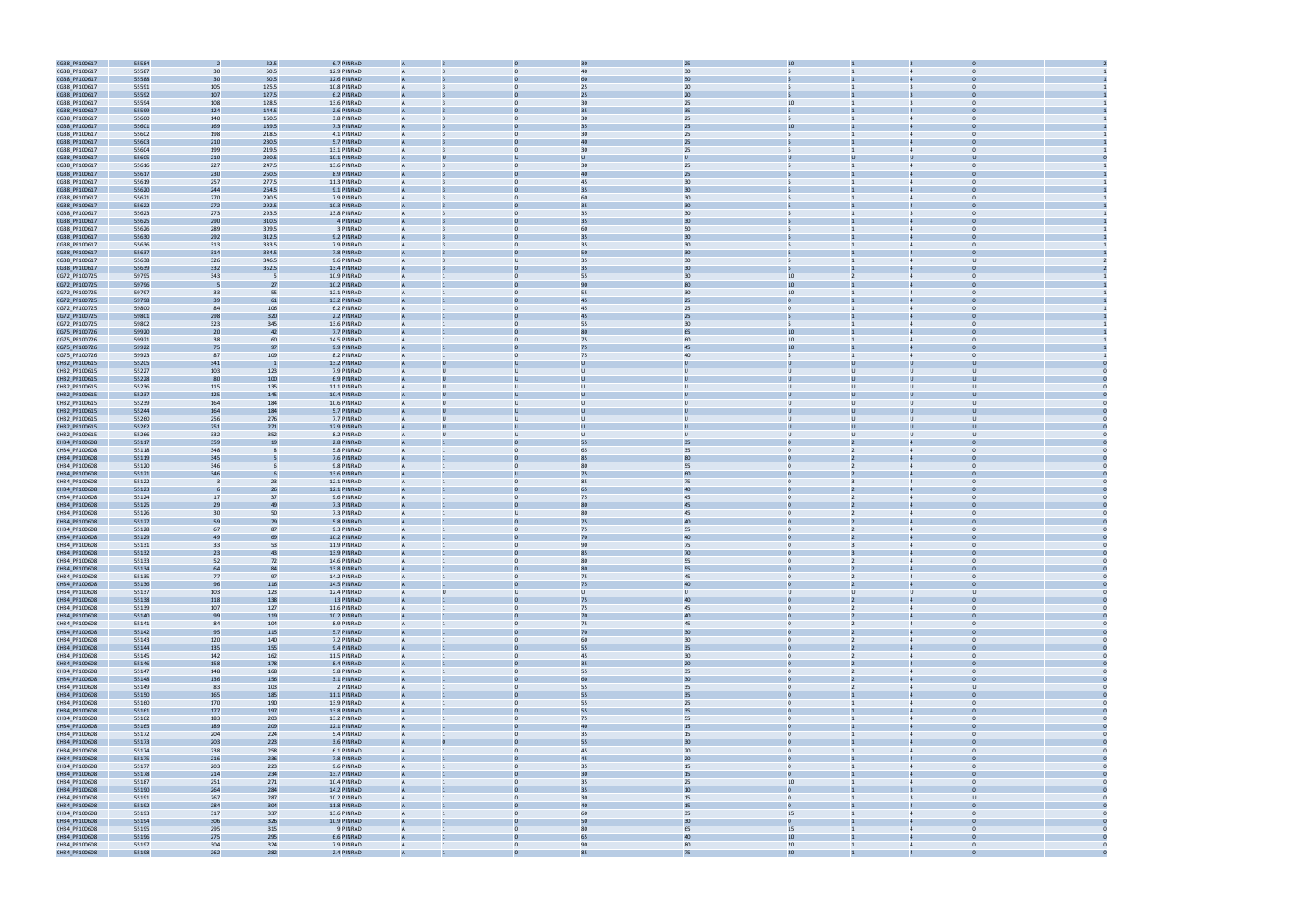| | | | | | | | | | | | | | | |
|---|---|---|---|---|---|---|---|---|---|---|---|---|---|---|
| CG38_PF100617 | 55584 | 2 | 22.5 | 6.7 | PINRAD | A | 3 | 0 | 30 | 25 | 10 | 1 | 3 | 0 | 2 |
| CG38_PF100617 | 55587 | 30 | 50.5 | 12.9 | PINRAD | A | 3 | 0 | 40 | 30 | 5 | 1 | 4 | 0 | 1 |
| CG38_PF100617 | 55588 | 30 | 50.5 | 12.6 | PINRAD | A | 3 | 0 | 60 | 50 | 5 | 1 | 4 | 0 | 1 |
| CG38_PF100617 | 55591 | 105 | 125.5 | 10.8 | PINRAD | A | 3 | 0 | 25 | 20 | 5 | 1 | 3 | 0 | 1 |
| CG38_PF100617 | 55592 | 107 | 127.5 | 6.2 | PINRAD | A | 3 | 0 | 25 | 20 | 5 | 1 | 3 | 0 | 1 |
| CG38_PF100617 | 55594 | 108 | 128.5 | 13.6 | PINRAD | A | 3 | 0 | 30 | 25 | 10 | 1 | 3 | 0 | 1 |
| CG38_PF100617 | 55599 | 124 | 144.5 | 2.6 | PINRAD | A | 3 | 0 | 35 | 35 | 5 | 1 | 4 | 0 | 1 |
| CG38_PF100617 | 55600 | 140 | 160.5 | 3.8 | PINRAD | A | 3 | 0 | 30 | 25 | 5 | 1 | 4 | 0 | 1 |
| CG38_PF100617 | 55601 | 169 | 189.5 | 7.3 | PINRAD | A | 3 | 0 | 35 | 25 | 10 | 1 | 4 | 0 | 1 |
| CG38_PF100617 | 55602 | 198 | 218.5 | 4.1 | PINRAD | A | 3 | 0 | 30 | 25 | 5 | 1 | 4 | 0 | 1 |
| CG38_PF100617 | 55603 | 210 | 230.5 | 5.7 | PINRAD | A | 3 | 0 | 40 | 25 | 5 | 1 | 4 | 0 | 1 |
| CG38_PF100617 | 55604 | 199 | 219.5 | 13.1 | PINRAD | A | 3 | 0 | 30 | 25 | 5 | 1 | 4 | 0 | 1 |
| CG38_PF100617 | 55605 | 210 | 230.5 | 10.1 | PINRAD | A | U | U | U | U | U | U | U | U | 0 |
| CG38_PF100617 | 55616 | 227 | 247.5 | 13.6 | PINRAD | A | 3 | 0 | 30 | 25 | 5 | 1 | 4 | 0 | 1 |
| CG38_PF100617 | 55617 | 230 | 250.5 | 8.9 | PINRAD | A | 3 | 0 | 40 | 25 | 5 | 1 | 4 | 0 | 1 |
| CG38_PF100617 | 55619 | 257 | 277.5 | 11.3 | PINRAD | A | 3 | 0 | 45 | 30 | 5 | 1 | 4 | 0 | 1 |
| CG38_PF100617 | 55620 | 244 | 264.5 | 9.1 | PINRAD | A | 3 | 0 | 35 | 30 | 5 | 1 | 4 | 0 | 1 |
| CG38_PF100617 | 55621 | 270 | 290.5 | 7.9 | PINRAD | A | 3 | 0 | 60 | 30 | 5 | 1 | 4 | 0 | 1 |
| CG38_PF100617 | 55622 | 272 | 292.5 | 10.3 | PINRAD | A | 3 | 0 | 35 | 30 | 5 | 1 | 4 | 0 | 1 |
| CG38_PF100617 | 55623 | 273 | 293.5 | 13.8 | PINRAD | A | 3 | 0 | 35 | 30 | 5 | 1 | 3 | 0 | 1 |
| CG38_PF100617 | 55625 | 290 | 310.5 | 4 | PINRAD | A | 3 | 0 | 35 | 30 | 5 | 1 | 4 | 0 | 1 |
| CG38_PF100617 | 55626 | 289 | 309.5 | 3 | PINRAD | A | 3 | 0 | 60 | 50 | 5 | 1 | 4 | 0 | 1 |
| CG38_PF100617 | 55630 | 292 | 312.5 | 9.2 | PINRAD | A | 3 | 0 | 35 | 30 | 5 | 1 | 4 | 0 | 1 |
| CG38_PF100617 | 55636 | 313 | 333.5 | 7.9 | PINRAD | A | 3 | 0 | 35 | 30 | 5 | 1 | 4 | 0 | 1 |
| CG38_PF100617 | 55637 | 314 | 334.5 | 7.8 | PINRAD | A | 3 | 0 | 50 | 30 | 5 | 1 | 4 | 0 | 1 |
| CG38_PF100617 | 55638 | 326 | 346.5 | 9.6 | PINRAD | A | 3 | U | 35 | 30 | 5 | 1 | 4 | U | 2 |
| CG38_PF100617 | 55639 | 332 | 352.5 | 13.4 | PINRAD | A | 3 | 0 | 35 | 30 | 5 | 1 | 4 | 0 | 2 |
| CG72_PF100725 | 59795 | 343 | 5 | 10.9 | PINRAD | A | 1 | 0 | 55 | 30 | 10 | 2 | 4 | 0 | 1 |
| CG72_PF100725 | 59796 | 5 | 27 | 10.2 | PINRAD | A | 1 | 0 | 90 | 80 | 10 | 1 | 4 | 0 | 1 |
| CG72_PF100725 | 59797 | 33 | 55 | 12.1 | PINRAD | A | 1 | 0 | 55 | 30 | 10 | 1 | 4 | 0 | 1 |
| CG72_PF100725 | 59798 | 39 | 61 | 13.2 | PINRAD | A | 1 | 0 | 45 | 25 | 0 | 1 | 4 | 0 | 1 |
| CG72_PF100725 | 59800 | 84 | 106 | 6.2 | PINRAD | A | 1 | 0 | 45 | 25 | 0 | 1 | 4 | 0 | 1 |
| CG72_PF100725 | 59801 | 298 | 320 | 2.2 | PINRAD | A | 1 | 0 | 45 | 25 | 5 | 1 | 4 | 0 | 1 |
| CG72_PF100725 | 59802 | 323 | 345 | 13.6 | PINRAD | A | 1 | 0 | 55 | 30 | 5 | 1 | 4 | 0 | 1 |
| CG75_PF100726 | 59920 | 20 | 42 | 7.7 | PINRAD | A | 1 | 0 | 80 | 65 | 10 | 1 | 4 | 0 | 1 |
| CG75_PF100726 | 59921 | 38 | 60 | 14.5 | PINRAD | A | 1 | 0 | 75 | 60 | 10 | 1 | 4 | 0 | 1 |
| CG75_PF100726 | 59922 | 75 | 97 | 9.9 | PINRAD | A | 1 | 0 | 75 | 45 | 10 | 1 | 4 | 0 | 1 |
| CG75_PF100726 | 59923 | 87 | 109 | 8.2 | PINRAD | A | 1 | 0 | 75 | 40 | 5 | 1 | 4 | 0 | 1 |
| CH32_PF100615 | 55205 | 341 | 1 | 13.2 | PINRAD | A | U | U | U | U | U | U | U | U | 0 |
| CH32_PF100615 | 55227 | 103 | 123 | 7.9 | PINRAD | A | U | U | U | U | U | U | U | U | 0 |
| CH32_PF100615 | 55228 | 80 | 100 | 6.9 | PINRAD | A | U | U | U | U | U | U | U | U | 0 |
| CH32_PF100615 | 55236 | 115 | 135 | 11.1 | PINRAD | A | U | U | U | U | U | U | U | U | 0 |
| CH32_PF100615 | 55237 | 125 | 145 | 10.4 | PINRAD | A | U | U | U | U | U | U | U | U | 0 |
| CH32_PF100615 | 55239 | 164 | 184 | 10.6 | PINRAD | A | U | U | U | U | U | U | U | U | 0 |
| CH32_PF100615 | 55244 | 164 | 184 | 5.7 | PINRAD | A | U | U | U | U | U | U | U | U | 0 |
| CH32_PF100615 | 55260 | 256 | 276 | 7.7 | PINRAD | A | U | U | U | U | U | U | U | U | 0 |
| CH32_PF100615 | 55262 | 251 | 271 | 12.9 | PINRAD | A | U | U | U | U | U | U | U | U | 0 |
| CH32_PF100615 | 55266 | 332 | 352 | 8.2 | PINRAD | A | U | U | U | U | U | U | U | U | 0 |
| CH34_PF100608 | 55117 | 359 | 19 | 2.8 | PINRAD | A | 1 | 0 | 55 | 35 | 0 | 2 | 4 | 0 | 0 |
| CH34_PF100608 | 55118 | 348 | 8 | 5.8 | PINRAD | A | 1 | 0 | 65 | 35 | 0 | 2 | 4 | 0 | 0 |
| CH34_PF100608 | 55119 | 345 | 5 | 7.6 | PINRAD | A | 1 | 0 | 85 | 80 | 0 | 2 | 4 | 0 | 0 |
| CH34_PF100608 | 55120 | 346 | 6 | 9.8 | PINRAD | A | 1 | 0 | 80 | 55 | 0 | 2 | 4 | 0 | 0 |
| CH34_PF100608 | 55121 | 346 | 6 | 13.6 | PINRAD | A | 1 | U | 75 | 60 | 0 | 2 | 4 | 0 | 0 |
| CH34_PF100608 | 55122 | 3 | 23 | 12.1 | PINRAD | A | 1 | 0 | 85 | 75 | 0 | 3 | 4 | 0 | 0 |
| CH34_PF100608 | 55123 | 6 | 26 | 12.1 | PINRAD | A | 1 | 0 | 65 | 40 | 0 | 2 | 4 | 0 | 0 |
| CH34_PF100608 | 55124 | 17 | 37 | 9.6 | PINRAD | A | 1 | 0 | 75 | 45 | 0 | 2 | 4 | 0 | 0 |
| CH34_PF100608 | 55125 | 29 | 49 | 7.3 | PINRAD | A | 1 | 0 | 80 | 45 | 0 | 2 | 4 | 0 | 0 |
| CH34_PF100608 | 55126 | 30 | 50 | 7.3 | PINRAD | A | 1 | U | 80 | 45 | 0 | 2 | 4 | 0 | 0 |
| CH34_PF100608 | 55127 | 59 | 79 | 5.8 | PINRAD | A | 1 | 0 | 75 | 40 | 0 | 2 | 4 | 0 | 0 |
| CH34_PF100608 | 55128 | 67 | 87 | 9.3 | PINRAD | A | 1 | 0 | 75 | 55 | 0 | 2 | 4 | 0 | 0 |
| CH34_PF100608 | 55129 | 49 | 69 | 10.2 | PINRAD | A | 1 | 0 | 70 | 40 | 0 | 2 | 4 | 0 | 0 |
| CH34_PF100608 | 55131 | 33 | 53 | 11.9 | PINRAD | A | 1 | 0 | 90 | 75 | 0 | 3 | 4 | 0 | 0 |
| CH34_PF100608 | 55132 | 23 | 43 | 13.9 | PINRAD | A | 1 | 0 | 85 | 70 | 0 | 3 | 4 | 0 | 0 |
| CH34_PF100608 | 55133 | 52 | 72 | 14.6 | PINRAD | A | 1 | 0 | 80 | 55 | 0 | 2 | 4 | 0 | 0 |
| CH34_PF100608 | 55134 | 64 | 84 | 13.8 | PINRAD | A | 1 | 0 | 80 | 55 | 0 | 2 | 4 | 0 | 0 |
| CH34_PF100608 | 55135 | 77 | 97 | 14.2 | PINRAD | A | 1 | 0 | 75 | 45 | 0 | 2 | 4 | 0 | 0 |
| CH34_PF100608 | 55136 | 96 | 116 | 14.5 | PINRAD | A | 1 | 0 | 75 | 40 | 0 | 2 | 4 | 0 | 0 |
| CH34_PF100608 | 55137 | 103 | 123 | 12.4 | PINRAD | A | U | U | U | U | U | U | U | U | 0 |
| CH34_PF100608 | 55138 | 118 | 138 | 13 | PINRAD | A | 1 | 0 | 75 | 40 | 0 | 2 | 4 | 0 | 0 |
| CH34_PF100608 | 55139 | 107 | 127 | 11.6 | PINRAD | A | 1 | 0 | 75 | 45 | 0 | 2 | 4 | 0 | 0 |
| CH34_PF100608 | 55140 | 99 | 119 | 10.2 | PINRAD | A | 1 | 0 | 70 | 40 | 0 | 2 | 4 | 0 | 0 |
| CH34_PF100608 | 55141 | 84 | 104 | 8.9 | PINRAD | A | 1 | 0 | 75 | 45 | 0 | 2 | 4 | 0 | 0 |
| CH34_PF100608 | 55142 | 95 | 115 | 5.7 | PINRAD | A | 1 | 0 | 70 | 30 | 0 | 2 | 4 | 0 | 0 |
| CH34_PF100608 | 55143 | 120 | 140 | 7.2 | PINRAD | A | 1 | 0 | 60 | 30 | 0 | 2 | 4 | 0 | 0 |
| CH34_PF100608 | 55144 | 135 | 155 | 9.4 | PINRAD | A | 1 | 0 | 55 | 35 | 0 | 2 | 4 | 0 | 0 |
| CH34_PF100608 | 55145 | 142 | 162 | 11.5 | PINRAD | A | 1 | 0 | 45 | 30 | 0 | 2 | 4 | 0 | 0 |
| CH34_PF100608 | 55146 | 158 | 178 | 8.4 | PINRAD | A | 1 | 0 | 35 | 20 | 0 | 2 | 4 | 0 | 0 |
| CH34_PF100608 | 55147 | 148 | 168 | 5.8 | PINRAD | A | 1 | 0 | 55 | 35 | 0 | 2 | 4 | 0 | 0 |
| CH34_PF100608 | 55148 | 136 | 156 | 3.1 | PINRAD | A | 1 | 0 | 60 | 30 | 0 | 2 | 4 | 0 | 0 |
| CH34_PF100608 | 55149 | 83 | 103 | 2 | PINRAD | A | 1 | 0 | 55 | 35 | 0 | 2 | 4 | U | 0 |
| CH34_PF100608 | 55150 | 165 | 185 | 11.1 | PINRAD | A | 1 | 0 | 55 | 35 | 0 | 1 | 4 | 0 | 0 |
| CH34_PF100608 | 55160 | 170 | 190 | 13.9 | PINRAD | A | 1 | 0 | 55 | 25 | 0 | 1 | 4 | 0 | 0 |
| CH34_PF100608 | 55161 | 177 | 197 | 13.8 | PINRAD | A | 1 | 0 | 55 | 35 | 0 | 1 | 4 | 0 | 0 |
| CH34_PF100608 | 55162 | 183 | 203 | 13.2 | PINRAD | A | 1 | 0 | 75 | 55 | 0 | 1 | 4 | 0 | 0 |
| CH34_PF100608 | 55165 | 189 | 209 | 12.1 | PINRAD | A | 1 | 0 | 40 | 15 | 0 | 1 | 4 | 0 | 0 |
| CH34_PF100608 | 55172 | 204 | 224 | 5.4 | PINRAD | A | 1 | 0 | 35 | 15 | 0 | 1 | 4 | 0 | 0 |
| CH34_PF100608 | 55173 | 203 | 223 | 3.6 | PINRAD | A | 0 | 0 | 55 | 30 | 0 | 1 | 4 | 0 | 0 |
| CH34_PF100608 | 55174 | 238 | 258 | 6.1 | PINRAD | A | 1 | 0 | 45 | 20 | 0 | 1 | 4 | 0 | 0 |
| CH34_PF100608 | 55175 | 216 | 236 | 7.8 | PINRAD | A | 1 | 0 | 45 | 20 | 0 | 1 | 4 | 0 | 0 |
| CH34_PF100608 | 55177 | 203 | 223 | 9.6 | PINRAD | A | 1 | 0 | 35 | 15 | 0 | 1 | 4 | 0 | 0 |
| CH34_PF100608 | 55178 | 214 | 234 | 13.7 | PINRAD | A | 1 | 0 | 30 | 15 | 0 | 1 | 4 | 0 | 0 |
| CH34_PF100608 | 55187 | 251 | 271 | 10.4 | PINRAD | A | 1 | 0 | 35 | 25 | 10 | 1 | 4 | 0 | 0 |
| CH34_PF100608 | 55190 | 264 | 284 | 14.2 | PINRAD | A | 1 | 0 | 35 | 10 | 0 | 1 | 3 | 0 | 0 |
| CH34_PF100608 | 55191 | 267 | 287 | 10.2 | PINRAD | A | 1 | 0 | 30 | 15 | 0 | 1 | 3 | U | 0 |
| CH34_PF100608 | 55192 | 284 | 304 | 11.8 | PINRAD | A | 1 | 0 | 40 | 15 | 0 | 1 | 4 | 0 | 0 |
| CH34_PF100608 | 55193 | 317 | 337 | 13.6 | PINRAD | A | 1 | 0 | 60 | 35 | 15 | 1 | 4 | 0 | 0 |
| CH34_PF100608 | 55194 | 306 | 326 | 10.9 | PINRAD | A | 1 | 0 | 50 | 30 | 0 | 1 | 4 | 0 | 0 |
| CH34_PF100608 | 55195 | 295 | 315 | 9 | PINRAD | A | 1 | 0 | 80 | 65 | 15 | 1 | 4 | 0 | 0 |
| CH34_PF100608 | 55196 | 275 | 295 | 6.6 | PINRAD | A | 1 | 0 | 65 | 40 | 10 | 1 | 4 | 0 | 0 |
| CH34_PF100608 | 55197 | 304 | 324 | 7.9 | PINRAD | A | 1 | 0 | 90 | 80 | 20 | 1 | 4 | 0 | 0 |
| CH34_PF100608 | 55198 | 262 | 282 | 2.4 | PINRAD | A | 1 | 0 | 85 | 75 | 20 | 1 | 4 | 0 | 0 |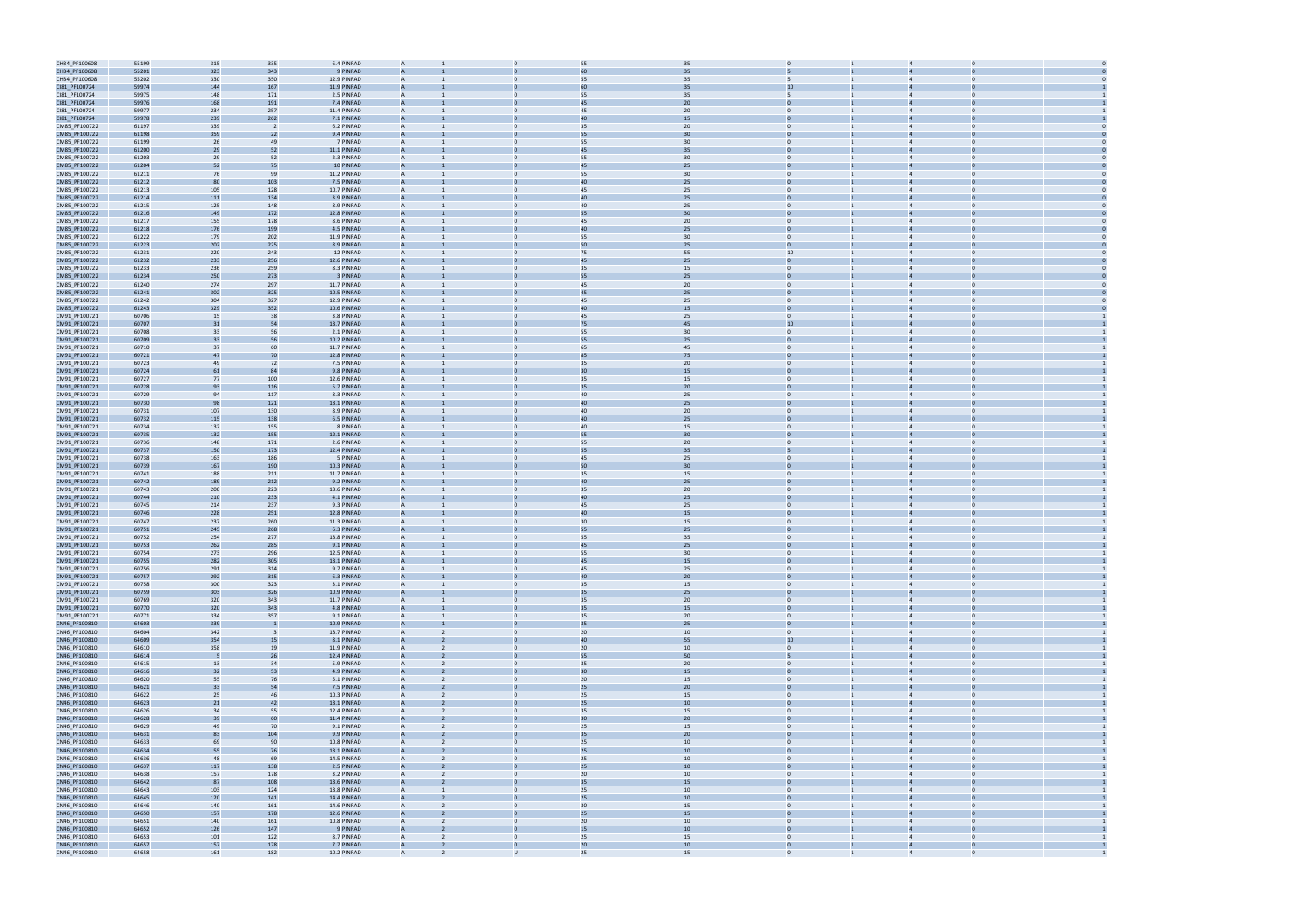| | | | | | | | | | | | | | | | |
|---|---|---|---|---|---|---|---|---|---|---|---|---|---|---|---|
| CH34_PF100608 | 55199 | 315 | 335 | 6.4 | PINRAD | A | 1 | 0 | 55 | 35 | 0 | 1 | 4 | 0 | 0 |
| CH34_PF100608 | 55201 | 323 | 343 | 9 | PINRAD | A | 1 | 0 | 60 | 35 | 5 | 1 | 4 | 0 | 0 |
| CH34_PF100608 | 55202 | 330 | 350 | 12.9 | PINRAD | A | 1 | 0 | 55 | 35 | 5 | 1 | 4 | 0 | 0 |
| CI81_PF100724 | 59974 | 144 | 167 | 11.9 | PINRAD | A | 1 | 0 | 60 | 35 | 10 | 1 | 4 | 0 | 1 |
| CI81_PF100724 | 59975 | 148 | 171 | 2.5 | PINRAD | A | 1 | 0 | 55 | 35 | 5 | 1 | 4 | 0 | 1 |
| CI81_PF100724 | 59976 | 168 | 191 | 7.4 | PINRAD | A | 1 | 0 | 45 | 20 | 0 | 1 | 4 | 0 | 1 |
| CI81_PF100724 | 59977 | 234 | 257 | 11.4 | PINRAD | A | 1 | 0 | 45 | 20 | 0 | 1 | 4 | 0 | 1 |
| CI81_PF100724 | 59978 | 239 | 262 | 7.1 | PINRAD | A | 1 | 0 | 40 | 15 | 0 | 1 | 4 | 0 | 1 |
| CM85_PF100722 | 61197 | 339 | 2 | 6.2 | PINRAD | A | 1 | 0 | 35 | 20 | 0 | 1 | 4 | 0 | 0 |
| CM85_PF100722 | 61198 | 359 | 22 | 9.4 | PINRAD | A | 1 | 0 | 55 | 30 | 0 | 1 | 4 | 0 | 0 |
| CM85_PF100722 | 61199 | 26 | 49 | 7 | PINRAD | A | 1 | 0 | 55 | 30 | 0 | 1 | 4 | 0 | 0 |
| CM85_PF100722 | 61200 | 29 | 52 | 11.1 | PINRAD | A | 1 | 0 | 45 | 35 | 0 | 1 | 4 | 0 | 0 |
| CM85_PF100722 | 61203 | 29 | 52 | 2.3 | PINRAD | A | 1 | 0 | 55 | 30 | 0 | 1 | 4 | 0 | 0 |
| CM85_PF100722 | 61204 | 52 | 75 | 10 | PINRAD | A | 1 | 0 | 45 | 25 | 0 | 1 | 4 | 0 | 0 |
| CM85_PF100722 | 61211 | 76 | 99 | 11.2 | PINRAD | A | 1 | 0 | 55 | 30 | 0 | 1 | 4 | 0 | 0 |
| CM85_PF100722 | 61212 | 80 | 103 | 7.5 | PINRAD | A | 1 | 0 | 40 | 25 | 0 | 1 | 4 | 0 | 0 |
| CM85_PF100722 | 61213 | 105 | 128 | 10.7 | PINRAD | A | 1 | 0 | 45 | 25 | 0 | 1 | 4 | 0 | 0 |
| CM85_PF100722 | 61214 | 111 | 134 | 3.9 | PINRAD | A | 1 | 0 | 40 | 25 | 0 | 1 | 4 | 0 | 0 |
| CM85_PF100722 | 61215 | 125 | 148 | 8.9 | PINRAD | A | 1 | 0 | 40 | 25 | 0 | 1 | 4 | 0 | 0 |
| CM85_PF100722 | 61216 | 149 | 172 | 12.8 | PINRAD | A | 1 | 0 | 55 | 30 | 0 | 1 | 4 | 0 | 0 |
| CM85_PF100722 | 61217 | 155 | 178 | 8.6 | PINRAD | A | 1 | 0 | 45 | 20 | 0 | 1 | 4 | 0 | 0 |
| CM85_PF100722 | 61218 | 176 | 199 | 4.5 | PINRAD | A | 1 | 0 | 40 | 25 | 0 | 1 | 4 | 0 | 0 |
| CM85_PF100722 | 61222 | 179 | 202 | 11.9 | PINRAD | A | 1 | 0 | 55 | 30 | 0 | 1 | 4 | 0 | 0 |
| CM85_PF100722 | 61223 | 202 | 225 | 8.9 | PINRAD | A | 1 | 0 | 50 | 25 | 0 | 1 | 4 | 0 | 0 |
| CM85_PF100722 | 61231 | 220 | 243 | 12 | PINRAD | A | 1 | 0 | 75 | 55 | 10 | 1 | 4 | 0 | 0 |
| CM85_PF100722 | 61232 | 233 | 256 | 12.6 | PINRAD | A | 1 | 0 | 45 | 25 | 0 | 1 | 4 | 0 | 0 |
| CM85_PF100722 | 61233 | 236 | 259 | 8.3 | PINRAD | A | 1 | 0 | 35 | 15 | 0 | 1 | 4 | 0 | 0 |
| CM85_PF100722 | 61234 | 250 | 273 | 3 | PINRAD | A | 1 | 0 | 55 | 25 | 0 | 1 | 4 | 0 | 0 |
| CM85_PF100722 | 61240 | 274 | 297 | 11.7 | PINRAD | A | 1 | 0 | 45 | 20 | 0 | 1 | 4 | 0 | 0 |
| CM85_PF100722 | 61241 | 302 | 325 | 10.5 | PINRAD | A | 1 | 0 | 45 | 25 | 0 | 1 | 4 | 0 | 0 |
| CM85_PF100722 | 61242 | 304 | 327 | 12.9 | PINRAD | A | 1 | 0 | 45 | 25 | 0 | 1 | 4 | 0 | 0 |
| CM85_PF100722 | 61243 | 329 | 352 | 10.6 | PINRAD | A | 1 | 0 | 40 | 15 | 0 | 1 | 4 | 0 | 0 |
| CM91_PF100721 | 60706 | 15 | 38 | 3.8 | PINRAD | A | 1 | 0 | 45 | 25 | 0 | 1 | 4 | 0 | 1 |
| CM91_PF100721 | 60707 | 31 | 54 | 13.7 | PINRAD | A | 1 | 0 | 75 | 45 | 10 | 1 | 4 | 0 | 1 |
| CM91_PF100721 | 60708 | 33 | 56 | 2.1 | PINRAD | A | 1 | 0 | 55 | 30 | 0 | 1 | 4 | 0 | 1 |
| CM91_PF100721 | 60709 | 33 | 56 | 10.2 | PINRAD | A | 1 | 0 | 55 | 25 | 0 | 1 | 4 | 0 | 1 |
| CM91_PF100721 | 60710 | 37 | 60 | 11.7 | PINRAD | A | 1 | 0 | 65 | 45 | 0 | 1 | 4 | 0 | 1 |
| CM91_PF100721 | 60721 | 47 | 70 | 12.8 | PINRAD | A | 1 | 0 | 85 | 75 | 0 | 1 | 4 | 0 | 1 |
| CM91_PF100721 | 60723 | 49 | 72 | 7.5 | PINRAD | A | 1 | 0 | 35 | 20 | 0 | 1 | 4 | 0 | 1 |
| CM91_PF100721 | 60724 | 61 | 84 | 9.8 | PINRAD | A | 1 | 0 | 30 | 15 | 0 | 1 | 4 | 0 | 1 |
| CM91_PF100721 | 60727 | 77 | 100 | 12.6 | PINRAD | A | 1 | 0 | 35 | 15 | 0 | 1 | 4 | 0 | 1 |
| CM91_PF100721 | 60728 | 93 | 116 | 5.7 | PINRAD | A | 1 | 0 | 35 | 20 | 0 | 1 | 4 | 0 | 1 |
| CM91_PF100721 | 60729 | 94 | 117 | 8.3 | PINRAD | A | 1 | 0 | 40 | 25 | 0 | 1 | 4 | 0 | 1 |
| CM91_PF100721 | 60730 | 98 | 121 | 13.1 | PINRAD | A | 1 | 0 | 40 | 25 | 0 | 1 | 4 | 0 | 1 |
| CM91_PF100721 | 60731 | 107 | 130 | 8.9 | PINRAD | A | 1 | 0 | 40 | 20 | 0 | 1 | 4 | 0 | 1 |
| CM91_PF100721 | 60732 | 115 | 138 | 6.5 | PINRAD | A | 1 | 0 | 40 | 25 | 0 | 1 | 4 | 0 | 1 |
| CM91_PF100721 | 60734 | 132 | 155 | 8 | PINRAD | A | 1 | 0 | 40 | 15 | 0 | 1 | 4 | 0 | 1 |
| CM91_PF100721 | 60735 | 132 | 155 | 12.1 | PINRAD | A | 1 | 0 | 55 | 30 | 0 | 1 | 4 | 0 | 1 |
| CM91_PF100721 | 60736 | 148 | 171 | 2.6 | PINRAD | A | 1 | 0 | 55 | 20 | 0 | 1 | 4 | 0 | 1 |
| CM91_PF100721 | 60737 | 150 | 173 | 12.4 | PINRAD | A | 1 | 0 | 55 | 35 | 5 | 1 | 4 | 0 | 1 |
| CM91_PF100721 | 60738 | 163 | 186 | 5 | PINRAD | A | 1 | 0 | 45 | 25 | 0 | 1 | 4 | 0 | 1 |
| CM91_PF100721 | 60739 | 167 | 190 | 10.3 | PINRAD | A | 1 | 0 | 50 | 30 | 0 | 1 | 4 | 0 | 1 |
| CM91_PF100721 | 60741 | 188 | 211 | 11.7 | PINRAD | A | 1 | 0 | 35 | 15 | 0 | 1 | 4 | 0 | 1 |
| CM91_PF100721 | 60742 | 189 | 212 | 9.2 | PINRAD | A | 1 | 0 | 40 | 25 | 0 | 1 | 4 | 0 | 1 |
| CM91_PF100721 | 60743 | 200 | 223 | 13.6 | PINRAD | A | 1 | 0 | 35 | 20 | 0 | 1 | 4 | 0 | 1 |
| CM91_PF100721 | 60744 | 210 | 233 | 4.1 | PINRAD | A | 1 | 0 | 40 | 25 | 0 | 1 | 4 | 0 | 1 |
| CM91_PF100721 | 60745 | 214 | 237 | 9.3 | PINRAD | A | 1 | 0 | 45 | 25 | 0 | 1 | 4 | 0 | 1 |
| CM91_PF100721 | 60746 | 228 | 251 | 12.8 | PINRAD | A | 1 | 0 | 40 | 15 | 0 | 1 | 4 | 0 | 1 |
| CM91_PF100721 | 60747 | 237 | 260 | 11.3 | PINRAD | A | 1 | 0 | 30 | 15 | 0 | 1 | 4 | 0 | 1 |
| CM91_PF100721 | 60751 | 245 | 268 | 6.3 | PINRAD | A | 1 | 0 | 55 | 25 | 0 | 1 | 4 | 0 | 1 |
| CM91_PF100721 | 60752 | 254 | 277 | 13.8 | PINRAD | A | 1 | 0 | 55 | 35 | 0 | 1 | 4 | 0 | 1 |
| CM91_PF100721 | 60753 | 262 | 285 | 9.1 | PINRAD | A | 1 | 0 | 45 | 25 | 0 | 1 | 4 | 0 | 1 |
| CM91_PF100721 | 60754 | 273 | 296 | 12.5 | PINRAD | A | 1 | 0 | 55 | 30 | 0 | 1 | 4 | 0 | 1 |
| CM91_PF100721 | 60755 | 282 | 305 | 13.1 | PINRAD | A | 1 | 0 | 45 | 15 | 0 | 1 | 4 | 0 | 1 |
| CM91_PF100721 | 60756 | 291 | 314 | 9.7 | PINRAD | A | 1 | 0 | 45 | 25 | 0 | 1 | 4 | 0 | 1 |
| CM91_PF100721 | 60757 | 292 | 315 | 6.3 | PINRAD | A | 1 | 0 | 40 | 20 | 0 | 1 | 4 | 0 | 1 |
| CM91_PF100721 | 60758 | 300 | 323 | 3.1 | PINRAD | A | 1 | 0 | 35 | 15 | 0 | 1 | 4 | 0 | 1 |
| CM91_PF100721 | 60759 | 303 | 326 | 10.9 | PINRAD | A | 1 | 0 | 35 | 25 | 0 | 1 | 4 | 0 | 1 |
| CM91_PF100721 | 60769 | 320 | 343 | 11.7 | PINRAD | A | 1 | 0 | 35 | 20 | 0 | 1 | 4 | 0 | 1 |
| CM91_PF100721 | 60770 | 320 | 343 | 4.8 | PINRAD | A | 1 | 0 | 35 | 15 | 0 | 1 | 4 | 0 | 1 |
| CM91_PF100721 | 60771 | 334 | 357 | 9.1 | PINRAD | A | 1 | 0 | 35 | 20 | 0 | 1 | 4 | 0 | 1 |
| CN46_PF100810 | 64603 | 339 | 1 | 10.9 | PINRAD | A | 1 | 0 | 35 | 25 | 0 | 1 | 4 | 0 | 1 |
| CN46_PF100810 | 64604 | 342 | 3 | 13.7 | PINRAD | A | 2 | 0 | 20 | 10 | 0 | 1 | 4 | 0 | 1 |
| CN46_PF100810 | 64609 | 354 | 15 | 8.1 | PINRAD | A | 2 | 0 | 40 | 55 | 10 | 1 | 4 | 0 | 1 |
| CN46_PF100810 | 64610 | 358 | 19 | 11.9 | PINRAD | A | 2 | 0 | 20 | 10 | 0 | 1 | 4 | 0 | 1 |
| CN46_PF100810 | 64614 | 5 | 26 | 12.4 | PINRAD | A | 2 | 0 | 55 | 50 | 5 | 1 | 4 | 0 | 1 |
| CN46_PF100810 | 64615 | 13 | 34 | 5.9 | PINRAD | A | 2 | 0 | 35 | 20 | 0 | 1 | 4 | 0 | 1 |
| CN46_PF100810 | 64616 | 32 | 53 | 4.9 | PINRAD | A | 2 | 0 | 30 | 15 | 0 | 1 | 4 | 0 | 1 |
| CN46_PF100810 | 64620 | 55 | 76 | 5.1 | PINRAD | A | 2 | 0 | 20 | 15 | 0 | 1 | 4 | 0 | 1 |
| CN46_PF100810 | 64621 | 33 | 54 | 7.5 | PINRAD | A | 2 | 0 | 25 | 20 | 0 | 1 | 4 | 0 | 1 |
| CN46_PF100810 | 64622 | 25 | 46 | 10.3 | PINRAD | A | 2 | 0 | 25 | 15 | 0 | 1 | 4 | 0 | 1 |
| CN46_PF100810 | 64623 | 21 | 42 | 13.1 | PINRAD | A | 2 | 0 | 25 | 10 | 0 | 1 | 4 | 0 | 1 |
| CN46_PF100810 | 64626 | 34 | 55 | 12.4 | PINRAD | A | 2 | 0 | 35 | 15 | 0 | 1 | 4 | 0 | 1 |
| CN46_PF100810 | 64628 | 39 | 60 | 11.4 | PINRAD | A | 2 | 0 | 30 | 20 | 0 | 1 | 4 | 0 | 1 |
| CN46_PF100810 | 64629 | 49 | 70 | 9.1 | PINRAD | A | 2 | 0 | 25 | 15 | 0 | 1 | 4 | 0 | 1 |
| CN46_PF100810 | 64631 | 83 | 104 | 9.9 | PINRAD | A | 2 | 0 | 35 | 20 | 0 | 1 | 4 | 0 | 1 |
| CN46_PF100810 | 64633 | 69 | 90 | 10.8 | PINRAD | A | 2 | 0 | 25 | 10 | 0 | 1 | 4 | 0 | 1 |
| CN46_PF100810 | 64634 | 55 | 76 | 13.1 | PINRAD | A | 2 | 0 | 25 | 10 | 0 | 1 | 4 | 0 | 1 |
| CN46_PF100810 | 64636 | 48 | 69 | 14.5 | PINRAD | A | 2 | 0 | 25 | 10 | 0 | 1 | 4 | 0 | 1 |
| CN46_PF100810 | 64637 | 117 | 138 | 2.5 | PINRAD | A | 2 | 0 | 25 | 10 | 0 | 1 | 4 | 0 | 1 |
| CN46_PF100810 | 64638 | 157 | 178 | 3.2 | PINRAD | A | 2 | 0 | 20 | 10 | 0 | 1 | 4 | 0 | 1 |
| CN46_PF100810 | 64642 | 87 | 108 | 13.6 | PINRAD | A | 2 | 0 | 35 | 15 | 0 | 1 | 4 | 0 | 1 |
| CN46_PF100810 | 64643 | 103 | 124 | 13.8 | PINRAD | A | 1 | 0 | 25 | 10 | 0 | 1 | 4 | 0 | 1 |
| CN46_PF100810 | 64645 | 120 | 141 | 14.4 | PINRAD | A | 2 | 0 | 25 | 10 | 0 | 1 | 4 | 0 | 1 |
| CN46_PF100810 | 64646 | 140 | 161 | 14.6 | PINRAD | A | 2 | 0 | 30 | 15 | 0 | 1 | 4 | 0 | 1 |
| CN46_PF100810 | 64650 | 157 | 178 | 12.6 | PINRAD | A | 2 | 0 | 25 | 15 | 0 | 1 | 4 | 0 | 1 |
| CN46_PF100810 | 64651 | 140 | 161 | 10.8 | PINRAD | A | 2 | 0 | 20 | 10 | 0 | 1 | 4 | 0 | 1 |
| CN46_PF100810 | 64652 | 126 | 147 | 9 | PINRAD | A | 2 | 0 | 15 | 10 | 0 | 1 | 4 | 0 | 1 |
| CN46_PF100810 | 64653 | 101 | 122 | 8.7 | PINRAD | A | 2 | 0 | 25 | 15 | 0 | 1 | 4 | 0 | 1 |
| CN46_PF100810 | 64657 | 157 | 178 | 7.7 | PINRAD | A | 2 | 0 | 20 | 10 | 0 | 1 | 4 | 0 | 1 |
| CN46_PF100810 | 64658 | 161 | 182 | 10.2 | PINRAD | A | 2 | U | 25 | 15 | 0 | 1 | 4 | 0 | 1 |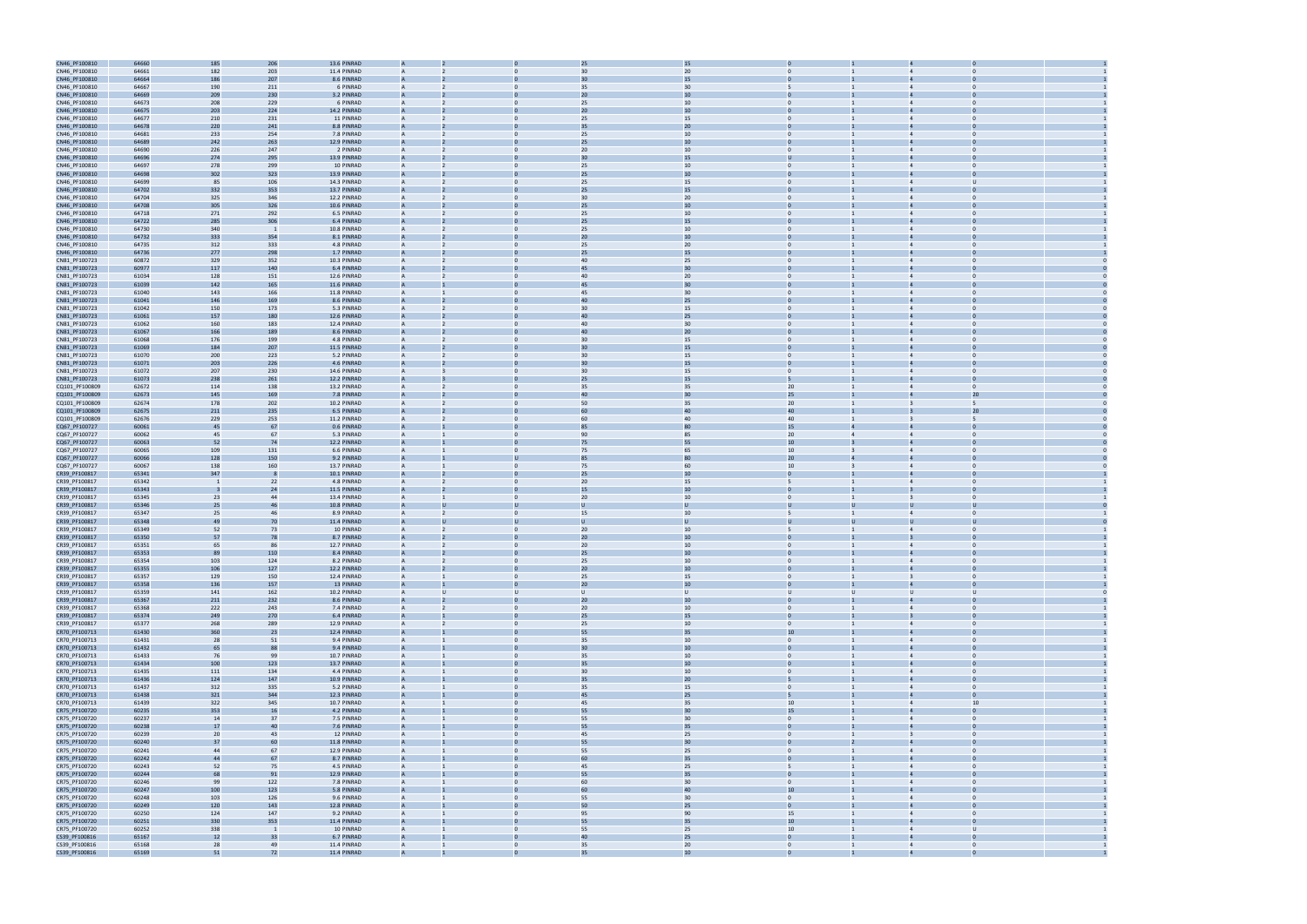| | | | | | | | | | | | | | | |
|---|---|---|---|---|---|---|---|---|---|---|---|---|---|---|
| CN46_PF100810 | 64660 | 185 | 206 | 13.6 PINRAD | A | 2 | 0 | 25 | 15 | 0 | 1 | 4 | 0 | 1 |
| CN46_PF100810 | 64661 | 182 | 203 | 11.4 PINRAD | A | 2 | 0 | 30 | 20 | 0 | 1 | 4 | 0 | 1 |
| CN46_PF100810 | 64664 | 186 | 207 | 8.6 PINRAD | A | 2 | 0 | 30 | 15 | 0 | 1 | 4 | 0 | 1 |
| CN46_PF100810 | 64667 | 190 | 211 | 6 PINRAD | A | 2 | 0 | 35 | 30 | 5 | 1 | 4 | 0 | 1 |
| CN46_PF100810 | 64669 | 209 | 230 | 3.2 PINRAD | A | 2 | 0 | 20 | 10 | 0 | 1 | 4 | 0 | 1 |
| CN46_PF100810 | 64673 | 208 | 229 | 6 PINRAD | A | 2 | 0 | 25 | 10 | 0 | 1 | 4 | 0 | 1 |
| CN46_PF100810 | 64675 | 203 | 224 | 14.2 PINRAD | A | 2 | 0 | 20 | 10 | 0 | 1 | 4 | 0 | 1 |
| CN46_PF100810 | 64677 | 210 | 231 | 11 PINRAD | A | 2 | 0 | 25 | 15 | 0 | 1 | 4 | 0 | 1 |
| CN46_PF100810 | 64678 | 220 | 241 | 8.8 PINRAD | A | 2 | 0 | 35 | 20 | 0 | 1 | 4 | 0 | 1 |
| CN46_PF100810 | 64681 | 233 | 254 | 7.8 PINRAD | A | 2 | 0 | 25 | 10 | 0 | 1 | 4 | 0 | 1 |
| CN46_PF100810 | 64689 | 242 | 263 | 12.9 PINRAD | A | 2 | 0 | 25 | 10 | 0 | 1 | 4 | 0 | 1 |
| CN46_PF100810 | 64690 | 226 | 247 | 2 PINRAD | A | 2 | 0 | 20 | 10 | 0 | 1 | 4 | 0 | 1 |
| CN46_PF100810 | 64696 | 274 | 295 | 13.9 PINRAD | A | 2 | 0 | 30 | 15 | U | 1 | 4 | 0 | 1 |
| CN46_PF100810 | 64697 | 278 | 299 | 10 PINRAD | A | 2 | 0 | 25 | 10 | 0 | 1 | 4 | 0 | 1 |
| CN46_PF100810 | 64698 | 302 | 323 | 13.9 PINRAD | A | 2 | 0 | 25 | 10 | 0 | 1 | 4 | 0 | 1 |
| CN46_PF100810 | 64699 | 85 | 106 | 14.3 PINRAD | A | 2 | 0 | 25 | 15 | 0 | 1 | 4 | U | 1 |
| CN46_PF100810 | 64702 | 332 | 353 | 13.7 PINRAD | A | 2 | 0 | 25 | 15 | 0 | 1 | 4 | 0 | 1 |
| CN46_PF100810 | 64704 | 325 | 346 | 12.2 PINRAD | A | 2 | 0 | 30 | 20 | 0 | 1 | 4 | 0 | 1 |
| CN46_PF100810 | 64708 | 305 | 326 | 10.6 PINRAD | A | 2 | 0 | 25 | 10 | 0 | 1 | 4 | 0 | 1 |
| CN46_PF100810 | 64718 | 271 | 292 | 6.5 PINRAD | A | 2 | 0 | 25 | 10 | 0 | 1 | 4 | 0 | 1 |
| CN46_PF100810 | 64722 | 285 | 306 | 6.4 PINRAD | A | 2 | 0 | 25 | 15 | 0 | 1 | 4 | 0 | 1 |
| CN46_PF100810 | 64730 | 340 | 1 | 10.8 PINRAD | A | 2 | 0 | 25 | 10 | 0 | 1 | 4 | 0 | 1 |
| CN46_PF100810 | 64732 | 333 | 354 | 8.1 PINRAD | A | 2 | 0 | 20 | 10 | 0 | 1 | 4 | 0 | 1 |
| CN46_PF100810 | 64735 | 312 | 333 | 4.8 PINRAD | A | 2 | 0 | 25 | 20 | 0 | 1 | 4 | 0 | 1 |
| CN46_PF100810 | 64736 | 277 | 298 | 1.7 PINRAD | A | 2 | 0 | 25 | 15 | 0 | 1 | 4 | 0 | 1 |
| CN81_PF100723 | 60872 | 329 | 352 | 10.3 PINRAD | A | 2 | 0 | 40 | 25 | 0 | 1 | 4 | 0 | 0 |
| CN81_PF100723 | 60977 | 117 | 140 | 6.4 PINRAD | A | 2 | 0 | 45 | 30 | 0 | 1 | 4 | 0 | 0 |
| CN81_PF100723 | 61034 | 128 | 151 | 12.6 PINRAD | A | 2 | 0 | 40 | 20 | 0 | 1 | 4 | 0 | 0 |
| CN81_PF100723 | 61039 | 142 | 165 | 11.6 PINRAD | A | 1 | 0 | 45 | 30 | 0 | 1 | 4 | 0 | 0 |
| CN81_PF100723 | 61040 | 143 | 166 | 11.8 PINRAD | A | 1 | 0 | 45 | 30 | 0 | 1 | 4 | 0 | 0 |
| CN81_PF100723 | 61041 | 146 | 169 | 8.6 PINRAD | A | 2 | 0 | 40 | 25 | 0 | 1 | 4 | 0 | 0 |
| CN81_PF100723 | 61042 | 150 | 173 | 5.3 PINRAD | A | 2 | 0 | 30 | 15 | 0 | 1 | 4 | 0 | 0 |
| CN81_PF100723 | 61061 | 157 | 180 | 12.6 PINRAD | A | 2 | 0 | 40 | 25 | 0 | 1 | 4 | 0 | 0 |
| CN81_PF100723 | 61062 | 160 | 183 | 12.4 PINRAD | A | 2 | 0 | 40 | 30 | 0 | 1 | 4 | 0 | 0 |
| CN81_PF100723 | 61067 | 166 | 189 | 8.6 PINRAD | A | 2 | 0 | 40 | 20 | 0 | 1 | 4 | 0 | 0 |
| CN81_PF100723 | 61068 | 176 | 199 | 4.8 PINRAD | A | 2 | 0 | 30 | 15 | 0 | 1 | 4 | 0 | 0 |
| CN81_PF100723 | 61069 | 184 | 207 | 11.5 PINRAD | A | 2 | 0 | 30 | 15 | 0 | 1 | 4 | 0 | 0 |
| CN81_PF100723 | 61070 | 200 | 223 | 5.2 PINRAD | A | 2 | 0 | 30 | 15 | 0 | 1 | 4 | 0 | 0 |
| CN81_PF100723 | 61071 | 203 | 226 | 4.6 PINRAD | A | 2 | 0 | 30 | 15 | 0 | 1 | 4 | 0 | 0 |
| CN81_PF100723 | 61072 | 207 | 230 | 14.6 PINRAD | A | 3 | 0 | 30 | 15 | 0 | 1 | 4 | 0 | 0 |
| CN81_PF100723 | 61073 | 238 | 261 | 12.2 PINRAD | A | 3 | 0 | 25 | 15 | 5 | 1 | 4 | 0 | 0 |
| CQ101_PF100809 | 62672 | 114 | 138 | 13.2 PINRAD | A | 2 | 0 | 35 | 35 | 20 | 1 | 4 | 0 | 0 |
| CQ101_PF100809 | 62673 | 145 | 169 | 7.8 PINRAD | A | 2 | 0 | 40 | 30 | 25 | 1 | 4 | 20 | 0 |
| CQ101_PF100809 | 62674 | 178 | 202 | 10.2 PINRAD | A | 2 | 0 | 50 | 35 | 20 | 1 | 3 | 5 | 0 |
| CQ101_PF100809 | 62675 | 211 | 235 | 6.5 PINRAD | A | 2 | 0 | 60 | 40 | 40 | 1 | 3 | 20 | 0 |
| CQ101_PF100809 | 62676 | 229 | 253 | 11.2 PINRAD | A | 2 | 0 | 60 | 40 | 40 | 1 | 3 | 5 | 0 |
| CQ67_PF100727 | 60061 | 45 | 67 | 0.6 PINRAD | A | 1 | 0 | 85 | 80 | 15 | 4 | 4 | 0 | 0 |
| CQ67_PF100727 | 60062 | 45 | 67 | 5.3 PINRAD | A | 1 | 0 | 90 | 85 | 20 | 4 | 4 | 0 | 0 |
| CQ67_PF100727 | 60063 | 52 | 74 | 12.2 PINRAD | A | 1 | 0 | 75 | 55 | 10 | 3 | 4 | 0 | 0 |
| CQ67_PF100727 | 60065 | 109 | 131 | 6.6 PINRAD | A | 1 | 0 | 75 | 65 | 10 | 3 | 4 | 0 | 0 |
| CQ67_PF100727 | 60066 | 128 | 150 | 9.2 PINRAD | A | 1 | U | 85 | 80 | 20 | 4 | 4 | 0 | 0 |
| CQ67_PF100727 | 60067 | 138 | 160 | 13.7 PINRAD | A | 1 | 0 | 75 | 60 | 10 | 3 | 4 | 0 | 0 |
| CR39_PF100817 | 65341 | 347 | 8 | 10.1 PINRAD | A | 2 | 0 | 25 | 10 | 0 | 1 | 4 | 0 | 1 |
| CR39_PF100817 | 65342 | 1 | 22 | 4.8 PINRAD | A | 2 | 0 | 20 | 15 | 5 | 1 | 4 | 0 | 1 |
| CR39_PF100817 | 65343 | 3 | 24 | 11.5 PINRAD | A | 2 | 0 | 15 | 10 | 0 | 1 | 3 | 0 | 1 |
| CR39_PF100817 | 65345 | 23 | 44 | 13.4 PINRAD | A | 1 | 0 | 20 | 10 | 0 | 1 | 3 | 0 | 1 |
| CR39_PF100817 | 65346 | 25 | 46 | 10.8 PINRAD | A | U | U | U | U | U | U | U | U | 0 |
| CR39_PF100817 | 65347 | 25 | 46 | 8.9 PINRAD | A | 2 | 0 | 15 | 10 | 5 | 1 | 4 | 0 | 1 |
| CR39_PF100817 | 65348 | 49 | 70 | 11.4 PINRAD | A | U | U | U | U | U | U | U | U | 0 |
| CR39_PF100817 | 65349 | 52 | 73 | 10 PINRAD | A | 2 | 0 | 20 | 10 | 5 | 1 | 4 | 0 | 1 |
| CR39_PF100817 | 65350 | 57 | 78 | 8.7 PINRAD | A | 2 | 0 | 20 | 10 | 0 | 1 | 3 | 0 | 1 |
| CR39_PF100817 | 65351 | 65 | 86 | 12.7 PINRAD | A | 2 | 0 | 20 | 10 | 0 | 1 | 4 | 0 | 1 |
| CR39_PF100817 | 65353 | 89 | 110 | 8.4 PINRAD | A | 2 | 0 | 25 | 10 | 0 | 1 | 4 | 0 | 1 |
| CR39_PF100817 | 65354 | 103 | 124 | 8.2 PINRAD | A | 2 | 0 | 25 | 10 | 0 | 1 | 4 | 0 | 1 |
| CR39_PF100817 | 65355 | 106 | 127 | 12.2 PINRAD | A | 2 | 0 | 20 | 10 | 0 | 1 | 4 | 0 | 1 |
| CR39_PF100817 | 65357 | 129 | 150 | 12.4 PINRAD | A | 1 | 0 | 25 | 15 | 0 | 1 | 3 | 0 | 1 |
| CR39_PF100817 | 65358 | 136 | 157 | 13 PINRAD | A | 1 | 0 | 20 | 10 | 0 | 1 | 4 | 0 | 1 |
| CR39_PF100817 | 65359 | 141 | 162 | 10.2 PINRAD | A | U | U | U | U | U | U | U | U | 0 |
| CR39_PF100817 | 65367 | 211 | 232 | 8.6 PINRAD | A | 2 | 0 | 20 | 10 | 0 | 1 | 4 | 0 | 1 |
| CR39_PF100817 | 65368 | 222 | 243 | 7.4 PINRAD | A | 2 | 0 | 20 | 10 | 0 | 1 | 4 | 0 | 1 |
| CR39_PF100817 | 65374 | 249 | 270 | 6.4 PINRAD | A | 1 | 0 | 25 | 15 | 0 | 1 | 3 | 0 | 1 |
| CR39_PF100817 | 65377 | 268 | 289 | 12.9 PINRAD | A | 2 | 0 | 25 | 10 | 0 | 1 | 4 | 0 | 1 |
| CR70_PF100713 | 61430 | 360 | 23 | 12.4 PINRAD | A | 1 | 0 | 55 | 35 | 10 | 1 | 4 | 0 | 1 |
| CR70_PF100713 | 61431 | 28 | 51 | 9.4 PINRAD | A | 1 | 0 | 35 | 10 | 0 | 1 | 4 | 0 | 1 |
| CR70_PF100713 | 61432 | 65 | 88 | 9.4 PINRAD | A | 1 | 0 | 30 | 10 | 0 | 1 | 4 | 0 | 1 |
| CR70_PF100713 | 61433 | 76 | 99 | 10.7 PINRAD | A | 1 | 0 | 35 | 10 | 0 | 1 | 4 | 0 | 1 |
| CR70_PF100713 | 61434 | 100 | 123 | 13.7 PINRAD | A | 1 | 0 | 35 | 10 | 0 | 1 | 4 | 0 | 1 |
| CR70_PF100713 | 61435 | 111 | 134 | 4.4 PINRAD | A | 1 | 0 | 30 | 10 | 0 | 1 | 4 | 0 | 1 |
| CR70_PF100713 | 61436 | 124 | 147 | 10.9 PINRAD | A | 1 | 0 | 35 | 20 | 5 | 1 | 4 | 0 | 1 |
| CR70_PF100713 | 61437 | 312 | 335 | 5.2 PINRAD | A | 1 | 0 | 35 | 15 | 0 | 1 | 4 | 0 | 1 |
| CR70_PF100713 | 61438 | 321 | 344 | 12.3 PINRAD | A | 1 | 0 | 45 | 25 | 5 | 1 | 4 | 0 | 1 |
| CR70_PF100713 | 61439 | 322 | 345 | 10.7 PINRAD | A | 1 | 0 | 45 | 35 | 10 | 1 | 4 | 10 | 1 |
| CR75_PF100720 | 60235 | 353 | 16 | 4.2 PINRAD | A | 1 | 0 | 55 | 30 | 15 | 1 | 4 | 0 | 1 |
| CR75_PF100720 | 60237 | 14 | 37 | 7.5 PINRAD | A | 1 | 0 | 55 | 30 | 0 | 1 | 4 | 0 | 1 |
| CR75_PF100720 | 60238 | 17 | 40 | 7.6 PINRAD | A | 1 | 0 | 55 | 35 | 0 | 1 | 4 | 0 | 1 |
| CR75_PF100720 | 60239 | 20 | 43 | 12 PINRAD | A | 1 | 0 | 45 | 25 | 0 | 1 | 3 | 0 | 1 |
| CR75_PF100720 | 60240 | 37 | 60 | 11.8 PINRAD | A | 1 | 0 | 55 | 30 | 0 | 1 | 4 | 0 | 1 |
| CR75_PF100720 | 60241 | 44 | 67 | 12.9 PINRAD | A | 1 | 0 | 55 | 25 | 0 | 1 | 4 | 0 | 1 |
| CR75_PF100720 | 60242 | 44 | 67 | 8.7 PINRAD | A | 1 | 0 | 60 | 35 | 0 | 1 | 4 | 0 | 1 |
| CR75_PF100720 | 60243 | 52 | 75 | 4.5 PINRAD | A | 1 | 0 | 45 | 25 | 5 | 1 | 4 | 0 | 1 |
| CR75_PF100720 | 60244 | 68 | 91 | 12.9 PINRAD | A | 1 | 0 | 55 | 35 | 0 | 1 | 4 | 0 | 1 |
| CR75_PF100720 | 60246 | 99 | 122 | 7.8 PINRAD | A | 1 | 0 | 60 | 30 | 0 | 1 | 4 | 0 | 1 |
| CR75_PF100720 | 60247 | 100 | 123 | 5.8 PINRAD | A | 1 | 0 | 60 | 40 | 10 | 1 | 4 | 0 | 1 |
| CR75_PF100720 | 60248 | 103 | 126 | 9.6 PINRAD | A | 1 | 0 | 55 | 30 | 0 | 1 | 4 | 0 | 1 |
| CR75_PF100720 | 60249 | 120 | 143 | 12.8 PINRAD | A | 1 | 0 | 50 | 25 | 0 | 1 | 4 | 0 | 1 |
| CR75_PF100720 | 60250 | 124 | 147 | 9.2 PINRAD | A | 1 | 0 | 95 | 90 | 15 | 1 | 4 | 0 | 1 |
| CR75_PF100720 | 60251 | 330 | 353 | 11.4 PINRAD | A | 1 | 0 | 55 | 35 | 10 | 1 | 4 | 0 | 1 |
| CR75_PF100720 | 60252 | 338 | 1 | 10 PINRAD | A | 1 | 0 | 55 | 25 | 10 | 1 | 4 | U | 1 |
| CS39_PF100816 | 65167 | 12 | 33 | 6.7 PINRAD | A | 1 | 0 | 40 | 25 | 0 | 1 | 4 | 0 | 1 |
| CS39_PF100816 | 65168 | 28 | 49 | 11.4 PINRAD | A | 1 | 0 | 35 | 20 | 0 | 1 | 4 | 0 | 1 |
| CS39_PF100816 | 65169 | 51 | 72 | 11.4 PINRAD | A | 1 | 0 | 35 | 10 | 0 | 1 | 4 | 0 | 1 |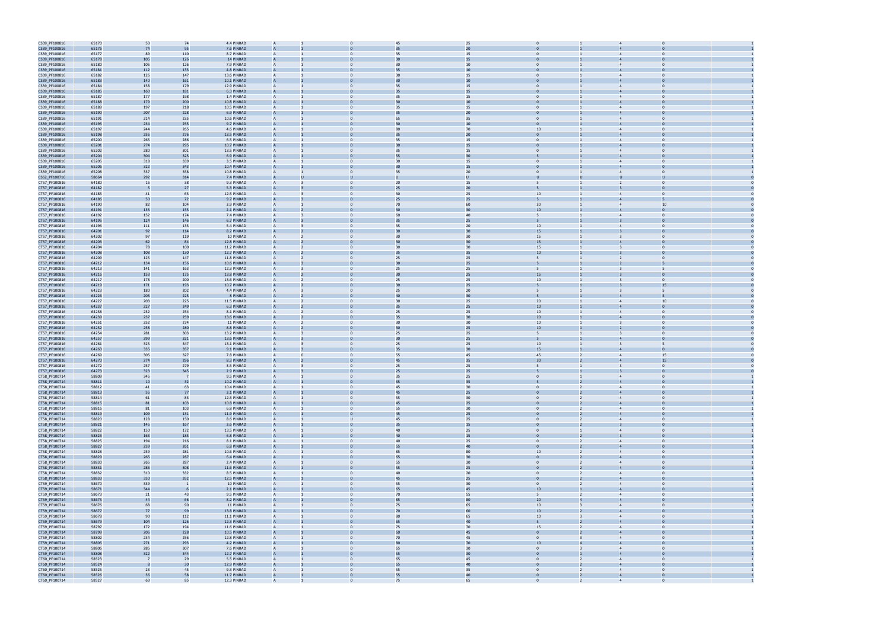| | | | | | | | | | | | | | | |
|---|---|---|---|---|---|---|---|---|---|---|---|---|---|---|
| CS39_PF100816 | 65170 | 53 | 74 | 4.4 PINRAD | A | 1 | 0 | 45 | 25 | 0 | 1 | 4 | 0 | 1 |
| CS39_PF100816 | 65176 | 74 | 95 | 7.6 PINRAD | A | 1 | 0 | 35 | 20 | 0 | 1 | 4 | 0 | 1 |
| CS39_PF100816 | 65177 | 89 | 110 | 8.7 PINRAD | A | 1 | 0 | 35 | 15 | 0 | 1 | 4 | 0 | 1 |
| CS39_PF100816 | 65178 | 105 | 126 | 14 PINRAD | A | 1 | 0 | 30 | 15 | 0 | 1 | 4 | 0 | 1 |
| CS39_PF100816 | 65180 | 105 | 126 | 7.9 PINRAD | A | 1 | 0 | 30 | 10 | 0 | 1 | 4 | 0 | 1 |
| CS39_PF100816 | 65181 | 112 | 133 | 4.8 PINRAD | A | 1 | 0 | 35 | 10 | 0 | 1 | 4 | 0 | 1 |
| CS39_PF100816 | 65182 | 126 | 147 | 13.6 PINRAD | A | 1 | 0 | 30 | 15 | 0 | 1 | 4 | 0 | 1 |
| CS39_PF100816 | 65183 | 140 | 161 | 10.1 PINRAD | A | 1 | 0 | 30 | 10 | 0 | 1 | 4 | 0 | 1 |
| CS39_PF100816 | 65184 | 158 | 179 | 12.9 PINRAD | A | 1 | 0 | 35 | 15 | 0 | 1 | 4 | 0 | 1 |
| CS39_PF100816 | 65185 | 160 | 181 | 6.3 PINRAD | A | 1 | 0 | 35 | 15 | 0 | 1 | 4 | 0 | 1 |
| CS39_PF100816 | 65187 | 177 | 198 | 1.4 PINRAD | A | 1 | 0 | 35 | 15 | 0 | 1 | 4 | 0 | 1 |
| CS39_PF100816 | 65188 | 179 | 200 | 10.8 PINRAD | A | 1 | 0 | 30 | 10 | 0 | 1 | 4 | 0 | 1 |
| CS39_PF100816 | 65189 | 197 | 218 | 10.5 PINRAD | A | 1 | 0 | 35 | 15 | 0 | 1 | 4 | 0 | 1 |
| CS39_PF100816 | 65190 | 207 | 228 | 6.9 PINRAD | A | 1 | 0 | 35 | 20 | 0 | 1 | 4 | 0 | 1 |
| CS39_PF100816 | 65191 | 214 | 235 | 10.6 PINRAD | A | 1 | 0 | 65 | 35 | 0 | 1 | 4 | 0 | 1 |
| CS39_PF100816 | 65195 | 234 | 255 | 9.7 PINRAD | A | 1 | 0 | 30 | 10 | 0 | 1 | 4 | 0 | 1 |
| CS39_PF100816 | 65197 | 244 | 265 | 4.6 PINRAD | A | 1 | 0 | 80 | 70 | 10 | 1 | 4 | 0 | 1 |
| CS39_PF100816 | 65198 | 255 | 276 | 13.5 PINRAD | A | 1 | 0 | 35 | 20 | 0 | 1 | 4 | 0 | 1 |
| CS39_PF100816 | 65200 | 265 | 286 | 6.5 PINRAD | A | 1 | 0 | 35 | 15 | 0 | 1 | 4 | 0 | 1 |
| CS39_PF100816 | 65201 | 274 | 295 | 10.7 PINRAD | A | 1 | 0 | 30 | 15 | 0 | 1 | 4 | 0 | 1 |
| CS39_PF100816 | 65202 | 280 | 301 | 13.5 PINRAD | A | 1 | 0 | 35 | 15 | 0 | 1 | 4 | 0 | 1 |
| CS39_PF100816 | 65204 | 304 | 325 | 6.9 PINRAD | A | 1 | 0 | 55 | 30 | 5 | 1 | 4 | 0 | 1 |
| CS39_PF100816 | 65205 | 318 | 339 | 3.5 PINRAD | A | 1 | 0 | 30 | 15 | 0 | 1 | 4 | 0 | 1 |
| CS39_PF100816 | 65206 | 322 | 343 | 10.4 PINRAD | A | 1 | 0 | 30 | 15 | 0 | 1 | 4 | 0 | 1 |
| CS39_PF100816 | 65208 | 337 | 358 | 10.8 PINRAD | A | 1 | 0 | 35 | 20 | 0 | 1 | 4 | 0 | 1 |
| CS62_PF100716 | 58664 | 292 | 314 | 7.4 PINRAD | A | U | U | U | U | U | U | U | U | 0 |
| CT57_PF100816 | 64180 | 16 | 38 | 9.3 PINRAD | A | 3 | 0 | 20 | 15 | 5 | 1 | 2 | 0 | 0 |
| CT57_PF100816 | 64182 | 5 | 27 | 5.3 PINRAD | A | 3 | 0 | 25 | 20 | 5 | 1 | 3 | 0 | 0 |
| CT57_PF100816 | 64185 | 41 | 63 | 12.5 PINRAD | A | 3 | 0 | 30 | 25 | 10 | 1 | 4 | 0 | 0 |
| CT57_PF100816 | 64186 | 50 | 72 | 9.7 PINRAD | A | 3 | 0 | 25 | 25 | 5 | 1 | 4 | 5 | 0 |
| CT57_PF100816 | 64190 | 82 | 104 | 3.9 PINRAD | A | 1 | 0 | 70 | 60 | 30 | 1 | 4 | 10 | 0 |
| CT57_PF100816 | 64191 | 133 | 155 | 2.1 PINRAD | A | 2 | 0 | 30 | 30 | 10 | 1 | 4 | 0 | 0 |
| CT57_PF100816 | 64192 | 152 | 174 | 7.4 PINRAD | A | 3 | 0 | 60 | 40 | 5 | 1 | 4 | 0 | 0 |
| CT57_PF100816 | 64195 | 124 | 146 | 6.7 PINRAD | A | 3 | 0 | 35 | 25 | 5 | 1 | 3 | 0 | 0 |
| CT57_PF100816 | 64196 | 111 | 133 | 5.4 PINRAD | A | 3 | 0 | 35 | 20 | 10 | 1 | 4 | 0 | 0 |
| CT57_PF100816 | 64201 | 92 | 114 | 8.2 PINRAD | A | 2 | 0 | 30 | 30 | 15 | 1 | 3 | 0 | 0 |
| CT57_PF100816 | 64202 | 97 | 119 | 10 PINRAD | A | 2 | 0 | 30 | 30 | 15 | 1 | 3 | 0 | 0 |
| CT57_PF100816 | 64203 | 62 | 84 | 12.8 PINRAD | A | 2 | 0 | 30 | 30 | 15 | 1 | 4 | 0 | 0 |
| CT57_PF100816 | 64204 | 78 | 100 | 11.2 PINRAD | A | 2 | 0 | 30 | 30 | 15 | 1 | 3 | 0 | 0 |
| CT57_PF100816 | 64208 | 108 | 130 | 12.7 PINRAD | A | 2 | 0 | 35 | 35 | 10 | 1 | 3 | 0 | 0 |
| CT57_PF100816 | 64209 | 125 | 147 | 11.8 PINRAD | A | 2 | 0 | 25 | 25 | 5 | 1 | 2 | 0 | 0 |
| CT57_PF100816 | 64212 | 134 | 156 | 10.6 PINRAD | A | 3 | 0 | 30 | 25 | 5 | 1 | 2 | 5 | 0 |
| CT57_PF100816 | 64213 | 141 | 163 | 12.3 PINRAD | A | 3 | 0 | 25 | 25 | 5 | 1 | 3 | 5 | 0 |
| CT57_PF100816 | 64216 | 153 | 175 | 13.8 PINRAD | A | 2 | 0 | 30 | 25 | 15 | 1 | 3 | 0 | 0 |
| CT57_PF100816 | 64217 | 178 | 200 | 13.6 PINRAD | A | 2 | 0 | 25 | 25 | 10 | 1 | 3 | 0 | 0 |
| CT57_PF100816 | 64219 | 171 | 193 | 10.7 PINRAD | A | 2 | 0 | 30 | 25 | 5 | 1 | 3 | 15 | 0 |
| CT57_PF100816 | 64223 | 180 | 202 | 4.4 PINRAD | A | 3 | 0 | 25 | 20 | 5 | 1 | 3 | 5 | 0 |
| CT57_PF100816 | 64226 | 203 | 225 | 8 PINRAD | A | 2 | 0 | 40 | 30 | 5 | 1 | 4 | 5 | 0 |
| CT57_PF100816 | 64227 | 203 | 225 | 11.5 PINRAD | A | 2 | 0 | 30 | 25 | 20 | 1 | 4 | 10 | 0 |
| CT57_PF100816 | 64237 | 227 | 249 | 6.3 PINRAD | A | 2 | 0 | 35 | 25 | 10 | 1 | 4 | 0 | 0 |
| CT57_PF100816 | 64238 | 232 | 254 | 8.1 PINRAD | A | 2 | 0 | 25 | 25 | 10 | 1 | 4 | 0 | 0 |
| CT57_PF100816 | 64239 | 237 | 259 | 13.6 PINRAD | A | 2 | 0 | 35 | 30 | 20 | 1 | 4 | 0 | 0 |
| CT57_PF100816 | 64251 | 252 | 274 | 11 PINRAD | A | 2 | 0 | 30 | 30 | 10 | 1 | 3 | 0 | 0 |
| CT57_PF100816 | 64252 | 258 | 280 | 8.8 PINRAD | A | 2 | 0 | 30 | 25 | 10 | 1 | 2 | 0 | 0 |
| CT57_PF100816 | 64254 | 281 | 303 | 13.2 PINRAD | A | 3 | 0 | 25 | 25 | 5 | 1 | 3 | 0 | 0 |
| CT57_PF100816 | 64257 | 299 | 321 | 13.6 PINRAD | A | 3 | 0 | 30 | 25 | 5 | 1 | 4 | 0 | 0 |
| CT57_PF100816 | 64261 | 325 | 347 | 13.1 PINRAD | A | 3 | 0 | 25 | 25 | 10 | 1 | 3 | 5 | 0 |
| CT57_PF100816 | 64263 | 335 | 357 | 9.1 PINRAD | A | 3 | 0 | 35 | 30 | 15 | 1 | 4 | 0 | 0 |
| CT57_PF100816 | 64269 | 305 | 327 | 7.8 PINRAD | A | 0 | 0 | 55 | 45 | 45 | 2 | 4 | 15 | 0 |
| CT57_PF100816 | 64270 | 274 | 296 | 8.3 PINRAD | A | 2 | 0 | 45 | 35 | 30 | 2 | 4 | 15 | 0 |
| CT57_PF100816 | 64272 | 257 | 279 | 3.5 PINRAD | A | 3 | 0 | 25 | 25 | 5 | 1 | 3 | 0 | 0 |
| CT57_PF100816 | 64273 | 323 | 345 | 2.9 PINRAD | A | 3 | 0 | 25 | 25 | 5 | 1 | 3 | 0 | 0 |
| CT58_PF100714 | 58809 | 345 | 7 | 9.5 PINRAD | A | 1 | 0 | 35 | 25 | 0 | 1 | 4 | 0 | 1 |
| CT58_PF100714 | 58811 | 10 | 32 | 10.2 PINRAD | A | 1 | 0 | 65 | 35 | 5 | 2 | 4 | 0 | 1 |
| CT58_PF100714 | 58812 | 41 | 63 | 10.4 PINRAD | A | 1 | 0 | 45 | 30 | 0 | 2 | 4 | 0 | 1 |
| CT58_PF100714 | 58813 | 55 | 77 | 3.1 PINRAD | A | 1 | 0 | 45 | 25 | 0 | 2 | 4 | 0 | 1 |
| CT58_PF100714 | 58814 | 61 | 83 | 12.3 PINRAD | A | 1 | 0 | 55 | 30 | 0 | 2 | 4 | 0 | 1 |
| CT58_PF100714 | 58815 | 81 | 103 | 10.8 PINRAD | A | 1 | 0 | 45 | 25 | 0 | 2 | 4 | 0 | 1 |
| CT58_PF100714 | 58816 | 81 | 103 | 6.8 PINRAD | A | 1 | 0 | 55 | 30 | 0 | 2 | 4 | 0 | 1 |
| CT58_PF100714 | 58819 | 109 | 131 | 11.9 PINRAD | A | 1 | 0 | 45 | 25 | 0 | 2 | 4 | 0 | 1 |
| CT58_PF100714 | 58820 | 128 | 150 | 8.6 PINRAD | A | 1 | U | 45 | 25 | 0 | 2 | 4 | 0 | 1 |
| CT58_PF100714 | 58821 | 145 | 167 | 3.6 PINRAD | A | 1 | 0 | 35 | 15 | 0 | 2 | 3 | 0 | 1 |
| CT58_PF100714 | 58822 | 150 | 172 | 13.5 PINRAD | A | 1 | 0 | 40 | 25 | 0 | 1 | 4 | 0 | 1 |
| CT58_PF100714 | 58823 | 163 | 185 | 6.8 PINRAD | A | 1 | 0 | 40 | 15 | 0 | 2 | 3 | 0 | 1 |
| CT58_PF100714 | 58825 | 194 | 216 | 8.1 PINRAD | A | 1 | 0 | 40 | 25 | 0 | 2 | 4 | 0 | 1 |
| CT58_PF100714 | 58827 | 239 | 261 | 6.8 PINRAD | A | 1 | 0 | 55 | 40 | 0 | 2 | 4 | 0 | 1 |
| CT58_PF100714 | 58828 | 259 | 281 | 10.6 PINRAD | A | 1 | 0 | 85 | 80 | 10 | 2 | 4 | 0 | 1 |
| CT58_PF100714 | 58829 | 265 | 287 | 6.4 PINRAD | A | 1 | 0 | 65 | 30 | 0 | 2 | 4 | 0 | 1 |
| CT58_PF100714 | 58830 | 265 | 287 | 2.4 PINRAD | A | 1 | 0 | 55 | 30 | 0 | 2 | 4 | 0 | 1 |
| CT58_PF100714 | 58831 | 286 | 308 | 11.6 PINRAD | A | 1 | 0 | 55 | 25 | 0 | 2 | 4 | 0 | 1 |
| CT58_PF100714 | 58832 | 310 | 332 | 8.5 PINRAD | A | 1 | 0 | 40 | 20 | 0 | 2 | 4 | 0 | 1 |
| CT58_PF100714 | 58833 | 330 | 352 | 12.5 PINRAD | A | 1 | 0 | 45 | 25 | 0 | 2 | 4 | 0 | 1 |
| CT59_PF100714 | 58670 | 339 | 1 | 10 PINRAD | A | 1 | 0 | 55 | 30 | 0 | 2 | 4 | 0 | 1 |
| CT59_PF100714 | 58671 | 344 | 6 | 2.1 PINRAD | A | 1 | 0 | 65 | 45 | 10 | 1 | 4 | 0 | 1 |
| CT59_PF100714 | 58673 | 21 | 43 | 9.5 PINRAD | A | 1 | 0 | 70 | 55 | 5 | 2 | 4 | 0 | 1 |
| CT59_PF100714 | 58675 | 44 | 66 | 8.2 PINRAD | A | 1 | 0 | 85 | 80 | 20 | 4 | 4 | 0 | 1 |
| CT59_PF100714 | 58676 | 68 | 90 | 11 PINRAD | A | 1 | 0 | 75 | 65 | 10 | 3 | 4 | 0 | 1 |
| CT59_PF100714 | 58677 | 77 | 99 | 13.8 PINRAD | A | 1 | 0 | 70 | 60 | 10 | 2 | 4 | 0 | 1 |
| CT59_PF100714 | 58678 | 90 | 112 | 11.1 PINRAD | A | 1 | 0 | 80 | 65 | 10 | 3 | 4 | 0 | 1 |
| CT59_PF100714 | 58679 | 104 | 126 | 12.3 PINRAD | A | 1 | 0 | 65 | 40 | 5 | 2 | 4 | 0 | 1 |
| CT59_PF100714 | 58797 | 172 | 194 | 11.6 PINRAD | A | 1 | 0 | 75 | 70 | 15 | 2 | 4 | 0 | 1 |
| CT59_PF100714 | 58799 | 206 | 228 | 10.5 PINRAD | A | 1 | 0 | 60 | 45 | 0 | 2 | 4 | 0 | 1 |
| CT59_PF100714 | 58802 | 234 | 256 | 12.8 PINRAD | A | 1 | 0 | 70 | 45 | 0 | 3 | 4 | 0 | 1 |
| CT59_PF100714 | 58805 | 271 | 293 | 4.2 PINRAD | A | 1 | 0 | 80 | 70 | 10 | 4 | 4 | 0 | 1 |
| CT59_PF100714 | 58806 | 285 | 307 | 7.6 PINRAD | A | 1 | 0 | 65 | 30 | 0 | 3 | 4 | 0 | 1 |
| CT59_PF100714 | 58808 | 322 | 344 | 12.7 PINRAD | A | 1 | 0 | 55 | 30 | 0 | 1 | 4 | 0 | 1 |
| CT60_PF100714 | 58523 | 7 | 29 | 5.5 PINRAD | A | 1 | 0 | 65 | 45 | 0 | 2 | 4 | 0 | 1 |
| CT60_PF100714 | 58524 | 8 | 30 | 12.9 PINRAD | A | 1 | 0 | 65 | 40 | 0 | 2 | 4 | 0 | 1 |
| CT60_PF100714 | 58525 | 23 | 45 | 9.3 PINRAD | A | 1 | 0 | 55 | 35 | 0 | 2 | 4 | 0 | 1 |
| CT60_PF100714 | 58526 | 36 | 58 | 11.7 PINRAD | A | 1 | 0 | 55 | 40 | 0 | 2 | 4 | 0 | 1 |
| CT60_PF100714 | 58527 | 63 | 85 | 12.3 PINRAD | A | 1 | 0 | 75 | 65 | 0 | 2 | 4 | 0 | 1 |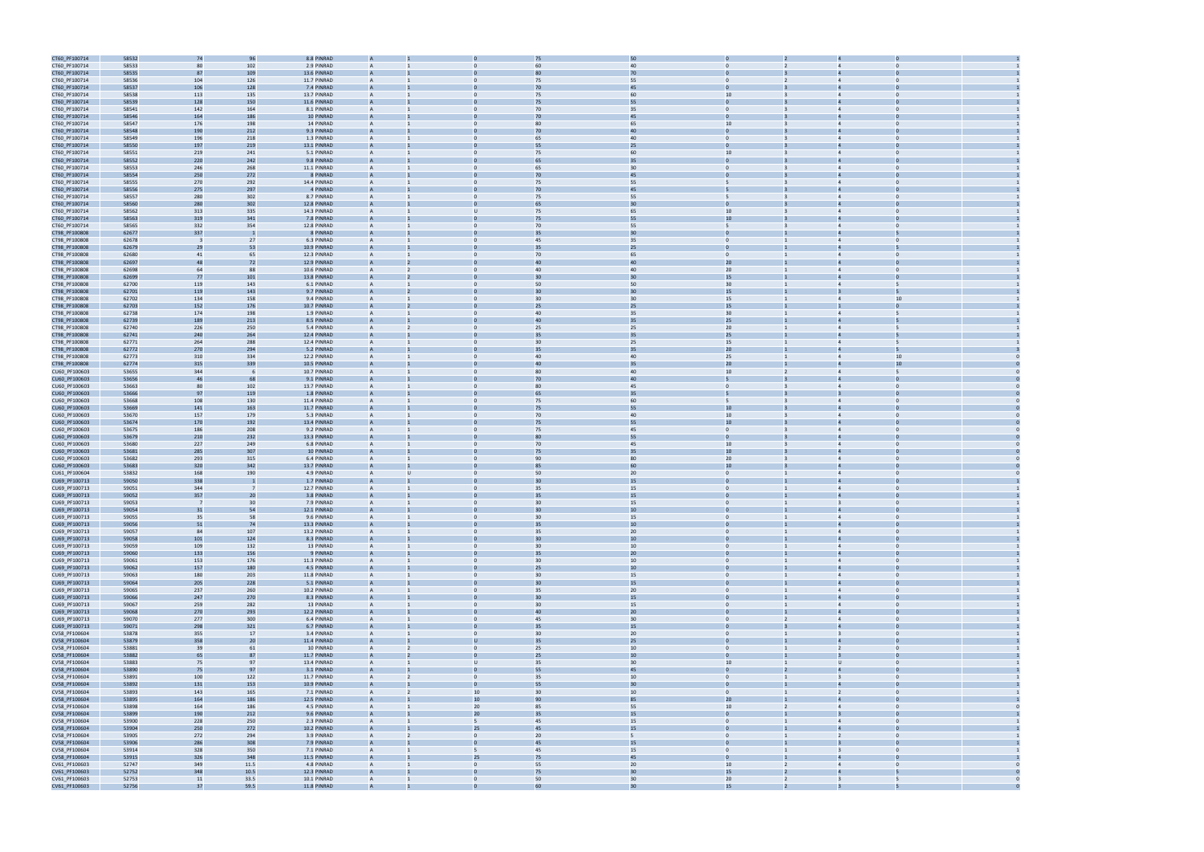| | | | | | | | | | | | | | | | |
|---|---|---|---|---|---|---|---|---|---|---|---|---|---|---|---|
| CT60_PF100714 | 58532 | 74 | 96 | 8.8 | PINRAD | A | 1 | 0 | 75 | 50 | 0 | 2 | 4 | 0 | 1 |
| CT60_PF100714 | 58533 | 80 | 102 | 2.9 | PINRAD | A | 1 | 0 | 60 | 40 | 0 | 2 | 4 | 0 | 1 |
| CT60_PF100714 | 58535 | 87 | 109 | 13.6 | PINRAD | A | 1 | 0 | 80 | 70 | 0 | 3 | 4 | 0 | 1 |
| CT60_PF100714 | 58536 | 104 | 126 | 11.7 | PINRAD | A | 1 | 0 | 75 | 55 | 0 | 2 | 4 | 0 | 1 |
| CT60_PF100714 | 58537 | 106 | 128 | 7.4 | PINRAD | A | 1 | 0 | 70 | 45 | 0 | 3 | 4 | 0 | 1 |
| CT60_PF100714 | 58538 | 113 | 135 | 13.7 | PINRAD | A | 1 | 0 | 75 | 60 | 10 | 3 | 4 | 0 | 1 |
| CT60_PF100714 | 58539 | 128 | 150 | 11.6 | PINRAD | A | 1 | 0 | 75 | 55 | 0 | 3 | 4 | 0 | 1 |
| CT60_PF100714 | 58541 | 142 | 164 | 8.1 | PINRAD | A | 1 | 0 | 70 | 35 | 0 | 3 | 4 | 0 | 1 |
| CT60_PF100714 | 58546 | 164 | 186 | 10 | PINRAD | A | 1 | 0 | 70 | 45 | 0 | 3 | 4 | 0 | 1 |
| CT60_PF100714 | 58547 | 176 | 198 | 14 | PINRAD | A | 1 | 0 | 80 | 65 | 10 | 3 | 4 | 0 | 1 |
| CT60_PF100714 | 58548 | 190 | 212 | 9.3 | PINRAD | A | 1 | 0 | 70 | 40 | 0 | 3 | 4 | 0 | 1 |
| CT60_PF100714 | 58549 | 196 | 218 | 1.3 | PINRAD | A | 1 | 0 | 65 | 40 | 0 | 3 | 4 | 0 | 1 |
| CT60_PF100714 | 58550 | 197 | 219 | 13.1 | PINRAD | A | 1 | 0 | 55 | 25 | 0 | 3 | 4 | 0 | 1 |
| CT60_PF100714 | 58551 | 219 | 241 | 5.1 | PINRAD | A | 1 | 0 | 75 | 60 | 10 | 3 | 4 | 0 | 1 |
| CT60_PF100714 | 58552 | 220 | 242 | 9.8 | PINRAD | A | 1 | 0 | 65 | 35 | 0 | 3 | 4 | 0 | 1 |
| CT60_PF100714 | 58553 | 246 | 268 | 11.1 | PINRAD | A | 1 | 0 | 65 | 30 | 0 | 3 | 4 | 0 | 1 |
| CT60_PF100714 | 58554 | 250 | 272 | 8 | PINRAD | A | 1 | 0 | 70 | 45 | 0 | 3 | 4 | 0 | 1 |
| CT60_PF100714 | 58555 | 270 | 292 | 14.4 | PINRAD | A | 1 | 0 | 75 | 55 | 5 | 3 | 4 | 0 | 1 |
| CT60_PF100714 | 58556 | 275 | 297 | 4 | PINRAD | A | 1 | 0 | 70 | 45 | 5 | 3 | 4 | 0 | 1 |
| CT60_PF100714 | 58557 | 280 | 302 | 8.7 | PINRAD | A | 1 | 0 | 75 | 55 | 5 | 3 | 4 | 0 | 1 |
| CT60_PF100714 | 58560 | 280 | 302 | 12.8 | PINRAD | A | 1 | 0 | 65 | 30 | 0 | 3 | 4 | 0 | 1 |
| CT60_PF100714 | 58562 | 313 | 335 | 14.3 | PINRAD | A | 1 | U | 75 | 65 | 10 | 3 | 4 | 0 | 1 |
| CT60_PF100714 | 58563 | 319 | 341 | 7.8 | PINRAD | A | 1 | 0 | 75 | 55 | 10 | 3 | 4 | 0 | 1 |
| CT60_PF100714 | 58565 | 332 | 354 | 12.8 | PINRAD | A | 1 | 0 | 70 | 55 | 5 | 3 | 4 | 0 | 1 |
| CT98_PF100808 | 62677 | 337 | 1 | 8 | PINRAD | A | 1 | 0 | 35 | 30 | 0 | 1 | 4 | 5 | 1 |
| CT98_PF100808 | 62678 | 3 | 27 | 6.3 | PINRAD | A | 1 | 0 | 45 | 35 | 0 | 1 | 4 | 0 | 1 |
| CT98_PF100808 | 62679 | 29 | 53 | 10.9 | PINRAD | A | 1 | 0 | 35 | 25 | 0 | 1 | 4 | 5 | 1 |
| CT98_PF100808 | 62680 | 41 | 65 | 12.3 | PINRAD | A | 1 | 0 | 70 | 65 | 0 | 1 | 4 | 0 | 1 |
| CT98_PF100808 | 62697 | 48 | 72 | 12.9 | PINRAD | A | 2 | 0 | 40 | 40 | 20 | 1 | 4 | 0 | 1 |
| CT98_PF100808 | 62698 | 64 | 88 | 10.6 | PINRAD | A | 2 | 0 | 40 | 40 | 20 | 1 | 4 | 0 | 1 |
| CT98_PF100808 | 62699 | 77 | 101 | 13.8 | PINRAD | A | 2 | 0 | 30 | 30 | 15 | 1 | 4 | 0 | 1 |
| CT98_PF100808 | 62700 | 119 | 143 | 6.1 | PINRAD | A | 1 | 0 | 50 | 50 | 30 | 1 | 4 | 5 | 1 |
| CT98_PF100808 | 62701 | 119 | 143 | 9.7 | PINRAD | A | 2 | 0 | 30 | 30 | 15 | 1 | 3 | 5 | 1 |
| CT98_PF100808 | 62702 | 134 | 158 | 9.4 | PINRAD | A | 1 | 0 | 30 | 30 | 15 | 1 | 4 | 10 | 1 |
| CT98_PF100808 | 62703 | 152 | 176 | 10.7 | PINRAD | A | 2 | 0 | 25 | 25 | 15 | 1 | 1 | 0 | 1 |
| CT98_PF100808 | 62738 | 174 | 198 | 1.9 | PINRAD | A | 1 | 0 | 40 | 35 | 30 | 1 | 4 | 5 | 1 |
| CT98_PF100808 | 62739 | 189 | 213 | 8.5 | PINRAD | A | 1 | 0 | 40 | 35 | 25 | 1 | 4 | 5 | 1 |
| CT98_PF100808 | 62740 | 226 | 250 | 5.4 | PINRAD | A | 2 | 0 | 25 | 25 | 20 | 1 | 4 | 5 | 1 |
| CT98_PF100808 | 62741 | 240 | 264 | 12.4 | PINRAD | A | 1 | 0 | 35 | 35 | 25 | 1 | 4 | 5 | 1 |
| CT98_PF100808 | 62771 | 264 | 288 | 12.4 | PINRAD | A | 1 | 0 | 30 | 25 | 15 | 1 | 4 | 5 | 1 |
| CT98_PF100808 | 62772 | 270 | 294 | 5.2 | PINRAD | A | 1 | 0 | 35 | 35 | 20 | 1 | 4 | 5 | 3 |
| CT98_PF100808 | 62773 | 310 | 334 | 12.2 | PINRAD | A | 1 | 0 | 40 | 40 | 25 | 1 | 4 | 10 | 0 |
| CT98_PF100808 | 62774 | 315 | 339 | 10.5 | PINRAD | A | 1 | 0 | 40 | 35 | 20 | 1 | 4 | 10 | 0 |
| CU60_PF100603 | 53655 | 344 | 6 | 10.7 | PINRAD | A | 1 | 0 | 80 | 40 | 10 | 2 | 4 | 5 | 0 |
| CU60_PF100603 | 53656 | 46 | 68 | 9.1 | PINRAD | A | 1 | 0 | 70 | 40 | 5 | 3 | 4 | 0 | 0 |
| CU60_PF100603 | 53663 | 80 | 102 | 13.7 | PINRAD | A | 1 | 0 | 80 | 45 | 0 | 3 | 4 | 0 | 0 |
| CU60_PF100603 | 53666 | 97 | 119 | 1.8 | PINRAD | A | 1 | 0 | 65 | 35 | 5 | 3 | 3 | 0 | 0 |
| CU60_PF100603 | 53668 | 108 | 130 | 11.4 | PINRAD | A | 1 | 0 | 75 | 60 | 5 | 3 | 4 | 0 | 0 |
| CU60_PF100603 | 53669 | 141 | 163 | 11.7 | PINRAD | A | 1 | 0 | 75 | 55 | 10 | 3 | 4 | 0 | 0 |
| CU60_PF100603 | 53670 | 157 | 179 | 5.3 | PINRAD | A | 1 | 0 | 70 | 40 | 10 | 3 | 4 | 0 | 0 |
| CU60_PF100603 | 53674 | 170 | 192 | 13.4 | PINRAD | A | 1 | 0 | 75 | 55 | 10 | 3 | 4 | 0 | 0 |
| CU60_PF100603 | 53675 | 186 | 208 | 9.2 | PINRAD | A | 1 | 0 | 75 | 45 | 0 | 3 | 4 | 0 | 0 |
| CU60_PF100603 | 53679 | 210 | 232 | 13.3 | PINRAD | A | 1 | 0 | 80 | 55 | 0 | 3 | 4 | 0 | 0 |
| CU60_PF100603 | 53680 | 227 | 249 | 6.8 | PINRAD | A | 1 | 0 | 70 | 45 | 10 | 3 | 4 | 0 | 0 |
| CU60_PF100603 | 53681 | 285 | 307 | 10 | PINRAD | A | 1 | 0 | 75 | 35 | 10 | 3 | 4 | 0 | 0 |
| CU60_PF100603 | 53682 | 293 | 315 | 6.4 | PINRAD | A | 1 | 0 | 90 | 80 | 20 | 3 | 4 | 0 | 0 |
| CU60_PF100603 | 53683 | 320 | 342 | 13.7 | PINRAD | A | 1 | 0 | 85 | 60 | 10 | 3 | 4 | 0 | 0 |
| CU61_PF100604 | 53832 | 168 | 190 | 4.9 | PINRAD | A | U | 0 | 50 | 20 | 0 | 1 | 4 | 0 | 0 |
| CU69_PF100713 | 59050 | 338 | 1 | 1.7 | PINRAD | A | 1 | 0 | 30 | 15 | 0 | 1 | 4 | 0 | 1 |
| CU69_PF100713 | 59051 | 344 | 7 | 12.7 | PINRAD | A | 1 | 0 | 35 | 15 | 0 | 1 | 4 | 0 | 1 |
| CU69_PF100713 | 59052 | 357 | 20 | 3.8 | PINRAD | A | 1 | 0 | 35 | 15 | 0 | 1 | 4 | 0 | 1 |
| CU69_PF100713 | 59053 | 7 | 30 | 7.9 | PINRAD | A | 1 | 0 | 30 | 15 | 0 | 1 | 3 | 0 | 1 |
| CU69_PF100713 | 59054 | 31 | 54 | 12.1 | PINRAD | A | 1 | 0 | 30 | 10 | 0 | 1 | 4 | 0 | 1 |
| CU69_PF100713 | 59055 | 35 | 58 | 9.6 | PINRAD | A | 1 | 0 | 30 | 15 | 0 | 1 | 4 | 0 | 1 |
| CU69_PF100713 | 59056 | 51 | 74 | 13.3 | PINRAD | A | 1 | 0 | 35 | 10 | 0 | 1 | 4 | 0 | 1 |
| CU69_PF100713 | 59057 | 84 | 107 | 13.2 | PINRAD | A | 1 | 0 | 35 | 20 | 0 | 1 | 4 | 0 | 1 |
| CU69_PF100713 | 59058 | 101 | 124 | 8.3 | PINRAD | A | 1 | 0 | 30 | 10 | 0 | 1 | 4 | 0 | 1 |
| CU69_PF100713 | 59059 | 109 | 132 | 13 | PINRAD | A | 1 | 0 | 30 | 10 | 0 | 1 | 4 | 0 | 1 |
| CU69_PF100713 | 59060 | 133 | 156 | 9 | PINRAD | A | 1 | 0 | 35 | 20 | 0 | 1 | 4 | 0 | 1 |
| CU69_PF100713 | 59061 | 153 | 176 | 11.3 | PINRAD | A | 1 | 0 | 30 | 10 | 0 | 1 | 4 | 0 | 1 |
| CU69_PF100713 | 59062 | 157 | 180 | 4.5 | PINRAD | A | 1 | 0 | 25 | 10 | 0 | 1 | 4 | 0 | 1 |
| CU69_PF100713 | 59063 | 180 | 203 | 11.8 | PINRAD | A | 1 | 0 | 30 | 15 | 0 | 1 | 4 | 0 | 1 |
| CU69_PF100713 | 59064 | 205 | 228 | 5.1 | PINRAD | A | 1 | 0 | 30 | 15 | 0 | 1 | 4 | 0 | 1 |
| CU69_PF100713 | 59065 | 237 | 260 | 10.2 | PINRAD | A | 1 | 0 | 35 | 20 | 0 | 1 | 4 | 0 | 1 |
| CU69_PF100713 | 59066 | 247 | 270 | 8.3 | PINRAD | A | 1 | 0 | 30 | 15 | 0 | 1 | 4 | 0 | 1 |
| CU69_PF100713 | 59067 | 259 | 282 | 13 | PINRAD | A | 1 | 0 | 30 | 15 | 0 | 1 | 4 | 0 | 1 |
| CU69_PF100713 | 59068 | 270 | 293 | 12.2 | PINRAD | A | 1 | 0 | 40 | 20 | 0 | 1 | 4 | 0 | 1 |
| CU69_PF100713 | 59070 | 277 | 300 | 6.4 | PINRAD | A | 1 | 0 | 45 | 30 | 0 | 2 | 4 | 0 | 1 |
| CU69_PF100713 | 59071 | 298 | 321 | 6.7 | PINRAD | A | 1 | 0 | 35 | 15 | 0 | 3 | 4 | 0 | 1 |
| CV58_PF100604 | 53878 | 355 | 17 | 3.4 | PINRAD | A | 1 | 0 | 30 | 20 | 0 | 1 | 3 | 0 | 1 |
| CV58_PF100604 | 53879 | 358 | 20 | 11.4 | PINRAD | A | 1 | U | 35 | 25 | 0 | 1 | 4 | 0 | 1 |
| CV58_PF100604 | 53881 | 39 | 61 | 10 | PINRAD | A | 2 | 0 | 25 | 10 | 0 | 1 | 2 | 0 | 1 |
| CV58_PF100604 | 53882 | 65 | 87 | 11.7 | PINRAD | A | 2 | 0 | 25 | 10 | 0 | 1 | 3 | 0 | 1 |
| CV58_PF100604 | 53883 | 75 | 97 | 13.4 | PINRAD | A | 1 | U | 35 | 30 | 10 | 1 | U | 0 | 1 |
| CV58_PF100604 | 53890 | 75 | 97 | 3.1 | PINRAD | A | 1 | 0 | 55 | 45 | 0 | 2 | 4 | 0 | 1 |
| CV58_PF100604 | 53891 | 100 | 122 | 11.7 | PINRAD | A | 2 | 0 | 35 | 10 | 0 | 1 | 3 | 0 | 1 |
| CV58_PF100604 | 53892 | 131 | 153 | 10.9 | PINRAD | A | 1 | 0 | 55 | 30 | 0 | 1 | 4 | 0 | 1 |
| CV58_PF100604 | 53893 | 143 | 165 | 7.1 | PINRAD | A | 2 | 10 | 30 | 10 | 0 | 1 | 2 | 0 | 1 |
| CV58_PF100604 | 53895 | 164 | 186 | 12.5 | PINRAD | A | 1 | 10 | 90 | 85 | 20 | 1 | 4 | 0 | 1 |
| CV58_PF100604 | 53898 | 164 | 186 | 4.5 | PINRAD | A | 1 | 20 | 85 | 55 | 10 | 2 | 4 | 0 | 0 |
| CV58_PF100604 | 53899 | 190 | 212 | 9.6 | PINRAD | A | 1 | 20 | 35 | 15 | 0 | 1 | 3 | 0 | 1 |
| CV58_PF100604 | 53900 | 228 | 250 | 2.3 | PINRAD | A | 1 | 5 | 45 | 15 | 0 | 1 | 4 | 0 | 1 |
| CV58_PF100604 | 53904 | 250 | 272 | 10.2 | PINRAD | A | 1 | 25 | 45 | 15 | 0 | 1 | 4 | 0 | 1 |
| CV58_PF100604 | 53905 | 272 | 294 | 3.9 | PINRAD | A | 2 | 0 | 20 | 5 | 0 | 1 | 2 | 0 | 1 |
| CV58_PF100604 | 53906 | 286 | 308 | 7.9 | PINRAD | A | 1 | 0 | 45 | 15 | 0 | 1 | 3 | 0 | 1 |
| CV58_PF100604 | 53914 | 328 | 350 | 7.1 | PINRAD | A | 1 | 5 | 45 | 15 | 0 | 1 | 3 | 0 | 1 |
| CV58_PF100604 | 53915 | 326 | 348 | 11.5 | PINRAD | A | 1 | 25 | 75 | 45 | 0 | 1 | 4 | 0 | 1 |
| CV61_PF100603 | 52747 | 349 | 11.5 | 4.8 | PINRAD | A | 1 | 0 | 55 | 20 | 10 | 2 | 4 | 0 | 0 |
| CV61_PF100603 | 52752 | 348 | 10.5 | 12.3 | PINRAD | A | 1 | 0 | 75 | 30 | 15 | 2 | 4 | 5 | 0 |
| CV61_PF100603 | 52753 | 11 | 33.5 | 10.1 | PINRAD | A | 1 | 0 | 50 | 30 | 20 | 2 | 3 | 5 | 0 |
| CV61_PF100603 | 52756 | 37 | 59.5 | 11.8 | PINRAD | A | 1 | 0 | 60 | 30 | 15 | 2 | 3 | 5 | 0 |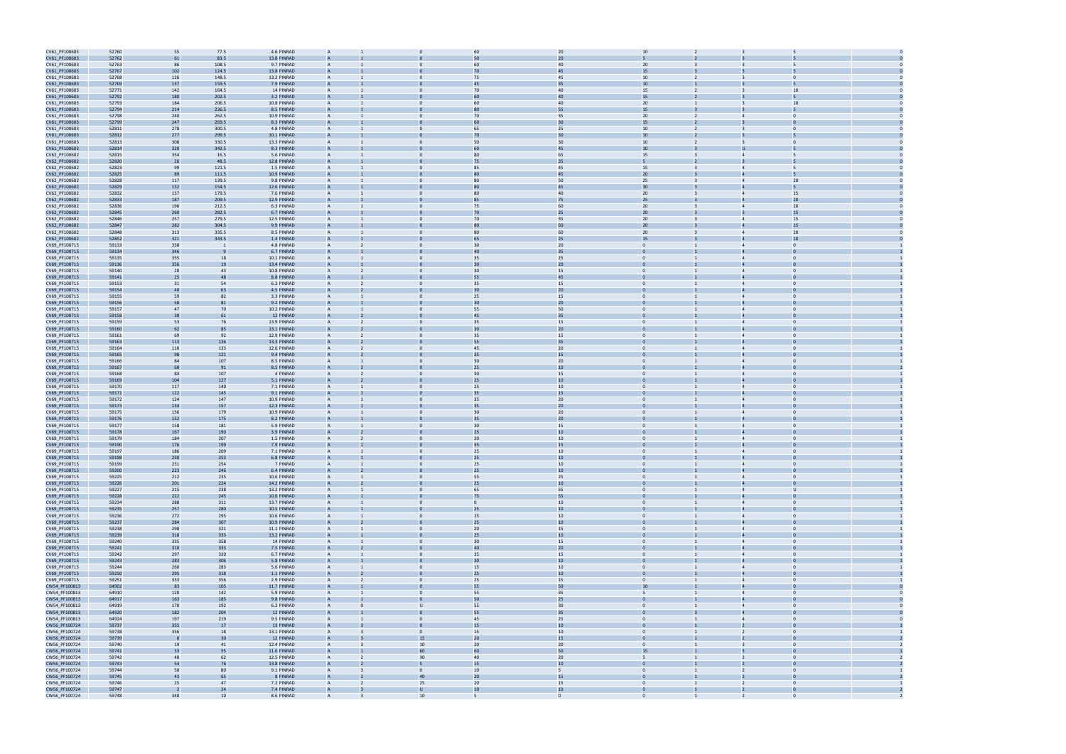| | | | | | | | | | | | | | | |
|---|---|---|---|---|---|---|---|---|---|---|---|---|---|---|
| CV61_PF100603 | 52760 | 55 | 77.5 | 4.6 PINRAD | A | 1 | 0 | 60 | 20 | 10 | 2 | 3 | 5 | 0 |
| CV61_PF100603 | 52762 | 61 | 83.5 | 13.8 PINRAD | A | 1 | 0 | 50 | 20 | 5 | 2 | 3 | 5 | 0 |
| CV61_PF100603 | 52763 | 86 | 108.5 | 9.7 PINRAD | A | 1 | 0 | 60 | 40 | 20 | 3 | 3 | 5 | 0 |
| CV61_PF100603 | 52767 | 102 | 124.5 | 13.8 PINRAD | A | 1 | 0 | 70 | 45 | 15 | 3 | 3 | 5 | 0 |
| CV61_PF100603 | 52768 | 126 | 148.5 | 13.2 PINRAD | A | 1 | 0 | 75 | 45 | 10 | 2 | 3 | 0 | 0 |
| CV61_PF100603 | 52769 | 137 | 159.5 | 7.9 PINRAD | A | 1 | 0 | 45 | 35 | 10 | 1 | 3 | 5 | 0 |
| CV61_PF100603 | 52771 | 142 | 164.5 | 14 PINRAD | A | 1 | 0 | 70 | 40 | 15 | 2 | 3 | 10 | 0 |
| CV61_PF100603 | 52792 | 180 | 202.5 | 3.2 PINRAD | A | 1 | 0 | 60 | 40 | 15 | 2 | 3 | 5 | 0 |
| CV61_PF100603 | 52793 | 184 | 206.5 | 10.8 PINRAD | A | 1 | 0 | 60 | 40 | 20 | 1 | 3 | 10 | 0 |
| CV61_PF100603 | 52794 | 214 | 236.5 | 8.5 PINRAD | A | 1 | 0 | 80 | 55 | 15 | 3 | 3 | 5 | 0 |
| CV61_PF100603 | 52798 | 240 | 262.5 | 10.9 PINRAD | A | 1 | 0 | 70 | 35 | 20 | 2 | 4 | 0 | 0 |
| CV61_PF100603 | 52799 | 247 | 269.5 | 8.3 PINRAD | A | 1 | 0 | 60 | 30 | 15 | 2 | 3 | 0 | 0 |
| CV61_PF100603 | 52811 | 278 | 300.5 | 4.8 PINRAD | A | 1 | 0 | 65 | 25 | 10 | 2 | 3 | 0 | 0 |
| CV61_PF100603 | 52812 | 277 | 299.5 | 10.1 PINRAD | A | 1 | 0 | 70 | 30 | 10 | 2 | 3 | 5 | 0 |
| CV61_PF100603 | 52813 | 308 | 330.5 | 13.3 PINRAD | A | 1 | 0 | 50 | 30 | 10 | 2 | 3 | 0 | 0 |
| CV61_PF100603 | 52814 | 320 | 342.5 | 8.3 PINRAD | A | 1 | 0 | 60 | 45 | 10 | 3 | U | 5 | 0 |
| CV62_PF100602 | 52815 | 354 | 16.5 | 5.6 PINRAD | A | 1 | 0 | 80 | 65 | 15 | 3 | 4 | 5 | 0 |
| CV62_PF100602 | 52820 | 26 | 48.5 | 12.8 PINRAD | A | 1 | 0 | 75 | 35 | 5 | 2 | 3 | 5 | 0 |
| CV62_PF100602 | 52823 | 99 | 121.5 | 1.5 PINRAD | A | 1 | 0 | 85 | 45 | 15 | 3 | 4 | 5 | 0 |
| CV62_PF100602 | 52825 | 89 | 111.5 | 10.9 PINRAD | A | 1 | 0 | 80 | 45 | 20 | 3 | 4 | 5 | 0 |
| CV62_PF100602 | 52828 | 117 | 139.5 | 9.8 PINRAD | A | 1 | 0 | 80 | 50 | 25 | 3 | 4 | 20 | 0 |
| CV62_PF100602 | 52829 | 132 | 154.5 | 12.6 PINRAD | A | 1 | 0 | 80 | 45 | 30 | 3 | 4 | 5 | 0 |
| CV62_PF100602 | 52832 | 157 | 179.5 | 7.6 PINRAD | A | 1 | 0 | 80 | 40 | 20 | 3 | 4 | 15 | 0 |
| CV62_PF100602 | 52833 | 187 | 209.5 | 12.9 PINRAD | A | 1 | 0 | 85 | 75 | 25 | 3 | 4 | 20 | 0 |
| CV62_PF100602 | 52836 | 190 | 212.5 | 6.3 PINRAD | A | 1 | 0 | 75 | 60 | 20 | 3 | 4 | 20 | 0 |
| CV62_PF100602 | 52845 | 260 | 282.5 | 6.7 PINRAD | A | 1 | 0 | 70 | 35 | 20 | 3 | 3 | 15 | 0 |
| CV62_PF100602 | 52846 | 257 | 279.5 | 12.5 PINRAD | A | 1 | 0 | 70 | 35 | 20 | 3 | 4 | 15 | 0 |
| CV62_PF100602 | 52847 | 282 | 304.5 | 9.9 PINRAD | A | 1 | 0 | 80 | 60 | 20 | 3 | 4 | 15 | 0 |
| CV62_PF100602 | 52848 | 313 | 335.5 | 8.5 PINRAD | A | 1 | 0 | 80 | 60 | 20 | 3 | 4 | 20 | 0 |
| CV62_PF100602 | 52852 | 321 | 343.5 | 1.4 PINRAD | A | 1 | 0 | 65 | 25 | 15 | 3 | 4 | 10 | 0 |
| CV69_PF100715 | 59133 | 338 | 1 | 4.8 PINRAD | A | 2 | 0 | 30 | 20 | 0 | 1 | 4 | 0 | 1 |
| CV69_PF100715 | 59134 | 346 | 9 | 6.7 PINRAD | A | 1 | 0 | 40 | 35 | 0 | 1 | 4 | 0 | 1 |
| CV69_PF100715 | 59135 | 355 | 18 | 10.1 PINRAD | A | 1 | 0 | 35 | 25 | 0 | 1 | 4 | 0 | 1 |
| CV69_PF100715 | 59136 | 356 | 19 | 13.4 PINRAD | A | 1 | 0 | 30 | 20 | 0 | 1 | 4 | 0 | 1 |
| CV69_PF100715 | 59140 | 20 | 43 | 10.8 PINRAD | A | 2 | 0 | 30 | 15 | 0 | 1 | 4 | 0 | 1 |
| CV69_PF100715 | 59141 | 25 | 48 | 8.8 PINRAD | A | 1 | 0 | 55 | 45 | 0 | 1 | 4 | 0 | 1 |
| CV69_PF100715 | 59153 | 31 | 54 | 6.2 PINRAD | A | 2 | 0 | 35 | 15 | 0 | 1 | 4 | 0 | 1 |
| CV69_PF100715 | 59154 | 40 | 63 | 4.5 PINRAD | A | 2 | 0 | 30 | 20 | 0 | 1 | 4 | 0 | 1 |
| CV69_PF100715 | 59155 | 59 | 82 | 3.3 PINRAD | A | 1 | 0 | 25 | 15 | 0 | 1 | 4 | 0 | 1 |
| CV69_PF100715 | 59156 | 58 | 81 | 9.2 PINRAD | A | 1 | 0 | 30 | 20 | 0 | 1 | 4 | 0 | 1 |
| CV69_PF100715 | 59157 | 47 | 70 | 10.2 PINRAD | A | 1 | 0 | 55 | 50 | 0 | 1 | 4 | 0 | 1 |
| CV69_PF100715 | 59158 | 38 | 61 | 12 PINRAD | A | 2 | 0 | 45 | 35 | 0 | 1 | 4 | 0 | 1 |
| CV69_PF100715 | 59159 | 53 | 76 | 13.9 PINRAD | A | 2 | 0 | 35 | 15 | 0 | 1 | 4 | 0 | 1 |
| CV69_PF100715 | 59160 | 62 | 85 | 13.1 PINRAD | A | 2 | 0 | 30 | 20 | 0 | 1 | 4 | 0 | 1 |
| CV69_PF100715 | 59161 | 69 | 92 | 12.9 PINRAD | A | 2 | 0 | 35 | 15 | 0 | 1 | 4 | 0 | 1 |
| CV69_PF100715 | 59163 | 113 | 136 | 13.3 PINRAD | A | 2 | 0 | 55 | 35 | 0 | 1 | 4 | 0 | 1 |
| CV69_PF100715 | 59164 | 110 | 133 | 12.6 PINRAD | A | 2 | 0 | 45 | 20 | 0 | 1 | 4 | 0 | 1 |
| CV69_PF100715 | 59165 | 98 | 121 | 9.4 PINRAD | A | 2 | 0 | 35 | 15 | 0 | 1 | 4 | 0 | 1 |
| CV69_PF100715 | 59166 | 84 | 107 | 8.5 PINRAD | A | 1 | 0 | 30 | 20 | 0 | 1 | 4 | 0 | 1 |
| CV69_PF100715 | 59167 | 68 | 91 | 8.5 PINRAD | A | 2 | 0 | 25 | 10 | 0 | 1 | 4 | 0 | 1 |
| CV69_PF100715 | 59168 | 84 | 107 | 4 PINRAD | A | 2 | 0 | 30 | 15 | 0 | 1 | 4 | 0 | 1 |
| CV69_PF100715 | 59169 | 104 | 127 | 5.1 PINRAD | A | 2 | 0 | 25 | 10 | 0 | 1 | 4 | 0 | 1 |
| CV69_PF100715 | 59170 | 117 | 140 | 7.1 PINRAD | A | 1 | 0 | 25 | 10 | 0 | 1 | 4 | 0 | 1 |
| CV69_PF100715 | 59171 | 122 | 145 | 9.1 PINRAD | A | 1 | 0 | 35 | 15 | 0 | 1 | 4 | 0 | 1 |
| CV69_PF100715 | 59172 | 124 | 147 | 10.9 PINRAD | A | 1 | 0 | 35 | 20 | 0 | 1 | 4 | 0 | 1 |
| CV69_PF100715 | 59173 | 134 | 157 | 12.3 PINRAD | A | 1 | 0 | 35 | 20 | 0 | 1 | 4 | 0 | 1 |
| CV69_PF100715 | 59175 | 156 | 179 | 10.9 PINRAD | A | 1 | 0 | 30 | 20 | 0 | 1 | 4 | 0 | 1 |
| CV69_PF100715 | 59176 | 152 | 175 | 8.2 PINRAD | A | 1 | 0 | 35 | 20 | 0 | 1 | 4 | 0 | 1 |
| CV69_PF100715 | 59177 | 158 | 181 | 5.9 PINRAD | A | 1 | 0 | 30 | 15 | 0 | 1 | 4 | 0 | 1 |
| CV69_PF100715 | 59178 | 167 | 190 | 3.9 PINRAD | A | 2 | 0 | 25 | 10 | 0 | 1 | 4 | 0 | 1 |
| CV69_PF100715 | 59179 | 184 | 207 | 1.5 PINRAD | A | 2 | 0 | 20 | 10 | 0 | 1 | 4 | 0 | 1 |
| CV69_PF100715 | 59190 | 176 | 199 | 7.9 PINRAD | A | 1 | 0 | 35 | 15 | 0 | 1 | 4 | 0 | 1 |
| CV69_PF100715 | 59197 | 186 | 209 | 7.1 PINRAD | A | 1 | 0 | 25 | 10 | 0 | 1 | 4 | 0 | 1 |
| CV69_PF100715 | 59198 | 230 | 253 | 6.8 PINRAD | A | 1 | 0 | 25 | 10 | 0 | 1 | 4 | 0 | 1 |
| CV69_PF100715 | 59199 | 231 | 254 | 7 PINRAD | A | 1 | 0 | 25 | 10 | 0 | 1 | 4 | 0 | 1 |
| CV69_PF100715 | 59200 | 223 | 246 | 6.4 PINRAD | A | 2 | 0 | 25 | 10 | 0 | 1 | 4 | 0 | 1 |
| CV69_PF100715 | 59225 | 212 | 235 | 10.6 PINRAD | A | 1 | 0 | 55 | 25 | 0 | 1 | 4 | 0 | 1 |
| CV69_PF100715 | 59226 | 201 | 224 | 14.2 PINRAD | A | 2 | 0 | 25 | 10 | 0 | 1 | 4 | 0 | 1 |
| CV69_PF100715 | 59227 | 215 | 238 | 13.2 PINRAD | A | 1 | 0 | 65 | 55 | 0 | 1 | 4 | U | 1 |
| CV69_PF100715 | 59228 | 222 | 245 | 10.6 PINRAD | A | 1 | 0 | 75 | 55 | 0 | 1 | 4 | 0 | 1 |
| CV69_PF100715 | 59234 | 288 | 311 | 13.7 PINRAD | A | 1 | 0 | 0 | 10 | 0 | 1 | 4 | 0 | 1 |
| CV69_PF100715 | 59235 | 257 | 280 | 10.5 PINRAD | A | 1 | 0 | 25 | 10 | 0 | 1 | 4 | 0 | 1 |
| CV69_PF100715 | 59236 | 272 | 295 | 10.6 PINRAD | A | 1 | 0 | 25 | 10 | 0 | 1 | 4 | 0 | 1 |
| CV69_PF100715 | 59237 | 284 | 307 | 10.9 PINRAD | A | 2 | 0 | 25 | 10 | 0 | 1 | 4 | 0 | 1 |
| CV69_PF100715 | 59238 | 298 | 321 | 11.1 PINRAD | A | 1 | 0 | 20 | 15 | 0 | 1 | 4 | 0 | 1 |
| CV69_PF100715 | 59239 | 310 | 333 | 13.2 PINRAD | A | 1 | 0 | 25 | 10 | 0 | 1 | 4 | 0 | 1 |
| CV69_PF100715 | 59240 | 335 | 358 | 14 PINRAD | A | 1 | 0 | 30 | 15 | 0 | 1 | 4 | 0 | 1 |
| CV69_PF100715 | 59241 | 310 | 333 | 7.5 PINRAD | A | 2 | 0 | 40 | 20 | 0 | 1 | 4 | 0 | 1 |
| CV69_PF100715 | 59242 | 297 | 320 | 6.7 PINRAD | A | 1 | 0 | 35 | 15 | 0 | 1 | 4 | 0 | 1 |
| CV69_PF100715 | 59243 | 283 | 306 | 5.8 PINRAD | A | 1 | 0 | 30 | 10 | 0 | 1 | 4 | 0 | 1 |
| CV69_PF100715 | 59244 | 260 | 283 | 5.6 PINRAD | A | 1 | 0 | 15 | 10 | 0 | 1 | 4 | 0 | 1 |
| CV69_PF100715 | 59250 | 295 | 318 | 1.1 PINRAD | A | 2 | 0 | 25 | 10 | 0 | 1 | 4 | 0 | 1 |
| CV69_PF100715 | 59251 | 333 | 356 | 2.9 PINRAD | A | 2 | 0 | 25 | 15 | 0 | 1 | 4 | 0 | 1 |
| CW54_PF100813 | 64902 | 83 | 105 | 11.7 PINRAD | A | 1 | 0 | 55 | 50 | 10 | 1 | 4 | 0 | 0 |
| CW54_PF100813 | 64910 | 120 | 142 | 5.9 PINRAD | A | 1 | 0 | 55 | 35 | 5 | 1 | 4 | 0 | 0 |
| CW54_PF100813 | 64917 | 163 | 185 | 9.8 PINRAD | A | 1 | 0 | 50 | 25 | 0 | 1 | 4 | 0 | 0 |
| CW54_PF100813 | 64919 | 170 | 192 | 6.2 PINRAD | A | 0 | U | 55 | 30 | 0 | 1 | 4 | 0 | 0 |
| CW54_PF100813 | 64920 | 182 | 204 | 12 PINRAD | A | 1 | 0 | 55 | 35 | 0 | 3 | 4 | 0 | 0 |
| CW54_PF100813 | 64924 | 197 | 219 | 9.5 PINRAD | A | 1 | 0 | 45 | 25 | 0 | 1 | 4 | 0 | 0 |
| CW56_PF100724 | 59737 | 355 | 17 | 13 PINRAD | A | 3 | 0 | 15 | 10 | 0 | 1 | 2 | 0 | 1 |
| CW56_PF100724 | 59738 | 356 | 18 | 13.1 PINRAD | A | 3 | 0 | 15 | 10 | 0 | 1 | 2 | 0 | 1 |
| CW56_PF100724 | 59739 | 8 | 30 | 12 PINRAD | A | 3 | 15 | 20 | 15 | 0 | 1 | 2 | 0 | 2 |
| CW56_PF100724 | 59740 | 19 | 41 | 12.4 PINRAD | A | 3 | 10 | 20 | 20 | 0 | 1 | 3 | 0 | 2 |
| CW56_PF100724 | 59741 | 33 | 55 | 11.6 PINRAD | A | 1 | 60 | 60 | 50 | 15 | 1 | 3 | 0 | 1 |
| CW56_PF100724 | 59742 | 40 | 62 | 12.5 PINRAD | A | 2 | 30 | 40 | 20 | 5 | 1 | 2 | 0 | 2 |
| CW56_PF100724 | 59743 | 54 | 76 | 13.8 PINRAD | A | 2 | 5 | 15 | 10 | 0 | 1 | 2 | 0 | 2 |
| CW56_PF100724 | 59744 | 58 | 80 | 9.1 PINRAD | A | 3 | 0 | 10 | 5 | 0 | 1 | 2 | 0 | 1 |
| CW56_PF100724 | 59745 | 43 | 65 | 8 PINRAD | A | 2 | 40 | 20 | 15 | 0 | 1 | 2 | 0 | 2 |
| CW56_PF100724 | 59746 | 25 | 47 | 7.2 PINRAD | A | 2 | 25 | 20 | 15 | 0 | 1 | 2 | 0 | 1 |
| CW56_PF100724 | 59747 | 2 | 24 | 7.4 PINRAD | A | 3 | U | 10 | 10 | 0 | 1 | 2 | 0 | 2 |
| CW56_PF100724 | 59748 | 348 | 10 | 8.6 PINRAD | A | 3 | 10 | 5 | 0 | 0 | 1 | 2 | 0 | 2 |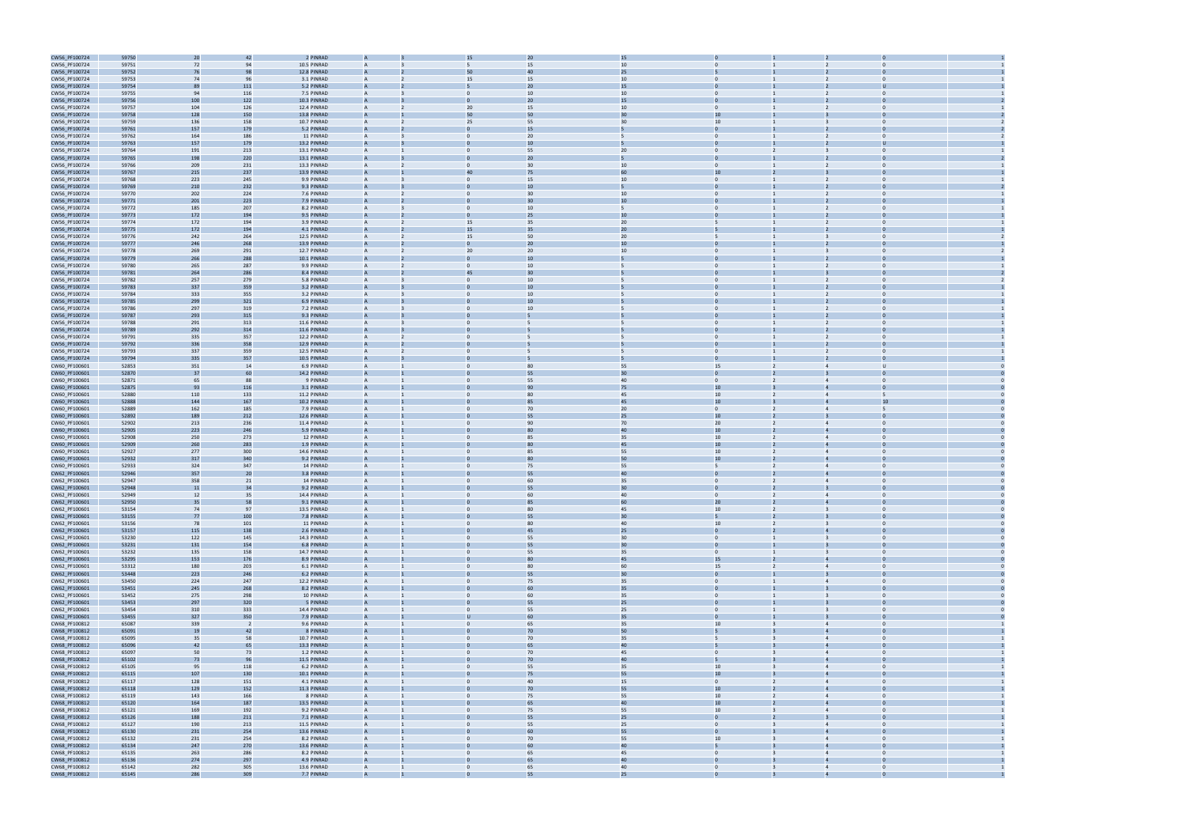| | | | | | | | | | | | | | | |
|---|---|---|---|---|---|---|---|---|---|---|---|---|---|---|
| CW56_PF100724 | 59750 | 20 | 42 | 2 PINRAD | A | 3 | 15 | 20 | 15 | 0 | 1 | 2 | 0 | 1 |
| CW56_PF100724 | 59751 | 72 | 94 | 10.5 PINRAD | A | 3 | 5 | 15 | 10 | 0 | 1 | 2 | 0 | 1 |
| CW56_PF100724 | 59752 | 76 | 98 | 12.8 PINRAD | A | 2 | 50 | 40 | 25 | 5 | 1 | 2 | 0 | 1 |
| CW56_PF100724 | 59753 | 74 | 96 | 3.1 PINRAD | A | 2 | 15 | 15 | 10 | 0 | 1 | 2 | 0 | 1 |
| CW56_PF100724 | 59754 | 89 | 111 | 5.2 PINRAD | A | 2 | 5 | 20 | 15 | 0 | 1 | 2 | 0 | 1 |
| CW56_PF100724 | 59755 | 94 | 116 | 7.5 PINRAD | A | 3 | 0 | 10 | 10 | 0 | 1 | 2 | 0 | 1 |
| CW56_PF100724 | 59756 | 100 | 122 | 10.3 PINRAD | A | 3 | 0 | 20 | 15 | 0 | 1 | 2 | 0 | 2 |
| CW56_PF100724 | 59757 | 104 | 126 | 12.4 PINRAD | A | 2 | 20 | 15 | 10 | 0 | 1 | 2 | 0 | 1 |
| CW56_PF100724 | 59758 | 128 | 150 | 13.8 PINRAD | A | 1 | 50 | 50 | 30 | 10 | 1 | 3 | 0 | 2 |
| CW56_PF100724 | 59759 | 136 | 158 | 10.7 PINRAD | A | 2 | 25 | 55 | 30 | 10 | 1 | 3 | 0 | 2 |
| CW56_PF100724 | 59761 | 157 | 179 | 5.2 PINRAD | A | 2 | 0 | 15 | 5 | 0 | 1 | 2 | 0 | 2 |
| CW56_PF100724 | 59762 | 164 | 186 | 11 PINRAD | A | 3 | 0 | 20 | 5 | 0 | 1 | 2 | 0 | 2 |
| CW56_PF100724 | 59763 | 157 | 179 | 13.2 PINRAD | A | 3 | 0 | 10 | 5 | 0 | 1 | 2 | 0 | 1 |
| CW56_PF100724 | 59764 | 191 | 213 | 13.1 PINRAD | A | 1 | 0 | 55 | 20 | 0 | 2 | 3 | 0 | 1 |
| CW56_PF100724 | 59765 | 198 | 220 | 13.1 PINRAD | A | 3 | 0 | 20 | 5 | 0 | 1 | 2 | 0 | 2 |
| CW56_PF100724 | 59766 | 209 | 231 | 13.3 PINRAD | A | 2 | 0 | 30 | 10 | 0 | 1 | 2 | 0 | 1 |
| CW56_PF100724 | 59767 | 215 | 237 | 13.9 PINRAD | A | 1 | 40 | 75 | 60 | 10 | 2 | 3 | 0 | 1 |
| CW56_PF100724 | 59768 | 223 | 245 | 9.9 PINRAD | A | 3 | 0 | 15 | 10 | 0 | 1 | 2 | 0 | 1 |
| CW56_PF100724 | 59769 | 210 | 232 | 9.3 PINRAD | A | 3 | 0 | 10 | 5 | 0 | 1 | 2 | 0 | 2 |
| CW56_PF100724 | 59770 | 202 | 224 | 7.6 PINRAD | A | 2 | 0 | 30 | 10 | 0 | 1 | 2 | 0 | 1 |
| CW56_PF100724 | 59771 | 201 | 223 | 7.9 PINRAD | A | 2 | 0 | 30 | 10 | 0 | 1 | 2 | 0 | 1 |
| CW56_PF100724 | 59772 | 185 | 207 | 8.2 PINRAD | A | 3 | 0 | 10 | 5 | 0 | 1 | 2 | 0 | 1 |
| CW56_PF100724 | 59773 | 172 | 194 | 9.5 PINRAD | A | 2 | 0 | 25 | 10 | 0 | 1 | 2 | 0 | 1 |
| CW56_PF100724 | 59774 | 172 | 194 | 3.9 PINRAD | A | 2 | 15 | 35 | 20 | 5 | 1 | 2 | 0 | 1 |
| CW56_PF100724 | 59775 | 172 | 194 | 4.1 PINRAD | A | 2 | 15 | 35 | 20 | 5 | 1 | 2 | 0 | 1 |
| CW56_PF100724 | 59776 | 242 | 264 | 12.5 PINRAD | A | 2 | 15 | 50 | 20 | 5 | 1 | 3 | 0 | 2 |
| CW56_PF100724 | 59777 | 246 | 268 | 13.9 PINRAD | A | 2 | 0 | 20 | 10 | 0 | 1 | 2 | 0 | 1 |
| CW56_PF100724 | 59778 | 269 | 291 | 12.7 PINRAD | A | 2 | 20 | 20 | 10 | 0 | 1 | 3 | 0 | 2 |
| CW56_PF100724 | 59779 | 266 | 288 | 10.1 PINRAD | A | 2 | 0 | 10 | 5 | 0 | 1 | 2 | 0 | 1 |
| CW56_PF100724 | 59780 | 265 | 287 | 9.9 PINRAD | A | 2 | 0 | 10 | 5 | 0 | 1 | 2 | 0 | 1 |
| CW56_PF100724 | 59781 | 264 | 286 | 8.4 PINRAD | A | 2 | 45 | 30 | 5 | 0 | 1 | 3 | 0 | 2 |
| CW56_PF100724 | 59782 | 257 | 279 | 5.8 PINRAD | A | 3 | 0 | 10 | 5 | 0 | 1 | 2 | 0 | 2 |
| CW56_PF100724 | 59783 | 337 | 359 | 3.2 PINRAD | A | 3 | 0 | 10 | 5 | 0 | 1 | 2 | 0 | 1 |
| CW56_PF100724 | 59784 | 333 | 355 | 3.2 PINRAD | A | 3 | 0 | 10 | 5 | 0 | 1 | 2 | 0 | 1 |
| CW56_PF100724 | 59785 | 299 | 321 | 6.9 PINRAD | A | 3 | 0 | 10 | 5 | 0 | 1 | 2 | 0 | 1 |
| CW56_PF100724 | 59786 | 297 | 319 | 7.2 PINRAD | A | 3 | 0 | 10 | 5 | 0 | 1 | 2 | 0 | 1 |
| CW56_PF100724 | 59787 | 293 | 315 | 9.3 PINRAD | A | 3 | 0 | 5 | 5 | 0 | 1 | 2 | 0 | 1 |
| CW56_PF100724 | 59788 | 291 | 313 | 11.6 PINRAD | A | 3 | 0 | 5 | 5 | 0 | 1 | 2 | 0 | 1 |
| CW56_PF100724 | 59789 | 292 | 314 | 11.6 PINRAD | A | 3 | 0 | 5 | 5 | 0 | 1 | 2 | 0 | 1 |
| CW56_PF100724 | 59791 | 335 | 357 | 12.2 PINRAD | A | 2 | 0 | 5 | 5 | 0 | 1 | 2 | 0 | 1 |
| CW56_PF100724 | 59792 | 336 | 358 | 12.9 PINRAD | A | 2 | 0 | 5 | 5 | 0 | 1 | 2 | 0 | 1 |
| CW56_PF100724 | 59793 | 337 | 359 | 12.5 PINRAD | A | 2 | 0 | 5 | 5 | 0 | 1 | 2 | 0 | 1 |
| CW56_PF100724 | 59794 | 335 | 357 | 10.5 PINRAD | A | 3 | 0 | 5 | 5 | 0 | 1 | 2 | 0 | 1 |
| CW60_PF100601 | 52853 | 351 | 14 | 6.9 PINRAD | A | 1 | 0 | 80 | 55 | 15 | 2 | 4 | 0 | 0 |
| CW60_PF100601 | 52870 | 37 | 60 | 14.2 PINRAD | A | 1 | 0 | 55 | 30 | 0 | 2 | 3 | 0 | 0 |
| CW60_PF100601 | 52871 | 65 | 88 | 9 PINRAD | A | 1 | 0 | 55 | 40 | 0 | 2 | 4 | 0 | 0 |
| CW60_PF100601 | 52875 | 93 | 116 | 3.1 PINRAD | A | 1 | 0 | 90 | 75 | 10 | 3 | 4 | 0 | 0 |
| CW60_PF100601 | 52880 | 110 | 133 | 11.2 PINRAD | A | 1 | 0 | 80 | 45 | 10 | 2 | 4 | 5 | 0 |
| CW60_PF100601 | 52888 | 144 | 167 | 10.2 PINRAD | A | 1 | 0 | 85 | 45 | 10 | 3 | 4 | 10 | 0 |
| CW60_PF100601 | 52889 | 162 | 185 | 7.9 PINRAD | A | 1 | 0 | 70 | 20 | 0 | 2 | 4 | 5 | 0 |
| CW60_PF100601 | 52892 | 189 | 212 | 12.6 PINRAD | A | 1 | 0 | 55 | 25 | 10 | 2 | 3 | 0 | 0 |
| CW60_PF100601 | 52902 | 213 | 236 | 11.4 PINRAD | A | 1 | 0 | 90 | 70 | 20 | 2 | 4 | 0 | 0 |
| CW60_PF100601 | 52905 | 223 | 246 | 5.9 PINRAD | A | 1 | 0 | 80 | 40 | 10 | 2 | 4 | 0 | 0 |
| CW60_PF100601 | 52908 | 250 | 273 | 12 PINRAD | A | 1 | 0 | 85 | 35 | 10 | 2 | 4 | 0 | 0 |
| CW60_PF100601 | 52909 | 260 | 283 | 1.9 PINRAD | A | 1 | 0 | 80 | 45 | 10 | 2 | 4 | 0 | 0 |
| CW60_PF100601 | 52927 | 277 | 300 | 14.6 PINRAD | A | 1 | 0 | 85 | 55 | 10 | 2 | 4 | 0 | 0 |
| CW60_PF100601 | 52932 | 317 | 340 | 9.2 PINRAD | A | 1 | 0 | 80 | 50 | 10 | 2 | 4 | 0 | 0 |
| CW60_PF100601 | 52933 | 324 | 347 | 14 PINRAD | A | 1 | 0 | 75 | 55 | 5 | 2 | 4 | 0 | 0 |
| CW62_PF100601 | 52946 | 357 | 20 | 3.8 PINRAD | A | 1 | 0 | 55 | 40 | 0 | 2 | 4 | 0 | 0 |
| CW62_PF100601 | 52947 | 358 | 21 | 14 PINRAD | A | 1 | 0 | 60 | 35 | 0 | 2 | 4 | 0 | 0 |
| CW62_PF100601 | 52948 | 11 | 34 | 9.2 PINRAD | A | 1 | 0 | 55 | 30 | 0 | 2 | 3 | 0 | 0 |
| CW62_PF100601 | 52949 | 12 | 35 | 14.4 PINRAD | A | 1 | 0 | 60 | 40 | 0 | 2 | 4 | 0 | 0 |
| CW62_PF100601 | 52950 | 35 | 58 | 9.1 PINRAD | A | 1 | 0 | 85 | 60 | 20 | 2 | 4 | 0 | 0 |
| CW62_PF100601 | 53154 | 74 | 97 | 13.5 PINRAD | A | 1 | 0 | 80 | 45 | 10 | 2 | 3 | 0 | 0 |
| CW62_PF100601 | 53155 | 77 | 100 | 7.8 PINRAD | A | 1 | 0 | 55 | 30 | 5 | 2 | 3 | 0 | 0 |
| CW62_PF100601 | 53156 | 78 | 101 | 11 PINRAD | A | 1 | 0 | 80 | 40 | 10 | 2 | 3 | 0 | 0 |
| CW62_PF100601 | 53157 | 115 | 138 | 2.6 PINRAD | A | 1 | 0 | 45 | 25 | 0 | 2 | 4 | 0 | 0 |
| CW62_PF100601 | 53230 | 122 | 145 | 14.3 PINRAD | A | 1 | 0 | 55 | 30 | 0 | 1 | 3 | 0 | 0 |
| CW62_PF100601 | 53231 | 131 | 154 | 6.8 PINRAD | A | 1 | 0 | 55 | 30 | 0 | 1 | 3 | 0 | 0 |
| CW62_PF100601 | 53232 | 135 | 158 | 14.7 PINRAD | A | 1 | 0 | 55 | 35 | 0 | 1 | 3 | 0 | 0 |
| CW62_PF100601 | 53295 | 153 | 176 | 8.9 PINRAD | A | 1 | 0 | 80 | 45 | 15 | 2 | 4 | 0 | 0 |
| CW62_PF100601 | 53312 | 180 | 203 | 6.1 PINRAD | A | 1 | 0 | 80 | 60 | 15 | 2 | 4 | 0 | 0 |
| CW62_PF100601 | 53448 | 223 | 246 | 6.2 PINRAD | A | 1 | 0 | 55 | 30 | 0 | 1 | 3 | 0 | 0 |
| CW62_PF100601 | 53450 | 224 | 247 | 12.2 PINRAD | A | 1 | 0 | 75 | 35 | 0 | 1 | 4 | 0 | 0 |
| CW62_PF100601 | 53451 | 245 | 268 | 8.2 PINRAD | A | 1 | 0 | 60 | 35 | 0 | 1 | 3 | 0 | 0 |
| CW62_PF100601 | 53452 | 275 | 298 | 10 PINRAD | A | 1 | 0 | 60 | 35 | 0 | 1 | 3 | 0 | 0 |
| CW62_PF100601 | 53453 | 297 | 320 | 5 PINRAD | A | 1 | 0 | 55 | 25 | 0 | 1 | 3 | 0 | 0 |
| CW62_PF100601 | 53454 | 310 | 333 | 14.4 PINRAD | A | 1 | 0 | 55 | 25 | 0 | 1 | 3 | 0 | 0 |
| CW62_PF100601 | 53455 | 327 | 350 | 7.9 PINRAD | A | 1 | 0 | 60 | 35 | 0 | 1 | 3 | 0 | 0 |
| CW68_PF100812 | 65087 | 339 | 2 | 9.6 PINRAD | A | 1 | 0 | 65 | 35 | 10 | 3 | 4 | 0 | 1 |
| CW68_PF100812 | 65091 | 19 | 42 | 8 PINRAD | A | 1 | 0 | 70 | 50 | 5 | 3 | 4 | 0 | 1 |
| CW68_PF100812 | 65095 | 35 | 58 | 10.7 PINRAD | A | 1 | 0 | 70 | 35 | 5 | 3 | 4 | 0 | 1 |
| CW68_PF100812 | 65096 | 42 | 65 | 13.3 PINRAD | A | 1 | 0 | 65 | 40 | 5 | 3 | 4 | 0 | 1 |
| CW68_PF100812 | 65097 | 50 | 73 | 1.2 PINRAD | A | 1 | 0 | 70 | 45 | 0 | 3 | 4 | 0 | 1 |
| CW68_PF100812 | 65102 | 73 | 96 | 11.5 PINRAD | A | 1 | 0 | 70 | 40 | 5 | 3 | 4 | 0 | 1 |
| CW68_PF100812 | 65105 | 95 | 118 | 6.2 PINRAD | A | 1 | 0 | 55 | 35 | 10 | 3 | 4 | 0 | 1 |
| CW68_PF100812 | 65115 | 107 | 130 | 10.1 PINRAD | A | 1 | 0 | 75 | 55 | 10 | 3 | 4 | 0 | 1 |
| CW68_PF100812 | 65117 | 128 | 151 | 4.1 PINRAD | A | 1 | 0 | 40 | 15 | 0 | 2 | 4 | 0 | 1 |
| CW68_PF100812 | 65118 | 129 | 152 | 11.3 PINRAD | A | 1 | 0 | 70 | 55 | 10 | 2 | 4 | 0 | 1 |
| CW68_PF100812 | 65119 | 143 | 166 | 8 PINRAD | A | 1 | 0 | 75 | 55 | 10 | 2 | 4 | 0 | 1 |
| CW68_PF100812 | 65120 | 164 | 187 | 13.5 PINRAD | A | 1 | 0 | 65 | 40 | 10 | 2 | 4 | 0 | 1 |
| CW68_PF100812 | 65121 | 169 | 192 | 9.2 PINRAD | A | 1 | 0 | 75 | 55 | 10 | 3 | 4 | 0 | 1 |
| CW68_PF100812 | 65126 | 188 | 211 | 7.1 PINRAD | A | 1 | 0 | 55 | 25 | 0 | 2 | 3 | 0 | 1 |
| CW68_PF100812 | 65127 | 190 | 213 | 11.5 PINRAD | A | 1 | 0 | 55 | 25 | 0 | 3 | 4 | 0 | 1 |
| CW68_PF100812 | 65130 | 231 | 254 | 13.6 PINRAD | A | 1 | 0 | 60 | 55 | 0 | 3 | 4 | 0 | 1 |
| CW68_PF100812 | 65132 | 231 | 254 | 8.2 PINRAD | A | 1 | 0 | 70 | 55 | 10 | 3 | 4 | 0 | 1 |
| CW68_PF100812 | 65134 | 247 | 270 | 13.6 PINRAD | A | 1 | 0 | 60 | 40 | 5 | 3 | 4 | 0 | 1 |
| CW68_PF100812 | 65135 | 263 | 286 | 8.2 PINRAD | A | 1 | 0 | 65 | 45 | 0 | 3 | 4 | 0 | 1 |
| CW68_PF100812 | 65136 | 274 | 297 | 4.9 PINRAD | A | 1 | 0 | 65 | 40 | 0 | 3 | 4 | 0 | 1 |
| CW68_PF100812 | 65142 | 282 | 305 | 13.6 PINRAD | A | 1 | 0 | 65 | 40 | 0 | 3 | 4 | 0 | 1 |
| CW68_PF100812 | 65145 | 286 | 309 | 7.7 PINRAD | A | 1 | 0 | 55 | 25 | 0 | 3 | 4 | 0 | 1 |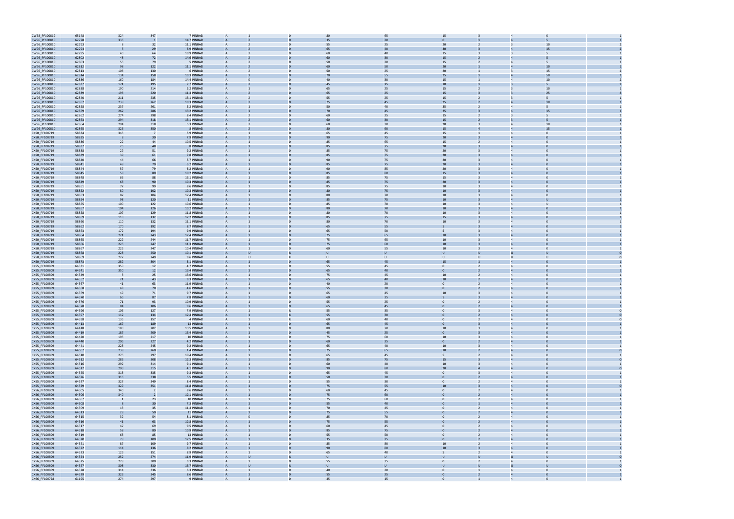| CW68_PF100812 | 65148 | 324 | 347 | 7 PINRAD | A | 1 | 0 | 80 | 65 | 15 | 3 | 4 | 0 | 1 |
|---|---|---|---|---|---|---|---|---|---|---|---|---|---|---|
| CW96_PF100810 | 62778 | 336 | 1 | 14.7 PINRAD | A | 2 | 0 | 35 | 20 | 0 | 1 | 4 | 5 | 1 |
| CW96_PF100810 | 62793 | 8 | 32 | 11.1 PINRAD | A | 2 | 0 | 55 | 25 | 20 | 2 | 3 | 10 | 2 |
| CW96_PF100810 | 62794 | 5 | 29 | 6.9 PINRAD | A | 2 | 0 | 65 | 40 | 30 | 3 | 4 | 15 | 2 |
| CW96_PF100810 | 62795 | 40 | 64 | 10.9 PINRAD | A | 2 | 0 | 60 | 40 | 15 | 3 | 3 | 5 | 1 |
| CW96_PF100810 | 62802 | 48 | 72 | 14.6 PINRAD | A | 2 | 0 | 60 | 30 | 15 | 2 | 4 | 5 | 1 |
| CW96_PF100810 | 62803 | 55 | 79 | 5 PINRAD | A | 2 | 0 | 50 | 20 | 15 | 2 | 4 | 5 | 1 |
| CW96_PF100810 | 62812 | 98 | 122 | 11.1 PINRAD | A | 2 | 0 | 60 | 50 | 20 | 1 | 4 | 10 | 1 |
| CW96_PF100810 | 62813 | 106 | 130 | 6 PINRAD | A | 2 | 0 | 50 | 25 | 20 | 1 | 3 | 15 | 2 |
| CW96_PF100810 | 62814 | 134 | 158 | 10.3 PINRAD | A | 1 | 0 | 70 | 55 | 25 | 1 | 4 | 50 | 1 |
| CW96_PF100810 | 62836 | 160 | 184 | 14.4 PINRAD | A | 0 | 0 | 40 | 30 | 15 | 1 | 4 | 10 | 2 |
| CW96_PF100810 | 62837 | 171 | 195 | 7.7 PINRAD | A | 2 | 0 | 45 | 15 | 10 | 1 | 3 | 5 | 1 |
| CW96_PF100810 | 62838 | 190 | 214 | 5.2 PINRAD | A | 1 | 0 | 65 | 25 | 15 | 2 | 3 | 10 | 1 |
| CW96_PF100810 | 62839 | 196 | 220 | 11.3 PINRAD | A | 2 | 0 | 65 | 25 | 15 | 3 | 3 | 25 | 3 |
| CW96_PF100810 | 62840 | 211 | 235 | 13.1 PINRAD | A | 2 | 0 | 55 | 25 | 15 | 2 | 3 | 5 | 1 |
| CW96_PF100810 | 62857 | 238 | 262 | 10.3 PINRAD | A | 2 | 0 | 75 | 45 | 25 | 2 | 4 | 10 | 1 |
| CW96_PF100810 | 62858 | 237 | 261 | 5.2 PINRAD | A | 1 | 0 | 50 | 40 | 35 | 2 | 4 | 5 | 1 |
| CW96_PF100810 | 62859 | 262 | 286 | 13.2 PINRAD | A | 1 | 0 | 70 | 45 | 25 | 3 | 4 | 15 | 1 |
| CW96_PF100810 | 62862 | 274 | 298 | 8.4 PINRAD | A | 2 | 0 | 60 | 25 | 15 | 2 | 3 | 5 | 2 |
| CW96_PF100810 | 62863 | 294 | 318 | 13.1 PINRAD | A | 2 | 0 | 60 | 30 | 15 | 2 | 3 | 5 | 1 |
| CW96_PF100810 | 62864 | 294 | 318 | 5.3 PINRAD | A | 2 | 0 | 60 | 30 | 20 | 3 | 4 | 10 | 1 |
| CW96_PF100810 | 62865 | 326 | 350 | 8 PINRAD | A | 2 | 0 | 80 | 60 | 15 | 4 | 4 | 15 | 1 |
| CX50_PF100719 | 58834 | 345 | 7 | 5.9 PINRAD | A | 1 | 0 | 65 | 45 | 15 | 1 | 4 | 0 | 1 |
| CX50_PF100719 | 58835 | 8 | 30 | 7.9 PINRAD | A | 1 | 0 | 90 | 75 | 20 | 3 | 4 | 0 | 1 |
| CX50_PF100719 | 58836 | 22 | 44 | 10.5 PINRAD | A | 1 | 0 | 85 | 65 | 15 | 2 | 4 | 0 | 1 |
| CX50_PF100719 | 58837 | 26 | 48 | 8 PINRAD | A | 1 | 0 | 85 | 75 | 20 | 3 | 4 | 0 | 1 |
| CX50_PF100719 | 58838 | 29 | 51 | 9.2 PINRAD | A | 1 | 0 | 85 | 75 | 20 | 3 | 4 | 0 | 1 |
| CX50_PF100719 | 58839 | 39 | 61 | 7.8 PINRAD | A | 1 | 0 | 85 | 75 | 20 | 3 | 4 | 0 | 1 |
| CX50_PF100719 | 58840 | 44 | 66 | 5.7 PINRAD | A | 1 | 0 | 90 | 75 | 20 | 3 | 4 | 0 | 1 |
| CX50_PF100719 | 58841 | 48 | 70 | 6.2 PINRAD | A | 1 | 0 | 85 | 75 | 20 | 3 | 4 | 0 | 1 |
| CX50_PF100719 | 58844 | 57 | 79 | 6.2 PINRAD | A | 1 | 0 | 90 | 85 | 20 | 3 | 4 | 0 | 1 |
| CX50_PF100719 | 58845 | 58 | 80 | 10.2 PINRAD | A | 1 | 0 | 85 | 80 | 15 | 3 | 4 | 0 | 1 |
| CX50_PF100719 | 58848 | 66 | 88 | 13.1 PINRAD | A | 1 | 0 | 85 | 75 | 15 | 3 | 4 | 0 | 1 |
| CX50_PF100719 | 58849 | 68 | 90 | 10.3 PINRAD | A | 1 | 0 | 85 | 75 | 20 | 3 | 4 | 0 | 1 |
| CX50_PF100719 | 58851 | 77 | 99 | 8.6 PINRAD | A | 1 | 0 | 85 | 75 | 10 | 3 | 4 | 0 | 1 |
| CX50_PF100719 | 58852 | 80 | 102 | 10.3 PINRAD | A | 1 | 0 | 80 | 75 | 10 | 3 | 4 | 0 | 1 |
| CX50_PF100719 | 58853 | 82 | 104 | 12.4 PINRAD | A | 1 | 0 | 80 | 70 | 10 | 3 | 4 | 0 | 1 |
| CX50_PF100719 | 58854 | 98 | 120 | 11 PINRAD | A | 1 | 0 | 85 | 75 | 10 | 3 | 4 | U | 1 |
| CX50_PF100719 | 58855 | 100 | 122 | 10.6 PINRAD | A | 1 | 0 | 85 | 70 | 10 | 3 | 4 | U | 1 |
| CX50_PF100719 | 58857 | 104 | 126 | 10.2 PINRAD | A | 1 | 0 | 80 | 70 | 10 | 3 | 4 | 0 | 1 |
| CX50_PF100719 | 58858 | 107 | 129 | 11.8 PINRAD | A | 1 | 0 | 80 | 70 | 10 | 3 | 4 | 0 | 1 |
| CX50_PF100719 | 58859 | 110 | 132 | 12.2 PINRAD | A | 1 | 0 | 85 | 75 | 15 | 3 | 4 | 0 | 1 |
| CX50_PF100719 | 58860 | 110 | 132 | 11.1 PINRAD | A | 1 | 0 | 80 | 70 | 10 | 3 | 4 | 0 | 1 |
| CX50_PF100719 | 58862 | 170 | 192 | 8.7 PINRAD | A | 1 | 0 | 65 | 55 | 5 | 3 | 4 | 0 | 1 |
| CX50_PF100719 | 58863 | 172 | 194 | 9.9 PINRAD | A | 1 | 0 | 65 | 50 | 5 | 3 | 4 | 0 | 1 |
| CX50_PF100719 | 58864 | 231 | 243 | 12.4 PINRAD | A | 1 | 0 | 75 | 65 | 10 | 3 | 4 | 0 | 1 |
| CX50_PF100719 | 58865 | 222 | 244 | 11.7 PINRAD | A | 1 | 0 | 75 | 65 | 10 | 3 | 4 | 0 | 1 |
| CX50_PF100719 | 58866 | 225 | 247 | 11.3 PINRAD | A | 1 | 0 | 75 | 60 | 10 | 3 | 4 | 0 | 1 |
| CX50_PF100719 | 58867 | 225 | 247 | 10.4 PINRAD | A | 1 | 0 | 60 | 55 | 10 | 3 | 4 | 0 | 1 |
| CX50_PF100719 | 58868 | 228 | 250 | 10.1 PINRAD | A | U | U | U | U | U | U | U | U | 0 |
| CX50_PF100719 | 58869 | 227 | 249 | 9.6 PINRAD | A | U | U | U | U | U | U | U | U | 0 |
| CX50_PF100719 | 58873 | 282 | 304 | 3.1 PINRAD | A | 1 | 0 | 65 | 45 | 15 | 1 | 4 | 0 | 1 |
| CX55_PF100809 | 64331 | 350 | 12 | 4.7 PINRAD | A | 1 | 0 | 55 | 45 | 0 | 2 | 4 | 0 | 1 |
| CX55_PF100809 | 64341 | 350 | 12 | 13.4 PINRAD | A | 1 | 0 | 65 | 40 | 0 | 2 | 4 | 0 | 1 |
| CX55_PF100809 | 64349 | 3 | 25 | 13.6 PINRAD | A | 1 | 0 | 75 | 45 | 10 | 2 | 4 | 0 | 1 |
| CX55_PF100809 | 64352 | 21 | 43 | 9.3 PINRAD | A | 1 | 0 | 65 | 40 | 10 | 2 | 4 | 0 | 1 |
| CX55_PF100809 | 64367 | 41 | 63 | 11.9 PINRAD | A | 1 | 0 | 40 | 20 | 0 | 2 | 4 | 0 | 1 |
| CX55_PF100809 | 64368 | 48 | 70 | 4.6 PINRAD | A | 1 | 0 | 55 | 30 | 0 | 2 | 4 | 0 | 1 |
| CX55_PF100809 | 64369 | 49 | 71 | 9.7 PINRAD | A | 1 | 0 | 65 | 45 | 10 | 3 | 4 | 0 | 1 |
| CX55_PF100809 | 64370 | 65 | 87 | 7.8 PINRAD | A | 1 | 0 | 60 | 35 | 5 | 3 | 4 | 0 | 1 |
| CX55_PF100809 | 64376 | 71 | 93 | 10.9 PINRAD | A | 1 | 0 | 55 | 25 | 0 | 2 | 4 | 0 | 1 |
| CX55_PF100809 | 64378 | 84 | 106 | 9.6 PINRAD | A | 1 | 0 | 65 | 45 | 0 | 2 | 4 | 0 | 1 |
| CX55_PF100809 | 64396 | 105 | 127 | 7.9 PINRAD | A | 1 | U | 55 | 35 | 0 | 3 | 4 | 0 | 0 |
| CX55_PF100809 | 64397 | 112 | 134 | 12.4 PINRAD | A | 1 | U | 55 | 30 | 0 | 2 | 4 | 0 | 0 |
| CX55_PF100809 | 64398 | 135 | 157 | 4 PINRAD | A | 1 | U | 60 | 40 | 0 | 2 | 4 | 0 | 0 |
| CX55_PF100809 | 64413 | 167 | 189 | 13 PINRAD | A | 1 | 0 | 65 | 45 | 0 | 3 | 4 | 0 | 1 |
| CX55_PF100809 | 64418 | 180 | 202 | 13.5 PINRAD | A | 1 | 0 | 80 | 70 | 10 | 3 | 4 | 0 | 1 |
| CX55_PF100809 | 64419 | 187 | 209 | 13.4 PINRAD | A | 1 | 0 | 45 | 25 | 0 | 3 | 4 | 0 | 1 |
| CX55_PF100809 | 64420 | 195 | 217 | 10 PINRAD | A | 1 | 0 | 75 | 60 | 10 | 3 | 4 | 0 | 1 |
| CX55_PF100809 | 64440 | 205 | 227 | 4.2 PINRAD | A | 1 | 0 | 60 | 35 | 0 | 2 | 4 | 0 | 1 |
| CX55_PF100809 | 64441 | 223 | 245 | 9.2 PINRAD | A | 1 | 0 | 65 | 40 | 10 | 3 | 4 | 0 | 1 |
| CX55_PF100809 | 64507 | 238 | 260 | 1.4 PINRAD | A | 1 | 0 | 75 | 65 | 10 | 2 | 4 | 0 | 0 |
| CX55_PF100809 | 64510 | 275 | 297 | 10.4 PINRAD | A | 1 | 0 | 65 | 45 | 5 | 2 | 4 | 0 | 1 |
| CX55_PF100809 | 64512 | 286 | 308 | 12.3 PINRAD | A | 1 | 0 | 85 | 75 | 15 | 3 | 4 | 0 | 0 |
| CX55_PF100809 | 64516 | 292 | 314 | 9.1 PINRAD | A | 1 | 0 | 60 | 40 | 10 | 3 | 4 | 0 | 1 |
| CX55_PF100809 | 64517 | 293 | 315 | 4.1 PINRAD | A | 1 | 0 | 90 | 80 | 20 | 4 | 4 | 0 | 0 |
| CX55_PF100809 | 64525 | 313 | 335 | 9.3 PINRAD | A | 1 | 0 | 65 | 45 | 0 | 3 | 4 | 0 | 1 |
| CX55_PF100809 | 64526 | 316 | 338 | 5.5 PINRAD | A | 1 | 0 | 50 | 30 | 0 | 2 | 4 | 0 | 1 |
| CX55_PF100809 | 64527 | 327 | 349 | 8.4 PINRAD | A | 1 | 0 | 55 | 30 | 0 | 2 | 4 | 0 | 1 |
| CX55_PF100809 | 64529 | 329 | 351 | 11.8 PINRAD | A | 1 | 0 | 75 | 55 | 10 | 3 | 4 | 0 | 0 |
| CX56_PF100809 | 64305 | 340 | 2 | 8.6 PINRAD | A | 1 | 0 | 60 | 45 | 0 | 2 | 4 | 0 | 1 |
| CX56_PF100809 | 64306 | 340 | 2 | 12.1 PINRAD | A | 1 | 0 | 75 | 60 | 0 | 2 | 4 | 0 | 1 |
| CX56_PF100809 | 64307 | 1 | 23 | 10 PINRAD | A | 1 | 0 | 75 | 60 | 0 | 2 | 4 | 0 | 1 |
| CX56_PF100809 | 64308 | 8 | 30 | 7.3 PINRAD | A | 1 | 0 | 55 | 40 | 0 | 1 | 4 | 0 | 1 |
| CX56_PF100809 | 64309 | 13 | 35 | 11.4 PINRAD | A | 1 | 0 | 70 | 45 | 0 | 2 | 4 | 0 | 1 |
| CX56_PF100809 | 64313 | 28 | 50 | 11 PINRAD | A | 1 | 0 | 75 | 55 | 0 | 2 | 4 | 0 | 1 |
| CX56_PF100809 | 64315 | 32 | 54 | 8.1 PINRAD | A | 0 | 0 | 85 | 70 | 0 | 2 | 4 | 0 | 1 |
| CX56_PF100809 | 64316 | 41 | 63 | 12.8 PINRAD | A | 1 | 0 | 75 | 55 | 0 | 2 | 4 | 0 | 1 |
| CX56_PF100809 | 64317 | 47 | 69 | 9.5 PINRAD | A | 1 | 0 | 60 | 45 | 0 | 2 | 4 | 0 | 1 |
| CX56_PF100809 | 64318 | 58 | 80 | 10.9 PINRAD | A | 1 | 0 | 85 | 75 | 0 | 2 | 4 | 0 | 1 |
| CX56_PF100809 | 64319 | 63 | 85 | 13 PINRAD | A | 1 | 0 | 55 | 50 | 0 | 2 | 4 | 0 | 1 |
| CX56_PF100809 | 64320 | 78 | 100 | 12.5 PINRAD | A | 1 | 0 | 35 | 25 | 0 | 2 | 4 | 0 | 1 |
| CX56_PF100809 | 64321 | 87 | 109 | 9.7 PINRAD | A | 1 | 0 | 85 | 80 | 10 | 2 | 4 | 0 | 1 |
| CX56_PF100809 | 64322 | 114 | 136 | 8.2 PINRAD | A | 1 | 0 | 90 | 80 | 10 | 3 | 4 | 0 | 1 |
| CX56_PF100809 | 64323 | 129 | 151 | 8.9 PINRAD | A | 1 | 0 | 65 | 40 | 5 | 2 | 4 | 0 | 1 |
| CX56_PF100809 | 64324 | 252 | 274 | 11.9 PINRAD | A | U | U | U | U | U | U | U | U | 0 |
| CX56_PF100809 | 64325 | 278 | 300 | 3.3 PINRAD | A | 1 | 0 | 55 | 35 | 0 | 2 | 4 | 0 | 1 |
| CX56_PF100809 | 64327 | 308 | 330 | 13.7 PINRAD | A | U | U | U | U | U | U | U | U | 0 |
| CX56_PF100809 | 64328 | 314 | 336 | 6.3 PINRAD | A | 1 | 0 | 40 | 20 | 0 | 1 | 4 | 0 | 1 |
| CX56_PF100809 | 64329 | 323 | 345 | 8.6 PINRAD | A | 1 | 0 | 55 | 25 | 0 | 2 | 4 | 0 | 1 |
| CX66_PF100728 | 61195 | 274 | 297 | 9 PINRAD | A | 1 | 0 | 35 | 15 | 0 | 1 | 4 | 0 | 1 |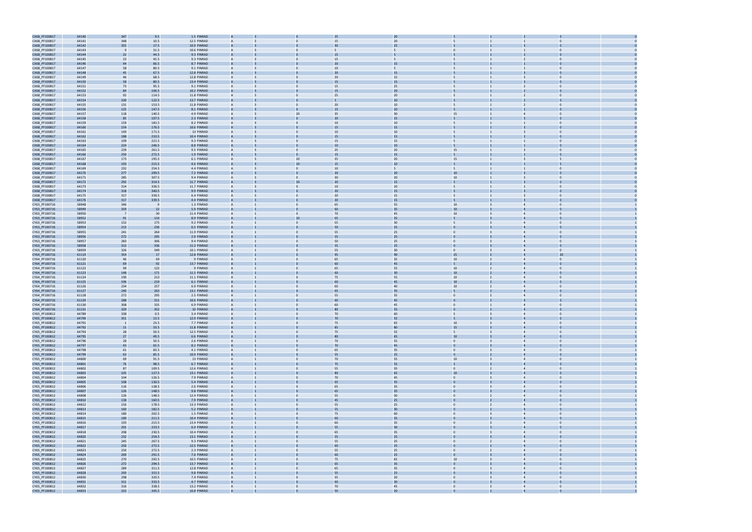| | | | | | | | | | | | | | | | |
|---|---|---|---|---|---|---|---|---|---|---|---|---|---|---|---|
| CX68_PF100817 | 64140 | 347 | 9.5 | 1.5 | PINRAD | A | 3 | 0 | 25 | 20 | 5 | 1 | 2 | 0 | 0 |
| CX68_PF100817 | 64141 | 348 | 10.5 | 12.5 | PINRAD | A | 3 | 0 | 15 | 20 | 5 | 1 | 1 | 0 | 0 |
| CX68_PF100817 | 64142 | 355 | 17.5 | 10.9 | PINRAD | A | 3 | 0 | 30 | 25 | 5 | 1 | 3 | 0 | 0 |
| CX68_PF100817 | 64143 | 9 | 31.5 | 10.6 | PINRAD | A | 3 | 0 | 5 | 5 | 0 | 1 | 1 | 0 | 0 |
| CX68_PF100817 | 64144 | 22 | 44.5 | 9.3 | PINRAD | A | 3 | 0 | 15 | 5 | 5 | 1 | 2 | 0 | 0 |
| CX68_PF100817 | 64145 | 23 | 45.5 | 9.3 | PINRAD | A | 3 | 0 | 15 | 5 | 5 | 1 | 2 | 0 | 0 |
| CX68_PF100817 | 64146 | 44 | 66.5 | 8.7 | PINRAD | A | 3 | 0 | 20 | 15 | 5 | 1 | 1 | 0 | 0 |
| CX68_PF100817 | 64147 | 58 | 80.5 | 9.1 | PINRAD | A | 3 | 0 | 10 | 5 | 5 | 1 | 1 | 0 | 0 |
| CX68_PF100817 | 64148 | 45 | 67.5 | 12.8 | PINRAD | A | 3 | 0 | 20 | 15 | 5 | 1 | 3 | 0 | 0 |
| CX68_PF100817 | 64149 | 46 | 68.5 | 12.8 | PINRAD | A | 3 | 0 | 20 | 15 | 5 | 1 | 3 | 0 | 0 |
| CX68_PF100817 | 64150 | 58 | 80.5 | 13.4 | PINRAD | A | 3 | 0 | 15 | 15 | 5 | 1 | 3 | 0 | 0 |
| CX68_PF100817 | 64151 | 73 | 95.5 | 9.1 | PINRAD | A | 3 | 0 | 15 | 25 | 5 | 1 | 2 | 0 | 0 |
| CX68_PF100817 | 64152 | 84 | 106.5 | 10.2 | PINRAD | A | 3 | 0 | 15 | 20 | 5 | 1 | 2 | 0 | 0 |
| CX68_PF100817 | 64153 | 92 | 114.5 | 11.8 | PINRAD | A | 3 | 0 | 25 | 20 | 5 | 1 | 2 | 0 | 0 |
| CX68_PF100817 | 64154 | 100 | 122.5 | 13.7 | PINRAD | A | 3 | 0 | 5 | 10 | 5 | 1 | 2 | 0 | 0 |
| CX68_PF100817 | 64155 | 131 | 153.5 | 11.8 | PINRAD | A | 3 | 0 | 20 | 10 | 5 | 1 | 2 | 0 | 0 |
| CX68_PF100817 | 64156 | 125 | 147.5 | 8.1 | PINRAD | A | 3 | 0 | 15 | 10 | 5 | 1 | 1 | 0 | 0 |
| CX68_PF100817 | 64157 | 118 | 140.5 | 4.9 | PINRAD | A | 3 | 20 | 35 | 30 | 15 | 1 | 4 | 0 | 0 |
| CX68_PF100817 | 64158 | 85 | 107.5 | 2.3 | PINRAD | A | 3 | 0 | 20 | 15 | 5 | 1 | 3 | 0 | 0 |
| CX68_PF100817 | 64159 | 159 | 181.5 | 8.2 | PINRAD | A | 3 | 0 | 10 | 10 | 5 | 1 | 1 | 0 | 0 |
| CX68_PF100817 | 64160 | 154 | 176.5 | 10.6 | PINRAD | A | 3 | 0 | 15 | 15 | 5 | 1 | 3 | 0 | 0 |
| CX68_PF100817 | 64161 | 149 | 171.5 | 13 | PINRAD | A | 3 | 0 | 10 | 10 | 5 | 1 | 3 | 0 | 0 |
| CX68_PF100817 | 64162 | 188 | 210.5 | 10.4 | PINRAD | A | 3 | 0 | 15 | 15 | 5 | 1 | 2 | 0 | 0 |
| CX68_PF100817 | 64163 | 199 | 221.5 | 9.3 | PINRAD | A | 3 | 0 | 15 | 15 | 5 | 1 | 1 | 0 | 0 |
| CX68_PF100817 | 64164 | 224 | 246.5 | 8.8 | PINRAD | A | 3 | 0 | 10 | 10 | 5 | 1 | 1 | 0 | 0 |
| CX68_PF100817 | 64165 | 239 | 261.5 | 9.5 | PINRAD | A | 3 | 0 | 25 | 20 | 15 | 1 | 3 | 0 | 0 |
| CX68_PF100817 | 64166 | 250 | 272.5 | 1.9 | PINRAD | A | 3 | 0 | 15 | 15 | 5 | 1 | 1 | 0 | 0 |
| CX68_PF100817 | 64167 | 173 | 195.5 | 6.1 | PINRAD | A | 3 | 20 | 35 | 20 | 15 | 1 | 3 | 5 | 0 |
| CX68_PF100817 | 64168 | 193 | 215.5 | 4.6 | PINRAD | A | 3 | 10 | 15 | 10 | 5 | 1 | 1 | 5 | 0 |
| CX68_PF100817 | 64169 | 232 | 254.5 | 4.4 | PINRAD | A | 3 | 0 | 10 | 5 | 5 | 1 | 1 | 0 | 0 |
| CX68_PF100817 | 64170 | 277 | 299.5 | 7.2 | PINRAD | A | 3 | 0 | 20 | 20 | 10 | 1 | 3 | 0 | 0 |
| CX68_PF100817 | 64171 | 285 | 307.5 | 9.4 | PINRAD | A | 3 | 0 | 30 | 20 | 10 | 1 | 3 | 0 | 0 |
| CX68_PF100817 | 64172 | 292 | 314.5 | 11.7 | PINRAD | A | 3 | 10 | 20 | 15 | 5 | 1 | 3 | 0 | 0 |
| CX68_PF100817 | 64173 | 314 | 336.5 | 11.7 | PINRAD | A | 3 | 0 | 10 | 10 | 5 | 1 | 1 | 0 | 0 |
| CX68_PF100817 | 64174 | 318 | 340.5 | 9.9 | PINRAD | A | 3 | 0 | 20 | 15 | 5 | 1 | 3 | 0 | 0 |
| CX68_PF100817 | 64175 | 317 | 339.5 | 6.4 | PINRAD | A | 3 | 0 | 20 | 15 | 5 | 1 | 3 | 0 | 0 |
| CX68_PF100817 | 64176 | 317 | 339.5 | 4.4 | PINRAD | A | 3 | 0 | 20 | 15 | 5 | 1 | 3 | 0 | 0 |
| CY63_PF100716 | 58948 | 346 | 9 | 1.3 | PINRAD | A | 1 | 0 | 65 | 55 | 10 | 3 | 4 | 0 | 1 |
| CY63_PF100716 | 58949 | 359 | 22 | 5.9 | PINRAD | A | 1 | 0 | 60 | 35 | 10 | 3 | 4 | 0 | 1 |
| CY63_PF100716 | 58950 | 7 | 30 | 11.4 | PINRAD | A | 1 | 0 | 70 | 45 | 10 | 3 | 4 | 0 | 1 |
| CY63_PF100716 | 58952 | 91 | 114 | 8.9 | PINRAD | A | 1 | 10 | 65 | 35 | 5 | 3 | 4 | 0 | 1 |
| CY63_PF100716 | 58953 | 152 | 175 | 9.2 | PINRAD | A | 1 | 0 | 55 | 30 | 5 | 3 | 4 | 0 | 1 |
| CY63_PF100716 | 58954 | 213 | 236 | 6.5 | PINRAD | A | 1 | 0 | 50 | 25 | 0 | 3 | 4 | 0 | 1 |
| CY63_PF100716 | 58955 | 241 | 264 | 11.9 | PINRAD | A | 1 | 0 | 55 | 25 | 0 | 3 | 4 | 0 | 1 |
| CY63_PF100716 | 58956 | 272 | 295 | 2.9 | PINRAD | A | 1 | 0 | 55 | 25 | 0 | 3 | 4 | 0 | 1 |
| CY63_PF100716 | 58957 | 283 | 306 | 9.4 | PINRAD | A | 1 | 0 | 50 | 25 | 0 | 3 | 4 | 0 | 1 |
| CY63_PF100716 | 58958 | 313 | 336 | 11.3 | PINRAD | A | 1 | 0 | 55 | 25 | 0 | 3 | 4 | 0 | 1 |
| CY63_PF100716 | 58959 | 326 | 349 | 10.1 | PINRAD | A | 1 | 0 | 55 | 30 | 0 | 3 | 4 | 0 | 1 |
| CY64_PF100716 | 61119 | 354 | 17 | 12.8 | PINRAD | A | 1 | 0 | 95 | 90 | 25 | 2 | 4 | 20 | 1 |
| CY64_PF100716 | 61120 | 46 | 69 | 9 | PINRAD | A | 1 | 0 | 65 | 35 | 10 | 2 | 4 | 0 | 1 |
| CY64_PF100716 | 61121 | 69 | 92 | 13.7 | PINRAD | A | 1 | 0 | 60 | 45 | 5 | 2 | 4 | 0 | 1 |
| CY64_PF100716 | 61122 | 99 | 122 | 9 | PINRAD | A | 1 | 0 | 65 | 55 | 10 | 2 | 4 | 0 | 1 |
| CY64_PF100716 | 61123 | 148 | 171 | 11.5 | PINRAD | A | 1 | 0 | 60 | 30 | 10 | 2 | 4 | 0 | 1 |
| CY64_PF100716 | 61124 | 190 | 213 | 11.1 | PINRAD | A | 1 | 0 | 75 | 55 | 10 | 2 | 4 | 0 | 1 |
| CY64_PF100716 | 61125 | 196 | 219 | 6.1 | PINRAD | A | 1 | 0 | 60 | 45 | 10 | 2 | 4 | 0 | 1 |
| CY64_PF100716 | 61126 | 234 | 257 | 6.9 | PINRAD | A | 1 | 0 | 60 | 40 | 10 | 2 | 4 | 0 | 1 |
| CY64_PF100716 | 61127 | 240 | 263 | 13.1 | PINRAD | A | 1 | 0 | 65 | 35 | 5 | 2 | 4 | 0 | 1 |
| CY64_PF100716 | 61128 | 272 | 295 | 2.5 | PINRAD | A | 1 | 0 | 55 | 35 | 0 | 2 | 4 | 0 | 1 |
| CY64_PF100716 | 61129 | 288 | 311 | 10.6 | PINRAD | A | 1 | 0 | 60 | 45 | 0 | 2 | 4 | 0 | 1 |
| CY64_PF100716 | 61130 | 308 | 331 | 6.9 | PINRAD | A | 1 | 0 | 60 | 45 | 0 | 1 | 4 | 0 | 1 |
| CY64_PF100716 | 61131 | 329 | 352 | 10 | PINRAD | A | 1 | 0 | 80 | 55 | 0 | 2 | 4 | 0 | 1 |
| CY65_PF100812 | 64789 | 338 | 0.5 | 3.4 | PINRAD | A | 1 | 0 | 70 | 60 | 5 | 3 | 4 | 0 | 1 |
| CY65_PF100812 | 64790 | 351 | 13.5 | 12.9 | PINRAD | A | 1 | 0 | 70 | 55 | 5 | 3 | 4 | 0 | 1 |
| CY65_PF100812 | 64791 | 1 | 23.5 | 7.7 | PINRAD | A | 1 | 0 | 75 | 65 | 10 | 3 | 4 | 0 | 1 |
| CY65_PF100812 | 64792 | 11 | 33.5 | 11.8 | PINRAD | A | 1 | 0 | 85 | 80 | 15 | 3 | 4 | 0 | 1 |
| CY65_PF100812 | 64793 | 28 | 50.5 | 12.5 | PINRAD | A | 1 | 0 | 75 | 55 | 5 | 3 | 4 | 0 | 1 |
| CY65_PF100812 | 64795 | 27 | 49.5 | 6.6 | PINRAD | A | 1 | 0 | 80 | 65 | 10 | 3 | 4 | 0 | 1 |
| CY65_PF100812 | 64796 | 28 | 50.5 | 2.6 | PINRAD | A | 1 | 0 | 70 | 55 | 0 | 3 | 4 | 0 | 1 |
| CY65_PF100812 | 64797 | 43 | 65.5 | 8.2 | PINRAD | A | 1 | 0 | 70 | 45 | 0 | 3 | 4 | 0 | 1 |
| CY65_PF100812 | 64798 | 61 | 83.5 | 4.1 | PINRAD | A | 1 | 0 | 65 | 35 | 0 | 3 | 4 | 0 | 1 |
| CY65_PF100812 | 64799 | 63 | 85.5 | 10.9 | PINRAD | A | 1 | 0 | 55 | 25 | 0 | 2 | 4 | 0 | 1 |
| CY65_PF100812 | 64800 | 69 | 91.5 | 13 | PINRAD | A | 1 | 0 | 70 | 55 | 10 | 3 | 4 | 0 | 1 |
| CY65_PF100812 | 64801 | 76 | 98.5 | 6.7 | PINRAD | A | 1 | 0 | 75 | 55 | 5 | 3 | 4 | 0 | 1 |
| CY65_PF100812 | 64802 | 87 | 109.5 | 12.6 | PINRAD | A | 1 | 0 | 55 | 35 | 0 | 2 | 4 | 0 | 1 |
| CY65_PF100812 | 64803 | 105 | 127.5 | 13.1 | PINRAD | A | 1 | 0 | 80 | 65 | 10 | 3 | 4 | 0 | 1 |
| CY65_PF100812 | 64804 | 104 | 126.5 | 7.9 | PINRAD | A | 1 | 0 | 70 | 45 | 0 | 3 | 4 | 0 | 1 |
| CY65_PF100812 | 64805 | 108 | 130.5 | 5.4 | PINRAD | A | 1 | 0 | 65 | 35 | 0 | 3 | 4 | 0 | 1 |
| CY65_PF100812 | 64806 | 116 | 138.5 | 2.6 | PINRAD | A | 1 | 0 | 65 | 35 | 0 | 3 | 4 | 0 | 1 |
| CY65_PF100812 | 64807 | 126 | 148.5 | 9.8 | PINRAD | A | 1 | 0 | 65 | 35 | 0 | 3 | 4 | 0 | 1 |
| CY65_PF100812 | 64808 | 126 | 148.5 | 12.4 | PINRAD | A | 1 | 0 | 55 | 30 | 0 | 2 | 4 | 0 | 1 |
| CY65_PF100812 | 64810 | 138 | 160.5 | 7.9 | PINRAD | A | 1 | 0 | 45 | 25 | 0 | 2 | 4 | 0 | 1 |
| CY65_PF100812 | 64812 | 156 | 178.5 | 13.3 | PINRAD | A | 1 | 0 | 55 | 25 | 0 | 2 | 4 | 0 | 1 |
| CY65_PF100812 | 64813 | 160 | 182.5 | 5.2 | PINRAD | A | 1 | 0 | 55 | 30 | 0 | 2 | 4 | 0 | 1 |
| CY65_PF100812 | 64814 | 180 | 202.5 | 1.5 | PINRAD | A | 1 | 0 | 75 | 60 | 0 | 3 | 4 | 0 | 1 |
| CY65_PF100812 | 64815 | 189 | 211.5 | 10.4 | PINRAD | A | 1 | 0 | 60 | 35 | 0 | 3 | 4 | 0 | 1 |
| CY65_PF100812 | 64816 | 193 | 215.5 | 13.4 | PINRAD | A | 1 | 0 | 60 | 35 | 0 | 3 | 4 | 0 | 1 |
| CY65_PF100812 | 64817 | 201 | 223.5 | 6.4 | PINRAD | A | 1 | 0 | 55 | 30 | 0 | 3 | 4 | 0 | 1 |
| CY65_PF100812 | 64818 | 208 | 230.5 | 10.4 | PINRAD | A | 1 | 0 | 65 | 35 | 0 | 3 | 4 | 0 | 1 |
| CY65_PF100812 | 64820 | 232 | 254.5 | 13.1 | PINRAD | A | 1 | 0 | 55 | 25 | 0 | 3 | 4 | 0 | 1 |
| CY65_PF100812 | 64821 | 245 | 267.5 | 9.3 | PINRAD | A | 1 | 0 | 55 | 25 | 0 | 2 | 4 | 0 | 1 |
| CY65_PF100812 | 64822 | 250 | 272.5 | 12.5 | PINRAD | A | 1 | 0 | 60 | 25 | 0 | 2 | 4 | 0 | 1 |
| CY65_PF100812 | 64823 | 250 | 272.5 | 2.3 | PINRAD | A | 1 | 0 | 55 | 25 | 0 | 2 | 4 | 0 | 1 |
| CY65_PF100812 | 64824 | 269 | 291.5 | 7.6 | PINRAD | A | 1 | 0 | 60 | 25 | 0 | 3 | 4 | 0 | 1 |
| CY65_PF100812 | 64825 | 270 | 292.5 | 10.5 | PINRAD | A | 1 | 0 | 75 | 65 | 10 | 3 | 4 | 0 | 1 |
| CY65_PF100812 | 64826 | 272 | 294.5 | 13.7 | PINRAD | A | 1 | 0 | 65 | 35 | 0 | 3 | 4 | 0 | 1 |
| CY65_PF100812 | 64827 | 289 | 311.5 | 12.8 | PINRAD | A | 1 | 0 | 65 | 35 | 0 | 3 | 4 | 0 | 1 |
| CY65_PF100812 | 64828 | 293 | 315.5 | 9.8 | PINRAD | A | 1 | 0 | 55 | 25 | 0 | 3 | 4 | 0 | 1 |
| CY65_PF100812 | 64830 | 298 | 320.5 | 7.4 | PINRAD | A | 1 | 0 | 35 | 20 | 0 | 3 | 4 | 0 | 1 |
| CY65_PF100812 | 64831 | 311 | 333.5 | 4.7 | PINRAD | A | 1 | 0 | 60 | 30 | 0 | 3 | 4 | 0 | 1 |
| CY65_PF100812 | 64832 | 316 | 338.5 | 13.2 | PINRAD | A | 1 | 0 | 70 | 45 | 0 | 3 | 4 | 0 | 1 |
| CY65_PF100812 | 64833 | 323 | 345.5 | 10.8 | PINRAD | A | 1 | 0 | 50 | 20 | 0 | 2 | 4 | 0 | 1 |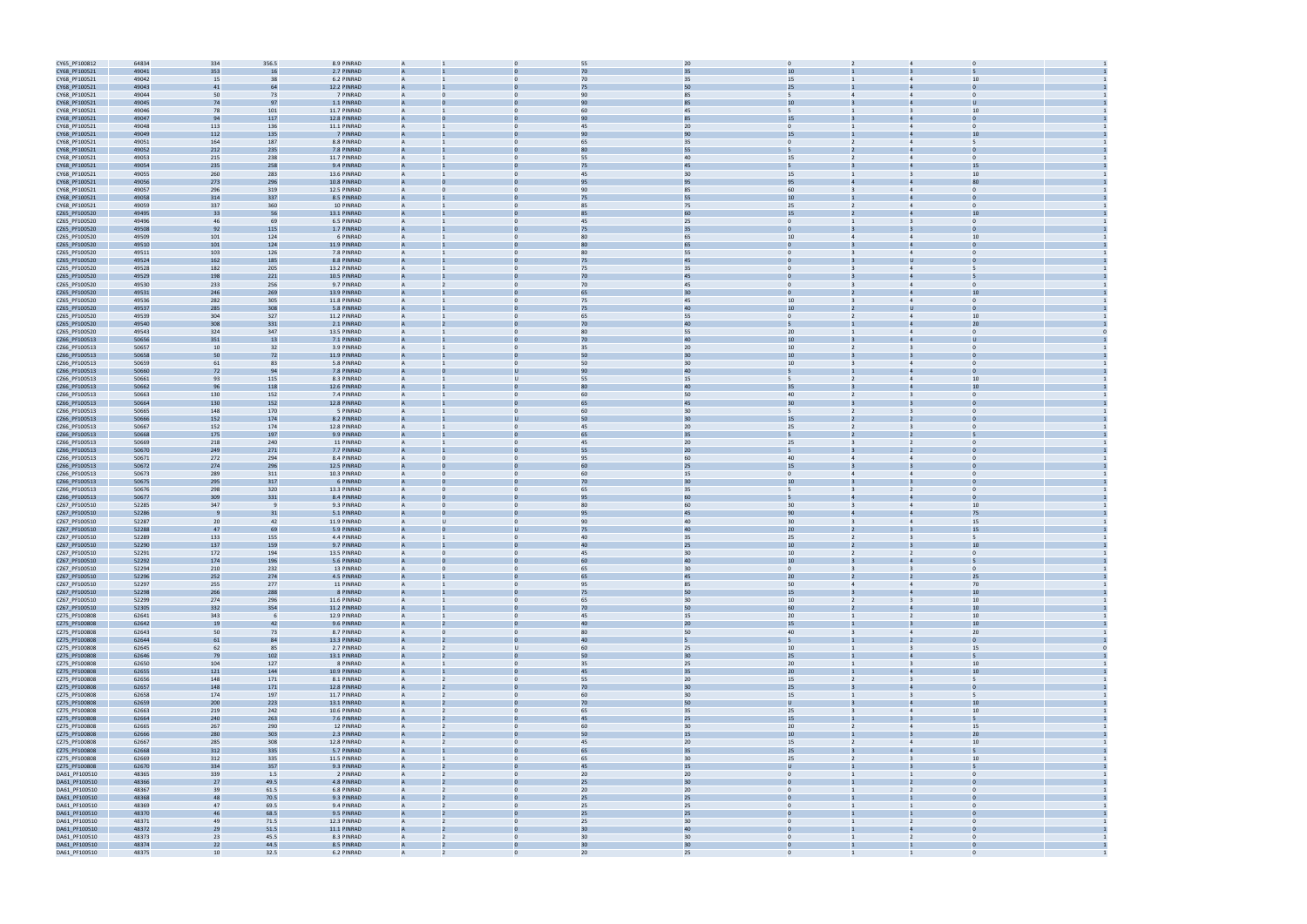| | | | | | | | | | | | | | | |
|---|---|---|---|---|---|---|---|---|---|---|---|---|---|---|
| CY65_PF100812 | 64834 | 334 | 356.5 | 8.9 PINRAD | A | 1 | 0 | 55 | 20 | 0 | 2 | 4 | 0 | 1 |
| CY68_PF100521 | 49041 | 353 | 16 | 2.7 PINRAD | A | 1 | 0 | 70 | 35 | 10 | 1 | 3 | 5 | 1 |
| CY68_PF100521 | 49042 | 15 | 38 | 6.2 PINRAD | A | 1 | 0 | 70 | 35 | 15 | 1 | 4 | 10 | 1 |
| CY68_PF100521 | 49043 | 41 | 64 | 12.2 PINRAD | A | 1 | 0 | 75 | 50 | 25 | 1 | 4 | 0 | 1 |
| CY68_PF100521 | 49044 | 50 | 73 | 7 PINRAD | A | 0 | 0 | 90 | 85 | 5 | 4 | 4 | 0 | 1 |
| CY68_PF100521 | 49045 | 74 | 97 | 1.1 PINRAD | A | 0 | 0 | 90 | 85 | 10 | 3 | 4 | U | 1 |
| CY68_PF100521 | 49046 | 78 | 101 | 11.7 PINRAD | A | 1 | 0 | 60 | 45 | 5 | 1 | 3 | 10 | 1 |
| CY68_PF100521 | 49047 | 94 | 117 | 12.8 PINRAD | A | 0 | 0 | 90 | 85 | 15 | 3 | 4 | 0 | 1 |
| CY68_PF100521 | 49048 | 113 | 136 | 11.1 PINRAD | A | 1 | 0 | 45 | 20 | 0 | 1 | 4 | 0 | 1 |
| CY68_PF100521 | 49049 | 112 | 135 | 7 PINRAD | A | 1 | 0 | 90 | 90 | 15 | 1 | 4 | 10 | 1 |
| CY68_PF100521 | 49051 | 164 | 187 | 8.8 PINRAD | A | 1 | 0 | 65 | 35 | 0 | 2 | 4 | 5 | 1 |
| CY68_PF100521 | 49052 | 212 | 235 | 7.8 PINRAD | A | 1 | 0 | 80 | 55 | 5 | 2 | 4 | 0 | 1 |
| CY68_PF100521 | 49053 | 215 | 238 | 11.7 PINRAD | A | 1 | 0 | 55 | 40 | 15 | 2 | 4 | 0 | 1 |
| CY68_PF100521 | 49054 | 235 | 258 | 9.4 PINRAD | A | 1 | 0 | 75 | 45 | 5 | 3 | 4 | 15 | 1 |
| CY68_PF100521 | 49055 | 260 | 283 | 13.6 PINRAD | A | 1 | 0 | 45 | 30 | 15 | 1 | 3 | 10 | 1 |
| CY68_PF100521 | 49056 | 273 | 296 | 10.8 PINRAD | A | 0 | 0 | 95 | 95 | 95 | 4 | 4 | 80 | 1 |
| CY68_PF100521 | 49057 | 296 | 319 | 12.5 PINRAD | A | 0 | 0 | 90 | 85 | 60 | 3 | 4 | 0 | 1 |
| CY68_PF100521 | 49058 | 314 | 337 | 8.5 PINRAD | A | 1 | 0 | 75 | 55 | 10 | 1 | 4 | 0 | 1 |
| CY68_PF100521 | 49059 | 337 | 360 | 10 PINRAD | A | 1 | 0 | 85 | 75 | 25 | 2 | 4 | 0 | 1 |
| CZ65_PF100520 | 49495 | 33 | 56 | 13.1 PINRAD | A | 1 | 0 | 85 | 60 | 15 | 2 | 4 | 10 | 1 |
| CZ65_PF100520 | 49496 | 46 | 69 | 6.5 PINRAD | A | 1 | 0 | 45 | 25 | 0 | 1 | 3 | 0 | 1 |
| CZ65_PF100520 | 49508 | 92 | 115 | 1.7 PINRAD | A | 1 | 0 | 75 | 35 | 0 | 3 | 3 | 0 | 1 |
| CZ65_PF100520 | 49509 | 101 | 124 | 6 PINRAD | A | 1 | 0 | 80 | 65 | 10 | 4 | 4 | 10 | 1 |
| CZ65_PF100520 | 49510 | 101 | 124 | 11.9 PINRAD | A | 1 | 0 | 80 | 65 | 0 | 3 | 4 | 0 | 1 |
| CZ65_PF100520 | 49511 | 103 | 126 | 7.8 PINRAD | A | 1 | 0 | 80 | 55 | 0 | 3 | 4 | 0 | 1 |
| CZ65_PF100520 | 49524 | 162 | 185 | 8.8 PINRAD | A | 1 | 0 | 75 | 45 | 0 | 3 | U | 0 | 1 |
| CZ65_PF100520 | 49528 | 182 | 205 | 13.2 PINRAD | A | 1 | 0 | 75 | 35 | 0 | 3 | 4 | 5 | 1 |
| CZ65_PF100520 | 49529 | 198 | 221 | 10.5 PINRAD | A | 1 | 0 | 70 | 45 | 0 | 3 | 4 | 5 | 1 |
| CZ65_PF100520 | 49530 | 233 | 256 | 9.7 PINRAD | A | 2 | 0 | 70 | 45 | 0 | 3 | 4 | 0 | 1 |
| CZ65_PF100520 | 49531 | 246 | 269 | 13.9 PINRAD | A | 1 | 0 | 65 | 30 | 0 | 2 | 4 | 10 | 1 |
| CZ65_PF100520 | 49536 | 282 | 305 | 11.8 PINRAD | A | 1 | 0 | 75 | 45 | 10 | 3 | 4 | 0 | 1 |
| CZ65_PF100520 | 49537 | 285 | 308 | 5.8 PINRAD | A | 1 | 0 | 75 | 40 | 10 | 2 | U | 0 | 1 |
| CZ65_PF100520 | 49539 | 304 | 327 | 11.2 PINRAD | A | 1 | 0 | 65 | 55 | 0 | 2 | 4 | 10 | 1 |
| CZ65_PF100520 | 49540 | 308 | 331 | 2.1 PINRAD | A | 2 | 0 | 70 | 40 | 5 | 1 | 4 | 20 | 1 |
| CZ65_PF100520 | 49543 | 324 | 347 | 13.5 PINRAD | A | 1 | 0 | 80 | 55 | 20 | 1 | 4 | 0 | 0 |
| CZ66_PF100513 | 50656 | 351 | 13 | 7.1 PINRAD | A | 1 | 0 | 70 | 40 | 10 | 3 | 4 | U | 1 |
| CZ66_PF100513 | 50657 | 10 | 32 | 3.9 PINRAD | A | 1 | 0 | 35 | 20 | 10 | 2 | 3 | 0 | 1 |
| CZ66_PF100513 | 50658 | 50 | 72 | 11.9 PINRAD | A | 1 | 0 | 50 | 30 | 10 | 3 | 3 | 0 | 1 |
| CZ66_PF100513 | 50659 | 61 | 83 | 5.8 PINRAD | A | 1 | 0 | 50 | 30 | 10 | 3 | 4 | 0 | 1 |
| CZ66_PF100513 | 50660 | 72 | 94 | 7.8 PINRAD | A | 0 | U | 90 | 40 | 5 | 1 | 4 | 0 | 1 |
| CZ66_PF100513 | 50661 | 93 | 115 | 8.3 PINRAD | A | 1 | U | 55 | 15 | 5 | 2 | 4 | 10 | 1 |
| CZ66_PF100513 | 50662 | 96 | 118 | 12.6 PINRAD | A | 1 | 0 | 80 | 40 | 35 | 3 | 4 | 10 | 1 |
| CZ66_PF100513 | 50663 | 130 | 152 | 7.4 PINRAD | A | 1 | 0 | 60 | 50 | 40 | 2 | 3 | 0 | 1 |
| CZ66_PF100513 | 50664 | 130 | 152 | 12.8 PINRAD | A | 1 | 0 | 65 | 45 | 30 | 3 | 3 | 0 | 1 |
| CZ66_PF100513 | 50665 | 148 | 170 | 5 PINRAD | A | 1 | 0 | 60 | 30 | 5 | 2 | 3 | 0 | 1 |
| CZ66_PF100513 | 50666 | 152 | 174 | 8.2 PINRAD | A | 1 | U | 50 | 30 | 15 | 2 | 2 | 0 | 1 |
| CZ66_PF100513 | 50667 | 152 | 174 | 12.8 PINRAD | A | 1 | 0 | 45 | 20 | 25 | 2 | 3 | 0 | 1 |
| CZ66_PF100513 | 50668 | 175 | 197 | 9.9 PINRAD | A | 1 | 0 | 65 | 35 | 5 | 2 | 2 | 5 | 1 |
| CZ66_PF100513 | 50669 | 218 | 240 | 11 PINRAD | A | 1 | 0 | 45 | 20 | 25 | 3 | 2 | 0 | 1 |
| CZ66_PF100513 | 50670 | 249 | 271 | 7.7 PINRAD | A | 1 | 0 | 55 | 20 | 5 | 3 | 2 | 0 | 1 |
| CZ66_PF100513 | 50671 | 272 | 294 | 8.4 PINRAD | A | 0 | 0 | 95 | 60 | 40 | 4 | 4 | 0 | 1 |
| CZ66_PF100513 | 50672 | 274 | 296 | 12.5 PINRAD | A | 0 | 0 | 60 | 25 | 15 | 3 | 3 | 0 | 1 |
| CZ66_PF100513 | 50673 | 289 | 311 | 10.3 PINRAD | A | 0 | 0 | 60 | 15 | 0 | 4 | 4 | 0 | 1 |
| CZ66_PF100513 | 50675 | 295 | 317 | 6 PINRAD | A | 0 | 0 | 70 | 30 | 10 | 3 | 3 | 0 | 1 |
| CZ66_PF100513 | 50676 | 298 | 320 | 13.3 PINRAD | A | 0 | 0 | 65 | 35 | 5 | 3 | 2 | 0 | 1 |
| CZ66_PF100513 | 50677 | 309 | 331 | 8.4 PINRAD | A | 0 | 0 | 95 | 60 | 5 | 4 | 4 | 0 | 1 |
| CZ67_PF100510 | 52285 | 347 | 9 | 9.3 PINRAD | A | 0 | 0 | 80 | 60 | 30 | 3 | 4 | 10 | 1 |
| CZ67_PF100510 | 52286 | 9 | 31 | 5.1 PINRAD | A | 0 | 0 | 95 | 45 | 90 | 4 | 4 | 75 | 1 |
| CZ67_PF100510 | 52287 | 20 | 42 | 11.9 PINRAD | A | U | 0 | 90 | 40 | 30 | 3 | 4 | 15 | 1 |
| CZ67_PF100510 | 52288 | 47 | 69 | 5.9 PINRAD | A | 0 | U | 75 | 40 | 20 | 2 | 3 | 15 | 1 |
| CZ67_PF100510 | 52289 | 133 | 155 | 4.4 PINRAD | A | 1 | 0 | 40 | 35 | 25 | 2 | 3 | 5 | 1 |
| CZ67_PF100510 | 52290 | 137 | 159 | 9.7 PINRAD | A | 1 | 0 | 40 | 25 | 10 | 2 | 3 | 10 | 1 |
| CZ67_PF100510 | 52291 | 172 | 194 | 13.5 PINRAD | A | 0 | 0 | 45 | 30 | 10 | 2 | 2 | 0 | 1 |
| CZ67_PF100510 | 52292 | 174 | 196 | 5.6 PINRAD | A | 0 | 0 | 60 | 40 | 10 | 3 | 4 | 5 | 1 |
| CZ67_PF100510 | 52294 | 210 | 232 | 13 PINRAD | A | 0 | 0 | 65 | 30 | 0 | 3 | 3 | 0 | 1 |
| CZ67_PF100510 | 52296 | 252 | 274 | 4.5 PINRAD | A | 1 | 0 | 65 | 45 | 20 | 2 | 2 | 25 | 1 |
| CZ67_PF100510 | 52297 | 255 | 277 | 11 PINRAD | A | 1 | 0 | 95 | 85 | 50 | 4 | 4 | 70 | 1 |
| CZ67_PF100510 | 52298 | 266 | 288 | 8 PINRAD | A | 1 | 0 | 75 | 50 | 15 | 3 | 4 | 10 | 1 |
| CZ67_PF100510 | 52299 | 274 | 296 | 11.6 PINRAD | A | 1 | 0 | 65 | 30 | 10 | 2 | 3 | 10 | 1 |
| CZ67_PF100510 | 52305 | 332 | 354 | 11.2 PINRAD | A | 1 | 0 | 70 | 50 | 60 | 2 | 4 | 10 | 1 |
| CZ75_PF100808 | 62641 | 343 | 6 | 12.9 PINRAD | A | 1 | 0 | 45 | 15 | 20 | 1 | 2 | 10 | 1 |
| CZ75_PF100808 | 62642 | 19 | 42 | 9.6 PINRAD | A | 2 | 0 | 40 | 20 | 15 | 1 | 3 | 10 | 1 |
| CZ75_PF100808 | 62643 | 50 | 73 | 8.7 PINRAD | A | 0 | 0 | 80 | 50 | 40 | 3 | 4 | 20 | 1 |
| CZ75_PF100808 | 62644 | 61 | 84 | 13.3 PINRAD | A | 2 | 0 | 40 | 5 | 5 | 1 | 2 | 0 | 1 |
| CZ75_PF100808 | 62645 | 62 | 85 | 2.7 PINRAD | A | 2 | U | 60 | 25 | 10 | 1 | 3 | 15 | 0 |
| CZ75_PF100808 | 62646 | 79 | 102 | 13.1 PINRAD | A | 2 | 0 | 50 | 30 | 25 | 1 | 4 | 5 | 1 |
| CZ75_PF100808 | 62650 | 104 | 127 | 8 PINRAD | A | 1 | 0 | 35 | 25 | 20 | 1 | 3 | 10 | 1 |
| CZ75_PF100808 | 62655 | 121 | 144 | 10.9 PINRAD | A | 1 | 0 | 45 | 35 | 20 | 1 | 4 | 10 | 1 |
| CZ75_PF100808 | 62656 | 148 | 171 | 8.1 PINRAD | A | 2 | 0 | 55 | 20 | 15 | 2 | 3 | 5 | 1 |
| CZ75_PF100808 | 62657 | 148 | 171 | 12.8 PINRAD | A | 2 | 0 | 70 | 30 | 25 | 3 | 4 | 0 | 1 |
| CZ75_PF100808 | 62658 | 174 | 197 | 11.7 PINRAD | A | 2 | 0 | 60 | 30 | 15 | 1 | 3 | 5 | 1 |
| CZ75_PF100808 | 62659 | 200 | 223 | 13.1 PINRAD | A | 2 | 0 | 70 | 50 | U | 3 | 4 | 10 | 1 |
| CZ75_PF100808 | 62663 | 219 | 242 | 10.6 PINRAD | A | 2 | 0 | 65 | 35 | 25 | 3 | 4 | 10 | 1 |
| CZ75_PF100808 | 62664 | 240 | 263 | 7.6 PINRAD | A | 2 | 0 | 45 | 25 | 15 | 1 | 3 | 5 | 1 |
| CZ75_PF100808 | 62665 | 267 | 290 | 12 PINRAD | A | 2 | 0 | 60 | 30 | 20 | 2 | 4 | 15 | 1 |
| CZ75_PF100808 | 62666 | 280 | 303 | 2.3 PINRAD | A | 2 | 0 | 50 | 15 | 10 | 1 | 3 | 20 | 1 |
| CZ75_PF100808 | 62667 | 285 | 308 | 12.8 PINRAD | A | 2 | 0 | 45 | 20 | 15 | 2 | 4 | 10 | 1 |
| CZ75_PF100808 | 62668 | 312 | 335 | 5.7 PINRAD | A | 1 | 0 | 65 | 35 | 25 | 3 | 4 | 5 | 1 |
| CZ75_PF100808 | 62669 | 312 | 335 | 11.5 PINRAD | A | 1 | 0 | 65 | 30 | 25 | 2 | 3 | 10 | 1 |
| CZ75_PF100808 | 62670 | 334 | 357 | 9.3 PINRAD | A | 2 | 0 | 45 | 15 | U | 1 | 3 | 5 | 1 |
| DA61_PF100510 | 48365 | 339 | 1.5 | 2 PINRAD | A | 2 | 0 | 20 | 20 | 0 | 1 | 1 | 0 | 1 |
| DA61_PF100510 | 48366 | 27 | 49.5 | 4.8 PINRAD | A | 2 | 0 | 25 | 30 | 0 | 1 | 2 | 0 | 1 |
| DA61_PF100510 | 48367 | 39 | 61.5 | 6.8 PINRAD | A | 2 | 0 | 20 | 20 | 0 | 1 | 2 | 0 | 1 |
| DA61_PF100510 | 48368 | 48 | 70.5 | 9.3 PINRAD | A | 2 | 0 | 25 | 25 | 0 | 1 | 1 | 0 | 1 |
| DA61_PF100510 | 48369 | 47 | 69.5 | 9.4 PINRAD | A | 2 | 0 | 25 | 25 | 0 | 1 | 1 | 0 | 1 |
| DA61_PF100510 | 48370 | 46 | 68.5 | 9.5 PINRAD | A | 2 | 0 | 25 | 25 | 0 | 1 | 1 | 0 | 1 |
| DA61_PF100510 | 48371 | 49 | 71.5 | 12.3 PINRAD | A | 2 | 0 | 25 | 30 | 0 | 1 | 2 | 0 | 1 |
| DA61_PF100510 | 48372 | 29 | 51.5 | 11.1 PINRAD | A | 2 | 0 | 30 | 40 | 0 | 1 | 4 | 0 | 1 |
| DA61_PF100510 | 48373 | 23 | 45.5 | 8.3 PINRAD | A | 2 | 0 | 30 | 30 | 0 | 1 | 2 | 0 | 1 |
| DA61_PF100510 | 48374 | 22 | 44.5 | 8.5 PINRAD | A | 2 | 0 | 30 | 30 | 0 | 1 | 1 | 0 | 1 |
| DA61_PF100510 | 48375 | 10 | 32.5 | 6.2 PINRAD | A | 2 | 0 | 20 | 25 | 0 | 1 | 1 | 0 | 1 |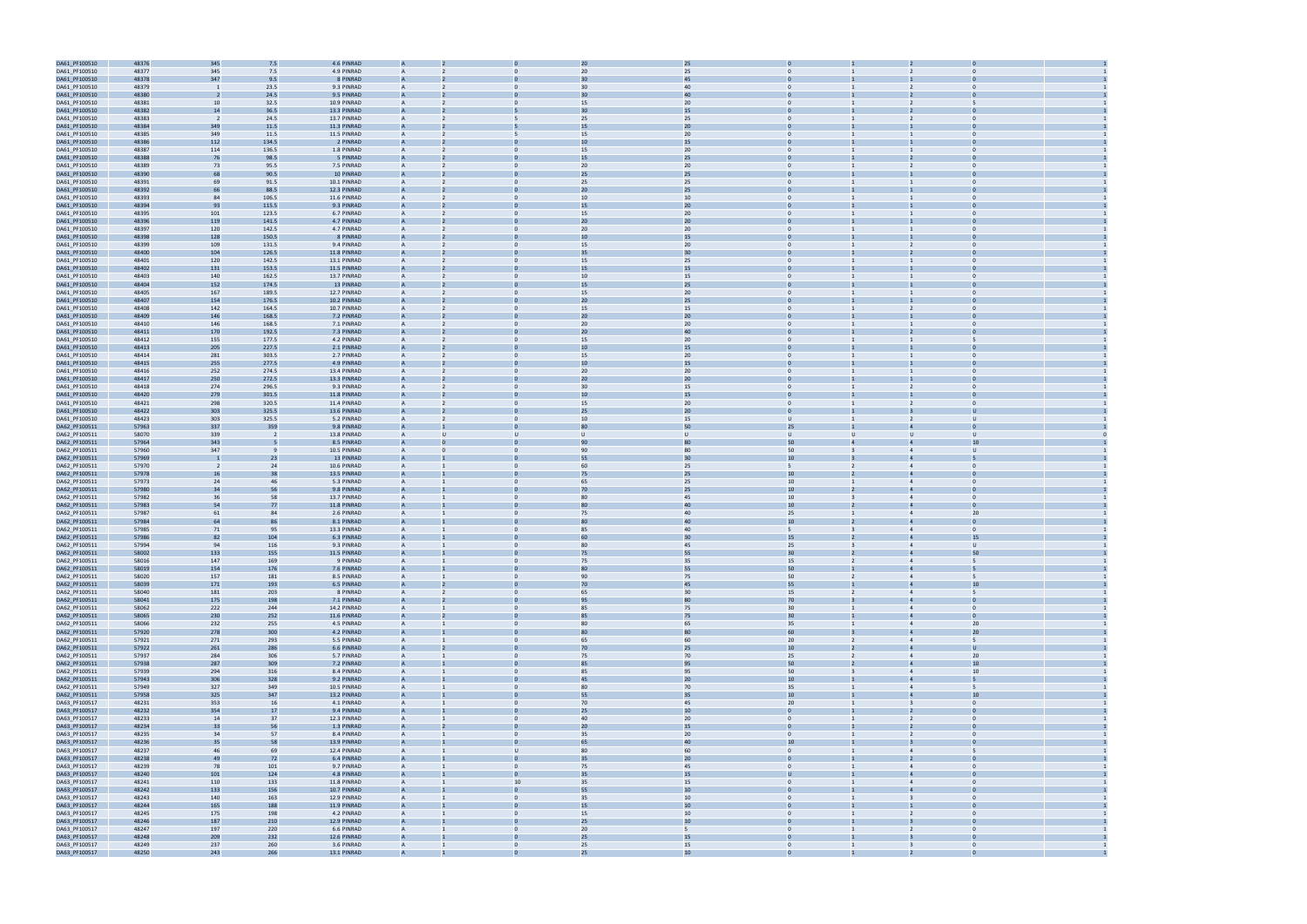| | | | | | | | | | | | | | | |
|---|---|---|---|---|---|---|---|---|---|---|---|---|---|---|
| DA61_PF100510 | 48376 | 345 | 7.5 | 4.6 PINRAD | A | 2 | 0 | 20 | 25 | 0 | 1 | 2 | 0 | 1 |
| DA61_PF100510 | 48377 | 345 | 7.5 | 4.9 PINRAD | A | 2 | 0 | 20 | 25 | 0 | 1 | 2 | 0 | 1 |
| DA61_PF100510 | 48378 | 347 | 9.5 | 8 PINRAD | A | 2 | 0 | 30 | 45 | 0 | 1 | 1 | 0 | 1 |
| DA61_PF100510 | 48379 | 1 | 23.5 | 9.3 PINRAD | A | 2 | 0 | 30 | 40 | 0 | 1 | 2 | 0 | 1 |
| DA61_PF100510 | 48380 | 2 | 24.5 | 9.5 PINRAD | A | 2 | 0 | 30 | 40 | 0 | 1 | 2 | 0 | 1 |
| DA61_PF100510 | 48381 | 10 | 32.5 | 10.9 PINRAD | A | 2 | 0 | 15 | 20 | 0 | 1 | 2 | 5 | 1 |
| DA61_PF100510 | 48382 | 14 | 36.5 | 13.3 PINRAD | A | 2 | 5 | 30 | 15 | 0 | 1 | 2 | 0 | 1 |
| DA61_PF100510 | 48383 | 2 | 24.5 | 13.7 PINRAD | A | 2 | 5 | 25 | 25 | 0 | 1 | 2 | 0 | 1 |
| DA61_PF100510 | 48384 | 349 | 11.5 | 11.3 PINRAD | A | 2 | 5 | 15 | 20 | 0 | 1 | 1 | 0 | 1 |
| DA61_PF100510 | 48385 | 349 | 11.5 | 11.5 PINRAD | A | 2 | 5 | 15 | 20 | 0 | 1 | 1 | 0 | 1 |
| DA61_PF100510 | 48386 | 112 | 134.5 | 2 PINRAD | A | 2 | 0 | 10 | 15 | 0 | 1 | 1 | 0 | 1 |
| DA61_PF100510 | 48387 | 114 | 136.5 | 1.8 PINRAD | A | 2 | 0 | 15 | 20 | 0 | 1 | 1 | 0 | 1 |
| DA61_PF100510 | 48388 | 76 | 98.5 | 5 PINRAD | A | 2 | 0 | 15 | 25 | 0 | 1 | 2 | 0 | 1 |
| DA61_PF100510 | 48389 | 73 | 95.5 | 7.5 PINRAD | A | 2 | 0 | 20 | 20 | 0 | 1 | 2 | 0 | 1 |
| DA61_PF100510 | 48390 | 68 | 90.5 | 10 PINRAD | A | 2 | 0 | 25 | 25 | 0 | 1 | 1 | 0 | 1 |
| DA61_PF100510 | 48391 | 69 | 91.5 | 10.1 PINRAD | A | 2 | 0 | 25 | 25 | 0 | 1 | 1 | 0 | 1 |
| DA61_PF100510 | 48392 | 66 | 88.5 | 12.3 PINRAD | A | 2 | 0 | 20 | 25 | 0 | 1 | 1 | 0 | 1 |
| DA61_PF100510 | 48393 | 84 | 106.5 | 11.6 PINRAD | A | 2 | 0 | 10 | 10 | 0 | 1 | 1 | 0 | 1 |
| DA61_PF100510 | 48394 | 93 | 115.5 | 9.3 PINRAD | A | 2 | 0 | 15 | 20 | 0 | 1 | 1 | 0 | 1 |
| DA61_PF100510 | 48395 | 101 | 123.5 | 6.7 PINRAD | A | 2 | 0 | 15 | 20 | 0 | 1 | 1 | 0 | 1 |
| DA61_PF100510 | 48396 | 119 | 141.5 | 4.7 PINRAD | A | 2 | 0 | 20 | 20 | 0 | 1 | 1 | 0 | 1 |
| DA61_PF100510 | 48397 | 120 | 142.5 | 4.7 PINRAD | A | 2 | 0 | 20 | 20 | 0 | 1 | 1 | 0 | 1 |
| DA61_PF100510 | 48398 | 128 | 150.5 | 8 PINRAD | A | 2 | 0 | 10 | 15 | 0 | 1 | 1 | 0 | 1 |
| DA61_PF100510 | 48399 | 109 | 131.5 | 9.4 PINRAD | A | 2 | 0 | 15 | 20 | 0 | 1 | 2 | 0 | 1 |
| DA61_PF100510 | 48400 | 104 | 126.5 | 11.8 PINRAD | A | 2 | 0 | 35 | 30 | 0 | 1 | 2 | 0 | 1 |
| DA61_PF100510 | 48401 | 120 | 142.5 | 13.1 PINRAD | A | 2 | 0 | 15 | 25 | 0 | 1 | 1 | 0 | 1 |
| DA61_PF100510 | 48402 | 131 | 153.5 | 11.5 PINRAD | A | 2 | 0 | 15 | 15 | 0 | 1 | 1 | 0 | 1 |
| DA61_PF100510 | 48403 | 140 | 162.5 | 13.7 PINRAD | A | 2 | 0 | 10 | 15 | 0 | 1 | 1 | 0 | 1 |
| DA61_PF100510 | 48404 | 152 | 174.5 | 13 PINRAD | A | 2 | 0 | 15 | 25 | 0 | 1 | 1 | 0 | 1 |
| DA61_PF100510 | 48405 | 167 | 189.5 | 12.7 PINRAD | A | 2 | 0 | 15 | 20 | 0 | 1 | 1 | 0 | 1 |
| DA61_PF100510 | 48407 | 154 | 176.5 | 10.2 PINRAD | A | 2 | 0 | 20 | 25 | 0 | 1 | 1 | 0 | 1 |
| DA61_PF100510 | 48408 | 142 | 164.5 | 10.7 PINRAD | A | 2 | 0 | 15 | 15 | 0 | 1 | 2 | 0 | 1 |
| DA61_PF100510 | 48409 | 146 | 168.5 | 7.2 PINRAD | A | 2 | 0 | 20 | 20 | 0 | 1 | 1 | 0 | 1 |
| DA61_PF100510 | 48410 | 146 | 168.5 | 7.1 PINRAD | A | 2 | 0 | 20 | 20 | 0 | 1 | 1 | 0 | 1 |
| DA61_PF100510 | 48411 | 170 | 192.5 | 7.3 PINRAD | A | 2 | 0 | 20 | 40 | 0 | 1 | 2 | 0 | 1 |
| DA61_PF100510 | 48412 | 155 | 177.5 | 4.2 PINRAD | A | 2 | 0 | 15 | 20 | 0 | 1 | 1 | 5 | 1 |
| DA61_PF100510 | 48413 | 205 | 227.5 | 2.1 PINRAD | A | 2 | 0 | 10 | 15 | 0 | 1 | 1 | 0 | 1 |
| DA61_PF100510 | 48414 | 281 | 303.5 | 2.7 PINRAD | A | 2 | 0 | 15 | 20 | 0 | 1 | 1 | 0 | 1 |
| DA61_PF100510 | 48415 | 255 | 277.5 | 4.9 PINRAD | A | 2 | 0 | 10 | 15 | 0 | 1 | 1 | 0 | 1 |
| DA61_PF100510 | 48416 | 252 | 274.5 | 13.4 PINRAD | A | 2 | 0 | 20 | 20 | 0 | 1 | 1 | 0 | 1 |
| DA61_PF100510 | 48417 | 250 | 272.5 | 13.3 PINRAD | A | 2 | 0 | 20 | 20 | 0 | 1 | 1 | 0 | 1 |
| DA61_PF100510 | 48418 | 274 | 296.5 | 9.3 PINRAD | A | 2 | 0 | 30 | 15 | 0 | 1 | 2 | 0 | 1 |
| DA61_PF100510 | 48420 | 279 | 301.5 | 11.8 PINRAD | A | 2 | 0 | 10 | 15 | 0 | 1 | 1 | 0 | 1 |
| DA61_PF100510 | 48421 | 298 | 320.5 | 11.4 PINRAD | A | 2 | 0 | 15 | 20 | 0 | 1 | 2 | 0 | 1 |
| DA61_PF100510 | 48422 | 303 | 325.5 | 13.6 PINRAD | A | 2 | 0 | 25 | 20 | 0 | 1 | 3 | U | 1 |
| DA61_PF100510 | 48423 | 303 | 325.5 | 5.2 PINRAD | A | 2 | 0 | 10 | 15 | U | 1 | 2 | U | 1 |
| DA62_PF100511 | 57963 | 337 | 359 | 9.8 PINRAD | A | 1 | 0 | 80 | 50 | 25 | 1 | 4 | 0 | 1 |
| DA62_PF100511 | 58070 | 339 | 2 | 13.8 PINRAD | A | U | U | U | U | U | U | U | U | 0 |
| DA62_PF100511 | 57964 | 343 | 5 | 8.5 PINRAD | A | 0 | 0 | 90 | 80 | 50 | 4 | 4 | 10 | 1 |
| DA62_PF100511 | 57960 | 347 | 9 | 10.5 PINRAD | A | 0 | 0 | 90 | 80 | 50 | 3 | 4 | U | 1 |
| DA62_PF100511 | 57969 | 1 | 23 | 13 PINRAD | A | 1 | 0 | 55 | 30 | 10 | 3 | 4 | 5 | 1 |
| DA62_PF100511 | 57970 | 2 | 24 | 10.6 PINRAD | A | 1 | 0 | 60 | 25 | 5 | 2 | 4 | 0 | 1 |
| DA62_PF100511 | 57978 | 16 | 38 | 13.5 PINRAD | A | 1 | 0 | 75 | 25 | 10 | 2 | 4 | 0 | 1 |
| DA62_PF100511 | 57973 | 24 | 46 | 5.3 PINRAD | A | 1 | 0 | 65 | 25 | 10 | 1 | 4 | 0 | 1 |
| DA62_PF100511 | 57980 | 34 | 56 | 9.8 PINRAD | A | 1 | 0 | 70 | 25 | 10 | 2 | 4 | 0 | 1 |
| DA62_PF100511 | 57982 | 36 | 58 | 13.7 PINRAD | A | 1 | 0 | 80 | 45 | 10 | 3 | 4 | 0 | 1 |
| DA62_PF100511 | 57983 | 54 | 77 | 11.8 PINRAD | A | 1 | 0 | 80 | 40 | 10 | 2 | 4 | 0 | 1 |
| DA62_PF100511 | 57987 | 61 | 84 | 2.6 PINRAD | A | 1 | 0 | 75 | 40 | 25 | 1 | 4 | 20 | 1 |
| DA62_PF100511 | 57984 | 64 | 86 | 8.1 PINRAD | A | 1 | 0 | 80 | 40 | 10 | 2 | 4 | 0 | 1 |
| DA62_PF100511 | 57985 | 71 | 95 | 13.3 PINRAD | A | 1 | 0 | 85 | 40 | 5 | 3 | 4 | 0 | 1 |
| DA62_PF100511 | 57986 | 82 | 104 | 6.3 PINRAD | A | 1 | 0 | 60 | 30 | 15 | 2 | 4 | 15 | 1 |
| DA62_PF100511 | 57994 | 94 | 116 | 9.3 PINRAD | A | 1 | 0 | 80 | 45 | 25 | 3 | 4 | U | 1 |
| DA62_PF100511 | 58002 | 133 | 155 | 11.5 PINRAD | A | 1 | 0 | 75 | 55 | 30 | 2 | 4 | 50 | 1 |
| DA62_PF100511 | 58016 | 147 | 169 | 9 PINRAD | A | 1 | 0 | 75 | 35 | 15 | 2 | 4 | 5 | 1 |
| DA62_PF100511 | 58019 | 154 | 176 | 7.6 PINRAD | A | 1 | 0 | 80 | 55 | 50 | 3 | 4 | 5 | 1 |
| DA62_PF100511 | 58020 | 157 | 181 | 8.5 PINRAD | A | 1 | 0 | 90 | 75 | 50 | 2 | 4 | 5 | 1 |
| DA62_PF100511 | 58039 | 171 | 193 | 6.5 PINRAD | A | 2 | 0 | 70 | 45 | 55 | 1 | 4 | 10 | 1 |
| DA62_PF100511 | 58040 | 181 | 203 | 8 PINRAD | A | 2 | 0 | 65 | 30 | 15 | 2 | 4 | 5 | 1 |
| DA62_PF100511 | 58041 | 175 | 198 | 7.1 PINRAD | A | 2 | 0 | 95 | 80 | 70 | 3 | 4 | 0 | 1 |
| DA62_PF100511 | 58062 | 222 | 244 | 14.2 PINRAD | A | 1 | 0 | 85 | 75 | 30 | 1 | 4 | 0 | 1 |
| DA62_PF100511 | 58065 | 230 | 252 | 11.6 PINRAD | A | 2 | 0 | 85 | 75 | 30 | 1 | 4 | 0 | 1 |
| DA62_PF100511 | 58066 | 232 | 255 | 4.5 PINRAD | A | 1 | 0 | 80 | 65 | 35 | 1 | 4 | 20 | 1 |
| DA62_PF100511 | 57920 | 278 | 300 | 4.2 PINRAD | A | 1 | 0 | 80 | 80 | 60 | 3 | 4 | 20 | 1 |
| DA62_PF100511 | 57921 | 271 | 293 | 5.5 PINRAD | A | 1 | 0 | 65 | 60 | 20 | 2 | 4 | 5 | 1 |
| DA62_PF100511 | 57922 | 261 | 286 | 6.6 PINRAD | A | 2 | 0 | 70 | 25 | 10 | 2 | 4 | U | 1 |
| DA62_PF100511 | 57937 | 284 | 306 | 5.7 PINRAD | A | 1 | 0 | 75 | 70 | 25 | 2 | 4 | 20 | 1 |
| DA62_PF100511 | 57938 | 287 | 309 | 7.2 PINRAD | A | 1 | 0 | 85 | 95 | 50 | 2 | 4 | 10 | 1 |
| DA62_PF100511 | 57939 | 294 | 316 | 8.4 PINRAD | A | 1 | 0 | 85 | 95 | 50 | 3 | 4 | 10 | 1 |
| DA62_PF100511 | 57943 | 306 | 328 | 9.2 PINRAD | A | 1 | 0 | 45 | 20 | 10 | 1 | 4 | 5 | 1 |
| DA62_PF100511 | 57949 | 327 | 349 | 10.5 PINRAD | A | 1 | 0 | 80 | 70 | 35 | 1 | 4 | 5 | 1 |
| DA62_PF100511 | 57958 | 325 | 347 | 13.2 PINRAD | A | 1 | 0 | 55 | 35 | 10 | 1 | 4 | 10 | 1 |
| DA63_PF100517 | 48231 | 353 | 16 | 4.1 PINRAD | A | 1 | 0 | 70 | 45 | 20 | 1 | 3 | 0 | 1 |
| DA63_PF100517 | 48232 | 354 | 17 | 9.4 PINRAD | A | 1 | 0 | 25 | 10 | 0 | 1 | 2 | 0 | 1 |
| DA63_PF100517 | 48233 | 14 | 37 | 12.3 PINRAD | A | 1 | 0 | 40 | 20 | 0 | 1 | 2 | 0 | 1 |
| DA63_PF100517 | 48234 | 33 | 56 | 1.3 PINRAD | A | 2 | 0 | 20 | 15 | 0 | 1 | 2 | 0 | 1 |
| DA63_PF100517 | 48235 | 34 | 57 | 8.4 PINRAD | A | 1 | 0 | 35 | 20 | 0 | 1 | 2 | 0 | 1 |
| DA63_PF100517 | 48236 | 35 | 58 | 13.9 PINRAD | A | 1 | 0 | 65 | 40 | 10 | 1 | 3 | 0 | 1 |
| DA63_PF100517 | 48237 | 46 | 69 | 12.4 PINRAD | A | 1 | U | 80 | 60 | 0 | 1 | 4 | 5 | 1 |
| DA63_PF100517 | 48238 | 49 | 72 | 6.4 PINRAD | A | 1 | 0 | 35 | 20 | 0 | 1 | 2 | 0 | 1 |
| DA63_PF100517 | 48239 | 78 | 101 | 9.7 PINRAD | A | 1 | 0 | 75 | 45 | 0 | 1 | 4 | 0 | 1 |
| DA63_PF100517 | 48240 | 101 | 124 | 4.8 PINRAD | A | 1 | 0 | 35 | 15 | U | 1 | 4 | 0 | 1 |
| DA63_PF100517 | 48241 | 110 | 133 | 11.8 PINRAD | A | 1 | 10 | 35 | 15 | 0 | 1 | 4 | 0 | 1 |
| DA63_PF100517 | 48242 | 133 | 156 | 10.7 PINRAD | A | 1 | 0 | 55 | 10 | 0 | 1 | 4 | 0 | 1 |
| DA63_PF100517 | 48243 | 140 | 163 | 12.9 PINRAD | A | 1 | 0 | 35 | 10 | 0 | 1 | 3 | 0 | 1 |
| DA63_PF100517 | 48244 | 165 | 188 | 11.9 PINRAD | A | 1 | 0 | 15 | 10 | 0 | 1 | 1 | 0 | 1 |
| DA63_PF100517 | 48245 | 175 | 198 | 4.2 PINRAD | A | 1 | 0 | 15 | 10 | 0 | 1 | 2 | 0 | 1 |
| DA63_PF100517 | 48246 | 187 | 210 | 12.9 PINRAD | A | 1 | 0 | 25 | 10 | 0 | 1 | 3 | 0 | 1 |
| DA63_PF100517 | 48247 | 197 | 220 | 6.6 PINRAD | A | 1 | 0 | 20 | 5 | 0 | 1 | 2 | 0 | 1 |
| DA63_PF100517 | 48248 | 209 | 232 | 12.6 PINRAD | A | 1 | 0 | 25 | 15 | 0 | 1 | 3 | 0 | 1 |
| DA63_PF100517 | 48249 | 237 | 260 | 3.6 PINRAD | A | 1 | 0 | 25 | 15 | 0 | 1 | 3 | 0 | 1 |
| DA63_PF100517 | 48250 | 243 | 266 | 13.1 PINRAD | A | 1 | 0 | 25 | 10 | 0 | 1 | 2 | 0 | 1 |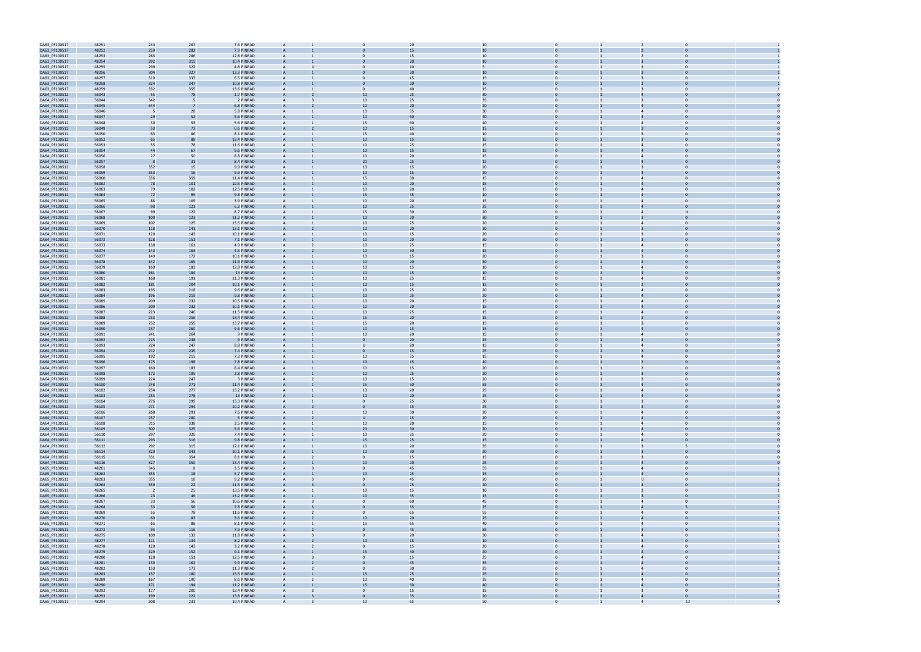| | | | | | | | | | | | | | | |
|---|---|---|---|---|---|---|---|---|---|---|---|---|---|---|
| DA63_PF100517 | 48251 | 244 | 267 | 7.6 PINRAD | A | 1 | 0 | 20 | 10 | 0 | 1 | 2 | 0 | 1 |
| DA63_PF100517 | 48252 | 259 | 282 | 7.9 PINRAD | A | 1 | 0 | 15 | 10 | 0 | 1 | 2 | 0 | 1 |
| DA63_PF100517 | 48253 | 263 | 286 | 12.8 PINRAD | A | 1 | 0 | 15 | 10 | 0 | 1 | 2 | 0 | 1 |
| DA63_PF100517 | 48254 | 292 | 315 | 10.4 PINRAD | A | 1 | 0 | 20 | 10 | 0 | 1 | 3 | 0 | 1 |
| DA63_PF100517 | 48255 | 299 | 322 | 4.8 PINRAD | A | U | 0 | 10 | 5 | 0 | 1 | 3 | 0 | 1 |
| DA63_PF100517 | 48256 | 304 | 327 | 13.3 PINRAD | A | 1 | 0 | 20 | 10 | 0 | 1 | 3 | 0 | 1 |
| DA63_PF100517 | 48257 | 310 | 333 | 6.5 PINRAD | A | 1 | 0 | 15 | 15 | 0 | 1 | 3 | 0 | 1 |
| DA63_PF100517 | 48258 | 324 | 347 | 10.8 PINRAD | A | 1 | 0 | 20 | 10 | 0 | 1 | 2 | 0 | 1 |
| DA63_PF100517 | 48259 | 332 | 355 | 13.6 PINRAD | A | 1 | 0 | 40 | 15 | 0 | 1 | 3 | 0 | 1 |
| DA64_PF100512 | 56043 | 55 | 78 | 1.7 PINRAD | A | 2 | 10 | 25 | 30 | 0 | 1 | 4 | 0 | 0 |
| DA64_PF100512 | 56044 | 342 | 5 | 2 PINRAD | A | 3 | 10 | 25 | 35 | 0 | 1 | 3 | 0 | 0 |
| DA64_PF100512 | 56045 | 344 | 7 | 6.8 PINRAD | A | 2 | 10 | 20 | 20 | 0 | 1 | 4 | 0 | 0 |
| DA64_PF100512 | 56046 | 5 | 28 | 5.8 PINRAD | A | 1 | 10 | 35 | 30 | 0 | 1 | 4 | 0 | 0 |
| DA64_PF100512 | 56047 | 29 | 52 | 5.6 PINRAD | A | 1 | 10 | 60 | 40 | 0 | 1 | 4 | 0 | 0 |
| DA64_PF100512 | 56048 | 30 | 53 | 5.6 PINRAD | A | 1 | 15 | 60 | 40 | 0 | 1 | 4 | 0 | 0 |
| DA64_PF100512 | 56049 | 50 | 73 | 6.6 PINRAD | A | 2 | 10 | 15 | 15 | 0 | 1 | 3 | 0 | 0 |
| DA64_PF100512 | 56050 | 63 | 86 | 8.1 PINRAD | A | 1 | 15 | 40 | 10 | 0 | 1 | 3 | 0 | 0 |
| DA64_PF100512 | 56052 | 65 | 88 | 13.4 PINRAD | A | 1 | 10 | 15 | 15 | 0 | 1 | 3 | 0 | 0 |
| DA64_PF100512 | 56053 | 55 | 78 | 11.6 PINRAD | A | 1 | 10 | 25 | 15 | 0 | 1 | 4 | 0 | 0 |
| DA64_PF100512 | 56054 | 44 | 67 | 9.6 PINRAD | A | 1 | 10 | 15 | 15 | 0 | 1 | 4 | 0 | 0 |
| DA64_PF100512 | 56056 | 27 | 50 | 8.8 PINRAD | A | 1 | 10 | 20 | 15 | 0 | 1 | 4 | 0 | 0 |
| DA64_PF100512 | 56057 | 8 | 31 | 8.4 PINRAD | A | 1 | 20 | 25 | 15 | 0 | 1 | 4 | 0 | 0 |
| DA64_PF100512 | 56058 | 352 | 15 | 9.9 PINRAD | A | 1 | 10 | 15 | 20 | 0 | 1 | 3 | 0 | 0 |
| DA64_PF100512 | 56059 | 353 | 16 | 9.9 PINRAD | A | 1 | 10 | 15 | 20 | 0 | 1 | 3 | 0 | 0 |
| DA64_PF100512 | 56060 | 336 | 359 | 11.4 PINRAD | A | 1 | 15 | 30 | 15 | 0 | 1 | 4 | 0 | 0 |
| DA64_PF100512 | 56062 | 78 | 101 | 12.5 PINRAD | A | 1 | 10 | 20 | 15 | 0 | 1 | 4 | 0 | 0 |
| DA64_PF100512 | 56063 | 79 | 102 | 12.5 PINRAD | A | 1 | 10 | 20 | 15 | 0 | 1 | 4 | 0 | 0 |
| DA64_PF100512 | 56064 | 72 | 95 | 9.8 PINRAD | A | 1 | 15 | 35 | 10 | 0 | 1 | 4 | 0 | 0 |
| DA64_PF100512 | 56065 | 86 | 109 | 3.9 PINRAD | A | 1 | 10 | 20 | 15 | 0 | 1 | 4 | 0 | 0 |
| DA64_PF100512 | 56066 | 98 | 121 | 6.2 PINRAD | A | 1 | 10 | 25 | 25 | 0 | 1 | 4 | 0 | 0 |
| DA64_PF100512 | 56067 | 99 | 122 | 8.7 PINRAD | A | 1 | 15 | 30 | 20 | 0 | 1 | 4 | U | 0 |
| DA64_PF100512 | 56068 | 100 | 123 | 11.2 PINRAD | A | 1 | 10 | 20 | 30 | 0 | 1 | 3 | 0 | 0 |
| DA64_PF100512 | 56069 | 102 | 125 | 13.5 PINRAD | A | 1 | 10 | 25 | 20 | 0 | 1 | 4 | 0 | 0 |
| DA64_PF100512 | 56070 | 118 | 141 | 13.1 PINRAD | A | 2 | 10 | 20 | 30 | 0 | 1 | 3 | 0 | 0 |
| DA64_PF100512 | 56071 | 120 | 143 | 10.1 PINRAD | A | 1 | 10 | 15 | 20 | 0 | 1 | 3 | 0 | 0 |
| DA64_PF100512 | 56072 | 128 | 151 | 7.1 PINRAD | A | 1 | 10 | 20 | 30 | 0 | 1 | 3 | 0 | 0 |
| DA64_PF100512 | 56073 | 138 | 161 | 4.9 PINRAD | A | 2 | 10 | 25 | 15 | 0 | 1 | 4 | 0 | 0 |
| DA64_PF100512 | 56074 | 140 | 163 | 4.5 PINRAD | A | 2 | 10 | 30 | 15 | 0 | 1 | 4 | 0 | 0 |
| DA64_PF100512 | 56077 | 149 | 172 | 10.1 PINRAD | A | 1 | 10 | 15 | 20 | 0 | 1 | 3 | 0 | 0 |
| DA64_PF100512 | 56078 | 142 | 165 | 11.9 PINRAD | A | 1 | 10 | 20 | 30 | 0 | 1 | 2 | 0 | 0 |
| DA64_PF100512 | 56079 | 160 | 183 | 12.8 PINRAD | A | 1 | 10 | 15 | 10 | 0 | 1 | 4 | 0 | 0 |
| DA64_PF100512 | 56080 | 161 | 184 | 13 PINRAD | A | 1 | 10 | 15 | 10 | 0 | 1 | 4 | 0 | 0 |
| DA64_PF100512 | 56081 | 168 | 191 | 11.3 PINRAD | A | 1 | 10 | 25 | 15 | 0 | 1 | 4 | 0 | 0 |
| DA64_PF100512 | 56082 | 181 | 204 | 10.1 PINRAD | A | 1 | 10 | 15 | 15 | 0 | 1 | 2 | 0 | 0 |
| DA64_PF100512 | 56083 | 195 | 218 | 9.6 PINRAD | A | 1 | 10 | 25 | 20 | 0 | 1 | 4 | 0 | 0 |
| DA64_PF100512 | 56084 | 196 | 219 | 9.8 PINRAD | A | 1 | 10 | 25 | 20 | 0 | 1 | 4 | 0 | 0 |
| DA64_PF100512 | 56085 | 209 | 232 | 10.5 PINRAD | A | 1 | 10 | 20 | 15 | 0 | 1 | 4 | 0 | 0 |
| DA64_PF100512 | 56086 | 209 | 232 | 10.1 PINRAD | A | 1 | 10 | 20 | 15 | 0 | 1 | 4 | 0 | 0 |
| DA64_PF100512 | 56087 | 223 | 246 | 11.5 PINRAD | A | 1 | 10 | 25 | 15 | 0 | 1 | 4 | 0 | 0 |
| DA64_PF100512 | 56088 | 233 | 256 | 13.4 PINRAD | A | 1 | 15 | 20 | 15 | 0 | 1 | 3 | 0 | 0 |
| DA64_PF100512 | 56089 | 232 | 255 | 13.7 PINRAD | A | 1 | 15 | 20 | 15 | 0 | 1 | 3 | 0 | 0 |
| DA64_PF100512 | 56090 | 237 | 260 | 9.6 PINRAD | A | 1 | 10 | 15 | 15 | 0 | 1 | 4 | 0 | 0 |
| DA64_PF100512 | 56091 | 241 | 264 | 9 PINRAD | A | 1 | 10 | 20 | 15 | 0 | 1 | 4 | 0 | 0 |
| DA64_PF100512 | 56092 | 225 | 248 | 9 PINRAD | A | 1 | 0 | 20 | 15 | 0 | 1 | 4 | 0 | 0 |
| DA64_PF100512 | 56093 | 224 | 247 | 8.8 PINRAD | A | 1 | U | 20 | 15 | 0 | 1 | 4 | 0 | 0 |
| DA64_PF100512 | 56094 | 212 | 235 | 7.4 PINRAD | A | 1 | 0 | 15 | 25 | 0 | 1 | 3 | 0 | 0 |
| DA64_PF100512 | 56095 | 192 | 215 | 7.3 PINRAD | A | 1 | 10 | 35 | 15 | 0 | 1 | 4 | 0 | 0 |
| DA64_PF100512 | 56096 | 175 | 198 | 7.8 PINRAD | A | 1 | 10 | 15 | 10 | 0 | 1 | 2 | 0 | 0 |
| DA64_PF100512 | 56097 | 160 | 183 | 8.4 PINRAD | A | 1 | 10 | 15 | 20 | 0 | 1 | 2 | 0 | 0 |
| DA64_PF100512 | 56098 | 172 | 195 | 2.8 PINRAD | A | 1 | 10 | 25 | 20 | 0 | 1 | 3 | 0 | 0 |
| DA64_PF100512 | 56099 | 224 | 247 | 3 PINRAD | A | 2 | 10 | 15 | 20 | 0 | 1 | 3 | 0 | 0 |
| DA64_PF100512 | 56100 | 248 | 271 | 11.4 PINRAD | A | 1 | 15 | 50 | 35 | 0 | 1 | 4 | 0 | 0 |
| DA64_PF100512 | 56102 | 254 | 277 | 13.2 PINRAD | A | 1 | 10 | 20 | 25 | 0 | 1 | 4 | 0 | 0 |
| DA64_PF100512 | 56103 | 255 | 278 | 13 PINRAD | A | 1 | 10 | 20 | 25 | 0 | 1 | 4 | 0 | 0 |
| DA64_PF100512 | 56104 | 276 | 299 | 13.3 PINRAD | A | 1 | 0 | 25 | 30 | 0 | 1 | 3 | 0 | 0 |
| DA64_PF100512 | 56105 | 271 | 294 | 10.2 PINRAD | A | 2 | 0 | 15 | 25 | 0 | 1 | 3 | 0 | 0 |
| DA64_PF100512 | 56106 | 268 | 291 | 7.6 PINRAD | A | 1 | 10 | 30 | 20 | 0 | 1 | 4 | 0 | 0 |
| DA64_PF100512 | 56107 | 257 | 280 | 5 PINRAD | A | 2 | U | 15 | 20 | 0 | 1 | 4 | 0 | 0 |
| DA64_PF100512 | 56108 | 315 | 338 | 3.5 PINRAD | A | 1 | 10 | 20 | 15 | 0 | 1 | 4 | 0 | 0 |
| DA64_PF100512 | 56109 | 302 | 325 | 5.6 PINRAD | A | 1 | 20 | 30 | 20 | 0 | 1 | 4 | 0 | 0 |
| DA64_PF100512 | 56110 | 297 | 320 | 7.4 PINRAD | A | 1 | 10 | 35 | 20 | 0 | 1 | 4 | 0 | 0 |
| DA64_PF100512 | 56111 | 293 | 316 | 9.8 PINRAD | A | 1 | 15 | 25 | 15 | 0 | 1 | 4 | 0 | 0 |
| DA64_PF100512 | 56112 | 292 | 315 | 12.1 PINRAD | A | 1 | 10 | 20 | 35 | 0 | 1 | 3 | 5 | 0 |
| DA64_PF100512 | 56114 | 320 | 343 | 10.1 PINRAD | A | 1 | 10 | 30 | 20 | 0 | 1 | 3 | 0 | 0 |
| DA64_PF100512 | 56115 | 331 | 354 | 8.1 PINRAD | A | 2 | 0 | 15 | 15 | 0 | 1 | 3 | 0 | 0 |
| DA64_PF100512 | 56116 | 327 | 350 | 13.4 PINRAD | A | 1 | 10 | 20 | 25 | 0 | 1 | 4 | 0 | 0 |
| DA65_PF100511 | 48261 | 345 | 8 | 3.5 PINRAD | A | 3 | 0 | 45 | 55 | 0 | 1 | 4 | 0 | 1 |
| DA65_PF100511 | 48262 | 355 | 18 | 5.7 PINRAD | A | 1 | 10 | 25 | 15 | 0 | 1 | 4 | 0 | 1 |
| DA65_PF100511 | 48263 | 355 | 18 | 9.2 PINRAD | A | 3 | 0 | 45 | 20 | 0 | 1 | U | 0 | 1 |
| DA65_PF100511 | 48264 | 359 | 22 | 11.5 PINRAD | A | 3 | 0 | 25 | 20 | 0 | 1 | 4 | 0 | 2 |
| DA65_PF100511 | 48265 | 2 | 25 | 13.5 PINRAD | A | 1 | 10 | 15 | 10 | 0 | 1 | 3 | 0 | 1 |
| DA65_PF100511 | 48266 | 23 | 46 | 13.2 PINRAD | A | 1 | 10 | 35 | 15 | 0 | 1 | 3 | 0 | 1 |
| DA65_PF100511 | 48267 | 33 | 56 | 10.6 PINRAD | A | 3 | 0 | 60 | 45 | 0 | 1 | 4 | 0 | 1 |
| DA65_PF100511 | 48268 | 33 | 56 | 7.8 PINRAD | A | 3 | 0 | 35 | 25 | 0 | 1 | 4 | 5 | 1 |
| DA65_PF100511 | 48269 | 55 | 78 | 11.6 PINRAD | A | 2 | 0 | 65 | 55 | 0 | 1 | 4 | 0 | 1 |
| DA65_PF100511 | 48270 | 60 | 83 | 3.6 PINRAD | A | 2 | 10 | 20 | 25 | 0 | 1 | 4 | 0 | 1 |
| DA65_PF100511 | 48271 | 65 | 88 | 8.1 PINRAD | A | 1 | 15 | 65 | 40 | 0 | 1 | 4 | 0 | 1 |
| DA65_PF100511 | 48272 | 93 | 116 | 7.9 PINRAD | A | 2 | 0 | 45 | 85 | 0 | 1 | 4 | 0 | 1 |
| DA65_PF100511 | 48275 | 109 | 132 | 11.8 PINRAD | A | 3 | 0 | 20 | 30 | 0 | 1 | 4 | 0 | 1 |
| DA65_PF100511 | 48277 | 111 | 134 | 8.2 PINRAD | A | 2 | 10 | 15 | 10 | 0 | 1 | 3 | 0 | 1 |
| DA65_PF100511 | 48278 | 120 | 143 | 3.2 PINRAD | A | 2 | 0 | 15 | 20 | 0 | 1 | 4 | 0 | 1 |
| DA65_PF100511 | 48279 | 129 | 152 | 9.1 PINRAD | A | 1 | 15 | 30 | 20 | 0 | 1 | 4 | 0 | 1 |
| DA65_PF100511 | 48280 | 128 | 151 | 12.5 PINRAD | A | 3 | 0 | 15 | 25 | 0 | 1 | 4 | 0 | 1 |
| DA65_PF100511 | 48281 | 139 | 162 | 9.9 PINRAD | A | 2 | 0 | 65 | 35 | 0 | 1 | 4 | 0 | 1 |
| DA65_PF100511 | 48282 | 150 | 173 | 11.3 PINRAD | A | 2 | 0 | 30 | 25 | 0 | 1 | 4 | 0 | 1 |
| DA65_PF100511 | 48283 | 157 | 180 | 13.3 PINRAD | A | 1 | 15 | 25 | 25 | 0 | 1 | 4 | 0 | 1 |
| DA65_PF100511 | 48289 | 167 | 190 | 8.6 PINRAD | A | 2 | 10 | 40 | 35 | 0 | 1 | 4 | 0 | 1 |
| DA65_PF100511 | 48290 | 171 | 194 | 11.2 PINRAD | A | 1 | 15 | 50 | 40 | 0 | 1 | 4 | 0 | 1 |
| DA65_PF100511 | 48292 | 177 | 200 | 13.4 PINRAD | A | 3 | 0 | 15 | 15 | 0 | 1 | 3 | 0 | 1 |
| DA65_PF100511 | 48293 | 199 | 222 | 13.8 PINRAD | A | 3 | 0 | 35 | 20 | 0 | 1 | 4 | 0 | 1 |
| DA65_PF100511 | 48294 | 208 | 231 | 10.4 PINRAD | A | 3 | 10 | 65 | 50 | 0 | 1 | 4 | 10 | 0 |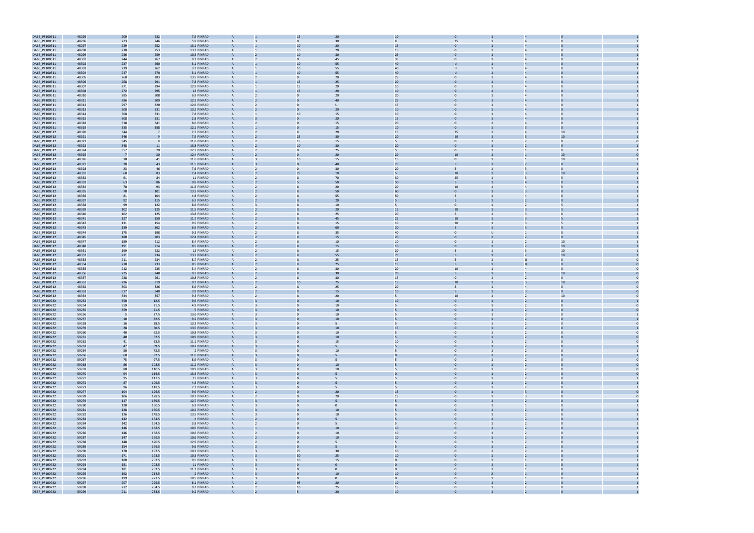| | | | | | | | | | | | | | | |
|---|---|---|---|---|---|---|---|---|---|---|---|---|---|---|
| DA65_PF100511 | 48295 | 209 | 232 | 7.9 PINRAD | A | 1 | 15 | 20 | 10 | 0 | 1 | 4 | 0 | 1 |
| DA65_PF100511 | 48296 | 223 | 246 | 5.9 PINRAD | A | 3 | 0 | 30 | U | 25 | 1 | 4 | 0 | 1 |
| DA65_PF100511 | 48297 | 229 | 252 | 13.1 PINRAD | A | 1 | 10 | 20 | 15 | 0 | 1 | 4 | 0 | 1 |
| DA65_PF100511 | 48298 | 230 | 253 | 13.1 PINRAD | A | 1 | 10 | 20 | 15 | 0 | 1 | 4 | 0 | 1 |
| DA65_PF100511 | 48299 | 236 | 259 | 10.3 PINRAD | A | 2 | 10 | 30 | 25 | 0 | 1 | 4 | 0 | 1 |
| DA65_PF100511 | 48301 | 244 | 267 | 9.1 PINRAD | A | 2 | 0 | 45 | 35 | 0 | 1 | 4 | 0 | 1 |
| DA65_PF100511 | 48302 | 237 | 260 | 3.1 PINRAD | A | 1 | 10 | 55 | 40 | U | 1 | 4 | 0 | 1 |
| DA65_PF100511 | 48303 | 239 | 262 | 3.1 PINRAD | A | 1 | 10 | 55 | 40 | U | 1 | 4 | 0 | 1 |
| DA65_PF100511 | 48304 | 247 | 270 | 3.1 PINRAD | A | 1 | 10 | 55 | 40 | U | 1 | 4 | 0 | 1 |
| DA65_PF100511 | 48305 | 260 | 283 | 13.5 PINRAD | A | 2 | 0 | 20 | 25 | 0 | 1 | 4 | 0 | 1 |
| DA65_PF100511 | 48306 | 268 | 291 | 7.8 PINRAD | A | 1 | 15 | 25 | 20 | 0 | 1 | 4 | 0 | 1 |
| DA65_PF100511 | 48307 | 271 | 294 | 12.9 PINRAD | A | 1 | 15 | 20 | 10 | 0 | 1 | 4 | 0 | 1 |
| DA65_PF100511 | 48308 | 272 | 295 | 13 PINRAD | A | 1 | 15 | 20 | 10 | 0 | 1 | 4 | 0 | 1 |
| DA65_PF100511 | 48310 | 285 | 308 | 6.9 PINRAD | A | 2 | 0 | 20 | 20 | 0 | 1 | 4 | 0 | 1 |
| DA65_PF100511 | 48311 | 286 | 309 | 12.2 PINRAD | A | 2 | 0 | 40 | 25 | 0 | 1 | 4 | 0 | 1 |
| DA65_PF100511 | 48312 | 297 | 320 | 12.6 PINRAD | A | 2 | 0 | U | 15 | 0 | 1 | 4 | 0 | 1 |
| DA65_PF100511 | 48313 | 308 | 331 | 13.2 PINRAD | A | 2 | 0 | 20 | 10 | 0 | 1 | 4 | 0 | 1 |
| DA65_PF100511 | 48314 | 308 | 331 | 7.8 PINRAD | A | 1 | 10 | 15 | 10 | 0 | 1 | 4 | 0 | 1 |
| DA65_PF100511 | 48315 | 308 | 331 | 2.8 PINRAD | A | 3 | 0 | 20 | 15 | 0 | 1 | 4 | 0 | 1 |
| DA65_PF100511 | 48318 | 318 | 341 | 8.6 PINRAD | A | 2 | 0 | 15 | 20 | 0 | 1 | 4 | 0 | 1 |
| DA65_PF100511 | 48319 | 335 | 358 | 12.1 PINRAD | A | 1 | 0 | 15 | 10 | 0 | 1 | 3 | 0 | 1 |
| DA66_PF100512 | 48320 | 344 | 7 | 2.3 PINRAD | A | 2 | U | 20 | 15 | 25 | 1 | 4 | 10 | 1 |
| DA66_PF100512 | 48321 | 346 | 9 | 7.9 PINRAD | A | 2 | 25 | 30 | 20 | 10 | 1 | 3 | 10 | 1 |
| DA66_PF100512 | 48322 | 345 | 8 | 11.6 PINRAD | A | 2 | 15 | 15 | 5 | 0 | 1 | 2 | 0 | 0 |
| DA66_PF100512 | 48323 | 348 | 11 | 13.8 PINRAD | A | 2 | 10 | 30 | 20 | 0 | 1 | 2 | 0 | 1 |
| DA66_PF100512 | 48324 | 357 | 20 | 12.7 PINRAD | A | 2 | 0 | 25 | 5 | 0 | 1 | 1 | 0 | 1 |
| DA66_PF100512 | 48325 | 7 | 30 | 12.4 PINRAD | A | 2 | 0 | 20 | 20 | 10 | 1 | 1 | 10 | 0 |
| DA66_PF100512 | 48326 | 18 | 41 | 11.6 PINRAD | A | 3 | 10 | 15 | 15 | 0 | 1 | 1 | 10 | 1 |
| DA66_PF100512 | 48327 | 20 | 43 | 11.5 PINRAD | A | 3 | 0 | 40 | 25 | 5 | 1 | 2 | 0 | 1 |
| DA66_PF100512 | 48328 | 23 | 46 | 7.6 PINRAD | A | 2 | 0 | 30 | 20 | 5 | 1 | 3 | 0 | 1 |
| DA66_PF100512 | 48331 | 60 | 83 | 2.4 PINRAD | A | 2 | 25 | 10 | 5 | 10 | 1 | 3 | 10 | 1 |
| DA66_PF100512 | 48332 | 61 | 84 | 11 PINRAD | A | 2 | U | 70 | 30 | 25 | 1 | 3 | 5 | 1 |
| DA66_PF100512 | 48333 | 63 | 86 | 9.8 PINRAD | A | 2 | 5 | 50 | 50 | 5 | 1 | 4 | 0 | 1 |
| DA66_PF100512 | 48334 | 70 | 93 | 11.5 PINRAD | A | 2 | U | 20 | 20 | 10 | 1 | 4 | 5 | 1 |
| DA66_PF100512 | 48335 | 78 | 101 | 13.3 PINRAD | A | 2 | U | 50 | 60 | 0 | 1 | 3 | 0 | 1 |
| DA66_PF100512 | 48336 | 81 | 104 | 4.8 PINRAD | A | 2 | U | 55 | 50 | 5 | 1 | 4 | 0 | 1 |
| DA66_PF100512 | 48337 | 92 | 115 | 6.3 PINRAD | A | 2 | U | 20 | 5 | 5 | 1 | 2 | 0 | 1 |
| DA66_PF100512 | 48338 | 99 | 122 | 8.6 PINRAD | A | 3 | U | 10 | 5 | 0 | 1 | 2 | 5 | 1 |
| DA66_PF100512 | 48339 | 102 | 125 | 11.5 PINRAD | A | 2 | U | 20 | 15 | 10 | 1 | 3 | 5 | 1 |
| DA66_PF100512 | 48340 | 102 | 125 | 13.8 PINRAD | A | 2 | U | 25 | 20 | 5 | 1 | 3 | 0 | 1 |
| DA66_PF100512 | 48341 | 127 | 150 | 11.7 PINRAD | A | 2 | U | 45 | 25 | 10 | 1 | 3 | 5 | 1 |
| DA66_PF100512 | 48342 | 131 | 154 | 9.5 PINRAD | A | 2 | U | 15 | 10 | 20 | 1 | 3 | 5 | 1 |
| DA66_PF100512 | 48343 | 139 | 162 | 6.9 PINRAD | A | 2 | U | 60 | 20 | 5 | 1 | 3 | 0 | 1 |
| DA66_PF100512 | 48344 | 175 | 198 | 9.3 PINRAD | A | 2 | U | 35 | 40 | 0 | U | 1 | 0 | 1 |
| DA66_PF100512 | 48345 | 180 | 203 | 12.4 PINRAD | A | 2 | U | 15 | 20 | 0 | 1 | 2 | 0 | 1 |
| DA66_PF100512 | 48347 | 189 | 212 | 8.4 PINRAD | A | 2 | U | 10 | 10 | 0 | 1 | 2 | 10 | 1 |
| DA66_PF100512 | 48348 | 191 | 214 | 8.5 PINRAD | A | 2 | U | 15 | 10 | 0 | 1 | 2 | 10 | 1 |
| DA66_PF100512 | 48351 | 199 | 222 | 13 PINRAD | A | 2 | U | 15 | 20 | 5 | 1 | 3 | 10 | 1 |
| DA66_PF100512 | 48352 | 211 | 234 | 13.7 PINRAD | A | 2 | U | 55 | 75 | 5 | 1 | 2 | 10 | 1 |
| DA66_PF100512 | 48353 | 211 | 234 | 8.7 PINRAD | A | 2 | U | 25 | 15 | 5 | 1 | U | 0 | 0 |
| DA66_PF100512 | 48354 | 210 | 233 | 8.5 PINRAD | A | 2 | U | 25 | 15 | 5 | 1 | U | 0 | 0 |
| DA66_PF100512 | 48355 | 212 | 235 | 3.4 PINRAD | A | 2 | U | 30 | 20 | 10 | 1 | 4 | 0 | 0 |
| DA66_PF100512 | 48356 | 225 | 248 | 9.3 PINRAD | A | 2 | U | 30 | 20 | 5 | 1 | 1 | 10 | 0 |
| DA66_PF100512 | 48357 | 238 | 261 | 10.8 PINRAD | A | 2 | U | 30 | 15 | 0 | 1 | 2 | 0 | 0 |
| DA66_PF100512 | 48361 | 296 | 319 | 9.1 PINRAD | A | 2 | 10 | 25 | 15 | 10 | 1 | 3 | 10 | 0 |
| DA66_PF100512 | 48362 | 303 | 326 | 6.9 PINRAD | A | 2 | U | 25 | 20 | 5 | 1 | 4 | 0 | 0 |
| DA66_PF100512 | 48363 | 317 | 340 | 3.9 PINRAD | A | 2 | U | 15 | 10 | 5 | 1 | 3 | 0 | 0 |
| DA66_PF100512 | 48364 | 334 | 357 | 9.3 PINRAD | A | 2 | U | 20 | 5 | 10 | 1 | 2 | 10 | 0 |
| DB57_PF100722 | 59252 | 350 | 12.5 | 9.6 PINRAD | A | 3 | 0 | 10 | 10 | 0 | 1 | 2 | 0 | 1 |
| DB57_PF100722 | 59254 | 359 | 21.5 | 4.9 PINRAD | A | 3 | 0 | 10 | 5 | 0 | 1 | 2 | 0 | 0 |
| DB57_PF100722 | 59255 | 359 | 21.5 | 5 PINRAD | A | 3 | 0 | 10 | 5 | 0 | 1 | 2 | 0 | 0 |
| DB57_PF100722 | 59256 | 5 | 27.5 | 13.6 PINRAD | A | 3 | 0 | 10 | 5 | 0 | 1 | 3 | 0 | 1 |
| DB57_PF100722 | 59257 | 10 | 32.5 | 9.2 PINRAD | A | 3 | 0 | 10 | 5 | 0 | 1 | 2 | 0 | 1 |
| DB57_PF100722 | 59258 | 16 | 38.5 | 13.3 PINRAD | A | 3 | 0 | 5 | 5 | 0 | 1 | 2 | 0 | 0 |
| DB57_PF100722 | 59259 | 28 | 50.5 | 13.5 PINRAD | A | 3 | 0 | 10 | 15 | 0 | 1 | 2 | 0 | 1 |
| DB57_PF100722 | 59260 | 40 | 62.5 | 10.8 PINRAD | A | 3 | 0 | 10 | 5 | 0 | 1 | 2 | 0 | 0 |
| DB57_PF100722 | 59261 | 40 | 62.5 | 10.9 PINRAD | A | 3 | 0 | 10 | 5 | 0 | 1 | 2 | 0 | 0 |
| DB57_PF100722 | 59262 | 41 | 63.5 | 11.1 PINRAD | A | 3 | 0 | 15 | 10 | 0 | 1 | 2 | 0 | 0 |
| DB57_PF100722 | 59263 | 47 | 69.5 | 10.2 PINRAD | A | 3 | 0 | 5 | 5 | 0 | 1 | 2 | 0 | 1 |
| DB57_PF100722 | 59264 | 50 | 72.5 | 2 PINRAD | A | 3 | 0 | 10 | 5 | 0 | 1 | 2 | 0 | 1 |
| DB57_PF100722 | 59266 | 60 | 82.5 | 11.6 PINRAD | A | 3 | 0 | 5 | 0 | 0 | 1 | 2 | 0 | 1 |
| DB57_PF100722 | 59267 | 75 | 97.5 | 8.9 PINRAD | A | 3 | 0 | 5 | 5 | 0 | 1 | 2 | 0 | 0 |
| DB57_PF100722 | 59268 | 86 | 108.5 | 11.2 PINRAD | A | 3 | 0 | 10 | 5 | 0 | 1 | 2 | 0 | 0 |
| DB57_PF100722 | 59269 | 88 | 110.5 | 10.9 PINRAD | A | 3 | 0 | 10 | 5 | 0 | 1 | 2 | 0 | 0 |
| DB57_PF100722 | 59270 | 94 | 116.5 | 13.3 PINRAD | A | 3 | 0 | 5 | 0 | 0 | 1 | 2 | 0 | 0 |
| DB57_PF100722 | 59271 | 95 | 117.5 | 13 PINRAD | A | 3 | 0 | 5 | 5 | 0 | 1 | 2 | 0 | 1 |
| DB57_PF100722 | 59272 | 87 | 109.5 | 4.3 PINRAD | A | 3 | 0 | 5 | 5 | 0 | 1 | 2 | 0 | 1 |
| DB57_PF100722 | 59273 | 96 | 118.5 | 7.1 PINRAD | A | 3 | 0 | 5 | 5 | 0 | 1 | 2 | 0 | 1 |
| DB57_PF100722 | 59277 | 104 | 126.5 | 9.9 PINRAD | A | 2 | 0 | 20 | 15 | 0 | 1 | 3 | 0 | 0 |
| DB57_PF100722 | 59278 | 106 | 128.5 | 10.1 PINRAD | A | 2 | 0 | 20 | 15 | 0 | 1 | 3 | 0 | 0 |
| DB57_PF100722 | 59279 | 117 | 139.5 | 12.7 PINRAD | A | 3 | 0 | 5 | 5 | 0 | 1 | 2 | 0 | 1 |
| DB57_PF100722 | 59280 | 128 | 150.5 | 6.9 PINRAD | A | 3 | 0 | 0 | 0 | 0 | 1 | 1 | 0 | 1 |
| DB57_PF100722 | 59281 | 128 | 150.5 | 10.2 PINRAD | A | 3 | 0 | 10 | 5 | 0 | 1 | 2 | 0 | 1 |
| DB57_PF100722 | 59282 | 126 | 148.5 | 13.5 PINRAD | A | 3 | 0 | 10 | 5 | 0 | 1 | 2 | 0 | 1 |
| DB57_PF100722 | 59283 | 142 | 164.5 | 4 PINRAD | A | 2 | 0 | 5 | 5 | 0 | 1 | 2 | 0 | 1 |
| DB57_PF100722 | 59284 | 142 | 164.5 | 3.8 PINRAD | A | 2 | 0 | 5 | 5 | 0 | 1 | 2 | 0 | 1 |
| DB57_PF100722 | 59285 | 146 | 168.5 | 10.5 PINRAD | A | 1 | 0 | 10 | 10 | 0 | 1 | 2 | 0 | 1 |
| DB57_PF100722 | 59286 | 146 | 168.5 | 10.6 PINRAD | A | 2 | 0 | 10 | 10 | 0 | 1 | 2 | 0 | 1 |
| DB57_PF100722 | 59287 | 147 | 169.5 | 10.6 PINRAD | A | 2 | 0 | 10 | 10 | 0 | 1 | 2 | 0 | 1 |
| DB57_PF100722 | 59288 | 148 | 170.5 | 12.9 PINRAD | A | 2 | 0 | 5 | 5 | 0 | 1 | 2 | 0 | 1 |
| DB57_PF100722 | 59289 | 154 | 176.5 | 9.6 PINRAD | A | 3 | 0 | 5 | 5 | 0 | 1 | 2 | 0 | 1 |
| DB57_PF100722 | 59290 | 170 | 192.5 | 10.1 PINRAD | A | 3 | 25 | 30 | 10 | 0 | 1 | 2 | 0 | 1 |
| DB57_PF100722 | 59291 | 171 | 193.5 | 10.3 PINRAD | A | 3 | 30 | 25 | 10 | 0 | 1 | 2 | 0 | 1 |
| DB57_PF100722 | 59292 | 180 | 202.5 | 9.5 PINRAD | A | 3 | 10 | 15 | 0 | 0 | 1 | 1 | 0 | 1 |
| DB57_PF100722 | 59293 | 181 | 203.5 | 11 PINRAD | A | 3 | 0 | 0 | 0 | 0 | 1 | 1 | 0 | 1 |
| DB57_PF100722 | 59294 | 181 | 203.5 | 11.1 PINRAD | A | 3 | 0 | 0 | 0 | 0 | 1 | 1 | 0 | 1 |
| DB57_PF100722 | 59295 | 192 | 214.5 | 2 PINRAD | A | 3 | 0 | 10 | 10 | 0 | 2 | 1 | 0 | 1 |
| DB57_PF100722 | 59296 | 199 | 221.5 | 10.5 PINRAD | A | 3 | 0 | 0 | 0 | 0 | 1 | 1 | 0 | 1 |
| DB57_PF100722 | 59297 | 207 | 229.5 | 6.1 PINRAD | A | 2 | 95 | 20 | 10 | 0 | 1 | 2 | 0 | 1 |
| DB57_PF100722 | 59298 | 212 | 234.5 | 9.1 PINRAD | A | 2 | 10 | 25 | 15 | 0 | 1 | 2 | 0 | 1 |
| DB57_PF100722 | 59299 | 211 | 233.5 | 9.2 PINRAD | A | 2 | 5 | 20 | 10 | 0 | 1 | 2 | 0 | 1 |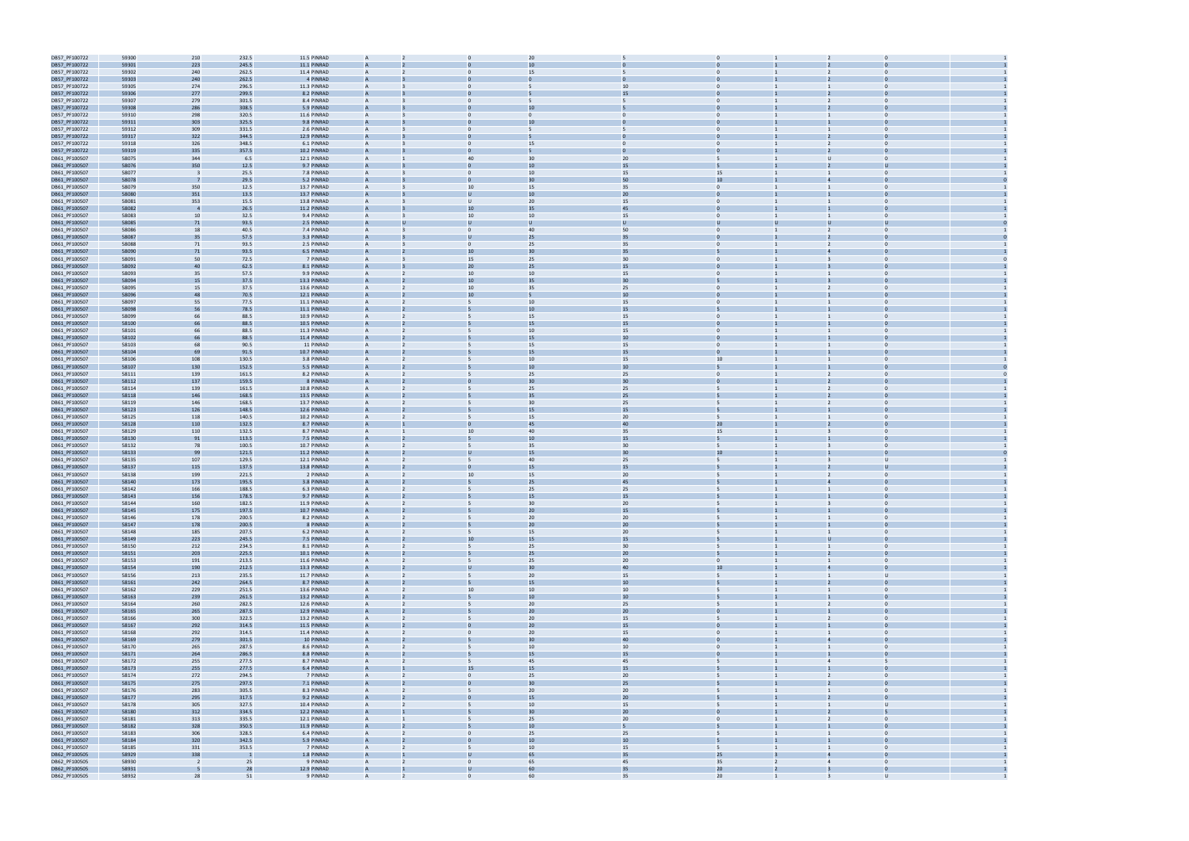| | | | | | | | | | | | | | |
|---|---|---|---|---|---|---|---|---|---|---|---|---|---|
| DB57_PF100722 | 59300 | 210 | 232.5 | 11.5 PINRAD | A | 2 | 0 | 20 | 5 | 0 | 1 | 2 | 0 | 1 |
| DB57_PF100722 | 59301 | 223 | 245.5 | 11.1 PINRAD | A | 2 | 0 | 10 | 0 | 0 | 1 | 2 | 0 | 1 |
| DB57_PF100722 | 59302 | 240 | 262.5 | 11.4 PINRAD | A | 2 | 0 | 15 | 5 | 0 | 1 | 2 | 0 | 1 |
| DB57_PF100722 | 59303 | 240 | 262.5 | 4 PINRAD | A | 3 | 0 | 0 | 0 | 0 | 1 | 2 | 0 | 1 |
| DB57_PF100722 | 59305 | 274 | 296.5 | 11.3 PINRAD | A | 3 | 0 | 5 | 10 | 0 | 1 | 1 | 0 | 1 |
| DB57_PF100722 | 59306 | 277 | 299.5 | 8.2 PINRAD | A | 3 | 0 | 0 | 15 | 0 | 1 | 2 | 0 | 1 |
| DB57_PF100722 | 59307 | 279 | 301.5 | 8.4 PINRAD | A | 3 | 0 | 5 | 5 | 0 | 1 | 2 | 0 | 1 |
| DB57_PF100722 | 59308 | 286 | 308.5 | 5.9 PINRAD | A | 3 | 0 | 10 | 5 | 0 | 1 | 2 | 0 | 1 |
| DB57_PF100722 | 59310 | 298 | 320.5 | 11.6 PINRAD | A | 3 | 0 | 0 | 0 | 0 | 1 | 1 | 0 | 1 |
| DB57_PF100722 | 59311 | 303 | 325.5 | 9.8 PINRAD | A | 3 | 0 | 10 | 0 | 0 | 1 | 1 | 0 | 1 |
| DB57_PF100722 | 59312 | 309 | 331.5 | 2.6 PINRAD | A | 3 | 0 | 5 | 5 | 0 | 1 | 1 | 0 | 1 |
| DB57_PF100722 | 59317 | 322 | 344.5 | 12.9 PINRAD | A | 3 | 0 | 5 | 0 | 0 | 1 | 2 | 0 | 1 |
| DB57_PF100722 | 59318 | 326 | 348.5 | 6.1 PINRAD | A | 3 | 0 | 15 | 0 | 0 | 1 | 2 | 0 | 1 |
| DB57_PF100722 | 59319 | 335 | 357.5 | 10.2 PINRAD | A | 3 | 0 | 5 | 0 | 0 | 1 | 2 | 0 | 1 |
| DB61_PF100507 | 58075 | 344 | 6.5 | 12.1 PINRAD | A | 1 | 40 | 30 | 20 | 5 | 1 | U | 0 | 1 |
| DB61_PF100507 | 58076 | 350 | 12.5 | 9.7 PINRAD | A | 3 | 0 | 10 | 15 | 5 | 1 | 2 | U | 1 |
| DB61_PF100507 | 58077 | 3 | 25.5 | 7.8 PINRAD | A | 3 | 0 | 10 | 15 | 15 | 1 | 1 | 0 | 1 |
| DB61_PF100507 | 58078 | 7 | 29.5 | 5.2 PINRAD | A | 3 | 0 | 30 | 50 | 10 | 1 | 4 | 0 | 0 |
| DB61_PF100507 | 58079 | 350 | 12.5 | 13.7 PINRAD | A | 3 | 10 | 15 | 35 | 0 | 1 | 1 | 0 | 1 |
| DB61_PF100507 | 58080 | 351 | 13.5 | 13.7 PINRAD | A | 3 | U | 10 | 20 | 0 | 1 | 1 | 0 | 1 |
| DB61_PF100507 | 58081 | 353 | 15.5 | 13.8 PINRAD | A | 3 | U | 20 | 15 | 0 | 1 | 1 | 0 | 1 |
| DB61_PF100507 | 58082 | 4 | 26.5 | 11.2 PINRAD | A | 3 | 10 | 35 | 45 | 0 | 1 | 1 | 0 | 1 |
| DB61_PF100507 | 58083 | 10 | 32.5 | 9.4 PINRAD | A | 3 | 10 | 10 | 15 | 0 | 1 | 1 | 0 | 1 |
| DB61_PF100507 | 58085 | 71 | 93.5 | 2.5 PINRAD | A | U | U | U | U | U | U | U | U | 0 |
| DB61_PF100507 | 58086 | 18 | 40.5 | 7.4 PINRAD | A | 3 | 0 | 40 | 50 | 0 | 1 | 2 | 0 | 1 |
| DB61_PF100507 | 58087 | 35 | 57.5 | 3.3 PINRAD | A | 3 | U | 25 | 35 | 0 | 1 | 2 | 0 | 0 |
| DB61_PF100507 | 58088 | 71 | 93.5 | 2.5 PINRAD | A | 3 | 0 | 25 | 35 | 0 | 1 | 2 | 0 | 1 |
| DB61_PF100507 | 58090 | 71 | 93.5 | 6.5 PINRAD | A | 2 | 10 | 30 | 35 | 5 | 1 | 4 | 0 | 1 |
| DB61_PF100507 | 58091 | 50 | 72.5 | 7 PINRAD | A | 3 | 15 | 25 | 30 | 0 | 1 | 3 | 0 | 0 |
| DB61_PF100507 | 58092 | 40 | 62.5 | 8.1 PINRAD | A | 3 | 20 | 25 | 15 | 0 | 1 | 3 | 0 | 1 |
| DB61_PF100507 | 58093 | 35 | 57.5 | 9.9 PINRAD | A | 2 | 10 | 10 | 15 | 0 | 1 | 1 | 0 | 1 |
| DB61_PF100507 | 58094 | 15 | 37.5 | 13.3 PINRAD | A | 2 | 10 | 35 | 30 | 5 | 1 | 3 | 0 | 1 |
| DB61_PF100507 | 58095 | 15 | 37.5 | 13.6 PINRAD | A | 2 | 10 | 35 | 25 | 0 | 1 | 2 | 0 | 1 |
| DB61_PF100507 | 58096 | 48 | 70.5 | 12.1 PINRAD | A | 2 | 10 | 5 | 10 | 0 | 1 | 1 | 0 | 1 |
| DB61_PF100507 | 58097 | 55 | 77.5 | 11.1 PINRAD | A | 2 | 5 | 10 | 15 | 0 | 1 | 1 | 0 | 1 |
| DB61_PF100507 | 58098 | 56 | 78.5 | 11.1 PINRAD | A | 2 | 5 | 10 | 15 | 5 | 1 | 1 | 0 | 1 |
| DB61_PF100507 | 58099 | 66 | 88.5 | 10.9 PINRAD | A | 2 | 5 | 15 | 15 | 0 | 1 | 1 | 0 | 1 |
| DB61_PF100507 | 58100 | 66 | 88.5 | 10.5 PINRAD | A | 2 | 5 | 15 | 15 | 0 | 1 | 1 | 0 | 1 |
| DB61_PF100507 | 58101 | 66 | 88.5 | 11.3 PINRAD | A | 2 | 5 | 10 | 15 | 0 | 1 | 1 | 0 | 1 |
| DB61_PF100507 | 58102 | 66 | 88.5 | 11.4 PINRAD | A | 2 | 5 | 15 | 10 | 0 | 1 | 1 | 0 | 1 |
| DB61_PF100507 | 58103 | 68 | 90.5 | 11 PINRAD | A | 2 | 5 | 15 | 15 | 0 | 1 | 1 | 0 | 1 |
| DB61_PF100507 | 58104 | 69 | 91.5 | 10.7 PINRAD | A | 2 | 5 | 15 | 15 | 0 | 1 | 1 | 0 | 1 |
| DB61_PF100507 | 58106 | 108 | 130.5 | 3.8 PINRAD | A | 2 | 5 | 10 | 15 | 10 | 1 | 1 | 0 | 1 |
| DB61_PF100507 | 58107 | 130 | 152.5 | 5.5 PINRAD | A | 2 | 5 | 10 | 10 | 5 | 1 | 1 | 0 | 0 |
| DB61_PF100507 | 58111 | 139 | 161.5 | 8.2 PINRAD | A | 2 | 5 | 25 | 25 | 0 | 1 | 2 | 0 | 0 |
| DB61_PF100507 | 58112 | 137 | 159.5 | 8 PINRAD | A | 2 | 0 | 30 | 30 | 0 | 1 | 2 | 0 | 1 |
| DB61_PF100507 | 58114 | 139 | 161.5 | 10.8 PINRAD | A | 2 | 5 | 25 | 25 | 5 | 1 | 2 | 0 | 1 |
| DB61_PF100507 | 58118 | 146 | 168.5 | 13.5 PINRAD | A | 2 | 5 | 35 | 25 | 5 | 1 | 2 | 0 | 1 |
| DB61_PF100507 | 58119 | 146 | 168.5 | 13.7 PINRAD | A | 2 | 5 | 30 | 25 | 5 | 1 | 2 | 0 | 1 |
| DB61_PF100507 | 58123 | 126 | 148.5 | 12.6 PINRAD | A | 2 | 5 | 15 | 15 | 5 | 1 | 1 | 0 | 1 |
| DB61_PF100507 | 58125 | 118 | 140.5 | 10.2 PINRAD | A | 2 | 5 | 15 | 20 | 5 | 1 | 1 | 0 | 1 |
| DB61_PF100507 | 58128 | 110 | 132.5 | 8.7 PINRAD | A | 1 | 0 | 45 | 40 | 20 | 1 | 2 | 0 | 1 |
| DB61_PF100507 | 58129 | 110 | 132.5 | 8.7 PINRAD | A | 1 | 10 | 40 | 35 | 15 | 1 | 3 | 0 | 1 |
| DB61_PF100507 | 58130 | 91 | 113.5 | 7.5 PINRAD | A | 2 | 5 | 10 | 15 | 5 | 1 | 1 | 0 | 1 |
| DB61_PF100507 | 58132 | 78 | 100.5 | 10.7 PINRAD | A | 2 | 5 | 35 | 30 | 5 | 1 | 3 | 0 | 1 |
| DB61_PF100507 | 58133 | 99 | 121.5 | 11.2 PINRAD | A | 2 | U | 15 | 30 | 10 | 1 | 1 | 0 | 0 |
| DB61_PF100507 | 58135 | 107 | 129.5 | 12.1 PINRAD | A | 2 | 5 | 40 | 25 | 5 | 1 | 3 | U | 1 |
| DB61_PF100507 | 58137 | 115 | 137.5 | 13.8 PINRAD | A | 2 | 0 | 15 | 15 | 5 | 1 | 2 | U | 1 |
| DB61_PF100507 | 58138 | 199 | 221.5 | 2 PINRAD | A | 2 | 10 | 15 | 20 | 5 | 1 | 2 | 0 | 1 |
| DB61_PF100507 | 58140 | 173 | 195.5 | 3.8 PINRAD | A | 2 | 5 | 25 | 45 | 5 | 1 | 4 | 0 | 1 |
| DB61_PF100507 | 58142 | 166 | 188.5 | 6.3 PINRAD | A | 2 | 5 | 25 | 25 | 5 | 1 | 1 | 0 | 1 |
| DB61_PF100507 | 58143 | 156 | 178.5 | 9.7 PINRAD | A | 2 | 5 | 15 | 15 | 5 | 1 | 1 | 0 | 1 |
| DB61_PF100507 | 58144 | 160 | 182.5 | 11.9 PINRAD | A | 2 | 5 | 30 | 20 | 5 | 1 | 3 | 0 | 1 |
| DB61_PF100507 | 58145 | 175 | 197.5 | 10.7 PINRAD | A | 2 | 5 | 20 | 15 | 5 | 1 | 1 | 0 | 1 |
| DB61_PF100507 | 58146 | 178 | 200.5 | 8.2 PINRAD | A | 2 | 5 | 20 | 20 | 5 | 1 | 1 | 0 | 1 |
| DB61_PF100507 | 58147 | 178 | 200.5 | 8 PINRAD | A | 2 | 5 | 20 | 20 | 5 | 1 | 1 | 0 | 1 |
| DB61_PF100507 | 58148 | 185 | 207.5 | 6.2 PINRAD | A | 2 | 5 | 15 | 20 | 5 | 1 | 1 | 0 | 1 |
| DB61_PF100507 | 58149 | 223 | 245.5 | 7.5 PINRAD | A | 2 | 10 | 15 | 15 | 5 | 1 | U | 0 | 1 |
| DB61_PF100507 | 58150 | 212 | 234.5 | 8.1 PINRAD | A | 2 | 5 | 25 | 30 | 5 | 1 | 1 | 0 | 1 |
| DB61_PF100507 | 58151 | 203 | 225.5 | 10.1 PINRAD | A | 2 | 5 | 25 | 20 | 5 | 1 | 2 | 0 | 1 |
| DB61_PF100507 | 58153 | 191 | 213.5 | 11.6 PINRAD | A | 2 | 5 | 25 | 20 | 0 | 1 | 1 | 0 | 1 |
| DB61_PF100507 | 58154 | 190 | 212.5 | 13.3 PINRAD | A | 2 | U | 30 | 40 | 10 | 1 | 4 | 0 | 1 |
| DB61_PF100507 | 58156 | 213 | 235.5 | 11.7 PINRAD | A | 2 | 5 | 20 | 15 | 5 | 1 | 1 | U | 1 |
| DB61_PF100507 | 58161 | 242 | 264.5 | 8.7 PINRAD | A | 2 | 5 | 15 | 10 | 5 | 1 | 2 | 0 | 1 |
| DB61_PF100507 | 58162 | 229 | 251.5 | 13.6 PINRAD | A | 2 | 10 | 10 | 10 | 5 | 1 | 1 | 0 | 1 |
| DB61_PF100507 | 58163 | 239 | 261.5 | 13.2 PINRAD | A | 2 | 5 | 10 | 10 | 5 | 1 | 1 | 0 | 1 |
| DB61_PF100507 | 58164 | 260 | 282.5 | 12.6 PINRAD | A | 2 | 5 | 20 | 25 | 5 | 1 | 2 | 0 | 1 |
| DB61_PF100507 | 58165 | 265 | 287.5 | 12.9 PINRAD | A | 2 | 5 | 20 | 20 | 0 | 1 | 1 | 0 | 1 |
| DB61_PF100507 | 58166 | 300 | 322.5 | 13.2 PINRAD | A | 2 | 5 | 20 | 15 | 5 | 1 | 2 | 0 | 1 |
| DB61_PF100507 | 58167 | 292 | 314.5 | 11.5 PINRAD | A | 2 | 0 | 20 | 15 | 0 | 1 | 1 | 0 | 1 |
| DB61_PF100507 | 58168 | 292 | 314.5 | 11.4 PINRAD | A | 2 | 0 | 20 | 15 | 0 | 1 | 1 | 0 | 1 |
| DB61_PF100507 | 58169 | 279 | 301.5 | 10 PINRAD | A | 2 | 5 | 30 | 40 | 0 | 1 | 4 | 0 | 1 |
| DB61_PF100507 | 58170 | 265 | 287.5 | 8.6 PINRAD | A | 2 | 5 | 10 | 10 | 0 | 1 | 1 | 0 | 1 |
| DB61_PF100507 | 58171 | 264 | 286.5 | 8.8 PINRAD | A | 2 | 5 | 15 | 15 | 0 | 1 | 1 | 0 | 1 |
| DB61_PF100507 | 58172 | 255 | 277.5 | 8.7 PINRAD | A | 2 | 5 | 45 | 45 | 5 | 1 | 4 | 5 | 1 |
| DB61_PF100507 | 58173 | 255 | 277.5 | 6.4 PINRAD | A | 1 | 15 | 15 | 15 | 5 | 1 | 1 | 0 | 1 |
| DB61_PF100507 | 58174 | 272 | 294.5 | 7 PINRAD | A | 2 | 0 | 25 | 20 | 5 | 1 | 2 | 0 | 1 |
| DB61_PF100507 | 58175 | 275 | 297.5 | 7.1 PINRAD | A | 2 | 0 | 30 | 25 | 5 | 1 | 2 | 0 | 1 |
| DB61_PF100507 | 58176 | 283 | 305.5 | 8.3 PINRAD | A | 2 | 5 | 20 | 20 | 5 | 1 | 1 | 0 | 1 |
| DB61_PF100507 | 58177 | 295 | 317.5 | 9.2 PINRAD | A | 2 | 0 | 15 | 20 | 5 | 1 | 2 | 0 | 1 |
| DB61_PF100507 | 58178 | 305 | 327.5 | 10.4 PINRAD | A | 2 | 5 | 10 | 15 | 5 | 1 | 1 | U | 1 |
| DB61_PF100507 | 58180 | 312 | 334.5 | 12.2 PINRAD | A | 1 | 5 | 30 | 20 | 0 | 1 | 2 | 5 | 1 |
| DB61_PF100507 | 58181 | 313 | 335.5 | 12.1 PINRAD | A | 1 | 5 | 25 | 20 | 0 | 1 | 2 | 0 | 1 |
| DB61_PF100507 | 58182 | 328 | 350.5 | 11.9 PINRAD | A | 2 | 5 | 10 | 5 | 5 | 1 | 1 | 0 | 1 |
| DB61_PF100507 | 58183 | 306 | 328.5 | 6.4 PINRAD | A | 2 | 0 | 25 | 25 | 5 | 1 | 1 | 0 | 1 |
| DB61_PF100507 | 58184 | 320 | 342.5 | 5.9 PINRAD | A | 2 | 0 | 10 | 10 | 5 | 1 | 1 | 0 | 1 |
| DB61_PF100507 | 58185 | 331 | 353.5 | 7 PINRAD | A | 2 | 5 | 10 | 15 | 5 | 1 | 1 | 0 | 1 |
| DB62_PF100505 | 58929 | 338 | 1 | 1.8 PINRAD | A | 1 | U | 65 | 35 | 25 | 3 | 4 | 0 | 1 |
| DB62_PF100505 | 58930 | 2 | 25 | 9 PINRAD | A | 2 | 0 | 65 | 45 | 35 | 2 | 4 | 0 | 1 |
| DB62_PF100505 | 58931 | 5 | 28 | 12.9 PINRAD | A | 1 | U | 60 | 35 | 20 | 2 | 3 | 0 | 1 |
| DB62_PF100505 | 58932 | 28 | 51 | 9 PINRAD | A | 2 | 0 | 60 | 35 | 20 | 1 | 3 | U | 1 |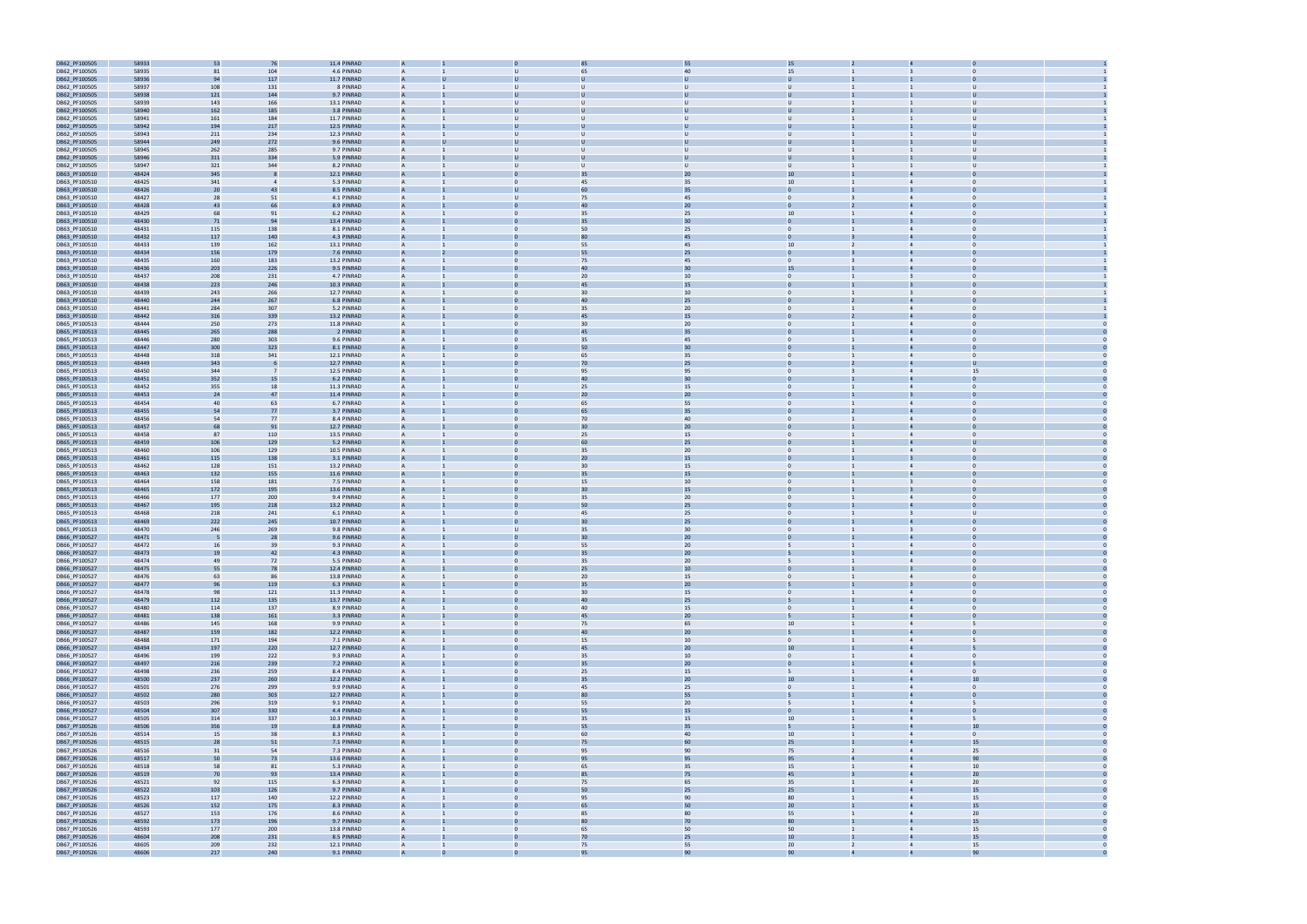| | | | | | | | | | | | | | | |
|---|---|---|---|---|---|---|---|---|---|---|---|---|---|---|
| DB62_PF100505 | 58933 | 53 | 76 | 11.4 PINRAD | A | 1 | 0 | 85 | 55 | 15 | 2 | 4 | 0 | 1 |
| DB62_PF100505 | 58935 | 81 | 104 | 4.6 PINRAD | A | 1 | U | 65 | 40 | 15 | 1 | 3 | 0 | 1 |
| DB62_PF100505 | 58936 | 94 | 117 | 11.7 PINRAD | A | U | U | U | U | U | 1 | 1 | 0 | 1 |
| DB62_PF100505 | 58937 | 108 | 131 | 8 PINRAD | A | 1 | U | U | U | U | 1 | 1 | U | 1 |
| DB62_PF100505 | 58938 | 121 | 144 | 9.7 PINRAD | A | 1 | U | U | U | U | 1 | 1 | U | 1 |
| DB62_PF100505 | 58939 | 143 | 166 | 13.1 PINRAD | A | 1 | U | U | U | U | 1 | 1 | U | 1 |
| DB62_PF100505 | 58940 | 162 | 185 | 3.8 PINRAD | A | 1 | U | U | U | U | 2 | 1 | U | 1 |
| DB62_PF100505 | 58941 | 161 | 184 | 11.7 PINRAD | A | 1 | U | U | U | U | 1 | 1 | U | 1 |
| DB62_PF100505 | 58942 | 194 | 217 | 12.5 PINRAD | A | 1 | U | U | U | U | 1 | 1 | U | 1 |
| DB62_PF100505 | 58943 | 211 | 234 | 12.3 PINRAD | A | 1 | U | U | U | U | 1 | 1 | U | 1 |
| DB62_PF100505 | 58944 | 249 | 272 | 9.6 PINRAD | A | U | U | U | U | U | 1 | 1 | U | 1 |
| DB62_PF100505 | 58945 | 262 | 285 | 9.7 PINRAD | A | 1 | U | U | U | U | 1 | 1 | U | 1 |
| DB62_PF100505 | 58946 | 311 | 334 | 5.9 PINRAD | A | 1 | U | U | U | U | 1 | 1 | U | 1 |
| DB62_PF100505 | 58947 | 321 | 344 | 8.2 PINRAD | A | 1 | U | U | U | U | 1 | 1 | U | 1 |
| DB63_PF100510 | 48424 | 345 | 8 | 12.1 PINRAD | A | 1 | 0 | 35 | 20 | 10 | 1 | 4 | 0 | 1 |
| DB63_PF100510 | 48425 | 341 | 4 | 5.3 PINRAD | A | 1 | 0 | 45 | 35 | 10 | 1 | 4 | 0 | 1 |
| DB63_PF100510 | 48426 | 20 | 43 | 8.5 PINRAD | A | 1 | U | 60 | 35 | 0 | 1 | 3 | 0 | 1 |
| DB63_PF100510 | 48427 | 28 | 51 | 4.1 PINRAD | A | 1 | U | 75 | 45 | 0 | 3 | 4 | 0 | 1 |
| DB63_PF100510 | 48428 | 43 | 66 | 8.9 PINRAD | A | 1 | 0 | 40 | 20 | 0 | 2 | 4 | 0 | 1 |
| DB63_PF100510 | 48429 | 68 | 91 | 6.2 PINRAD | A | 1 | 0 | 35 | 25 | 10 | 1 | 4 | 0 | 1 |
| DB63_PF100510 | 48430 | 71 | 94 | 13.4 PINRAD | A | 1 | 0 | 35 | 30 | 0 | 1 | 3 | 0 | 1 |
| DB63_PF100510 | 48431 | 115 | 138 | 8.1 PINRAD | A | 1 | 0 | 50 | 25 | 0 | 1 | 4 | 0 | 1 |
| DB63_PF100510 | 48432 | 117 | 140 | 4.3 PINRAD | A | 1 | 0 | 80 | 45 | 0 | 3 | 4 | 0 | 1 |
| DB63_PF100510 | 48433 | 139 | 162 | 13.1 PINRAD | A | 1 | 0 | 55 | 45 | 10 | 2 | 4 | 0 | 1 |
| DB63_PF100510 | 48434 | 156 | 179 | 7.6 PINRAD | A | 2 | 0 | 55 | 25 | 0 | 3 | 4 | 0 | 1 |
| DB63_PF100510 | 48435 | 160 | 183 | 13.2 PINRAD | A | 1 | 0 | 75 | 45 | 0 | 3 | 4 | 0 | 1 |
| DB63_PF100510 | 48436 | 203 | 226 | 9.5 PINRAD | A | 1 | 0 | 40 | 30 | 15 | 1 | 4 | 0 | 1 |
| DB63_PF100510 | 48437 | 208 | 231 | 4.7 PINRAD | A | 1 | 0 | 20 | 10 | 0 | 1 | 3 | 0 | 1 |
| DB63_PF100510 | 48438 | 223 | 246 | 10.3 PINRAD | A | 1 | 0 | 45 | 15 | 0 | 1 | 3 | 0 | 1 |
| DB63_PF100510 | 48439 | 243 | 266 | 12.7 PINRAD | A | 1 | 0 | 30 | 10 | 0 | 1 | 3 | 0 | 1 |
| DB63_PF100510 | 48440 | 244 | 267 | 6.8 PINRAD | A | 1 | 0 | 40 | 25 | 0 | 2 | 4 | 0 | 1 |
| DB63_PF100510 | 48441 | 284 | 307 | 5.2 PINRAD | A | 1 | 0 | 35 | 20 | 0 | 1 | 4 | 0 | 1 |
| DB63_PF100510 | 48442 | 316 | 339 | 13.2 PINRAD | A | 1 | 0 | 45 | 15 | 0 | 2 | 4 | 0 | 1 |
| DB65_PF100513 | 48444 | 250 | 273 | 11.8 PINRAD | A | 1 | 0 | 30 | 20 | 0 | 1 | 4 | 0 | 0 |
| DB65_PF100513 | 48445 | 265 | 288 | 2 PINRAD | A | 1 | 0 | 45 | 35 | 0 | 1 | 4 | 0 | 0 |
| DB65_PF100513 | 48446 | 280 | 303 | 9.6 PINRAD | A | 1 | 0 | 35 | 45 | 0 | 1 | 4 | 0 | 0 |
| DB65_PF100513 | 48447 | 300 | 323 | 8.1 PINRAD | A | 1 | 0 | 50 | 30 | 0 | 1 | 4 | 0 | 0 |
| DB65_PF100513 | 48448 | 318 | 341 | 12.1 PINRAD | A | 1 | 0 | 65 | 35 | 0 | 1 | 4 | 0 | 0 |
| DB65_PF100513 | 48449 | 343 | 6 | 12.7 PINRAD | A | 1 | 0 | 70 | 25 | 0 | 2 | 4 | U | 0 |
| DB65_PF100513 | 48450 | 344 | 7 | 12.5 PINRAD | A | 1 | 0 | 95 | 95 | 0 | 3 | 4 | 15 | 0 |
| DB65_PF100513 | 48451 | 352 | 15 | 6.2 PINRAD | A | 1 | 0 | 40 | 30 | 0 | 1 | 4 | 0 | 0 |
| DB65_PF100513 | 48452 | 355 | 18 | 11.3 PINRAD | A | 1 | U | 25 | 15 | 0 | 1 | 4 | 0 | 0 |
| DB65_PF100513 | 48453 | 24 | 47 | 11.4 PINRAD | A | 1 | 0 | 20 | 20 | 0 | 1 | 3 | 0 | 0 |
| DB65_PF100513 | 48454 | 40 | 63 | 6.7 PINRAD | A | 1 | 0 | 65 | 55 | 0 | 1 | 4 | 0 | 0 |
| DB65_PF100513 | 48455 | 54 | 77 | 3.7 PINRAD | A | 1 | 0 | 65 | 35 | 0 | 2 | 4 | 0 | 0 |
| DB65_PF100513 | 48456 | 54 | 77 | 8.4 PINRAD | A | 1 | 0 | 70 | 40 | 0 | 1 | 4 | 0 | 0 |
| DB65_PF100513 | 48457 | 68 | 91 | 12.7 PINRAD | A | 1 | 0 | 30 | 20 | 0 | 1 | 4 | 0 | 0 |
| DB65_PF100513 | 48458 | 87 | 110 | 13.5 PINRAD | A | 1 | 0 | 25 | 15 | 0 | 1 | 4 | 0 | 0 |
| DB65_PF100513 | 48459 | 106 | 129 | 5.2 PINRAD | A | 1 | 0 | 60 | 25 | 0 | 1 | 4 | U | 0 |
| DB65_PF100513 | 48460 | 106 | 129 | 10.5 PINRAD | A | 1 | 0 | 35 | 20 | 0 | 1 | 4 | 0 | 0 |
| DB65_PF100513 | 48461 | 115 | 138 | 3.1 PINRAD | A | 1 | 0 | 20 | 15 | 0 | 1 | 3 | 0 | 0 |
| DB65_PF100513 | 48462 | 128 | 151 | 13.2 PINRAD | A | 1 | 0 | 30 | 15 | 0 | 1 | 4 | 0 | 0 |
| DB65_PF100513 | 48463 | 132 | 155 | 11.6 PINRAD | A | 1 | 0 | 35 | 15 | 0 | 1 | 4 | 0 | 0 |
| DB65_PF100513 | 48464 | 158 | 181 | 7.5 PINRAD | A | 1 | 0 | 15 | 10 | 0 | 1 | 3 | 0 | 0 |
| DB65_PF100513 | 48465 | 172 | 195 | 13.6 PINRAD | A | 1 | 0 | 30 | 15 | 0 | 1 | 3 | 0 | 0 |
| DB65_PF100513 | 48466 | 177 | 200 | 9.4 PINRAD | A | 1 | 0 | 35 | 20 | 0 | 1 | 4 | 0 | 0 |
| DB65_PF100513 | 48467 | 195 | 218 | 13.2 PINRAD | A | 1 | 0 | 50 | 25 | 0 | 1 | 4 | 0 | 0 |
| DB65_PF100513 | 48468 | 218 | 241 | 6.1 PINRAD | A | 1 | 0 | 45 | 25 | 0 | 1 | 3 | U | 0 |
| DB65_PF100513 | 48469 | 222 | 245 | 10.7 PINRAD | A | 1 | 0 | 30 | 25 | 0 | 1 | 4 | 0 | 0 |
| DB65_PF100513 | 48470 | 246 | 269 | 9.8 PINRAD | A | 1 | U | 35 | 30 | 0 | 1 | 3 | 0 | 0 |
| DB66_PF100527 | 48471 | 5 | 28 | 9.6 PINRAD | A | 1 | 0 | 30 | 20 | 0 | 1 | 4 | 0 | 0 |
| DB66_PF100527 | 48472 | 16 | 39 | 9.3 PINRAD | A | 1 | 0 | 55 | 20 | 5 | 1 | 4 | 0 | 0 |
| DB66_PF100527 | 48473 | 19 | 42 | 4.3 PINRAD | A | 1 | 0 | 35 | 20 | 5 | 1 | 4 | 0 | 0 |
| DB66_PF100527 | 48474 | 49 | 72 | 5.5 PINRAD | A | 1 | 0 | 35 | 20 | 5 | 1 | 4 | 0 | 0 |
| DB66_PF100527 | 48475 | 55 | 78 | 12.4 PINRAD | A | 1 | 0 | 25 | 10 | 0 | 1 | 3 | 0 | 0 |
| DB66_PF100527 | 48476 | 63 | 86 | 13.8 PINRAD | A | 1 | 0 | 20 | 15 | 0 | 1 | 4 | 0 | 0 |
| DB66_PF100527 | 48477 | 96 | 119 | 6.3 PINRAD | A | 1 | 0 | 35 | 20 | 5 | 1 | 3 | 0 | 0 |
| DB66_PF100527 | 48478 | 98 | 121 | 11.3 PINRAD | A | 1 | 0 | 30 | 15 | 0 | 1 | 4 | 0 | 0 |
| DB66_PF100527 | 48479 | 112 | 135 | 13.7 PINRAD | A | 1 | 0 | 40 | 25 | 5 | 1 | 4 | 0 | 0 |
| DB66_PF100527 | 48480 | 114 | 137 | 8.9 PINRAD | A | 1 | 0 | 40 | 15 | 0 | 1 | 4 | 0 | 0 |
| DB66_PF100527 | 48481 | 138 | 161 | 3.3 PINRAD | A | 1 | 0 | 45 | 20 | 5 | 1 | 4 | 0 | 0 |
| DB66_PF100527 | 48486 | 145 | 168 | 9.9 PINRAD | A | 1 | 0 | 75 | 65 | 10 | 1 | 4 | 5 | 0 |
| DB66_PF100527 | 48487 | 159 | 182 | 12.2 PINRAD | A | 1 | 0 | 40 | 20 | 5 | 1 | 4 | 0 | 0 |
| DB66_PF100527 | 48488 | 171 | 194 | 7.1 PINRAD | A | 1 | 0 | 15 | 10 | 0 | 1 | 4 | 5 | 0 |
| DB66_PF100527 | 48494 | 197 | 220 | 12.7 PINRAD | A | 1 | 0 | 45 | 20 | 10 | 1 | 4 | 5 | 0 |
| DB66_PF100527 | 48496 | 199 | 222 | 9.3 PINRAD | A | 1 | 0 | 35 | 10 | 0 | 1 | 4 | 5 | 0 |
| DB66_PF100527 | 48497 | 216 | 239 | 7.2 PINRAD | A | 1 | 0 | 35 | 20 | 0 | 1 | 4 | 5 | 0 |
| DB66_PF100527 | 48498 | 236 | 259 | 8.4 PINRAD | A | 1 | 0 | 25 | 15 | 5 | 1 | 4 | 0 | 0 |
| DB66_PF100527 | 48500 | 237 | 260 | 12.2 PINRAD | A | 1 | 0 | 35 | 20 | 10 | 1 | 4 | 10 | 0 |
| DB66_PF100527 | 48501 | 276 | 299 | 9.9 PINRAD | A | 1 | 0 | 45 | 25 | 0 | 1 | 4 | 0 | 0 |
| DB66_PF100527 | 48502 | 280 | 303 | 12.7 PINRAD | A | 1 | 0 | 80 | 55 | 5 | 1 | 4 | 0 | 0 |
| DB66_PF100527 | 48503 | 296 | 319 | 9.1 PINRAD | A | 1 | 0 | 55 | 20 | 5 | 1 | 4 | 5 | 0 |
| DB66_PF100527 | 48504 | 307 | 330 | 4.4 PINRAD | A | 1 | 0 | 55 | 15 | 0 | 1 | 4 | 0 | 0 |
| DB66_PF100527 | 48505 | 314 | 337 | 10.3 PINRAD | A | 1 | 0 | 35 | 15 | 10 | 1 | 4 | 5 | 0 |
| DB67_PF100526 | 48506 | 356 | 19 | 8.8 PINRAD | A | 1 | 0 | 55 | 35 | 5 | 1 | 4 | 10 | 0 |
| DB67_PF100526 | 48514 | 15 | 38 | 8.3 PINRAD | A | 1 | 0 | 60 | 40 | 10 | 1 | 4 | 0 | 0 |
| DB67_PF100526 | 48515 | 28 | 51 | 7.1 PINRAD | A | 1 | 0 | 75 | 60 | 25 | 1 | 4 | 15 | 0 |
| DB67_PF100526 | 48516 | 31 | 54 | 7.3 PINRAD | A | 1 | 0 | 95 | 90 | 75 | 2 | 4 | 25 | 0 |
| DB67_PF100526 | 48517 | 50 | 73 | 13.6 PINRAD | A | 1 | 0 | 95 | 95 | 95 | 4 | 4 | 90 | 0 |
| DB67_PF100526 | 48518 | 58 | 81 | 5.3 PINRAD | A | 1 | 0 | 65 | 35 | 15 | 1 | 4 | 10 | 0 |
| DB67_PF100526 | 48519 | 70 | 93 | 13.4 PINRAD | A | 1 | 0 | 85 | 75 | 45 | 3 | 4 | 20 | 0 |
| DB67_PF100526 | 48521 | 92 | 115 | 6.3 PINRAD | A | 1 | 0 | 75 | 65 | 35 | 1 | 4 | 20 | 0 |
| DB67_PF100526 | 48522 | 103 | 126 | 9.7 PINRAD | A | 1 | 0 | 50 | 25 | 25 | 1 | 4 | 15 | 0 |
| DB67_PF100526 | 48523 | 117 | 140 | 12.2 PINRAD | A | 1 | 0 | 95 | 90 | 80 | 1 | 4 | 15 | 0 |
| DB67_PF100526 | 48526 | 152 | 175 | 8.3 PINRAD | A | 1 | 0 | 65 | 50 | 20 | 1 | 4 | 15 | 0 |
| DB67_PF100526 | 48527 | 153 | 176 | 8.6 PINRAD | A | 1 | 0 | 85 | 80 | 55 | 1 | 4 | 20 | 0 |
| DB67_PF100526 | 48592 | 173 | 196 | 9.7 PINRAD | A | 1 | 0 | 80 | 70 | 80 | 1 | 4 | 15 | 0 |
| DB67_PF100526 | 48593 | 177 | 200 | 13.8 PINRAD | A | 1 | 0 | 65 | 50 | 50 | 1 | 4 | 15 | 0 |
| DB67_PF100526 | 48604 | 208 | 231 | 8.5 PINRAD | A | 1 | 0 | 70 | 25 | 10 | 1 | 4 | 15 | 0 |
| DB67_PF100526 | 48605 | 209 | 232 | 12.1 PINRAD | A | 1 | 0 | 75 | 55 | 20 | 2 | 4 | 15 | 0 |
| DB67_PF100526 | 48606 | 217 | 240 | 9.1 PINRAD | A | 0 | 0 | 95 | 90 | 90 | 4 | 4 | 90 | 0 |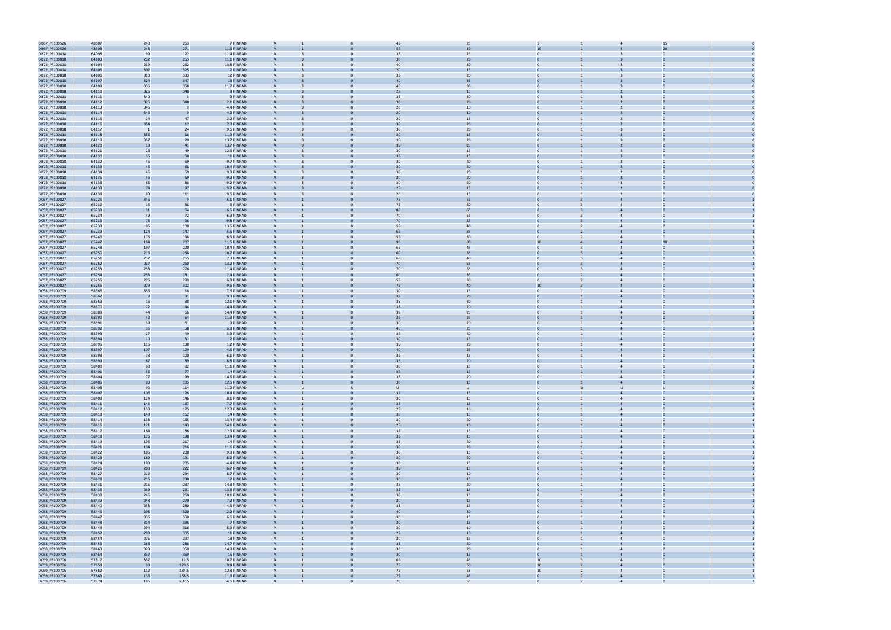| | | | | | | | | | | | | | | |
|---|---|---|---|---|---|---|---|---|---|---|---|---|---|---|
| DB67_PF100526 | 48607 | 240 | 263 | 7 PINRAD | A | 1 | 0 | 45 | 25 | 5 | 1 | 4 | 15 | 0 |
| DB67_PF100526 | 48608 | 248 | 271 | 11.5 PINRAD | A | 1 | 0 | 55 | 30 | 15 | 1 | 4 | 20 | 0 |
| DB72_PF100818 | 64098 | 99 | 122 | 11.4 PINRAD | A | 3 | 0 | 35 | 25 | 0 | 1 | 3 | 0 | 0 |
| DB72_PF100818 | 64103 | 232 | 255 | 11.1 PINRAD | A | 3 | 0 | 30 | 20 | 0 | 1 | 3 | 0 | 0 |
| DB72_PF100818 | 64104 | 239 | 262 | 13.8 PINRAD | A | 3 | 0 | 40 | 30 | 0 | 1 | 3 | 0 | 0 |
| DB72_PF100818 | 64105 | 302 | 325 | 12 PINRAD | A | 3 | 0 | 20 | 15 | 0 | 1 | 3 | 0 | 0 |
| DB72_PF100818 | 64106 | 310 | 333 | 12 PINRAD | A | 3 | 0 | 35 | 20 | 0 | 1 | 3 | 0 | 0 |
| DB72_PF100818 | 64107 | 324 | 347 | 13 PINRAD | A | 3 | 0 | 40 | 35 | 0 | 1 | 3 | 0 | 0 |
| DB72_PF100818 | 64109 | 335 | 358 | 11.7 PINRAD | A | 3 | 0 | 40 | 30 | 0 | 1 | 3 | 0 | 0 |
| DB72_PF100818 | 64110 | 325 | 348 | 8 PINRAD | A | 3 | 0 | 25 | 15 | 0 | 1 | 2 | 0 | 0 |
| DB72_PF100818 | 64111 | 340 | 3 | 9 PINRAD | A | 3 | 0 | 35 | 30 | 0 | 1 | 3 | 0 | 0 |
| DB72_PF100818 | 64112 | 325 | 348 | 2.1 PINRAD | A | 3 | 0 | 30 | 20 | 0 | 1 | 2 | 0 | 0 |
| DB72_PF100818 | 64113 | 346 | 9 | 4.4 PINRAD | A | 3 | 0 | 20 | 10 | 0 | 1 | 2 | 0 | 0 |
| DB72_PF100818 | 64114 | 346 | 9 | 4.6 PINRAD | A | 3 | 0 | 20 | 10 | 0 | 1 | 2 | 0 | 0 |
| DB72_PF100818 | 64115 | 24 | 47 | 2.2 PINRAD | A | 3 | 0 | 20 | 15 | 0 | 1 | 2 | 0 | 0 |
| DB72_PF100818 | 64116 | 354 | 17 | 7.3 PINRAD | A | 3 | 0 | 30 | 20 | 0 | 1 | 2 | 0 | 0 |
| DB72_PF100818 | 64117 | 1 | 24 | 9.6 PINRAD | A | 3 | 0 | 30 | 20 | 0 | 1 | 3 | 0 | 0 |
| DB72_PF100818 | 64118 | 355 | 18 | 11.9 PINRAD | A | 3 | 0 | 30 | 15 | 0 | 1 | 3 | 0 | 0 |
| DB72_PF100818 | 64119 | 357 | 20 | 13.7 PINRAD | A | 3 | 0 | 35 | 20 | 0 | 1 | 3 | 0 | 0 |
| DB72_PF100818 | 64120 | 18 | 41 | 13.7 PINRAD | A | 3 | 0 | 35 | 25 | 0 | 1 | 2 | 0 | 0 |
| DB72_PF100818 | 64121 | 26 | 49 | 12.5 PINRAD | A | 3 | 0 | 30 | 15 | 0 | 1 | 2 | 0 | 0 |
| DB72_PF100818 | 64130 | 35 | 58 | 11 PINRAD | A | 3 | 0 | 35 | 15 | 0 | 1 | 3 | 0 | 0 |
| DB72_PF100818 | 64132 | 46 | 69 | 9.7 PINRAD | A | 3 | 0 | 30 | 20 | 0 | 1 | 2 | 0 | 0 |
| DB72_PF100818 | 64133 | 45 | 68 | 10.4 PINRAD | A | 3 | 0 | 30 | 20 | 0 | 1 | 2 | 0 | 0 |
| DB72_PF100818 | 64134 | 46 | 69 | 9.8 PINRAD | A | 3 | 0 | 30 | 20 | 0 | 1 | 2 | 0 | 0 |
| DB72_PF100818 | 64135 | 46 | 69 | 9.9 PINRAD | A | 3 | 0 | 30 | 20 | 0 | 1 | 2 | 0 | 0 |
| DB72_PF100818 | 64136 | 65 | 88 | 9.2 PINRAD | A | 3 | 0 | 30 | 20 | 0 | 1 | 3 | 0 | 0 |
| DB72_PF100818 | 64138 | 74 | 97 | 9.2 PINRAD | A | 3 | 0 | 25 | 15 | 0 | 1 | 2 | 0 | 0 |
| DB72_PF100818 | 64139 | 88 | 111 | 9.6 PINRAD | A | 3 | 0 | 20 | 15 | 0 | 1 | 2 | 0 | 0 |
| DC57_PF100827 | 65225 | 346 | 9 | 5.1 PINRAD | A | 1 | 0 | 75 | 55 | 0 | 3 | 4 | 0 | 1 |
| DC57_PF100827 | 65232 | 15 | 38 | 5 PINRAD | A | 1 | 0 | 75 | 60 | 0 | 3 | 4 | 0 | 1 |
| DC57_PF100827 | 65233 | 31 | 54 | 6.5 PINRAD | A | 1 | 0 | 80 | 65 | 0 | 3 | 4 | 0 | 1 |
| DC57_PF100827 | 65234 | 49 | 72 | 6.9 PINRAD | A | 1 | 0 | 70 | 55 | 0 | 3 | 4 | 0 | 1 |
| DC57_PF100827 | 65235 | 75 | 98 | 9.8 PINRAD | A | 1 | 0 | 70 | 55 | 0 | 3 | 4 | 0 | 1 |
| DC57_PF100827 | 65238 | 85 | 108 | 13.5 PINRAD | A | 1 | 0 | 55 | 40 | 0 | 2 | 4 | 0 | 1 |
| DC57_PF100827 | 65239 | 124 | 147 | 5.5 PINRAD | A | 1 | 0 | 65 | 35 | 0 | 2 | 4 | 0 | 1 |
| DC57_PF100827 | 65246 | 175 | 198 | 6.5 PINRAD | A | 1 | 0 | 55 | 30 | 0 | 2 | 4 | 0 | 1 |
| DC57_PF100827 | 65247 | 184 | 207 | 11.5 PINRAD | A | 1 | 0 | 90 | 80 | 10 | 4 | 4 | 10 | 1 |
| DC57_PF100827 | 65248 | 197 | 220 | 10.4 PINRAD | A | 1 | 0 | 65 | 45 | 0 | 3 | 4 | 0 | 1 |
| DC57_PF100827 | 65250 | 215 | 238 | 10.7 PINRAD | A | 1 | 0 | 60 | 35 | 0 | 3 | 4 | 0 | 1 |
| DC57_PF100827 | 65251 | 232 | 255 | 7.8 PINRAD | A | 1 | 0 | 65 | 40 | 0 | 3 | 4 | 0 | 1 |
| DC57_PF100827 | 65252 | 237 | 260 | 13.2 PINRAD | A | 1 | 0 | 70 | 55 | 0 | 3 | 4 | 0 | 1 |
| DC57_PF100827 | 65253 | 253 | 276 | 11.4 PINRAD | A | 1 | 0 | 70 | 55 | 0 | 3 | 4 | 0 | 1 |
| DC57_PF100827 | 65254 | 258 | 281 | 2.4 PINRAD | A | 1 | 0 | 60 | 35 | 0 | 2 | 4 | 0 | 1 |
| DC57_PF100827 | 65255 | 276 | 299 | 6.8 PINRAD | A | 1 | 0 | 55 | 30 | 0 | 2 | 4 | 0 | 1 |
| DC57_PF100827 | 65256 | 279 | 302 | 9.6 PINRAD | A | 1 | 0 | 75 | 40 | 10 | 3 | 4 | 0 | 1 |
| DC58_PF100709 | 58366 | 356 | 18 | 7.6 PINRAD | A | 1 | 0 | 30 | 15 | 0 | 1 | 4 | 0 | 1 |
| DC58_PF100709 | 58367 | 9 | 31 | 9.8 PINRAD | A | 1 | 0 | 35 | 20 | 0 | 1 | 4 | 0 | 1 |
| DC58_PF100709 | 58369 | 16 | 38 | 12.1 PINRAD | A | 1 | 0 | 35 | 30 | 0 | 1 | 4 | 0 | 1 |
| DC58_PF100709 | 58370 | 22 | 44 | 14.4 PINRAD | A | 1 | 0 | 35 | 20 | 0 | 1 | 4 | 0 | 1 |
| DC58_PF100709 | 58389 | 44 | 66 | 14.4 PINRAD | A | 1 | 0 | 35 | 25 | 0 | 1 | 4 | 0 | 1 |
| DC58_PF100709 | 58390 | 42 | 64 | 11.3 PINRAD | A | 1 | 0 | 35 | 25 | 0 | 1 | 4 | 0 | 1 |
| DC58_PF100709 | 58391 | 39 | 61 | 9 PINRAD | A | 1 | 0 | 30 | 20 | 0 | 1 | 4 | 0 | 1 |
| DC58_PF100709 | 58392 | 36 | 58 | 6.3 PINRAD | A | 1 | 0 | 40 | 25 | 0 | 1 | 4 | 0 | 1 |
| DC58_PF100709 | 58393 | 27 | 49 | 3.9 PINRAD | A | 1 | 0 | 35 | 20 | 0 | 1 | 4 | 0 | 1 |
| DC58_PF100709 | 58394 | 10 | 32 | 2 PINRAD | A | 1 | 0 | 30 | 15 | 0 | 1 | 4 | 0 | 1 |
| DC58_PF100709 | 58395 | 116 | 138 | 1.2 PINRAD | A | 1 | 0 | 35 | 20 | 0 | 1 | 4 | 0 | 1 |
| DC58_PF100709 | 58397 | 107 | 129 | 4.5 PINRAD | A | 1 | 0 | 40 | 25 | 0 | 1 | 4 | 0 | 1 |
| DC58_PF100709 | 58398 | 78 | 100 | 6.1 PINRAD | A | 1 | 0 | 35 | 15 | 0 | 1 | 4 | 0 | 1 |
| DC58_PF100709 | 58399 | 67 | 89 | 8.8 PINRAD | A | 1 | 0 | 35 | 20 | 0 | 1 | 4 | 0 | 1 |
| DC58_PF100709 | 58400 | 60 | 82 | 11.1 PINRAD | A | 1 | 0 | 30 | 15 | 0 | 1 | 4 | 0 | 1 |
| DC58_PF100709 | 58401 | 55 | 77 | 14 PINRAD | A | 1 | 0 | 35 | 15 | 0 | 1 | 4 | 0 | 1 |
| DC58_PF100709 | 58404 | 77 | 99 | 14.5 PINRAD | A | 1 | 0 | 35 | 20 | 0 | 1 | 4 | 0 | 1 |
| DC58_PF100709 | 58405 | 83 | 105 | 12.5 PINRAD | A | 1 | 0 | 30 | 15 | 0 | 1 | 4 | 0 | 1 |
| DC58_PF100709 | 58406 | 92 | 114 | 11.2 PINRAD | A | U | U | U | U | U | U | U | U | 0 |
| DC58_PF100709 | 58407 | 106 | 128 | 10.4 PINRAD | A | 1 | 0 | 35 | 15 | 0 | 1 | 4 | 0 | 1 |
| DC58_PF100709 | 58408 | 124 | 146 | 8.1 PINRAD | A | 1 | 0 | 30 | 15 | 0 | 1 | 4 | 0 | 1 |
| DC58_PF100709 | 58411 | 145 | 167 | 7.7 PINRAD | A | 1 | 0 | 35 | 15 | 0 | 1 | 4 | 0 | 1 |
| DC58_PF100709 | 58412 | 153 | 175 | 12.3 PINRAD | A | 1 | 0 | 25 | 10 | 0 | 1 | 4 | 0 | 1 |
| DC58_PF100709 | 58413 | 140 | 162 | 14 PINRAD | A | 1 | 0 | 30 | 15 | 0 | 1 | 4 | 0 | 1 |
| DC58_PF100709 | 58414 | 133 | 155 | 13.4 PINRAD | A | 1 | 0 | 30 | 20 | 0 | 1 | 4 | 0 | 1 |
| DC58_PF100709 | 58415 | 121 | 143 | 14.1 PINRAD | A | 1 | 0 | 25 | 10 | 0 | 1 | 4 | 0 | 1 |
| DC58_PF100709 | 58417 | 164 | 186 | 12.6 PINRAD | A | 1 | 0 | 35 | 15 | 0 | 1 | 4 | 0 | 1 |
| DC58_PF100709 | 58418 | 176 | 198 | 13.4 PINRAD | A | 1 | 0 | 35 | 15 | 0 | 1 | 4 | 0 | 1 |
| DC58_PF100709 | 58419 | 195 | 217 | 14 PINRAD | A | 1 | 0 | 35 | 20 | 0 | 1 | 4 | 0 | 1 |
| DC58_PF100709 | 58421 | 194 | 216 | 11.6 PINRAD | A | 1 | 0 | 30 | 20 | 0 | 1 | 4 | 0 | 1 |
| DC58_PF100709 | 58422 | 186 | 208 | 9.8 PINRAD | A | 1 | 0 | 30 | 15 | 0 | 1 | 4 | 0 | 1 |
| DC58_PF100709 | 58423 | 169 | 191 | 8.2 PINRAD | A | 1 | 0 | 30 | 20 | 0 | 1 | 4 | 0 | 1 |
| DC58_PF100709 | 58424 | 183 | 205 | 4.4 PINRAD | A | 1 | 0 | 30 | 15 | 0 | 1 | 4 | 0 | 1 |
| DC58_PF100709 | 58425 | 200 | 222 | 6.7 PINRAD | A | 1 | 0 | 35 | 15 | 0 | 1 | 4 | 0 | 1 |
| DC58_PF100709 | 58427 | 212 | 234 | 8.7 PINRAD | A | 1 | 0 | 30 | 10 | 0 | 1 | 4 | 0 | 1 |
| DC58_PF100709 | 58428 | 216 | 238 | 12 PINRAD | A | 1 | 0 | 30 | 15 | 0 | 1 | 4 | 0 | 1 |
| DC58_PF100709 | 58431 | 215 | 237 | 14.3 PINRAD | A | 1 | 0 | 35 | 20 | 0 | 1 | 4 | 0 | 1 |
| DC58_PF100709 | 58435 | 239 | 261 | 13.6 PINRAD | A | 1 | 0 | 35 | 15 | 0 | 1 | 4 | 0 | 1 |
| DC58_PF100709 | 58438 | 246 | 268 | 10.1 PINRAD | A | 1 | 0 | 30 | 15 | 0 | 1 | 4 | 0 | 1 |
| DC58_PF100709 | 58439 | 248 | 270 | 7.2 PINRAD | A | 1 | 0 | 30 | 15 | 0 | 1 | 4 | 0 | 1 |
| DC58_PF100709 | 58440 | 258 | 280 | 4.5 PINRAD | A | 1 | 0 | 35 | 15 | 0 | 1 | 4 | 0 | 1 |
| DC58_PF100709 | 58446 | 298 | 320 | 2.2 PINRAD | A | 1 | 0 | 40 | 30 | 0 | 1 | 4 | 0 | 1 |
| DC58_PF100709 | 58447 | 336 | 358 | 6.6 PINRAD | A | 1 | 0 | 30 | 15 | 0 | 1 | 4 | 0 | 1 |
| DC58_PF100709 | 58448 | 314 | 336 | 7 PINRAD | A | 1 | 0 | 30 | 15 | 0 | 1 | 4 | 0 | 1 |
| DC58_PF100709 | 58449 | 294 | 316 | 8.9 PINRAD | A | 1 | 0 | 30 | 10 | 0 | 1 | 4 | 0 | 1 |
| DC58_PF100709 | 58452 | 283 | 305 | 11 PINRAD | A | 1 | 0 | 25 | 10 | 0 | 1 | 4 | 0 | 1 |
| DC58_PF100709 | 58454 | 275 | 297 | 13 PINRAD | A | 1 | 0 | 30 | 15 | 0 | 1 | 4 | 0 | 1 |
| DC58_PF100709 | 58455 | 266 | 288 | 14.7 PINRAD | A | 1 | 0 | 35 | 20 | 0 | 1 | 4 | 0 | 1 |
| DC58_PF100709 | 58463 | 328 | 350 | 14.9 PINRAD | A | 1 | 0 | 30 | 20 | 0 | 1 | 4 | 0 | 1 |
| DC58_PF100709 | 58464 | 337 | 359 | 15 PINRAD | A | 1 | 0 | 30 | 15 | 0 | 1 | 4 | 0 | 1 |
| DC59_PF100706 | 57817 | 357 | 19.5 | 10.7 PINRAD | A | 1 | 0 | 65 | 45 | 10 | 3 | 4 | 0 | 1 |
| DC59_PF100706 | 57858 | 98 | 120.5 | 9.4 PINRAD | A | 1 | 0 | 75 | 50 | 10 | 2 | 4 | 0 | 1 |
| DC59_PF100706 | 57862 | 112 | 134.5 | 12.8 PINRAD | A | 1 | 0 | 75 | 55 | 10 | 2 | 4 | 0 | 1 |
| DC59_PF100706 | 57863 | 136 | 158.5 | 11.6 PINRAD | A | 1 | 0 | 75 | 45 | 0 | 2 | 4 | 0 | 1 |
| DC59_PF100706 | 57874 | 185 | 207.5 | 4.6 PINRAD | A | 1 | 0 | 70 | 55 | 0 | 2 | 4 | 0 | 1 |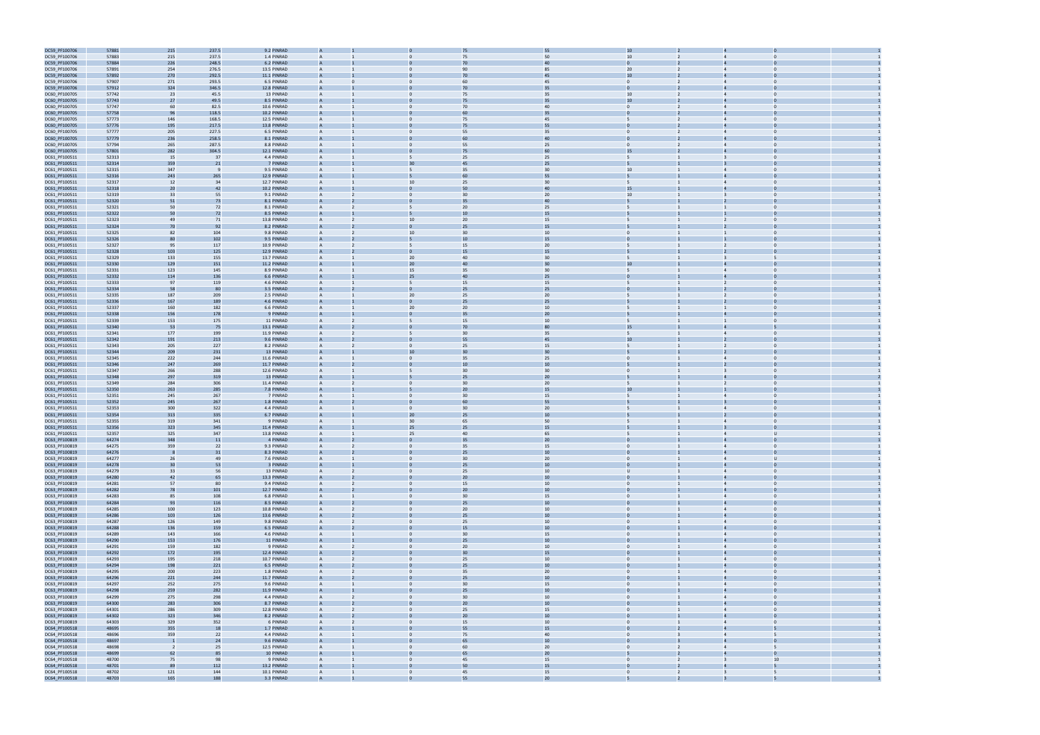| | | | | | | | | | | | | | | |
|---|---|---|---|---|---|---|---|---|---|---|---|---|---|---|
| DC59_PF100706 | 57881 | 215 | 237.5 | 9.2 PINRAD | A | 1 | 0 | 75 | 55 | 10 | 2 | 4 | 0 | 1 |
| DC59_PF100706 | 57883 | 215 | 237.5 | 1.4 PINRAD | A | 1 | 0 | 75 | 50 | 10 | 2 | 4 | 0 | 1 |
| DC59_PF100706 | 57884 | 226 | 248.5 | 6.2 PINRAD | A | 1 | 0 | 70 | 40 | 0 | 2 | 4 | 0 | 1 |
| DC59_PF100706 | 57891 | 254 | 276.5 | 13.5 PINRAD | A | 1 | 0 | 90 | 85 | 20 | 2 | 4 | 0 | 1 |
| DC59_PF100706 | 57892 | 270 | 292.5 | 11.1 PINRAD | A | 1 | 0 | 70 | 45 | 10 | 2 | 4 | 0 | 1 |
| DC59_PF100706 | 57907 | 271 | 293.5 | 6.5 PINRAD | A | 0 | 0 | 60 | 45 | 0 | 2 | 4 | 0 | 1 |
| DC59_PF100706 | 57912 | 324 | 346.5 | 12.8 PINRAD | A | 1 | 0 | 70 | 35 | 0 | 2 | 4 | 0 | 1 |
| DC60_PF100705 | 57742 | 23 | 45.5 | 13 PINRAD | A | 1 | 0 | 75 | 35 | 10 | 2 | 4 | 0 | 1 |
| DC60_PF100705 | 57743 | 27 | 49.5 | 8.5 PINRAD | A | 1 | 0 | 75 | 35 | 10 | 2 | 4 | 0 | 1 |
| DC60_PF100705 | 57747 | 60 | 82.5 | 10.6 PINRAD | A | 1 | 0 | 70 | 40 | 0 | 2 | 4 | 0 | 1 |
| DC60_PF100705 | 57758 | 96 | 118.5 | 10.2 PINRAD | A | 1 | 0 | 60 | 35 | 0 | 2 | 4 | 0 | 1 |
| DC60_PF100705 | 57773 | 146 | 168.5 | 12.5 PINRAD | A | 1 | 0 | 75 | 45 | 5 | 2 | 4 | 0 | 1 |
| DC60_PF100705 | 57776 | 195 | 217.5 | 13.8 PINRAD | A | 1 | 0 | 75 | 55 | 0 | 2 | 4 | 0 | 1 |
| DC60_PF100705 | 57777 | 205 | 227.5 | 6.5 PINRAD | A | 1 | 0 | 55 | 35 | 0 | 2 | 4 | 0 | 1 |
| DC60_PF100705 | 57779 | 236 | 258.5 | 8.1 PINRAD | A | 1 | 0 | 60 | 40 | 0 | 2 | 4 | 0 | 1 |
| DC60_PF100705 | 57794 | 265 | 287.5 | 8.8 PINRAD | A | 1 | 0 | 55 | 25 | 0 | 2 | 4 | 0 | 1 |
| DC60_PF100705 | 57801 | 282 | 304.5 | 12.1 PINRAD | A | 1 | 0 | 75 | 60 | 15 | 2 | 4 | 0 | 1 |
| DC61_PF100511 | 52313 | 15 | 37 | 4.4 PINRAD | A | 1 | 5 | 25 | 25 | 5 | 1 | 3 | 0 | 1 |
| DC61_PF100511 | 52314 | 359 | 21 | 7 PINRAD | A | 1 | 30 | 45 | 25 | 5 | 1 | 3 | 0 | 1 |
| DC61_PF100511 | 52315 | 347 | 9 | 9.5 PINRAD | A | 1 | 5 | 35 | 30 | 10 | 1 | 4 | 0 | 1 |
| DC61_PF100511 | 52316 | 243 | 265 | 12.9 PINRAD | A | 1 | 5 | 60 | 55 | 5 | 1 | 4 | 0 | 1 |
| DC61_PF100511 | 52317 | 12 | 34 | 12.7 PINRAD | A | 1 | 10 | 25 | 30 | 5 | 1 | 4 | 0 | 1 |
| DC61_PF100511 | 52318 | 20 | 42 | 10.2 PINRAD | A | 1 | 0 | 50 | 40 | 15 | 1 | 4 | 0 | 1 |
| DC61_PF100511 | 52319 | 33 | 55 | 9.1 PINRAD | A | 2 | 0 | 30 | 20 | 10 | 1 | 3 | 0 | 1 |
| DC61_PF100511 | 52320 | 51 | 73 | 8.1 PINRAD | A | 2 | 0 | 35 | 40 | 5 | 1 | 2 | 0 | 1 |
| DC61_PF100511 | 52321 | 50 | 72 | 8.1 PINRAD | A | 2 | 5 | 20 | 25 | 5 | 1 | 1 | 0 | 1 |
| DC61_PF100511 | 52322 | 50 | 72 | 8.5 PINRAD | A | 1 | 5 | 10 | 15 | 5 | 1 | 1 | 0 | 1 |
| DC61_PF100511 | 52323 | 49 | 71 | 13.8 PINRAD | A | 2 | 10 | 20 | 15 | 5 | 1 | 2 | 0 | 1 |
| DC61_PF100511 | 52324 | 70 | 92 | 8.2 PINRAD | A | 2 | 0 | 25 | 15 | 5 | 1 | 2 | 0 | 1 |
| DC61_PF100511 | 52325 | 82 | 104 | 9.8 PINRAD | A | 2 | 10 | 30 | 10 | 0 | 1 | 1 | 0 | 1 |
| DC61_PF100511 | 52326 | 80 | 102 | 9.5 PINRAD | A | 2 | 5 | 10 | 15 | 0 | 1 | 1 | 0 | 1 |
| DC61_PF100511 | 52327 | 95 | 117 | 10.9 PINRAD | A | 2 | 5 | 15 | 20 | 5 | 1 | 2 | 0 | 1 |
| DC61_PF100511 | 52328 | 103 | 125 | 12.9 PINRAD | A | 2 | 0 | 15 | 15 | 5 | 1 | 2 | 0 | 1 |
| DC61_PF100511 | 52329 | 133 | 155 | 13.7 PINRAD | A | 1 | 20 | 40 | 30 | 5 | 1 | 3 | 5 | 1 |
| DC61_PF100511 | 52330 | 129 | 151 | 11.2 PINRAD | A | 1 | 20 | 40 | 30 | 10 | 1 | 4 | 0 | 1 |
| DC61_PF100511 | 52331 | 123 | 145 | 8.9 PINRAD | A | 1 | 15 | 35 | 30 | 5 | 1 | 4 | 0 | 1 |
| DC61_PF100511 | 52332 | 114 | 136 | 6.6 PINRAD | A | 1 | 25 | 40 | 25 | 0 | 1 | 4 | 0 | 1 |
| DC61_PF100511 | 52333 | 97 | 119 | 4.6 PINRAD | A | 1 | 5 | 15 | 15 | 5 | 1 | 2 | 0 | 1 |
| DC61_PF100511 | 52334 | 58 | 80 | 3.5 PINRAD | A | 2 | 0 | 25 | 25 | 0 | 1 | 2 | 0 | 1 |
| DC61_PF100511 | 52335 | 187 | 209 | 2.5 PINRAD | A | 1 | 20 | 25 | 20 | 5 | 1 | 2 | 0 | 1 |
| DC61_PF100511 | 52336 | 167 | 189 | 4.6 PINRAD | A | 1 | 0 | 25 | 25 | 5 | 1 | 2 | 0 | 1 |
| DC61_PF100511 | 52337 | 160 | 182 | 6.6 PINRAD | A | 1 | 20 | 20 | 10 | 5 | 1 | 1 | 0 | 1 |
| DC61_PF100511 | 52338 | 156 | 178 | 9 PINRAD | A | 1 | 0 | 35 | 20 | 5 | 1 | 4 | 0 | 1 |
| DC61_PF100511 | 52339 | 153 | 175 | 11 PINRAD | A | 2 | 5 | 15 | 10 | 5 | 1 | 1 | 0 | 1 |
| DC61_PF100511 | 52340 | 53 | 75 | 13.1 PINRAD | A | 2 | 0 | 70 | 80 | 15 | 1 | 4 | 5 | 1 |
| DC61_PF100511 | 52341 | 177 | 199 | 11.9 PINRAD | A | 2 | 5 | 30 | 35 | 5 | 1 | 4 | 0 | 1 |
| DC61_PF100511 | 52342 | 191 | 213 | 9.6 PINRAD | A | 2 | 0 | 55 | 45 | 10 | 1 | 2 | 0 | 1 |
| DC61_PF100511 | 52343 | 205 | 227 | 8.2 PINRAD | A | 2 | 0 | 25 | 15 | 5 | 1 | 2 | 0 | 1 |
| DC61_PF100511 | 52344 | 209 | 231 | 13 PINRAD | A | 1 | 10 | 30 | 30 | 5 | 1 | 2 | 0 | 1 |
| DC61_PF100511 | 52345 | 222 | 244 | 11.6 PINRAD | A | 1 | 0 | 35 | 25 | 0 | 1 | 4 | 0 | 1 |
| DC61_PF100511 | 52346 | 247 | 269 | 11.7 PINRAD | A | 2 | 0 | 10 | 10 | 5 | 1 | 2 | 0 | 1 |
| DC61_PF100511 | 52347 | 266 | 288 | 12.6 PINRAD | A | 1 | 5 | 30 | 30 | 0 | 1 | 3 | 0 | 1 |
| DC61_PF100511 | 52348 | 297 | 319 | 13 PINRAD | A | 1 | 5 | 25 | 20 | 5 | 1 | 4 | 0 | 2 |
| DC61_PF100511 | 52349 | 284 | 306 | 11.4 PINRAD | A | 2 | 0 | 30 | 20 | 5 | 1 | 2 | 0 | 1 |
| DC61_PF100511 | 52350 | 263 | 285 | 7.8 PINRAD | A | 1 | 5 | 20 | 15 | 10 | 1 | 1 | 0 | 1 |
| DC61_PF100511 | 52351 | 245 | 267 | 7 PINRAD | A | 1 | 0 | 30 | 15 | 5 | 1 | 4 | 0 | 1 |
| DC61_PF100511 | 52352 | 245 | 267 | 1.8 PINRAD | A | 2 | 0 | 60 | 55 | 5 | 1 | 3 | 0 | 1 |
| DC61_PF100511 | 52353 | 300 | 322 | 4.4 PINRAD | A | 1 | 0 | 30 | 20 | 5 | 1 | 4 | 0 | 1 |
| DC61_PF100511 | 52354 | 313 | 335 | 6.7 PINRAD | A | 1 | 20 | 25 | 10 | 5 | 1 | 2 | 0 | 1 |
| DC61_PF100511 | 52355 | 319 | 341 | 9 PINRAD | A | 1 | 30 | 65 | 50 | 5 | 1 | 4 | 0 | 1 |
| DC61_PF100511 | 52356 | 323 | 345 | 11.4 PINRAD | A | 1 | 25 | 25 | 15 | 5 | 1 | 3 | 0 | 1 |
| DC61_PF100511 | 52357 | 325 | 347 | 13.8 PINRAD | A | 1 | 25 | 40 | 65 | 5 | 1 | 4 | U | 1 |
| DC63_PF100819 | 64274 | 348 | 11 | 4 PINRAD | A | 2 | 0 | 35 | 20 | 0 | 1 | 4 | 0 | 1 |
| DC63_PF100819 | 64275 | 359 | 22 | 9.3 PINRAD | A | 2 | 0 | 35 | 15 | 0 | 1 | 4 | 0 | 1 |
| DC63_PF100819 | 64276 | 8 | 31 | 8.3 PINRAD | A | 2 | 0 | 25 | 10 | 0 | 1 | 4 | 0 | 1 |
| DC63_PF100819 | 64277 | 26 | 49 | 7.6 PINRAD | A | 1 | 0 | 30 | 20 | 0 | 1 | 4 | U | 1 |
| DC63_PF100819 | 64278 | 30 | 53 | 3 PINRAD | A | 1 | 0 | 25 | 10 | 0 | 1 | 4 | 0 | 1 |
| DC63_PF100819 | 64279 | 33 | 56 | 13 PINRAD | A | 2 | 0 | 25 | 10 | U | 1 | 4 | 0 | 1 |
| DC63_PF100819 | 64280 | 42 | 65 | 13.3 PINRAD | A | 2 | 0 | 20 | 10 | 0 | 1 | 4 | 0 | 1 |
| DC63_PF100819 | 64281 | 57 | 80 | 9.4 PINRAD | A | 2 | 0 | 15 | 10 | 0 | 1 | 4 | 0 | 1 |
| DC63_PF100819 | 64282 | 78 | 101 | 12.7 PINRAD | A | 2 | 0 | 20 | 10 | 0 | 1 | 4 | 0 | 1 |
| DC63_PF100819 | 64283 | 85 | 108 | 6.8 PINRAD | A | 1 | 0 | 30 | 15 | 0 | 1 | 4 | 0 | 1 |
| DC63_PF100819 | 64284 | 93 | 116 | 8.5 PINRAD | A | 2 | 0 | 25 | 10 | 0 | 1 | 4 | 0 | 1 |
| DC63_PF100819 | 64285 | 100 | 123 | 10.8 PINRAD | A | 2 | 0 | 20 | 10 | 0 | 1 | 4 | 0 | 1 |
| DC63_PF100819 | 64286 | 103 | 126 | 13.6 PINRAD | A | 2 | 0 | 25 | 10 | 0 | 1 | 4 | 0 | 1 |
| DC63_PF100819 | 64287 | 126 | 149 | 9.8 PINRAD | A | 2 | 0 | 25 | 10 | 0 | 1 | 4 | 0 | 1 |
| DC63_PF100819 | 64288 | 136 | 159 | 6.5 PINRAD | A | 2 | 0 | 15 | 10 | 0 | 1 | 4 | 0 | 1 |
| DC63_PF100819 | 64289 | 143 | 166 | 4.6 PINRAD | A | 1 | 0 | 30 | 15 | 0 | 1 | 4 | 0 | 1 |
| DC63_PF100819 | 64290 | 153 | 176 | 11 PINRAD | A | 1 | 0 | 25 | 10 | 0 | 1 | 4 | 0 | 1 |
| DC63_PF100819 | 64291 | 159 | 182 | 9 PINRAD | A | 2 | 0 | 20 | 10 | 0 | 1 | 4 | 0 | 1 |
| DC63_PF100819 | 64292 | 172 | 195 | 12.4 PINRAD | A | 2 | 0 | 30 | 15 | 0 | 1 | 4 | 0 | 1 |
| DC63_PF100819 | 64293 | 195 | 218 | 10.7 PINRAD | A | 2 | 0 | 25 | 10 | 0 | 1 | 4 | 0 | 1 |
| DC63_PF100819 | 64294 | 198 | 221 | 6.5 PINRAD | A | 2 | 0 | 25 | 10 | 0 | 1 | 4 | 0 | 1 |
| DC63_PF100819 | 64295 | 200 | 223 | 1.8 PINRAD | A | 2 | 0 | 35 | 20 | 0 | 1 | 4 | 0 | 1 |
| DC63_PF100819 | 64296 | 221 | 244 | 11.7 PINRAD | A | 2 | 0 | 25 | 10 | 0 | 1 | 4 | 0 | 1 |
| DC63_PF100819 | 64297 | 252 | 275 | 9.6 PINRAD | A | 1 | 0 | 30 | 15 | 0 | 1 | 4 | 0 | 1 |
| DC63_PF100819 | 64298 | 259 | 282 | 11.9 PINRAD | A | 1 | 0 | 25 | 10 | 0 | 1 | 4 | 0 | 1 |
| DC63_PF100819 | 64299 | 275 | 298 | 4.4 PINRAD | A | 2 | 0 | 30 | 10 | 0 | 1 | 4 | 0 | 1 |
| DC63_PF100819 | 64300 | 283 | 306 | 8.7 PINRAD | A | 2 | 0 | 20 | 10 | 0 | 1 | 4 | 0 | 1 |
| DC63_PF100819 | 64301 | 286 | 309 | 12.8 PINRAD | A | 2 | 0 | 25 | 15 | 0 | 1 | 4 | 0 | 1 |
| DC63_PF100819 | 64302 | 323 | 346 | 8.2 PINRAD | A | 2 | 0 | 20 | 10 | 0 | 1 | 4 | 0 | 1 |
| DC63_PF100819 | 64303 | 329 | 352 | 6 PINRAD | A | 2 | 0 | 15 | 10 | 0 | 1 | 4 | 0 | 1 |
| DC64_PF100518 | 48695 | 355 | 18 | 1.7 PINRAD | A | 1 | 0 | 55 | 15 | 0 | 2 | 4 | 5 | 1 |
| DC64_PF100518 | 48696 | 359 | 22 | 4.4 PINRAD | A | 1 | 0 | 75 | 40 | 0 | 3 | 4 | 5 | 1 |
| DC64_PF100518 | 48697 | 1 | 24 | 9.6 PINRAD | A | 1 | 0 | 65 | 10 | 0 | 3 | 4 | 0 | 1 |
| DC64_PF100518 | 48698 | 2 | 25 | 12.5 PINRAD | A | 1 | 0 | 60 | 20 | 0 | 2 | 4 | 5 | 1 |
| DC64_PF100518 | 48699 | 62 | 85 | 10 PINRAD | A | 1 | 0 | 65 | 20 | 5 | 2 | 4 | 0 | 1 |
| DC64_PF100518 | 48700 | 75 | 98 | 9 PINRAD | A | 1 | 0 | 45 | 15 | 0 | 2 | 3 | 10 | 1 |
| DC64_PF100518 | 48701 | 89 | 112 | 13.2 PINRAD | A | 1 | 0 | 50 | 15 | 0 | 2 | 4 | 5 | 1 |
| DC64_PF100518 | 48702 | 121 | 144 | 10.1 PINRAD | A | 1 | 0 | 45 | 15 | 0 | 2 | 3 | 5 | 1 |
| DC64_PF100518 | 48703 | 165 | 188 | 3.3 PINRAD | A | 1 | 0 | 55 | 20 | 5 | 2 | 3 | 5 | 1 |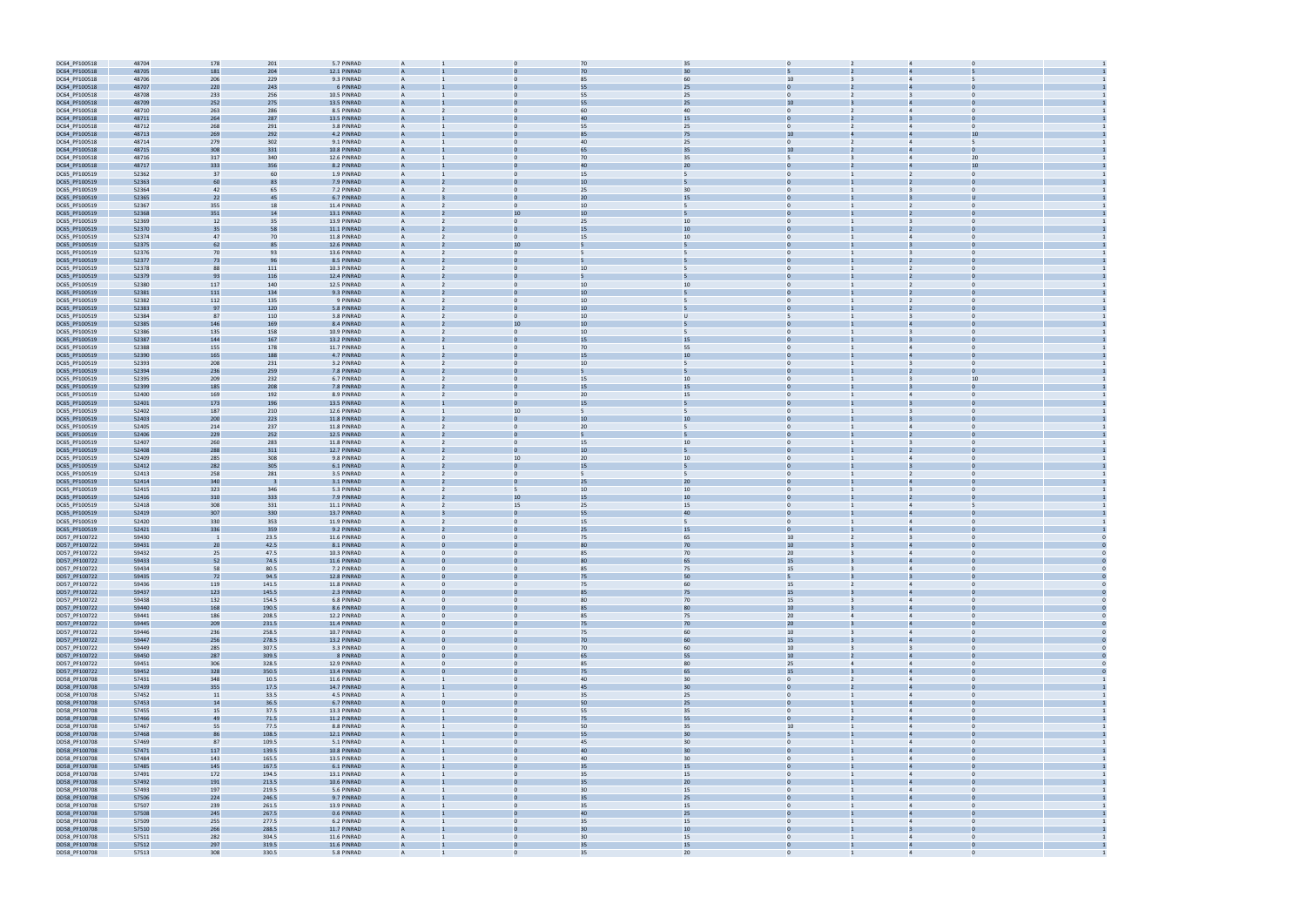| | | | | | | | | | | | | | | |
|---|---|---|---|---|---|---|---|---|---|---|---|---|---|---|
| DC64_PF100518 | 48704 | 178 | 201 | 5.7 PINRAD | A | 1 | 0 | 70 | 35 | 0 | 2 | 4 | 0 | 1 |
| DC64_PF100518 | 48705 | 181 | 204 | 12.1 PINRAD | A | 1 | 0 | 70 | 30 | 5 | 2 | 4 | 5 | 1 |
| DC64_PF100518 | 48706 | 206 | 229 | 9.3 PINRAD | A | 1 | 0 | 85 | 60 | 10 | 3 | 4 | 5 | 1 |
| DC64_PF100518 | 48707 | 220 | 243 | 6 PINRAD | A | 1 | 0 | 55 | 25 | 0 | 2 | 4 | 0 | 1 |
| DC64_PF100518 | 48708 | 233 | 256 | 10.5 PINRAD | A | 1 | 0 | 55 | 25 | 0 | 2 | 3 | 0 | 1 |
| DC64_PF100518 | 48709 | 252 | 275 | 13.5 PINRAD | A | 1 | 0 | 55 | 25 | 10 | 3 | 4 | 0 | 1 |
| DC64_PF100518 | 48710 | 263 | 286 | 8.5 PINRAD | A | 2 | 0 | 60 | 40 | 0 | 2 | 4 | 0 | 1 |
| DC64_PF100518 | 48711 | 264 | 287 | 13.5 PINRAD | A | 1 | 0 | 40 | 15 | 0 | 2 | 3 | 0 | 1 |
| DC64_PF100518 | 48712 | 268 | 291 | 3.8 PINRAD | A | 1 | 0 | 55 | 25 | 0 | 2 | 4 | 0 | 1 |
| DC64_PF100518 | 48713 | 269 | 292 | 4.2 PINRAD | A | 1 | 0 | 85 | 75 | 10 | 4 | 4 | 10 | 1 |
| DC64_PF100518 | 48714 | 279 | 302 | 9.1 PINRAD | A | 1 | 0 | 40 | 25 | 0 | 2 | 4 | 5 | 1 |
| DC64_PF100518 | 48715 | 308 | 331 | 10.8 PINRAD | A | 1 | 0 | 65 | 35 | 10 | 2 | 4 | 0 | 1 |
| DC64_PF100518 | 48716 | 317 | 340 | 12.6 PINRAD | A | 1 | 0 | 70 | 35 | 5 | 3 | 4 | 20 | 1 |
| DC64_PF100518 | 48717 | 333 | 356 | 8.2 PINRAD | A | 1 | 0 | 40 | 20 | 0 | 2 | 4 | 10 | 1 |
| DC65_PF100519 | 52362 | 37 | 60 | 1.9 PINRAD | A | 1 | 0 | 15 | 5 | 0 | 1 | 2 | 0 | 1 |
| DC65_PF100519 | 52363 | 60 | 83 | 7.9 PINRAD | A | 2 | 0 | 10 | 5 | 0 | 1 | 2 | 0 | 1 |
| DC65_PF100519 | 52364 | 42 | 65 | 7.2 PINRAD | A | 2 | 0 | 25 | 30 | 0 | 1 | 3 | 0 | 1 |
| DC65_PF100519 | 52365 | 22 | 45 | 6.7 PINRAD | A | 3 | 0 | 20 | 15 | 0 | 1 | 3 | 0 | 1 |
| DC65_PF100519 | 52367 | 355 | 18 | 11.4 PINRAD | A | 2 | 0 | 10 | 5 | 0 | 1 | 2 | 0 | 1 |
| DC65_PF100519 | 52368 | 351 | 14 | 13.1 PINRAD | A | 2 | 10 | 10 | 5 | 0 | 1 | 2 | 0 | 1 |
| DC65_PF100519 | 52369 | 12 | 35 | 13.9 PINRAD | A | 2 | 0 | 25 | 10 | 0 | 1 | 3 | 0 | 1 |
| DC65_PF100519 | 52370 | 35 | 58 | 11.1 PINRAD | A | 2 | 0 | 15 | 10 | 0 | 1 | 2 | 0 | 1 |
| DC65_PF100519 | 52374 | 47 | 70 | 11.8 PINRAD | A | 2 | 0 | 15 | 10 | 0 | 1 | 4 | 0 | 1 |
| DC65_PF100519 | 52375 | 62 | 85 | 12.6 PINRAD | A | 2 | 10 | 5 | 5 | 0 | 1 | 3 | 0 | 1 |
| DC65_PF100519 | 52376 | 70 | 93 | 13.6 PINRAD | A | 2 | 0 | 5 | 5 | 0 | 1 | 3 | 0 | 1 |
| DC65_PF100519 | 52377 | 73 | 96 | 8.5 PINRAD | A | 2 | 0 | 5 | 5 | 0 | 1 | 2 | 0 | 1 |
| DC65_PF100519 | 52378 | 88 | 111 | 10.3 PINRAD | A | 2 | 0 | 10 | 5 | 0 | 1 | 2 | 0 | 1 |
| DC65_PF100519 | 52379 | 93 | 116 | 12.4 PINRAD | A | 2 | 0 | 5 | 5 | 0 | 1 | 2 | 0 | 1 |
| DC65_PF100519 | 52380 | 117 | 140 | 12.5 PINRAD | A | 2 | 0 | 10 | 10 | 0 | 1 | 2 | 0 | 1 |
| DC65_PF100519 | 52381 | 111 | 134 | 9.3 PINRAD | A | 2 | 0 | 10 | 5 | 0 | 1 | 2 | 0 | 1 |
| DC65_PF100519 | 52382 | 112 | 135 | 9 PINRAD | A | 2 | 0 | 10 | 5 | 0 | 1 | 2 | 0 | 1 |
| DC65_PF100519 | 52383 | 97 | 120 | 5.8 PINRAD | A | 2 | 0 | 10 | 5 | 0 | 1 | 2 | 0 | 1 |
| DC65_PF100519 | 52384 | 87 | 110 | 3.8 PINRAD | A | 2 | 0 | 10 | 0 | 5 | 1 | 3 | 0 | 1 |
| DC65_PF100519 | 52385 | 146 | 169 | 8.4 PINRAD | A | 2 | 10 | 10 | 5 | 0 | 1 | 4 | 0 | 1 |
| DC65_PF100519 | 52386 | 135 | 158 | 10.9 PINRAD | A | 2 | 0 | 10 | 5 | 0 | 1 | 3 | 0 | 1 |
| DC65_PF100519 | 52387 | 144 | 167 | 13.2 PINRAD | A | 2 | 0 | 15 | 15 | 0 | 1 | 3 | 0 | 1 |
| DC65_PF100519 | 52388 | 155 | 178 | 11.7 PINRAD | A | 1 | 0 | 70 | 55 | 0 | 1 | 4 | 0 | 1 |
| DC65_PF100519 | 52390 | 165 | 188 | 4.7 PINRAD | A | 2 | 0 | 15 | 10 | 0 | 1 | 4 | 0 | 1 |
| DC65_PF100519 | 52393 | 208 | 231 | 3.2 PINRAD | A | 2 | 0 | 10 | 5 | 0 | 1 | 3 | 0 | 1 |
| DC65_PF100519 | 52394 | 236 | 259 | 7.8 PINRAD | A | 2 | 0 | 5 | 5 | 0 | 1 | 2 | 0 | 1 |
| DC65_PF100519 | 52395 | 209 | 232 | 6.7 PINRAD | A | 2 | 0 | 15 | 10 | 0 | 1 | 3 | 10 | 1 |
| DC65_PF100519 | 52399 | 185 | 208 | 7.8 PINRAD | A | 2 | 0 | 15 | 15 | 0 | 1 | 3 | 0 | 1 |
| DC65_PF100519 | 52400 | 169 | 192 | 8.9 PINRAD | A | 2 | 0 | 20 | 15 | 0 | 1 | 4 | 0 | 1 |
| DC65_PF100519 | 52401 | 173 | 196 | 13.5 PINRAD | A | 1 | 0 | 15 | 5 | 0 | 1 | 3 | 0 | 1 |
| DC65_PF100519 | 52402 | 187 | 210 | 12.6 PINRAD | A | 1 | 10 | 5 | 5 | 0 | 1 | 3 | 0 | 1 |
| DC65_PF100519 | 52403 | 200 | 223 | 11.8 PINRAD | A | 2 | 0 | 10 | 10 | 0 | 1 | 3 | 0 | 1 |
| DC65_PF100519 | 52405 | 214 | 237 | 11.8 PINRAD | A | 2 | 0 | 20 | 5 | 0 | 1 | 4 | 0 | 1 |
| DC65_PF100519 | 52406 | 229 | 252 | 12.5 PINRAD | A | 2 | 0 | 5 | 5 | 0 | 1 | 2 | 0 | 1 |
| DC65_PF100519 | 52407 | 260 | 283 | 11.8 PINRAD | A | 2 | 0 | 15 | 10 | 0 | 1 | 3 | 0 | 1 |
| DC65_PF100519 | 52408 | 288 | 311 | 12.7 PINRAD | A | 2 | 0 | 10 | 5 | 0 | 1 | 2 | 0 | 1 |
| DC65_PF100519 | 52409 | 285 | 308 | 9.8 PINRAD | A | 2 | 10 | 20 | 10 | 0 | 1 | 4 | 0 | 1 |
| DC65_PF100519 | 52412 | 282 | 305 | 6.1 PINRAD | A | 2 | 0 | 15 | 5 | 0 | 1 | 3 | 0 | 1 |
| DC65_PF100519 | 52413 | 258 | 281 | 3.5 PINRAD | A | 2 | 0 | 5 | 5 | 0 | 1 | 2 | 0 | 1 |
| DC65_PF100519 | 52414 | 340 | 3 | 3.1 PINRAD | A | 2 | 0 | 25 | 20 | 0 | 1 | 4 | 0 | 1 |
| DC65_PF100519 | 52415 | 323 | 346 | 5.3 PINRAD | A | 2 | 5 | 10 | 10 | 0 | 1 | 3 | 0 | 1 |
| DC65_PF100519 | 52416 | 310 | 333 | 7.9 PINRAD | A | 2 | 10 | 15 | 10 | 0 | 1 | 2 | 0 | 1 |
| DC65_PF100519 | 52418 | 308 | 331 | 11.1 PINRAD | A | 2 | 15 | 25 | 15 | 0 | 1 | 4 | 5 | 1 |
| DC65_PF100519 | 52419 | 307 | 330 | 13.7 PINRAD | A | 3 | 0 | 55 | 40 | 0 | 1 | 4 | 0 | 1 |
| DC65_PF100519 | 52420 | 330 | 353 | 11.9 PINRAD | A | 2 | 0 | 15 | 5 | 0 | 1 | 4 | 0 | 1 |
| DC65_PF100519 | 52421 | 336 | 359 | 9.2 PINRAD | A | 2 | 0 | 25 | 15 | 0 | 1 | 4 | 0 | 1 |
| DD57_PF100722 | 59430 | 1 | 23.5 | 11.6 PINRAD | A | 0 | 0 | 75 | 65 | 10 | 2 | 3 | 0 | 0 |
| DD57_PF100722 | 59431 | 20 | 42.5 | 8.1 PINRAD | A | 0 | 0 | 80 | 70 | 10 | 3 | 4 | 0 | 0 |
| DD57_PF100722 | 59432 | 25 | 47.5 | 10.3 PINRAD | A | 0 | 0 | 85 | 70 | 20 | 3 | 4 | 0 | 0 |
| DD57_PF100722 | 59433 | 52 | 74.5 | 11.6 PINRAD | A | 0 | 0 | 80 | 65 | 15 | 3 | 4 | 0 | 0 |
| DD57_PF100722 | 59434 | 58 | 80.5 | 7.2 PINRAD | A | 0 | 0 | 85 | 75 | 15 | 3 | 4 | 0 | 0 |
| DD57_PF100722 | 59435 | 72 | 94.5 | 12.8 PINRAD | A | 0 | 0 | 75 | 50 | 5 | 3 | 3 | 0 | 0 |
| DD57_PF100722 | 59436 | 119 | 141.5 | 11.8 PINRAD | A | 0 | 0 | 75 | 60 | 15 | 2 | 4 | 0 | 0 |
| DD57_PF100722 | 59437 | 123 | 145.5 | 2.3 PINRAD | A | 0 | 0 | 85 | 75 | 15 | 3 | 4 | 0 | 0 |
| DD57_PF100722 | 59438 | 132 | 154.5 | 6.8 PINRAD | A | 0 | 0 | 80 | 70 | 15 | 3 | 4 | 0 | 0 |
| DD57_PF100722 | 59440 | 168 | 190.5 | 8.6 PINRAD | A | 0 | 0 | 85 | 80 | 10 | 3 | 4 | 0 | 0 |
| DD57_PF100722 | 59441 | 186 | 208.5 | 12.2 PINRAD | A | 0 | 0 | 85 | 75 | 20 | 4 | 4 | 0 | 0 |
| DD57_PF100722 | 59445 | 209 | 231.5 | 11.4 PINRAD | A | 0 | 0 | 75 | 70 | 20 | 3 | 4 | 0 | 0 |
| DD57_PF100722 | 59446 | 236 | 258.5 | 10.7 PINRAD | A | 0 | 0 | 75 | 60 | 10 | 3 | 4 | 0 | 0 |
| DD57_PF100722 | 59447 | 256 | 278.5 | 13.2 PINRAD | A | 0 | 0 | 70 | 60 | 15 | 3 | 4 | 0 | 0 |
| DD57_PF100722 | 59449 | 285 | 307.5 | 3.3 PINRAD | A | 0 | 0 | 70 | 60 | 10 | 3 | 3 | 0 | 0 |
| DD57_PF100722 | 59450 | 287 | 309.5 | 8 PINRAD | A | 0 | 0 | 65 | 55 | 10 | 2 | 4 | 0 | 0 |
| DD57_PF100722 | 59451 | 306 | 328.5 | 12.9 PINRAD | A | 0 | 0 | 85 | 80 | 25 | 4 | 4 | 0 | 0 |
| DD57_PF100722 | 59452 | 328 | 350.5 | 13.4 PINRAD | A | 0 | 0 | 75 | 65 | 15 | 3 | 4 | 0 | 0 |
| DD58_PF100708 | 57431 | 348 | 10.5 | 11.6 PINRAD | A | 1 | 0 | 40 | 30 | 0 | 1 | 4 | 0 | 1 |
| DD58_PF100708 | 57439 | 355 | 17.5 | 14.7 PINRAD | A | 1 | 0 | 45 | 30 | 0 | 2 | 4 | 0 | 1 |
| DD58_PF100708 | 57452 | 11 | 33.5 | 4.5 PINRAD | A | 1 | 0 | 35 | 25 | 0 | 1 | 4 | 0 | 1 |
| DD58_PF100708 | 57453 | 14 | 36.5 | 6.7 PINRAD | A | 0 | 0 | 50 | 25 | 0 | 1 | 4 | 0 | 1 |
| DD58_PF100708 | 57455 | 15 | 37.5 | 13.3 PINRAD | A | 1 | 0 | 55 | 35 | 0 | 1 | 4 | 0 | 1 |
| DD58_PF100708 | 57466 | 49 | 71.5 | 11.2 PINRAD | A | 1 | 0 | 75 | 55 | 0 | 2 | 4 | 0 | 1 |
| DD58_PF100708 | 57467 | 55 | 77.5 | 8.8 PINRAD | A | 1 | 0 | 50 | 35 | 10 | 1 | 4 | 0 | 1 |
| DD58_PF100708 | 57468 | 86 | 108.5 | 12.1 PINRAD | A | 1 | 0 | 55 | 30 | 5 | 1 | 4 | 0 | 1 |
| DD58_PF100708 | 57469 | 87 | 109.5 | 5.1 PINRAD | A | 1 | 0 | 45 | 30 | 0 | 1 | 4 | 0 | 1 |
| DD58_PF100708 | 57471 | 117 | 139.5 | 10.8 PINRAD | A | 1 | 0 | 40 | 30 | 0 | 1 | 4 | 0 | 1 |
| DD58_PF100708 | 57484 | 143 | 165.5 | 13.5 PINRAD | A | 1 | 0 | 40 | 30 | 0 | 1 | 4 | 0 | 1 |
| DD58_PF100708 | 57485 | 145 | 167.5 | 6.1 PINRAD | A | 1 | 0 | 35 | 15 | 0 | 1 | 4 | 0 | 1 |
| DD58_PF100708 | 57491 | 172 | 194.5 | 13.1 PINRAD | A | 1 | 0 | 35 | 15 | 0 | 1 | 4 | 0 | 1 |
| DD58_PF100708 | 57492 | 191 | 213.5 | 10.6 PINRAD | A | 1 | 0 | 35 | 20 | 0 | 1 | 4 | 0 | 1 |
| DD58_PF100708 | 57493 | 197 | 219.5 | 5.6 PINRAD | A | 1 | 0 | 30 | 15 | 0 | 1 | 4 | 0 | 1 |
| DD58_PF100708 | 57506 | 224 | 246.5 | 9.7 PINRAD | A | 1 | 0 | 35 | 25 | 0 | 1 | 4 | 0 | 1 |
| DD58_PF100708 | 57507 | 239 | 261.5 | 13.9 PINRAD | A | 1 | 0 | 35 | 15 | 0 | 1 | 4 | 0 | 1 |
| DD58_PF100708 | 57508 | 245 | 267.5 | 0.6 PINRAD | A | 1 | 0 | 40 | 25 | 0 | 1 | 4 | 0 | 1 |
| DD58_PF100708 | 57509 | 255 | 277.5 | 6.2 PINRAD | A | 1 | 0 | 35 | 15 | 0 | 1 | 4 | 0 | 1 |
| DD58_PF100708 | 57510 | 266 | 288.5 | 11.7 PINRAD | A | 1 | 0 | 30 | 10 | 0 | 1 | 3 | 0 | 1 |
| DD58_PF100708 | 57511 | 282 | 304.5 | 11.6 PINRAD | A | 1 | 0 | 30 | 15 | 0 | 1 | 4 | 0 | 1 |
| DD58_PF100708 | 57512 | 297 | 319.5 | 11.6 PINRAD | A | 1 | 0 | 35 | 15 | 0 | 1 | 4 | 0 | 1 |
| DD58_PF100708 | 57513 | 308 | 330.5 | 5.8 PINRAD | A | 1 | 0 | 35 | 20 | 0 | 1 | 4 | 0 | 1 |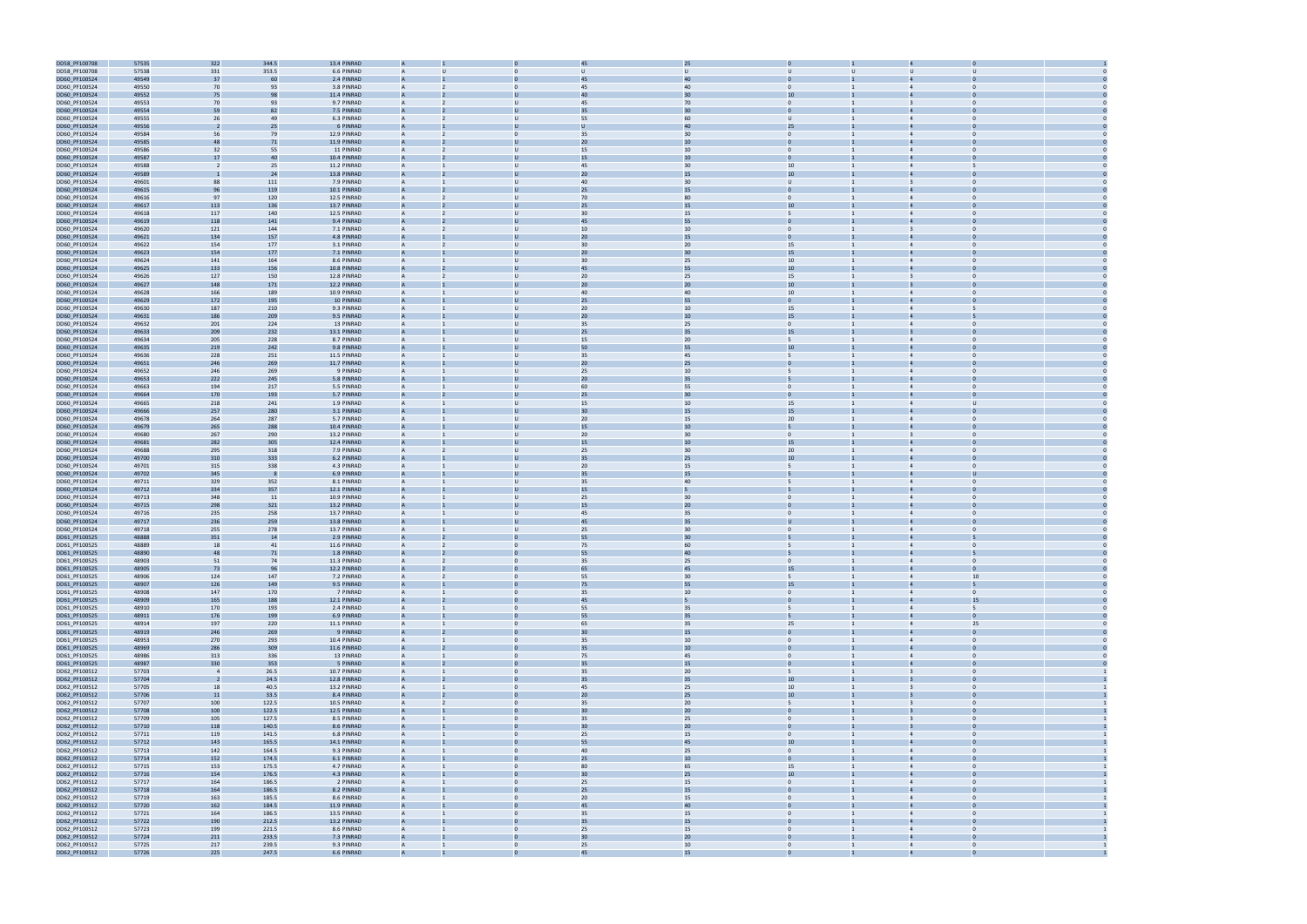| | | | | | | | | | | | | | | |
|---|---|---|---|---|---|---|---|---|---|---|---|---|---|---|
| D058_PF100708 | 57535 | 322 | 344.5 | 13.4 | PINRAD | A | 1 | 0 | 45 | 25 | 0 | 1 | 4 | 0 | 1 |
| D058_PF100708 | 57538 | 331 | 353.5 | 6.6 | PINRAD | A | U | 0 | U | U | U | U | U | U | 1 |
| D060_PF100524 | 49549 | 37 | 60 | 2.4 | PINRAD | A | 1 | 0 | 45 | 40 | 0 | 1 | 4 | 0 | 0 |
| D060_PF100524 | 49550 | 70 | 93 | 3.8 | PINRAD | A | 2 | 0 | 45 | 40 | 0 | 1 | 4 | 0 | 0 |
| D060_PF100524 | 49552 | 75 | 98 | 11.4 | PINRAD | A | 2 | U | 40 | 30 | 10 | 1 | 4 | 0 | 0 |
| D060_PF100524 | 49553 | 70 | 93 | 9.7 | PINRAD | A | 2 | U | 45 | 70 | 0 | 1 | 3 | 0 | 0 |
| D060_PF100524 | 49554 | 59 | 82 | 7.5 | PINRAD | A | 2 | U | 35 | 30 | 0 | 1 | 4 | 0 | 0 |
| D060_PF100524 | 49555 | 26 | 49 | 6.3 | PINRAD | A | 2 | U | 55 | 60 | U | 1 | 4 | 0 | 0 |
| D060_PF100524 | 49556 | 2 | 25 | 6 | PINRAD | A | 1 | U | U | 40 | 25 | 1 | 4 | 0 | 0 |
| D060_PF100524 | 49584 | 56 | 79 | 12.9 | PINRAD | A | 2 | 0 | 35 | 30 | 0 | 1 | 4 | 0 | 0 |
| D060_PF100524 | 49585 | 48 | 71 | 11.9 | PINRAD | A | 2 | U | 20 | 10 | 0 | 1 | 4 | 0 | 0 |
| D060_PF100524 | 49586 | 32 | 55 | 11 | PINRAD | A | 2 | U | 15 | 10 | 0 | 1 | 4 | 0 | 0 |
| D060_PF100524 | 49587 | 17 | 40 | 10.4 | PINRAD | A | 2 | U | 15 | 10 | 0 | 1 | 4 | 0 | 0 |
| D060_PF100524 | 49588 | 2 | 25 | 11.2 | PINRAD | A | 1 | U | 45 | 30 | 10 | 1 | 4 | 5 | 0 |
| D060_PF100524 | 49589 | 1 | 24 | 13.8 | PINRAD | A | 2 | U | 20 | 15 | 10 | 1 | 4 | 0 | 0 |
| D060_PF100524 | 49601 | 88 | 111 | 7.9 | PINRAD | A | 1 | U | 40 | 30 | U | 1 | 3 | 0 | 0 |
| D060_PF100524 | 49615 | 96 | 119 | 10.1 | PINRAD | A | 2 | U | 25 | 15 | 0 | 1 | 4 | 0 | 0 |
| D060_PF100524 | 49616 | 97 | 120 | 12.5 | PINRAD | A | 2 | U | 70 | 80 | 0 | 1 | 4 | 0 | 0 |
| D060_PF100524 | 49617 | 113 | 136 | 13.7 | PINRAD | A | 2 | U | 25 | 15 | 10 | 1 | 4 | 0 | 0 |
| D060_PF100524 | 49618 | 117 | 140 | 12.5 | PINRAD | A | 2 | U | 30 | 15 | 5 | 1 | 4 | 0 | 0 |
| D060_PF100524 | 49619 | 118 | 141 | 9.4 | PINRAD | A | 2 | U | 45 | 55 | 0 | 1 | 4 | 0 | 0 |
| D060_PF100524 | 49620 | 121 | 144 | 7.1 | PINRAD | A | 2 | U | 10 | 10 | 0 | 1 | 3 | 0 | 0 |
| D060_PF100524 | 49621 | 134 | 157 | 4.8 | PINRAD | A | 1 | U | 20 | 15 | 0 | 1 | 4 | 0 | 0 |
| D060_PF100524 | 49622 | 154 | 177 | 3.1 | PINRAD | A | 2 | U | 30 | 20 | 15 | 1 | 4 | 0 | 0 |
| D060_PF100524 | 49623 | 154 | 177 | 7.1 | PINRAD | A | 1 | U | 20 | 30 | 15 | 1 | 4 | 0 | 0 |
| D060_PF100524 | 49624 | 141 | 164 | 8.6 | PINRAD | A | 1 | U | 30 | 25 | 10 | 1 | 4 | 0 | 0 |
| D060_PF100524 | 49625 | 133 | 156 | 10.8 | PINRAD | A | 2 | U | 45 | 55 | 10 | 1 | 4 | 0 | 0 |
| D060_PF100524 | 49626 | 127 | 150 | 12.8 | PINRAD | A | 2 | U | 20 | 25 | 15 | 1 | 3 | 0 | 0 |
| D060_PF100524 | 49627 | 148 | 171 | 12.2 | PINRAD | A | 1 | U | 20 | 20 | 10 | 1 | 3 | 0 | 0 |
| D060_PF100524 | 49628 | 166 | 189 | 10.9 | PINRAD | A | 1 | U | 40 | 40 | 10 | 1 | 4 | 0 | 0 |
| D060_PF100524 | 49629 | 172 | 195 | 10 | PINRAD | A | 1 | U | 25 | 55 | 0 | 1 | 4 | 0 | 0 |
| D060_PF100524 | 49630 | 187 | 210 | 9.3 | PINRAD | A | 1 | U | 20 | 10 | 15 | 1 | 4 | 5 | 0 |
| D060_PF100524 | 49631 | 186 | 209 | 9.5 | PINRAD | A | 1 | U | 20 | 10 | 15 | 1 | 4 | 5 | 0 |
| D060_PF100524 | 49632 | 201 | 224 | 13 | PINRAD | A | 1 | U | 35 | 25 | 0 | 1 | 4 | 0 | 0 |
| D060_PF100524 | 49633 | 209 | 232 | 13.1 | PINRAD | A | 1 | U | 25 | 35 | 15 | 1 | 3 | 0 | 0 |
| D060_PF100524 | 49634 | 205 | 228 | 8.7 | PINRAD | A | 1 | U | 15 | 20 | 5 | 1 | 4 | 0 | 0 |
| D060_PF100524 | 49635 | 219 | 242 | 9.8 | PINRAD | A | 1 | U | 50 | 55 | 10 | 1 | 4 | 0 | 0 |
| D060_PF100524 | 49636 | 228 | 251 | 11.5 | PINRAD | A | 1 | U | 35 | 45 | 5 | 1 | 4 | 0 | 0 |
| D060_PF100524 | 49651 | 246 | 269 | 11.7 | PINRAD | A | 1 | U | 20 | 25 | 0 | 1 | 4 | 0 | 0 |
| D060_PF100524 | 49652 | 246 | 269 | 9 | PINRAD | A | 1 | U | 25 | 10 | 5 | 1 | 4 | 0 | 0 |
| D060_PF100524 | 49653 | 222 | 245 | 5.8 | PINRAD | A | 1 | U | 20 | 35 | 5 | 1 | 4 | 0 | 0 |
| D060_PF100524 | 49663 | 194 | 217 | 5.5 | PINRAD | A | 1 | U | 60 | 55 | 0 | 1 | 4 | 0 | 0 |
| D060_PF100524 | 49664 | 170 | 193 | 5.7 | PINRAD | A | 2 | U | 25 | 30 | 0 | 1 | 4 | 0 | 0 |
| D060_PF100524 | 49665 | 218 | 241 | 1.9 | PINRAD | A | 1 | U | 15 | 10 | 15 | 1 | 4 | U | 0 |
| D060_PF100524 | 49666 | 257 | 280 | 3.1 | PINRAD | A | 1 | U | 30 | 15 | 15 | 1 | 4 | 0 | 0 |
| D060_PF100524 | 49678 | 264 | 287 | 5.7 | PINRAD | A | 1 | U | 20 | 15 | 20 | 1 | 4 | 0 | 0 |
| D060_PF100524 | 49679 | 265 | 288 | 10.4 | PINRAD | A | 1 | U | 15 | 10 | 5 | 1 | 4 | 0 | 0 |
| D060_PF100524 | 49680 | 267 | 290 | 13.2 | PINRAD | A | 1 | U | 20 | 30 | 0 | 1 | 3 | 0 | 0 |
| D060_PF100524 | 49681 | 282 | 305 | 12.4 | PINRAD | A | 1 | U | 15 | 10 | 15 | 1 | 4 | 0 | 0 |
| D060_PF100524 | 49688 | 295 | 318 | 7.9 | PINRAD | A | 2 | U | 25 | 30 | 20 | 1 | 4 | 0 | 0 |
| D060_PF100524 | 49700 | 310 | 333 | 6.2 | PINRAD | A | 1 | U | 35 | 25 | 10 | 1 | 4 | 0 | 0 |
| D060_PF100524 | 49701 | 315 | 338 | 4.3 | PINRAD | A | 1 | U | 20 | 15 | 5 | 1 | 4 | 0 | 0 |
| D060_PF100524 | 49702 | 345 | 8 | 6.9 | PINRAD | A | 1 | U | 35 | 15 | 5 | 1 | 4 | U | 0 |
| D060_PF100524 | 49711 | 329 | 352 | 8.1 | PINRAD | A | 1 | U | 35 | 40 | 5 | 1 | 4 | 0 | 0 |
| D060_PF100524 | 49712 | 334 | 357 | 12.1 | PINRAD | A | 1 | U | 15 | 5 | 5 | 1 | 4 | 0 | 0 |
| D060_PF100524 | 49713 | 348 | 11 | 10.9 | PINRAD | A | 1 | U | 25 | 30 | 0 | 1 | 4 | 0 | 0 |
| D060_PF100524 | 49715 | 298 | 321 | 13.2 | PINRAD | A | 1 | U | 15 | 20 | 0 | 1 | 4 | 0 | 0 |
| D060_PF100524 | 49716 | 235 | 258 | 13.7 | PINRAD | A | 1 | U | 45 | 35 | 0 | 1 | 4 | 0 | 0 |
| D060_PF100524 | 49717 | 236 | 259 | 13.8 | PINRAD | A | 1 | U | 45 | 35 | U | 1 | 4 | 0 | 0 |
| D060_PF100524 | 49718 | 255 | 278 | 13.7 | PINRAD | A | 1 | U | 25 | 30 | 0 | 1 | 4 | 0 | 0 |
| D061_PF100525 | 48888 | 351 | 14 | 2.9 | PINRAD | A | 2 | 0 | 55 | 30 | 5 | 1 | 4 | 5 | 0 |
| D061_PF100525 | 48889 | 18 | 41 | 11.6 | PINRAD | A | 2 | 0 | 75 | 60 | 5 | 1 | 4 | 5 | 0 |
| D061_PF100525 | 48890 | 48 | 71 | 1.8 | PINRAD | A | 2 | 0 | 55 | 40 | 5 | 1 | 4 | 5 | 0 |
| D061_PF100525 | 48903 | 51 | 74 | 11.3 | PINRAD | A | 2 | 0 | 35 | 25 | 0 | 1 | 4 | 0 | 0 |
| D061_PF100525 | 48905 | 73 | 96 | 12.2 | PINRAD | A | 2 | 0 | 65 | 45 | 15 | 1 | 4 | 0 | 0 |
| D061_PF100525 | 48906 | 124 | 147 | 7.2 | PINRAD | A | 2 | 0 | 55 | 30 | 5 | 1 | 4 | 10 | 0 |
| D061_PF100525 | 48907 | 126 | 149 | 9.5 | PINRAD | A | 1 | 0 | 75 | 55 | 15 | 1 | 4 | 5 | 0 |
| D061_PF100525 | 48908 | 147 | 170 | 7 | PINRAD | A | 1 | 0 | 35 | 10 | 0 | 1 | 4 | 0 | 0 |
| D061_PF100525 | 48909 | 165 | 188 | 12.1 | PINRAD | A | 2 | 0 | 45 | 5 | 0 | 1 | 4 | 15 | 0 |
| D061_PF100525 | 48910 | 170 | 193 | 2.4 | PINRAD | A | 1 | 0 | 55 | 35 | 5 | 1 | 4 | 5 | 0 |
| D061_PF100525 | 48911 | 176 | 199 | 6.9 | PINRAD | A | 1 | 0 | 55 | 35 | 5 | 1 | 4 | 0 | 0 |
| D061_PF100525 | 48914 | 197 | 220 | 11.1 | PINRAD | A | 1 | 0 | 65 | 35 | 25 | 1 | 4 | 25 | 0 |
| D061_PF100525 | 48919 | 246 | 269 | 9 | PINRAD | A | 2 | 0 | 30 | 15 | 0 | 1 | 4 | 0 | 0 |
| D061_PF100525 | 48953 | 270 | 293 | 10.4 | PINRAD | A | 1 | 0 | 35 | 10 | 0 | 1 | 4 | 0 | 0 |
| D061_PF100525 | 48969 | 286 | 309 | 11.6 | PINRAD | A | 2 | 0 | 35 | 10 | 0 | 1 | 4 | 0 | 0 |
| D061_PF100525 | 48986 | 313 | 336 | 13 | PINRAD | A | 1 | 0 | 75 | 45 | 0 | 1 | 4 | 0 | 0 |
| D061_PF100525 | 48987 | 330 | 353 | 5 | PINRAD | A | 2 | 0 | 35 | 15 | 0 | 1 | 4 | 0 | 0 |
| D062_PF100512 | 57703 | 4 | 26.5 | 10.7 | PINRAD | A | 1 | 0 | 35 | 20 | 5 | 1 | 3 | 0 | 1 |
| D062_PF100512 | 57704 | 2 | 24.5 | 12.8 | PINRAD | A | 2 | 0 | 35 | 35 | 10 | 1 | 3 | 0 | 1 |
| D062_PF100512 | 57705 | 18 | 40.5 | 13.2 | PINRAD | A | 1 | 0 | 45 | 25 | 10 | 1 | 3 | 0 | 1 |
| D062_PF100512 | 57706 | 11 | 33.5 | 8.4 | PINRAD | A | 2 | 0 | 20 | 25 | 10 | 1 | 3 | 0 | 1 |
| D062_PF100512 | 57707 | 100 | 122.5 | 10.5 | PINRAD | A | 2 | 0 | 35 | 20 | 5 | 1 | 3 | 0 | 1 |
| D062_PF100512 | 57708 | 100 | 122.5 | 12.5 | PINRAD | A | 1 | 0 | 30 | 20 | 0 | 1 | 3 | 0 | 1 |
| D062_PF100512 | 57709 | 105 | 127.5 | 8.5 | PINRAD | A | 1 | 0 | 35 | 25 | 0 | 1 | 3 | 0 | 1 |
| D062_PF100512 | 57710 | 118 | 140.5 | 8.6 | PINRAD | A | 1 | 0 | 30 | 20 | 0 | 1 | 3 | 0 | 1 |
| D062_PF100512 | 57711 | 119 | 141.5 | 6.8 | PINRAD | A | 1 | 0 | 25 | 15 | 0 | 1 | 4 | 0 | 1 |
| D062_PF100512 | 57712 | 143 | 165.5 | 14.1 | PINRAD | A | 1 | 0 | 55 | 45 | 10 | 1 | 4 | 0 | 1 |
| D062_PF100512 | 57713 | 142 | 164.5 | 9.3 | PINRAD | A | 1 | 0 | 40 | 25 | 0 | 1 | 4 | 0 | 1 |
| D062_PF100512 | 57714 | 152 | 174.5 | 6.1 | PINRAD | A | 1 | 0 | 25 | 10 | 0 | 1 | 4 | 0 | 1 |
| D062_PF100512 | 57715 | 153 | 175.5 | 4.7 | PINRAD | A | 1 | 0 | 80 | 65 | 15 | 1 | 4 | 0 | 1 |
| D062_PF100512 | 57716 | 154 | 176.5 | 4.3 | PINRAD | A | 1 | 0 | 30 | 25 | 10 | 1 | 4 | 0 | 1 |
| D062_PF100512 | 57717 | 164 | 186.5 | 2 | PINRAD | A | 1 | 0 | 25 | 15 | 0 | 1 | 4 | 0 | 1 |
| D062_PF100512 | 57718 | 164 | 186.5 | 8.2 | PINRAD | A | 1 | 0 | 25 | 15 | 0 | 1 | 4 | 0 | 1 |
| D062_PF100512 | 57719 | 163 | 185.5 | 8.6 | PINRAD | A | 1 | 0 | 20 | 15 | 0 | 1 | 4 | 0 | 1 |
| D062_PF100512 | 57720 | 162 | 184.5 | 11.9 | PINRAD | A | 1 | 0 | 45 | 40 | 0 | 1 | 4 | 0 | 1 |
| D062_PF100512 | 57721 | 164 | 186.5 | 13.5 | PINRAD | A | 1 | 0 | 35 | 15 | 0 | 1 | 4 | 0 | 1 |
| D062_PF100512 | 57722 | 190 | 212.5 | 13.2 | PINRAD | A | 1 | 0 | 35 | 15 | 0 | 1 | 4 | 0 | 1 |
| D062_PF100512 | 57723 | 199 | 221.5 | 8.6 | PINRAD | A | 1 | 0 | 25 | 15 | 0 | 1 | 4 | 0 | 1 |
| D062_PF100512 | 57724 | 211 | 233.5 | 7.3 | PINRAD | A | 1 | 0 | 30 | 20 | 0 | 1 | 4 | 0 | 1 |
| D062_PF100512 | 57725 | 217 | 239.5 | 9.3 | PINRAD | A | 1 | 0 | 25 | 10 | 0 | 1 | 4 | 0 | 1 |
| D062_PF100512 | 57726 | 225 | 247.5 | 6.6 | PINRAD | A | 1 | 0 | 45 | 15 | 0 | 1 | 4 | 0 | 1 |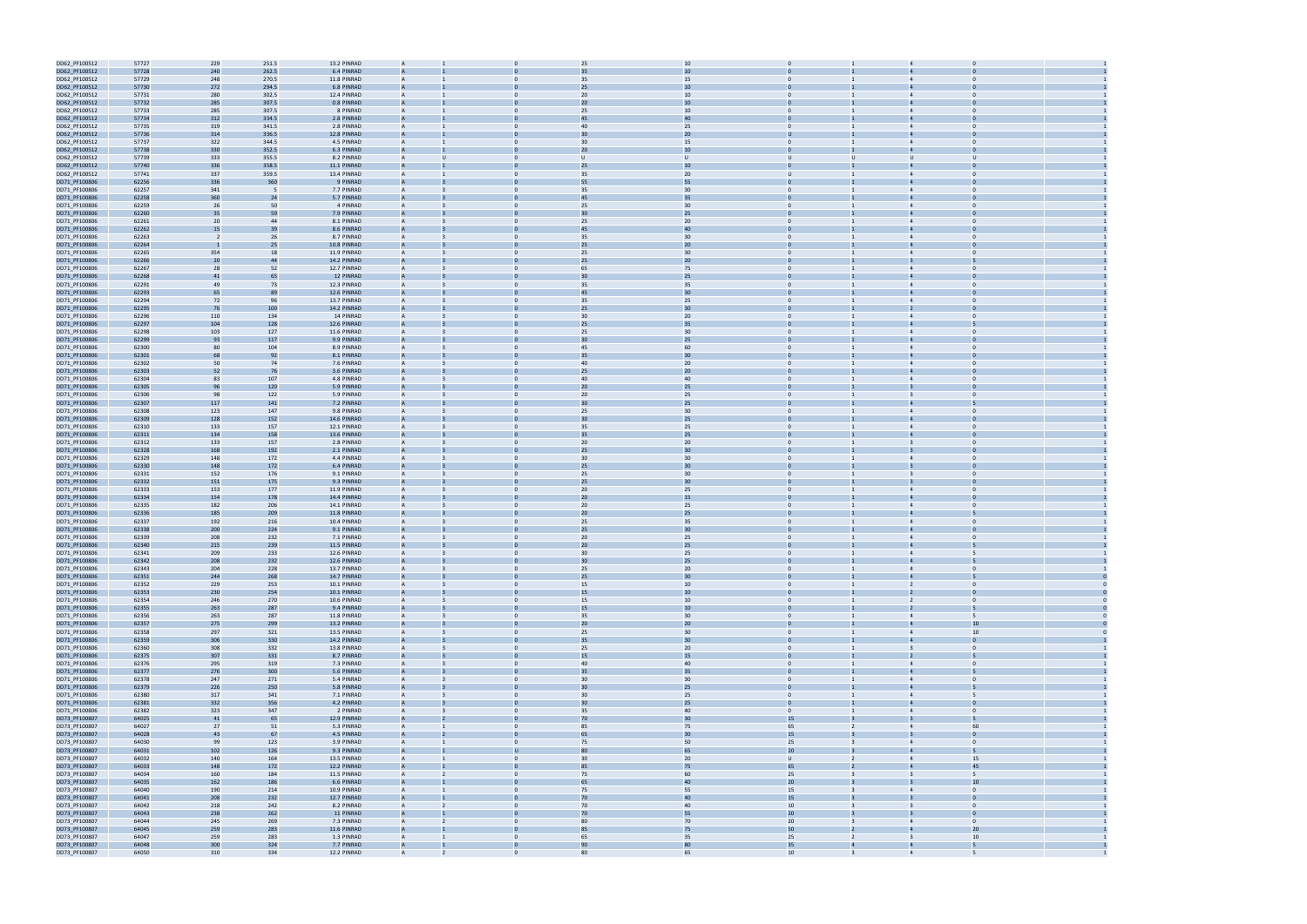| | | | | | | | | | | | | | | |
|---|---|---|---|---|---|---|---|---|---|---|---|---|---|---|
| D062_PF100512 | 57727 | 229 | 251.5 | 13.2 PINRAD | A | 1 | 0 | 25 | 10 | 0 | 1 | 4 | 0 | 1 |
| D062_PF100512 | 57728 | 240 | 262.5 | 6.4 PINRAD | A | 1 | 0 | 35 | 10 | 0 | 1 | 4 | 0 | 1 |
| D062_PF100512 | 57729 | 248 | 270.5 | 11.8 PINRAD | A | 1 | 0 | 35 | 15 | 0 | 1 | 4 | 0 | 1 |
| D062_PF100512 | 57730 | 272 | 294.5 | 6.8 PINRAD | A | 1 | 0 | 25 | 10 | 0 | 1 | 4 | 0 | 1 |
| D062_PF100512 | 57731 | 280 | 302.5 | 12.4 PINRAD | A | 1 | 0 | 20 | 10 | 0 | 1 | 4 | 0 | 1 |
| D062_PF100512 | 57732 | 285 | 307.5 | 0.8 PINRAD | A | 1 | 0 | 20 | 10 | 0 | 1 | 4 | 0 | 1 |
| D062_PF100512 | 57733 | 285 | 307.5 | 8 PINRAD | A | 1 | 0 | 25 | 10 | 0 | 1 | 4 | 0 | 1 |
| D062_PF100512 | 57734 | 312 | 334.5 | 2.8 PINRAD | A | 1 | 0 | 45 | 40 | 0 | 1 | 4 | 0 | 1 |
| D062_PF100512 | 57735 | 319 | 341.5 | 2.8 PINRAD | A | 1 | 0 | 40 | 25 | 0 | 1 | 4 | 0 | 1 |
| D062_PF100512 | 57736 | 314 | 336.5 | 12.8 PINRAD | A | 1 | 0 | 30 | 20 | U | 1 | 4 | 0 | 1 |
| D062_PF100512 | 57737 | 322 | 344.5 | 4.5 PINRAD | A | 1 | 0 | 30 | 15 | 0 | 1 | 4 | 0 | 1 |
| D062_PF100512 | 57738 | 330 | 352.5 | 6.3 PINRAD | A | 1 | 0 | 20 | 10 | 0 | 1 | 4 | 0 | 1 |
| D062_PF100512 | 57739 | 333 | 355.5 | 8.2 PINRAD | A | U | 0 | U | U | U | U | U | U | 1 |
| D062_PF100512 | 57740 | 336 | 358.5 | 11.1 PINRAD | A | 1 | 0 | 25 | 10 | 0 | 1 | 4 | 0 | 1 |
| D062_PF100512 | 57741 | 337 | 359.5 | 13.4 PINRAD | A | 1 | 0 | 35 | 20 | U | 1 | 4 | 0 | 1 |
| D071_PF100806 | 62256 | 336 | 360 | 9 PINRAD | A | 3 | 0 | 55 | 55 | 0 | 1 | 4 | 0 | 1 |
| D071_PF100806 | 62257 | 341 | 5 | 7.7 PINRAD | A | 3 | 0 | 35 | 30 | 0 | 1 | 4 | 0 | 1 |
| D071_PF100806 | 62258 | 360 | 24 | 5.7 PINRAD | A | 3 | 0 | 45 | 35 | 0 | 1 | 4 | 0 | 1 |
| D071_PF100806 | 62259 | 26 | 50 | 4 PINRAD | A | 3 | 0 | 25 | 30 | 0 | 1 | 4 | 0 | 1 |
| D071_PF100806 | 62260 | 35 | 59 | 7.9 PINRAD | A | 3 | 0 | 30 | 25 | 0 | 1 | 4 | 0 | 1 |
| D071_PF100806 | 62261 | 20 | 44 | 8.1 PINRAD | A | 3 | 0 | 25 | 20 | 0 | 1 | 4 | 0 | 1 |
| D071_PF100806 | 62262 | 15 | 39 | 8.6 PINRAD | A | 3 | 0 | 45 | 40 | 0 | 1 | 4 | 0 | 1 |
| D071_PF100806 | 62263 | 2 | 26 | 8.7 PINRAD | A | 3 | 0 | 35 | 30 | 0 | 1 | 4 | 0 | 1 |
| D071_PF100806 | 62264 | 1 | 25 | 10.8 PINRAD | A | 3 | 0 | 25 | 20 | 0 | 1 | 4 | 0 | 1 |
| D071_PF100806 | 62265 | 354 | 18 | 11.9 PINRAD | A | 3 | 0 | 25 | 30 | 0 | 1 | 4 | 0 | 1 |
| D071_PF100806 | 62266 | 20 | 44 | 14.2 PINRAD | A | 3 | 0 | 25 | 20 | 0 | 1 | 3 | 5 | 1 |
| D071_PF100806 | 62267 | 28 | 52 | 12.7 PINRAD | A | 3 | 0 | 65 | 75 | 0 | 1 | 4 | 0 | 1 |
| D071_PF100806 | 62268 | 41 | 65 | 12 PINRAD | A | 3 | 0 | 30 | 25 | 0 | 1 | 4 | 0 | 1 |
| D071_PF100806 | 62291 | 49 | 73 | 12.3 PINRAD | A | 3 | 0 | 35 | 35 | 0 | 1 | 4 | 0 | 1 |
| D071_PF100806 | 62293 | 65 | 89 | 12.6 PINRAD | A | 3 | 0 | 45 | 30 | 0 | 1 | 4 | 0 | 1 |
| D071_PF100806 | 62294 | 72 | 96 | 13.7 PINRAD | A | 3 | 0 | 35 | 25 | 0 | 1 | 4 | 0 | 1 |
| D071_PF100806 | 62295 | 76 | 100 | 14.2 PINRAD | A | 3 | 0 | 25 | 30 | 0 | 1 | 2 | 0 | 1 |
| D071_PF100806 | 62296 | 110 | 134 | 14 PINRAD | A | 3 | 0 | 30 | 20 | 0 | 1 | 4 | 0 | 1 |
| D071_PF100806 | 62297 | 104 | 128 | 12.6 PINRAD | A | 3 | 0 | 25 | 35 | 0 | 1 | 4 | 5 | 1 |
| D071_PF100806 | 62298 | 103 | 127 | 11.6 PINRAD | A | 3 | 0 | 25 | 30 | 0 | 1 | 4 | 0 | 1 |
| D071_PF100806 | 62299 | 93 | 117 | 9.9 PINRAD | A | 3 | 0 | 30 | 25 | 0 | 1 | 4 | 0 | 1 |
| D071_PF100806 | 62300 | 80 | 104 | 8.9 PINRAD | A | 3 | 0 | 45 | 60 | 0 | 1 | 4 | 0 | 1 |
| D071_PF100806 | 62301 | 68 | 92 | 8.1 PINRAD | A | 3 | 0 | 35 | 30 | 0 | 1 | 4 | 0 | 1 |
| D071_PF100806 | 62302 | 50 | 74 | 7.6 PINRAD | A | 3 | 0 | 40 | 20 | 0 | 1 | 4 | 0 | 1 |
| D071_PF100806 | 62303 | 52 | 76 | 3.6 PINRAD | A | 3 | 0 | 25 | 20 | 0 | 1 | 4 | 0 | 1 |
| D071_PF100806 | 62304 | 83 | 107 | 4.8 PINRAD | A | 3 | 0 | 40 | 40 | 0 | 1 | 4 | 0 | 1 |
| D071_PF100806 | 62305 | 96 | 120 | 5.9 PINRAD | A | 3 | 0 | 20 | 25 | 0 | 1 | 3 | 0 | 1 |
| D071_PF100806 | 62306 | 98 | 122 | 5.9 PINRAD | A | 3 | 0 | 20 | 25 | 0 | 1 | 3 | 0 | 1 |
| D071_PF100806 | 62307 | 117 | 141 | 7.2 PINRAD | A | 3 | 0 | 30 | 25 | 0 | 1 | 4 | 5 | 1 |
| D071_PF100806 | 62308 | 123 | 147 | 9.8 PINRAD | A | 3 | 0 | 25 | 30 | 0 | 1 | 4 | 0 | 1 |
| D071_PF100806 | 62309 | 128 | 152 | 14.6 PINRAD | A | 3 | 0 | 30 | 25 | 0 | 1 | 4 | 0 | 1 |
| D071_PF100806 | 62310 | 133 | 157 | 12.1 PINRAD | A | 3 | 0 | 35 | 25 | 0 | 1 | 4 | 0 | 1 |
| D071_PF100806 | 62311 | 134 | 158 | 13.6 PINRAD | A | 3 | 0 | 35 | 25 | 0 | 1 | 4 | 0 | 1 |
| D071_PF100806 | 62312 | 133 | 157 | 2.8 PINRAD | A | 3 | 0 | 20 | 20 | 0 | 1 | 3 | 0 | 1 |
| D071_PF100806 | 62328 | 168 | 192 | 2.1 PINRAD | A | 3 | 0 | 25 | 30 | 0 | 1 | 3 | 0 | 1 |
| D071_PF100806 | 62329 | 148 | 172 | 4.4 PINRAD | A | 3 | 0 | 30 | 30 | 0 | 1 | 4 | 0 | 1 |
| D071_PF100806 | 62330 | 148 | 172 | 6.4 PINRAD | A | 3 | 0 | 25 | 30 | 0 | 1 | 3 | 0 | 1 |
| D071_PF100806 | 62331 | 152 | 176 | 9.1 PINRAD | A | 3 | 0 | 25 | 30 | 0 | 1 | 3 | 0 | 1 |
| D071_PF100806 | 62332 | 151 | 175 | 9.3 PINRAD | A | 3 | 0 | 25 | 30 | 0 | 1 | 3 | 0 | 1 |
| D071_PF100806 | 62333 | 153 | 177 | 11.9 PINRAD | A | 3 | 0 | 20 | 25 | 0 | 1 | 4 | 0 | 1 |
| D071_PF100806 | 62334 | 154 | 178 | 14.4 PINRAD | A | 3 | 0 | 20 | 15 | 0 | 1 | 4 | 0 | 1 |
| D071_PF100806 | 62335 | 182 | 206 | 14.1 PINRAD | A | 3 | 0 | 20 | 25 | 0 | 1 | 4 | 0 | 1 |
| D071_PF100806 | 62336 | 185 | 209 | 11.8 PINRAD | A | 3 | 0 | 20 | 25 | 0 | 1 | 4 | 5 | 1 |
| D071_PF100806 | 62337 | 192 | 216 | 10.4 PINRAD | A | 3 | 0 | 25 | 35 | 0 | 1 | 4 | 0 | 1 |
| D071_PF100806 | 62338 | 200 | 224 | 9.1 PINRAD | A | 3 | 0 | 25 | 30 | 0 | 1 | 4 | 0 | 1 |
| D071_PF100806 | 62339 | 208 | 232 | 7.1 PINRAD | A | 3 | 0 | 20 | 25 | 0 | 1 | 4 | 0 | 1 |
| D071_PF100806 | 62340 | 215 | 239 | 11.5 PINRAD | A | 3 | 0 | 20 | 25 | 0 | 1 | 4 | 5 | 1 |
| D071_PF100806 | 62341 | 209 | 233 | 12.6 PINRAD | A | 3 | 0 | 30 | 25 | 0 | 1 | 4 | 5 | 1 |
| D071_PF100806 | 62342 | 208 | 232 | 12.6 PINRAD | A | 3 | 0 | 30 | 25 | 0 | 1 | 4 | 5 | 1 |
| D071_PF100806 | 62343 | 204 | 228 | 13.7 PINRAD | A | 3 | 0 | 25 | 20 | 0 | 1 | 4 | 0 | 1 |
| D071_PF100806 | 62351 | 244 | 268 | 14.7 PINRAD | A | 3 | 0 | 25 | 30 | 0 | 1 | 4 | 5 | 0 |
| D071_PF100806 | 62352 | 229 | 253 | 10.1 PINRAD | A | 3 | 0 | 15 | 10 | 0 | 1 | 2 | 0 | 0 |
| D071_PF100806 | 62353 | 230 | 254 | 10.1 PINRAD | A | 3 | 0 | 15 | 10 | 0 | 1 | 2 | 0 | 0 |
| D071_PF100806 | 62354 | 246 | 270 | 10.6 PINRAD | A | 3 | 0 | 15 | 10 | 0 | 1 | 2 | 0 | 0 |
| D071_PF100806 | 62355 | 263 | 287 | 9.4 PINRAD | A | 3 | 0 | 15 | 10 | 0 | 1 | 2 | 5 | 0 |
| D071_PF100806 | 62356 | 263 | 287 | 11.8 PINRAD | A | 3 | 0 | 35 | 30 | 0 | 1 | 4 | 5 | 0 |
| D071_PF100806 | 62357 | 275 | 299 | 13.2 PINRAD | A | 3 | 0 | 20 | 20 | 0 | 1 | 4 | 10 | 0 |
| D071_PF100806 | 62358 | 297 | 321 | 13.5 PINRAD | A | 3 | 0 | 25 | 30 | 0 | 1 | 4 | 10 | 0 |
| D071_PF100806 | 62359 | 306 | 330 | 14.2 PINRAD | A | 3 | 0 | 35 | 30 | 0 | 1 | 4 | 0 | 1 |
| D071_PF100806 | 62360 | 308 | 332 | 13.8 PINRAD | A | 3 | 0 | 25 | 20 | 0 | 1 | 3 | 0 | 1 |
| D071_PF100806 | 62375 | 307 | 331 | 8.7 PINRAD | A | 3 | 0 | 15 | 15 | 0 | 1 | 2 | 5 | 1 |
| D071_PF100806 | 62376 | 295 | 319 | 7.3 PINRAD | A | 3 | 0 | 40 | 40 | 0 | 1 | 4 | 0 | 1 |
| D071_PF100806 | 62377 | 276 | 300 | 5.6 PINRAD | A | 3 | 0 | 35 | 35 | 0 | 1 | 4 | 5 | 1 |
| D071_PF100806 | 62378 | 247 | 271 | 5.4 PINRAD | A | 3 | 0 | 30 | 30 | 0 | 1 | 4 | 0 | 1 |
| D071_PF100806 | 62379 | 226 | 250 | 5.8 PINRAD | A | 3 | 0 | 30 | 25 | 0 | 1 | 4 | 5 | 1 |
| D071_PF100806 | 62380 | 317 | 341 | 7.1 PINRAD | A | 3 | 0 | 30 | 25 | 0 | 1 | 4 | 5 | 1 |
| D071_PF100806 | 62381 | 332 | 356 | 4.2 PINRAD | A | 3 | 0 | 30 | 25 | 0 | 1 | 4 | 0 | 1 |
| D071_PF100806 | 62382 | 323 | 347 | 2 PINRAD | A | 3 | 0 | 35 | 40 | 0 | 1 | 4 | 0 | 1 |
| D073_PF100807 | 64025 | 41 | 65 | 12.9 PINRAD | A | 2 | 0 | 70 | 30 | 15 | 3 | 3 | 5 | 1 |
| D073_PF100807 | 64027 | 27 | 51 | 5.3 PINRAD | A | 1 | 0 | 85 | 75 | 65 | 2 | 4 | 60 | 1 |
| D073_PF100807 | 64028 | 43 | 67 | 4.5 PINRAD | A | 2 | 0 | 65 | 30 | 15 | 3 | 3 | 0 | 1 |
| D073_PF100807 | 64030 | 99 | 123 | 3.9 PINRAD | A | 1 | 0 | 75 | 50 | 25 | 3 | 4 | 0 | 1 |
| D073_PF100807 | 64031 | 102 | 126 | 9.3 PINRAD | A | 1 | U | 80 | 65 | 20 | 3 | 4 | 5 | 1 |
| D073_PF100807 | 64032 | 140 | 164 | 13.5 PINRAD | A | 1 | 0 | 30 | 20 | U | 2 | 4 | 15 | 1 |
| D073_PF100807 | 64033 | 148 | 172 | 12.2 PINRAD | A | 1 | 0 | 85 | 75 | 65 | 2 | 4 | 45 | 1 |
| D073_PF100807 | 64034 | 160 | 184 | 11.5 PINRAD | A | 2 | 0 | 75 | 60 | 25 | 3 | 3 | 5 | 1 |
| D073_PF100807 | 64035 | 162 | 186 | 6.6 PINRAD | A | 1 | 0 | 65 | 40 | 20 | 3 | 3 | 10 | 1 |
| D073_PF100807 | 64040 | 190 | 214 | 10.9 PINRAD | A | 1 | 0 | 75 | 55 | 15 | 3 | 4 | 0 | 1 |
| D073_PF100807 | 64041 | 208 | 232 | 12.7 PINRAD | A | 1 | 0 | 70 | 40 | 15 | 3 | 3 | 0 | 1 |
| D073_PF100807 | 64042 | 218 | 242 | 8.2 PINRAD | A | 2 | 0 | 70 | 40 | 10 | 3 | 3 | 0 | 1 |
| D073_PF100807 | 64043 | 238 | 262 | 11 PINRAD | A | 1 | 0 | 70 | 55 | 20 | 3 | 3 | 0 | 1 |
| D073_PF100807 | 64044 | 245 | 269 | 7.3 PINRAD | A | 2 | 0 | 80 | 70 | 20 | 3 | 4 | 0 | 1 |
| D073_PF100807 | 64045 | 259 | 283 | 11.6 PINRAD | A | 1 | 0 | 85 | 75 | 50 | 2 | 4 | 20 | 1 |
| D073_PF100807 | 64047 | 259 | 283 | 1.3 PINRAD | A | 1 | 0 | 65 | 35 | 25 | 2 | 3 | 10 | 1 |
| D073_PF100807 | 64048 | 300 | 324 | 7.7 PINRAD | A | 1 | 0 | 90 | 80 | 35 | 4 | 4 | 5 | 1 |
| D073_PF100807 | 64050 | 310 | 334 | 12.2 PINRAD | A | 2 | 0 | 80 | 65 | 10 | 3 | 4 | 5 | 1 |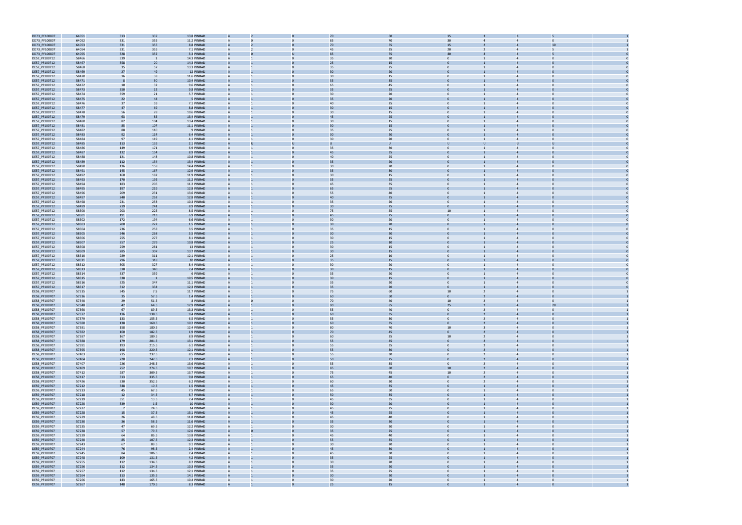| | | | | | | | | | | | | | | |
|---|---|---|---|---|---|---|---|---|---|---|---|---|---|---|
| DO73_PF100807 | 64051 | 313 | 337 | 13.8 PINRAD | A | 2 | 0 | 70 | 60 | 15 | 3 | 3 | 5 | 1 |
| DO73_PF100807 | 64052 | 331 | 355 | 11.2 PINRAD | A | 0 | 0 | 85 | 70 | 30 | 4 | 4 | 0 | 1 |
| DO73_PF100807 | 64053 | 331 | 355 | 8.8 PINRAD | A | 2 | 0 | 70 | 55 | 15 | 2 | 4 | 10 | 1 |
| DO73_PF100807 | 64054 | 331 | 355 | 7.1 PINRAD | A | 2 | 0 | 45 | 35 | 20 | 2 | 4 | 5 | 1 |
| DO73_PF100807 | 64055 | 328 | 352 | 3.3 PINRAD | A | 0 | U | 85 | 75 | 40 | 3 | 4 | 5 | 0 |
| DE57_PF100712 | 58466 | 339 | 1 | 14.3 PINRAD | A | 1 | 0 | 35 | 20 | 0 | 1 | 4 | 0 | 0 |
| DE57_PF100712 | 58467 | 358 | 20 | 14.3 PINRAD | A | 1 | 0 | 25 | 15 | 0 | 1 | 4 | 0 | 0 |
| DE57_PF100712 | 58468 | 35 | 57 | 13.3 PINRAD | A | 1 | 0 | 35 | 25 | 0 | 1 | 4 | 0 | 0 |
| DE57_PF100712 | 58469 | 27 | 49 | 12 PINRAD | A | 1 | 0 | 30 | 20 | 0 | 1 | 4 | 0 | 0 |
| DE57_PF100712 | 58470 | 16 | 38 | 11.6 PINRAD | A | 1 | 0 | 30 | 15 | 0 | 1 | 4 | 0 | 0 |
| DE57_PF100712 | 58471 | 8 | 30 | 10.4 PINRAD | A | 1 | 0 | 55 | 35 | 0 | 1 | 4 | 0 | 0 |
| DE57_PF100712 | 58472 | 10 | 32 | 9.6 PINRAD | A | 1 | 0 | 65 | 45 | 0 | 1 | 4 | 0 | 0 |
| DE57_PF100712 | 58473 | 350 | 12 | 9.8 PINRAD | A | 1 | 0 | 35 | 25 | 0 | 1 | 4 | 0 | 0 |
| DE57_PF100712 | 58474 | 359 | 21 | 5.7 PINRAD | A | 1 | 0 | 30 | 20 | 0 | 1 | 4 | 0 | 0 |
| DE57_PF100712 | 58475 | 22 | 44 | 5 PINRAD | A | 1 | 0 | 35 | 20 | 0 | 1 | 4 | 0 | 0 |
| DE57_PF100712 | 58476 | 37 | 59 | 7.1 PINRAD | A | 1 | 0 | 40 | 25 | 0 | 1 | 4 | 0 | 0 |
| DE57_PF100712 | 58477 | 47 | 69 | 8.8 PINRAD | A | 1 | 0 | 30 | 15 | 0 | 1 | 4 | 0 | 0 |
| DE57_PF100712 | 58478 | 56 | 78 | 10.6 PINRAD | A | 1 | 0 | 30 | 15 | 0 | 1 | 4 | 0 | 0 |
| DE57_PF100712 | 58479 | 63 | 85 | 13.4 PINRAD | A | 1 | 0 | 45 | 25 | 0 | 1 | 4 | 0 | 0 |
| DE57_PF100712 | 58480 | 82 | 104 | 13.4 PINRAD | A | 1 | 0 | 30 | 15 | 0 | 1 | 4 | 0 | 0 |
| DE57_PF100712 | 58481 | 85 | 107 | 11.1 PINRAD | A | 1 | 0 | 30 | 15 | 0 | 1 | 4 | 0 | 0 |
| DE57_PF100712 | 58482 | 88 | 110 | 9 PINRAD | A | 1 | 0 | 35 | 25 | 0 | 1 | 4 | 0 | 0 |
| DE57_PF100712 | 58483 | 92 | 114 | 6.4 PINRAD | A | 1 | 0 | 30 | 20 | 0 | 1 | 4 | 0 | 0 |
| DE57_PF100712 | 58484 | 97 | 119 | 4.1 PINRAD | A | 1 | 0 | 30 | 20 | 0 | 1 | 4 | 0 | 0 |
| DE57_PF100712 | 58485 | 113 | 135 | 2.1 PINRAD | A | U | U | U | U | U | U | U | U | 0 |
| DE57_PF100712 | 58486 | 149 | 171 | 6.9 PINRAD | A | 1 | 0 | 35 | 30 | 0 | 1 | 4 | 0 | 0 |
| DE57_PF100712 | 58487 | 132 | 154 | 8.9 PINRAD | A | 1 | 0 | 45 | 35 | 0 | 1 | 4 | 0 | 0 |
| DE57_PF100712 | 58488 | 121 | 143 | 10.8 PINRAD | A | 1 | 0 | 40 | 25 | 0 | 1 | 4 | 0 | 0 |
| DE57_PF100712 | 58489 | 112 | 134 | 13.4 PINRAD | A | 1 | 0 | 35 | 20 | 0 | 1 | 4 | 0 | 0 |
| DE57_PF100712 | 58490 | 136 | 158 | 14.4 PINRAD | A | 1 | 0 | 30 | 20 | 0 | 1 | 4 | 0 | 0 |
| DE57_PF100712 | 58491 | 145 | 167 | 12.9 PINRAD | A | 1 | 0 | 35 | 30 | 0 | 1 | 4 | 0 | 0 |
| DE57_PF100712 | 58492 | 160 | 182 | 11.9 PINRAD | A | 1 | 0 | 30 | 15 | 0 | 1 | 4 | 0 | 0 |
| DE57_PF100712 | 58493 | 170 | 192 | 11.2 PINRAD | A | 1 | 0 | 35 | 25 | 0 | 1 | 4 | 0 | 0 |
| DE57_PF100712 | 58494 | 183 | 205 | 11.2 PINRAD | A | 1 | 0 | 45 | 35 | 0 | 1 | 4 | 0 | 0 |
| DE57_PF100712 | 58495 | 197 | 219 | 12.8 PINRAD | A | 1 | 0 | 65 | 55 | 0 | 1 | 4 | 0 | 0 |
| DE57_PF100712 | 58496 | 209 | 231 | 13.6 PINRAD | A | 1 | 0 | 55 | 40 | 0 | 1 | 4 | 0 | 0 |
| DE57_PF100712 | 58497 | 240 | 262 | 12.8 PINRAD | A | 1 | 0 | 40 | 25 | 0 | 1 | 4 | 0 | 0 |
| DE57_PF100712 | 58498 | 231 | 253 | 10.3 PINRAD | A | 1 | 0 | 35 | 20 | 0 | 1 | 4 | 0 | 0 |
| DE57_PF100712 | 58499 | 219 | 241 | 8.9 PINRAD | A | 1 | 0 | 30 | 25 | 0 | 1 | 4 | 0 | 0 |
| DE57_PF100712 | 58500 | 203 | 225 | 8.5 PINRAD | A | 1 | 0 | 75 | 55 | 10 | 1 | 4 | 0 | 0 |
| DE57_PF100712 | 58501 | 191 | 213 | 6.9 PINRAD | A | 1 | 0 | 45 | 25 | 0 | 1 | 4 | 0 | 0 |
| DE57_PF100712 | 58502 | 172 | 194 | 6.6 PINRAD | A | 1 | 0 | 30 | 20 | 0 | 1 | 4 | 0 | 0 |
| DE57_PF100712 | 58503 | 200 | 222 | 1.5 PINRAD | A | 1 | 0 | 30 | 20 | 0 | 1 | 4 | 0 | 0 |
| DE57_PF100712 | 58504 | 236 | 258 | 3.5 PINRAD | A | 1 | 0 | 35 | 15 | 0 | 1 | 4 | 0 | 0 |
| DE57_PF100712 | 58505 | 246 | 268 | 5.5 PINRAD | A | 1 | 0 | 30 | 20 | 0 | 1 | 4 | 0 | 0 |
| DE57_PF100712 | 58506 | 255 | 277 | 8.1 PINRAD | A | 1 | 0 | 30 | 15 | 0 | 1 | 4 | 0 | 0 |
| DE57_PF100712 | 58507 | 257 | 279 | 10.8 PINRAD | A | 1 | 0 | 25 | 10 | 0 | 1 | 4 | 0 | 0 |
| DE57_PF100712 | 58508 | 259 | 281 | 13 PINRAD | A | 1 | 0 | 30 | 15 | 0 | 1 | 4 | 0 | 0 |
| DE57_PF100712 | 58509 | 285 | 307 | 13.7 PINRAD | A | 1 | 0 | 30 | 15 | 0 | 1 | 4 | 0 | 0 |
| DE57_PF100712 | 58510 | 289 | 311 | 12.1 PINRAD | A | 1 | 0 | 25 | 10 | 0 | 1 | 4 | 0 | 0 |
| DE57_PF100712 | 58511 | 296 | 318 | 10 PINRAD | A | 1 | 0 | 35 | 15 | 0 | 1 | 4 | 0 | 0 |
| DE57_PF100712 | 58512 | 305 | 327 | 8.4 PINRAD | A | 1 | 0 | 30 | 20 | 0 | 1 | 4 | 0 | 0 |
| DE57_PF100712 | 58513 | 318 | 340 | 7.4 PINRAD | A | 1 | 0 | 30 | 15 | 0 | 1 | 4 | 0 | 0 |
| DE57_PF100712 | 58514 | 337 | 359 | 6 PINRAD | A | 1 | 0 | 35 | 20 | 0 | 1 | 4 | 0 | 0 |
| DE57_PF100712 | 58515 | 338 | 1 | 10.5 PINRAD | A | 1 | 0 | 30 | 15 | 0 | 1 | 4 | 0 | 0 |
| DE57_PF100712 | 58516 | 325 | 347 | 11.1 PINRAD | A | 1 | 0 | 35 | 20 | 0 | 1 | 4 | 0 | 0 |
| DE57_PF100712 | 58517 | 312 | 334 | 12.3 PINRAD | A | 1 | 0 | 35 | 20 | 0 | 1 | 4 | 0 | 0 |
| DE58_PF100707 | 57315 | 345 | 7.5 | 11.7 PINRAD | A | 1 | 0 | 75 | 60 | 10 | 2 | 4 | 0 | 1 |
| DE58_PF100707 | 57316 | 35 | 57.5 | 1.4 PINRAD | A | 1 | 0 | 60 | 50 | 0 | 2 | 4 | 0 | 1 |
| DE58_PF100707 | 57340 | 29 | 51.5 | 8 PINRAD | A | 0 | 0 | 70 | 40 | 10 | 2 | 4 | 0 | 1 |
| DE58_PF100707 | 57348 | 42 | 64.5 | 12.9 PINRAD | A | 1 | 0 | 90 | 85 | 25 | 2 | 4 | 20 | 1 |
| DE58_PF100707 | 57360 | 67 | 89.5 | 13.3 PINRAD | A | 1 | 0 | 55 | 40 | 0 | 2 | 4 | 0 | 1 |
| DE58_PF100707 | 57377 | 116 | 138.5 | 9.4 PINRAD | A | 1 | 0 | 60 | 35 | 0 | 2 | 4 | 0 | 1 |
| DE58_PF100707 | 57379 | 133 | 155.5 | 6.5 PINRAD | A | 1 | 0 | 55 | 30 | 0 | 2 | 4 | 0 | 1 |
| DE58_PF100707 | 57380 | 138 | 160.5 | 10.2 PINRAD | A | 1 | 0 | 60 | 35 | 0 | 2 | 4 | 0 | 1 |
| DE58_PF100707 | 57381 | 158 | 180.5 | 12.4 PINRAD | A | 1 | 0 | 80 | 70 | 10 | 3 | 4 | 0 | 1 |
| DE58_PF100707 | 57382 | 160 | 182.5 | 1.9 PINRAD | A | 1 | 0 | 70 | 45 | 0 | 2 | 4 | 0 | 1 |
| DE58_PF100707 | 57387 | 167 | 189.5 | 8.9 PINRAD | A | 1 | 0 | 60 | 35 | 10 | 2 | 4 | 0 | 1 |
| DE58_PF100707 | 57388 | 179 | 201.5 | 13.1 PINRAD | A | 1 | 0 | 55 | 45 | 0 | 2 | 4 | 0 | 1 |
| DE58_PF100707 | 57391 | 193 | 215.5 | 6.1 PINRAD | A | 1 | 0 | 55 | 35 | 0 | 2 | 4 | 0 | 1 |
| DE58_PF100707 | 57395 | 198 | 220.5 | 12.1 PINRAD | A | 1 | 0 | 55 | 30 | 0 | 2 | 4 | 0 | 1 |
| DE58_PF100707 | 57403 | 215 | 237.5 | 8.5 PINRAD | A | 1 | 0 | 55 | 30 | 0 | 2 | 4 | 0 | 1 |
| DE58_PF100707 | 57404 | 220 | 242.5 | 2.3 PINRAD | A | 1 | 0 | 50 | 25 | 0 | 2 | 4 | 0 | 1 |
| DE58_PF100707 | 57407 | 226 | 248.5 | 13.6 PINRAD | A | 1 | 0 | 55 | 35 | 0 | 2 | 4 | 0 | 1 |
| DE58_PF100707 | 57409 | 252 | 274.5 | 10.7 PINRAD | A | 1 | 0 | 85 | 80 | 10 | 2 | 4 | 0 | 1 |
| DE58_PF100707 | 57412 | 287 | 309.5 | 13.7 PINRAD | A | 1 | 0 | 75 | 45 | 10 | 2 | 4 | 0 | 1 |
| DE58_PF100707 | 57417 | 313 | 335.5 | 9.8 PINRAD | A | 1 | 0 | 65 | 40 | 0 | 2 | 4 | 0 | 1 |
| DE58_PF100707 | 57426 | 330 | 352.5 | 6.2 PINRAD | A | 1 | 0 | 60 | 30 | 0 | 2 | 4 | 0 | 1 |
| DE59_PF100707 | 57212 | 348 | 10.5 | 1.5 PINRAD | A | 1 | 0 | 45 | 35 | 0 | 1 | 4 | 0 | 1 |
| DE59_PF100707 | 57213 | 45 | 67.5 | 7.5 PINRAD | A | 1 | 0 | 65 | 50 | 0 | 1 | 4 | 0 | 1 |
| DE59_PF100707 | 57218 | 12 | 34.5 | 6.7 PINRAD | A | 1 | 0 | 50 | 35 | 0 | 1 | 4 | 0 | 1 |
| DE59_PF100707 | 57219 | 351 | 13.5 | 7.4 PINRAD | A | 1 | 0 | 45 | 35 | 0 | 1 | 4 | 0 | 1 |
| DE59_PF100707 | 57220 | 339 | 1.5 | 10 PINRAD | A | 1 | 0 | 30 | 20 | 0 | 1 | 4 | 0 | 1 |
| DE59_PF100707 | 57227 | 2 | 24.5 | 14 PINRAD | A | 1 | 0 | 45 | 25 | 0 | 1 | 4 | 0 | 1 |
| DE59_PF100707 | 57228 | 15 | 37.5 | 13.1 PINRAD | A | 1 | 0 | 45 | 25 | 0 | 1 | 4 | 0 | 1 |
| DE59_PF100707 | 57229 | 26 | 48.5 | 11.8 PINRAD | A | 1 | 0 | 45 | 40 | 0 | 1 | 4 | 0 | 1 |
| DE59_PF100707 | 57230 | 36 | 58.5 | 11.6 PINRAD | A | 1 | 0 | 35 | 30 | 0 | 1 | 4 | 0 | 1 |
| DE59_PF100707 | 57235 | 47 | 69.5 | 12.2 PINRAD | A | 1 | 0 | 30 | 20 | 0 | 1 | 4 | 0 | 1 |
| DE59_PF100707 | 57238 | 57 | 79.5 | 12.6 PINRAD | A | 0 | 0 | 35 | 25 | 0 | 1 | 4 | 0 | 1 |
| DE59_PF100707 | 57239 | 64 | 86.5 | 13.8 PINRAD | A | 1 | 0 | 45 | 40 | 0 | 1 | 4 | 0 | 1 |
| DE59_PF100707 | 57240 | 85 | 107.5 | 12.3 PINRAD | A | 1 | 0 | 55 | 35 | 0 | 1 | 4 | 0 | 1 |
| DE59_PF100707 | 57243 | 67 | 89.5 | 9.1 PINRAD | A | 1 | 0 | 30 | 20 | 0 | 1 | 4 | 0 | 1 |
| DE59_PF100707 | 57244 | 76 | 98.5 | 2.4 PINRAD | A | 1 | 0 | 45 | 30 | 0 | 1 | 4 | 0 | 1 |
| DE59_PF100707 | 57245 | 84 | 106.5 | 2.4 PINRAD | A | 1 | 0 | 45 | 30 | 0 | 1 | 4 | 0 | 1 |
| DE59_PF100707 | 57248 | 109 | 131.5 | 4.2 PINRAD | A | 1 | 0 | 35 | 25 | 0 | 1 | 4 | 0 | 1 |
| DE59_PF100707 | 57255 | 112 | 134.5 | 8.2 PINRAD | A | 1 | 0 | 30 | 20 | 0 | 1 | 4 | 0 | 1 |
| DE59_PF100707 | 57256 | 112 | 134.5 | 10.3 PINRAD | A | 1 | 0 | 35 | 20 | 0 | 1 | 4 | 0 | 1 |
| DE59_PF100707 | 57257 | 112 | 134.5 | 12.1 PINRAD | A | 1 | 0 | 35 | 25 | 0 | 1 | 4 | 0 | 1 |
| DE59_PF100707 | 57264 | 113 | 135.5 | 14.1 PINRAD | A | 1 | 0 | 30 | 20 | 0 | 1 | 4 | 0 | 1 |
| DE59_PF100707 | 57266 | 143 | 165.5 | 10.4 PINRAD | A | 1 | 0 | 30 | 20 | 0 | 1 | 4 | 0 | 1 |
| DE59_PF100707 | 57267 | 148 | 170.5 | 8.3 PINRAD | A | 1 | 0 | 25 | 15 | 0 | 1 | 4 | 0 | 1 |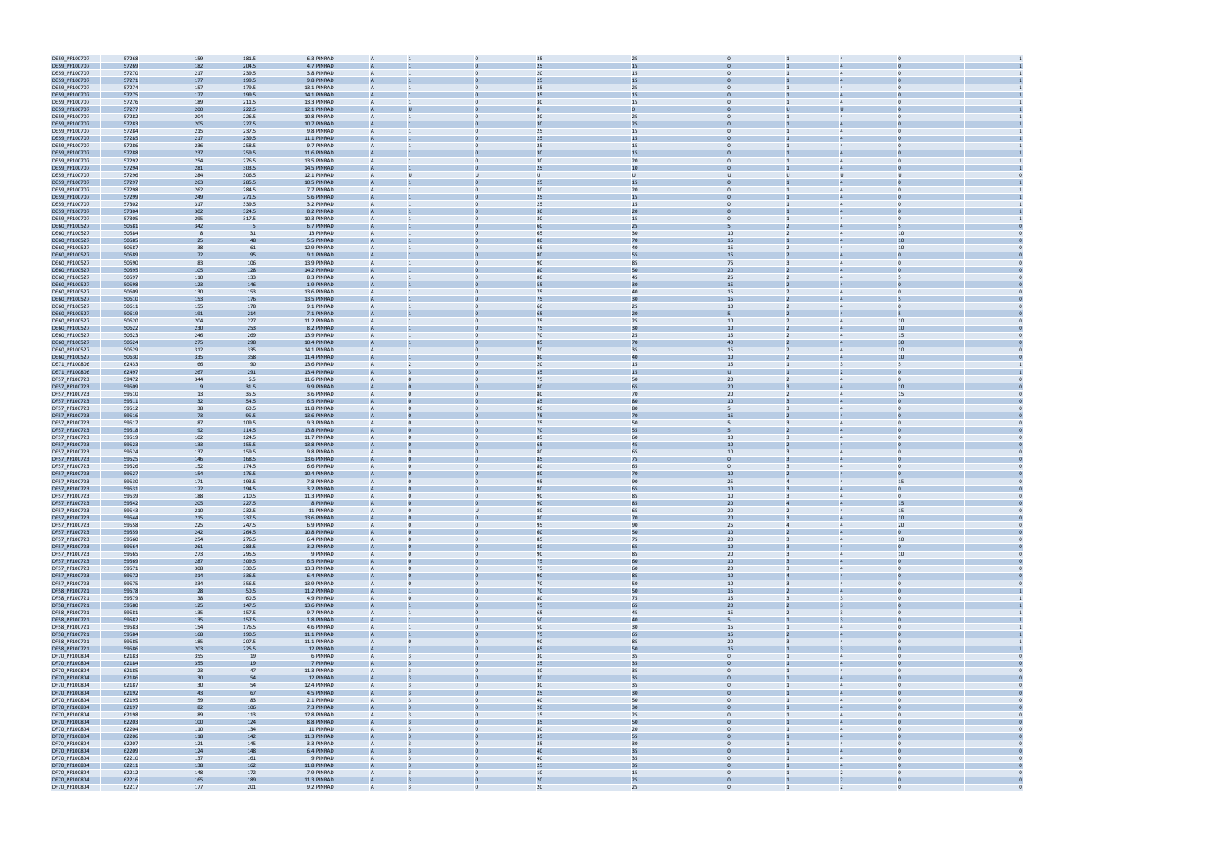| | | | | | | | | | | | | | | |
|---|---|---|---|---|---|---|---|---|---|---|---|---|---|---|
| DE59_PF100707 | 57268 | 159 | 181.5 | 6.3 PINRAD | A | 1 | 0 | 35 | 25 | 0 | 1 | 4 | 0 | 1 |
| DE59_PF100707 | 57269 | 182 | 204.5 | 4.7 PINRAD | A | 1 | 0 | 25 | 15 | 0 | 1 | 4 | 0 | 1 |
| DE59_PF100707 | 57270 | 217 | 239.5 | 3.8 PINRAD | A | 1 | 0 | 20 | 15 | 0 | 1 | 4 | 0 | 1 |
| DE59_PF100707 | 57271 | 177 | 199.5 | 9.8 PINRAD | A | 1 | 0 | 25 | 15 | 0 | 1 | 4 | 0 | 1 |
| DE59_PF100707 | 57274 | 157 | 179.5 | 13.1 PINRAD | A | 1 | 0 | 35 | 25 | 0 | 1 | 4 | 0 | 1 |
| DE59_PF100707 | 57275 | 177 | 199.5 | 14.1 PINRAD | A | 1 | 0 | 35 | 15 | 0 | 1 | 4 | 0 | 1 |
| DE59_PF100707 | 57276 | 189 | 211.5 | 13.3 PINRAD | A | 1 | 0 | 30 | 15 | 0 | 1 | 4 | 0 | 1 |
| DE59_PF100707 | 57277 | 200 | 222.5 | 12.1 PINRAD | A | U | 0 | 0 | 0 | 0 | U | U | 0 | 1 |
| DE59_PF100707 | 57282 | 204 | 226.5 | 10.8 PINRAD | A | 1 | 0 | 30 | 25 | 0 | 1 | 4 | 0 | 1 |
| DE59_PF100707 | 57283 | 205 | 227.5 | 10.7 PINRAD | A | 1 | 0 | 30 | 25 | 0 | 1 | 4 | 0 | 1 |
| DE59_PF100707 | 57284 | 215 | 237.5 | 9.8 PINRAD | A | 1 | 0 | 25 | 15 | 0 | 1 | 4 | 0 | 1 |
| DE59_PF100707 | 57285 | 217 | 239.5 | 11.1 PINRAD | A | 1 | 0 | 25 | 15 | 0 | 1 | 4 | 0 | 1 |
| DE59_PF100707 | 57286 | 236 | 258.5 | 9.7 PINRAD | A | 1 | 0 | 25 | 15 | 0 | 1 | 4 | 0 | 1 |
| DE59_PF100707 | 57288 | 237 | 259.5 | 11.6 PINRAD | A | 1 | 0 | 30 | 15 | 0 | 1 | 4 | 0 | 1 |
| DE59_PF100707 | 57292 | 254 | 276.5 | 13.5 PINRAD | A | 1 | 0 | 30 | 20 | 0 | 1 | 4 | 0 | 1 |
| DE59_PF100707 | 57294 | 281 | 303.5 | 14.5 PINRAD | A | 1 | 0 | 25 | 10 | 0 | 1 | 4 | 0 | 1 |
| DE59_PF100707 | 57296 | 284 | 306.5 | 12.1 PINRAD | A | U | U | U | U | U | U | U | U | 0 |
| DE59_PF100707 | 57297 | 263 | 285.5 | 10.5 PINRAD | A | 1 | 0 | 25 | 15 | 0 | 1 | 4 | 0 | 1 |
| DE59_PF100707 | 57298 | 262 | 284.5 | 7.7 PINRAD | A | 1 | 0 | 30 | 20 | 0 | 1 | 4 | 0 | 1 |
| DE59_PF100707 | 57299 | 249 | 271.5 | 5.6 PINRAD | A | 1 | 0 | 25 | 15 | 0 | 1 | 4 | 0 | 1 |
| DE59_PF100707 | 57302 | 317 | 339.5 | 3.2 PINRAD | A | 1 | 0 | 25 | 15 | 0 | 1 | 4 | 0 | 1 |
| DE59_PF100707 | 57304 | 302 | 324.5 | 8.2 PINRAD | A | 1 | 0 | 30 | 20 | 0 | 1 | 4 | 0 | 1 |
| DE59_PF100707 | 57305 | 295 | 317.5 | 10.3 PINRAD | A | 1 | 0 | 30 | 15 | 0 | 1 | 4 | 0 | 1 |
| DE60_PF100527 | 50581 | 342 | 5 | 6.7 PINRAD | A | 1 | 0 | 60 | 25 | 5 | 2 | 4 | 5 | 0 |
| DE60_PF100527 | 50584 | 8 | 31 | 13 PINRAD | A | 1 | 0 | 65 | 30 | 10 | 2 | 4 | 10 | 0 |
| DE60_PF100527 | 50585 | 25 | 48 | 5.5 PINRAD | A | 1 | 0 | 80 | 70 | 15 | 1 | 4 | 10 | 0 |
| DE60_PF100527 | 50587 | 38 | 61 | 12.9 PINRAD | A | 1 | 0 | 65 | 40 | 15 | 2 | 4 | 10 | 0 |
| DE60_PF100527 | 50589 | 72 | 95 | 9.1 PINRAD | A | 1 | 0 | 80 | 55 | 15 | 2 | 4 | 0 | 0 |
| DE60_PF100527 | 50590 | 83 | 106 | 13.9 PINRAD | A | 1 | 0 | 90 | 85 | 75 | 3 | 4 | 0 | 0 |
| DE60_PF100527 | 50595 | 105 | 128 | 14.2 PINRAD | A | 1 | 0 | 80 | 50 | 20 | 1 | 4 | 0 | 0 |
| DE60_PF100527 | 50597 | 110 | 133 | 8.3 PINRAD | A | 1 | 0 | 80 | 45 | 25 | 2 | 4 | 5 | 0 |
| DE60_PF100527 | 50598 | 123 | 146 | 1.9 PINRAD | A | 1 | 0 | 55 | 30 | 15 | 2 | 4 | 0 | 0 |
| DE60_PF100527 | 50609 | 130 | 153 | 13.6 PINRAD | A | 1 | 0 | 75 | 40 | 15 | 2 | 4 | 0 | 0 |
| DE60_PF100527 | 50610 | 153 | 176 | 13.5 PINRAD | A | 1 | 0 | 75 | 30 | 15 | 2 | 4 | 5 | 0 |
| DE60_PF100527 | 50611 | 155 | 178 | 9.1 PINRAD | A | 1 | 0 | 60 | 25 | 10 | 2 | 4 | 0 | 0 |
| DE60_PF100527 | 50619 | 191 | 214 | 7.1 PINRAD | A | 1 | 0 | 65 | 20 | 5 | 2 | 4 | 5 | 0 |
| DE60_PF100527 | 50620 | 204 | 227 | 11.2 PINRAD | A | 1 | 0 | 75 | 25 | 10 | 2 | 4 | 10 | 0 |
| DE60_PF100527 | 50622 | 230 | 253 | 8.2 PINRAD | A | 1 | 0 | 75 | 30 | 10 | 2 | 4 | 10 | 0 |
| DE60_PF100527 | 50623 | 246 | 269 | 13.9 PINRAD | A | 1 | 0 | 70 | 25 | 15 | 2 | 4 | 15 | 0 |
| DE60_PF100527 | 50624 | 275 | 298 | 10.4 PINRAD | A | 1 | 0 | 85 | 70 | 40 | 2 | 4 | 30 | 0 |
| DE60_PF100527 | 50629 | 312 | 335 | 14.1 PINRAD | A | 1 | 0 | 70 | 35 | 15 | 2 | 4 | 10 | 0 |
| DE60_PF100527 | 50630 | 335 | 358 | 11.4 PINRAD | A | 1 | 0 | 80 | 40 | 10 | 2 | 4 | 10 | 0 |
| DE71_PF100806 | 62433 | 66 | 90 | 13.6 PINRAD | A | 2 | 0 | 20 | 15 | 15 | 1 | 3 | 5 | 1 |
| DE71_PF100806 | 62497 | 267 | 291 | 13.4 PINRAD | A | 3 | 0 | 35 | 15 | U | 1 | 2 | 0 | 1 |
| DF57_PF100723 | 59472 | 344 | 6.5 | 11.6 PINRAD | A | 0 | 0 | 75 | 50 | 20 | 2 | 4 | 0 | 0 |
| DF57_PF100723 | 59509 | 9 | 31.5 | 9.9 PINRAD | A | 0 | 0 | 80 | 65 | 20 | 3 | 4 | 10 | 0 |
| DF57_PF100723 | 59510 | 13 | 35.5 | 3.6 PINRAD | A | 0 | 0 | 80 | 70 | 20 | 2 | 4 | 15 | 0 |
| DF57_PF100723 | 59511 | 32 | 54.5 | 6.5 PINRAD | A | 0 | 0 | 85 | 80 | 10 | 3 | 4 | 0 | 0 |
| DF57_PF100723 | 59512 | 38 | 60.5 | 11.8 PINRAD | A | 0 | 0 | 90 | 80 | 5 | 3 | 4 | 0 | 0 |
| DF57_PF100723 | 59516 | 73 | 95.5 | 13.6 PINRAD | A | 0 | 0 | 75 | 70 | 15 | 2 | 4 | 0 | 0 |
| DF57_PF100723 | 59517 | 87 | 109.5 | 9.3 PINRAD | A | 0 | 0 | 75 | 50 | 5 | 3 | 4 | 0 | 0 |
| DF57_PF100723 | 59518 | 92 | 114.5 | 13.8 PINRAD | A | 0 | 0 | 70 | 55 | 5 | 2 | 4 | 0 | 0 |
| DF57_PF100723 | 59519 | 102 | 124.5 | 11.7 PINRAD | A | 0 | 0 | 85 | 60 | 10 | 3 | 4 | 0 | 0 |
| DF57_PF100723 | 59523 | 133 | 155.5 | 13.8 PINRAD | A | 0 | 0 | 65 | 45 | 10 | 2 | 4 | 0 | 0 |
| DF57_PF100723 | 59524 | 137 | 159.5 | 9.8 PINRAD | A | 0 | 0 | 80 | 65 | 10 | 3 | 4 | 0 | 0 |
| DF57_PF100723 | 59525 | 146 | 168.5 | 13.6 PINRAD | A | 0 | 0 | 85 | 75 | 0 | 3 | 4 | 0 | 0 |
| DF57_PF100723 | 59526 | 152 | 174.5 | 6.6 PINRAD | A | 0 | 0 | 80 | 65 | 0 | 3 | 4 | 0 | 0 |
| DF57_PF100723 | 59527 | 154 | 176.5 | 10.4 PINRAD | A | 0 | 0 | 80 | 70 | 10 | 2 | 4 | 0 | 0 |
| DF57_PF100723 | 59530 | 171 | 193.5 | 7.8 PINRAD | A | 0 | 0 | 95 | 90 | 25 | 4 | 4 | 15 | 0 |
| DF57_PF100723 | 59531 | 172 | 194.5 | 3.2 PINRAD | A | 0 | 0 | 80 | 65 | 10 | 3 | 4 | 0 | 0 |
| DF57_PF100723 | 59539 | 188 | 210.5 | 11.3 PINRAD | A | 0 | 0 | 90 | 85 | 10 | 3 | 4 | 0 | 0 |
| DF57_PF100723 | 59542 | 205 | 227.5 | 8 PINRAD | A | 0 | 0 | 90 | 85 | 20 | 4 | 4 | 15 | 0 |
| DF57_PF100723 | 59543 | 210 | 232.5 | 11 PINRAD | A | 0 | U | 80 | 65 | 20 | 2 | 4 | 15 | 0 |
| DF57_PF100723 | 59544 | 215 | 237.5 | 13.6 PINRAD | A | 0 | 0 | 80 | 70 | 20 | 3 | 4 | 10 | 0 |
| DF57_PF100723 | 59558 | 225 | 247.5 | 6.9 PINRAD | A | 0 | 0 | 95 | 90 | 25 | 4 | 4 | 20 | 0 |
| DF57_PF100723 | 59559 | 242 | 264.5 | 10.8 PINRAD | A | 0 | 0 | 60 | 50 | 10 | 2 | 4 | 0 | 0 |
| DF57_PF100723 | 59560 | 254 | 276.5 | 6.4 PINRAD | A | 0 | 0 | 85 | 75 | 20 | 3 | 4 | 10 | 0 |
| DF57_PF100723 | 59564 | 261 | 283.5 | 3.2 PINRAD | A | 0 | 0 | 80 | 65 | 10 | 3 | 4 | 0 | 0 |
| DF57_PF100723 | 59565 | 273 | 295.5 | 9 PINRAD | A | 0 | 0 | 90 | 85 | 20 | 3 | 4 | 10 | 0 |
| DF57_PF100723 | 59569 | 287 | 309.5 | 6.5 PINRAD | A | 0 | 0 | 75 | 60 | 10 | 3 | 4 | 0 | 0 |
| DF57_PF100723 | 59571 | 308 | 330.5 | 13.3 PINRAD | A | 0 | 0 | 75 | 60 | 20 | 3 | 4 | 0 | 0 |
| DF57_PF100723 | 59572 | 314 | 336.5 | 6.4 PINRAD | A | 0 | 0 | 90 | 85 | 10 | 4 | 4 | 0 | 0 |
| DF57_PF100723 | 59575 | 334 | 356.5 | 13.9 PINRAD | A | 0 | 0 | 70 | 50 | 10 | 3 | 4 | 0 | 0 |
| DF58_PF100721 | 59578 | 28 | 50.5 | 11.2 PINRAD | A | 1 | 0 | 70 | 50 | 15 | 2 | 4 | 0 | 1 |
| DF58_PF100721 | 59579 | 38 | 60.5 | 4.9 PINRAD | A | 0 | 0 | 80 | 75 | 15 | 3 | 3 | 0 | 1 |
| DF58_PF100721 | 59580 | 125 | 147.5 | 13.6 PINRAD | A | 1 | 0 | 75 | 65 | 20 | 2 | 3 | 0 | 1 |
| DF58_PF100721 | 59581 | 135 | 157.5 | 9.7 PINRAD | A | 1 | 0 | 65 | 45 | 15 | 2 | 3 | 0 | 1 |
| DF58_PF100721 | 59582 | 135 | 157.5 | 1.8 PINRAD | A | 1 | 0 | 50 | 40 | 5 | 1 | 3 | 0 | 1 |
| DF58_PF100721 | 59583 | 154 | 176.5 | 4.6 PINRAD | A | 1 | 0 | 50 | 30 | 15 | 1 | 4 | 0 | 1 |
| DF58_PF100721 | 59584 | 168 | 190.5 | 11.1 PINRAD | A | 1 | 0 | 75 | 65 | 15 | 2 | 4 | 0 | 1 |
| DF58_PF100721 | 59585 | 185 | 207.5 | 11.1 PINRAD | A | 0 | 0 | 90 | 85 | 20 | 3 | 4 | 0 | 1 |
| DF58_PF100721 | 59586 | 203 | 225.5 | 12 PINRAD | A | 1 | 0 | 65 | 50 | 15 | 1 | 3 | 0 | 1 |
| DF70_PF100804 | 62183 | 355 | 19 | 6 PINRAD | A | 3 | 0 | 30 | 35 | 0 | 1 | 4 | 0 | 0 |
| DF70_PF100804 | 62184 | 355 | 19 | 7 PINRAD | A | 3 | 0 | 25 | 35 | 0 | 1 | 4 | 0 | 0 |
| DF70_PF100804 | 62185 | 23 | 47 | 11.3 PINRAD | A | 3 | 0 | 30 | 35 | 0 | 1 | 4 | 0 | 0 |
| DF70_PF100804 | 62186 | 30 | 54 | 12 PINRAD | A | 3 | 0 | 30 | 35 | 0 | 1 | 4 | 0 | 0 |
| DF70_PF100804 | 62187 | 30 | 54 | 12.4 PINRAD | A | 3 | 0 | 30 | 35 | 0 | 1 | 4 | 0 | 0 |
| DF70_PF100804 | 62192 | 43 | 67 | 4.5 PINRAD | A | 3 | 0 | 25 | 30 | 0 | 1 | 4 | 0 | 0 |
| DF70_PF100804 | 62195 | 59 | 83 | 2.1 PINRAD | A | 3 | 0 | 40 | 50 | 0 | 1 | 4 | 0 | 0 |
| DF70_PF100804 | 62197 | 82 | 106 | 7.3 PINRAD | A | 3 | 0 | 20 | 30 | 0 | 1 | 4 | 0 | 0 |
| DF70_PF100804 | 62198 | 89 | 113 | 12.8 PINRAD | A | 3 | 0 | 15 | 25 | 0 | 1 | 4 | 0 | 0 |
| DF70_PF100804 | 62203 | 100 | 124 | 8.8 PINRAD | A | 3 | 0 | 35 | 50 | 0 | 1 | 4 | 0 | 0 |
| DF70_PF100804 | 62204 | 110 | 134 | 11 PINRAD | A | 3 | 0 | 30 | 20 | 0 | 1 | 4 | 0 | 0 |
| DF70_PF100804 | 62206 | 118 | 142 | 11.3 PINRAD | A | 3 | 0 | 35 | 55 | 0 | 1 | 4 | 0 | 0 |
| DF70_PF100804 | 62207 | 121 | 145 | 3.3 PINRAD | A | 3 | 0 | 35 | 30 | 0 | 1 | 4 | 0 | 0 |
| DF70_PF100804 | 62209 | 124 | 148 | 6.4 PINRAD | A | 3 | 0 | 40 | 35 | 0 | 1 | 4 | 0 | 0 |
| DF70_PF100804 | 62210 | 137 | 161 | 9 PINRAD | A | 3 | 0 | 40 | 35 | 0 | 1 | 4 | 0 | 0 |
| DF70_PF100804 | 62211 | 138 | 162 | 11.8 PINRAD | A | 3 | 0 | 25 | 35 | 0 | 1 | 4 | 0 | 0 |
| DF70_PF100804 | 62212 | 148 | 172 | 7.9 PINRAD | A | 3 | 0 | 10 | 15 | 0 | 1 | 2 | 0 | 0 |
| DF70_PF100804 | 62216 | 165 | 189 | 11.3 PINRAD | A | 3 | 0 | 20 | 25 | 0 | 1 | 2 | 0 | 0 |
| DF70_PF100804 | 62217 | 177 | 201 | 9.2 PINRAD | A | 3 | 0 | 20 | 25 | 0 | 1 | 2 | 0 | 0 |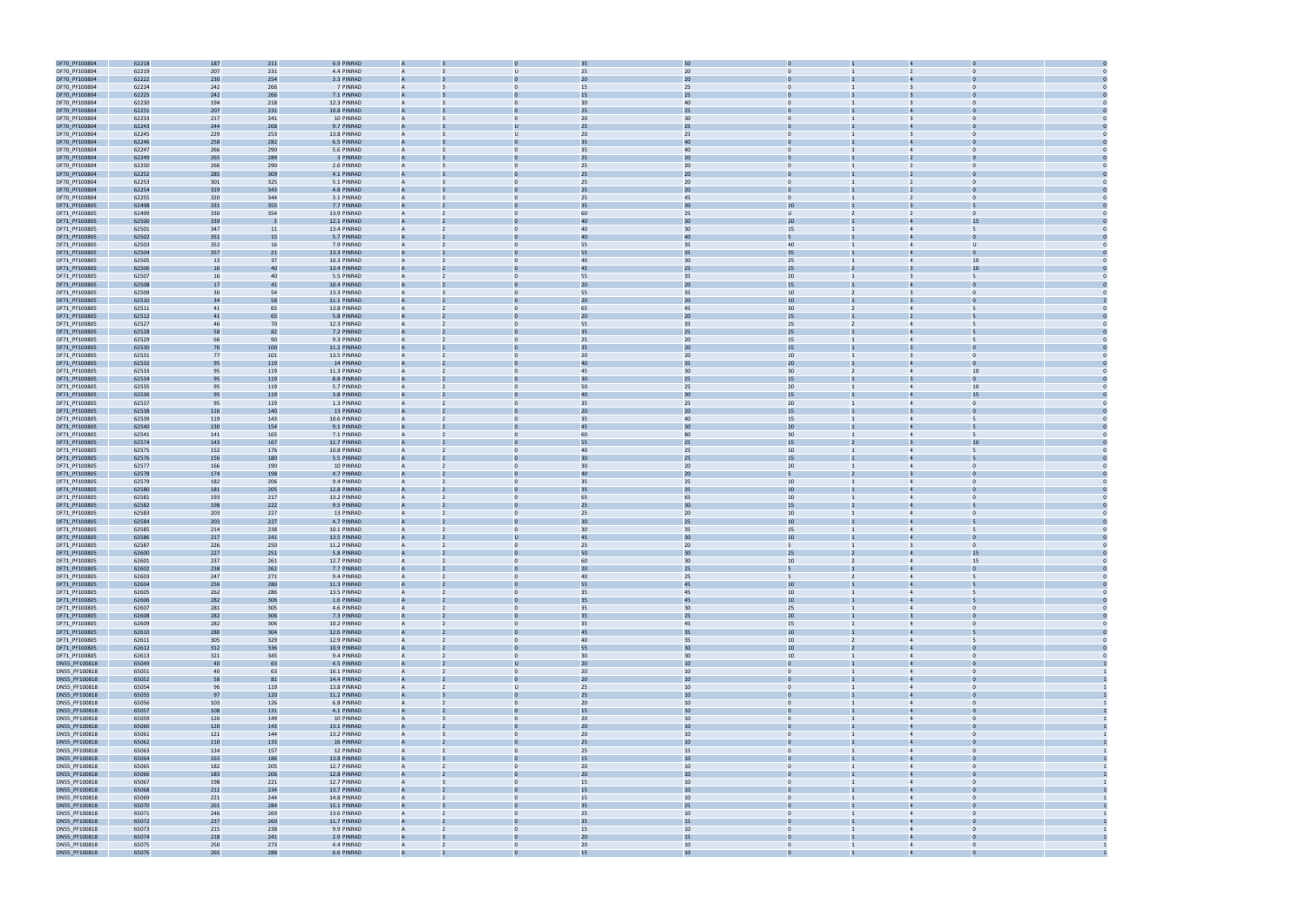| | | | | | | | | | | | | | | |
|---|---|---|---|---|---|---|---|---|---|---|---|---|---|---|
| DF70_PF100804 | 62218 | 187 | 211 | 6.9 PINRAD | A | 3 | 0 | 35 | 50 | 0 | 1 | 4 | 0 | 0 |
| DF70_PF100804 | 62219 | 207 | 231 | 4.4 PINRAD | A | 3 | U | 25 | 20 | 0 | 1 | 2 | 0 | 0 |
| DF70_PF100804 | 62222 | 230 | 254 | 3.3 PINRAD | A | 3 | 0 | 20 | 20 | 0 | 1 | 4 | 0 | 0 |
| DF70_PF100804 | 62224 | 242 | 266 | 7 PINRAD | A | 3 | 0 | 15 | 25 | 0 | 1 | 3 | 0 | 0 |
| DF70_PF100804 | 62225 | 242 | 266 | 7.1 PINRAD | A | 3 | 0 | 15 | 25 | 0 | 1 | 3 | 0 | 0 |
| DF70_PF100804 | 62230 | 194 | 218 | 12.3 PINRAD | A | 3 | 0 | 30 | 40 | 0 | 1 | 3 | 0 | 0 |
| DF70_PF100804 | 62231 | 207 | 231 | 10.8 PINRAD | A | 3 | 0 | 25 | 25 | 0 | 1 | 4 | 0 | 0 |
| DF70_PF100804 | 62233 | 217 | 241 | 10 PINRAD | A | 3 | 0 | 20 | 30 | 0 | 1 | 3 | 0 | 0 |
| DF70_PF100804 | 62243 | 244 | 268 | 9.7 PINRAD | A | 3 | U | 25 | 25 | 0 | 1 | 4 | 0 | 0 |
| DF70_PF100804 | 62245 | 229 | 253 | 13.8 PINRAD | A | 3 | U | 20 | 25 | 0 | 1 | 3 | 0 | 0 |
| DF70_PF100804 | 62246 | 258 | 282 | 6.5 PINRAD | A | 3 | 0 | 35 | 40 | 0 | 1 | 4 | 0 | 0 |
| DF70_PF100804 | 62247 | 266 | 290 | 5.6 PINRAD | A | 3 | 0 | 35 | 40 | 0 | 1 | 4 | 0 | 0 |
| DF70_PF100804 | 62249 | 265 | 289 | 3 PINRAD | A | 3 | 0 | 25 | 20 | 0 | 1 | 2 | 0 | 0 |
| DF70_PF100804 | 62250 | 266 | 290 | 2.6 PINRAD | A | 3 | 0 | 25 | 20 | 0 | 1 | 2 | 0 | 0 |
| DF70_PF100804 | 62252 | 285 | 309 | 4.1 PINRAD | A | 3 | 0 | 25 | 20 | 0 | 1 | 2 | 0 | 0 |
| DF70_PF100804 | 62253 | 301 | 325 | 5.1 PINRAD | A | 3 | 0 | 25 | 20 | 0 | 1 | 2 | 0 | 0 |
| DF70_PF100804 | 62254 | 319 | 343 | 4.8 PINRAD | A | 3 | 0 | 25 | 20 | 0 | 1 | 2 | 0 | 0 |
| DF70_PF100804 | 62255 | 320 | 344 | 3.1 PINRAD | A | 3 | 0 | 25 | 45 | 0 | 1 | 2 | 0 | 0 |
| DF71_PF100805 | 62498 | 331 | 355 | 7.7 PINRAD | A | 2 | 0 | 35 | 30 | 10 | 1 | 3 | 5 | 0 |
| DF71_PF100805 | 62499 | 330 | 354 | 13.9 PINRAD | A | 2 | 0 | 60 | 25 | U | 2 | 2 | 0 | 0 |
| DF71_PF100805 | 62500 | 339 | 3 | 12.1 PINRAD | A | 2 | 0 | 40 | 30 | 20 | 1 | 4 | 15 | 0 |
| DF71_PF100805 | 62501 | 347 | 11 | 13.4 PINRAD | A | 2 | 0 | 40 | 30 | 15 | 1 | 4 | 5 | 0 |
| DF71_PF100805 | 62502 | 351 | 15 | 5.7 PINRAD | A | 2 | 0 | 40 | 40 | 5 | 1 | 4 | 0 | 0 |
| DF71_PF100805 | 62503 | 352 | 16 | 7.9 PINRAD | A | 2 | 0 | 55 | 35 | 40 | 1 | 4 | U | 0 |
| DF71_PF100805 | 62504 | 357 | 21 | 13.3 PINRAD | A | 2 | 0 | 55 | 35 | 35 | 1 | 4 | 0 | 0 |
| DF71_PF100805 | 62505 | 13 | 37 | 10.3 PINRAD | A | 2 | 0 | 40 | 30 | 25 | 1 | 4 | 10 | 0 |
| DF71_PF100805 | 62506 | 16 | 40 | 13.4 PINRAD | A | 2 | 0 | 45 | 25 | 25 | 2 | 3 | 10 | 0 |
| DF71_PF100805 | 62507 | 16 | 40 | 5.5 PINRAD | A | 2 | 0 | 55 | 35 | 20 | 1 | 3 | 5 | 0 |
| DF71_PF100805 | 62508 | 17 | 41 | 10.4 PINRAD | A | 2 | 0 | 20 | 20 | 15 | 1 | 4 | 0 | 0 |
| DF71_PF100805 | 62509 | 30 | 54 | 13.3 PINRAD | A | 3 | 0 | 55 | 35 | 10 | 2 | 3 | 0 | 0 |
| DF71_PF100805 | 62510 | 34 | 58 | 11.1 PINRAD | A | 2 | 0 | 20 | 20 | 10 | 1 | 3 | 0 | 2 |
| DF71_PF100805 | 62511 | 41 | 65 | 13.8 PINRAD | A | 2 | 0 | 65 | 45 | 30 | 2 | 4 | 5 | 0 |
| DF71_PF100805 | 62512 | 41 | 65 | 5.8 PINRAD | A | 2 | 0 | 20 | 20 | 15 | 1 | 2 | 5 | 0 |
| DF71_PF100805 | 62527 | 46 | 70 | 12.3 PINRAD | A | 2 | 0 | 55 | 35 | 15 | 2 | 4 | 5 | 0 |
| DF71_PF100805 | 62528 | 58 | 82 | 7.2 PINRAD | A | 2 | 0 | 35 | 25 | 25 | 1 | 4 | 5 | 0 |
| DF71_PF100805 | 62529 | 66 | 90 | 9.3 PINRAD | A | 2 | 0 | 25 | 20 | 15 | 1 | 4 | 5 | 0 |
| DF71_PF100805 | 62530 | 76 | 100 | 11.2 PINRAD | A | 2 | 0 | 35 | 20 | 15 | 1 | 3 | 0 | 0 |
| DF71_PF100805 | 62531 | 77 | 101 | 13.5 PINRAD | A | 2 | 0 | 20 | 20 | 10 | 1 | 3 | 0 | 0 |
| DF71_PF100805 | 62532 | 95 | 119 | 14 PINRAD | A | 2 | 0 | 40 | 35 | 20 | 1 | 4 | 0 | 0 |
| DF71_PF100805 | 62533 | 95 | 119 | 11.3 PINRAD | A | 2 | 0 | 45 | 30 | 30 | 2 | 4 | 10 | 0 |
| DF71_PF100805 | 62534 | 95 | 119 | 8.8 PINRAD | A | 2 | 0 | 30 | 25 | 15 | 1 | 3 | 0 | 0 |
| DF71_PF100805 | 62535 | 95 | 119 | 5.7 PINRAD | A | 2 | 0 | 50 | 25 | 20 | 1 | 4 | 10 | 0 |
| DF71_PF100805 | 62536 | 95 | 119 | 3.8 PINRAD | A | 2 | 0 | 40 | 30 | 15 | 1 | 4 | 15 | 0 |
| DF71_PF100805 | 62537 | 95 | 119 | 1.3 PINRAD | A | 2 | 0 | 35 | 25 | 20 | 1 | 4 | 0 | 0 |
| DF71_PF100805 | 62538 | 116 | 140 | 13 PINRAD | A | 2 | 0 | 20 | 20 | 15 | 1 | 3 | 0 | 0 |
| DF71_PF100805 | 62539 | 119 | 143 | 10.6 PINRAD | A | 2 | 0 | 35 | 40 | 15 | 1 | 4 | 5 | 0 |
| DF71_PF100805 | 62540 | 130 | 154 | 9.1 PINRAD | A | 2 | 0 | 45 | 30 | 20 | 1 | 4 | 5 | 0 |
| DF71_PF100805 | 62541 | 141 | 165 | 7.1 PINRAD | A | 2 | 0 | 60 | 80 | 30 | 1 | 4 | 5 | 0 |
| DF71_PF100805 | 62574 | 143 | 167 | 11.7 PINRAD | A | 2 | 0 | 55 | 25 | 15 | 2 | 3 | 10 | 0 |
| DF71_PF100805 | 62575 | 152 | 176 | 10.8 PINRAD | A | 2 | 0 | 40 | 25 | 10 | 1 | 4 | 5 | 0 |
| DF71_PF100805 | 62576 | 156 | 180 | 5.5 PINRAD | A | 2 | 0 | 30 | 25 | 15 | 1 | 4 | 5 | 0 |
| DF71_PF100805 | 62577 | 166 | 190 | 10 PINRAD | A | 2 | 0 | 30 | 20 | 20 | 1 | 4 | 0 | 0 |
| DF71_PF100805 | 62578 | 174 | 198 | 4.7 PINRAD | A | 2 | 0 | 40 | 20 | 5 | 2 | 3 | 0 | 0 |
| DF71_PF100805 | 62579 | 182 | 206 | 9.4 PINRAD | A | 2 | 0 | 35 | 25 | 10 | 1 | 4 | 0 | 0 |
| DF71_PF100805 | 62580 | 181 | 205 | 12.8 PINRAD | A | 2 | 0 | 35 | 35 | 10 | 1 | 4 | 0 | 0 |
| DF71_PF100805 | 62581 | 193 | 217 | 13.2 PINRAD | A | 2 | 0 | 65 | 65 | 10 | 1 | 4 | 0 | 0 |
| DF71_PF100805 | 62582 | 198 | 222 | 9.5 PINRAD | A | 2 | 0 | 25 | 30 | 15 | 1 | 4 | 5 | 0 |
| DF71_PF100805 | 62583 | 203 | 227 | 13 PINRAD | A | 2 | 0 | 25 | 20 | 10 | 1 | 4 | 0 | 0 |
| DF71_PF100805 | 62584 | 203 | 227 | 4.7 PINRAD | A | 2 | 0 | 30 | 25 | 10 | 1 | 4 | 5 | 0 |
| DF71_PF100805 | 62585 | 214 | 238 | 10.1 PINRAD | A | 2 | 0 | 30 | 35 | 15 | 1 | 4 | 5 | 0 |
| DF71_PF100805 | 62586 | 217 | 241 | 13.5 PINRAD | A | 2 | U | 45 | 30 | 10 | 1 | 4 | 0 | 0 |
| DF71_PF100805 | 62587 | 226 | 250 | 11.2 PINRAD | A | 2 | 0 | 25 | 20 | 5 | 1 | 3 | 0 | 0 |
| DF71_PF100805 | 62600 | 227 | 251 | 5.8 PINRAD | A | 2 | 0 | 50 | 30 | 25 | 2 | 4 | 15 | 0 |
| DF71_PF100805 | 62601 | 237 | 261 | 12.7 PINRAD | A | 2 | 0 | 60 | 30 | 10 | 2 | 4 | 15 | 0 |
| DF71_PF100805 | 62602 | 238 | 262 | 7.7 PINRAD | A | 2 | 0 | 20 | 25 | 5 | 1 | 4 | 0 | 0 |
| DF71_PF100805 | 62603 | 247 | 271 | 9.4 PINRAD | A | 2 | 0 | 40 | 25 | 5 | 2 | 4 | 5 | 0 |
| DF71_PF100805 | 62604 | 256 | 280 | 11.3 PINRAD | A | 2 | 0 | 55 | 45 | 10 | 1 | 4 | 5 | 0 |
| DF71_PF100805 | 62605 | 262 | 286 | 13.5 PINRAD | A | 2 | 0 | 35 | 45 | 10 | 1 | 4 | 5 | 0 |
| DF71_PF100805 | 62606 | 282 | 306 | 1.6 PINRAD | A | 2 | 0 | 35 | 45 | 10 | 1 | 4 | 5 | 0 |
| DF71_PF100805 | 62607 | 281 | 305 | 4.6 PINRAD | A | 2 | 0 | 35 | 30 | 25 | 1 | 4 | 0 | 0 |
| DF71_PF100805 | 62608 | 282 | 306 | 7.3 PINRAD | A | 2 | 0 | 35 | 25 | 20 | 1 | 3 | 0 | 0 |
| DF71_PF100805 | 62609 | 282 | 306 | 10.2 PINRAD | A | 2 | 0 | 35 | 45 | 15 | 1 | 4 | 0 | 0 |
| DF71_PF100805 | 62610 | 280 | 304 | 12.6 PINRAD | A | 2 | 0 | 45 | 35 | 10 | 1 | 4 | 5 | 0 |
| DF71_PF100805 | 62611 | 305 | 329 | 12.9 PINRAD | A | 2 | 0 | 40 | 35 | 10 | 2 | 4 | 5 | 0 |
| DF71_PF100805 | 62612 | 312 | 336 | 10.9 PINRAD | A | 2 | 0 | 55 | 30 | 10 | 2 | 4 | 0 | 0 |
| DF71_PF100805 | 62613 | 321 | 345 | 9.4 PINRAD | A | 2 | 0 | 30 | 30 | 10 | 1 | 4 | 0 | 0 |
| DN55_PF100818 | 65049 | 40 | 63 | 4.5 PINRAD | A | 2 | U | 20 | 10 | 0 | 1 | 4 | 0 | 1 |
| DN55_PF100818 | 65051 | 40 | 63 | 16.1 PINRAD | A | 2 | 0 | 20 | 10 | 0 | 1 | 4 | 0 | 1 |
| DN55_PF100818 | 65052 | 58 | 81 | 14.4 PINRAD | A | 2 | 0 | 20 | 10 | 0 | 1 | 4 | 0 | 1 |
| DN55_PF100818 | 65054 | 96 | 119 | 13.8 PINRAD | A | 2 | U | 25 | 10 | 0 | 1 | 4 | 0 | 1 |
| DN55_PF100818 | 65055 | 97 | 120 | 11.2 PINRAD | A | 3 | 0 | 25 | 10 | 0 | 1 | 4 | 0 | 1 |
| DN55_PF100818 | 65056 | 103 | 126 | 6.8 PINRAD | A | 2 | 0 | 20 | 10 | 0 | 1 | 4 | 0 | 1 |
| DN55_PF100818 | 65057 | 108 | 131 | 4.1 PINRAD | A | 2 | 0 | 15 | 10 | 0 | 1 | 4 | 0 | 1 |
| DN55_PF100818 | 65059 | 126 | 149 | 10 PINRAD | A | 3 | 0 | 20 | 10 | 0 | 1 | 4 | 0 | 1 |
| DN55_PF100818 | 65060 | 120 | 143 | 13.1 PINRAD | A | 2 | 0 | 20 | 10 | 0 | 1 | 4 | 0 | 1 |
| DN55_PF100818 | 65061 | 121 | 144 | 13.2 PINRAD | A | 3 | 0 | 20 | 10 | 0 | 1 | 4 | 0 | 1 |
| DN55_PF100818 | 65062 | 110 | 133 | 16 PINRAD | A | 2 | 0 | 25 | 10 | 0 | 1 | 4 | 0 | 1 |
| DN55_PF100818 | 65063 | 134 | 157 | 12 PINRAD | A | 2 | 0 | 25 | 15 | 0 | 1 | 4 | 0 | 1 |
| DN55_PF100818 | 65064 | 163 | 186 | 13.8 PINRAD | A | 3 | 0 | 15 | 10 | 0 | 1 | 4 | 0 | 1 |
| DN55_PF100818 | 65065 | 182 | 205 | 12.7 PINRAD | A | 2 | 0 | 20 | 10 | 0 | 1 | 4 | 0 | 1 |
| DN55_PF100818 | 65066 | 183 | 206 | 12.8 PINRAD | A | 2 | 0 | 20 | 10 | 0 | 1 | 4 | 0 | 1 |
| DN55_PF100818 | 65067 | 198 | 221 | 12.7 PINRAD | A | 3 | 0 | 15 | 10 | 0 | 1 | 4 | 0 | 1 |
| DN55_PF100818 | 65068 | 211 | 234 | 13.7 PINRAD | A | 2 | 0 | 15 | 10 | 0 | 1 | 4 | 0 | 1 |
| DN55_PF100818 | 65069 | 221 | 244 | 14.8 PINRAD | A | 2 | 0 | 15 | 10 | 0 | 1 | 4 | 0 | 1 |
| DN55_PF100818 | 65070 | 261 | 284 | 15.1 PINRAD | A | 3 | 0 | 35 | 25 | 0 | 1 | 4 | 0 | 1 |
| DN55_PF100818 | 65071 | 246 | 269 | 13.6 PINRAD | A | 2 | 0 | 25 | 10 | 0 | 1 | 4 | 0 | 1 |
| DN55_PF100818 | 65072 | 237 | 260 | 11.7 PINRAD | A | 2 | 0 | 35 | 15 | 0 | 1 | 4 | 0 | 1 |
| DN55_PF100818 | 65073 | 215 | 238 | 9.9 PINRAD | A | 2 | 0 | 15 | 10 | 0 | 1 | 4 | 0 | 1 |
| DN55_PF100818 | 65074 | 218 | 241 | 2.9 PINRAD | A | 3 | 0 | 20 | 15 | 0 | 1 | 4 | 0 | 1 |
| DN55_PF100818 | 65075 | 250 | 273 | 4.4 PINRAD | A | 2 | 0 | 20 | 10 | 0 | 1 | 4 | 0 | 1 |
| DN55_PF100818 | 65076 | 265 | 288 | 6.6 PINRAD | A | 2 | 0 | 15 | 10 | 0 | 1 | 4 | 0 | 1 |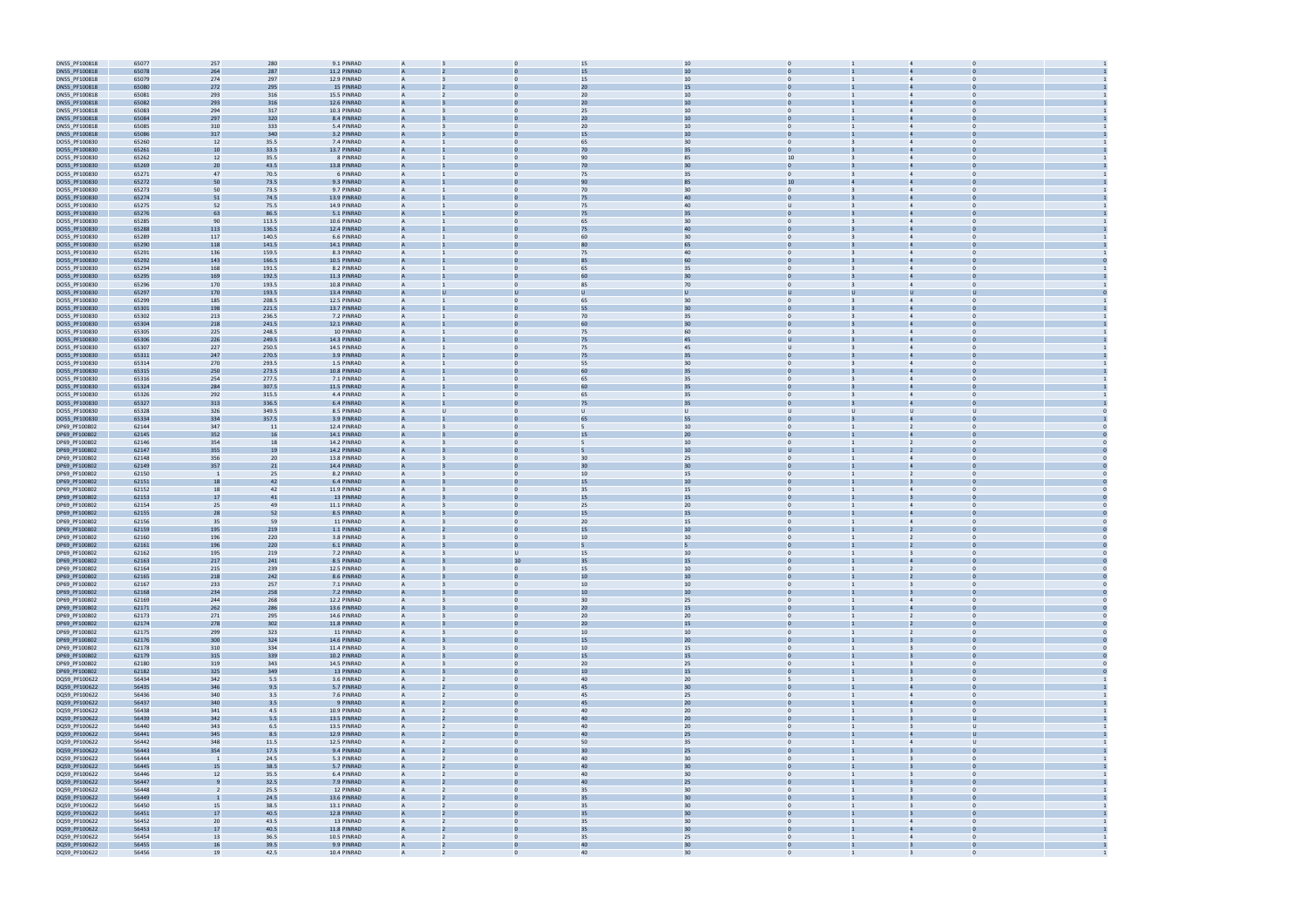| | | | | | | | | | | | | | | |
|---|---|---|---|---|---|---|---|---|---|---|---|---|---|---|
| DN55_PF100818 | 65077 | 257 | 280 | 9.1 PINRAD | A | 3 | 0 | 15 | 10 | 0 | 1 | 4 | 0 | 1 |
| DN55_PF100818 | 65078 | 264 | 287 | 11.2 PINRAD | A | 2 | 0 | 15 | 10 | 0 | 1 | 4 | 0 | 1 |
| DN55_PF100818 | 65079 | 274 | 297 | 12.9 PINRAD | A | 3 | 0 | 15 | 10 | 0 | 1 | 4 | 0 | 1 |
| DN55_PF100818 | 65080 | 272 | 295 | 15 PINRAD | A | 2 | 0 | 20 | 15 | 0 | 1 | 4 | 0 | 1 |
| DN55_PF100818 | 65081 | 293 | 316 | 15.5 PINRAD | A | 2 | 0 | 20 | 10 | 0 | 1 | 4 | 0 | 1 |
| DN55_PF100818 | 65082 | 293 | 316 | 12.6 PINRAD | A | 3 | 0 | 20 | 10 | 0 | 1 | 4 | 0 | 1 |
| DN55_PF100818 | 65083 | 294 | 317 | 10.3 PINRAD | A | 3 | 0 | 25 | 10 | 0 | 1 | 4 | 0 | 1 |
| DN55_PF100818 | 65084 | 297 | 320 | 8.4 PINRAD | A | 3 | 0 | 20 | 10 | 0 | 1 | 4 | 0 | 1 |
| DN55_PF100818 | 65085 | 310 | 333 | 5.4 PINRAD | A | 3 | 0 | 20 | 10 | 0 | 1 | 4 | 0 | 1 |
| DN55_PF100818 | 65086 | 317 | 340 | 3.2 PINRAD | A | 3 | 0 | 15 | 10 | 0 | 1 | 4 | 0 | 1 |
| DO55_PF100830 | 65260 | 12 | 35.5 | 7.4 PINRAD | A | 1 | 0 | 65 | 30 | 0 | 3 | 4 | 0 | 1 |
| DO55_PF100830 | 65261 | 10 | 33.5 | 13.7 PINRAD | A | 1 | 0 | 70 | 35 | 0 | 3 | 4 | 0 | 1 |
| DO55_PF100830 | 65262 | 12 | 35.5 | 8 PINRAD | A | 1 | 0 | 90 | 85 | 10 | 3 | 4 | 0 | 1 |
| DO55_PF100830 | 65269 | 20 | 43.5 | 13.8 PINRAD | A | 1 | 0 | 70 | 30 | 0 | 3 | 4 | 0 | 1 |
| DO55_PF100830 | 65271 | 47 | 70.5 | 6 PINRAD | A | 1 | 0 | 75 | 35 | 0 | 3 | 4 | 0 | 1 |
| DO55_PF100830 | 65272 | 50 | 73.5 | 9.3 PINRAD | A | 1 | 0 | 90 | 85 | 10 | 4 | 4 | 0 | 1 |
| DO55_PF100830 | 65273 | 50 | 73.5 | 9.7 PINRAD | A | 1 | 0 | 70 | 30 | 0 | 3 | 4 | 0 | 1 |
| DO55_PF100830 | 65274 | 51 | 74.5 | 13.9 PINRAD | A | 1 | 0 | 75 | 40 | 0 | 3 | 4 | 0 | 1 |
| DO55_PF100830 | 65275 | 52 | 75.5 | 14.9 PINRAD | A | 1 | 0 | 75 | 40 | U | 3 | 4 | 0 | 1 |
| DO55_PF100830 | 65276 | 63 | 86.5 | 5.1 PINRAD | A | 1 | 0 | 75 | 35 | 0 | 3 | 4 | 0 | 1 |
| DO55_PF100830 | 65285 | 90 | 113.5 | 10.6 PINRAD | A | 1 | 0 | 65 | 30 | 0 | 3 | 4 | 0 | 1 |
| DO55_PF100830 | 65288 | 113 | 136.5 | 12.4 PINRAD | A | 1 | 0 | 75 | 40 | 0 | 3 | 4 | 0 | 1 |
| DO55_PF100830 | 65289 | 117 | 140.5 | 6.6 PINRAD | A | 1 | 0 | 60 | 30 | 0 | 3 | 4 | 0 | 1 |
| DO55_PF100830 | 65290 | 118 | 141.5 | 14.1 PINRAD | A | 1 | 0 | 80 | 65 | 0 | 3 | 4 | 0 | 1 |
| DO55_PF100830 | 65291 | 136 | 159.5 | 8.3 PINRAD | A | 1 | 0 | 75 | 40 | 0 | 3 | 4 | 0 | 1 |
| DO55_PF100830 | 65292 | 143 | 166.5 | 10.5 PINRAD | A | 1 | 0 | 85 | 60 | 0 | 3 | 4 | 0 | 0 |
| DO55_PF100830 | 65294 | 168 | 191.5 | 8.2 PINRAD | A | 1 | 0 | 65 | 35 | 0 | 3 | 4 | 0 | 1 |
| DO55_PF100830 | 65295 | 169 | 192.5 | 11.3 PINRAD | A | 1 | 0 | 60 | 30 | 0 | 3 | 4 | 0 | 1 |
| DO55_PF100830 | 65296 | 170 | 193.5 | 10.8 PINRAD | A | 1 | 0 | 85 | 70 | 0 | 3 | 4 | 0 | 1 |
| DO55_PF100830 | 65297 | 170 | 193.5 | 13.4 PINRAD | A | U | U | U | U | U | U | U | U | 0 |
| DO55_PF100830 | 65299 | 185 | 208.5 | 12.5 PINRAD | A | 1 | 0 | 65 | 30 | 0 | 3 | 4 | 0 | 1 |
| DO55_PF100830 | 65301 | 198 | 221.5 | 13.7 PINRAD | A | 1 | 0 | 55 | 30 | 0 | 3 | 4 | 0 | 1 |
| DO55_PF100830 | 65302 | 213 | 236.5 | 7.2 PINRAD | A | 1 | 0 | 70 | 35 | 0 | 3 | 4 | 0 | 1 |
| DO55_PF100830 | 65304 | 218 | 241.5 | 12.1 PINRAD | A | 1 | 0 | 60 | 30 | 0 | 3 | 4 | 0 | 1 |
| DO55_PF100830 | 65305 | 225 | 248.5 | 10 PINRAD | A | 1 | 0 | 75 | 60 | 0 | 3 | 4 | 0 | 1 |
| DO55_PF100830 | 65306 | 226 | 249.5 | 14.3 PINRAD | A | 1 | 0 | 75 | 45 | U | 3 | 4 | 0 | 1 |
| DO55_PF100830 | 65307 | 227 | 250.5 | 14.5 PINRAD | A | 1 | 0 | 75 | 45 | U | 3 | 4 | 0 | 1 |
| DO55_PF100830 | 65311 | 247 | 270.5 | 3.9 PINRAD | A | 1 | 0 | 75 | 35 | 0 | 3 | 4 | 0 | 1 |
| DO55_PF100830 | 65314 | 270 | 293.5 | 1.5 PINRAD | A | 1 | 0 | 55 | 30 | 0 | 3 | 4 | 0 | 1 |
| DO55_PF100830 | 65315 | 250 | 273.5 | 10.8 PINRAD | A | 1 | 0 | 60 | 35 | 0 | 3 | 4 | 0 | 1 |
| DO55_PF100830 | 65316 | 254 | 277.5 | 7.1 PINRAD | A | 1 | 0 | 65 | 35 | 0 | 3 | 4 | 0 | 1 |
| DO55_PF100830 | 65324 | 284 | 307.5 | 11.5 PINRAD | A | 1 | 0 | 60 | 35 | 0 | 3 | 4 | 0 | 1 |
| DO55_PF100830 | 65326 | 292 | 315.5 | 4.4 PINRAD | A | 1 | 0 | 65 | 35 | 0 | 3 | 4 | 0 | 1 |
| DO55_PF100830 | 65327 | 313 | 336.5 | 6.4 PINRAD | A | 1 | 0 | 75 | 35 | 0 | 3 | 4 | 0 | 1 |
| DO55_PF100830 | 65328 | 326 | 349.5 | 8.5 PINRAD | A | U | 0 | U | U | U | U | U | U | 0 |
| DO55_PF100830 | 65334 | 334 | 357.5 | 3.9 PINRAD | A | 1 | 0 | 65 | 55 | 0 | 3 | 4 | 0 | 1 |
| DP69_PF100802 | 62144 | 347 | 11 | 12.4 PINRAD | A | 3 | 0 | 5 | 10 | 0 | 1 | 2 | 0 | 0 |
| DP69_PF100802 | 62145 | 352 | 16 | 14.1 PINRAD | A | 3 | 0 | 15 | 20 | 0 | 1 | 4 | 0 | 0 |
| DP69_PF100802 | 62146 | 354 | 18 | 14.2 PINRAD | A | 3 | 0 | 5 | 10 | 0 | 1 | 2 | 0 | 0 |
| DP69_PF100802 | 62147 | 355 | 19 | 14.2 PINRAD | A | 3 | 0 | 5 | 10 | U | 1 | 2 | 0 | 0 |
| DP69_PF100802 | 62148 | 356 | 20 | 13.8 PINRAD | A | 3 | 0 | 30 | 25 | 0 | 1 | 4 | 0 | 0 |
| DP69_PF100802 | 62149 | 357 | 21 | 14.4 PINRAD | A | 3 | 0 | 30 | 30 | 0 | 1 | 4 | 0 | 0 |
| DP69_PF100802 | 62150 | 1 | 25 | 8.2 PINRAD | A | 3 | 0 | 10 | 15 | 0 | 1 | 2 | 0 | 0 |
| DP69_PF100802 | 62151 | 18 | 42 | 6.4 PINRAD | A | 3 | 0 | 15 | 10 | 0 | 1 | 3 | 0 | 0 |
| DP69_PF100802 | 62152 | 18 | 42 | 11.9 PINRAD | A | 3 | 0 | 35 | 15 | 0 | 1 | 4 | 0 | 0 |
| DP69_PF100802 | 62153 | 17 | 41 | 13 PINRAD | A | 3 | 0 | 15 | 15 | 0 | 1 | 3 | 0 | 0 |
| DP69_PF100802 | 62154 | 25 | 49 | 11.1 PINRAD | A | 3 | 0 | 25 | 20 | 0 | 1 | 4 | 0 | 0 |
| DP69_PF100802 | 62155 | 28 | 52 | 8.5 PINRAD | A | 3 | 0 | 15 | 15 | 0 | 1 | 4 | 0 | 0 |
| DP69_PF100802 | 62156 | 35 | 59 | 11 PINRAD | A | 3 | 0 | 20 | 15 | 0 | 1 | 4 | 0 | 0 |
| DP69_PF100802 | 62159 | 195 | 219 | 1.1 PINRAD | A | 2 | 0 | 15 | 10 | 0 | 1 | 2 | 0 | 0 |
| DP69_PF100802 | 62160 | 196 | 220 | 3.8 PINRAD | A | 3 | 0 | 10 | 10 | 0 | 1 | 2 | 0 | 0 |
| DP69_PF100802 | 62161 | 196 | 220 | 6.1 PINRAD | A | 3 | 0 | 5 | 5 | 0 | 1 | 2 | 0 | 0 |
| DP69_PF100802 | 62162 | 195 | 219 | 7.2 PINRAD | A | 3 | U | 15 | 10 | 0 | 1 | 3 | 0 | 0 |
| DP69_PF100802 | 62163 | 217 | 241 | 8.5 PINRAD | A | 3 | 10 | 35 | 15 | 0 | 1 | 4 | 0 | 0 |
| DP69_PF100802 | 62164 | 215 | 239 | 12.5 PINRAD | A | 3 | 0 | 15 | 10 | 0 | 1 | 2 | 0 | 0 |
| DP69_PF100802 | 62165 | 218 | 242 | 8.6 PINRAD | A | 3 | 0 | 10 | 10 | 0 | 1 | 2 | 0 | 0 |
| DP69_PF100802 | 62167 | 233 | 257 | 7.1 PINRAD | A | 3 | 0 | 10 | 10 | 0 | 1 | 3 | 0 | 0 |
| DP69_PF100802 | 62168 | 234 | 258 | 7.2 PINRAD | A | 3 | 0 | 10 | 10 | 0 | 1 | 3 | 0 | 0 |
| DP69_PF100802 | 62169 | 244 | 268 | 12.2 PINRAD | A | 3 | 0 | 30 | 25 | 0 | 1 | 4 | 0 | 0 |
| DP69_PF100802 | 62171 | 262 | 286 | 13.6 PINRAD | A | 3 | 0 | 20 | 15 | 0 | 1 | 4 | 0 | 0 |
| DP69_PF100802 | 62173 | 271 | 295 | 14.6 PINRAD | A | 3 | 0 | 20 | 20 | 0 | 1 | 2 | 0 | 0 |
| DP69_PF100802 | 62174 | 278 | 302 | 11.8 PINRAD | A | 3 | 0 | 20 | 15 | 0 | 1 | 2 | 0 | 0 |
| DP69_PF100802 | 62175 | 299 | 323 | 11 PINRAD | A | 3 | 0 | 10 | 10 | 0 | 1 | 2 | 0 | 0 |
| DP69_PF100802 | 62176 | 300 | 324 | 14.6 PINRAD | A | 3 | 0 | 15 | 20 | 0 | 1 | 3 | 0 | 0 |
| DP69_PF100802 | 62178 | 310 | 334 | 11.4 PINRAD | A | 3 | 0 | 10 | 15 | 0 | 1 | 3 | 0 | 0 |
| DP69_PF100802 | 62179 | 315 | 339 | 10.2 PINRAD | A | 3 | 0 | 15 | 15 | 0 | 1 | 3 | 0 | 0 |
| DP69_PF100802 | 62180 | 319 | 343 | 14.5 PINRAD | A | 3 | 0 | 20 | 25 | 0 | 1 | 3 | 0 | 0 |
| DP69_PF100802 | 62182 | 325 | 349 | 13 PINRAD | A | 3 | 0 | 10 | 15 | 0 | 1 | 3 | 0 | 0 |
| DQ59_PF100622 | 56434 | 342 | 5.5 | 3.6 PINRAD | A | 2 | 0 | 40 | 20 | 5 | 1 | 3 | 0 | 1 |
| DQ59_PF100622 | 56435 | 346 | 9.5 | 5.7 PINRAD | A | 2 | 0 | 45 | 30 | 0 | 1 | 4 | 0 | 1 |
| DQ59_PF100622 | 56436 | 340 | 3.5 | 7.6 PINRAD | A | 2 | 0 | 45 | 25 | 0 | 1 | 4 | 0 | 1 |
| DQ59_PF100622 | 56437 | 340 | 3.5 | 9 PINRAD | A | 2 | 0 | 45 | 20 | 0 | 1 | 4 | 0 | 1 |
| DQ59_PF100622 | 56438 | 341 | 4.5 | 10.9 PINRAD | A | 2 | 0 | 40 | 20 | 0 | 1 | 3 | 0 | 1 |
| DQ59_PF100622 | 56439 | 342 | 5.5 | 13.5 PINRAD | A | 2 | 0 | 40 | 20 | 0 | 1 | 3 | U | 1 |
| DQ59_PF100622 | 56440 | 343 | 6.5 | 13.5 PINRAD | A | 2 | 0 | 40 | 20 | 0 | 1 | 3 | U | 1 |
| DQ59_PF100622 | 56441 | 345 | 8.5 | 12.9 PINRAD | A | 2 | 0 | 40 | 25 | 0 | 1 | 4 | U | 1 |
| DQ59_PF100622 | 56442 | 348 | 11.5 | 12.5 PINRAD | A | 2 | 0 | 50 | 35 | 0 | 1 | 4 | U | 1 |
| DQ59_PF100622 | 56443 | 354 | 17.5 | 9.4 PINRAD | A | 2 | 0 | 30 | 25 | 0 | 1 | 3 | 0 | 1 |
| DQ59_PF100622 | 56444 | 1 | 24.5 | 5.3 PINRAD | A | 2 | 0 | 40 | 30 | 0 | 1 | 3 | 0 | 1 |
| DQ59_PF100622 | 56445 | 15 | 38.5 | 5.7 PINRAD | A | 2 | 0 | 40 | 30 | 0 | 1 | 3 | 0 | 1 |
| DQ59_PF100622 | 56446 | 12 | 35.5 | 6.4 PINRAD | A | 2 | 0 | 40 | 30 | 0 | 1 | 3 | 0 | 1 |
| DQ59_PF100622 | 56447 | 9 | 32.5 | 7.9 PINRAD | A | 2 | 0 | 40 | 25 | 0 | 1 | 3 | 0 | 1 |
| DQ59_PF100622 | 56448 | 2 | 25.5 | 12 PINRAD | A | 2 | 0 | 35 | 30 | 0 | 1 | 3 | 0 | 1 |
| DQ59_PF100622 | 56449 | 1 | 24.5 | 13.6 PINRAD | A | 2 | 0 | 35 | 30 | 0 | 1 | 3 | 0 | 1 |
| DQ59_PF100622 | 56450 | 15 | 38.5 | 13.1 PINRAD | A | 2 | 0 | 35 | 30 | 0 | 1 | 3 | 0 | 1 |
| DQ59_PF100622 | 56451 | 17 | 40.5 | 12.8 PINRAD | A | 2 | 0 | 35 | 30 | 0 | 1 | 3 | 0 | 1 |
| DQ59_PF100622 | 56452 | 20 | 43.5 | 13 PINRAD | A | 2 | 0 | 35 | 30 | 0 | 1 | 4 | 0 | 1 |
| DQ59_PF100622 | 56453 | 17 | 40.5 | 11.8 PINRAD | A | 2 | 0 | 35 | 30 | 0 | 1 | 4 | 0 | 1 |
| DQ59_PF100622 | 56454 | 13 | 36.5 | 10.5 PINRAD | A | 2 | 0 | 35 | 25 | 0 | 1 | 4 | 0 | 1 |
| DQ59_PF100622 | 56455 | 16 | 39.5 | 9.9 PINRAD | A | 2 | 0 | 40 | 30 | 0 | 1 | 3 | 0 | 1 |
| DQ59_PF100622 | 56456 | 19 | 42.5 | 10.4 PINRAD | A | 2 | 0 | 40 | 30 | 0 | 1 | 3 | 0 | 1 |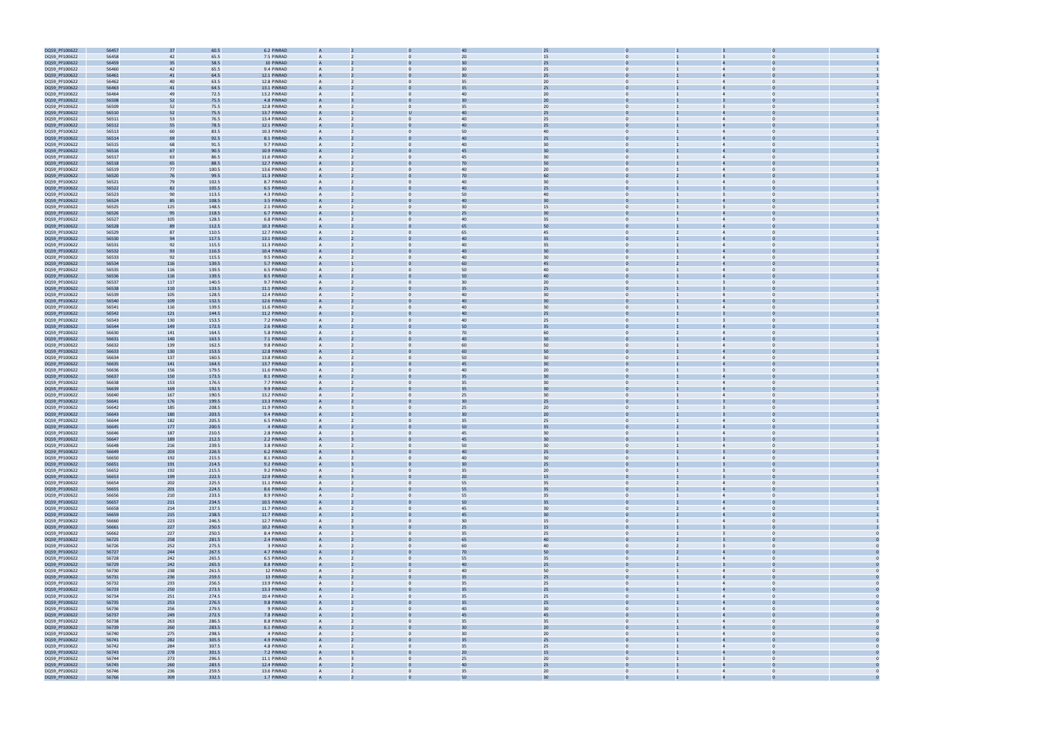| | | | | | | | | | | | | | | |
|---|---|---|---|---|---|---|---|---|---|---|---|---|---|---|
| DQS9_PF100622 | 56457 | 37 | 60.5 | 6.2 | PINRAD | A | 2 | 0 | 40 | 25 | 0 | 1 | 3 | 0 | 1 |
| DQS9_PF100622 | 56458 | 42 | 65.5 | 7.5 | PINRAD | A | 2 | 0 | 20 | 15 | 0 | 1 | 3 | 0 | 1 |
| DQS9_PF100622 | 56459 | 35 | 58.5 | 10 | PINRAD | A | 2 | 0 | 30 | 25 | 0 | 1 | 4 | 0 | 1 |
| DQS9_PF100622 | 56460 | 42 | 65.5 | 9.4 | PINRAD | A | 2 | 0 | 30 | 25 | 0 | 1 | 4 | 0 | 1 |
| DQS9_PF100622 | 56461 | 41 | 64.5 | 12.1 | PINRAD | A | 2 | 0 | 30 | 25 | 0 | 1 | 4 | 0 | 1 |
| DQS9_PF100622 | 56462 | 40 | 63.5 | 12.8 | PINRAD | A | 2 | 0 | 35 | 20 | 0 | 1 | 4 | 0 | 1 |
| DQS9_PF100622 | 56463 | 41 | 64.5 | 13.1 | PINRAD | A | 2 | 0 | 35 | 25 | 0 | 1 | 4 | 0 | 1 |
| DQS9_PF100622 | 56464 | 49 | 72.5 | 13.2 | PINRAD | A | 2 | 0 | 40 | 20 | 0 | 1 | 4 | 0 | 1 |
| DQS9_PF100622 | 56508 | 52 | 75.5 | 4.8 | PINRAD | A | 3 | 0 | 30 | 20 | 0 | 1 | 3 | 0 | 1 |
| DQS9_PF100622 | 56509 | 52 | 75.5 | 12.8 | PINRAD | A | 2 | 0 | 35 | 20 | 0 | 1 | 3 | 0 | 1 |
| DQS9_PF100622 | 56510 | 52 | 75.5 | 13.7 | PINRAD | A | 2 | U | 40 | 25 | 0 | 1 | 4 | 0 | 1 |
| DQS9_PF100622 | 56511 | 53 | 76.5 | 13.4 | PINRAD | A | 2 | 0 | 40 | 25 | 0 | 1 | 4 | 0 | 1 |
| DQS9_PF100622 | 56512 | 55 | 78.5 | 12.1 | PINRAD | A | 2 | 0 | 40 | 25 | 0 | 1 | 4 | 0 | 1 |
| DQS9_PF100622 | 56513 | 60 | 83.5 | 10.3 | PINRAD | A | 2 | 0 | 50 | 40 | 0 | 1 | 4 | 0 | 1 |
| DQS9_PF100622 | 56514 | 69 | 92.5 | 8.1 | PINRAD | A | 2 | 0 | 40 | 25 | 0 | 1 | 4 | 0 | 1 |
| DQS9_PF100622 | 56515 | 68 | 91.5 | 9.7 | PINRAD | A | 2 | 0 | 40 | 30 | 0 | 1 | 4 | 0 | 1 |
| DQS9_PF100622 | 56516 | 67 | 90.5 | 10.9 | PINRAD | A | 2 | 0 | 45 | 30 | 0 | 1 | 4 | 0 | 1 |
| DQS9_PF100622 | 56517 | 63 | 86.5 | 11.6 | PINRAD | A | 2 | 0 | 45 | 30 | 0 | 1 | 4 | 0 | 1 |
| DQS9_PF100622 | 56518 | 65 | 88.5 | 12.7 | PINRAD | A | 2 | 0 | 70 | 50 | 0 | 1 | 4 | 0 | 1 |
| DQS9_PF100622 | 56519 | 77 | 100.5 | 13.6 | PINRAD | A | 2 | 0 | 40 | 20 | 0 | 1 | 4 | 0 | 1 |
| DQS9_PF100622 | 56520 | 76 | 99.5 | 11.3 | PINRAD | A | 2 | 0 | 70 | 60 | 0 | 2 | 4 | 0 | 1 |
| DQS9_PF100622 | 56521 | 79 | 102.5 | 8.7 | PINRAD | A | 2 | 0 | 40 | 30 | 0 | 1 | 4 | 0 | 1 |
| DQS9_PF100622 | 56522 | 82 | 105.5 | 6.5 | PINRAD | A | 2 | 0 | 40 | 25 | 0 | 1 | 3 | 0 | 1 |
| DQS9_PF100622 | 56523 | 90 | 113.5 | 4.3 | PINRAD | A | 2 | 0 | 50 | 40 | 0 | 1 | 3 | 0 | 1 |
| DQS9_PF100622 | 56524 | 85 | 108.5 | 3.5 | PINRAD | A | 2 | 0 | 40 | 30 | 0 | 1 | 4 | 0 | 1 |
| DQS9_PF100622 | 56525 | 125 | 148.5 | 2.1 | PINRAD | A | 2 | 0 | 30 | 15 | 0 | 1 | 3 | 0 | 1 |
| DQS9_PF100622 | 56526 | 95 | 118.5 | 6.7 | PINRAD | A | 2 | 0 | 25 | 30 | 0 | 1 | 4 | 0 | 1 |
| DQS9_PF100622 | 56527 | 105 | 128.5 | 6.8 | PINRAD | A | 2 | 0 | 40 | 35 | 0 | 1 | 4 | 0 | 1 |
| DQS9_PF100622 | 56528 | 89 | 112.5 | 10.3 | PINRAD | A | 2 | 0 | 65 | 50 | 0 | 1 | 4 | 0 | 1 |
| DQS9_PF100622 | 56529 | 87 | 110.5 | 12.7 | PINRAD | A | 2 | 0 | 65 | 45 | 0 | 2 | 4 | 0 | 1 |
| DQS9_PF100622 | 56530 | 94 | 117.5 | 13.1 | PINRAD | A | 2 | 0 | 40 | 35 | 0 | 1 | 4 | 0 | 1 |
| DQS9_PF100622 | 56531 | 92 | 115.5 | 11.3 | PINRAD | A | 2 | 0 | 40 | 35 | 0 | 1 | 4 | 0 | 1 |
| DQS9_PF100622 | 56532 | 93 | 116.5 | 10.4 | PINRAD | A | 2 | 0 | 40 | 30 | 0 | 1 | 4 | 0 | 1 |
| DQS9_PF100622 | 56533 | 92 | 115.5 | 9.5 | PINRAD | A | 2 | 0 | 40 | 30 | 0 | 1 | 4 | 0 | 1 |
| DQS9_PF100622 | 56534 | 116 | 139.5 | 5.7 | PINRAD | A | 1 | 0 | 60 | 45 | 0 | 2 | 4 | 0 | 1 |
| DQS9_PF100622 | 56535 | 116 | 139.5 | 6.5 | PINRAD | A | 2 | 0 | 50 | 40 | 0 | 1 | 4 | 0 | 1 |
| DQS9_PF100622 | 56536 | 116 | 139.5 | 8.5 | PINRAD | A | 2 | 0 | 50 | 40 | 0 | 1 | 4 | 0 | 1 |
| DQS9_PF100622 | 56537 | 117 | 140.5 | 9.7 | PINRAD | A | 2 | 0 | 30 | 20 | 0 | 1 | 3 | 0 | 1 |
| DQS9_PF100622 | 56538 | 110 | 133.5 | 11.1 | PINRAD | A | 2 | 0 | 35 | 25 | 0 | 1 | 3 | 0 | 1 |
| DQS9_PF100622 | 56539 | 105 | 128.5 | 12.4 | PINRAD | A | 2 | 0 | 40 | 30 | 0 | 1 | 4 | 0 | 1 |
| DQS9_PF100622 | 56540 | 109 | 132.5 | 12.6 | PINRAD | A | 2 | 0 | 40 | 30 | 0 | 1 | 4 | 0 | 1 |
| DQS9_PF100622 | 56541 | 116 | 139.5 | 11.6 | PINRAD | A | 2 | 0 | 40 | 30 | 0 | 1 | 4 | 0 | 1 |
| DQS9_PF100622 | 56542 | 121 | 144.5 | 11.2 | PINRAD | A | 2 | 0 | 40 | 25 | 0 | 1 | 3 | 0 | 1 |
| DQS9_PF100622 | 56543 | 130 | 153.5 | 7.2 | PINRAD | A | 2 | 0 | 40 | 25 | 0 | 1 | 3 | 0 | 1 |
| DQS9_PF100622 | 56544 | 149 | 172.5 | 2.6 | PINRAD | A | 2 | 0 | 50 | 35 | 0 | 1 | 4 | 0 | 1 |
| DQS9_PF100622 | 56630 | 141 | 164.5 | 5.8 | PINRAD | A | 2 | 0 | 70 | 60 | 0 | 2 | 4 | 0 | 1 |
| DQS9_PF100622 | 56631 | 140 | 163.5 | 7.1 | PINRAD | A | 2 | 0 | 40 | 30 | 0 | 1 | 4 | 0 | 1 |
| DQS9_PF100622 | 56632 | 139 | 162.5 | 9.8 | PINRAD | A | 2 | 0 | 60 | 50 | 0 | 1 | 4 | 0 | 1 |
| DQS9_PF100622 | 56633 | 130 | 153.5 | 12.8 | PINRAD | A | 2 | 0 | 60 | 50 | 0 | 1 | 4 | 0 | 1 |
| DQS9_PF100622 | 56634 | 137 | 160.5 | 13.8 | PINRAD | A | 2 | 0 | 50 | 30 | 0 | 1 | 4 | 0 | 1 |
| DQS9_PF100622 | 56635 | 141 | 164.5 | 13.7 | PINRAD | A | 2 | 0 | 45 | 30 | 0 | 1 | 4 | 0 | 1 |
| DQS9_PF100622 | 56636 | 156 | 179.5 | 11.6 | PINRAD | A | 2 | 0 | 40 | 20 | 0 | 1 | 3 | 0 | 1 |
| DQS9_PF100622 | 56637 | 150 | 173.5 | 8.1 | PINRAD | A | 2 | 0 | 35 | 30 | 0 | 1 | 4 | 0 | 1 |
| DQS9_PF100622 | 56638 | 153 | 176.5 | 7.7 | PINRAD | A | 2 | 0 | 35 | 30 | 0 | 1 | 4 | 0 | 1 |
| DQS9_PF100622 | 56639 | 169 | 192.5 | 9.9 | PINRAD | A | 2 | 0 | 35 | 30 | 0 | 1 | 4 | 0 | 1 |
| DQS9_PF100622 | 56640 | 167 | 190.5 | 13.2 | PINRAD | A | 2 | 0 | 25 | 30 | 0 | 1 | 4 | 0 | 1 |
| DQS9_PF100622 | 56641 | 176 | 199.5 | 13.3 | PINRAD | A | 2 | 0 | 30 | 25 | 0 | 1 | 3 | 0 | 1 |
| DQS9_PF100622 | 56642 | 185 | 208.5 | 11.9 | PINRAD | A | 3 | 0 | 25 | 20 | 0 | 1 | 3 | 0 | 1 |
| DQS9_PF100622 | 56643 | 180 | 203.5 | 9.4 | PINRAD | A | 2 | 0 | 30 | 20 | 0 | 1 | 3 | 0 | 1 |
| DQS9_PF100622 | 56644 | 182 | 205.5 | 6.5 | PINRAD | A | 2 | 0 | 35 | 25 | 0 | 1 | 4 | 0 | 1 |
| DQS9_PF100622 | 56645 | 177 | 200.5 | 4 | PINRAD | A | 2 | 0 | 50 | 35 | 0 | 2 | 4 | 0 | 1 |
| DQS9_PF100622 | 56646 | 187 | 210.5 | 2.8 | PINRAD | A | 2 | 0 | 45 | 30 | 0 | 1 | 4 | 0 | 1 |
| DQS9_PF100622 | 56647 | 189 | 212.5 | 2.2 | PINRAD | A | 3 | 0 | 45 | 30 | 0 | 1 | 3 | 0 | 1 |
| DQS9_PF100622 | 56648 | 216 | 239.5 | 3.8 | PINRAD | A | 2 | 0 | 50 | 30 | 0 | 1 | 4 | 0 | 1 |
| DQS9_PF100622 | 56649 | 203 | 226.5 | 6.2 | PINRAD | A | 3 | 0 | 40 | 25 | 0 | 1 | 3 | 0 | 1 |
| DQS9_PF100622 | 56650 | 192 | 215.5 | 8.1 | PINRAD | A | 2 | 0 | 40 | 30 | 0 | 1 | 4 | 0 | 1 |
| DQS9_PF100622 | 56651 | 191 | 214.5 | 9.2 | PINRAD | A | 3 | 0 | 30 | 25 | 0 | 1 | 3 | 0 | 1 |
| DQS9_PF100622 | 56652 | 192 | 215.5 | 9.2 | PINRAD | A | 2 | 0 | 35 | 20 | 0 | 1 | 3 | 0 | 1 |
| DQS9_PF100622 | 56653 | 199 | 222.5 | 12.9 | PINRAD | A | 3 | 0 | 20 | 15 | 0 | 1 | 3 | 0 | 1 |
| DQS9_PF100622 | 56654 | 202 | 225.5 | 11.1 | PINRAD | A | 2 | 0 | 55 | 35 | 0 | 2 | 4 | 0 | 1 |
| DQS9_PF100622 | 56655 | 201 | 224.5 | 8.6 | PINRAD | A | 2 | 0 | 55 | 35 | 0 | 2 | 4 | 0 | 1 |
| DQS9_PF100622 | 56656 | 210 | 233.5 | 8.9 | PINRAD | A | 2 | 0 | 55 | 35 | 0 | 1 | 4 | 0 | 1 |
| DQS9_PF100622 | 56657 | 211 | 234.5 | 10.5 | PINRAD | A | 2 | 0 | 50 | 35 | 0 | 1 | 4 | 0 | 1 |
| DQS9_PF100622 | 56658 | 214 | 237.5 | 11.7 | PINRAD | A | 2 | 0 | 45 | 30 | 0 | 2 | 4 | 0 | 1 |
| DQS9_PF100622 | 56659 | 215 | 238.5 | 11.7 | PINRAD | A | 2 | 0 | 45 | 30 | 0 | 2 | 4 | 0 | 1 |
| DQS9_PF100622 | 56660 | 223 | 246.5 | 12.7 | PINRAD | A | 2 | 0 | 30 | 15 | 0 | 1 | 4 | 0 | 1 |
| DQS9_PF100622 | 56661 | 227 | 250.5 | 10.2 | PINRAD | A | 3 | 0 | 25 | 15 | 0 | 1 | 3 | 0 | 1 |
| DQS9_PF100622 | 56662 | 227 | 250.5 | 8.4 | PINRAD | A | 2 | 0 | 35 | 25 | 0 | 1 | 3 | 0 | 0 |
| DQS9_PF100622 | 56725 | 258 | 281.5 | 2.4 | PINRAD | A | 2 | 0 | 65 | 40 | 0 | 2 | 3 | 0 | 0 |
| DQS9_PF100622 | 56726 | 252 | 275.5 | 3 | PINRAD | A | 2 | 0 | 60 | 40 | 0 | 2 | 3 | 0 | 0 |
| DQS9_PF100622 | 56727 | 244 | 267.5 | 4.7 | PINRAD | A | 2 | 0 | 70 | 50 | 0 | 2 | 4 | 0 | 0 |
| DQS9_PF100622 | 56728 | 242 | 265.5 | 6.5 | PINRAD | A | 2 | 0 | 55 | 35 | 0 | 2 | 4 | 0 | 0 |
| DQS9_PF100622 | 56729 | 242 | 265.5 | 8.8 | PINRAD | A | 2 | 0 | 40 | 25 | 0 | 1 | 3 | 0 | 0 |
| DQS9_PF100622 | 56730 | 238 | 261.5 | 12 | PINRAD | A | 2 | 0 | 40 | 50 | 0 | 1 | 4 | 0 | 0 |
| DQS9_PF100622 | 56731 | 236 | 259.5 | 13 | PINRAD | A | 2 | 0 | 35 | 25 | 0 | 1 | 4 | 0 | 0 |
| DQS9_PF100622 | 56732 | 233 | 256.5 | 13.9 | PINRAD | A | 2 | 0 | 35 | 25 | 0 | 1 | 4 | 0 | 0 |
| DQS9_PF100622 | 56733 | 250 | 273.5 | 13.3 | PINRAD | A | 2 | 0 | 35 | 25 | 0 | 1 | 4 | 0 | 0 |
| DQS9_PF100622 | 56734 | 251 | 274.5 | 10.4 | PINRAD | A | 2 | 0 | 35 | 25 | 0 | 1 | 4 | 0 | 0 |
| DQS9_PF100622 | 56735 | 253 | 276.5 | 9.8 | PINRAD | A | 2 | 0 | 35 | 25 | 0 | 1 | 4 | 0 | 0 |
| DQS9_PF100622 | 56736 | 256 | 279.5 | 9 | PINRAD | A | 2 | 0 | 40 | 30 | 0 | 1 | 4 | 0 | 0 |
| DQS9_PF100622 | 56737 | 249 | 272.5 | 7.8 | PINRAD | A | 2 | 0 | 45 | 45 | 0 | 1 | 4 | 0 | 0 |
| DQS9_PF100622 | 56738 | 263 | 286.5 | 8.8 | PINRAD | A | 2 | 0 | 35 | 35 | 0 | 1 | 4 | 0 | 0 |
| DQS9_PF100622 | 56739 | 260 | 283.5 | 6.1 | PINRAD | A | 2 | 0 | 30 | 20 | 0 | 1 | 4 | 0 | 0 |
| DQS9_PF100622 | 56740 | 275 | 298.5 | 4 | PINRAD | A | 2 | 0 | 30 | 20 | 0 | 1 | 4 | 0 | 0 |
| DQS9_PF100622 | 56741 | 282 | 305.5 | 4.9 | PINRAD | A | 2 | 0 | 35 | 25 | 0 | 1 | 4 | 0 | 0 |
| DQS9_PF100622 | 56742 | 284 | 307.5 | 4.8 | PINRAD | A | 2 | 0 | 35 | 25 | 0 | 1 | 4 | 0 | 0 |
| DQS9_PF100622 | 56743 | 278 | 301.5 | 7.2 | PINRAD | A | 3 | 0 | 20 | 15 | 0 | 1 | 4 | 0 | 0 |
| DQS9_PF100622 | 56744 | 273 | 296.5 | 11.1 | PINRAD | A | 3 | 0 | 25 | 20 | 0 | 1 | 3 | 0 | 0 |
| DQS9_PF100622 | 56745 | 260 | 283.5 | 12.4 | PINRAD | A | 2 | 0 | 40 | 25 | 0 | 1 | 4 | 0 | 0 |
| DQS9_PF100622 | 56746 | 236 | 259.5 | 13.6 | PINRAD | A | 2 | 0 | 35 | 20 | 0 | 1 | 4 | 0 | 0 |
| DQS9_PF100622 | 56766 | 309 | 332.5 | 1.7 | PINRAD | A | 2 | 0 | 50 | 30 | 0 | 1 | 4 | 0 | 0 |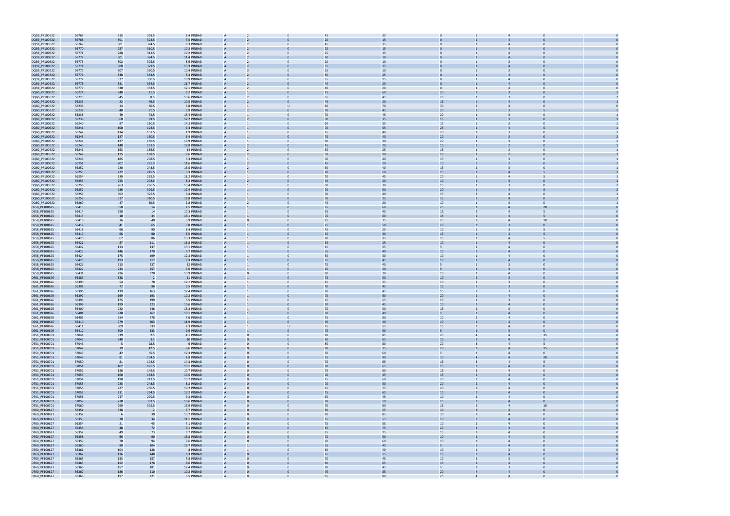| | | | | | | | | | | | | | | | |
|---|---|---|---|---|---|---|---|---|---|---|---|---|---|---|---|
| DQ59_PF100622 | 56767 | 315 | 338.5 | 3.4 | PINRAD | A | 2 | 0 | 45 | 35 | 0 | 1 | 4 | 0 | 0 |
| DQ59_PF100622 | 56768 | 301 | 324.5 | 7.5 | PINRAD | A | 2 | 0 | 20 | 15 | 0 | 1 | 4 | 0 | 0 |
| DQ59_PF100622 | 56769 | 301 | 324.5 | 9.3 | PINRAD | A | 2 | 0 | 45 | 35 | 0 | 1 | 4 | 0 | 0 |
| DQ59_PF100622 | 56770 | 287 | 310.5 | 10.3 | PINRAD | A | 2 | 0 | 25 | 15 | 0 | 1 | 4 | 0 | 0 |
| DQ59_PF100622 | 56771 | 288 | 311.5 | 10.2 | PINRAD | A | 2 | 0 | 25 | 15 | 0 | 1 | 4 | 0 | 0 |
| DQ59_PF100622 | 56772 | 301 | 324.5 | 11.4 | PINRAD | A | 2 | 0 | 20 | 10 | 0 | 1 | 4 | 0 | 0 |
| DQ59_PF100622 | 56773 | 302 | 325.5 | 8.6 | PINRAD | A | 2 | 0 | 20 | 10 | 0 | 1 | 3 | 0 | 0 |
| DQ59_PF100622 | 56774 | 300 | 323.5 | 13.3 | PINRAD | A | 2 | 0 | 35 | 15 | 0 | 1 | 4 | 0 | 0 |
| DQ59_PF100622 | 56775 | 307 | 330.5 | 10.4 | PINRAD | A | 3 | 0 | 15 | 10 | 0 | 1 | 3 | 0 | 0 |
| DQ59_PF100622 | 56776 | 330 | 353.5 | 6.3 | PINRAD | A | 2 | 0 | 35 | 25 | 0 | 1 | 4 | 0 | 0 |
| DQ59_PF100622 | 56777 | 327 | 350.5 | 10.9 | PINRAD | A | 2 | 0 | 35 | 25 | 0 | 1 | 4 | 0 | 0 |
| DQ59_PF100622 | 56778 | 331 | 354.5 | 11.7 | PINRAD | A | 2 | 0 | 40 | 20 | 0 | 1 | 4 | 0 | 0 |
| DQ59_PF100622 | 56779 | 330 | 353.5 | 12.1 | PINRAD | A | 2 | 0 | 40 | 20 | 0 | 1 | 4 | 0 | 0 |
| DQ60_PF100622 | 56224 | 348 | 11.5 | 9.2 | PINRAD | A | 1 | 0 | 75 | 60 | 25 | 1 | 3 | 0 | 1 |
| DQ60_PF100622 | 56225 | 345 | 8.5 | 13.6 | PINRAD | A | 2 | 0 | 65 | 45 | 20 | 1 | 3 | 0 | 2 |
| DQ60_PF100622 | 56235 | 23 | 46.5 | 10.5 | PINRAD | A | 2 | 0 | 45 | 20 | 15 | 1 | 4 | 0 | 1 |
| DQ60_PF100622 | 56236 | 13 | 36.5 | 6.8 | PINRAD | A | 1 | U | 80 | 70 | 30 | 2 | 4 | 0 | 0 |
| DQ60_PF100622 | 56237 | 48 | 71.5 | 6.9 | PINRAD | A | 2 | 0 | 70 | 45 | 20 | 1 | 3 | 5 | 1 |
| DQ60_PF100622 | 56238 | 49 | 72.5 | 13.4 | PINRAD | A | 1 | 0 | 70 | 45 | 20 | 1 | 3 | 0 | 1 |
| DQ60_PF100622 | 56239 | 60 | 83.5 | 12.2 | PINRAD | A | 2 | 0 | 60 | 35 | 15 | 1 | 3 | 0 | 1 |
| DQ60_PF100622 | 56240 | 87 | 110.5 | 14.2 | PINRAD | A | 1 | 0 | 60 | 35 | 15 | 1 | 3 | 0 | 1 |
| DQ60_PF100622 | 56241 | 100 | 123.5 | 9.4 | PINRAD | A | 1 | 0 | 70 | 55 | 25 | 1 | 4 | 5 | 1 |
| DQ60_PF100622 | 56242 | 134 | 157.5 | 1.9 | PINRAD | A | 1 | 0 | 75 | 40 | 20 | 2 | 3 | 0 | 1 |
| DQ60_PF100622 | 56243 | 127 | 150.5 | 6.4 | PINRAD | A | 1 | 0 | 70 | 40 | 20 | 1 | 3 | 0 | 2 |
| DQ60_PF100622 | 56244 | 127 | 150.5 | 10.9 | PINRAD | A | 1 | 0 | 60 | 30 | 20 | 1 | 3 | 0 | 1 |
| DQ60_PF100622 | 56245 | 148 | 171.5 | 12.8 | PINRAD | A | 2 | 0 | 45 | 20 | 10 | 1 | 2 | 0 | 1 |
| DQ60_PF100622 | 56246 | 163 | 186.5 | 14 | PINRAD | A | 2 | 0 | 55 | 25 | 15 | 1 | 2 | 0 | 1 |
| DQ60_PF100622 | 56247 | 175 | 198.5 | 9.6 | PINRAD | A | 2 | 0 | 50 | 20 | 10 | 1 | 2 | 0 | 1 |
| DQ60_PF100622 | 56248 | 185 | 208.5 | 5.3 | PINRAD | A | 1 | 0 | 50 | 40 | 15 | 1 | 3 | 0 | 1 |
| DQ60_PF100622 | 56251 | 202 | 225.5 | 11.6 | PINRAD | A | 2 | 0 | 45 | 20 | 10 | 1 | 2 | 0 | 1 |
| DQ60_PF100622 | 56252 | 220 | 243.5 | 13.5 | PINRAD | A | 2 | 0 | 50 | 40 | 15 | 2 | 3 | 0 | 1 |
| DQ60_PF100622 | 56253 | 222 | 245.5 | 6.3 | PINRAD | A | 1 | 0 | 70 | 50 | 15 | 1 | 4 | 0 | 1 |
| DQ60_PF100622 | 56254 | 239 | 262.5 | 11.2 | PINRAD | A | 1 | 0 | 70 | 45 | 20 | 1 | 4 | 5 | 1 |
| DQ60_PF100622 | 56255 | 255 | 278.5 | 8.4 | PINRAD | A | 2 | 0 | 40 | 20 | 10 | 1 | 3 | 0 | 1 |
| DQ60_PF100622 | 56256 | 263 | 286.5 | 13.4 | PINRAD | A | 1 | 0 | 60 | 30 | 15 | 1 | 3 | 0 | 1 |
| DQ60_PF100622 | 56257 | 286 | 309.5 | 12.4 | PINRAD | A | 1 | 0 | 70 | 50 | 20 | 1 | 4 | 5 | 2 |
| DQ60_PF100622 | 56258 | 302 | 325.5 | 8.4 | PINRAD | A | 1 | 0 | 70 | 40 | 15 | 2 | 4 | 0 | 1 |
| DQ60_PF100622 | 56259 | 317 | 340.5 | 12.8 | PINRAD | A | 1 | 0 | 50 | 25 | 15 | 1 | 4 | 0 | 1 |
| DQ60_PF100622 | 56260 | 37 | 60.5 | 2.8 | PINRAD | A | 2 | 0 | 45 | 20 | 10 | 1 | 3 | 0 | 1 |
| DS58_PF100625 | 56413 | 350 | 14 | 2.5 | PINRAD | A | 1 | 0 | 75 | 60 | 25 | 2 | 4 | 20 | 0 |
| DS58_PF100625 | 56414 | 350 | 14 | 10.3 | PINRAD | A | 1 | 0 | 65 | 45 | 15 | 2 | 4 | 5 | 0 |
| DS58_PF100625 | 56415 | 10 | 34 | 13.1 | PINRAD | A | 1 | 0 | 75 | 60 | 15 | 2 | 4 | 5 | 0 |
| DS58_PF100625 | 56416 | 16 | 40 | 6.9 | PINRAD | A | 0 | 0 | 85 | 75 | 25 | 3 | 4 | 10 | 0 |
| DS58_PF100625 | 56417 | 41 | 65 | 6.8 | PINRAD | A | 1 | 0 | 75 | 50 | 20 | 2 | 3 | 0 | 0 |
| DS58_PF100625 | 56418 | 66 | 90 | 3.4 | PINRAD | A | 1 | 0 | 45 | 25 | 10 | 1 | 3 | 5 | 0 |
| DS58_PF100625 | 56419 | 66 | 90 | 8.5 | PINRAD | A | 1 | 0 | 65 | 30 | 15 | 1 | 4 | 5 | 0 |
| DS58_PF100625 | 56420 | 62 | 86 | 13.3 | PINRAD | A | 1 | 0 | 70 | 35 | 15 | 1 | 4 | 5 | 0 |
| DS58_PF100625 | 56421 | 87 | 111 | 11.8 | PINRAD | A | 1 | 0 | 65 | 25 | 10 | 1 | 4 | 0 | 0 |
| DS58_PF100625 | 56422 | 113 | 137 | 13.1 | PINRAD | A | 1 | 0 | 45 | 25 | 5 | 1 | 4 | 0 | 0 |
| DS58_PF100625 | 56423 | 146 | 170 | 9.7 | PINRAD | A | 1 | 0 | 65 | 40 | 15 | 1 | 4 | 0 | 0 |
| DS58_PF100625 | 56424 | 175 | 199 | 12.3 | PINRAD | A | 1 | 0 | 55 | 30 | 10 | 1 | 4 | 0 | 0 |
| DS58_PF100625 | 56425 | 193 | 217 | 8.3 | PINRAD | A | 1 | 0 | 75 | 45 | 10 | 1 | 4 | 0 | 0 |
| DS58_PF100625 | 56426 | 213 | 237 | 12 | PINRAD | A | 1 | 0 | 75 | 40 | 5 | 1 | 3 | 0 | 0 |
| DS58_PF100625 | 56427 | 233 | 257 | 7.6 | PINRAD | A | 1 | 0 | 65 | 40 | 5 | 1 | 3 | 0 | 0 |
| DS58_PF100625 | 56431 | 296 | 320 | 13.9 | PINRAD | A | 0 | 0 | 80 | 70 | 10 | 1 | 4 | 0 | 0 |
| DS61_PF100626 | 56385 | 338 | 2 | 11 | PINRAD | A | 1 | 0 | 75 | 50 | 10 | 2 | 3 | 0 | 0 |
| DS61_PF100626 | 56390 | 54 | 78 | 12.1 | PINRAD | A | 1 | 0 | 45 | 25 | 10 | 1 | 3 | 0 | 0 |
| DS61_PF100626 | 56391 | 72 | 96 | 9.5 | PINRAD | A | 1 | 0 | 70 | 45 | 15 | 1 | 3 | 0 | 0 |
| DS61_PF100626 | 56396 | 139 | 163 | 12.4 | PINRAD | A | 1 | 0 | 70 | 45 | 15 | 1 | 3 | 0 | 0 |
| DS61_PF100626 | 56397 | 169 | 193 | 10.2 | PINRAD | A | 1 | 0 | 75 | 60 | 20 | 2 | 4 | 0 | 0 |
| DS61_PF100626 | 56398 | 175 | 199 | 5.5 | PINRAD | A | 1 | 0 | 75 | 55 | 15 | 1 | 3 | 0 | 0 |
| DS61_PF100626 | 56399 | 199 | 223 | 10.6 | PINRAD | A | 1 | 0 | 70 | 45 | 10 | 2 | 4 | 0 | 0 |
| DS61_PF100626 | 56400 | 222 | 246 | 13.3 | PINRAD | A | 1 | 0 | 75 | 50 | 15 | 2 | 3 | 0 | 0 |
| DS61_PF100626 | 56401 | 238 | 262 | 10.1 | PINRAD | A | 1 | 0 | 70 | 40 | 5 | 1 | 4 | 0 | 0 |
| DS61_PF100626 | 56402 | 254 | 278 | 7.6 | PINRAD | A | 1 | 0 | 75 | 60 | 10 | 2 | 4 | 0 | 0 |
| DS61_PF100626 | 56410 | 279 | 303 | 11.9 | PINRAD | A | 1 | 0 | 50 | 40 | 10 | 1 | 4 | 0 | 0 |
| DS61_PF100626 | 56411 | 309 | 333 | 2.3 | PINRAD | A | 1 | U | 75 | 55 | 15 | 2 | 4 | 0 | 0 |
| DS61_PF100626 | 56412 | 309 | 333 | 9.6 | PINRAD | A | 1 | 0 | 75 | 50 | 5 | 2 | 3 | 0 | 0 |
| DT51_PF100701 | 57044 | 339 | 2.5 | 4.1 | PINRAD | A | 0 | 0 | 90 | 85 | 25 | 4 | 4 | 15 | 0 |
| DT51_PF100701 | 57045 | 340 | 3.5 | 10 | PINRAD | A | 0 | 0 | 80 | 65 | 15 | 3 | 4 | 5 | 0 |
| DT51_PF100701 | 57046 | 5 | 28.5 | 6 | PINRAD | A | 0 | 0 | 85 | 80 | 20 | 3 | 4 | 5 | 0 |
| DT51_PF100701 | 57047 | 19 | 42.5 | 8.6 | PINRAD | A | 0 | 0 | 80 | 75 | 20 | 3 | 4 | 15 | 0 |
| DT51_PF100701 | 57048 | 42 | 65.5 | 12.3 | PINRAD | A | 0 | 0 | 70 | 60 | 5 | 2 | 4 | 0 | 0 |
| DT51_PF100701 | 57049 | 81 | 104.5 | 1.8 | PINRAD | A | 0 | 0 | 95 | 90 | 10 | 4 | 4 | 20 | 0 |
| DT51_PF100701 | 57050 | 81 | 104.5 | 14.3 | PINRAD | A | 0 | 0 | 75 | 65 | 15 | 3 | 4 | 5 | 0 |
| DT51_PF100701 | 57051 | 102 | 125.5 | 10.1 | PINRAD | A | 0 | 0 | 70 | 65 | 15 | 2 | 4 | 0 | 0 |
| DT51_PF100701 | 57052 | 126 | 149.5 | 10.7 | PINRAD | A | 0 | 0 | 75 | 60 | 15 | 3 | 4 | 0 | 0 |
| DT51_PF100701 | 57053 | 160 | 183.5 | 10.5 | PINRAD | A | 0 | 0 | 70 | 45 | 15 | 2 | 4 | 0 | 0 |
| DT51_PF100701 | 57054 | 190 | 213.5 | 10.7 | PINRAD | A | 0 | 0 | 75 | 60 | 20 | 2 | 4 | 0 | 0 |
| DT51_PF100701 | 57055 | 225 | 248.5 | 3.2 | PINRAD | A | 0 | 0 | 70 | 50 | 20 | 2 | 4 | 0 | 0 |
| DT51_PF100701 | 57056 | 227 | 250.5 | 10.2 | PINRAD | A | 0 | 0 | 85 | 75 | 20 | 3 | 4 | 0 | 0 |
| DT51_PF100701 | 57057 | 231 | 254.5 | 13.2 | PINRAD | A | 0 | 0 | 75 | 65 | 10 | 2 | 4 | 0 | 0 |
| DT51_PF100701 | 57058 | 247 | 270.5 | 9.3 | PINRAD | A | 0 | 0 | 65 | 45 | 10 | 2 | 4 | 0 | 0 |
| DT51_PF100701 | 57059 | 278 | 301.5 | 10.6 | PINRAD | A | 0 | 0 | 70 | 50 | 15 | 2 | 4 | 0 | 0 |
| DT51_PF100701 | 57060 | 299 | 322.5 | 13.9 | PINRAD | A | 0 | 0 | 70 | 60 | 15 | 2 | 4 | 10 | 0 |
| DT60_PF100627 | 56351 | 338 | 2 | 7.7 | PINRAD | A | 0 | 0 | 80 | 55 | 10 | 3 | 4 | 0 | 0 |
| DT60_PF100627 | 56352 | 6 | 30 | 13.2 | PINRAD | A | 0 | 0 | 90 | 85 | 30 | 3 | 4 | 0 | 0 |
| DT60_PF100627 | 56353 | 10 | 34 | 11.1 | PINRAD | A | 0 | 0 | 75 | 55 | 10 | 2 | 4 | 0 | 0 |
| DT60_PF100627 | 56354 | 21 | 45 | 7.1 | PINRAD | A | 0 | 0 | 75 | 55 | 10 | 2 | 4 | 0 | 0 |
| DT60_PF100627 | 56356 | 48 | 72 | 9.1 | PINRAD | A | 0 | 0 | 85 | 75 | 20 | 3 | 4 | 0 | 0 |
| DT60_PF100627 | 56357 | 49 | 73 | 3.7 | PINRAD | A | 0 | 0 | 85 | 75 | 15 | 3 | 4 | 0 | 0 |
| DT60_PF100627 | 56358 | 66 | 90 | 13.8 | PINRAD | A | 0 | 0 | 70 | 50 | 10 | 2 | 4 | 0 | 0 |
| DT60_PF100627 | 56359 | 70 | 94 | 7.6 | PINRAD | A | 0 | 0 | 70 | 60 | 10 | 3 | 4 | 0 | 0 |
| DT60_PF100627 | 56360 | 80 | 104 | 12.7 | PINRAD | A | 1 | 0 | 65 | 45 | 5 | 1 | 4 | 0 | 0 |
| DT60_PF100627 | 56361 | 104 | 128 | 8 | PINRAD | A | 1 | 0 | 60 | 40 | 10 | 1 | 3 | 0 | 0 |
| DT60_PF100627 | 56362 | 116 | 140 | 3.3 | PINRAD | A | 0 | 0 | 75 | 55 | 10 | 3 | 4 | 0 | 0 |
| DT60_PF100627 | 56363 | 133 | 157 | 4.8 | PINRAD | A | 0 | 0 | 70 | 45 | 10 | 2 | 3 | 0 | 0 |
| DT60_PF100627 | 56365 | 152 | 176 | 8.6 | PINRAD | A | 0 | 0 | 80 | 65 | 15 | 3 | 4 | 0 | 0 |
| DT60_PF100627 | 56366 | 157 | 181 | 12.4 | PINRAD | A | 0 | 0 | 70 | 45 | 5 | 2 | 3 | 0 | 0 |
| DT60_PF100627 | 56367 | 186 | 210 | 10.2 | PINRAD | A | 0 | 0 | 95 | 85 | 20 | 4 | 4 | 0 | 0 |
| DT60_PF100627 | 56368 | 197 | 221 | 6.5 | PINRAD | A | 0 | 0 | 85 | 80 | 25 | 4 | 4 | 0 | 0 |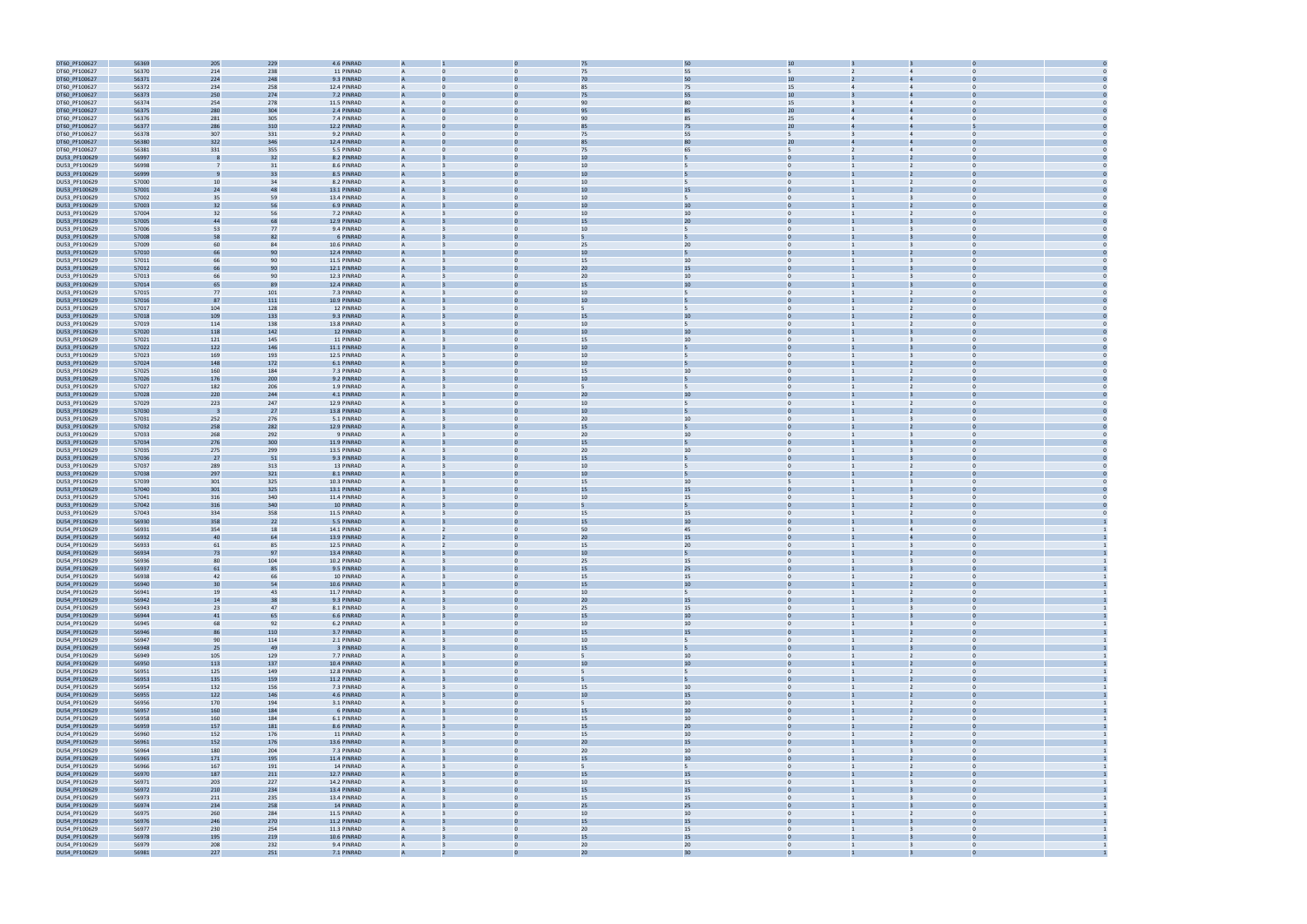| | | | | | | | | | | | | | |
|---|---|---|---|---|---|---|---|---|---|---|---|---|---|---|
| DT60_PF100627 | 56369 | 205 | 229 | 4.6 PINRAD | A | 1 | 0 | 75 | 50 | 10 | 3 | 3 | 0 | 0 |
| DT60_PF100627 | 56370 | 214 | 238 | 11 PINRAD | A | 0 | 0 | 75 | 55 | 5 | 2 | 4 | 0 | 0 |
| DT60_PF100627 | 56371 | 224 | 248 | 9.3 PINRAD | A | 0 | 0 | 70 | 50 | 10 | 2 | 4 | 0 | 0 |
| DT60_PF100627 | 56372 | 234 | 258 | 12.4 PINRAD | A | 0 | 0 | 85 | 75 | 15 | 4 | 4 | 0 | 0 |
| DT60_PF100627 | 56373 | 250 | 274 | 7.2 PINRAD | A | 0 | 0 | 75 | 55 | 10 | 3 | 4 | 0 | 0 |
| DT60_PF100627 | 56374 | 254 | 278 | 11.5 PINRAD | A | 0 | 0 | 90 | 80 | 15 | 3 | 4 | 0 | 0 |
| DT60_PF100627 | 56375 | 280 | 304 | 2.4 PINRAD | A | 0 | 0 | 95 | 85 | 20 | 4 | 4 | 0 | 0 |
| DT60_PF100627 | 56376 | 281 | 305 | 7.4 PINRAD | A | 0 | 0 | 90 | 85 | 25 | 4 | 4 | 0 | 0 |
| DT60_PF100627 | 56377 | 286 | 310 | 12.2 PINRAD | A | 0 | 0 | 85 | 75 | 20 | 4 | 4 | 5 | 0 |
| DT60_PF100627 | 56378 | 307 | 331 | 9.2 PINRAD | A | 0 | 0 | 75 | 55 | 5 | 3 | 4 | 0 | 0 |
| DT60_PF100627 | 56380 | 322 | 346 | 12.4 PINRAD | A | 0 | 0 | 85 | 80 | 20 | 4 | 4 | 0 | 0 |
| DT60_PF100627 | 56381 | 331 | 355 | 5.5 PINRAD | A | 0 | 0 | 75 | 65 | 5 | 2 | 4 | 0 | 0 |
| DU53_PF100629 | 56997 | 8 | 32 | 8.2 PINRAD | A | 3 | 0 | 10 | 5 | 0 | 1 | 2 | 0 | 0 |
| DU53_PF100629 | 56998 | 7 | 31 | 8.6 PINRAD | A | 3 | 0 | 10 | 5 | 0 | 1 | 2 | 0 | 0 |
| DU53_PF100629 | 56999 | 9 | 33 | 8.5 PINRAD | A | 3 | 0 | 10 | 5 | 0 | 1 | 2 | 0 | 0 |
| DU53_PF100629 | 57000 | 10 | 34 | 8.2 PINRAD | A | 3 | 0 | 10 | 5 | 0 | 1 | 2 | 0 | 0 |
| DU53_PF100629 | 57001 | 24 | 48 | 13.1 PINRAD | A | 3 | 0 | 10 | 15 | 0 | 1 | 2 | 0 | 0 |
| DU53_PF100629 | 57002 | 35 | 59 | 13.4 PINRAD | A | 3 | 0 | 10 | 5 | 0 | 1 | 3 | 0 | 0 |
| DU53_PF100629 | 57003 | 32 | 56 | 6.9 PINRAD | A | 3 | 0 | 10 | 10 | 0 | 1 | 2 | 0 | 0 |
| DU53_PF100629 | 57004 | 32 | 56 | 7.2 PINRAD | A | 3 | 0 | 10 | 10 | 0 | 1 | 2 | 0 | 0 |
| DU53_PF100629 | 57005 | 44 | 68 | 12.9 PINRAD | A | 3 | 0 | 15 | 20 | 0 | 1 | 3 | 0 | 0 |
| DU53_PF100629 | 57006 | 53 | 77 | 9.4 PINRAD | A | 3 | 0 | 10 | 5 | 0 | 1 | 3 | 0 | 0 |
| DU53_PF100629 | 57008 | 58 | 82 | 6 PINRAD | A | 3 | 0 | 5 | 5 | 0 | 1 | 3 | 0 | 0 |
| DU53_PF100629 | 57009 | 60 | 84 | 10.6 PINRAD | A | 3 | 0 | 25 | 20 | 0 | 1 | 3 | 0 | 0 |
| DU53_PF100629 | 57010 | 66 | 90 | 12.4 PINRAD | A | 3 | 0 | 10 | 5 | 0 | 1 | 2 | 0 | 0 |
| DU53_PF100629 | 57011 | 66 | 90 | 11.5 PINRAD | A | 3 | 0 | 15 | 10 | 0 | 1 | 3 | 0 | 0 |
| DU53_PF100629 | 57012 | 66 | 90 | 12.1 PINRAD | A | 3 | 0 | 20 | 15 | 0 | 1 | 3 | 0 | 0 |
| DU53_PF100629 | 57013 | 66 | 90 | 12.3 PINRAD | A | 3 | 0 | 20 | 10 | 0 | 1 | 3 | 0 | 0 |
| DU53_PF100629 | 57014 | 65 | 89 | 12.4 PINRAD | A | 3 | 0 | 15 | 10 | 0 | 1 | 3 | 0 | 0 |
| DU53_PF100629 | 57015 | 77 | 101 | 7.3 PINRAD | A | 3 | 0 | 10 | 5 | 0 | 1 | 2 | 0 | 0 |
| DU53_PF100629 | 57016 | 87 | 111 | 10.9 PINRAD | A | 3 | 0 | 10 | 5 | 0 | 1 | 2 | 0 | 0 |
| DU53_PF100629 | 57017 | 104 | 128 | 12 PINRAD | A | 3 | 0 | 5 | 5 | 0 | 1 | 2 | 0 | 0 |
| DU53_PF100629 | 57018 | 109 | 133 | 9.3 PINRAD | A | 3 | 0 | 15 | 10 | 0 | 1 | 2 | 0 | 0 |
| DU53_PF100629 | 57019 | 114 | 138 | 13.8 PINRAD | A | 3 | 0 | 10 | 5 | 0 | 1 | 2 | 0 | 0 |
| DU53_PF100629 | 57020 | 118 | 142 | 12 PINRAD | A | 3 | 0 | 10 | 10 | 0 | 1 | 3 | 0 | 0 |
| DU53_PF100629 | 57021 | 121 | 145 | 11 PINRAD | A | 3 | 0 | 15 | 10 | 0 | 1 | 3 | 0 | 0 |
| DU53_PF100629 | 57022 | 122 | 146 | 11.1 PINRAD | A | 3 | 0 | 10 | 5 | 0 | 1 | 3 | 0 | 0 |
| DU53_PF100629 | 57023 | 169 | 193 | 12.5 PINRAD | A | 3 | 0 | 10 | 5 | 0 | 1 | 3 | 0 | 0 |
| DU53_PF100629 | 57024 | 148 | 172 | 6.1 PINRAD | A | 3 | 0 | 10 | 5 | 0 | 1 | 2 | 0 | 0 |
| DU53_PF100629 | 57025 | 160 | 184 | 7.3 PINRAD | A | 3 | 0 | 15 | 10 | 0 | 1 | 2 | 0 | 0 |
| DU53_PF100629 | 57026 | 176 | 200 | 9.2 PINRAD | A | 3 | 0 | 10 | 5 | 0 | 1 | 2 | 0 | 0 |
| DU53_PF100629 | 57027 | 182 | 206 | 1.9 PINRAD | A | 3 | 0 | 5 | 5 | 0 | 1 | 2 | 0 | 0 |
| DU53_PF100629 | 57028 | 220 | 244 | 4.1 PINRAD | A | 3 | 0 | 20 | 10 | 0 | 1 | 3 | 0 | 0 |
| DU53_PF100629 | 57029 | 223 | 247 | 12.9 PINRAD | A | 3 | 0 | 10 | 5 | 0 | 1 | 2 | 0 | 0 |
| DU53_PF100629 | 57030 | 3 | 27 | 13.8 PINRAD | A | 3 | 0 | 10 | 5 | 0 | 1 | 2 | 0 | 0 |
| DU53_PF100629 | 57031 | 252 | 276 | 5.1 PINRAD | A | 3 | 0 | 20 | 10 | 0 | 1 | 3 | 0 | 0 |
| DU53_PF100629 | 57032 | 258 | 282 | 12.9 PINRAD | A | 3 | 0 | 15 | 5 | 0 | 1 | 2 | 0 | 0 |
| DU53_PF100629 | 57033 | 268 | 292 | 9 PINRAD | A | 3 | 0 | 20 | 10 | 0 | 1 | 3 | 0 | 0 |
| DU53_PF100629 | 57034 | 276 | 300 | 11.9 PINRAD | A | 3 | 0 | 15 | 5 | 0 | 1 | 3 | 0 | 0 |
| DU53_PF100629 | 57035 | 275 | 299 | 13.5 PINRAD | A | 3 | 0 | 20 | 10 | 0 | 1 | 3 | 0 | 0 |
| DU53_PF100629 | 57036 | 27 | 51 | 9.3 PINRAD | A | 3 | 0 | 15 | 5 | 0 | 1 | 3 | 0 | 0 |
| DU53_PF100629 | 57037 | 289 | 313 | 13 PINRAD | A | 3 | 0 | 10 | 5 | 0 | 1 | 2 | 0 | 0 |
| DU53_PF100629 | 57038 | 297 | 321 | 8.1 PINRAD | A | 3 | 0 | 10 | 5 | 0 | 1 | 2 | 0 | 0 |
| DU53_PF100629 | 57039 | 301 | 325 | 10.3 PINRAD | A | 3 | 0 | 15 | 10 | 5 | 1 | 3 | 0 | 0 |
| DU53_PF100629 | 57040 | 301 | 325 | 13.1 PINRAD | A | 3 | 0 | 15 | 15 | 0 | 1 | 3 | 0 | 0 |
| DU53_PF100629 | 57041 | 316 | 340 | 11.4 PINRAD | A | 3 | 0 | 10 | 15 | 0 | 1 | 3 | 0 | 0 |
| DU53_PF100629 | 57042 | 316 | 340 | 10 PINRAD | A | 3 | 0 | 5 | 5 | 0 | 1 | 2 | 0 | 0 |
| DU53_PF100629 | 57043 | 334 | 358 | 11.5 PINRAD | A | 3 | 0 | 15 | 15 | 0 | 1 | 2 | 0 | 0 |
| DU54_PF100629 | 56930 | 358 | 22 | 5.5 PINRAD | A | 3 | 0 | 15 | 10 | 0 | 1 | 3 | 0 | 1 |
| DU54_PF100629 | 56931 | 354 | 18 | 14.1 PINRAD | A | 2 | 0 | 50 | 45 | 0 | 1 | 4 | 0 | 1 |
| DU54_PF100629 | 56932 | 40 | 64 | 13.9 PINRAD | A | 2 | 0 | 20 | 15 | 0 | 1 | 4 | 0 | 1 |
| DU54_PF100629 | 56933 | 61 | 85 | 12.5 PINRAD | A | 2 | 0 | 15 | 20 | 0 | 1 | 3 | 0 | 1 |
| DU54_PF100629 | 56934 | 73 | 97 | 13.4 PINRAD | A | 3 | 0 | 10 | 5 | 0 | 1 | 2 | 0 | 1 |
| DU54_PF100629 | 56936 | 80 | 104 | 10.2 PINRAD | A | 3 | 0 | 25 | 15 | 0 | 1 | 3 | 0 | 1 |
| DU54_PF100629 | 56937 | 61 | 85 | 9.5 PINRAD | A | 3 | 0 | 15 | 25 | 0 | 1 | 3 | 0 | 1 |
| DU54_PF100629 | 56938 | 42 | 66 | 10 PINRAD | A | 3 | 0 | 15 | 15 | 0 | 1 | 2 | 0 | 1 |
| DU54_PF100629 | 56940 | 30 | 54 | 10.6 PINRAD | A | 3 | 0 | 15 | 10 | 0 | 1 | 2 | 0 | 1 |
| DU54_PF100629 | 56941 | 19 | 43 | 11.7 PINRAD | A | 3 | 0 | 10 | 5 | 0 | 1 | 2 | 0 | 1 |
| DU54_PF100629 | 56942 | 14 | 38 | 9.3 PINRAD | A | 3 | 0 | 20 | 15 | 0 | 1 | 3 | 0 | 1 |
| DU54_PF100629 | 56943 | 23 | 47 | 8.1 PINRAD | A | 3 | 0 | 25 | 15 | 0 | 1 | 3 | 0 | 1 |
| DU54_PF100629 | 56944 | 41 | 65 | 6.6 PINRAD | A | 3 | 0 | 15 | 10 | 0 | 1 | 3 | 0 | 1 |
| DU54_PF100629 | 56945 | 68 | 92 | 6.2 PINRAD | A | 3 | 0 | 10 | 10 | 0 | 1 | 3 | 0 | 1 |
| DU54_PF100629 | 56946 | 86 | 110 | 3.7 PINRAD | A | 3 | 0 | 15 | 15 | 0 | 1 | 2 | 0 | 1 |
| DU54_PF100629 | 56947 | 90 | 114 | 2.1 PINRAD | A | 3 | 0 | 10 | 5 | 0 | 1 | 2 | 0 | 1 |
| DU54_PF100629 | 56948 | 25 | 49 | 3 PINRAD | A | 3 | 0 | 15 | 5 | 0 | 1 | 3 | 0 | 1 |
| DU54_PF100629 | 56949 | 105 | 129 | 7.7 PINRAD | A | 3 | 0 | 5 | 10 | 0 | 1 | 2 | 0 | 1 |
| DU54_PF100629 | 56950 | 113 | 137 | 10.4 PINRAD | A | 3 | 0 | 10 | 10 | 0 | 1 | 2 | 0 | 1 |
| DU54_PF100629 | 56951 | 125 | 149 | 12.8 PINRAD | A | 3 | 0 | 5 | 5 | 0 | 1 | 2 | 0 | 1 |
| DU54_PF100629 | 56953 | 135 | 159 | 11.2 PINRAD | A | 3 | 0 | 5 | 5 | 0 | 1 | 2 | 0 | 1 |
| DU54_PF100629 | 56954 | 132 | 156 | 7.3 PINRAD | A | 3 | 0 | 15 | 10 | 0 | 1 | 2 | 0 | 1 |
| DU54_PF100629 | 56955 | 122 | 146 | 4.6 PINRAD | A | 3 | 0 | 10 | 15 | 0 | 1 | 2 | 0 | 1 |
| DU54_PF100629 | 56956 | 170 | 194 | 3.1 PINRAD | A | 3 | 0 | 5 | 10 | 0 | 1 | 2 | 0 | 1 |
| DU54_PF100629 | 56957 | 160 | 184 | 6 PINRAD | A | 3 | 0 | 15 | 10 | 0 | 1 | 2 | 0 | 1 |
| DU54_PF100629 | 56958 | 160 | 184 | 6.1 PINRAD | A | 3 | 0 | 15 | 10 | 0 | 1 | 2 | 0 | 1 |
| DU54_PF100629 | 56959 | 157 | 181 | 8.6 PINRAD | A | 3 | 0 | 15 | 20 | 0 | 1 | 2 | 0 | 1 |
| DU54_PF100629 | 56960 | 152 | 176 | 11 PINRAD | A | 3 | 0 | 15 | 10 | 0 | 1 | 2 | 0 | 1 |
| DU54_PF100629 | 56961 | 152 | 176 | 13.6 PINRAD | A | 3 | 0 | 20 | 15 | 0 | 1 | 3 | 0 | 1 |
| DU54_PF100629 | 56964 | 180 | 204 | 7.3 PINRAD | A | 3 | 0 | 20 | 10 | 0 | 1 | 3 | 0 | 1 |
| DU54_PF100629 | 56965 | 171 | 195 | 11.4 PINRAD | A | 3 | 0 | 15 | 10 | 0 | 1 | 2 | 0 | 1 |
| DU54_PF100629 | 56966 | 167 | 191 | 14 PINRAD | A | 3 | 0 | 5 | 5 | 0 | 1 | 2 | 0 | 1 |
| DU54_PF100629 | 56970 | 187 | 211 | 12.7 PINRAD | A | 3 | 0 | 15 | 15 | 0 | 1 | 2 | 0 | 1 |
| DU54_PF100629 | 56971 | 203 | 227 | 14.2 PINRAD | A | 3 | 0 | 10 | 15 | 0 | 1 | 3 | 0 | 1 |
| DU54_PF100629 | 56972 | 210 | 234 | 13.4 PINRAD | A | 3 | 0 | 15 | 15 | 0 | 1 | 3 | 0 | 1 |
| DU54_PF100629 | 56973 | 211 | 235 | 13.4 PINRAD | A | 3 | 0 | 15 | 15 | 0 | 1 | 3 | 0 | 1 |
| DU54_PF100629 | 56974 | 234 | 258 | 14 PINRAD | A | 3 | 0 | 25 | 25 | 0 | 1 | 3 | 0 | 1 |
| DU54_PF100629 | 56975 | 260 | 284 | 11.5 PINRAD | A | 3 | 0 | 10 | 10 | 0 | 1 | 2 | 0 | 1 |
| DU54_PF100629 | 56976 | 246 | 270 | 11.2 PINRAD | A | 3 | 0 | 15 | 15 | 0 | 1 | 3 | 0 | 1 |
| DU54_PF100629 | 56977 | 230 | 254 | 11.3 PINRAD | A | 3 | 0 | 20 | 15 | 0 | 1 | 3 | 0 | 1 |
| DU54_PF100629 | 56978 | 195 | 219 | 10.6 PINRAD | A | 3 | 0 | 15 | 15 | 0 | 1 | 3 | 0 | 1 |
| DU54_PF100629 | 56979 | 208 | 232 | 9.4 PINRAD | A | 3 | 0 | 20 | 20 | 0 | 1 | 3 | 0 | 1 |
| DU54_PF100629 | 56981 | 227 | 251 | 7.1 PINRAD | A | 2 | 0 | 20 | 30 | 0 | 1 | 3 | 0 | 1 |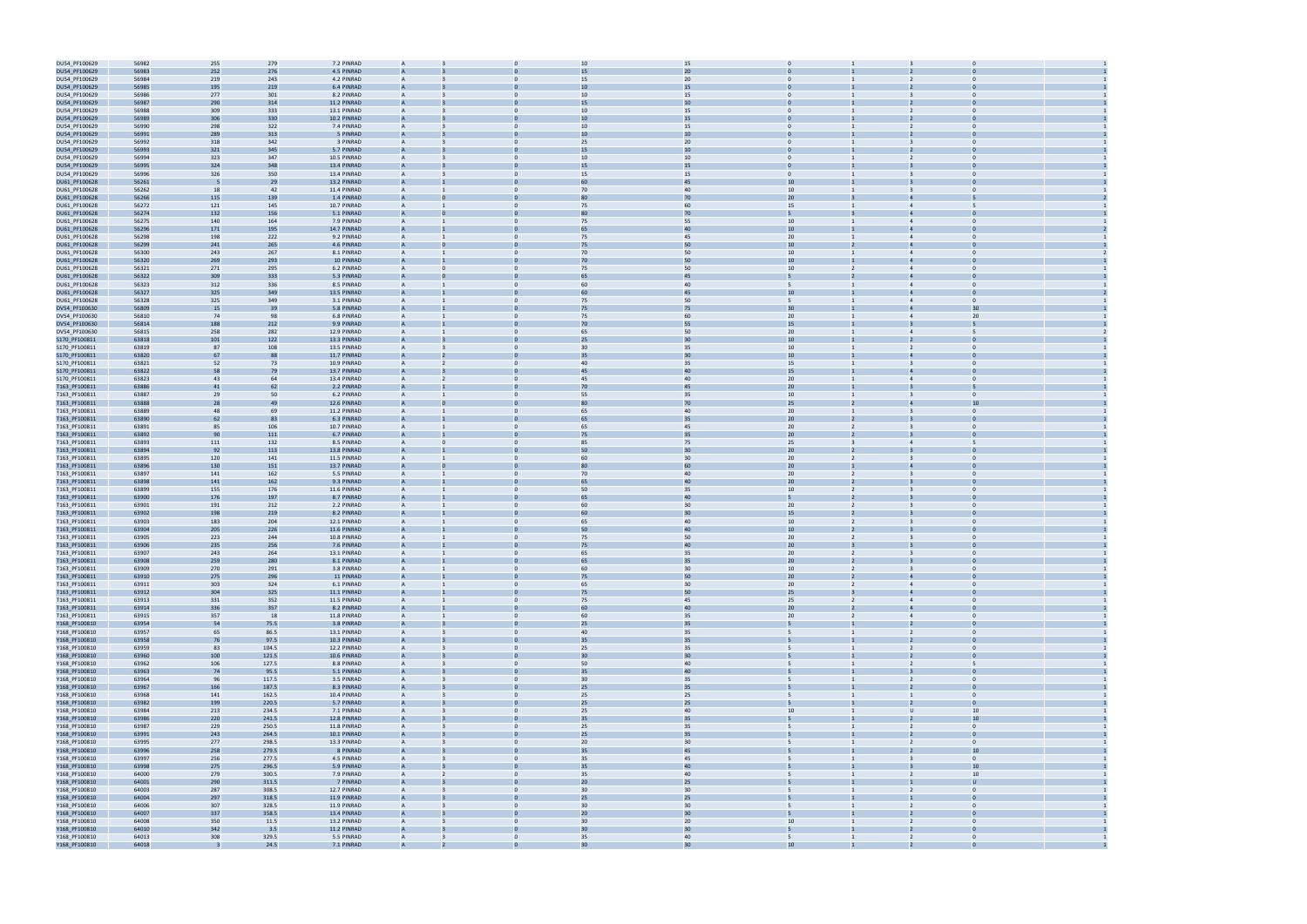| | | | | | | | | | | | | | | | |
|---|---|---|---|---|---|---|---|---|---|---|---|---|---|---|---|
| DU54_PF100629 | 56982 | 255 | 279 | 7.2 PINRAD | A | 3 | 0 | 10 | 15 | 0 | 1 | 3 | 0 | | 1 |
| DU54_PF100629 | 56983 | 252 | 276 | 4.5 PINRAD | A | 3 | 0 | 15 | 20 | 0 | 1 | 2 | 0 | | 1 |
| DU54_PF100629 | 56984 | 219 | 243 | 4.2 PINRAD | A | 3 | 0 | 15 | 20 | 0 | 1 | 2 | 0 | | 1 |
| DU54_PF100629 | 56985 | 195 | 219 | 6.4 PINRAD | A | 3 | 0 | 10 | 15 | 0 | 1 | 2 | 0 | | 1 |
| DU54_PF100629 | 56986 | 277 | 301 | 8.2 PINRAD | A | 3 | 0 | 10 | 15 | 0 | 1 | 3 | 0 | | 1 |
| DU54_PF100629 | 56987 | 290 | 314 | 11.2 PINRAD | A | 3 | 0 | 15 | 10 | 0 | 1 | 2 | 0 | | 1 |
| DU54_PF100629 | 56988 | 309 | 333 | 13.1 PINRAD | A | 3 | 0 | 10 | 15 | 0 | 1 | 2 | 0 | | 1 |
| DU54_PF100629 | 56989 | 306 | 330 | 10.2 PINRAD | A | 3 | 0 | 10 | 15 | 0 | 1 | 2 | 0 | | 1 |
| DU54_PF100629 | 56990 | 298 | 322 | 7.4 PINRAD | A | 3 | 0 | 10 | 15 | 0 | 1 | 2 | 0 | | 1 |
| DU54_PF100629 | 56991 | 289 | 313 | 5 PINRAD | A | 3 | 0 | 10 | 10 | 0 | 1 | 2 | 0 | | 1 |
| DU54_PF100629 | 56992 | 318 | 342 | 3 PINRAD | A | 3 | 0 | 25 | 20 | 0 | 1 | 3 | 0 | | 1 |
| DU54_PF100629 | 56993 | 321 | 345 | 5.7 PINRAD | A | 3 | 0 | 15 | 10 | 0 | 1 | 2 | 0 | | 1 |
| DU54_PF100629 | 56994 | 323 | 347 | 10.5 PINRAD | A | 3 | 0 | 10 | 10 | 0 | 1 | 2 | 0 | | 1 |
| DU54_PF100629 | 56995 | 324 | 348 | 13.4 PINRAD | A | 3 | 0 | 15 | 15 | 0 | 1 | 3 | 0 | | 1 |
| DU54_PF100629 | 56996 | 326 | 350 | 13.4 PINRAD | A | 3 | 0 | 15 | 15 | 0 | 1 | 3 | 0 | | 1 |
| DU61_PF100628 | 56261 | 5 | 29 | 13.2 PINRAD | A | 1 | 0 | 60 | 45 | 10 | 1 | 3 | 0 | | 1 |
| DU61_PF100628 | 56262 | 18 | 42 | 11.4 PINRAD | A | 1 | 0 | 70 | 40 | 10 | 1 | 3 | 0 | | 1 |
| DU61_PF100628 | 56266 | 115 | 139 | 1.4 PINRAD | A | 0 | 0 | 80 | 70 | 20 | 3 | 4 | 5 | | 2 |
| DU61_PF100628 | 56272 | 121 | 145 | 10.7 PINRAD | A | 1 | 0 | 75 | 60 | 15 | 1 | 4 | 5 | | 1 |
| DU61_PF100628 | 56274 | 132 | 156 | 5.1 PINRAD | A | 0 | 0 | 80 | 70 | 5 | 3 | 4 | 0 | | 1 |
| DU61_PF100628 | 56275 | 140 | 164 | 7.9 PINRAD | A | 1 | 0 | 75 | 55 | 10 | 1 | 4 | 0 | | 1 |
| DU61_PF100628 | 56296 | 171 | 195 | 14.7 PINRAD | A | 1 | 0 | 65 | 40 | 10 | 1 | 4 | 0 | | 2 |
| DU61_PF100628 | 56298 | 198 | 222 | 9.2 PINRAD | A | 1 | 0 | 75 | 45 | 20 | 1 | 4 | 0 | | 1 |
| DU61_PF100628 | 56299 | 241 | 265 | 4.6 PINRAD | A | 0 | 0 | 75 | 50 | 10 | 2 | 4 | 0 | | 1 |
| DU61_PF100628 | 56300 | 243 | 267 | 8.1 PINRAD | A | 1 | 0 | 70 | 50 | 10 | 1 | 4 | 0 | | 2 |
| DU61_PF100628 | 56320 | 269 | 293 | 10 PINRAD | A | 1 | 0 | 70 | 50 | 10 | 1 | 4 | 0 | | 1 |
| DU61_PF100628 | 56321 | 271 | 295 | 6.2 PINRAD | A | 0 | 0 | 75 | 50 | 10 | 2 | 4 | 0 | | 1 |
| DU61_PF100628 | 56322 | 309 | 333 | 5.3 PINRAD | A | 0 | 0 | 65 | 45 | 5 | 2 | 4 | 0 | | 1 |
| DU61_PF100628 | 56323 | 312 | 336 | 8.5 PINRAD | A | 1 | 0 | 60 | 40 | 5 | 1 | 4 | 0 | | 1 |
| DU61_PF100628 | 56327 | 325 | 349 | 13.5 PINRAD | A | 1 | 0 | 60 | 45 | 10 | 1 | 4 | 0 | | 1 |
| DU61_PF100628 | 56328 | 325 | 349 | 3.1 PINRAD | A | 1 | 0 | 75 | 50 | 5 | 1 | 4 | 0 | | 2 |
| DV54_PF100630 | 56809 | 15 | 39 | 5.8 PINRAD | A | 1 | 0 | 75 | 75 | 30 | 1 | 4 | 30 | | 1 |
| DV54_PF100630 | 56810 | 74 | 98 | 6.8 PINRAD | A | 1 | 0 | 75 | 60 | 20 | 1 | 4 | 20 | | 1 |
| DV54_PF100630 | 56814 | 188 | 212 | 9.9 PINRAD | A | 1 | 0 | 70 | 55 | 15 | 1 | 3 | 5 | | 1 |
| DV54_PF100630 | 56815 | 258 | 282 | 12.9 PINRAD | A | 1 | 0 | 65 | 50 | 20 | 1 | 4 | 5 | | 2 |
| S170_PF100811 | 63818 | 101 | 122 | 13.3 PINRAD | A | 3 | 0 | 25 | 30 | 10 | 1 | 2 | 0 | | 1 |
| S170_PF100811 | 63819 | 87 | 108 | 13.5 PINRAD | A | 3 | 0 | 30 | 35 | 10 | 1 | 2 | 0 | | 1 |
| S170_PF100811 | 63820 | 67 | 88 | 11.7 PINRAD | A | 2 | 0 | 35 | 30 | 10 | 1 | 4 | 0 | | 1 |
| S170_PF100811 | 63821 | 52 | 73 | 10.9 PINRAD | A | 2 | 0 | 40 | 35 | 15 | 1 | 3 | 0 | | 1 |
| S170_PF100811 | 63822 | 58 | 79 | 13.7 PINRAD | A | 3 | 0 | 45 | 40 | 15 | 1 | 4 | 0 | | 1 |
| S170_PF100811 | 63823 | 43 | 64 | 13.4 PINRAD | A | 2 | 0 | 45 | 40 | 20 | 1 | 4 | 0 | | 1 |
| T163_PF100811 | 63886 | 41 | 62 | 2.2 PINRAD | A | 1 | 0 | 70 | 45 | 20 | 1 | 3 | 5 | | 1 |
| T163_PF100811 | 63887 | 29 | 50 | 6.2 PINRAD | A | 1 | 0 | 55 | 35 | 10 | 1 | 3 | 0 | | 1 |
| T163_PF100811 | 63888 | 28 | 49 | 12.6 PINRAD | A | 0 | 0 | 80 | 70 | 25 | 2 | 4 | 10 | | 1 |
| T163_PF100811 | 63889 | 48 | 69 | 11.2 PINRAD | A | 1 | 0 | 65 | 40 | 20 | 1 | 3 | 0 | | 1 |
| T163_PF100811 | 63890 | 62 | 83 | 6.3 PINRAD | A | 1 | 0 | 65 | 35 | 20 | 2 | 3 | 0 | | 1 |
| T163_PF100811 | 63891 | 85 | 106 | 10.7 PINRAD | A | 1 | 0 | 65 | 45 | 20 | 2 | 3 | 0 | | 1 |
| T163_PF100811 | 63892 | 90 | 111 | 6.7 PINRAD | A | 1 | 0 | 75 | 35 | 20 | 2 | 3 | 0 | | 1 |
| T163_PF100811 | 63893 | 111 | 132 | 8.5 PINRAD | A | 0 | 0 | 85 | 75 | 25 | 3 | 4 | 5 | | 1 |
| T163_PF100811 | 63894 | 92 | 113 | 13.8 PINRAD | A | 1 | 0 | 50 | 30 | 20 | 2 | 3 | 0 | | 1 |
| T163_PF100811 | 63895 | 120 | 141 | 11.5 PINRAD | A | 1 | 0 | 60 | 30 | 20 | 2 | 3 | 0 | | 1 |
| T163_PF100811 | 63896 | 130 | 151 | 13.7 PINRAD | A | 0 | 0 | 80 | 60 | 20 | 1 | 4 | 0 | | 1 |
| T163_PF100811 | 63897 | 141 | 162 | 5.5 PINRAD | A | 1 | 0 | 70 | 40 | 20 | 2 | 3 | 0 | | 1 |
| T163_PF100811 | 63898 | 141 | 162 | 9.3 PINRAD | A | 1 | 0 | 65 | 40 | 20 | 2 | 3 | 0 | | 1 |
| T163_PF100811 | 63899 | 155 | 176 | 11.6 PINRAD | A | 1 | 0 | 50 | 35 | 10 | 2 | 3 | 0 | | 1 |
| T163_PF100811 | 63900 | 176 | 197 | 8.7 PINRAD | A | 1 | 0 | 65 | 40 | 5 | 2 | 3 | 0 | | 1 |
| T163_PF100811 | 63901 | 191 | 212 | 2.2 PINRAD | A | 1 | 0 | 60 | 30 | 20 | 2 | 3 | 0 | | 1 |
| T163_PF100811 | 63902 | 198 | 219 | 8.2 PINRAD | A | 1 | 0 | 60 | 30 | 15 | 2 | 3 | 0 | | 1 |
| T163_PF100811 | 63903 | 183 | 204 | 12.1 PINRAD | A | 1 | 0 | 65 | 40 | 10 | 2 | 3 | 0 | | 1 |
| T163_PF100811 | 63904 | 205 | 226 | 11.6 PINRAD | A | 1 | 0 | 50 | 40 | 10 | 2 | 3 | 0 | | 1 |
| T163_PF100811 | 63905 | 223 | 244 | 10.8 PINRAD | A | 1 | 0 | 75 | 50 | 20 | 2 | 3 | 0 | | 1 |
| T163_PF100811 | 63906 | 235 | 256 | 7.6 PINRAD | A | 1 | 0 | 75 | 40 | 20 | 3 | 3 | 0 | | 1 |
| T163_PF100811 | 63907 | 243 | 264 | 13.1 PINRAD | A | 1 | 0 | 65 | 35 | 20 | 2 | 3 | 0 | | 1 |
| T163_PF100811 | 63908 | 259 | 280 | 8.1 PINRAD | A | 1 | 0 | 65 | 35 | 20 | 2 | 3 | 0 | | 1 |
| T163_PF100811 | 63909 | 270 | 291 | 3.8 PINRAD | A | 1 | 0 | 60 | 30 | 10 | 2 | 3 | 0 | | 1 |
| T163_PF100811 | 63910 | 275 | 296 | 11 PINRAD | A | 1 | 0 | 75 | 50 | 20 | 2 | 4 | 0 | | 1 |
| T163_PF100811 | 63911 | 303 | 324 | 6.1 PINRAD | A | 1 | 0 | 65 | 30 | 20 | 2 | 4 | 0 | | 1 |
| T163_PF100811 | 63912 | 304 | 325 | 11.1 PINRAD | A | 1 | 0 | 75 | 50 | 25 | 3 | 4 | 0 | | 1 |
| T163_PF100811 | 63913 | 331 | 352 | 11.5 PINRAD | A | 1 | 0 | 75 | 45 | 25 | 2 | 4 | 0 | | 1 |
| T163_PF100811 | 63914 | 336 | 357 | 8.2 PINRAD | A | 1 | 0 | 60 | 40 | 20 | 2 | 4 | 0 | | 1 |
| T163_PF100811 | 63915 | 357 | 18 | 11.8 PINRAD | A | 1 | 0 | 60 | 35 | 20 | 2 | 4 | 0 | | 1 |
| Y168_PF100810 | 63954 | 54 | 75.5 | 3.8 PINRAD | A | 3 | 0 | 25 | 35 | 5 | 1 | 2 | 0 | | 1 |
| Y168_PF100810 | 63957 | 65 | 86.5 | 13.1 PINRAD | A | 3 | 0 | 40 | 35 | 5 | 1 | 2 | 0 | | 1 |
| Y168_PF100810 | 63958 | 76 | 97.5 | 10.3 PINRAD | A | 3 | 0 | 35 | 35 | 5 | 1 | 2 | 0 | | 1 |
| Y168_PF100810 | 63959 | 83 | 104.5 | 12.2 PINRAD | A | 3 | 0 | 25 | 35 | 5 | 1 | 2 | 0 | | 1 |
| Y168_PF100810 | 63960 | 100 | 121.5 | 10.6 PINRAD | A | 3 | 0 | 30 | 30 | 5 | 1 | 2 | 0 | | 1 |
| Y168_PF100810 | 63962 | 106 | 127.5 | 8.8 PINRAD | A | 3 | 0 | 50 | 40 | 5 | 1 | 2 | 5 | | 1 |
| Y168_PF100810 | 63963 | 74 | 95.5 | 5.1 PINRAD | A | 3 | 0 | 35 | 40 | 5 | 1 | 3 | 0 | | 1 |
| Y168_PF100810 | 63964 | 96 | 117.5 | 3.5 PINRAD | A | 3 | 0 | 30 | 35 | 5 | 1 | 2 | 0 | | 1 |
| Y168_PF100810 | 63967 | 166 | 187.5 | 8.3 PINRAD | A | 3 | 0 | 25 | 35 | 5 | 1 | 2 | 0 | | 1 |
| Y168_PF100810 | 63968 | 141 | 162.5 | 10.4 PINRAD | A | 3 | 0 | 25 | 25 | 5 | 1 | 1 | 0 | | 1 |
| Y168_PF100810 | 63982 | 199 | 220.5 | 5.7 PINRAD | A | 3 | 0 | 25 | 25 | 5 | 1 | 2 | 0 | | 1 |
| Y168_PF100810 | 63984 | 213 | 234.5 | 7.1 PINRAD | A | 3 | 0 | 25 | 40 | 10 | 1 | U | 10 | | 1 |
| Y168_PF100810 | 63986 | 220 | 241.5 | 12.8 PINRAD | A | 3 | 0 | 35 | 35 | 5 | 1 | 2 | 10 | | 1 |
| Y168_PF100810 | 63987 | 229 | 250.5 | 11.8 PINRAD | A | 3 | 0 | 25 | 35 | 5 | 1 | 2 | 0 | | 1 |
| Y168_PF100810 | 63991 | 243 | 264.5 | 10.1 PINRAD | A | 3 | 0 | 25 | 35 | 5 | 1 | 2 | 0 | | 1 |
| Y168_PF100810 | 63995 | 277 | 298.5 | 13.3 PINRAD | A | 3 | 0 | 20 | 30 | 5 | 1 | 2 | 0 | | 1 |
| Y168_PF100810 | 63996 | 258 | 279.5 | 8 PINRAD | A | 3 | 0 | 35 | 45 | 5 | 1 | 2 | 10 | | 1 |
| Y168_PF100810 | 63997 | 256 | 277.5 | 4.5 PINRAD | A | 3 | 0 | 35 | 45 | 5 | 1 | 3 | 0 | | 1 |
| Y168_PF100810 | 63998 | 275 | 296.5 | 5.9 PINRAD | A | 3 | 0 | 35 | 40 | 5 | 1 | 3 | 10 | | 1 |
| Y168_PF100810 | 64000 | 279 | 300.5 | 7.9 PINRAD | A | 2 | 0 | 35 | 40 | 5 | 1 | 2 | 10 | | 1 |
| Y168_PF100810 | 64001 | 290 | 311.5 | 7 PINRAD | A | 3 | 0 | 20 | 25 | 5 | 1 | 1 | U | | 1 |
| Y168_PF100810 | 64003 | 287 | 308.5 | 12.7 PINRAD | A | 3 | 0 | 30 | 30 | 5 | 1 | 2 | 0 | | 1 |
| Y168_PF100810 | 64004 | 297 | 318.5 | 11.9 PINRAD | A | 3 | 0 | 25 | 25 | 5 | 1 | 1 | 0 | | 1 |
| Y168_PF100810 | 64006 | 307 | 328.5 | 11.9 PINRAD | A | 3 | 0 | 30 | 30 | 5 | 1 | 2 | 0 | | 1 |
| Y168_PF100810 | 64007 | 337 | 358.5 | 13.4 PINRAD | A | 3 | 0 | 20 | 30 | 5 | 1 | 2 | 0 | | 1 |
| Y168_PF100810 | 64008 | 350 | 11.5 | 13.2 PINRAD | A | 3 | 0 | 30 | 20 | 10 | 1 | 2 | 0 | | 1 |
| Y168_PF100810 | 64010 | 342 | 3.5 | 11.2 PINRAD | A | 3 | 0 | 30 | 30 | 5 | 1 | 2 | 0 | | 1 |
| Y168_PF100810 | 64013 | 308 | 329.5 | 5.5 PINRAD | A | 3 | 0 | 35 | 40 | 5 | 1 | 2 | 0 | | 1 |
| Y168_PF100810 | 64018 | 3 | 24.5 | 7.1 PINRAD | A | 2 | 0 | 30 | 30 | 10 | 1 | 2 | 0 | | 1 |